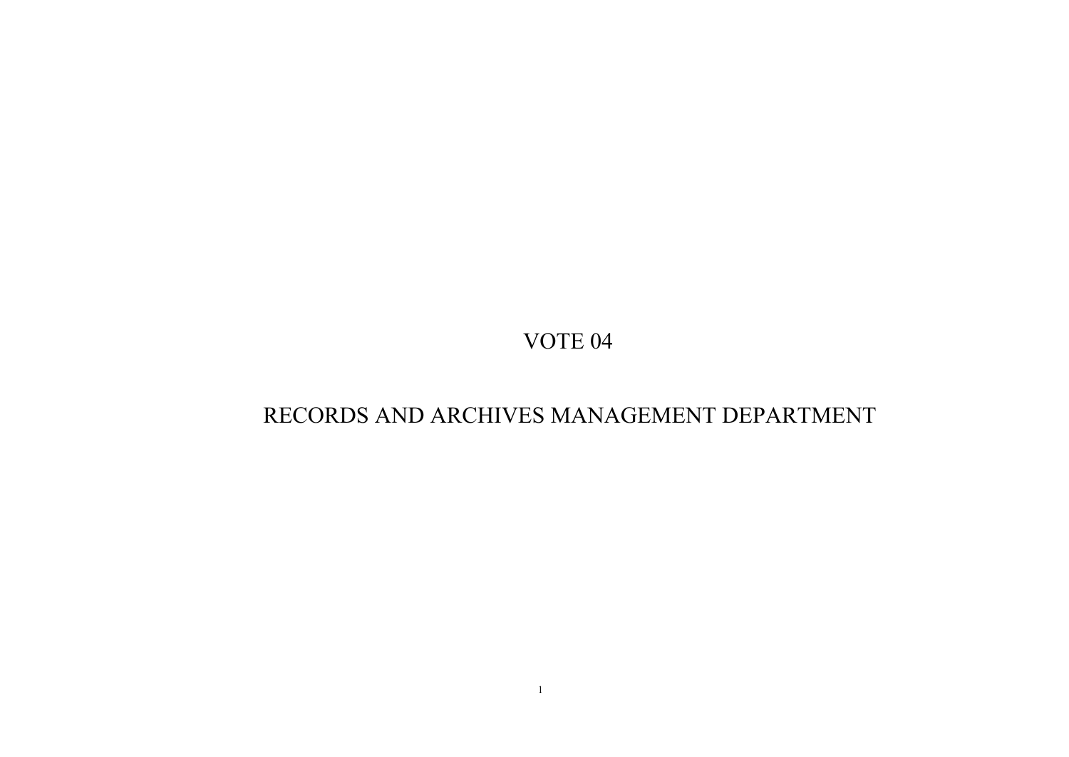# VOTE 04

# RECORDS AND ARCHIVES MANAGEMENT DEPARTMENT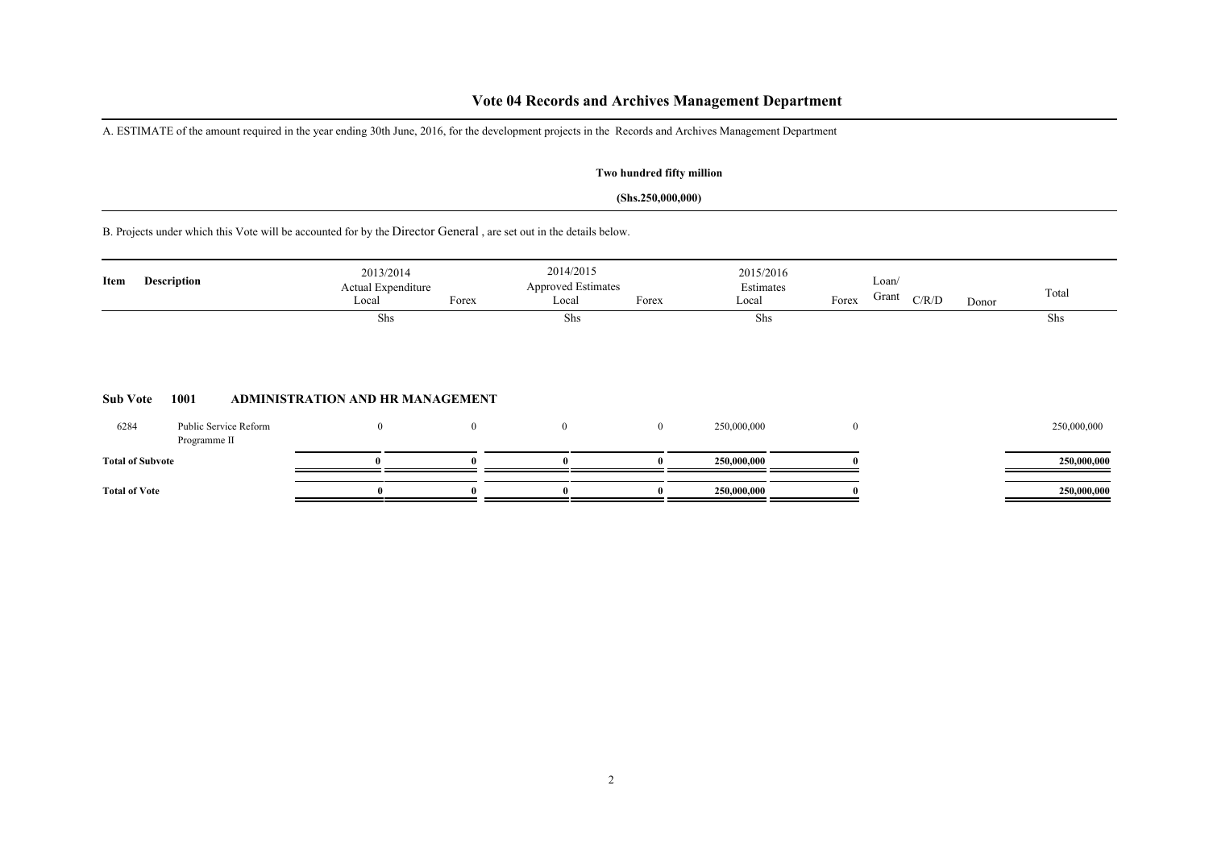# Vote 04 Records and Archives Management Department

A. ESTIMATE of the amount required in the year ending 30th June, 2016, for the development projects in the Records and Archives Management Department

**Two hundred fifty million**

**(Shs.250,000,000)**

B. Projects under which this Vote will be accounted for by the Director General , are set out in the details below.

| Item | Description | 2013/2014 Actual Expenditure Local | Forex | 2014/2015 Approved Estimates Local | Forex | 2015/2016 Estimates Local | Forex | Loan/ Grant | C/R/D | Donor | Total |
|---|---|---|---|---|---|---|---|---|---|---|---|
| | | Shs | | Shs | | Shs | | | | | Shs |
| **Sub Vote 1001** | **ADMINISTRATION AND HR MANAGEMENT** | | | | | | | | | | |
| 6284 | Public Service Reform Programme II | 0 | 0 | 0 | 0 | 250,000,000 | 0 | | | | 250,000,000 |
| **Total of Subvote** | | **0** | **0** | **0** | **0** | **250,000,000** | **0** | | | | **250,000,000** |
| **Total of Vote** | | **0** | **0** | **0** | **0** | **250,000,000** | **0** | | | | **250,000,000** |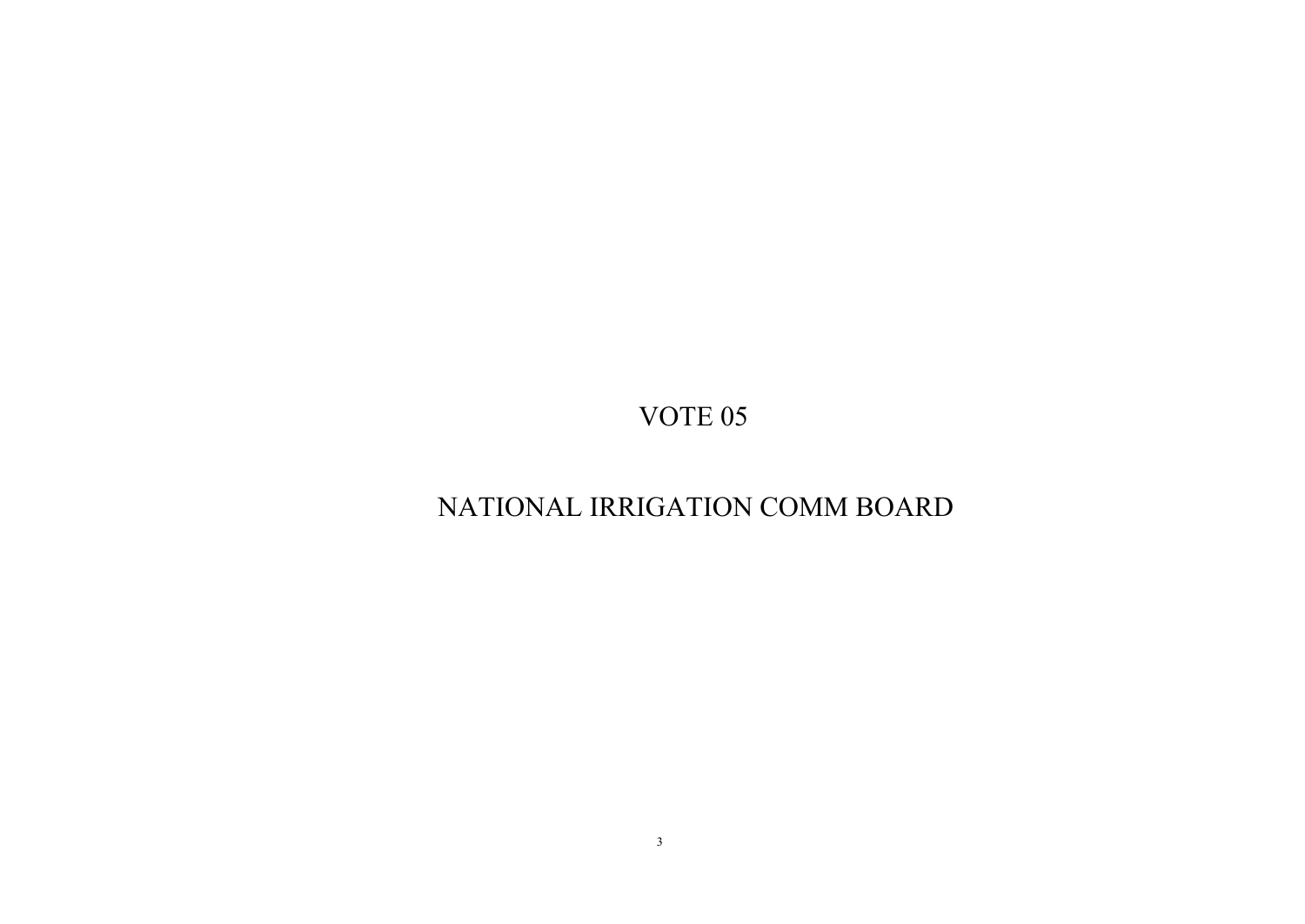# VOTE 05

# NATIONAL IRRIGATION COMM BOARD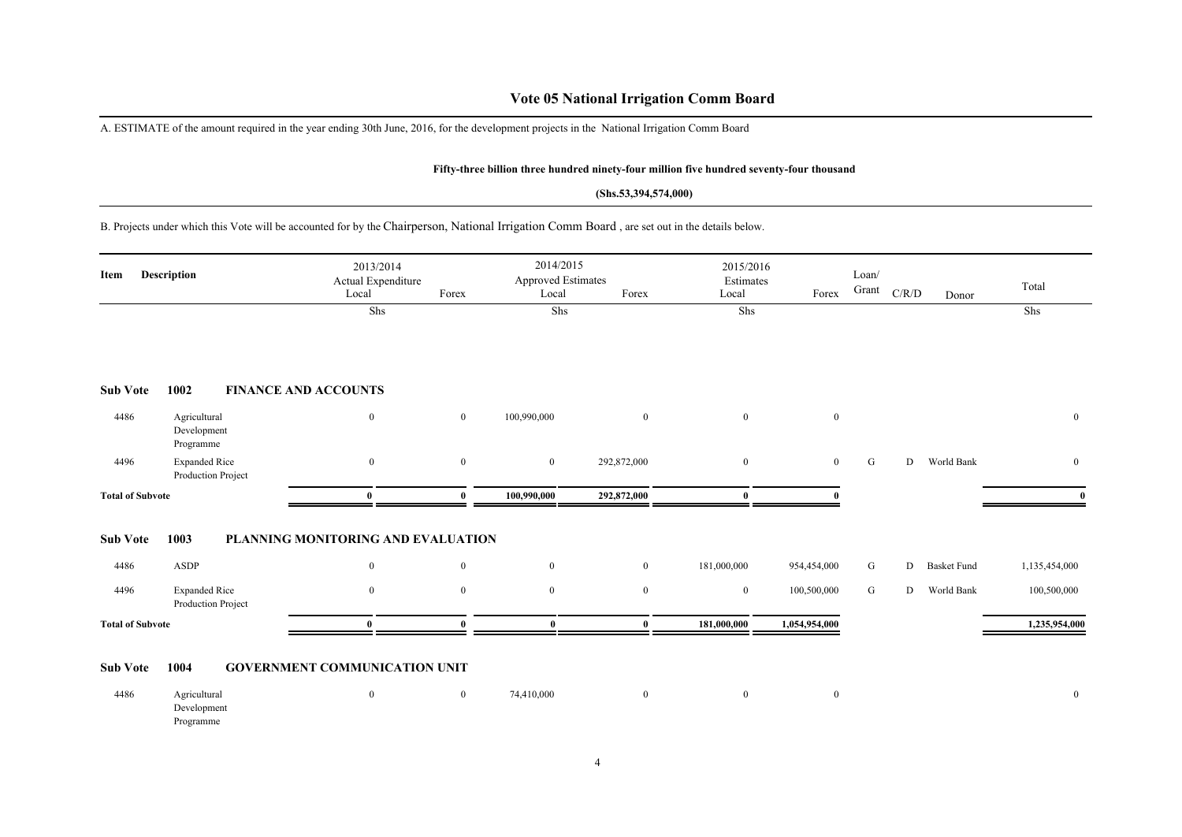# Vote 05 National Irrigation Comm Board

A. ESTIMATE of the amount required in the year ending 30th June, 2016, for the development projects in the National Irrigation Comm Board

**Fifty-three billion three hundred ninety-four million five hundred seventy-four thousand**

**(Shs.53,394,574,000)**

B. Projects under which this Vote will be accounted for by the Chairperson, National Irrigation Comm Board , are set out in the details below.

| Item | Description | 2013/2014 Actual Expenditure Local | Forex | 2014/2015 Approved Estimates Local | Forex | 2015/2016 Estimates Local | Forex | Loan/ Grant | C/R/D | Donor | Total |
|---|---|---|---|---|---|---|---|---|---|---|---|
| | | Shs | | Shs | | Shs | | | | | Shs |
| **Sub Vote** | **1002** | **FINANCE AND ACCOUNTS** | | | | | | | | | |
| 4486 | Agricultural Development Programme | 0 | 0 | 100,990,000 | 0 | 0 | 0 | | | | 0 |
| 4496 | Expanded Rice Production Project | 0 | 0 | 0 | 292,872,000 | 0 | 0 | G | D | World Bank | 0 |
| **Total of Subvote** | | **0** | **0** | **100,990,000** | **292,872,000** | **0** | **0** | | | | **0** |
| **Sub Vote** | **1003** | **PLANNING MONITORING AND EVALUATION** | | | | | | | | | |
| 4486 | ASDP | 0 | 0 | 0 | 0 | 181,000,000 | 954,454,000 | G | D | Basket Fund | 1,135,454,000 |
| 4496 | Expanded Rice Production Project | 0 | 0 | 0 | 0 | 0 | 100,500,000 | G | D | World Bank | 100,500,000 |
| **Total of Subvote** | | **0** | **0** | **0** | **0** | **181,000,000** | **1,054,954,000** | | | | **1,235,954,000** |
| **Sub Vote** | **1004** | **GOVERNMENT COMMUNICATION UNIT** | | | | | | | | | |
| 4486 | Agricultural Development Programme | 0 | 0 | 74,410,000 | 0 | 0 | 0 | | | | 0 |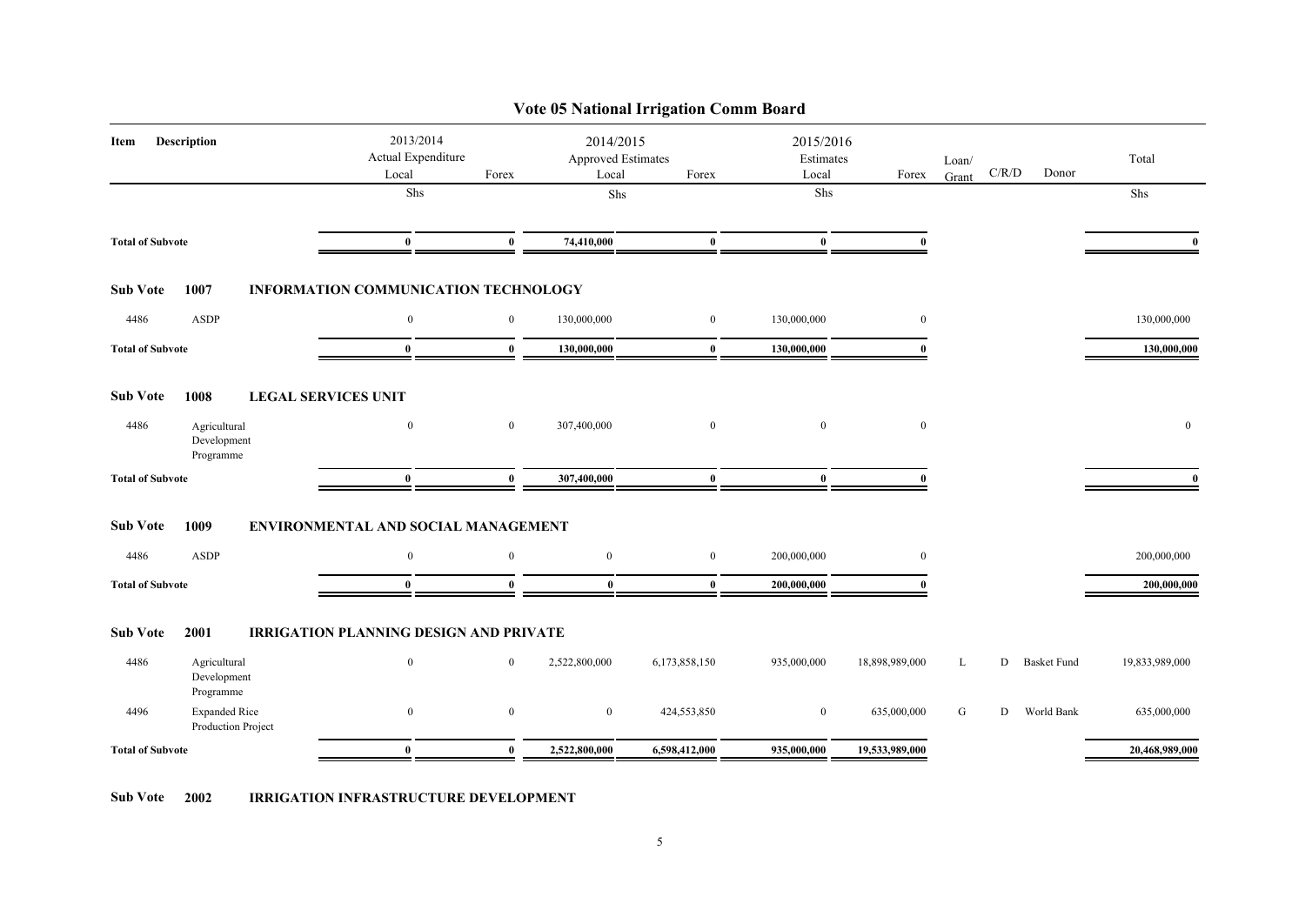## Vote 05 National Irrigation Comm Board

| Item | Description | 2013/2014 Actual Expenditure Local | Forex | 2014/2015 Approved Estimates Local | Forex | 2015/2016 Estimates Local | Forex | Loan/ Grant | C/R/D | Donor | Total |
|---|---|---|---|---|---|---|---|---|---|---|---|
| | | Shs | | Shs | | Shs | | | | | Shs |
| **Total of Subvote** | | **0** | **0** | **74,410,000** | **0** | **0** | **0** | | | | **0** |
| **Sub Vote** | **1007** | **INFORMATION COMMUNICATION TECHNOLOGY** | | | | | | | | | |
| 4486 | ASDP | 0 | 0 | 130,000,000 | 0 | 130,000,000 | 0 | | | | 130,000,000 |
| **Total of Subvote** | | **0** | **0** | **130,000,000** | **0** | **130,000,000** | **0** | | | | **130,000,000** |
| **Sub Vote** | **1008** | **LEGAL SERVICES UNIT** | | | | | | | | | |
| 4486 | Agricultural Development Programme | 0 | 0 | 307,400,000 | 0 | 0 | 0 | | | | 0 |
| **Total of Subvote** | | **0** | **0** | **307,400,000** | **0** | **0** | **0** | | | | **0** |
| **Sub Vote** | **1009** | **ENVIRONMENTAL AND SOCIAL MANAGEMENT** | | | | | | | | | |
| 4486 | ASDP | 0 | 0 | 0 | 0 | 200,000,000 | 0 | | | | 200,000,000 |
| **Total of Subvote** | | **0** | **0** | **0** | **0** | **200,000,000** | **0** | | | | **200,000,000** |
| **Sub Vote** | **2001** | **IRRIGATION PLANNING DESIGN AND PRIVATE** | | | | | | | | | |
| 4486 | Agricultural Development Programme | 0 | 0 | 2,522,800,000 | 6,173,858,150 | 935,000,000 | 18,898,989,000 | L | D | Basket Fund | 19,833,989,000 |
| 4496 | Expanded Rice Production Project | 0 | 0 | 0 | 424,553,850 | 0 | 635,000,000 | G | D | World Bank | 635,000,000 |
| **Total of Subvote** | | **0** | **0** | **2,522,800,000** | **6,598,412,000** | **935,000,000** | **19,533,989,000** | | | | **20,468,989,000** |
| **Sub Vote** | **2002** | **IRRIGATION INFRASTRUCTURE DEVELOPMENT** | | | | | | | | | |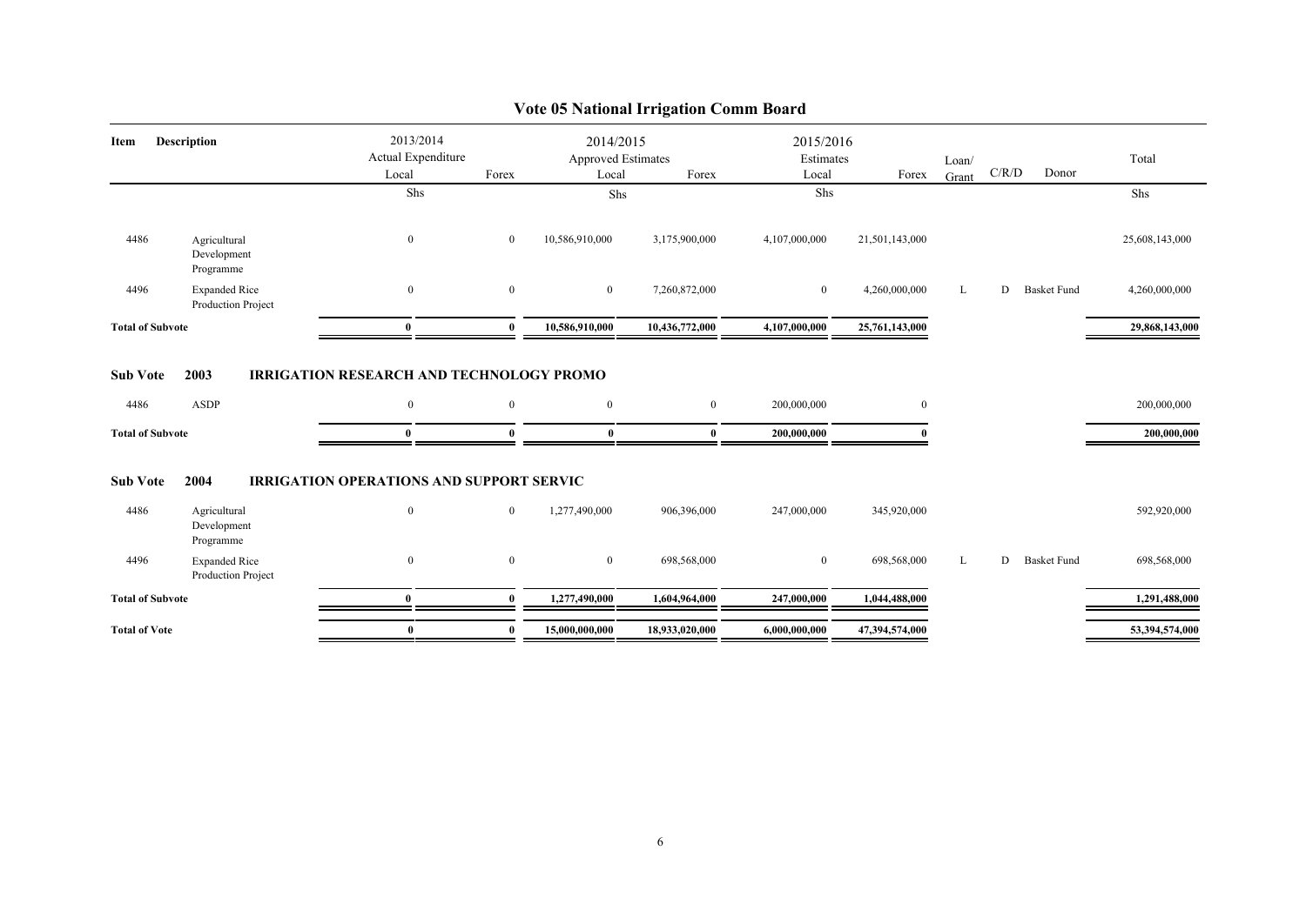# Vote 05 National Irrigation Comm Board

| Item | Description | 2013/2014 Actual Expenditure Local | Forex | 2014/2015 Approved Estimates Local | Forex | 2015/2016 Estimates Local | Forex | Loan/ Grant | C/R/D | Donor | Total |
|---|---|---|---|---|---|---|---|---|---|---|---|
| | | Shs | | Shs | | Shs | | | | | Shs |
| 4486 | Agricultural Development Programme | 0 | 0 | 10,586,910,000 | 3,175,900,000 | 4,107,000,000 | 21,501,143,000 | | | | 25,608,143,000 |
| 4496 | Expanded Rice Production Project | 0 | 0 | 0 | 7,260,872,000 | 0 | 4,260,000,000 | L | D | Basket Fund | 4,260,000,000 |
| **Total of Subvote** | | **0** | **0** | **10,586,910,000** | **10,436,772,000** | **4,107,000,000** | **25,761,143,000** | | | | **29,868,143,000** |
| **Sub Vote** | **2003** | **IRRIGATION RESEARCH AND TECHNOLOGY PROMO** | | | | | | | | | |
| 4486 | ASDP | 0 | 0 | 0 | 0 | 200,000,000 | 0 | | | | 200,000,000 |
| **Total of Subvote** | | **0** | **0** | **0** | **0** | **200,000,000** | **0** | | | | **200,000,000** |
| **Sub Vote** | **2004** | **IRRIGATION OPERATIONS AND SUPPORT SERVIC** | | | | | | | | | |
| 4486 | Agricultural Development Programme | 0 | 0 | 1,277,490,000 | 906,396,000 | 247,000,000 | 345,920,000 | | | | 592,920,000 |
| 4496 | Expanded Rice Production Project | 0 | 0 | 0 | 698,568,000 | 0 | 698,568,000 | L | D | Basket Fund | 698,568,000 |
| **Total of Subvote** | | **0** | **0** | **1,277,490,000** | **1,604,964,000** | **247,000,000** | **1,044,488,000** | | | | **1,291,488,000** |
| **Total of Vote** | | **0** | **0** | **15,000,000,000** | **18,933,020,000** | **6,000,000,000** | **47,394,574,000** | | | | **53,394,574,000** |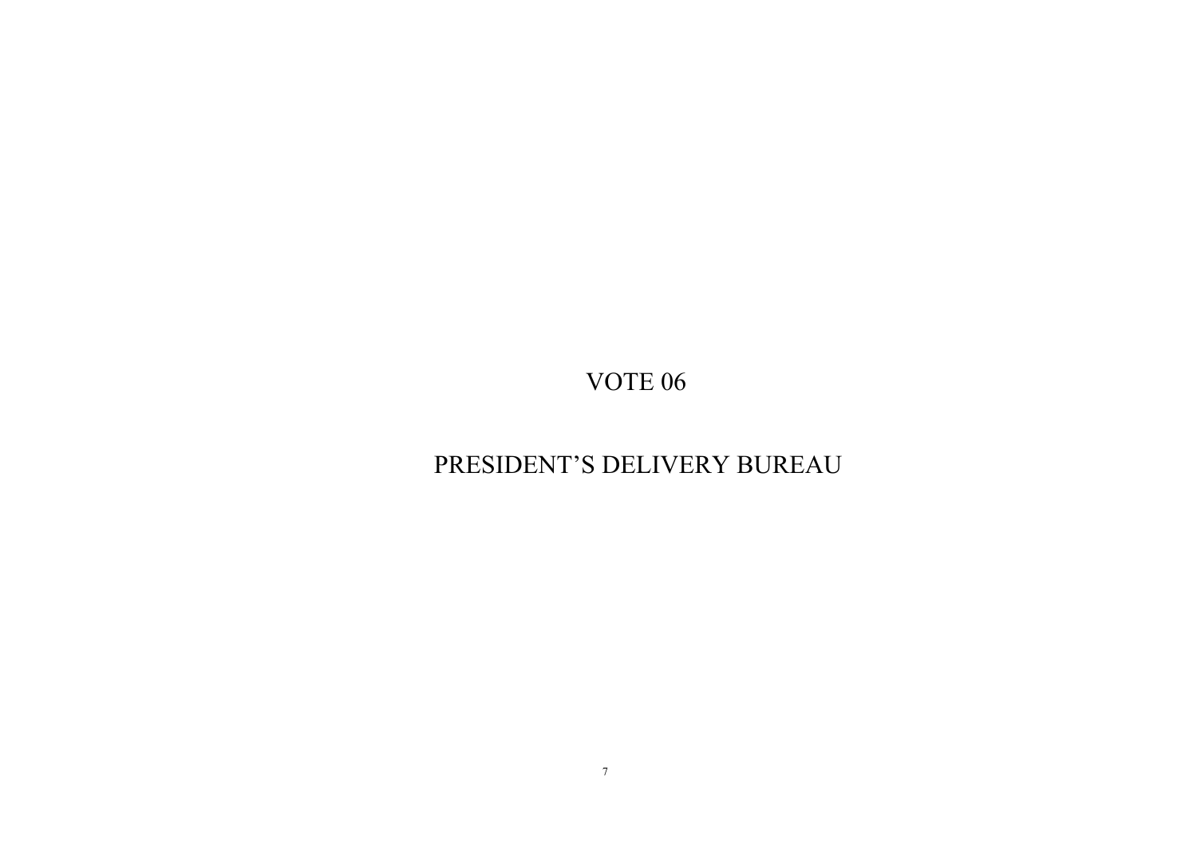# VOTE 06

# PRESIDENT'S DELIVERY BUREAU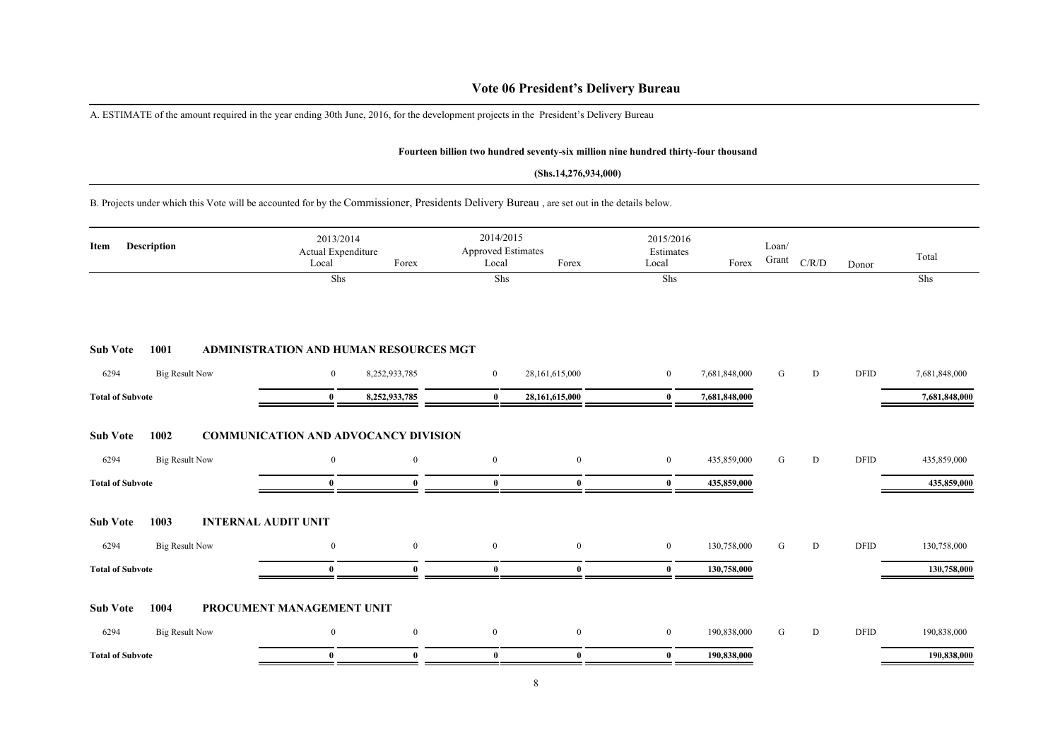# Vote 06 President's Delivery Bureau

A. ESTIMATE of the amount required in the year ending 30th June, 2016, for the development projects in the President's Delivery Bureau

**Fourteen billion two hundred seventy-six million nine hundred thirty-four thousand**

**(Shs.14,276,934,000)**

B. Projects under which this Vote will be accounted for by the Commissioner, Presidents Delivery Bureau , are set out in the details below.

| Item | Description | 2013/2014 Actual Expenditure | | 2014/2015 Approved Estimates | | 2015/2016 Estimates | | Loan/ Grant | C/R/D | Donor | Total |
|---|---|---|---|---|---|---|---|---|---|---|---|
| | | Local | Forex | Local | Forex | Local | Forex | | | | |
| | | Shs | | Shs | | Shs | | | | | Shs |
| **Sub Vote** | **1001** | **ADMINISTRATION AND HUMAN RESOURCES MGT** | | | | | | | | | |
| 6294 | Big Result Now | 0 | 8,252,933,785 | 0 | 28,161,615,000 | 0 | 7,681,848,000 | G | D | DFID | 7,681,848,000 |
| **Total of Subvote** | | **0** | **8,252,933,785** | **0** | **28,161,615,000** | **0** | **7,681,848,000** | | | | **7,681,848,000** |
| **Sub Vote** | **1002** | **COMMUNICATION AND ADVOCANCY DIVISION** | | | | | | | | | |
| 6294 | Big Result Now | 0 | 0 | 0 | 0 | 0 | 435,859,000 | G | D | DFID | 435,859,000 |
| **Total of Subvote** | | **0** | **0** | **0** | **0** | **0** | **435,859,000** | | | | **435,859,000** |
| **Sub Vote** | **1003** | **INTERNAL AUDIT UNIT** | | | | | | | | | |
| 6294 | Big Result Now | 0 | 0 | 0 | 0 | 0 | 130,758,000 | G | D | DFID | 130,758,000 |
| **Total of Subvote** | | **0** | **0** | **0** | **0** | **0** | **130,758,000** | | | | **130,758,000** |
| **Sub Vote** | **1004** | **PROCUMENT MANAGEMENT UNIT** | | | | | | | | | |
| 6294 | Big Result Now | 0 | 0 | 0 | 0 | 0 | 190,838,000 | G | D | DFID | 190,838,000 |
| **Total of Subvote** | | **0** | **0** | **0** | **0** | **0** | **190,838,000** | | | | **190,838,000** |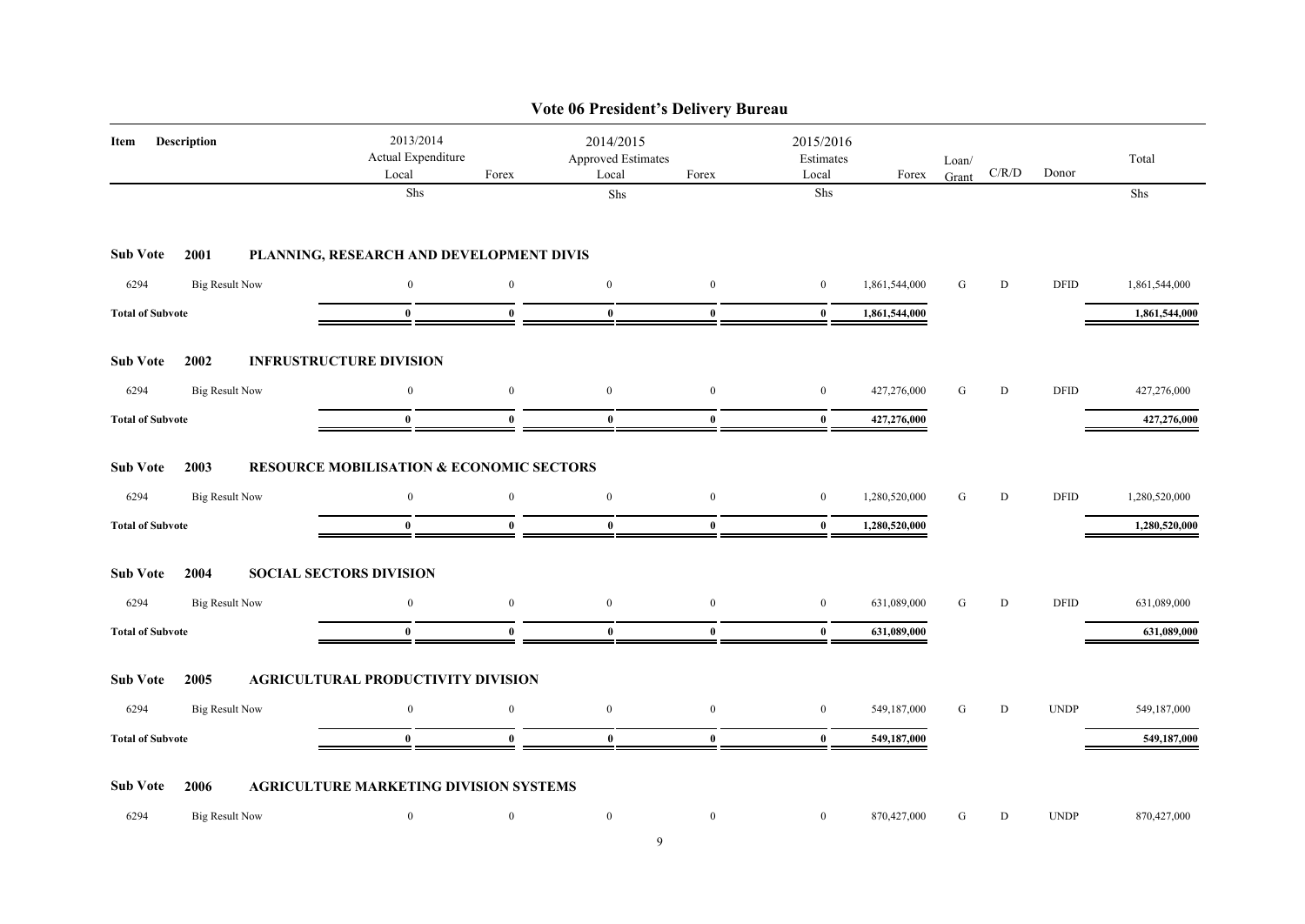# Vote 06 President's Delivery Bureau

| Item | Description | 2013/2014 Actual Expenditure Local | Forex | 2014/2015 Approved Estimates Local | Forex | 2015/2016 Estimates Local | Forex | Loan/ Grant | C/R/D | Donor | Total |
|---|---|---|---|---|---|---|---|---|---|---|---|
| | | Shs | | Shs | | Shs | | | | | Shs |
| **Sub Vote 2001** | **PLANNING, RESEARCH AND DEVELOPMENT DIVIS** | | | | | | | | | | |
| 6294 | Big Result Now | 0 | 0 | 0 | 0 | 0 | 1,861,544,000 | G | D | DFID | 1,861,544,000 |
| **Total of Subvote** | | **0** | **0** | **0** | **0** | **0** | **1,861,544,000** | | | | **1,861,544,000** |
| **Sub Vote 2002** | **INFRUSTRUCTURE DIVISION** | | | | | | | | | | |
| 6294 | Big Result Now | 0 | 0 | 0 | 0 | 0 | 427,276,000 | G | D | DFID | 427,276,000 |
| **Total of Subvote** | | **0** | **0** | **0** | **0** | **0** | **427,276,000** | | | | **427,276,000** |
| **Sub Vote 2003** | **RESOURCE MOBILISATION & ECONOMIC SECTORS** | | | | | | | | | | |
| 6294 | Big Result Now | 0 | 0 | 0 | 0 | 0 | 1,280,520,000 | G | D | DFID | 1,280,520,000 |
| **Total of Subvote** | | **0** | **0** | **0** | **0** | **0** | **1,280,520,000** | | | | **1,280,520,000** |
| **Sub Vote 2004** | **SOCIAL SECTORS DIVISION** | | | | | | | | | | |
| 6294 | Big Result Now | 0 | 0 | 0 | 0 | 0 | 631,089,000 | G | D | DFID | 631,089,000 |
| **Total of Subvote** | | **0** | **0** | **0** | **0** | **0** | **631,089,000** | | | | **631,089,000** |
| **Sub Vote 2005** | **AGRICULTURAL PRODUCTIVITY DIVISION** | | | | | | | | | | |
| 6294 | Big Result Now | 0 | 0 | 0 | 0 | 0 | 549,187,000 | G | D | UNDP | 549,187,000 |
| **Total of Subvote** | | **0** | **0** | **0** | **0** | **0** | **549,187,000** | | | | **549,187,000** |
| **Sub Vote 2006** | **AGRICULTURE MARKETING DIVISION SYSTEMS** | | | | | | | | | | |
| 6294 | Big Result Now | 0 | 0 | 0 | 0 | 0 | 870,427,000 | G | D | UNDP | 870,427,000 |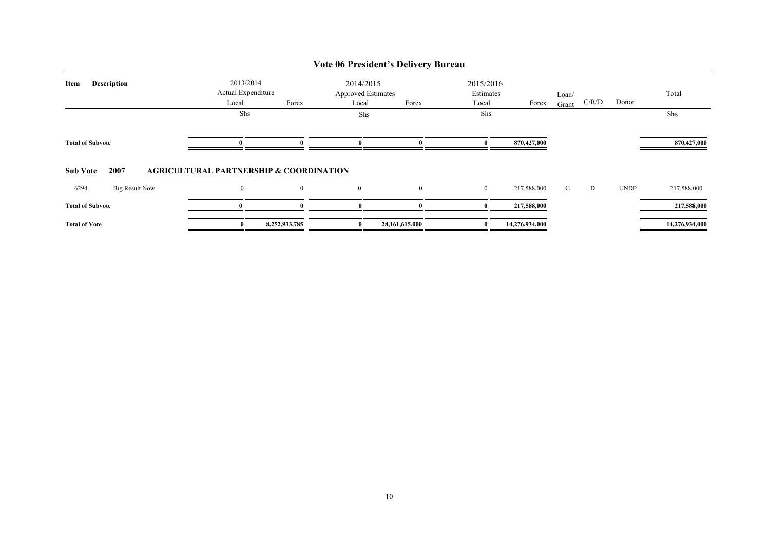# Vote 06 President's Delivery Bureau

| Item | Description | 2013/2014 Actual Expenditure Local | Forex | 2014/2015 Approved Estimates Local | Forex | 2015/2016 Estimates Local | Forex | Loan/ Grant | C/R/D | Donor | Total |
|---|---|---|---|---|---|---|---|---|---|---|---|
| | | Shs | | Shs | | Shs | | | | | Shs |
| **Total of Subvote** | | **0** | **0** | **0** | **0** | **0** | **870,427,000** | | | | **870,427,000** |
| **Sub Vote** | **2007** | **AGRICULTURAL PARTNERSHIP & COORDINATION** | | | | | | | | | |
| 6294 | Big Result Now | 0 | 0 | 0 | 0 | 0 | 217,588,000 | G | D | UNDP | 217,588,000 |
| **Total of Subvote** | | **0** | **0** | **0** | **0** | **0** | **217,588,000** | | | | **217,588,000** |
| **Total of Vote** | | **0** | **8,252,933,785** | **0** | **28,161,615,000** | **0** | **14,276,934,000** | | | | **14,276,934,000** |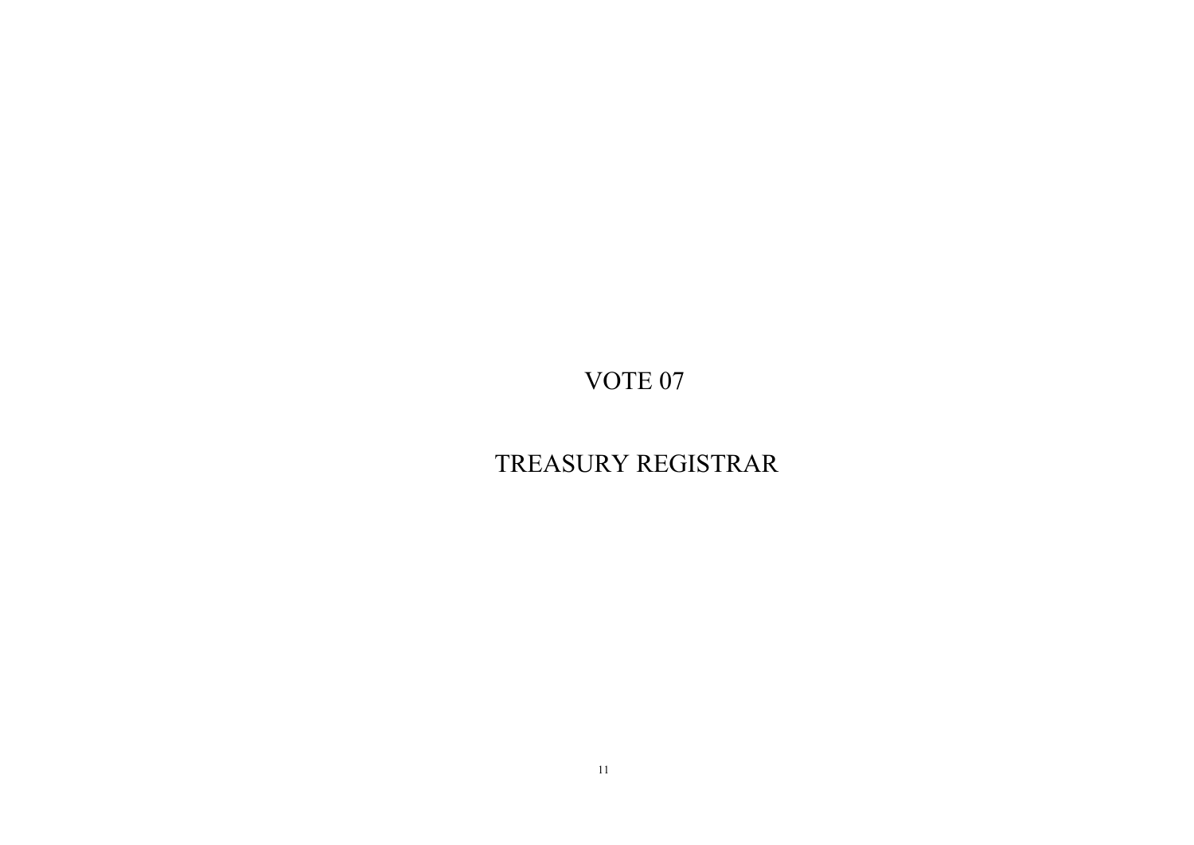# VOTE 07

# TREASURY REGISTRAR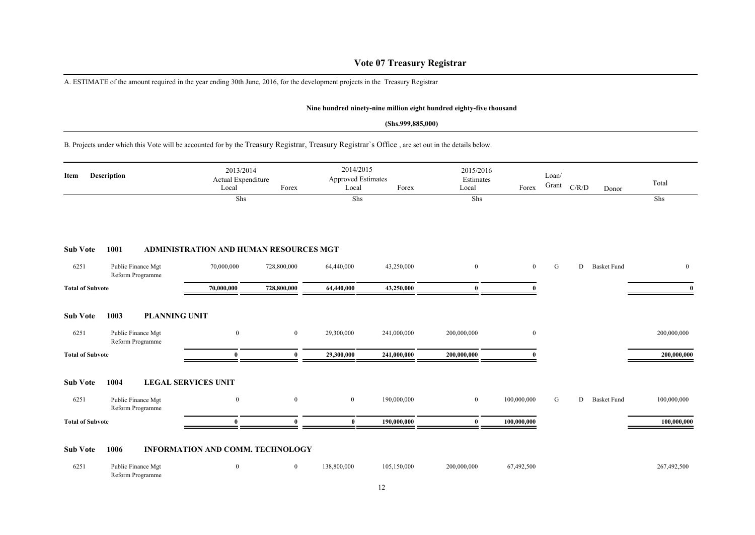# Vote 07 Treasury Registrar

A. ESTIMATE of the amount required in the year ending 30th June, 2016, for the development projects in the Treasury Registrar

**Nine hundred ninety-nine million eight hundred eighty-five thousand**

**(Shs.999,885,000)**

B. Projects under which this Vote will be accounted for by the Treasury Registrar, Treasury Registrar`s Office , are set out in the details below.

| Item | Description | 2013/2014 Actual Expenditure Local | Forex | 2014/2015 Approved Estimates Local | Forex | 2015/2016 Estimates Local | Forex | Loan/ Grant | C/R/D | Donor | Total |
|---|---|---|---|---|---|---|---|---|---|---|---|
| | | Shs | | Shs | | Shs | | | | | Shs |
| **Sub Vote** | **1001** | **ADMINISTRATION AND HUMAN RESOURCES MGT** | | | | | | | | | |
| 6251 | Public Finance Mgt Reform Programme | 70,000,000 | 728,800,000 | 64,440,000 | 43,250,000 | 0 | 0 | G | D | Basket Fund | 0 |
| **Total of Subvote** | | **70,000,000** | **728,800,000** | **64,440,000** | **43,250,000** | **0** | **0** | | | | **0** |
| **Sub Vote** | **1003** | **PLANNING UNIT** | | | | | | | | | |
| 6251 | Public Finance Mgt Reform Programme | 0 | 0 | 29,300,000 | 241,000,000 | 200,000,000 | 0 | | | | 200,000,000 |
| **Total of Subvote** | | **0** | **0** | **29,300,000** | **241,000,000** | **200,000,000** | **0** | | | | **200,000,000** |
| **Sub Vote** | **1004** | **LEGAL SERVICES UNIT** | | | | | | | | | |
| 6251 | Public Finance Mgt Reform Programme | 0 | 0 | 0 | 190,000,000 | 0 | 100,000,000 | G | D | Basket Fund | 100,000,000 |
| **Total of Subvote** | | **0** | **0** | **0** | **190,000,000** | **0** | **100,000,000** | | | | **100,000,000** |
| **Sub Vote** | **1006** | **INFORMATION AND COMM. TECHNOLOGY** | | | | | | | | | |
| 6251 | Public Finance Mgt Reform Programme | 0 | 0 | 138,800,000 | 105,150,000 | 200,000,000 | 67,492,500 | | | | 267,492,500 |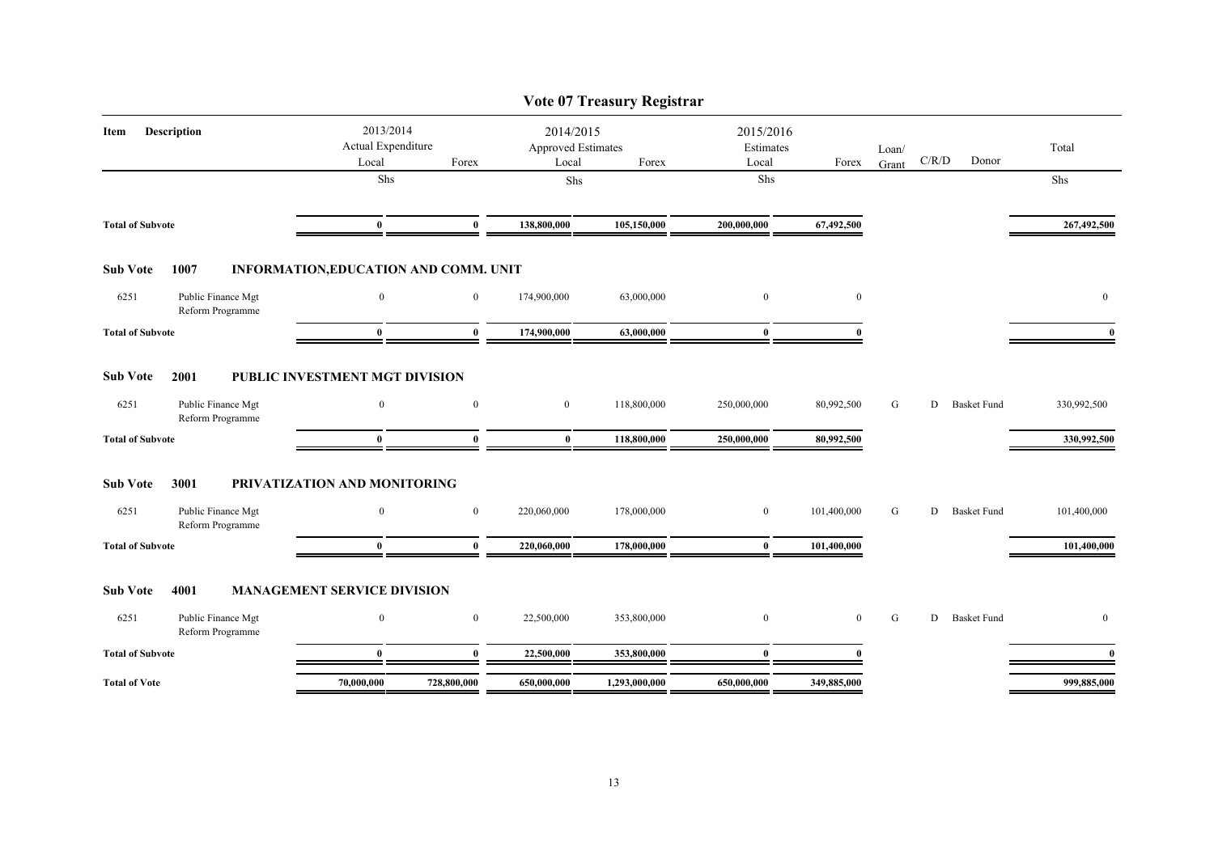# Vote 07 Treasury Registrar

| Item | Description | 2013/2014 Actual Expenditure Local | Forex | 2014/2015 Approved Estimates Local | Forex | 2015/2016 Estimates Local | Forex | Loan/ Grant | C/R/D | Donor | Total |
|---|---|---|---|---|---|---|---|---|---|---|---|
| | | Shs | | Shs | | Shs | | | | | Shs |
| **Total of Subvote** | | **0** | **0** | **138,800,000** | **105,150,000** | **200,000,000** | **67,492,500** | | | | **267,492,500** |
| **Sub Vote** | **1007** | **INFORMATION,EDUCATION AND COMM. UNIT** | | | | | | | | | |
| 6251 | Public Finance Mgt Reform Programme | 0 | 0 | 174,900,000 | 63,000,000 | 0 | 0 | | | | 0 |
| **Total of Subvote** | | **0** | **0** | **174,900,000** | **63,000,000** | **0** | **0** | | | | **0** |
| **Sub Vote** | **2001** | **PUBLIC INVESTMENT MGT DIVISION** | | | | | | | | | |
| 6251 | Public Finance Mgt Reform Programme | 0 | 0 | 0 | 118,800,000 | 250,000,000 | 80,992,500 | G | D | Basket Fund | 330,992,500 |
| **Total of Subvote** | | **0** | **0** | **0** | **118,800,000** | **250,000,000** | **80,992,500** | | | | **330,992,500** |
| **Sub Vote** | **3001** | **PRIVATIZATION AND MONITORING** | | | | | | | | | |
| 6251 | Public Finance Mgt Reform Programme | 0 | 0 | 220,060,000 | 178,000,000 | 0 | 101,400,000 | G | D | Basket Fund | 101,400,000 |
| **Total of Subvote** | | **0** | **0** | **220,060,000** | **178,000,000** | **0** | **101,400,000** | | | | **101,400,000** |
| **Sub Vote** | **4001** | **MANAGEMENT SERVICE DIVISION** | | | | | | | | | |
| 6251 | Public Finance Mgt Reform Programme | 0 | 0 | 22,500,000 | 353,800,000 | 0 | 0 | G | D | Basket Fund | 0 |
| **Total of Subvote** | | **0** | **0** | **22,500,000** | **353,800,000** | **0** | **0** | | | | **0** |
| **Total of Vote** | | **70,000,000** | **728,800,000** | **650,000,000** | **1,293,000,000** | **650,000,000** | **349,885,000** | | | | **999,885,000** |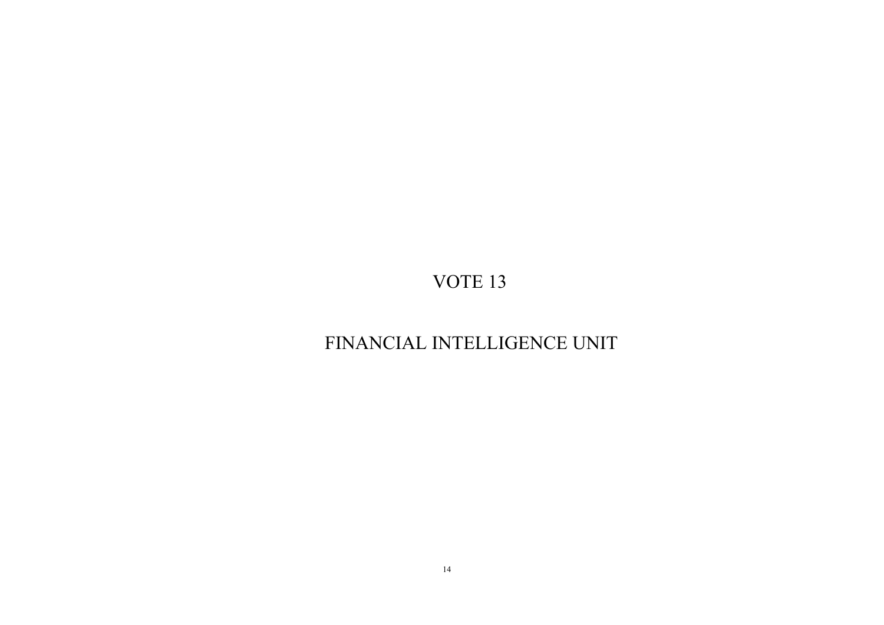# VOTE 13

# FINANCIAL INTELLIGENCE UNIT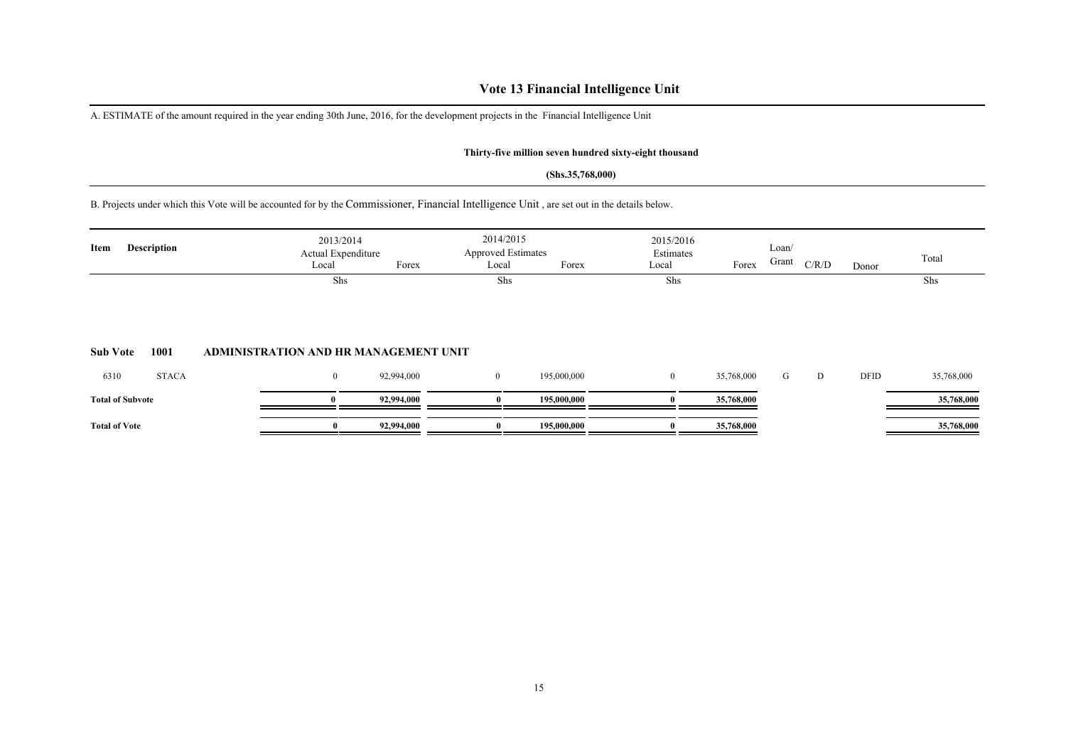# Vote 13 Financial Intelligence Unit

A. ESTIMATE of the amount required in the year ending 30th June, 2016, for the development projects in the Financial Intelligence Unit

**Thirty-five million seven hundred sixty-eight thousand**

**(Shs.35,768,000)**

B. Projects under which this Vote will be accounted for by the Commissioner, Financial Intelligence Unit , are set out in the details below.

| Item | Description | 2013/2014 Actual Expenditure Local | Forex | 2014/2015 Approved Estimates Local | Forex | 2015/2016 Estimates Local | Forex | Loan/ Grant | C/R/D | Donor | Total |
|---|---|---|---|---|---|---|---|---|---|---|---|
| | | Shs | | Shs | | Shs | | | | | Shs |
| **Sub Vote 1001** | **ADMINISTRATION AND HR MANAGEMENT UNIT** | | | | | | | | | | |
| 6310 | STACA | 0 | 92,994,000 | 0 | 195,000,000 | 0 | 35,768,000 | G | D | DFID | 35,768,000 |
| **Total of Subvote** | | **0** | **92,994,000** | **0** | **195,000,000** | **0** | **35,768,000** | | | | **35,768,000** |
| **Total of Vote** | | **0** | **92,994,000** | **0** | **195,000,000** | **0** | **35,768,000** | | | | **35,768,000** |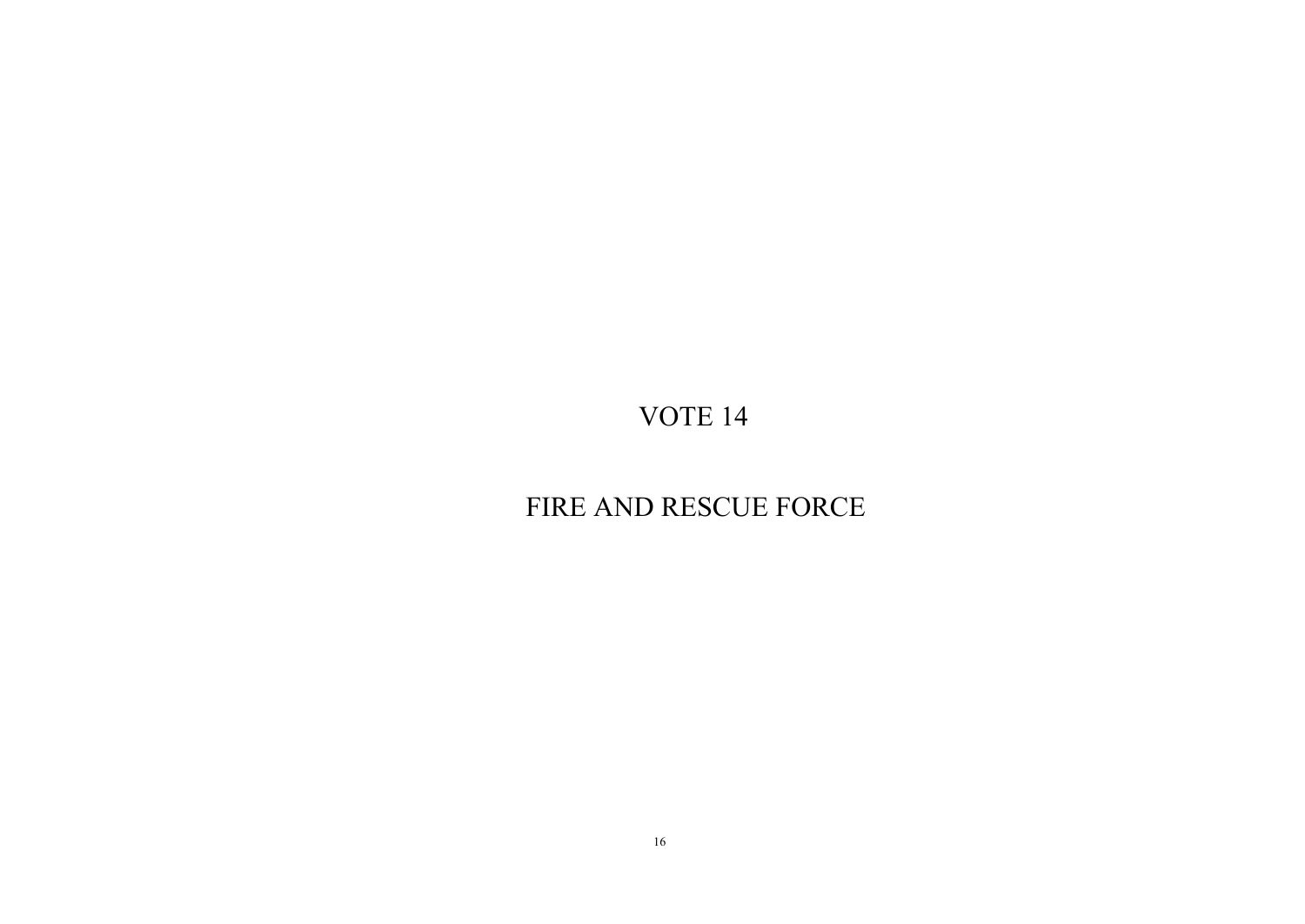# VOTE 14

# FIRE AND RESCUE FORCE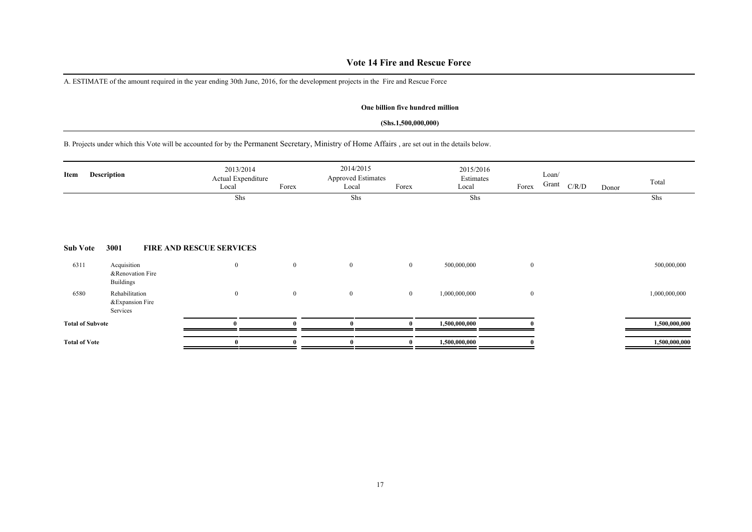# Vote 14 Fire and Rescue Force

A. ESTIMATE of the amount required in the year ending 30th June, 2016, for the development projects in the Fire and Rescue Force

**One billion five hundred million**

**(Shs.1,500,000,000)**

B. Projects under which this Vote will be accounted for by the Permanent Secretary, Ministry of Home Affairs , are set out in the details below.

| Item | Description | 2013/2014 Actual Expenditure Local | Forex | 2014/2015 Approved Estimates Local | Forex | 2015/2016 Estimates Local | Forex | Loan/ Grant | C/R/D | Donor | Total |
|---|---|---|---|---|---|---|---|---|---|---|---|
| | | Shs | | Shs | | Shs | | | | | Shs |
| **Sub Vote** | **3001** | **FIRE AND RESCUE SERVICES** | | | | | | | | | |
| 6311 | Acquisition &Renovation Fire Buildings | 0 | 0 | 0 | 0 | 500,000,000 | 0 | | | | 500,000,000 |
| 6580 | Rehabilitation &Expansion Fire Services | 0 | 0 | 0 | 0 | 1,000,000,000 | 0 | | | | 1,000,000,000 |
| **Total of Subvote** | | **0** | **0** | **0** | **0** | **1,500,000,000** | **0** | | | | **1,500,000,000** |
| **Total of Vote** | | **0** | **0** | **0** | **0** | **1,500,000,000** | **0** | | | | **1,500,000,000** |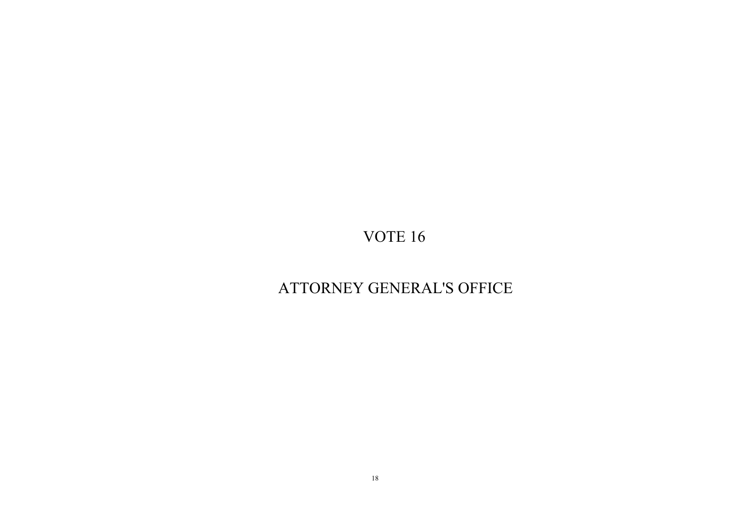# VOTE 16

# ATTORNEY GENERAL'S OFFICE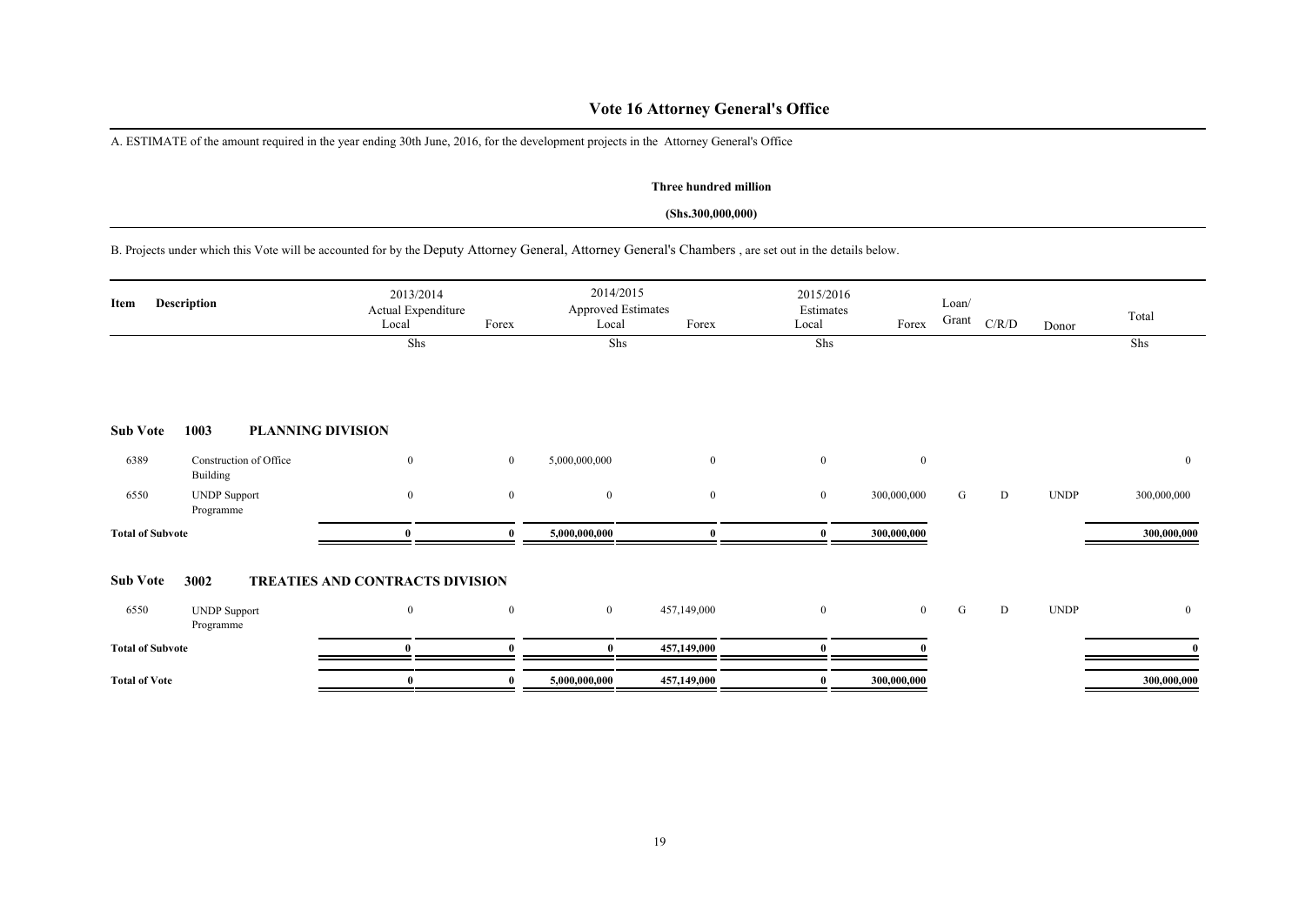# Vote 16 Attorney General's Office

A. ESTIMATE of the amount required in the year ending 30th June, 2016, for the development projects in the Attorney General's Office

**Three hundred million**

**(Shs.300,000,000)**

B. Projects under which this Vote will be accounted for by the Deputy Attorney General, Attorney General's Chambers , are set out in the details below.

| Item | Description | 2013/2014 Actual Expenditure Local | Forex | 2014/2015 Approved Estimates Local | Forex | 2015/2016 Estimates Local | Forex | Loan/ Grant | C/R/D | Donor | Total |
|---|---|---|---|---|---|---|---|---|---|---|---|
| | | Shs | | Shs | | Shs | | | | | Shs |
| **Sub Vote** | **1003 PLANNING DIVISION** | | | | | | | | | | |
| 6389 | Construction of Office Building | 0 | 0 | 5,000,000,000 | 0 | 0 | 0 | | | | 0 |
| 6550 | UNDP Support Programme | 0 | 0 | 0 | 0 | 0 | 300,000,000 | G | D | UNDP | 300,000,000 |
| **Total of Subvote** | | **0** | **0** | **5,000,000,000** | **0** | **0** | **300,000,000** | | | | **300,000,000** |
| **Sub Vote** | **3002 TREATIES AND CONTRACTS DIVISION** | | | | | | | | | | |
| 6550 | UNDP Support Programme | 0 | 0 | 0 | 457,149,000 | 0 | 0 | G | D | UNDP | 0 |
| **Total of Subvote** | | **0** | **0** | **0** | **457,149,000** | **0** | **0** | | | | **0** |
| **Total of Vote** | | **0** | **0** | **5,000,000,000** | **457,149,000** | **0** | **300,000,000** | | | | **300,000,000** |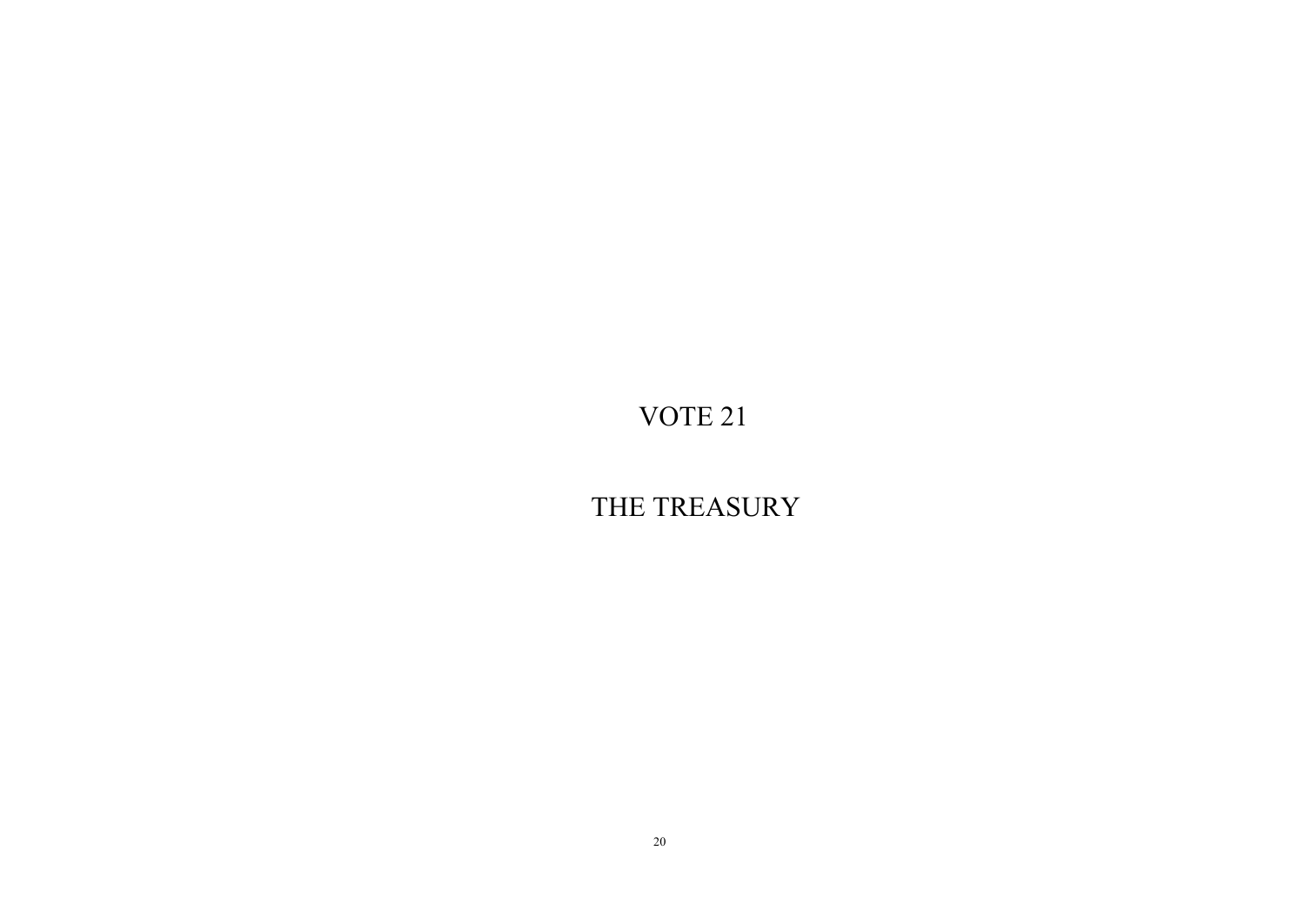# VOTE 21

# THE TREASURY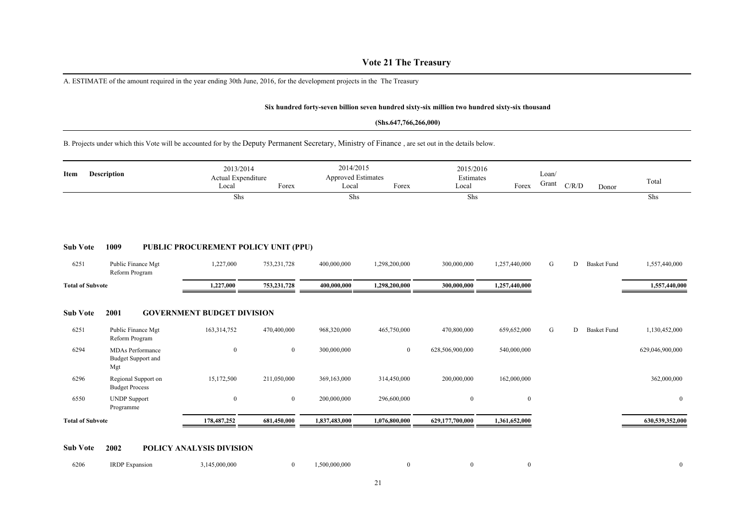# Vote 21 The Treasury

A. ESTIMATE of the amount required in the year ending 30th June, 2016, for the development projects in the The Treasury

**Six hundred forty-seven billion seven hundred sixty-six million two hundred sixty-six thousand**

**(Shs.647,766,266,000)**

B. Projects under which this Vote will be accounted for by the Deputy Permanent Secretary, Ministry of Finance , are set out in the details below.

| Item | Description | 2013/2014 Actual Expenditure Local | Forex | 2014/2015 Approved Estimates Local | Forex | 2015/2016 Estimates Local | Forex | Loan/ Grant | C/R/D | Donor | Total |
|---|---|---|---|---|---|---|---|---|---|---|---|
| | | Shs | | Shs | | Shs | | | | | Shs |
| **Sub Vote** | **1009** | **PUBLIC PROCUREMENT POLICY UNIT (PPU)** | | | | | | | | | |
| 6251 | Public Finance Mgt Reform Program | 1,227,000 | 753,231,728 | 400,000,000 | 1,298,200,000 | 300,000,000 | 1,257,440,000 | G | D | Basket Fund | 1,557,440,000 |
| **Total of Subvote** | | **1,227,000** | **753,231,728** | **400,000,000** | **1,298,200,000** | **300,000,000** | **1,257,440,000** | | | | **1,557,440,000** |
| **Sub Vote** | **2001** | **GOVERNMENT BUDGET DIVISION** | | | | | | | | | |
| 6251 | Public Finance Mgt Reform Program | 163,314,752 | 470,400,000 | 968,320,000 | 465,750,000 | 470,800,000 | 659,652,000 | G | D | Basket Fund | 1,130,452,000 |
| 6294 | MDAs Performance Budget Support and Mgt | 0 | 0 | 300,000,000 | 0 | 628,506,900,000 | 540,000,000 | | | | 629,046,900,000 |
| 6296 | Regional Support on Budget Process | 15,172,500 | 211,050,000 | 369,163,000 | 314,450,000 | 200,000,000 | 162,000,000 | | | | 362,000,000 |
| 6550 | UNDP Support Programme | 0 | 0 | 200,000,000 | 296,600,000 | 0 | 0 | | | | 0 |
| **Total of Subvote** | | **178,487,252** | **681,450,000** | **1,837,483,000** | **1,076,800,000** | **629,177,700,000** | **1,361,652,000** | | | | **630,539,352,000** |
| **Sub Vote** | **2002** | **POLICY ANALYSIS DIVISION** | | | | | | | | | |
| 6206 | IRDP Expansion | 3,145,000,000 | 0 | 1,500,000,000 | 0 | 0 | 0 | | | | 0 |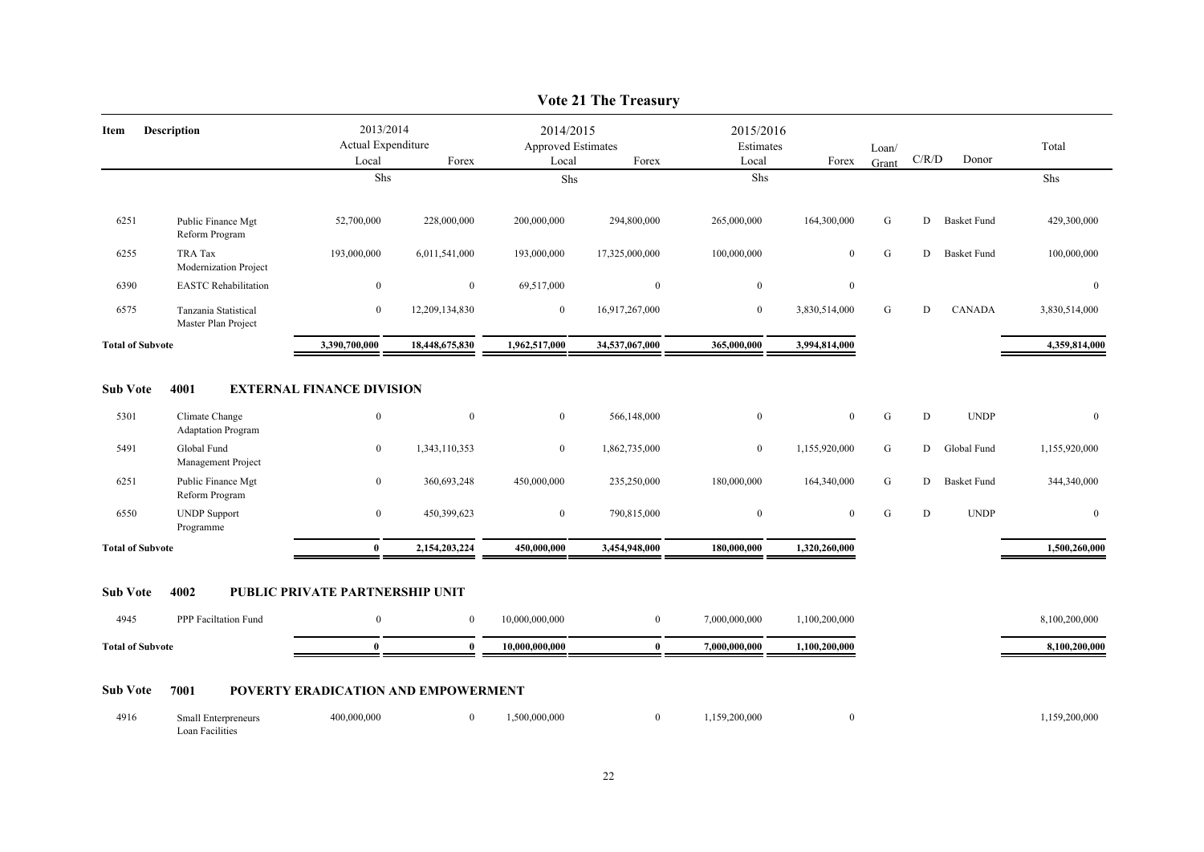# Vote 21 The Treasury

| Item | Description | 2013/2014 Actual Expenditure | | 2014/2015 Approved Estimates | | 2015/2016 Estimates | | Loan/ Grant | C/R/D | Donor | Total |
|---|---|---|---|---|---|---|---|---|---|---|---|
| | | Local | Forex | Local | Forex | Local | Forex | | | | |
| | | Shs | | Shs | | Shs | | | | | Shs |
| 6251 | Public Finance Mgt Reform Program | 52,700,000 | 228,000,000 | 200,000,000 | 294,800,000 | 265,000,000 | 164,300,000 | G | D | Basket Fund | 429,300,000 |
| 6255 | TRA Tax Modernization Project | 193,000,000 | 6,011,541,000 | 193,000,000 | 17,325,000,000 | 100,000,000 | 0 | G | D | Basket Fund | 100,000,000 |
| 6390 | EASTC Rehabilitation | 0 | 0 | 69,517,000 | 0 | 0 | 0 | | | | 0 |
| 6575 | Tanzania Statistical Master Plan Project | 0 | 12,209,134,830 | 0 | 16,917,267,000 | 0 | 3,830,514,000 | G | D | CANADA | 3,830,514,000 |
| **Total of Subvote** | | **3,390,700,000** | **18,448,675,830** | **1,962,517,000** | **34,537,067,000** | **365,000,000** | **3,994,814,000** | | | | **4,359,814,000** |

**Sub Vote 4001 EXTERNAL FINANCE DIVISION**

| Item | Description | 2013/2014 Local | 2013/2014 Forex | 2014/2015 Local | 2014/2015 Forex | 2015/2016 Local | 2015/2016 Forex | Loan/ Grant | C/R/D | Donor | Total |
|---|---|---|---|---|---|---|---|---|---|---|---|
| 5301 | Climate Change Adaptation Program | 0 | 0 | 0 | 566,148,000 | 0 | 0 | G | D | UNDP | 0 |
| 5491 | Global Fund Management Project | 0 | 1,343,110,353 | 0 | 1,862,735,000 | 0 | 1,155,920,000 | G | D | Global Fund | 1,155,920,000 |
| 6251 | Public Finance Mgt Reform Program | 0 | 360,693,248 | 450,000,000 | 235,250,000 | 180,000,000 | 164,340,000 | G | D | Basket Fund | 344,340,000 |
| 6550 | UNDP Support Programme | 0 | 450,399,623 | 0 | 790,815,000 | 0 | 0 | G | D | UNDP | 0 |
| **Total of Subvote** | | **0** | **2,154,203,224** | **450,000,000** | **3,454,948,000** | **180,000,000** | **1,320,260,000** | | | | **1,500,260,000** |

**Sub Vote 4002 PUBLIC PRIVATE PARTNERSHIP UNIT**

| Item | Description | 2013/2014 Local | 2013/2014 Forex | 2014/2015 Local | 2014/2015 Forex | 2015/2016 Local | 2015/2016 Forex | Loan/ Grant | C/R/D | Donor | Total |
|---|---|---|---|---|---|---|---|---|---|---|---|
| 4945 | PPP Faciltation Fund | 0 | 0 | 10,000,000,000 | 0 | 7,000,000,000 | 1,100,200,000 | | | | 8,100,200,000 |
| **Total of Subvote** | | **0** | **0** | **10,000,000,000** | **0** | **7,000,000,000** | **1,100,200,000** | | | | **8,100,200,000** |

**Sub Vote 7001 POVERTY ERADICATION AND EMPOWERMENT**

| Item | Description | 2013/2014 Local | 2013/2014 Forex | 2014/2015 Local | 2014/2015 Forex | 2015/2016 Local | 2015/2016 Forex | Loan/ Grant | C/R/D | Donor | Total |
|---|---|---|---|---|---|---|---|---|---|---|---|
| 4916 | Small Enterpreneurs Loan Facilities | 400,000,000 | 0 | 1,500,000,000 | 0 | 1,159,200,000 | 0 | | | | 1,159,200,000 |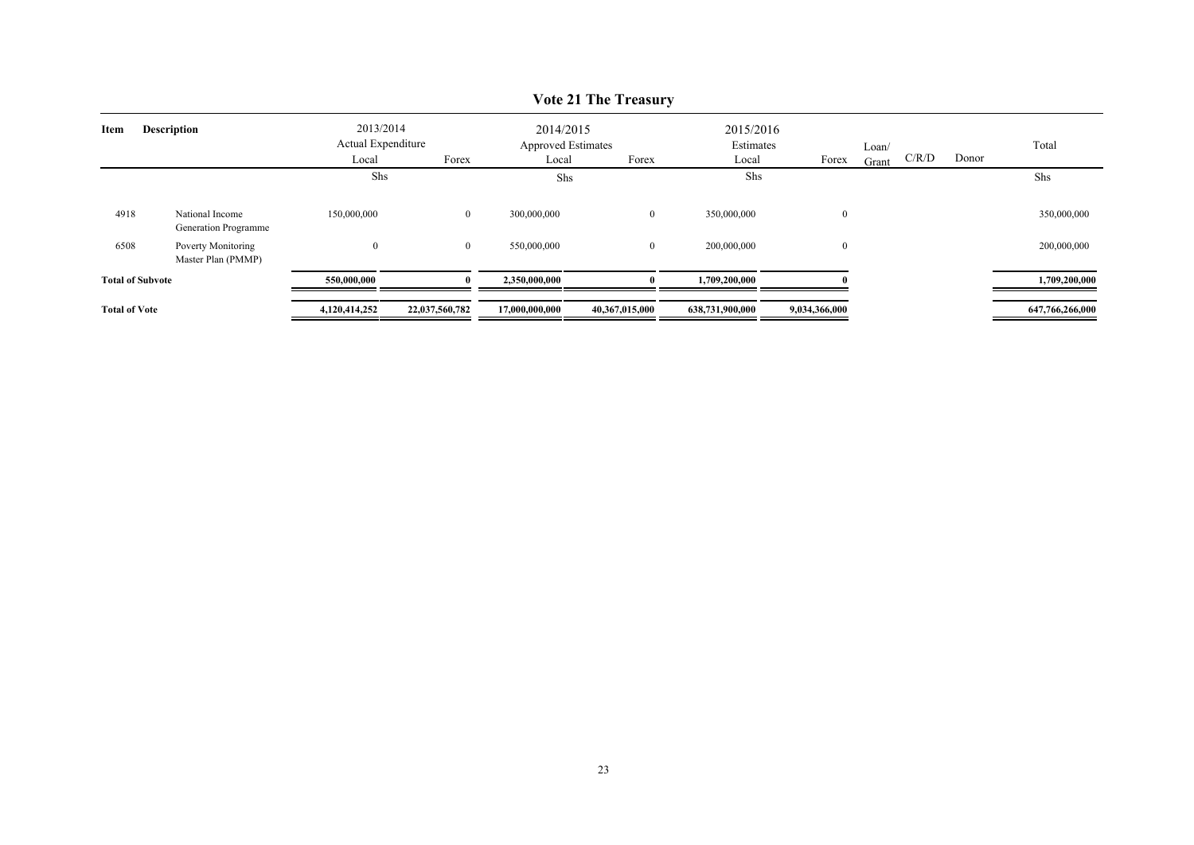# Vote 21 The Treasury

| Item | Description | 2013/2014 Actual Expenditure | | 2014/2015 Approved Estimates | | 2015/2016 Estimates | | Loan/ Grant | C/R/D | Donor | Total |
|---|---|---|---|---|---|---|---|---|---|---|---|
| | | Local | Forex | Local | Forex | Local | Forex | | | | |
| | | Shs | | Shs | | Shs | | | | | Shs |
| 4918 | National Income Generation Programme | 150,000,000 | 0 | 300,000,000 | 0 | 350,000,000 | 0 | | | | 350,000,000 |
| 6508 | Poverty Monitoring Master Plan (PMMP) | 0 | 0 | 550,000,000 | 0 | 200,000,000 | 0 | | | | 200,000,000 |
| **Total of Subvote** | | **550,000,000** | **0** | **2,350,000,000** | **0** | **1,709,200,000** | **0** | | | | **1,709,200,000** |
| **Total of Vote** | | **4,120,414,252** | **22,037,560,782** | **17,000,000,000** | **40,367,015,000** | **638,731,900,000** | **9,034,366,000** | | | | **647,766,266,000** |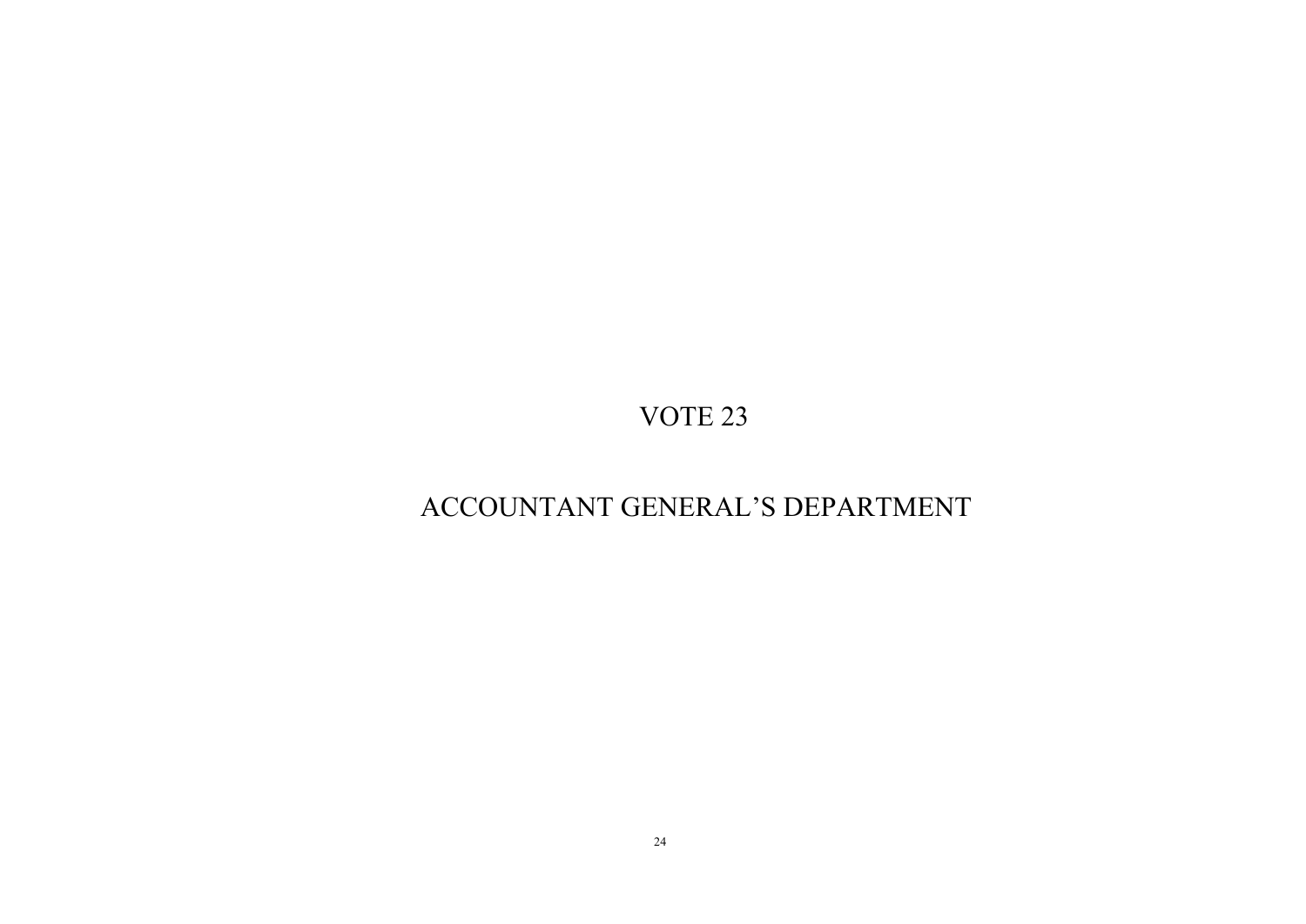# VOTE 23

# ACCOUNTANT GENERAL'S DEPARTMENT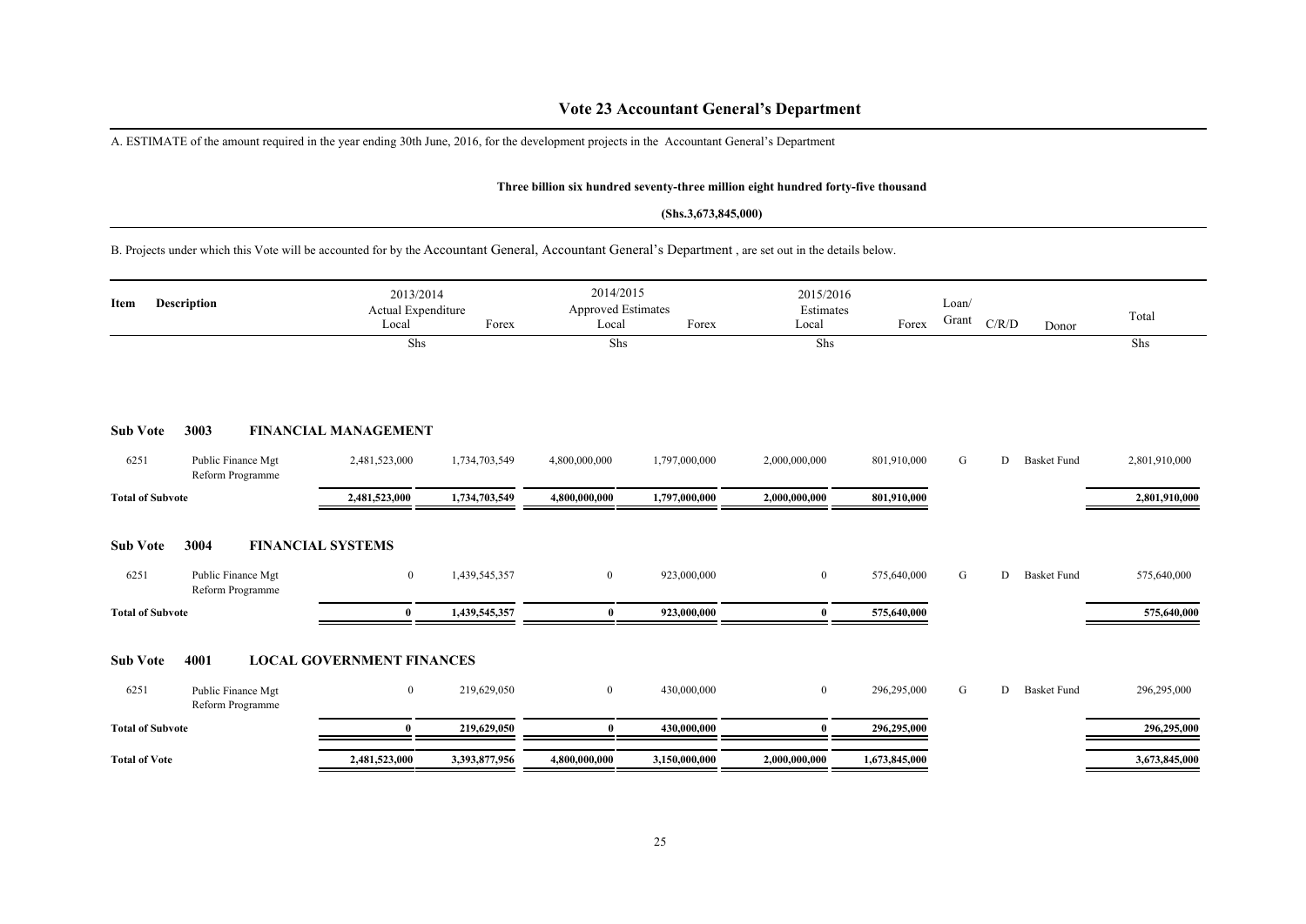# Vote 23 Accountant General's Department

A. ESTIMATE of the amount required in the year ending 30th June, 2016, for the development projects in the Accountant General's Department

**Three billion six hundred seventy-three million eight hundred forty-five thousand**

**(Shs.3,673,845,000)**

B. Projects under which this Vote will be accounted for by the Accountant General, Accountant General's Department , are set out in the details below.

| Item | Description | 2013/2014 Actual Expenditure Local | Forex | 2014/2015 Approved Estimates Local | Forex | 2015/2016 Estimates Local | Forex | Loan/ Grant | C/R/D | Donor | Total |
|---|---|---|---|---|---|---|---|---|---|---|---|
| | | Shs | | Shs | | Shs | | | | | Shs |
| **Sub Vote 3003** | **FINANCIAL MANAGEMENT** | | | | | | | | | | |
| 6251 | Public Finance Mgt Reform Programme | 2,481,523,000 | 1,734,703,549 | 4,800,000,000 | 1,797,000,000 | 2,000,000,000 | 801,910,000 | G | D | Basket Fund | 2,801,910,000 |
| **Total of Subvote** | | **2,481,523,000** | **1,734,703,549** | **4,800,000,000** | **1,797,000,000** | **2,000,000,000** | **801,910,000** | | | | **2,801,910,000** |
| **Sub Vote 3004** | **FINANCIAL SYSTEMS** | | | | | | | | | | |
| 6251 | Public Finance Mgt Reform Programme | 0 | 1,439,545,357 | 0 | 923,000,000 | 0 | 575,640,000 | G | D | Basket Fund | 575,640,000 |
| **Total of Subvote** | | **0** | **1,439,545,357** | **0** | **923,000,000** | **0** | **575,640,000** | | | | **575,640,000** |
| **Sub Vote 4001** | **LOCAL GOVERNMENT FINANCES** | | | | | | | | | | |
| 6251 | Public Finance Mgt Reform Programme | 0 | 219,629,050 | 0 | 430,000,000 | 0 | 296,295,000 | G | D | Basket Fund | 296,295,000 |
| **Total of Subvote** | | **0** | **219,629,050** | **0** | **430,000,000** | **0** | **296,295,000** | | | | **296,295,000** |
| **Total of Vote** | | **2,481,523,000** | **3,393,877,956** | **4,800,000,000** | **3,150,000,000** | **2,000,000,000** | **1,673,845,000** | | | | **3,673,845,000** |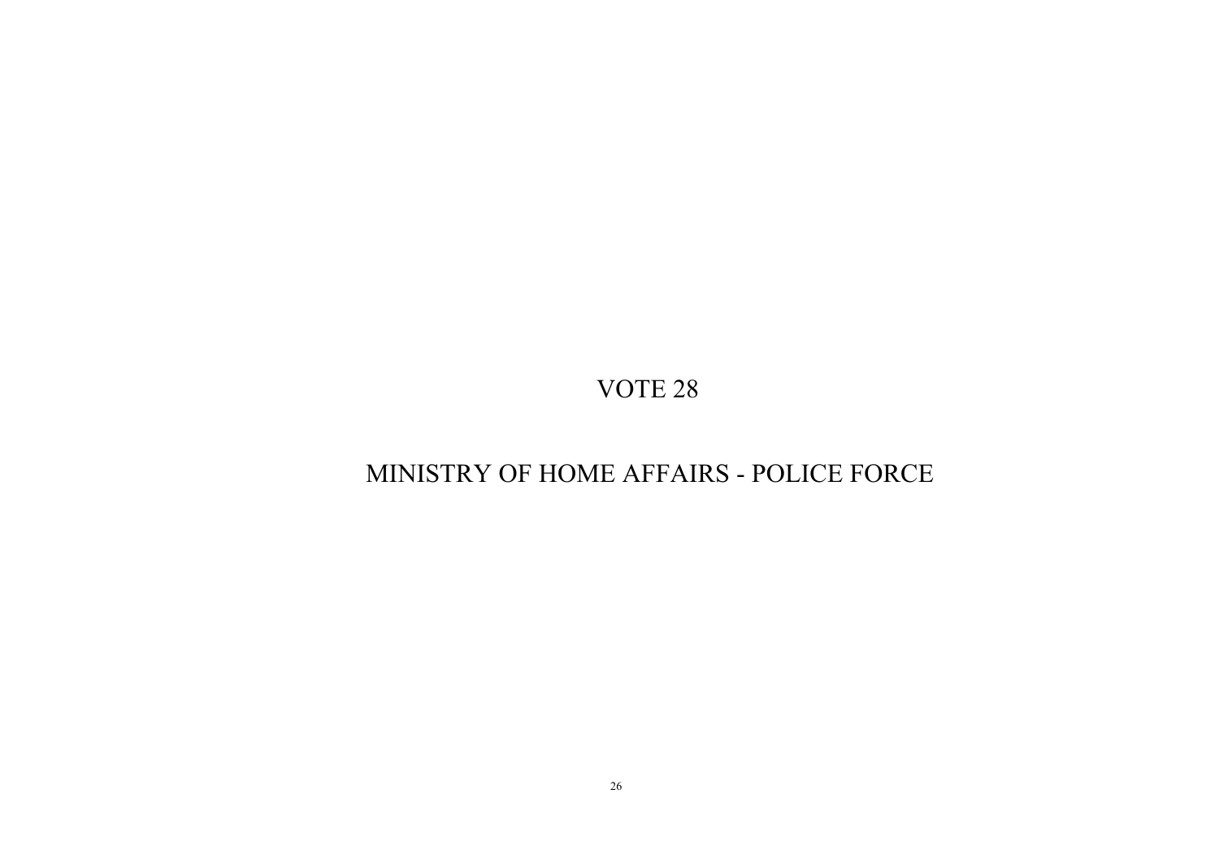# VOTE 28

# MINISTRY OF HOME AFFAIRS - POLICE FORCE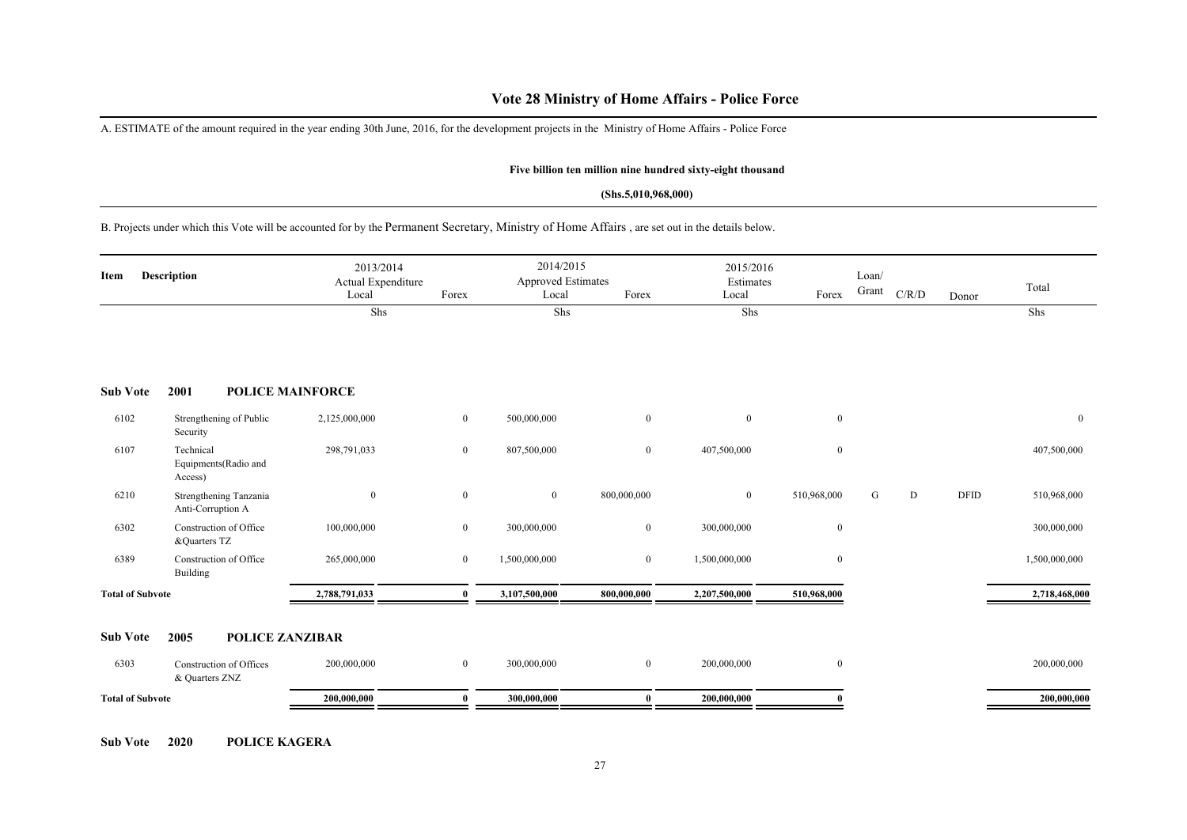# Vote 28 Ministry of Home Affairs - Police Force

A. ESTIMATE of the amount required in the year ending 30th June, 2016, for the development projects in the Ministry of Home Affairs - Police Force

**Five billion ten million nine hundred sixty-eight thousand**

**(Shs.5,010,968,000)**

B. Projects under which this Vote will be accounted for by the Permanent Secretary, Ministry of Home Affairs , are set out in the details below.

| Item | Description | 2013/2014 Actual Expenditure Local | Forex | 2014/2015 Approved Estimates Local | Forex | 2015/2016 Estimates Local | Forex | Loan/ Grant | C/R/D | Donor | Total |
|---|---|---|---|---|---|---|---|---|---|---|---|
| | | Shs | | Shs | | Shs | | | | | Shs |
| **Sub Vote** | **2001 POLICE MAINFORCE** | | | | | | | | | | |
| 6102 | Strengthening of Public Security | 2,125,000,000 | 0 | 500,000,000 | 0 | 0 | 0 | | | | 0 |
| 6107 | Technical Equipments(Radio and Access) | 298,791,033 | 0 | 807,500,000 | 0 | 407,500,000 | 0 | | | | 407,500,000 |
| 6210 | Strengthening Tanzania Anti-Corruption A | 0 | 0 | 0 | 800,000,000 | 0 | 510,968,000 | G | D | DFID | 510,968,000 |
| 6302 | Construction of Office &Quarters TZ | 100,000,000 | 0 | 300,000,000 | 0 | 300,000,000 | 0 | | | | 300,000,000 |
| 6389 | Construction of Office Building | 265,000,000 | 0 | 1,500,000,000 | 0 | 1,500,000,000 | 0 | | | | 1,500,000,000 |
| **Total of Subvote** | | **2,788,791,033** | **0** | **3,107,500,000** | **800,000,000** | **2,207,500,000** | **510,968,000** | | | | **2,718,468,000** |
| **Sub Vote** | **2005 POLICE ZANZIBAR** | | | | | | | | | | |
| 6303 | Construction of Offices & Quarters ZNZ | 200,000,000 | 0 | 300,000,000 | 0 | 200,000,000 | 0 | | | | 200,000,000 |
| **Total of Subvote** | | **200,000,000** | **0** | **300,000,000** | **0** | **200,000,000** | **0** | | | | **200,000,000** |

**Sub Vote 2020 POLICE KAGERA**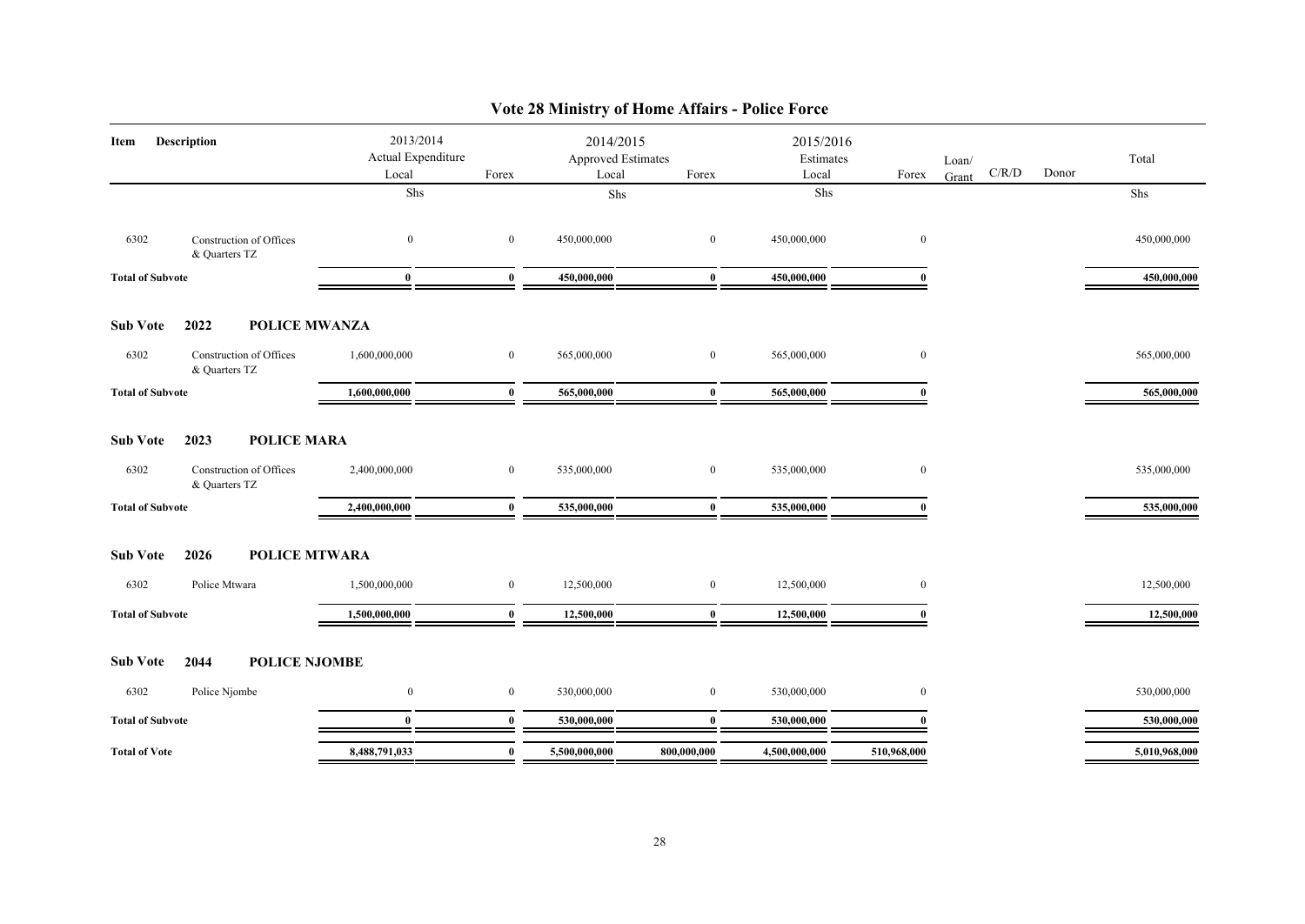# Vote 28 Ministry of Home Affairs - Police Force

| Item | Description | 2013/2014 Actual Expenditure Local | Forex | 2014/2015 Approved Estimates Local | Forex | 2015/2016 Estimates Local | Forex | Loan/ Grant | C/R/D | Donor | Total |
|---|---|---|---|---|---|---|---|---|---|---|---|
| | | Shs | | Shs | | Shs | | | | | Shs |
| 6302 | Construction of Offices & Quarters TZ | 0 | 0 | 450,000,000 | 0 | 450,000,000 | 0 | | | | 450,000,000 |
| **Total of Subvote** | | **0** | **0** | **450,000,000** | **0** | **450,000,000** | **0** | | | | **450,000,000** |
| **Sub Vote** | **2022 POLICE MWANZA** | | | | | | | | | | |
| 6302 | Construction of Offices & Quarters TZ | 1,600,000,000 | 0 | 565,000,000 | 0 | 565,000,000 | 0 | | | | 565,000,000 |
| **Total of Subvote** | | **1,600,000,000** | **0** | **565,000,000** | **0** | **565,000,000** | **0** | | | | **565,000,000** |
| **Sub Vote** | **2023 POLICE MARA** | | | | | | | | | | |
| 6302 | Construction of Offices & Quarters TZ | 2,400,000,000 | 0 | 535,000,000 | 0 | 535,000,000 | 0 | | | | 535,000,000 |
| **Total of Subvote** | | **2,400,000,000** | **0** | **535,000,000** | **0** | **535,000,000** | **0** | | | | **535,000,000** |
| **Sub Vote** | **2026 POLICE MTWARA** | | | | | | | | | | |
| 6302 | Police Mtwara | 1,500,000,000 | 0 | 12,500,000 | 0 | 12,500,000 | 0 | | | | 12,500,000 |
| **Total of Subvote** | | **1,500,000,000** | **0** | **12,500,000** | **0** | **12,500,000** | **0** | | | | **12,500,000** |
| **Sub Vote** | **2044 POLICE NJOMBE** | | | | | | | | | | |
| 6302 | Police Njombe | 0 | 0 | 530,000,000 | 0 | 530,000,000 | 0 | | | | 530,000,000 |
| **Total of Subvote** | | **0** | **0** | **530,000,000** | **0** | **530,000,000** | **0** | | | | **530,000,000** |
| **Total of Vote** | | **8,488,791,033** | **0** | **5,500,000,000** | **800,000,000** | **4,500,000,000** | **510,968,000** | | | | **5,010,968,000** |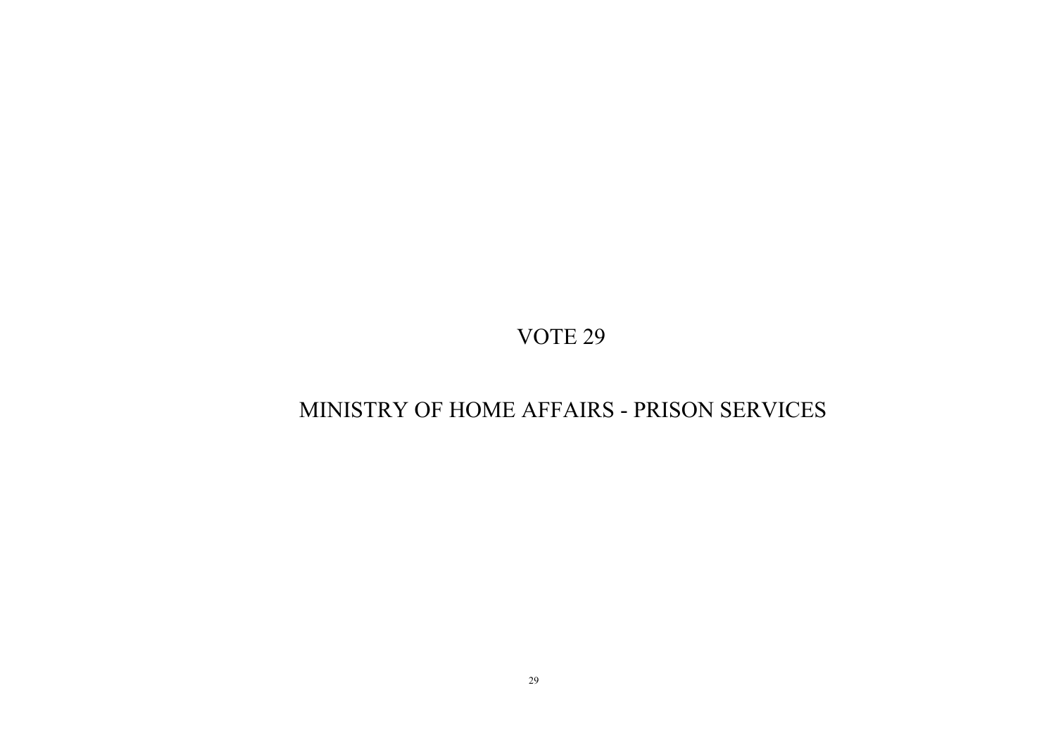# VOTE 29

## MINISTRY OF HOME AFFAIRS - PRISON SERVICES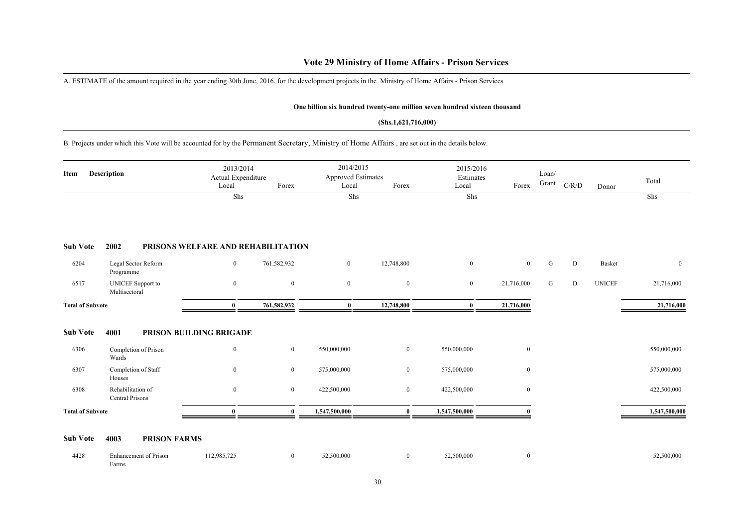# Vote 29 Ministry of Home Affairs - Prison Services

A. ESTIMATE of the amount required in the year ending 30th June, 2016, for the development projects in the Ministry of Home Affairs - Prison Services

**One billion six hundred twenty-one million seven hundred sixteen thousand**

**(Shs.1,621,716,000)**

B. Projects under which this Vote will be accounted for by the Permanent Secretary, Ministry of Home Affairs , are set out in the details below.

| Item | Description | 2013/2014 Actual Expenditure Local | Forex | 2014/2015 Approved Estimates Local | Forex | 2015/2016 Estimates Local | Forex | Loan/ Grant | C/R/D | Donor | Total |
|---|---|---|---|---|---|---|---|---|---|---|---|
| | | Shs | | Shs | | Shs | | | | | Shs |
| **Sub Vote** | **2002 PRISONS WELFARE AND REHABILITATION** | | | | | | | | | | |
| 6204 | Legal Sector Reform Programme | 0 | 761,582,932 | 0 | 12,748,800 | 0 | 0 | G | D | Basket | 0 |
| 6517 | UNICEF Support to Multisectoral | 0 | 0 | 0 | 0 | 0 | 21,716,000 | G | D | UNICEF | 21,716,000 |
| **Total of Subvote** | | **0** | **761,582,932** | **0** | **12,748,800** | **0** | **21,716,000** | | | | **21,716,000** |
| **Sub Vote** | **4001 PRISON BUILDING BRIGADE** | | | | | | | | | | |
| 6306 | Completion of Prison Wards | 0 | 0 | 550,000,000 | 0 | 550,000,000 | 0 | | | | 550,000,000 |
| 6307 | Completion of Staff Houses | 0 | 0 | 575,000,000 | 0 | 575,000,000 | 0 | | | | 575,000,000 |
| 6308 | Rehabilitation of Central Prisons | 0 | 0 | 422,500,000 | 0 | 422,500,000 | 0 | | | | 422,500,000 |
| **Total of Subvote** | | **0** | **0** | **1,547,500,000** | **0** | **1,547,500,000** | **0** | | | | **1,547,500,000** |
| **Sub Vote** | **4003 PRISON FARMS** | | | | | | | | | | |
| 4428 | Enhancement of Prison Farms | 112,985,725 | 0 | 52,500,000 | 0 | 52,500,000 | 0 | | | | 52,500,000 |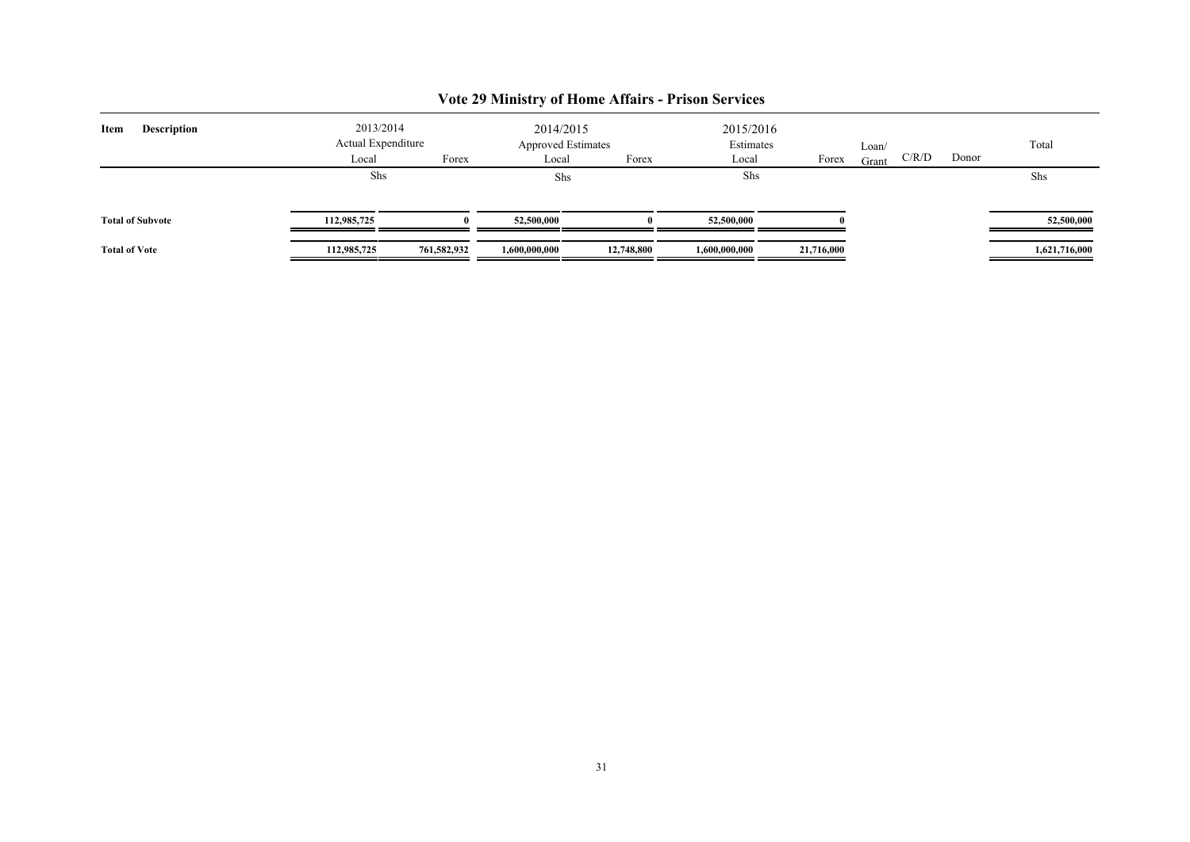# Vote 29 Ministry of Home Affairs - Prison Services

| Item | Description | 2013/2014 Actual Expenditure Local | Forex | 2014/2015 Approved Estimates Local | Forex | 2015/2016 Estimates Local | Forex | Loan/ Grant | C/R/D | Donor | Total |
|---|---|---|---|---|---|---|---|---|---|---|---|
| | | Shs | | Shs | | Shs | | | | | Shs |
| **Total of Subvote** | | **112,985,725** | **0** | **52,500,000** | **0** | **52,500,000** | **0** | | | | **52,500,000** |
| **Total of Vote** | | **112,985,725** | **761,582,932** | **1,600,000,000** | **12,748,800** | **1,600,000,000** | **21,716,000** | | | | **1,621,716,000** |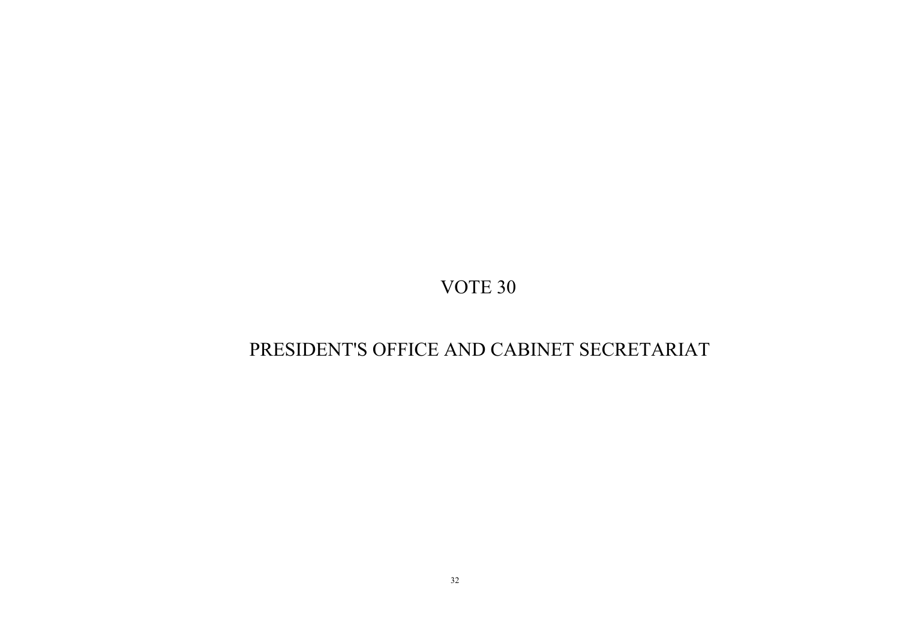# VOTE 30

# PRESIDENT'S OFFICE AND CABINET SECRETARIAT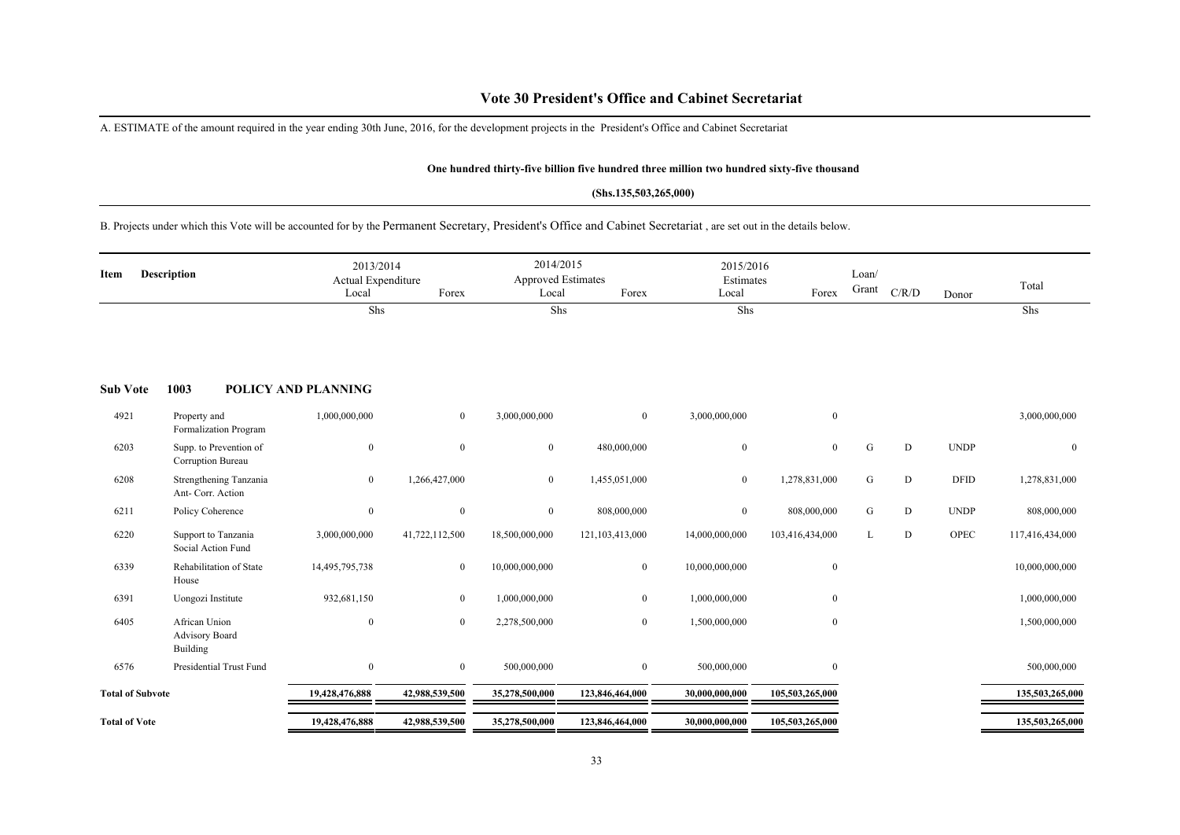# Vote 30 President's Office and Cabinet Secretariat

A. ESTIMATE of the amount required in the year ending 30th June, 2016, for the development projects in the President's Office and Cabinet Secretariat

**One hundred thirty-five billion five hundred three million two hundred sixty-five thousand**

**(Shs.135,503,265,000)**

B. Projects under which this Vote will be accounted for by the Permanent Secretary, President's Office and Cabinet Secretariat , are set out in the details below.

| Item | Description | 2013/2014 Actual Expenditure Local | Forex | 2014/2015 Approved Estimates Local | Forex | 2015/2016 Estimates Local | Forex | Loan/ Grant | C/R/D | Donor | Total |
|---|---|---|---|---|---|---|---|---|---|---|---|
| | | Shs | | Shs | | Shs | | | | | Shs |
| **Sub Vote** | **1003 POLICY AND PLANNING** | | | | | | | | | | |
| 4921 | Property and Formalization Program | 1,000,000,000 | 0 | 3,000,000,000 | 0 | 3,000,000,000 | 0 | | | | 3,000,000,000 |
| 6203 | Supp. to Prevention of Corruption Bureau | 0 | 0 | 0 | 480,000,000 | 0 | 0 | G | D | UNDP | 0 |
| 6208 | Strengthening Tanzania Ant- Corr. Action | 0 | 1,266,427,000 | 0 | 1,455,051,000 | 0 | 1,278,831,000 | G | D | DFID | 1,278,831,000 |
| 6211 | Policy Coherence | 0 | 0 | 0 | 808,000,000 | 0 | 808,000,000 | G | D | UNDP | 808,000,000 |
| 6220 | Support to Tanzania Social Action Fund | 3,000,000,000 | 41,722,112,500 | 18,500,000,000 | 121,103,413,000 | 14,000,000,000 | 103,416,434,000 | L | D | OPEC | 117,416,434,000 |
| 6339 | Rehabilitation of State House | 14,495,795,738 | 0 | 10,000,000,000 | 0 | 10,000,000,000 | 0 | | | | 10,000,000,000 |
| 6391 | Uongozi Institute | 932,681,150 | 0 | 1,000,000,000 | 0 | 1,000,000,000 | 0 | | | | 1,000,000,000 |
| 6405 | African Union Advisory Board Building | 0 | 0 | 2,278,500,000 | 0 | 1,500,000,000 | 0 | | | | 1,500,000,000 |
| 6576 | Presidential Trust Fund | 0 | 0 | 500,000,000 | 0 | 500,000,000 | 0 | | | | 500,000,000 |
| **Total of Subvote** | | **19,428,476,888** | **42,988,539,500** | **35,278,500,000** | **123,846,464,000** | **30,000,000,000** | **105,503,265,000** | | | | **135,503,265,000** |
| **Total of Vote** | | **19,428,476,888** | **42,988,539,500** | **35,278,500,000** | **123,846,464,000** | **30,000,000,000** | **105,503,265,000** | | | | **135,503,265,000** |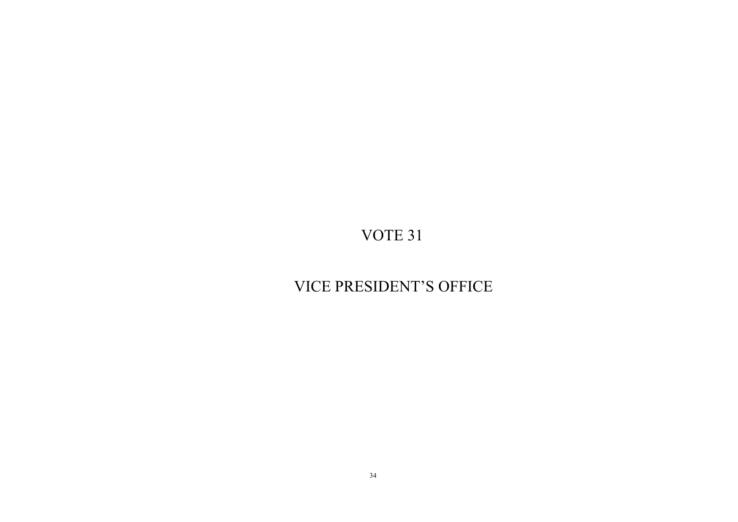# VOTE 31

# VICE PRESIDENT'S OFFICE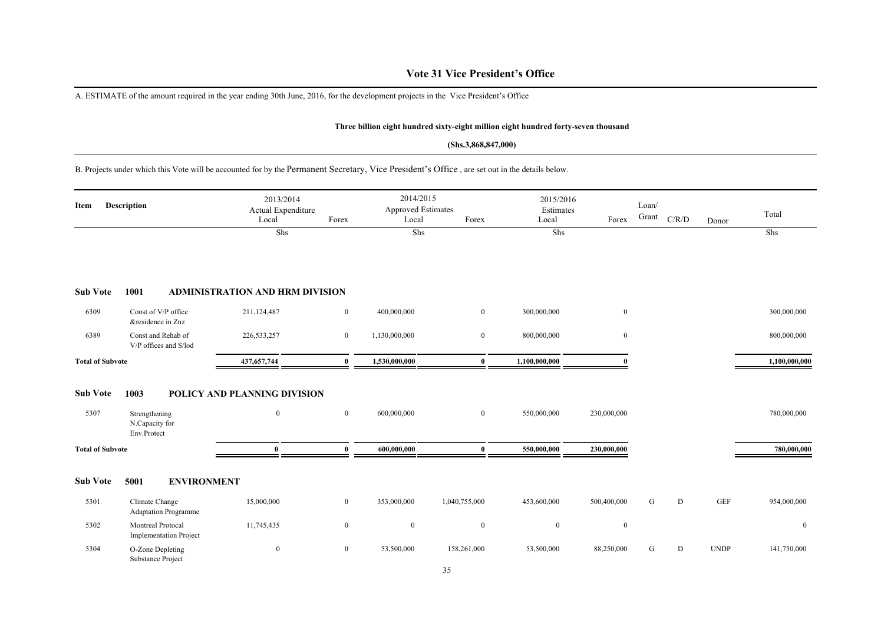# Vote 31 Vice President's Office

A. ESTIMATE of the amount required in the year ending 30th June, 2016, for the development projects in the Vice President's Office

**Three billion eight hundred sixty-eight million eight hundred forty-seven thousand**

**(Shs.3,868,847,000)**

B. Projects under which this Vote will be accounted for by the Permanent Secretary, Vice President's Office , are set out in the details below.

| Item | Description | 2013/2014 Actual Expenditure Local | Forex | 2014/2015 Approved Estimates Local | Forex | 2015/2016 Estimates Local | Forex | Loan/ Grant | C/R/D | Donor | Total |
|---|---|---|---|---|---|---|---|---|---|---|---|
| | | Shs | | Shs | | Shs | | | | | Shs |
| **Sub Vote** | **1001 ADMINISTRATION AND HRM DIVISION** | | | | | | | | | | |
| 6309 | Const of V/P office &residence in Znz | 211,124,487 | 0 | 400,000,000 | 0 | 300,000,000 | 0 | | | | 300,000,000 |
| 6389 | Const and Rehab of V/P offices and S/lod | 226,533,257 | 0 | 1,130,000,000 | 0 | 800,000,000 | 0 | | | | 800,000,000 |
| **Total of Subvote** | | **437,657,744** | **0** | **1,530,000,000** | **0** | **1,100,000,000** | **0** | | | | **1,100,000,000** |
| **Sub Vote** | **1003 POLICY AND PLANNING DIVISION** | | | | | | | | | | |
| 5307 | Strengthening N.Capacity for Env.Protect | 0 | 0 | 600,000,000 | 0 | 550,000,000 | 230,000,000 | | | | 780,000,000 |
| **Total of Subvote** | | **0** | **0** | **600,000,000** | **0** | **550,000,000** | **230,000,000** | | | | **780,000,000** |
| **Sub Vote** | **5001 ENVIRONMENT** | | | | | | | | | | |
| 5301 | Climate Change Adaptation Programme | 15,000,000 | 0 | 353,000,000 | 1,040,755,000 | 453,600,000 | 500,400,000 | G | D | GEF | 954,000,000 |
| 5302 | Montreal Protocal Implementation Project | 11,745,435 | 0 | 0 | 0 | 0 | 0 | | | | 0 |
| 5304 | O-Zone Depleting Substance Project | 0 | 0 | 53,500,000 | 158,261,000 | 53,500,000 | 88,250,000 | G | D | UNDP | 141,750,000 |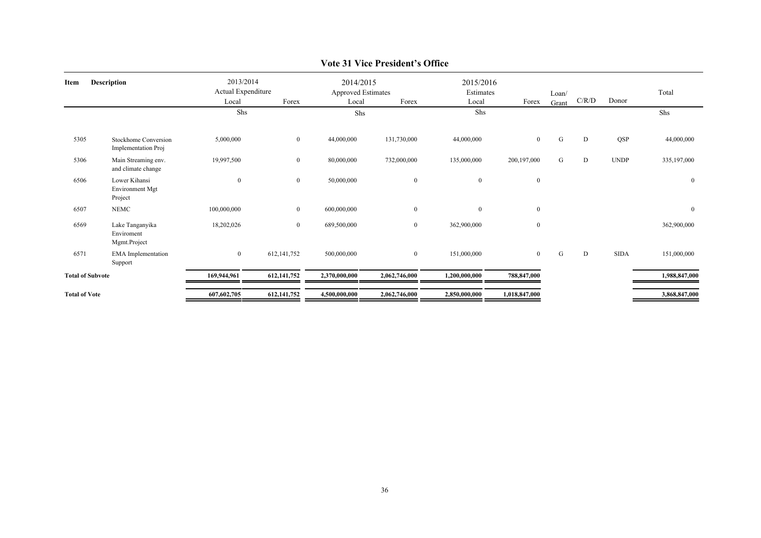## Vote 31 Vice President's Office

| Item | Description | 2013/2014 Actual Expenditure | | 2014/2015 Approved Estimates | | 2015/2016 Estimates | | Loan/ Grant | C/R/D | Donor | Total |
|---|---|---|---|---|---|---|---|---|---|---|---|
| | | Local | Forex | Local | Forex | Local | Forex | | | | |
| | | Shs | | Shs | | Shs | | | | | Shs |
| 5305 | Stockhome Conversion Implementation Proj | 5,000,000 | 0 | 44,000,000 | 131,730,000 | 44,000,000 | 0 | G | D | QSP | 44,000,000 |
| 5306 | Main Streaming env. and climate change | 19,997,500 | 0 | 80,000,000 | 732,000,000 | 135,000,000 | 200,197,000 | G | D | UNDP | 335,197,000 |
| 6506 | Lower Kihansi Environment Mgt Project | 0 | 0 | 50,000,000 | 0 | 0 | 0 | | | | 0 |
| 6507 | NEMC | 100,000,000 | 0 | 600,000,000 | 0 | 0 | 0 | | | | 0 |
| 6569 | Lake Tanganyika Enviroment Mgmt.Project | 18,202,026 | 0 | 689,500,000 | 0 | 362,900,000 | 0 | | | | 362,900,000 |
| 6571 | EMA Implementation Support | 0 | 612,141,752 | 500,000,000 | 0 | 151,000,000 | 0 | G | D | SIDA | 151,000,000 |
| **Total of Subvote** | | **169,944,961** | **612,141,752** | **2,370,000,000** | **2,062,746,000** | **1,200,000,000** | **788,847,000** | | | | **1,988,847,000** |
| **Total of Vote** | | **607,602,705** | **612,141,752** | **4,500,000,000** | **2,062,746,000** | **2,850,000,000** | **1,018,847,000** | | | | **3,868,847,000** |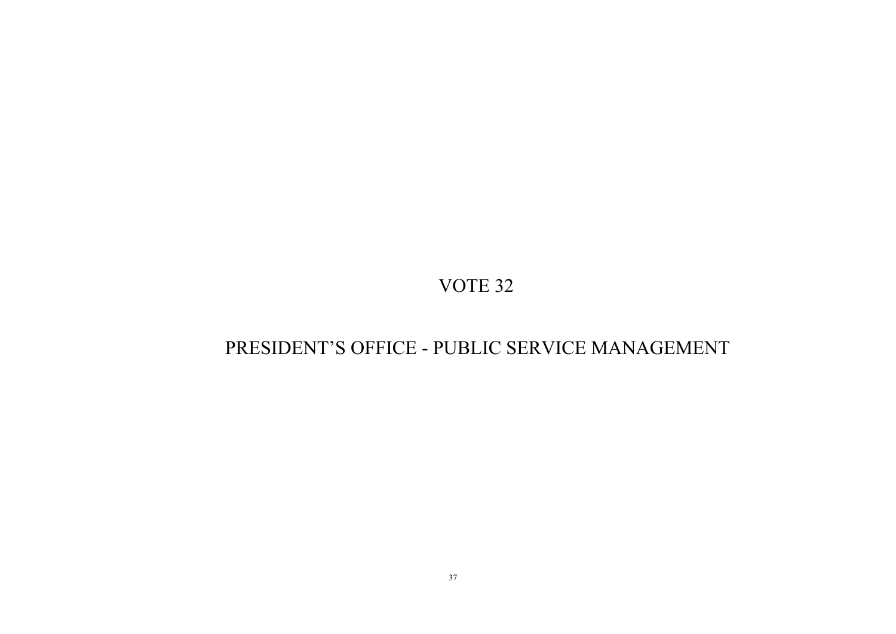# VOTE 32

## PRESIDENT'S OFFICE - PUBLIC SERVICE MANAGEMENT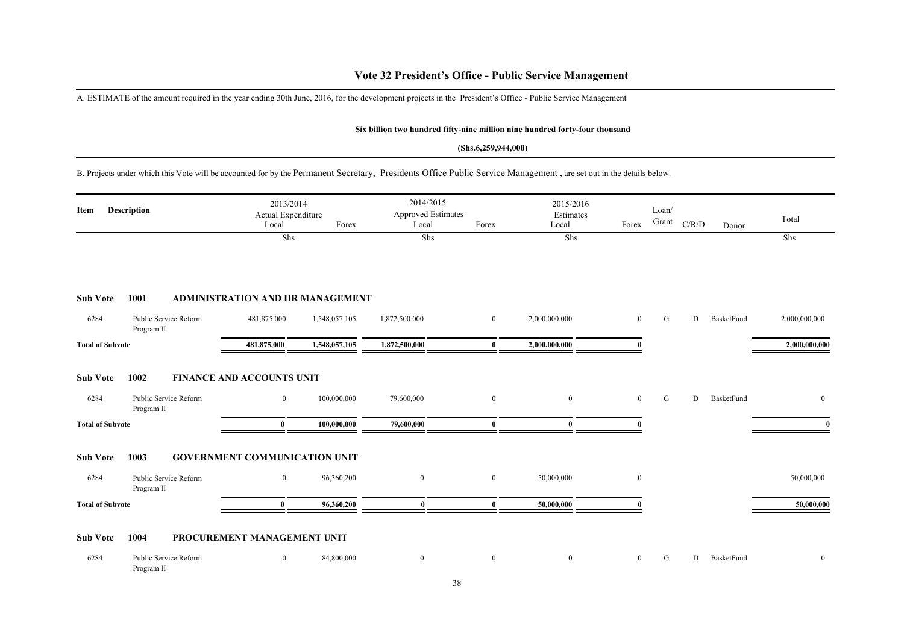# Vote 32 President's Office - Public Service Management

A. ESTIMATE of the amount required in the year ending 30th June, 2016, for the development projects in the President's Office - Public Service Management

**Six billion two hundred fifty-nine million nine hundred forty-four thousand**

**(Shs.6,259,944,000)**

B. Projects under which this Vote will be accounted for by the Permanent Secretary, Presidents Office Public Service Management , are set out in the details below.

| Item | Description | 2013/2014 Actual Expenditure Local | Forex | 2014/2015 Approved Estimates Local | Forex | 2015/2016 Estimates Local | Forex | Loan/ Grant | C/R/D | Donor | Total |
|---|---|---|---|---|---|---|---|---|---|---|---|
| | | Shs | | Shs | | Shs | | | | | Shs |
| **Sub Vote** | **1001** | **ADMINISTRATION AND HR MANAGEMENT** | | | | | | | | | |
| 6284 | Public Service Reform Program II | 481,875,000 | 1,548,057,105 | 1,872,500,000 | 0 | 2,000,000,000 | 0 | G | D | BasketFund | 2,000,000,000 |
| **Total of Subvote** | | **481,875,000** | **1,548,057,105** | **1,872,500,000** | **0** | **2,000,000,000** | **0** | | | | **2,000,000,000** |
| **Sub Vote** | **1002** | **FINANCE AND ACCOUNTS UNIT** | | | | | | | | | |
| 6284 | Public Service Reform Program II | 0 | 100,000,000 | 79,600,000 | 0 | 0 | 0 | G | D | BasketFund | 0 |
| **Total of Subvote** | | **0** | **100,000,000** | **79,600,000** | **0** | **0** | **0** | | | | **0** |
| **Sub Vote** | **1003** | **GOVERNMENT COMMUNICATION UNIT** | | | | | | | | | |
| 6284 | Public Service Reform Program II | 0 | 96,360,200 | 0 | 0 | 50,000,000 | 0 | | | | 50,000,000 |
| **Total of Subvote** | | **0** | **96,360,200** | **0** | **0** | **50,000,000** | **0** | | | | **50,000,000** |
| **Sub Vote** | **1004** | **PROCUREMENT MANAGEMENT UNIT** | | | | | | | | | |
| 6284 | Public Service Reform Program II | 0 | 84,800,000 | 0 | 0 | 0 | 0 | G | D | BasketFund | 0 |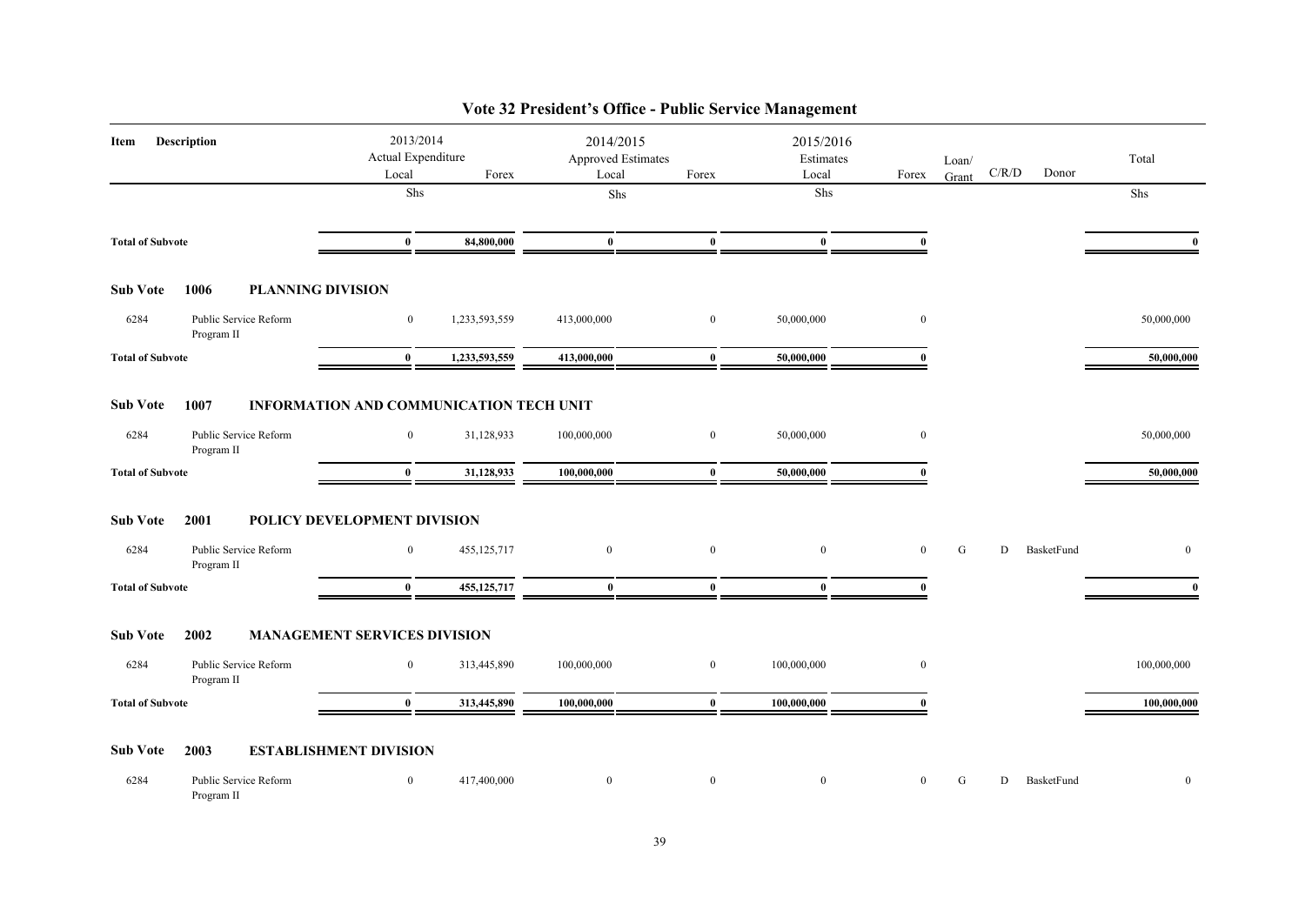# Vote 32 President's Office - Public Service Management

| Item | Description | 2013/2014 Actual Expenditure Local | Forex | 2014/2015 Approved Estimates Local | Forex | 2015/2016 Estimates Local | Forex | Loan/ Grant | C/R/D | Donor | Total |
|---|---|---|---|---|---|---|---|---|---|---|---|
| | | Shs | | Shs | | Shs | | | | | Shs |
| **Total of Subvote** | | **0** | **84,800,000** | **0** | **0** | **0** | **0** | | | | **0** |
| **Sub Vote** | **1006 PLANNING DIVISION** | | | | | | | | | | |
| 6284 | Public Service Reform Program II | 0 | 1,233,593,559 | 413,000,000 | 0 | 50,000,000 | 0 | | | | 50,000,000 |
| **Total of Subvote** | | **0** | **1,233,593,559** | **413,000,000** | **0** | **50,000,000** | **0** | | | | **50,000,000** |
| **Sub Vote** | **1007 INFORMATION AND COMMUNICATION TECH UNIT** | | | | | | | | | | |
| 6284 | Public Service Reform Program II | 0 | 31,128,933 | 100,000,000 | 0 | 50,000,000 | 0 | | | | 50,000,000 |
| **Total of Subvote** | | **0** | **31,128,933** | **100,000,000** | **0** | **50,000,000** | **0** | | | | **50,000,000** |
| **Sub Vote** | **2001 POLICY DEVELOPMENT DIVISION** | | | | | | | | | | |
| 6284 | Public Service Reform Program II | 0 | 455,125,717 | 0 | 0 | 0 | 0 | G | D | BasketFund | 0 |
| **Total of Subvote** | | **0** | **455,125,717** | **0** | **0** | **0** | **0** | | | | **0** |
| **Sub Vote** | **2002 MANAGEMENT SERVICES DIVISION** | | | | | | | | | | |
| 6284 | Public Service Reform Program II | 0 | 313,445,890 | 100,000,000 | 0 | 100,000,000 | 0 | | | | 100,000,000 |
| **Total of Subvote** | | **0** | **313,445,890** | **100,000,000** | **0** | **100,000,000** | **0** | | | | **100,000,000** |
| **Sub Vote** | **2003 ESTABLISHMENT DIVISION** | | | | | | | | | | |
| 6284 | Public Service Reform Program II | 0 | 417,400,000 | 0 | 0 | 0 | 0 | G | D | BasketFund | 0 |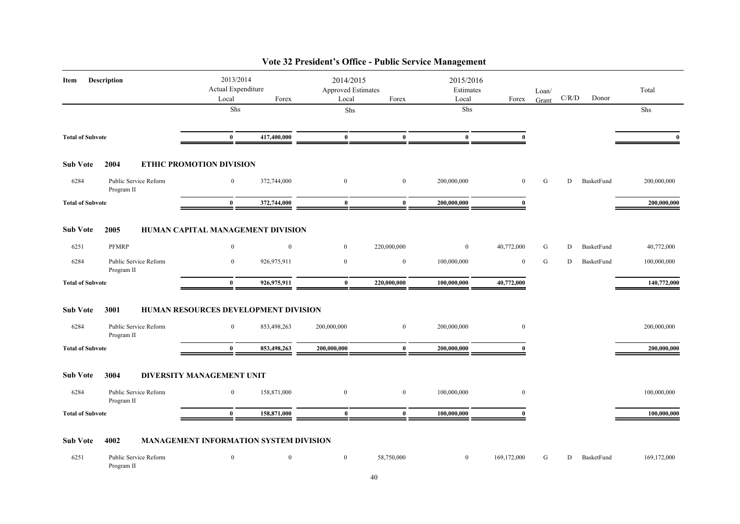## Vote 32 President's Office - Public Service Management

| Item | Description | 2013/2014 Actual Expenditure Local | Forex | 2014/2015 Approved Estimates Local | Forex | 2015/2016 Estimates Local | Forex | Loan/ Grant | C/R/D | Donor | Total |
|---|---|---|---|---|---|---|---|---|---|---|---|
| | | Shs | | Shs | | Shs | | | | | Shs |
| **Total of Subvote** | | **0** | **417,400,000** | **0** | **0** | **0** | **0** | | | | **0** |
| **Sub Vote** | **2004** | **ETHIC PROMOTION DIVISION** | | | | | | | | | |
| 6284 | Public Service Reform Program II | 0 | 372,744,000 | 0 | 0 | 200,000,000 | 0 | G | D | BasketFund | 200,000,000 |
| **Total of Subvote** | | **0** | **372,744,000** | **0** | **0** | **200,000,000** | **0** | | | | **200,000,000** |
| **Sub Vote** | **2005** | **HUMAN CAPITAL MANAGEMENT DIVISION** | | | | | | | | | |
| 6251 | PFMRP | 0 | 0 | 0 | 220,000,000 | 0 | 40,772,000 | G | D | BasketFund | 40,772,000 |
| 6284 | Public Service Reform Program II | 0 | 926,975,911 | 0 | 0 | 100,000,000 | 0 | G | D | BasketFund | 100,000,000 |
| **Total of Subvote** | | **0** | **926,975,911** | **0** | **220,000,000** | **100,000,000** | **40,772,000** | | | | **140,772,000** |
| **Sub Vote** | **3001** | **HUMAN RESOURCES DEVELOPMENT DIVISION** | | | | | | | | | |
| 6284 | Public Service Reform Program II | 0 | 853,498,263 | 200,000,000 | 0 | 200,000,000 | 0 | | | | 200,000,000 |
| **Total of Subvote** | | **0** | **853,498,263** | **200,000,000** | **0** | **200,000,000** | **0** | | | | **200,000,000** |
| **Sub Vote** | **3004** | **DIVERSITY MANAGEMENT UNIT** | | | | | | | | | |
| 6284 | Public Service Reform Program II | 0 | 158,871,000 | 0 | 0 | 100,000,000 | 0 | | | | 100,000,000 |
| **Total of Subvote** | | **0** | **158,871,000** | **0** | **0** | **100,000,000** | **0** | | | | **100,000,000** |
| **Sub Vote** | **4002** | **MANAGEMENT INFORMATION SYSTEM DIVISION** | | | | | | | | | |
| 6251 | Public Service Reform Program II | 0 | 0 | 0 | 58,750,000 | 0 | 169,172,000 | G | D | BasketFund | 169,172,000 |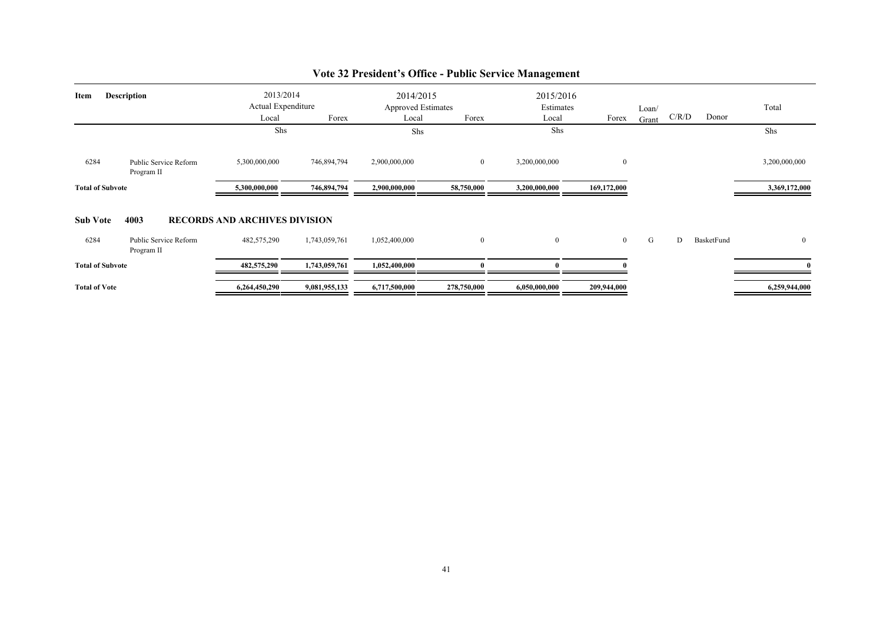# Vote 32 President's Office - Public Service Management

| Item | Description | 2013/2014 Actual Expenditure Local | Forex | 2014/2015 Approved Estimates Local | Forex | 2015/2016 Estimates Local | Forex | Loan/ Grant | C/R/D | Donor | Total |
|---|---|---|---|---|---|---|---|---|---|---|---|
| | | Shs | | Shs | | Shs | | | | | Shs |
| 6284 | Public Service Reform Program II | 5,300,000,000 | 746,894,794 | 2,900,000,000 | 0 | 3,200,000,000 | 0 | | | | 3,200,000,000 |
| **Total of Subvote** | | **5,300,000,000** | **746,894,794** | **2,900,000,000** | **58,750,000** | **3,200,000,000** | **169,172,000** | | | | **3,369,172,000** |
| **Sub Vote** | **4003** | **RECORDS AND ARCHIVES DIVISION** | | | | | | | | | |
| 6284 | Public Service Reform Program II | 482,575,290 | 1,743,059,761 | 1,052,400,000 | 0 | 0 | 0 | G | D | BasketFund | 0 |
| **Total of Subvote** | | **482,575,290** | **1,743,059,761** | **1,052,400,000** | **0** | **0** | **0** | | | | **0** |
| **Total of Vote** | | **6,264,450,290** | **9,081,955,133** | **6,717,500,000** | **278,750,000** | **6,050,000,000** | **209,944,000** | | | | **6,259,944,000** |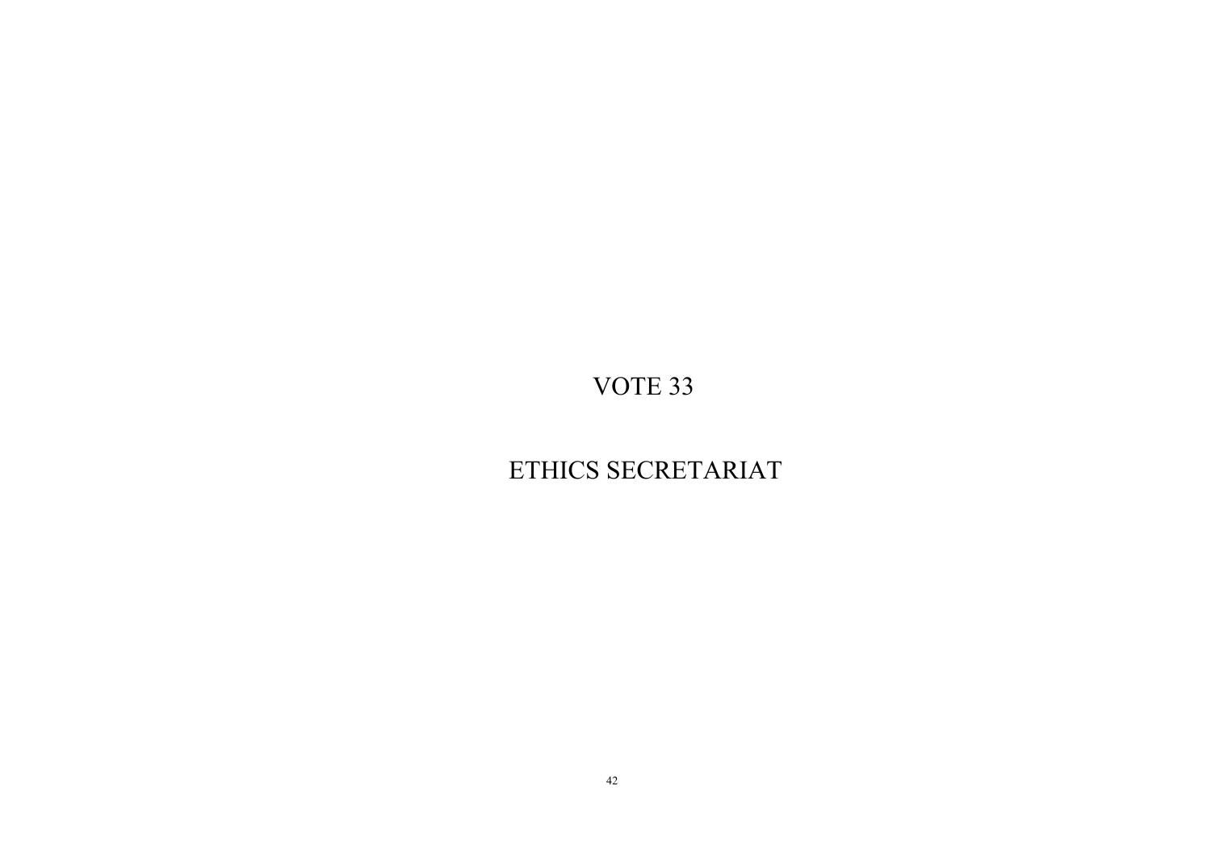# VOTE 33

# ETHICS SECRETARIAT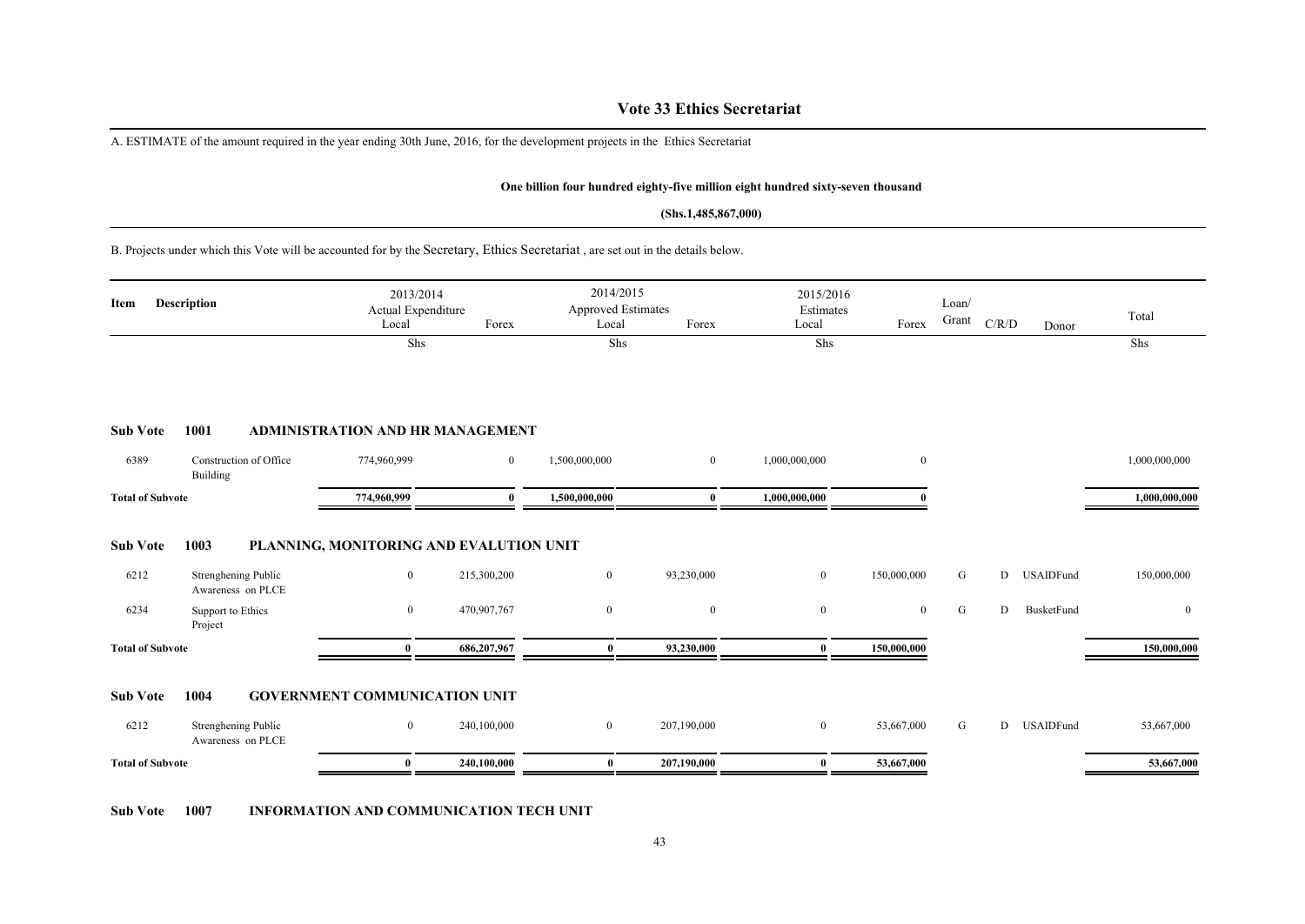# Vote 33 Ethics Secretariat

A. ESTIMATE of the amount required in the year ending 30th June, 2016, for the development projects in the Ethics Secretariat

**One billion four hundred eighty-five million eight hundred sixty-seven thousand**

**(Shs.1,485,867,000)**

B. Projects under which this Vote will be accounted for by the Secretary, Ethics Secretariat , are set out in the details below.

| Item | Description | 2013/2014 Actual Expenditure Local | Forex | 2014/2015 Approved Estimates Local | Forex | 2015/2016 Estimates Local | Forex | Loan/ Grant | C/R/D | Donor | Total |
|---|---|---|---|---|---|---|---|---|---|---|---|
| | | Shs | | Shs | | Shs | | | | | Shs |
| **Sub Vote** | **1001** | **ADMINISTRATION AND HR MANAGEMENT** | | | | | | | | | |
| 6389 | Construction of Office Building | 774,960,999 | 0 | 1,500,000,000 | 0 | 1,000,000,000 | 0 | | | | 1,000,000,000 |
| **Total of Subvote** | | **774,960,999** | **0** | **1,500,000,000** | **0** | **1,000,000,000** | **0** | | | | **1,000,000,000** |
| **Sub Vote** | **1003** | **PLANNING, MONITORING AND EVALUTION UNIT** | | | | | | | | | |
| 6212 | Strenghening Public Awareness on PLCE | 0 | 215,300,200 | 0 | 93,230,000 | 0 | 150,000,000 | G | D | USAIDFund | 150,000,000 |
| 6234 | Support to Ethics Project | 0 | 470,907,767 | 0 | 0 | 0 | 0 | G | D | BusketFund | 0 |
| **Total of Subvote** | | **0** | **686,207,967** | **0** | **93,230,000** | **0** | **150,000,000** | | | | **150,000,000** |
| **Sub Vote** | **1004** | **GOVERNMENT COMMUNICATION UNIT** | | | | | | | | | |
| 6212 | Strenghening Public Awareness on PLCE | 0 | 240,100,000 | 0 | 207,190,000 | 0 | 53,667,000 | G | D | USAIDFund | 53,667,000 |
| **Total of Subvote** | | **0** | **240,100,000** | **0** | **207,190,000** | **0** | **53,667,000** | | | | **53,667,000** |

**Sub Vote 1007 INFORMATION AND COMMUNICATION TECH UNIT**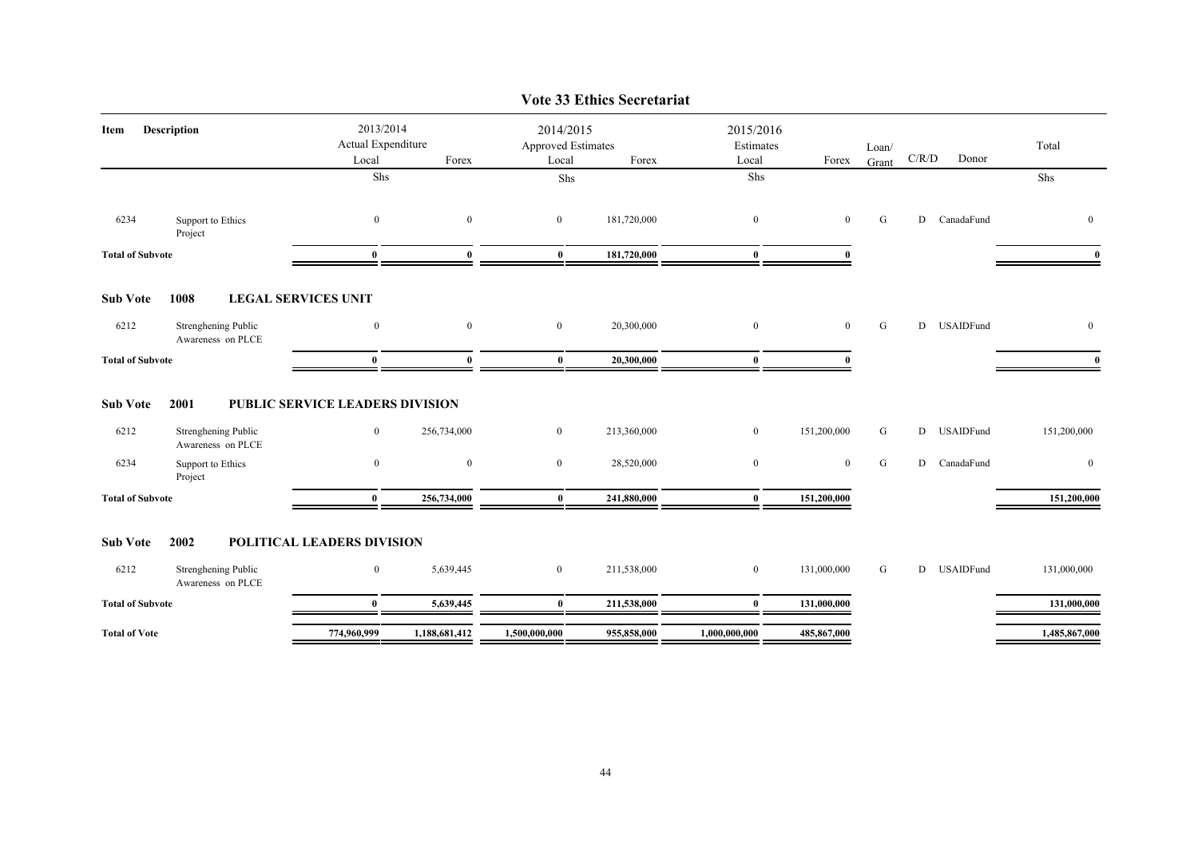# Vote 33 Ethics Secretariat

| Item | Description | 2013/2014 Actual Expenditure Local | Forex | 2014/2015 Approved Estimates Local | Forex | 2015/2016 Estimates Local | Forex | Loan/ Grant | C/R/D | Donor | Total |
|---|---|---|---|---|---|---|---|---|---|---|---|
| | | Shs | | Shs | | Shs | | | | | Shs |
| 6234 | Support to Ethics Project | 0 | 0 | 0 | 181,720,000 | 0 | 0 | G | D | CanadaFund | 0 |
| **Total of Subvote** | | **0** | **0** | **0** | **181,720,000** | **0** | **0** | | | | **0** |
| **Sub Vote 1008** | **LEGAL SERVICES UNIT** | | | | | | | | | | |
| 6212 | Strenghening Public Awareness on PLCE | 0 | 0 | 0 | 20,300,000 | 0 | 0 | G | D | USAIDFund | 0 |
| **Total of Subvote** | | **0** | **0** | **0** | **20,300,000** | **0** | **0** | | | | **0** |
| **Sub Vote 2001** | **PUBLIC SERVICE LEADERS DIVISION** | | | | | | | | | | |
| 6212 | Strenghening Public Awareness on PLCE | 0 | 256,734,000 | 0 | 213,360,000 | 0 | 151,200,000 | G | D | USAIDFund | 151,200,000 |
| 6234 | Support to Ethics Project | 0 | 0 | 0 | 28,520,000 | 0 | 0 | G | D | CanadaFund | 0 |
| **Total of Subvote** | | **0** | **256,734,000** | **0** | **241,880,000** | **0** | **151,200,000** | | | | **151,200,000** |
| **Sub Vote 2002** | **POLITICAL LEADERS DIVISION** | | | | | | | | | | |
| 6212 | Strenghening Public Awareness on PLCE | 0 | 5,639,445 | 0 | 211,538,000 | 0 | 131,000,000 | G | D | USAIDFund | 131,000,000 |
| **Total of Subvote** | | **0** | **5,639,445** | **0** | **211,538,000** | **0** | **131,000,000** | | | | **131,000,000** |
| **Total of Vote** | | **774,960,999** | **1,188,681,412** | **1,500,000,000** | **955,858,000** | **1,000,000,000** | **485,867,000** | | | | **1,485,867,000** |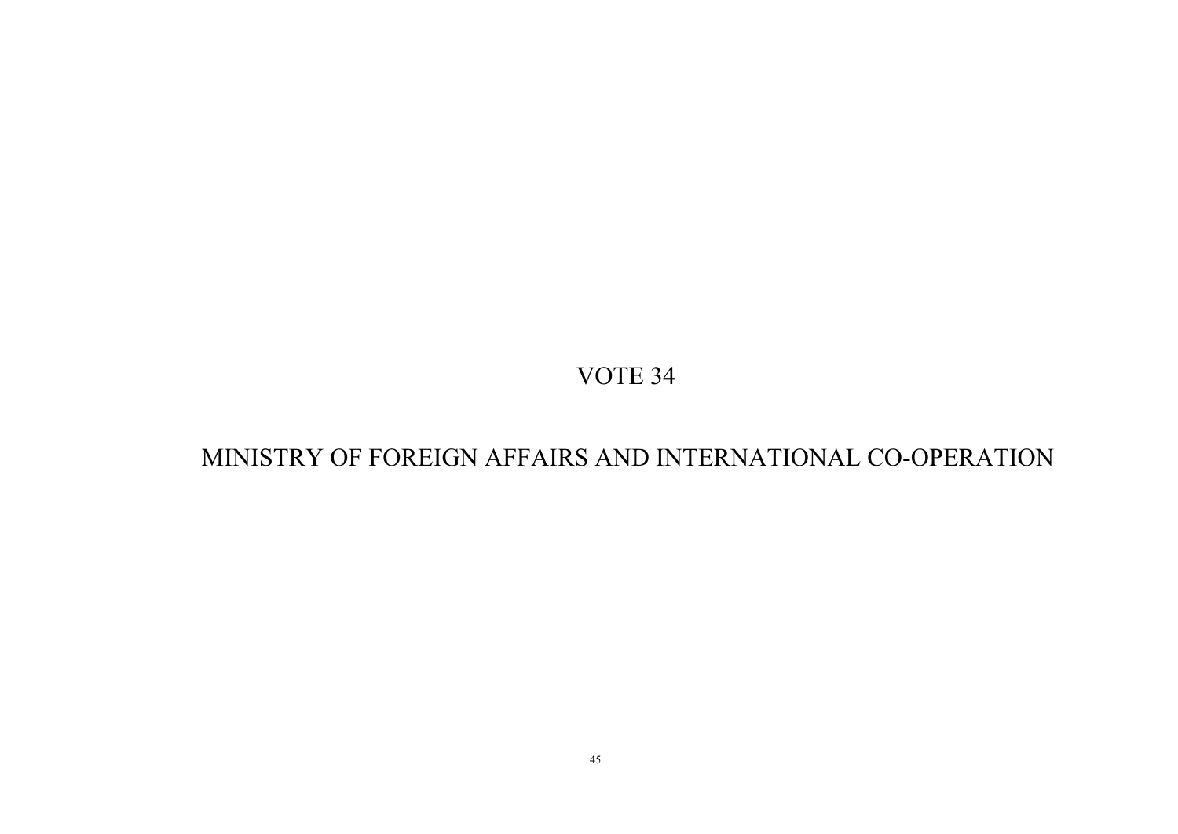# VOTE 34

# MINISTRY OF FOREIGN AFFAIRS AND INTERNATIONAL CO-OPERATION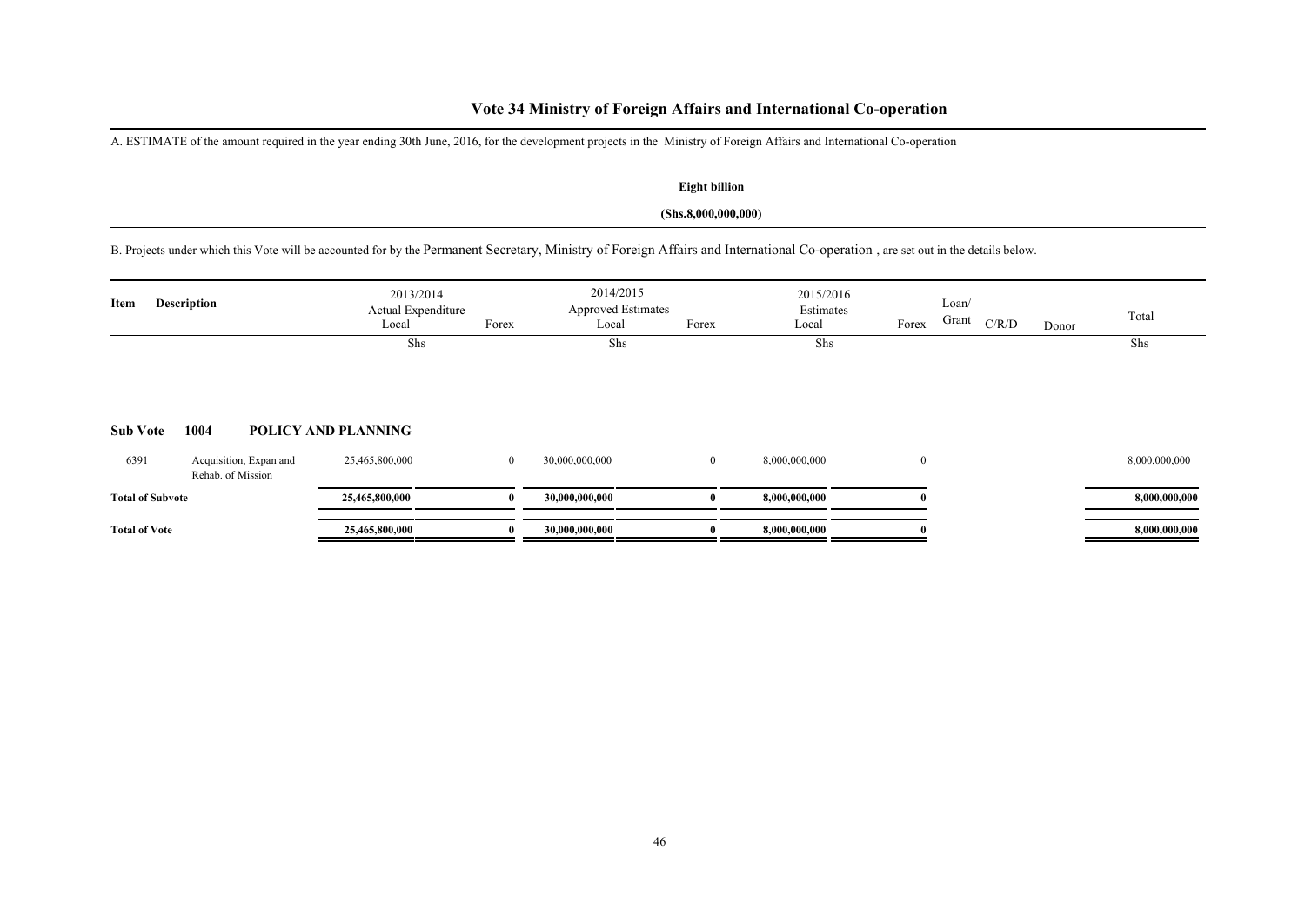# Vote 34 Ministry of Foreign Affairs and International Co-operation

A. ESTIMATE of the amount required in the year ending 30th June, 2016, for the development projects in the Ministry of Foreign Affairs and International Co-operation

**Eight billion**

**(Shs.8,000,000,000)**

B. Projects under which this Vote will be accounted for by the Permanent Secretary, Ministry of Foreign Affairs and International Co-operation , are set out in the details below.

| Item | Description | 2013/2014 Actual Expenditure Local | Forex | 2014/2015 Approved Estimates Local | Forex | 2015/2016 Estimates Local | Forex | Loan/ Grant | C/R/D | Donor | Total |
|---|---|---|---|---|---|---|---|---|---|---|---|
| | | Shs | | Shs | | Shs | | | | | Shs |
| **Sub Vote** | **1004 POLICY AND PLANNING** | | | | | | | | | | |
| 6391 | Acquisition, Expan and Rehab. of Mission | 25,465,800,000 | 0 | 30,000,000,000 | 0 | 8,000,000,000 | 0 | | | | 8,000,000,000 |
| **Total of Subvote** | | **25,465,800,000** | **0** | **30,000,000,000** | **0** | **8,000,000,000** | **0** | | | | **8,000,000,000** |
| **Total of Vote** | | **25,465,800,000** | **0** | **30,000,000,000** | **0** | **8,000,000,000** | **0** | | | | **8,000,000,000** |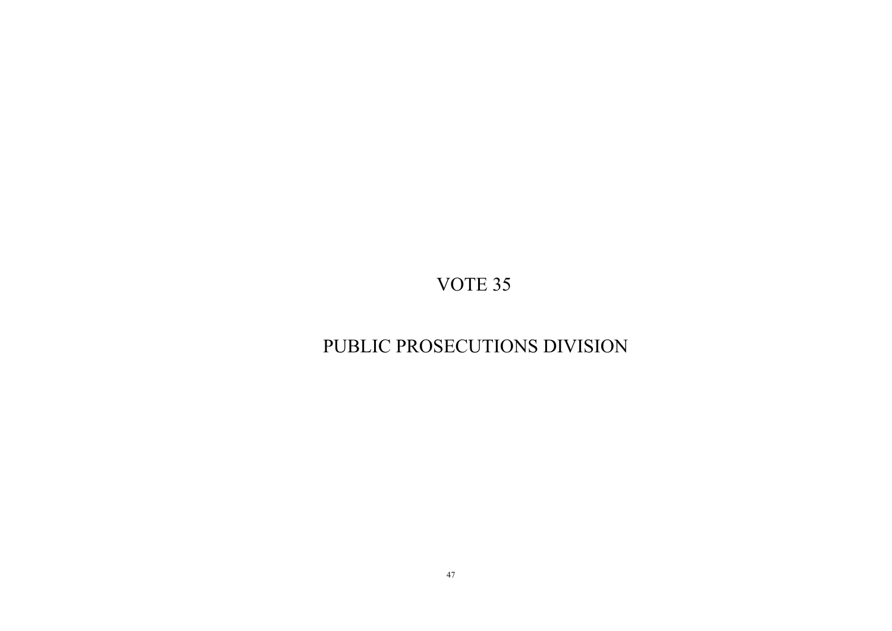# VOTE 35

# PUBLIC PROSECUTIONS DIVISION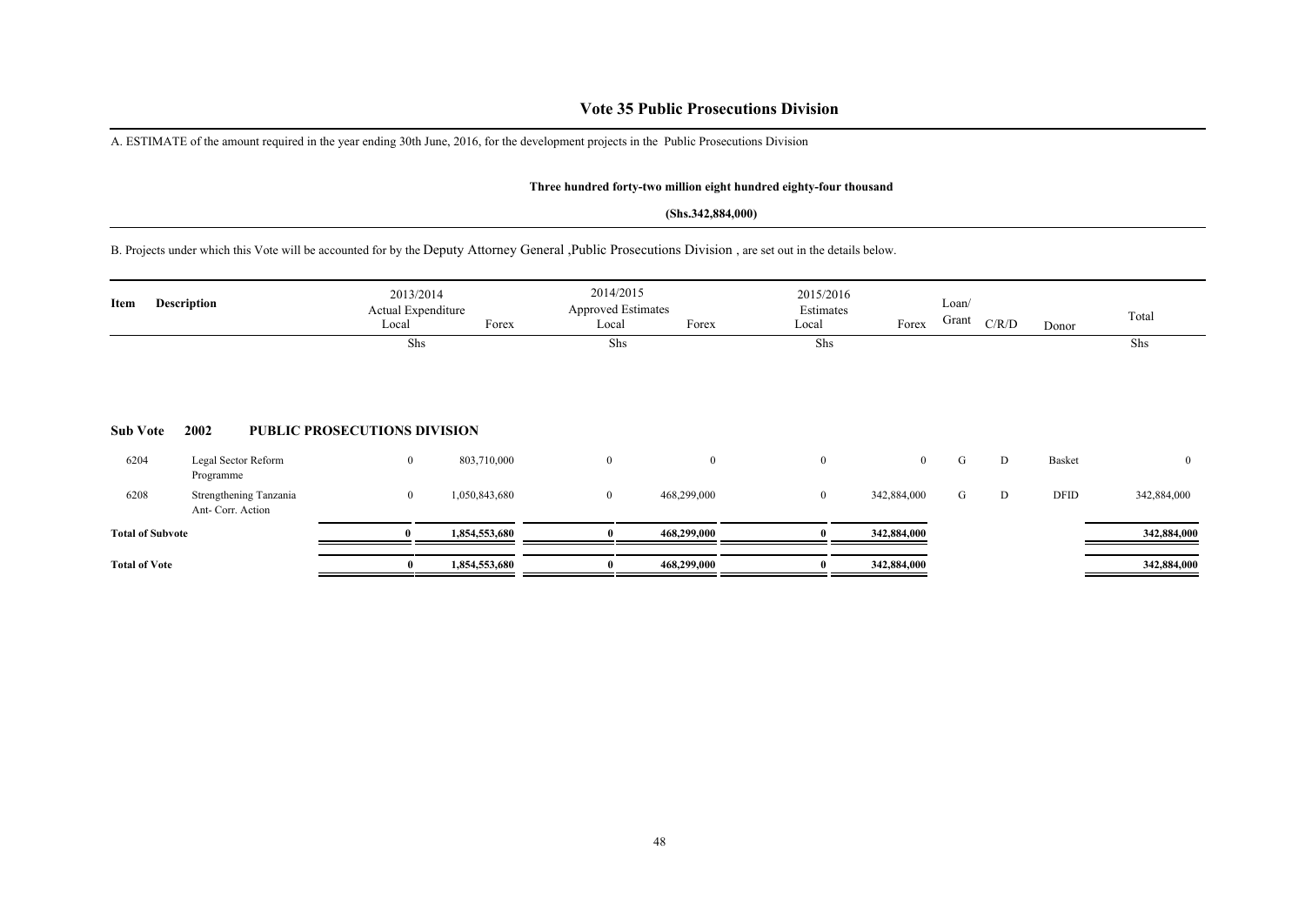# Vote 35 Public Prosecutions Division

A. ESTIMATE of the amount required in the year ending 30th June, 2016, for the development projects in the Public Prosecutions Division

**Three hundred forty-two million eight hundred eighty-four thousand**

**(Shs.342,884,000)**

B. Projects under which this Vote will be accounted for by the Deputy Attorney General ,Public Prosecutions Division , are set out in the details below.

| Item | Description | 2013/2014 Actual Expenditure Local | Forex | 2014/2015 Approved Estimates Local | Forex | 2015/2016 Estimates Local | Forex | Loan/ Grant | C/R/D | Donor | Total |
|---|---|---|---|---|---|---|---|---|---|---|---|
| | | Shs | | Shs | | Shs | | | | | Shs |
| **Sub Vote** | **2002** | **PUBLIC PROSECUTIONS DIVISION** | | | | | | | | | |
| 6204 | Legal Sector Reform Programme | 0 | 803,710,000 | 0 | 0 | 0 | 0 | G | D | Basket | 0 |
| 6208 | Strengthening Tanzania Ant- Corr. Action | 0 | 1,050,843,680 | 0 | 468,299,000 | 0 | 342,884,000 | G | D | DFID | 342,884,000 |
| **Total of Subvote** | | **0** | **1,854,553,680** | **0** | **468,299,000** | **0** | **342,884,000** | | | | **342,884,000** |
| **Total of Vote** | | **0** | **1,854,553,680** | **0** | **468,299,000** | **0** | **342,884,000** | | | | **342,884,000** |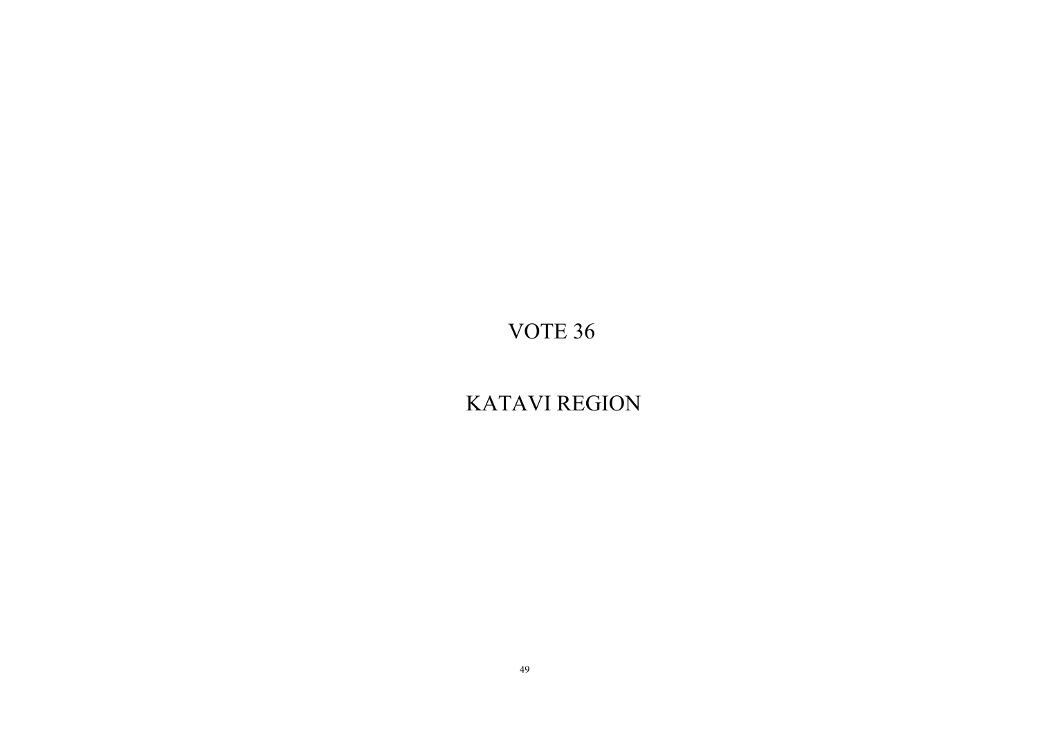# VOTE 36

# KATAVI REGION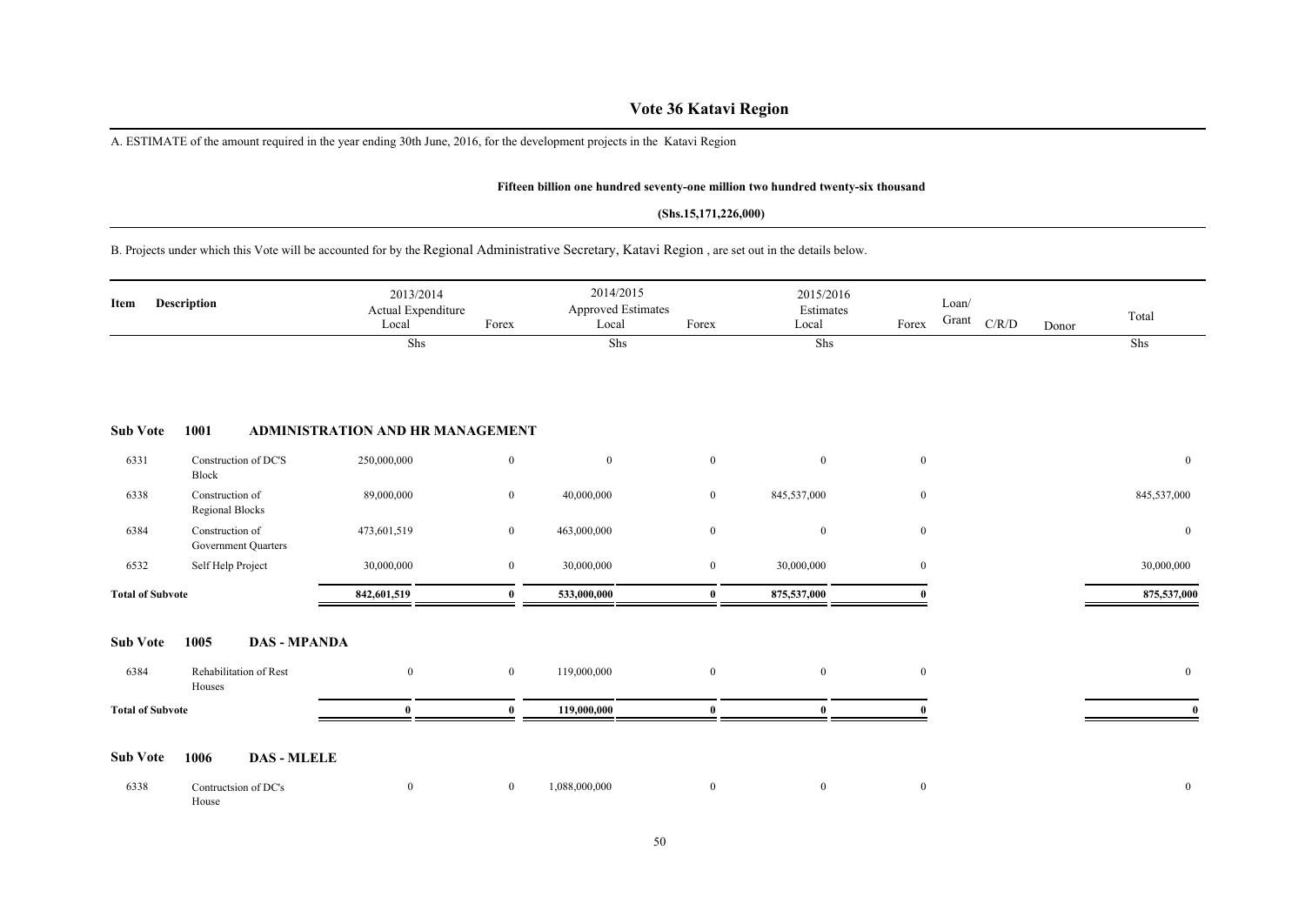# Vote 36 Katavi Region

A. ESTIMATE of the amount required in the year ending 30th June, 2016, for the development projects in the Katavi Region

**Fifteen billion one hundred seventy-one million two hundred twenty-six thousand**

**(Shs.15,171,226,000)**

B. Projects under which this Vote will be accounted for by the Regional Administrative Secretary, Katavi Region , are set out in the details below.

| Item | Description | 2013/2014 Actual Expenditure Local | Forex | 2014/2015 Approved Estimates Local | Forex | 2015/2016 Estimates Local | Forex | Loan/ Grant | C/R/D | Donor | Total |
|---|---|---|---|---|---|---|---|---|---|---|---|
| | | Shs | | Shs | | Shs | | | | | Shs |
| **Sub Vote** | **1001 ADMINISTRATION AND HR MANAGEMENT** | | | | | | | | | | |
| 6331 | Construction of DC'S Block | 250,000,000 | 0 | 0 | 0 | 0 | 0 | | | | 0 |
| 6338 | Construction of Regional Blocks | 89,000,000 | 0 | 40,000,000 | 0 | 845,537,000 | 0 | | | | 845,537,000 |
| 6384 | Construction of Government Quarters | 473,601,519 | 0 | 463,000,000 | 0 | 0 | 0 | | | | 0 |
| 6532 | Self Help Project | 30,000,000 | 0 | 30,000,000 | 0 | 30,000,000 | 0 | | | | 30,000,000 |
| **Total of Subvote** | | **842,601,519** | **0** | **533,000,000** | **0** | **875,537,000** | **0** | | | | **875,537,000** |
| **Sub Vote** | **1005 DAS - MPANDA** | | | | | | | | | | |
| 6384 | Rehabilitation of Rest Houses | 0 | 0 | 119,000,000 | 0 | 0 | 0 | | | | 0 |
| **Total of Subvote** | | **0** | **0** | **119,000,000** | **0** | **0** | **0** | | | | **0** |
| **Sub Vote** | **1006 DAS - MLELE** | | | | | | | | | | |
| 6338 | Contructsion of DC's House | 0 | 0 | 1,088,000,000 | 0 | 0 | 0 | | | | 0 |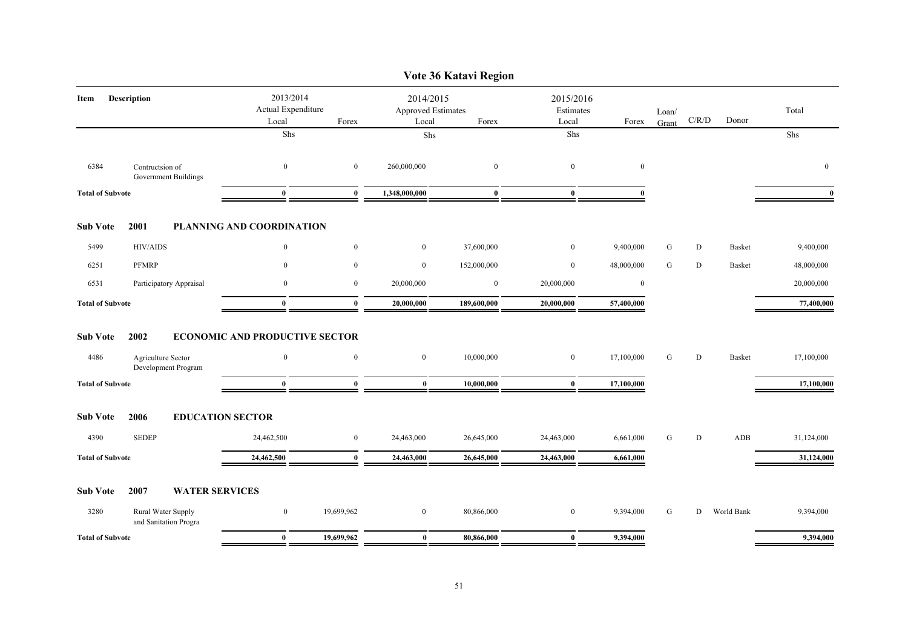# Vote 36 Katavi Region

| Item | Description | 2013/2014 Actual Expenditure Local | Forex | 2014/2015 Approved Estimates Local | Forex | 2015/2016 Estimates Local | Forex | Loan/ Grant | C/R/D | Donor | Total |
|---|---|---|---|---|---|---|---|---|---|---|---|
| | | Shs | | Shs | | Shs | | | | | Shs |
| 6384 | Contructsion of Government Buildings | 0 | 0 | 260,000,000 | 0 | 0 | 0 | | | | 0 |
| **Total of Subvote** | | **0** | **0** | **1,348,000,000** | **0** | **0** | **0** | | | | **0** |
| **Sub Vote** | **2001** | **PLANNING AND COORDINATION** | | | | | | | | | |
| 5499 | HIV/AIDS | 0 | 0 | 0 | 37,600,000 | 0 | 9,400,000 | G | D | Basket | 9,400,000 |
| 6251 | PFMRP | 0 | 0 | 0 | 152,000,000 | 0 | 48,000,000 | G | D | Basket | 48,000,000 |
| 6531 | Participatory Appraisal | 0 | 0 | 20,000,000 | 0 | 20,000,000 | 0 | | | | 20,000,000 |
| **Total of Subvote** | | **0** | **0** | **20,000,000** | **189,600,000** | **20,000,000** | **57,400,000** | | | | **77,400,000** |
| **Sub Vote** | **2002** | **ECONOMIC AND PRODUCTIVE SECTOR** | | | | | | | | | |
| 4486 | Agriculture Sector Development Program | 0 | 0 | 0 | 10,000,000 | 0 | 17,100,000 | G | D | Basket | 17,100,000 |
| **Total of Subvote** | | **0** | **0** | **0** | **10,000,000** | **0** | **17,100,000** | | | | **17,100,000** |
| **Sub Vote** | **2006** | **EDUCATION SECTOR** | | | | | | | | | |
| 4390 | SEDEP | 24,462,500 | 0 | 24,463,000 | 26,645,000 | 24,463,000 | 6,661,000 | G | D | ADB | 31,124,000 |
| **Total of Subvote** | | **24,462,500** | **0** | **24,463,000** | **26,645,000** | **24,463,000** | **6,661,000** | | | | **31,124,000** |
| **Sub Vote** | **2007** | **WATER SERVICES** | | | | | | | | | |
| 3280 | Rural Water Supply and Sanitation Progra | 0 | 19,699,962 | 0 | 80,866,000 | 0 | 9,394,000 | G | D | World Bank | 9,394,000 |
| **Total of Subvote** | | **0** | **19,699,962** | **0** | **80,866,000** | **0** | **9,394,000** | | | | **9,394,000** |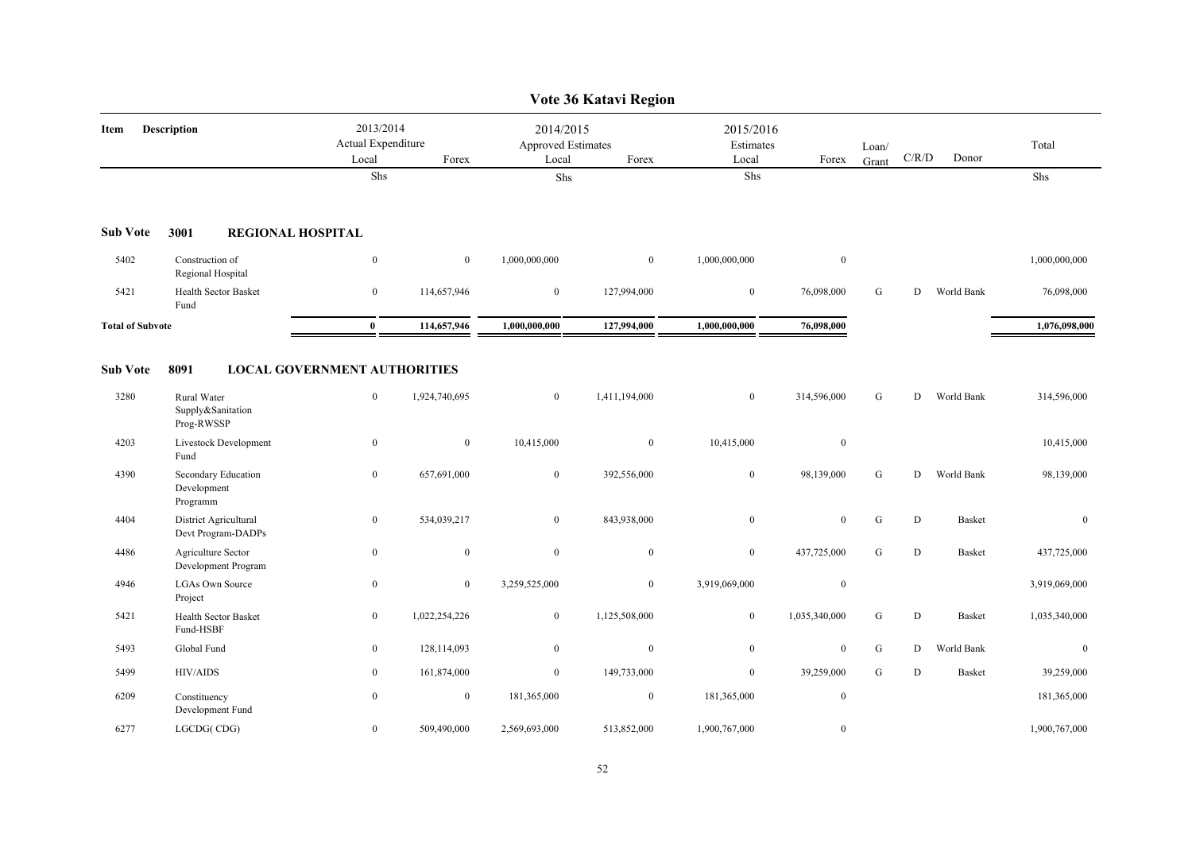# Vote 36 Katavi Region

| Item | Description | 2013/2014 Actual Expenditure Local | 2013/2014 Actual Expenditure Forex | 2014/2015 Approved Estimates Local | 2014/2015 Approved Estimates Forex | 2015/2016 Estimates Local | 2015/2016 Estimates Forex | Loan/ Grant | C/R/D | Donor | Total |
|---|---|---|---|---|---|---|---|---|---|---|---|
| | | Shs | | Shs | | Shs | | | | | Shs |
| **Sub Vote** | **3001 REGIONAL HOSPITAL** | | | | | | | | | | |
| 5402 | Construction of Regional Hospital | 0 | 0 | 1,000,000,000 | 0 | 1,000,000,000 | 0 | | | | 1,000,000,000 |
| 5421 | Health Sector Basket Fund | 0 | 114,657,946 | 0 | 127,994,000 | 0 | 76,098,000 | G | D | World Bank | 76,098,000 |
| **Total of Subvote** | | **0** | **114,657,946** | **1,000,000,000** | **127,994,000** | **1,000,000,000** | **76,098,000** | | | | **1,076,098,000** |
| **Sub Vote** | **8091 LOCAL GOVERNMENT AUTHORITIES** | | | | | | | | | | |
| 3280 | Rural Water Supply&Sanitation Prog-RWSSP | 0 | 1,924,740,695 | 0 | 1,411,194,000 | 0 | 314,596,000 | G | D | World Bank | 314,596,000 |
| 4203 | Livestock Development Fund | 0 | 0 | 10,415,000 | 0 | 10,415,000 | 0 | | | | 10,415,000 |
| 4390 | Secondary Education Development Programm | 0 | 657,691,000 | 0 | 392,556,000 | 0 | 98,139,000 | G | D | World Bank | 98,139,000 |
| 4404 | District Agricultural Devt Program-DADPs | 0 | 534,039,217 | 0 | 843,938,000 | 0 | 0 | G | D | Basket | 0 |
| 4486 | Agriculture Sector Development Program | 0 | 0 | 0 | 0 | 0 | 437,725,000 | G | D | Basket | 437,725,000 |
| 4946 | LGAs Own Source Project | 0 | 0 | 3,259,525,000 | 0 | 3,919,069,000 | 0 | | | | 3,919,069,000 |
| 5421 | Health Sector Basket Fund-HSBF | 0 | 1,022,254,226 | 0 | 1,125,508,000 | 0 | 1,035,340,000 | G | D | Basket | 1,035,340,000 |
| 5493 | Global Fund | 0 | 128,114,093 | 0 | 0 | 0 | 0 | G | D | World Bank | 0 |
| 5499 | HIV/AIDS | 0 | 161,874,000 | 0 | 149,733,000 | 0 | 39,259,000 | G | D | Basket | 39,259,000 |
| 6209 | Constituency Development Fund | 0 | 0 | 181,365,000 | 0 | 181,365,000 | 0 | | | | 181,365,000 |
| 6277 | LGCDG( CDG) | 0 | 509,490,000 | 2,569,693,000 | 513,852,000 | 1,900,767,000 | 0 | | | | 1,900,767,000 |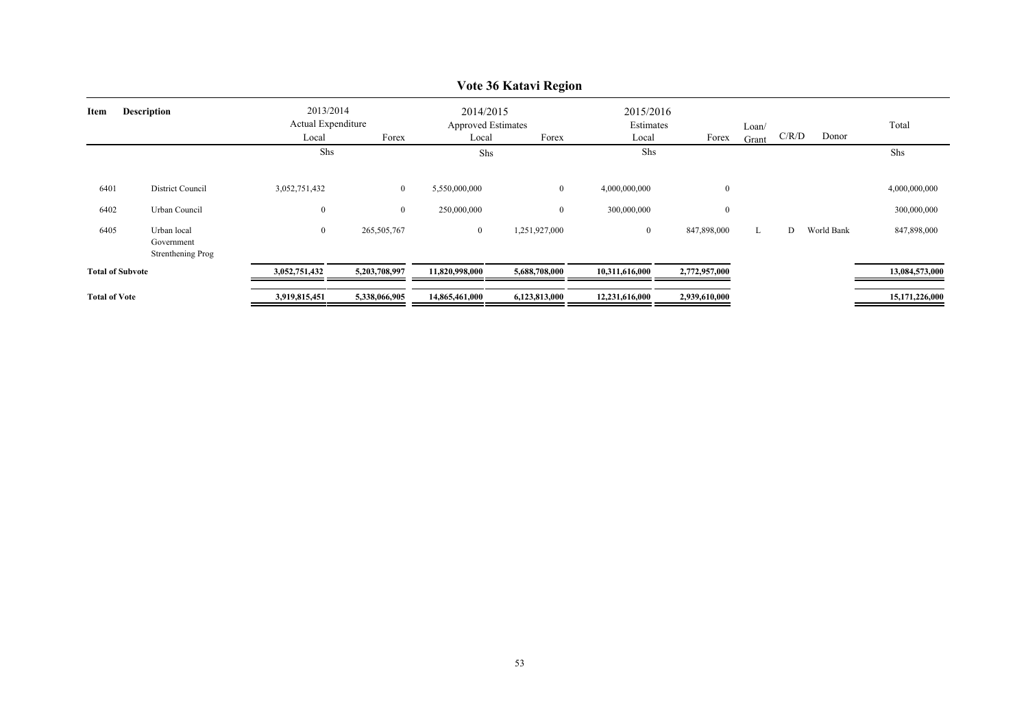# Vote 36 Katavi Region

| Item | Description | 2013/2014 Actual Expenditure Local | Forex | 2014/2015 Approved Estimates Local | Forex | 2015/2016 Estimates Local | Forex | Loan/ Grant | C/R/D | Donor | Total |
|---|---|---|---|---|---|---|---|---|---|---|---|
| | | Shs | | Shs | | Shs | | | | | Shs |
| 6401 | District Council | 3,052,751,432 | 0 | 5,550,000,000 | 0 | 4,000,000,000 | 0 | | | | 4,000,000,000 |
| 6402 | Urban Council | 0 | 0 | 250,000,000 | 0 | 300,000,000 | 0 | | | | 300,000,000 |
| 6405 | Urban local Government Strenthening Prog | 0 | 265,505,767 | 0 | 1,251,927,000 | 0 | 847,898,000 | L | D | World Bank | 847,898,000 |
| **Total of Subvote** | | **3,052,751,432** | **5,203,708,997** | **11,820,998,000** | **5,688,708,000** | **10,311,616,000** | **2,772,957,000** | | | | **13,084,573,000** |
| **Total of Vote** | | **3,919,815,451** | **5,338,066,905** | **14,865,461,000** | **6,123,813,000** | **12,231,616,000** | **2,939,610,000** | | | | **15,171,226,000** |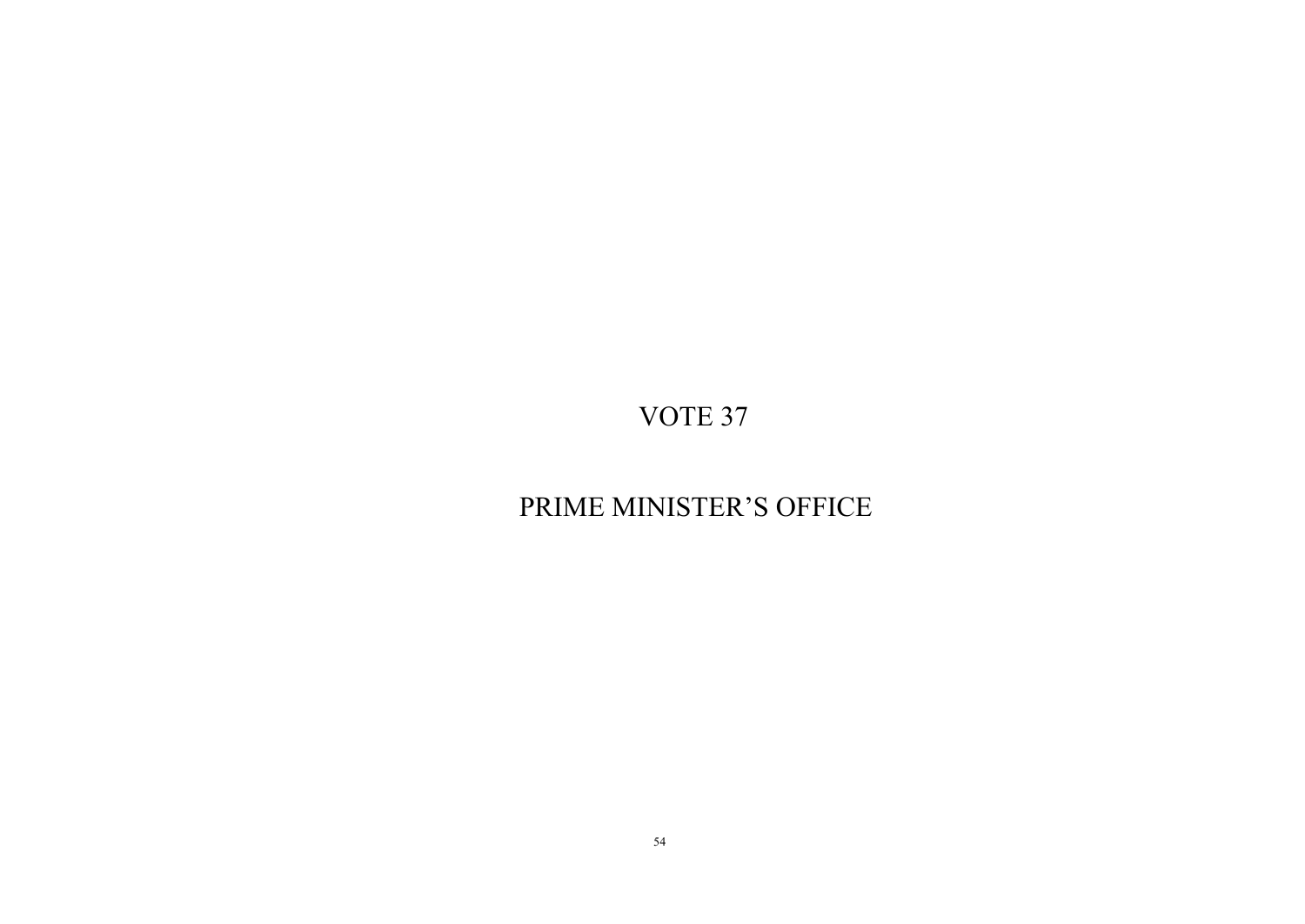# VOTE 37

# PRIME MINISTER’S OFFICE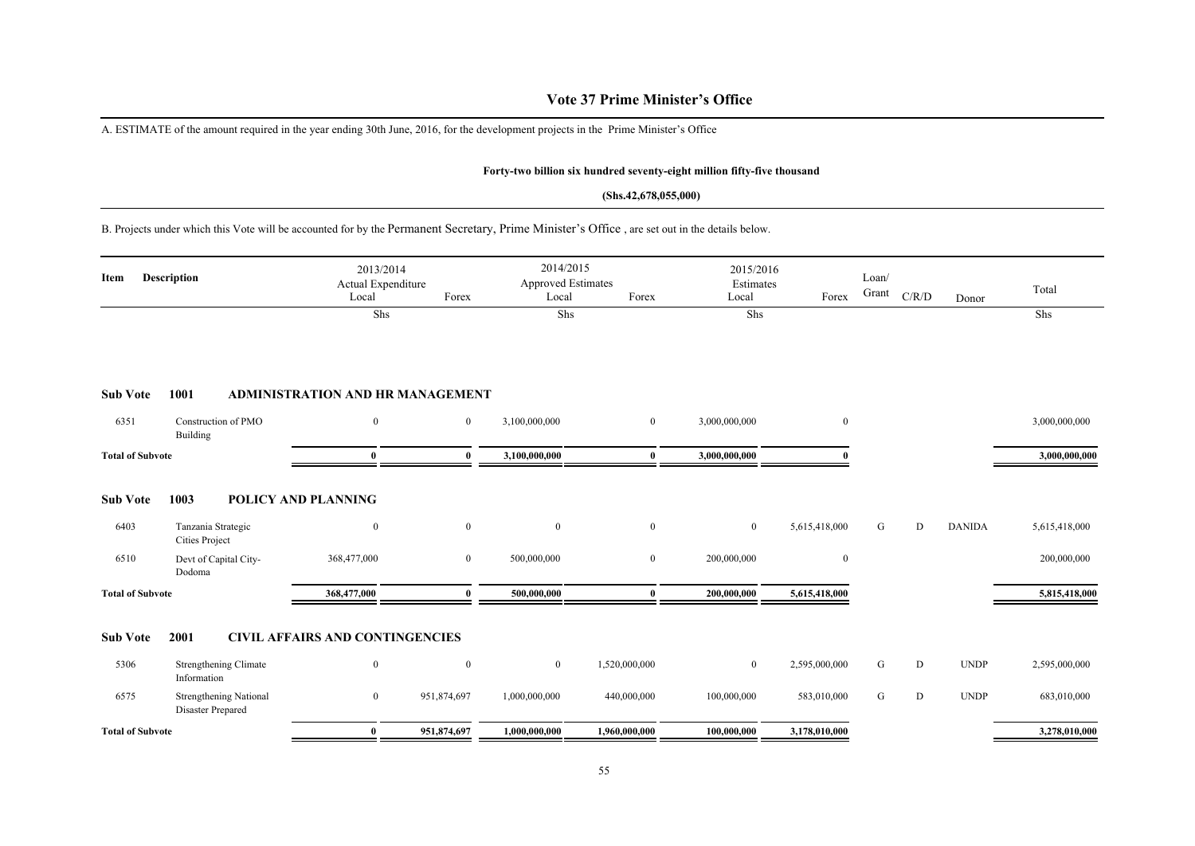# Vote 37 Prime Minister's Office

A. ESTIMATE of the amount required in the year ending 30th June, 2016, for the development projects in the Prime Minister's Office

**Forty-two billion six hundred seventy-eight million fifty-five thousand**

**(Shs.42,678,055,000)**

B. Projects under which this Vote will be accounted for by the Permanent Secretary, Prime Minister's Office , are set out in the details below.

| Item | Description | 2013/2014 Actual Expenditure Local | Forex | 2014/2015 Approved Estimates Local | Forex | 2015/2016 Estimates Local | Forex | Loan/ Grant | C/R/D | Donor | Total |
|---|---|---|---|---|---|---|---|---|---|---|---|
| | | Shs | | Shs | | Shs | | | | | Shs |
| **Sub Vote** | **1001 ADMINISTRATION AND HR MANAGEMENT** | | | | | | | | | | |
| 6351 | Construction of PMO Building | 0 | 0 | 3,100,000,000 | 0 | 3,000,000,000 | 0 | | | | 3,000,000,000 |
| **Total of Subvote** | | **0** | **0** | **3,100,000,000** | **0** | **3,000,000,000** | **0** | | | | **3,000,000,000** |
| **Sub Vote** | **1003 POLICY AND PLANNING** | | | | | | | | | | |
| 6403 | Tanzania Strategic Cities Project | 0 | 0 | 0 | 0 | 0 | 5,615,418,000 | G | D | DANIDA | 5,615,418,000 |
| 6510 | Devt of Capital City-Dodoma | 368,477,000 | 0 | 500,000,000 | 0 | 200,000,000 | 0 | | | | 200,000,000 |
| **Total of Subvote** | | **368,477,000** | **0** | **500,000,000** | **0** | **200,000,000** | **5,615,418,000** | | | | **5,815,418,000** |
| **Sub Vote** | **2001 CIVIL AFFAIRS AND CONTINGENCIES** | | | | | | | | | | |
| 5306 | Strengthening Climate Information | 0 | 0 | 0 | 1,520,000,000 | 0 | 2,595,000,000 | G | D | UNDP | 2,595,000,000 |
| 6575 | Strengthening National Disaster Prepared | 0 | 951,874,697 | 1,000,000,000 | 440,000,000 | 100,000,000 | 583,010,000 | G | D | UNDP | 683,010,000 |
| **Total of Subvote** | | **0** | **951,874,697** | **1,000,000,000** | **1,960,000,000** | **100,000,000** | **3,178,010,000** | | | | **3,278,010,000** |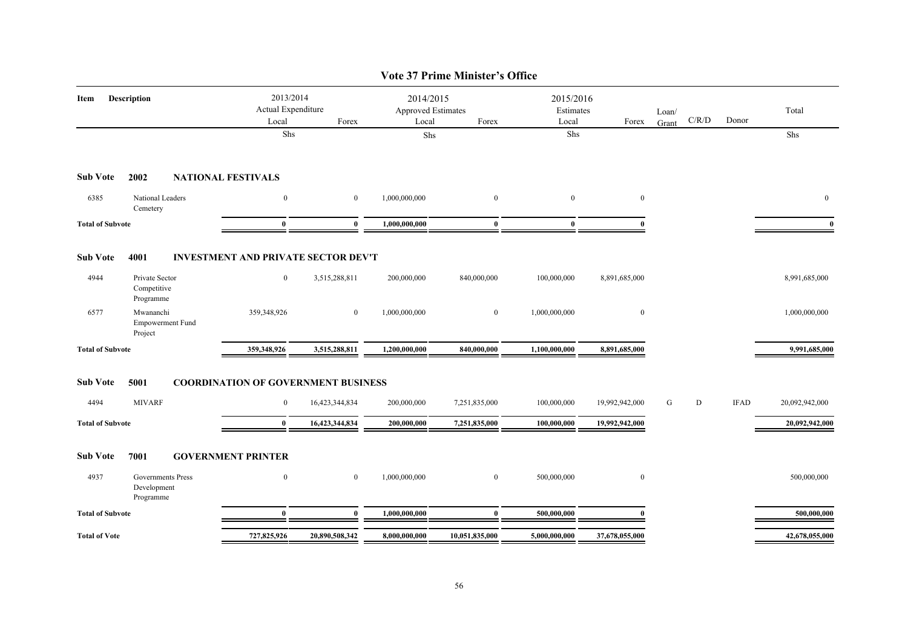# Vote 37 Prime Minister's Office

| Item | Description | 2013/2014 Actual Expenditure Local | Forex | 2014/2015 Approved Estimates Local | Forex | 2015/2016 Estimates Local | Forex | Loan/ Grant | C/R/D | Donor | Total |
|---|---|---|---|---|---|---|---|---|---|---|---|
| | | Shs | | Shs | | Shs | | | | | Shs |
| **Sub Vote** | **2002 NATIONAL FESTIVALS** | | | | | | | | | | |
| 6385 | National Leaders Cemetery | 0 | 0 | 1,000,000,000 | 0 | 0 | 0 | | | | 0 |
| **Total of Subvote** | | **0** | **0** | **1,000,000,000** | **0** | **0** | **0** | | | | **0** |
| **Sub Vote** | **4001 INVESTMENT AND PRIVATE SECTOR DEV'T** | | | | | | | | | | |
| 4944 | Private Sector Competitive Programme | 0 | 3,515,288,811 | 200,000,000 | 840,000,000 | 100,000,000 | 8,891,685,000 | | | | 8,991,685,000 |
| 6577 | Mwananchi Empowerment Fund Project | 359,348,926 | 0 | 1,000,000,000 | 0 | 1,000,000,000 | 0 | | | | 1,000,000,000 |
| **Total of Subvote** | | **359,348,926** | **3,515,288,811** | **1,200,000,000** | **840,000,000** | **1,100,000,000** | **8,891,685,000** | | | | **9,991,685,000** |
| **Sub Vote** | **5001 COORDINATION OF GOVERNMENT BUSINESS** | | | | | | | | | | |
| 4494 | MIVARF | 0 | 16,423,344,834 | 200,000,000 | 7,251,835,000 | 100,000,000 | 19,992,942,000 | G | D | IFAD | 20,092,942,000 |
| **Total of Subvote** | | **0** | **16,423,344,834** | **200,000,000** | **7,251,835,000** | **100,000,000** | **19,992,942,000** | | | | **20,092,942,000** |
| **Sub Vote** | **7001 GOVERNMENT PRINTER** | | | | | | | | | | |
| 4937 | Governments Press Development Programme | 0 | 0 | 1,000,000,000 | 0 | 500,000,000 | 0 | | | | 500,000,000 |
| **Total of Subvote** | | **0** | **0** | **1,000,000,000** | **0** | **500,000,000** | **0** | | | | **500,000,000** |
| **Total of Vote** | | **727,825,926** | **20,890,508,342** | **8,000,000,000** | **10,051,835,000** | **5,000,000,000** | **37,678,055,000** | | | | **42,678,055,000** |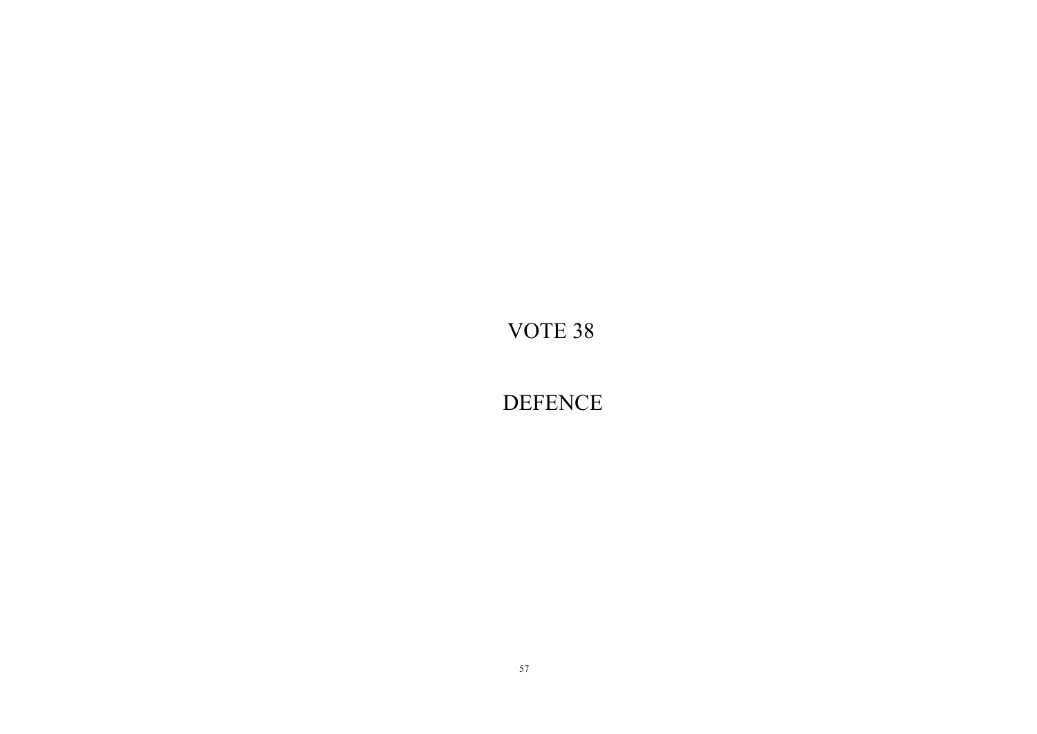# VOTE 38

# DEFENCE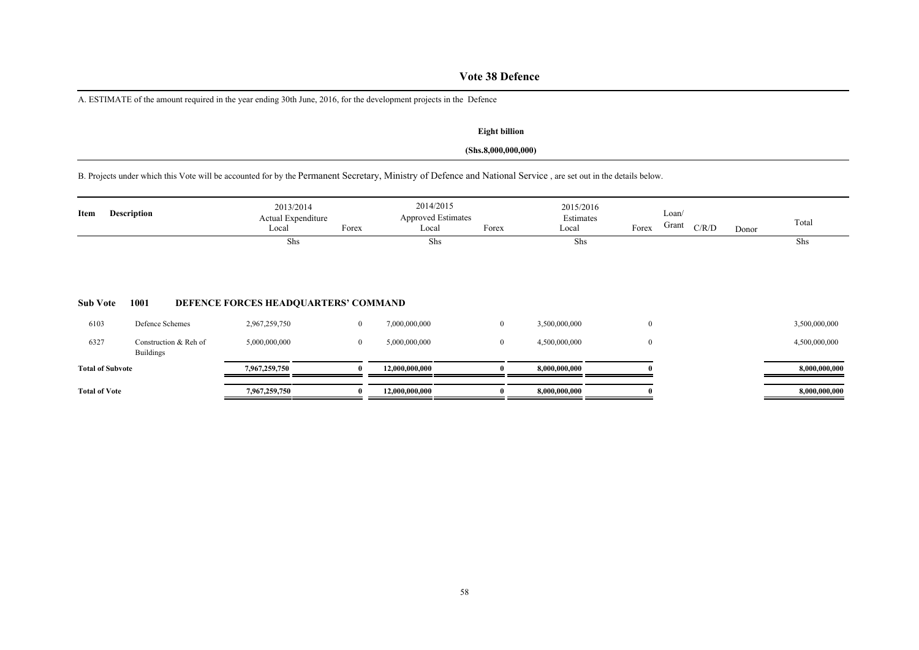# Vote 38 Defence

A. ESTIMATE of the amount required in the year ending 30th June, 2016, for the development projects in the Defence

**Eight billion**

**(Shs.8,000,000,000)**

B. Projects under which this Vote will be accounted for by the Permanent Secretary, Ministry of Defence and National Service , are set out in the details below.

| Item | Description | 2013/2014 Actual Expenditure Local | Forex | 2014/2015 Approved Estimates Local | Forex | 2015/2016 Estimates Local | Forex | Loan/ Grant | C/R/D | Donor | Total |
|---|---|---|---|---|---|---|---|---|---|---|---|
| | | Shs | | Shs | | Shs | | | | | Shs |
| **Sub Vote** | **1001** | **DEFENCE FORCES HEADQUARTERS' COMMAND** | | | | | | | | | |
| 6103 | Defence Schemes | 2,967,259,750 | 0 | 7,000,000,000 | 0 | 3,500,000,000 | 0 | | | | 3,500,000,000 |
| 6327 | Construction & Reh of Buildings | 5,000,000,000 | 0 | 5,000,000,000 | 0 | 4,500,000,000 | 0 | | | | 4,500,000,000 |
| **Total of Subvote** | | **7,967,259,750** | **0** | **12,000,000,000** | **0** | **8,000,000,000** | **0** | | | | **8,000,000,000** |
| **Total of Vote** | | **7,967,259,750** | **0** | **12,000,000,000** | **0** | **8,000,000,000** | **0** | | | | **8,000,000,000** |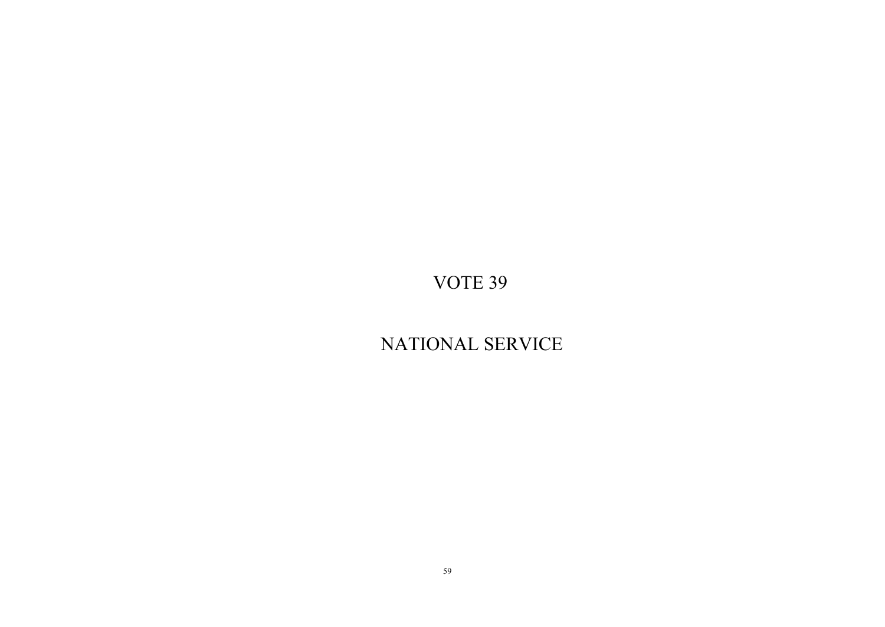# VOTE 39

# NATIONAL SERVICE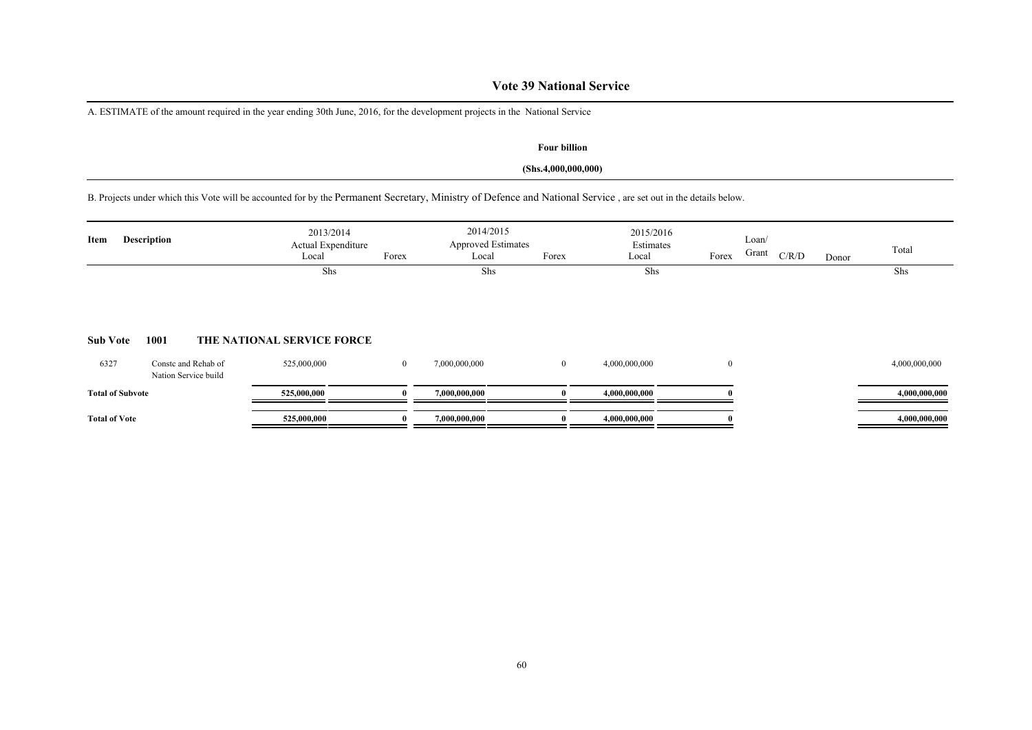# Vote 39 National Service

A. ESTIMATE of the amount required in the year ending 30th June, 2016, for the development projects in the National Service

**Four billion**

**(Shs.4,000,000,000)**

B. Projects under which this Vote will be accounted for by the Permanent Secretary, Ministry of Defence and National Service , are set out in the details below.

| Item | Description | 2013/2014 Actual Expenditure Local | Forex | 2014/2015 Approved Estimates Local | Forex | 2015/2016 Estimates Local | Forex | Loan/ Grant | C/R/D | Donor | Total |
|---|---|---|---|---|---|---|---|---|---|---|---|
| | | Shs | | Shs | | Shs | | | | | Shs |
| **Sub Vote** | **1001 THE NATIONAL SERVICE FORCE** | | | | | | | | | | |
| 6327 | Constc and Rehab of Nation Service build | 525,000,000 | 0 | 7,000,000,000 | 0 | 4,000,000,000 | 0 | | | | 4,000,000,000 |
| **Total of Subvote** | | **525,000,000** | **0** | **7,000,000,000** | **0** | **4,000,000,000** | **0** | | | | **4,000,000,000** |
| **Total of Vote** | | **525,000,000** | **0** | **7,000,000,000** | **0** | **4,000,000,000** | **0** | | | | **4,000,000,000** |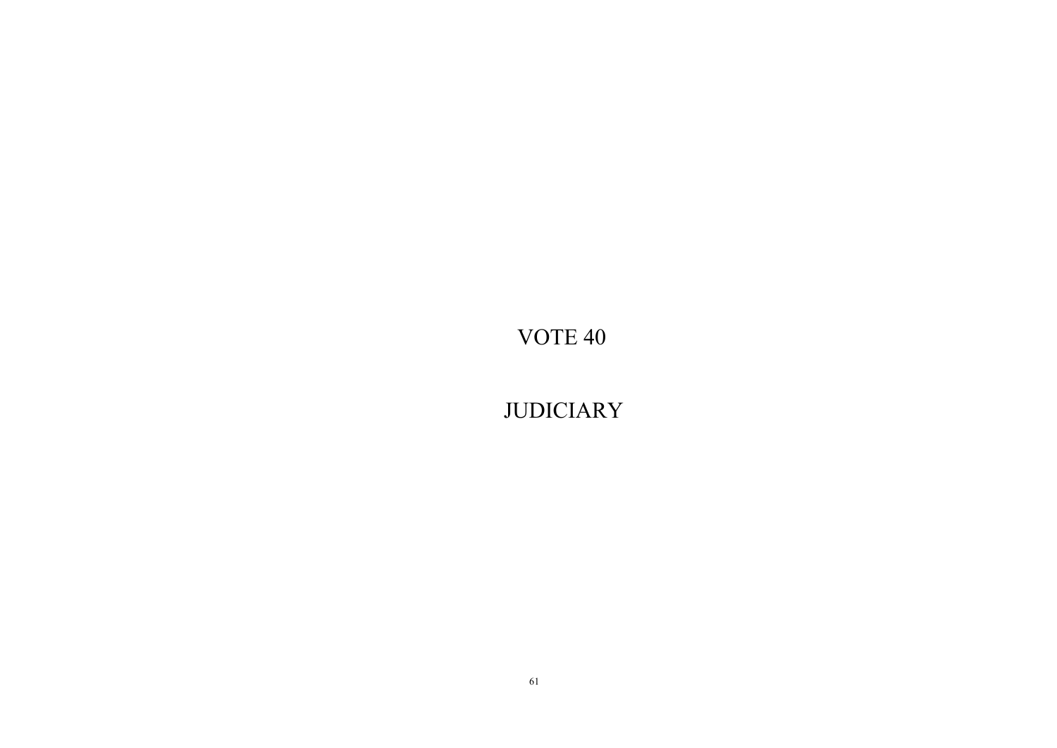# VOTE 40

# JUDICIARY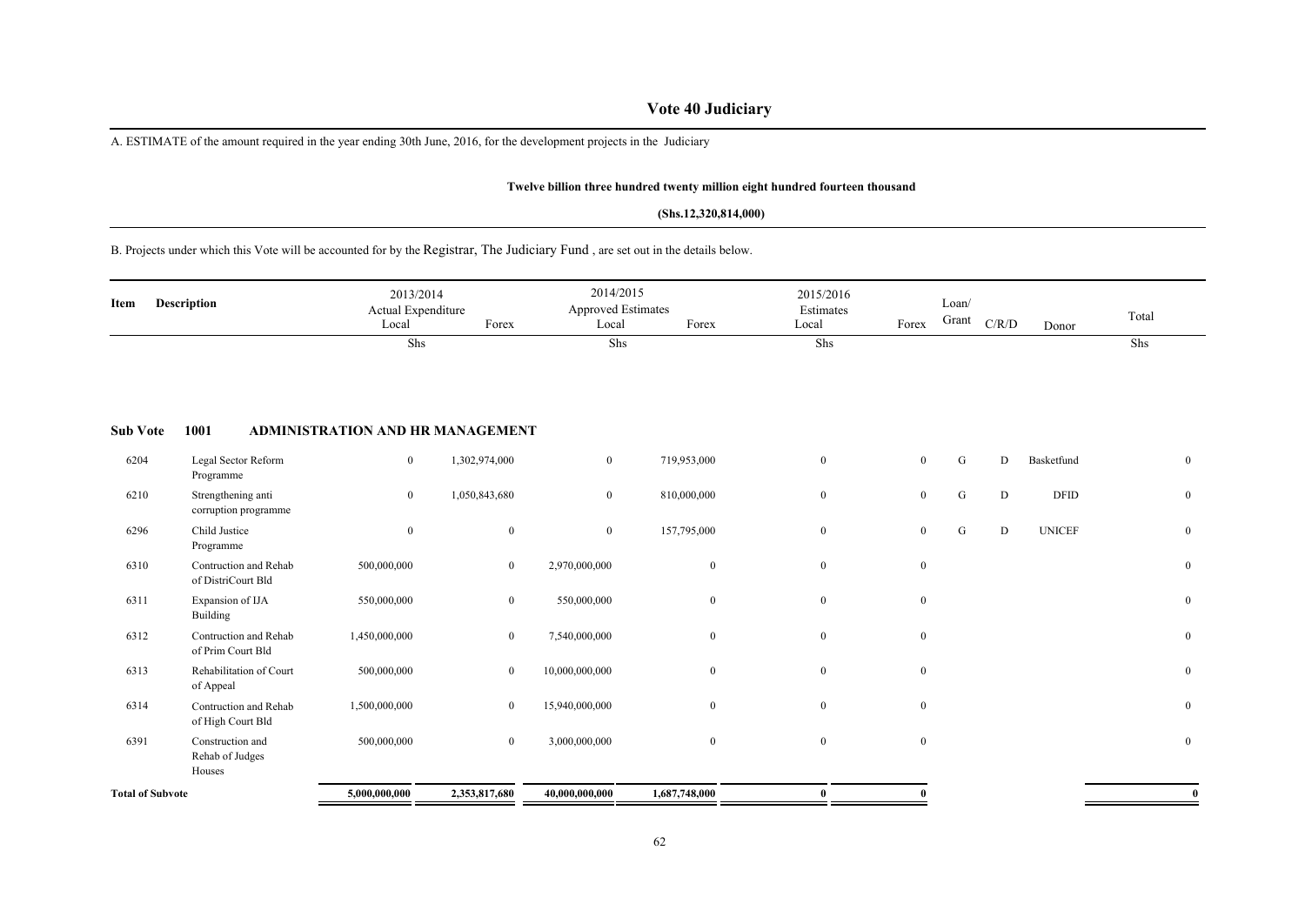# Vote 40 Judiciary

A. ESTIMATE of the amount required in the year ending 30th June, 2016, for the development projects in the Judiciary

**Twelve billion three hundred twenty million eight hundred fourteen thousand**

**(Shs.12,320,814,000)**

B. Projects under which this Vote will be accounted for by the Registrar, The Judiciary Fund , are set out in the details below.

| Item | Description | 2013/2014 Actual Expenditure Local | Forex | 2014/2015 Approved Estimates Local | Forex | 2015/2016 Estimates Local | Forex | Loan/ Grant | C/R/D | Donor | Total |
|---|---|---|---|---|---|---|---|---|---|---|---|
| | | Shs | | Shs | | Shs | | | | | Shs |
| **Sub Vote** | **1001 ADMINISTRATION AND HR MANAGEMENT** | | | | | | | | | | |
| 6204 | Legal Sector Reform Programme | 0 | 1,302,974,000 | 0 | 719,953,000 | 0 | 0 | G | D | Basketfund | 0 |
| 6210 | Strengthening anti corruption programme | 0 | 1,050,843,680 | 0 | 810,000,000 | 0 | 0 | G | D | DFID | 0 |
| 6296 | Child Justice Programme | 0 | 0 | 0 | 157,795,000 | 0 | 0 | G | D | UNICEF | 0 |
| 6310 | Contruction and Rehab of DistriCourt Bld | 500,000,000 | 0 | 2,970,000,000 | 0 | 0 | 0 | | | | 0 |
| 6311 | Expansion of IJA Building | 550,000,000 | 0 | 550,000,000 | 0 | 0 | 0 | | | | 0 |
| 6312 | Contruction and Rehab of Prim Court Bld | 1,450,000,000 | 0 | 7,540,000,000 | 0 | 0 | 0 | | | | 0 |
| 6313 | Rehabilitation of Court of Appeal | 500,000,000 | 0 | 10,000,000,000 | 0 | 0 | 0 | | | | 0 |
| 6314 | Contruction and Rehab of High Court Bld | 1,500,000,000 | 0 | 15,940,000,000 | 0 | 0 | 0 | | | | 0 |
| 6391 | Construction and Rehab of Judges Houses | 500,000,000 | 0 | 3,000,000,000 | 0 | 0 | 0 | | | | 0 |
| **Total of Subvote** | | **5,000,000,000** | **2,353,817,680** | **40,000,000,000** | **1,687,748,000** | **0** | **0** | | | | **0** |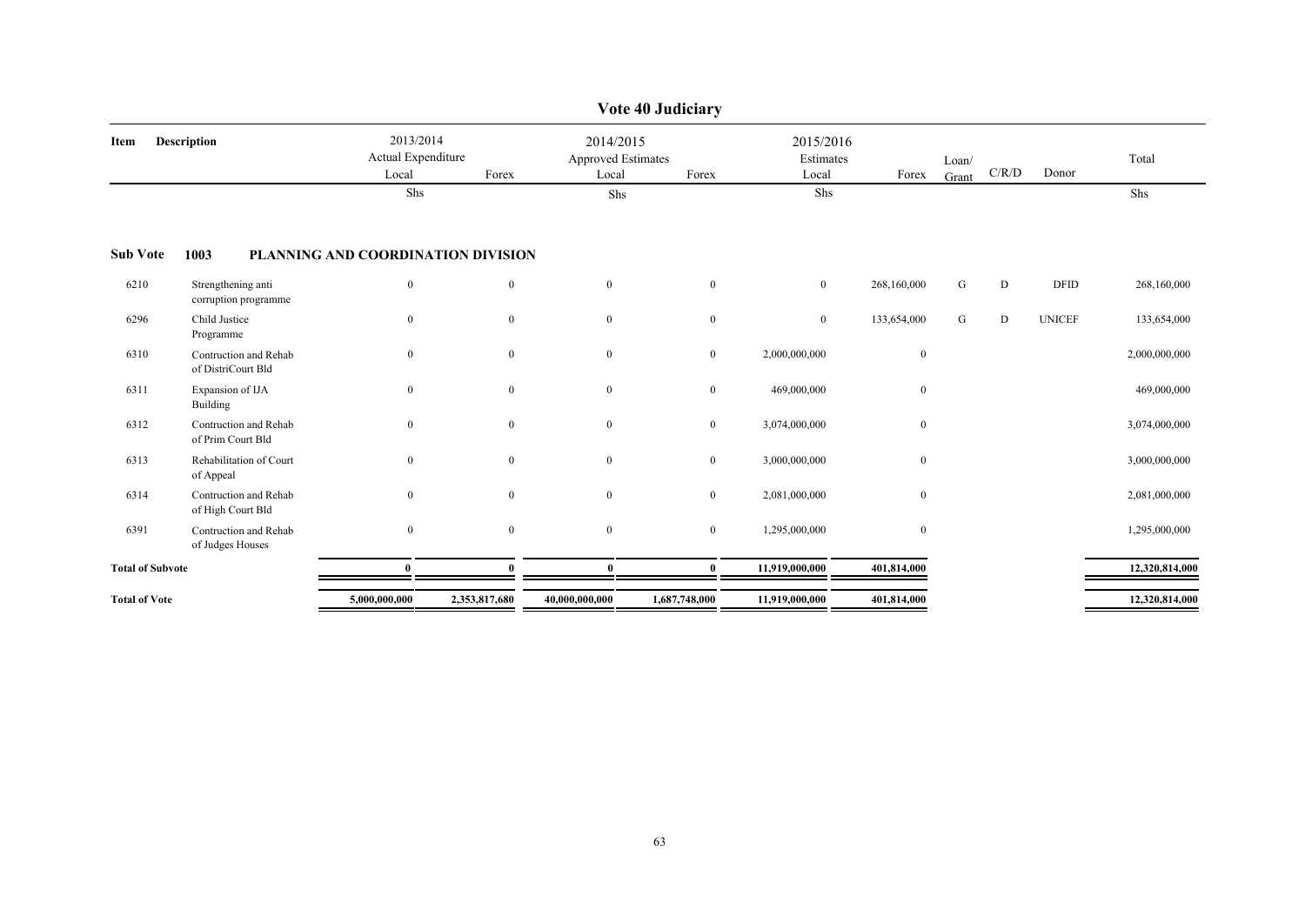# Vote 40 Judiciary

| Item | Description | 2013/2014 Actual Expenditure Local | Forex | 2014/2015 Approved Estimates Local | Forex | 2015/2016 Estimates Local | Forex | Loan/ Grant | C/R/D | Donor | Total |
|---|---|---|---|---|---|---|---|---|---|---|---|
| | | Shs | | Shs | | Shs | | | | | Shs |
| **Sub Vote** | **1003 PLANNING AND COORDINATION DIVISION** | | | | | | | | | | |
| 6210 | Strengthening anti corruption programme | 0 | 0 | 0 | 0 | 0 | 268,160,000 | G | D | DFID | 268,160,000 |
| 6296 | Child Justice Programme | 0 | 0 | 0 | 0 | 0 | 133,654,000 | G | D | UNICEF | 133,654,000 |
| 6310 | Contruction and Rehab of DistriCourt Bld | 0 | 0 | 0 | 0 | 2,000,000,000 | 0 | | | | 2,000,000,000 |
| 6311 | Expansion of IJA Building | 0 | 0 | 0 | 0 | 469,000,000 | 0 | | | | 469,000,000 |
| 6312 | Contruction and Rehab of Prim Court Bld | 0 | 0 | 0 | 0 | 3,074,000,000 | 0 | | | | 3,074,000,000 |
| 6313 | Rehabilitation of Court of Appeal | 0 | 0 | 0 | 0 | 3,000,000,000 | 0 | | | | 3,000,000,000 |
| 6314 | Contruction and Rehab of High Court Bld | 0 | 0 | 0 | 0 | 2,081,000,000 | 0 | | | | 2,081,000,000 |
| 6391 | Contruction and Rehab of Judges Houses | 0 | 0 | 0 | 0 | 1,295,000,000 | 0 | | | | 1,295,000,000 |
| **Total of Subvote** | | **0** | **0** | **0** | **0** | **11,919,000,000** | **401,814,000** | | | | **12,320,814,000** |
| **Total of Vote** | | **5,000,000,000** | **2,353,817,680** | **40,000,000,000** | **1,687,748,000** | **11,919,000,000** | **401,814,000** | | | | **12,320,814,000** |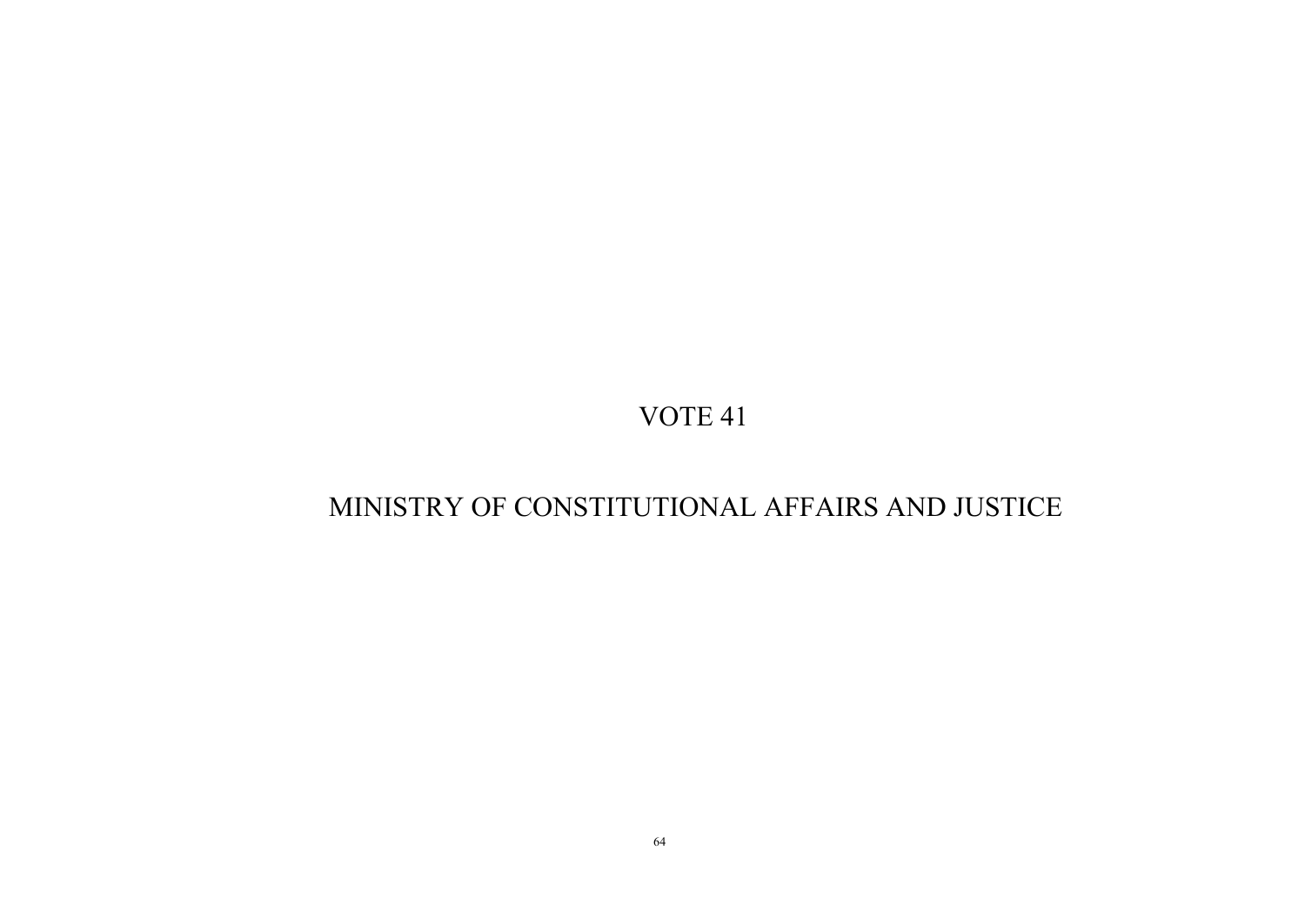# VOTE 41

# MINISTRY OF CONSTITUTIONAL AFFAIRS AND JUSTICE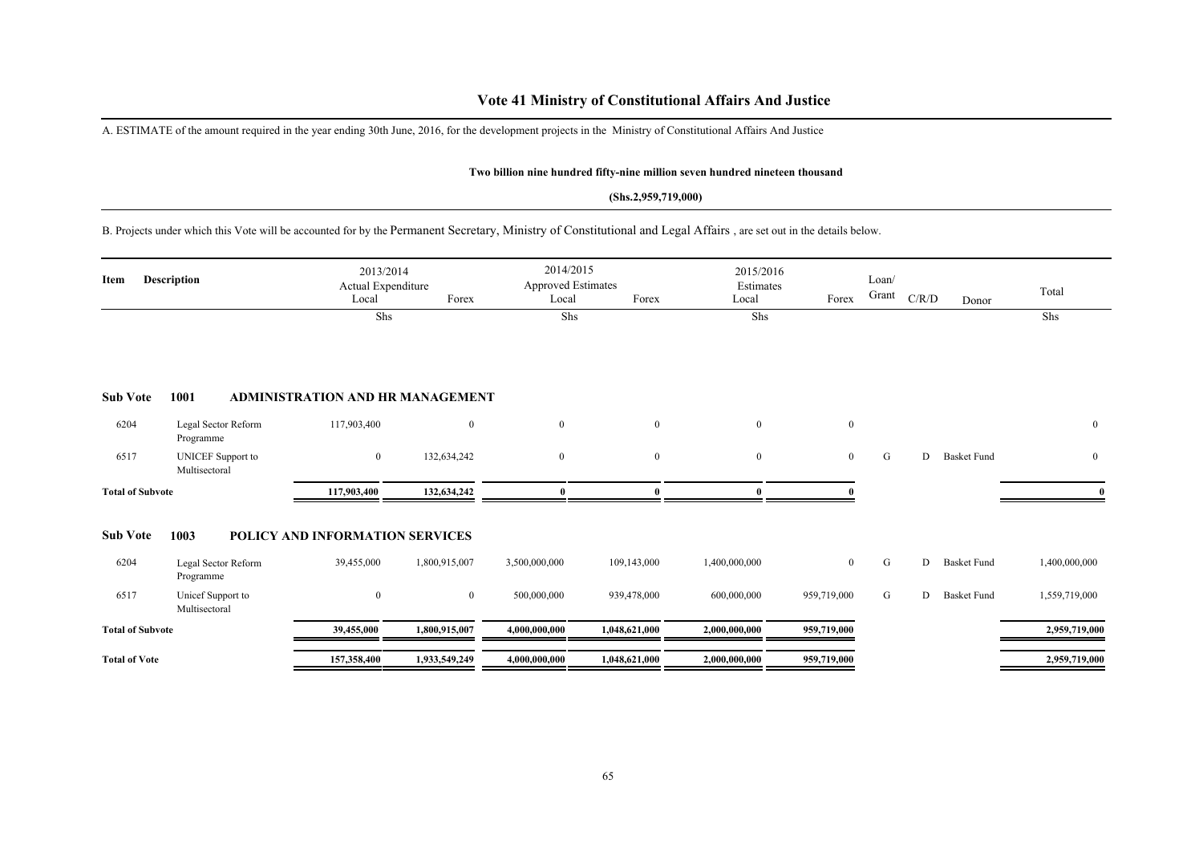# Vote 41 Ministry of Constitutional Affairs And Justice

A. ESTIMATE of the amount required in the year ending 30th June, 2016, for the development projects in the Ministry of Constitutional Affairs And Justice

**Two billion nine hundred fifty-nine million seven hundred nineteen thousand**

**(Shs.2,959,719,000)**

B. Projects under which this Vote will be accounted for by the Permanent Secretary, Ministry of Constitutional and Legal Affairs , are set out in the details below.

| Item | Description | 2013/2014 Actual Expenditure | | 2014/2015 Approved Estimates | | 2015/2016 Estimates | | Loan/ Grant | C/R/D | Donor | Total |
|---|---|---|---|---|---|---|---|---|---|---|---|
| | | Local | Forex | Local | Forex | Local | Forex | | | | |
| | | Shs | | Shs | | Shs | | | | | Shs |
| **Sub Vote** | **1001** | **ADMINISTRATION AND HR MANAGEMENT** | | | | | | | | | |
| 6204 | Legal Sector Reform Programme | 117,903,400 | 0 | 0 | 0 | 0 | 0 | | | | 0 |
| 6517 | UNICEF Support to Multisectoral | 0 | 132,634,242 | 0 | 0 | 0 | 0 | G | D | Basket Fund | 0 |
| **Total of Subvote** | | **117,903,400** | **132,634,242** | **0** | **0** | **0** | **0** | | | | **0** |
| **Sub Vote** | **1003** | **POLICY AND INFORMATION SERVICES** | | | | | | | | | |
| 6204 | Legal Sector Reform Programme | 39,455,000 | 1,800,915,007 | 3,500,000,000 | 109,143,000 | 1,400,000,000 | 0 | G | D | Basket Fund | 1,400,000,000 |
| 6517 | Unicef Support to Multisectoral | 0 | 0 | 500,000,000 | 939,478,000 | 600,000,000 | 959,719,000 | G | D | Basket Fund | 1,559,719,000 |
| **Total of Subvote** | | **39,455,000** | **1,800,915,007** | **4,000,000,000** | **1,048,621,000** | **2,000,000,000** | **959,719,000** | | | | **2,959,719,000** |
| **Total of Vote** | | **157,358,400** | **1,933,549,249** | **4,000,000,000** | **1,048,621,000** | **2,000,000,000** | **959,719,000** | | | | **2,959,719,000** |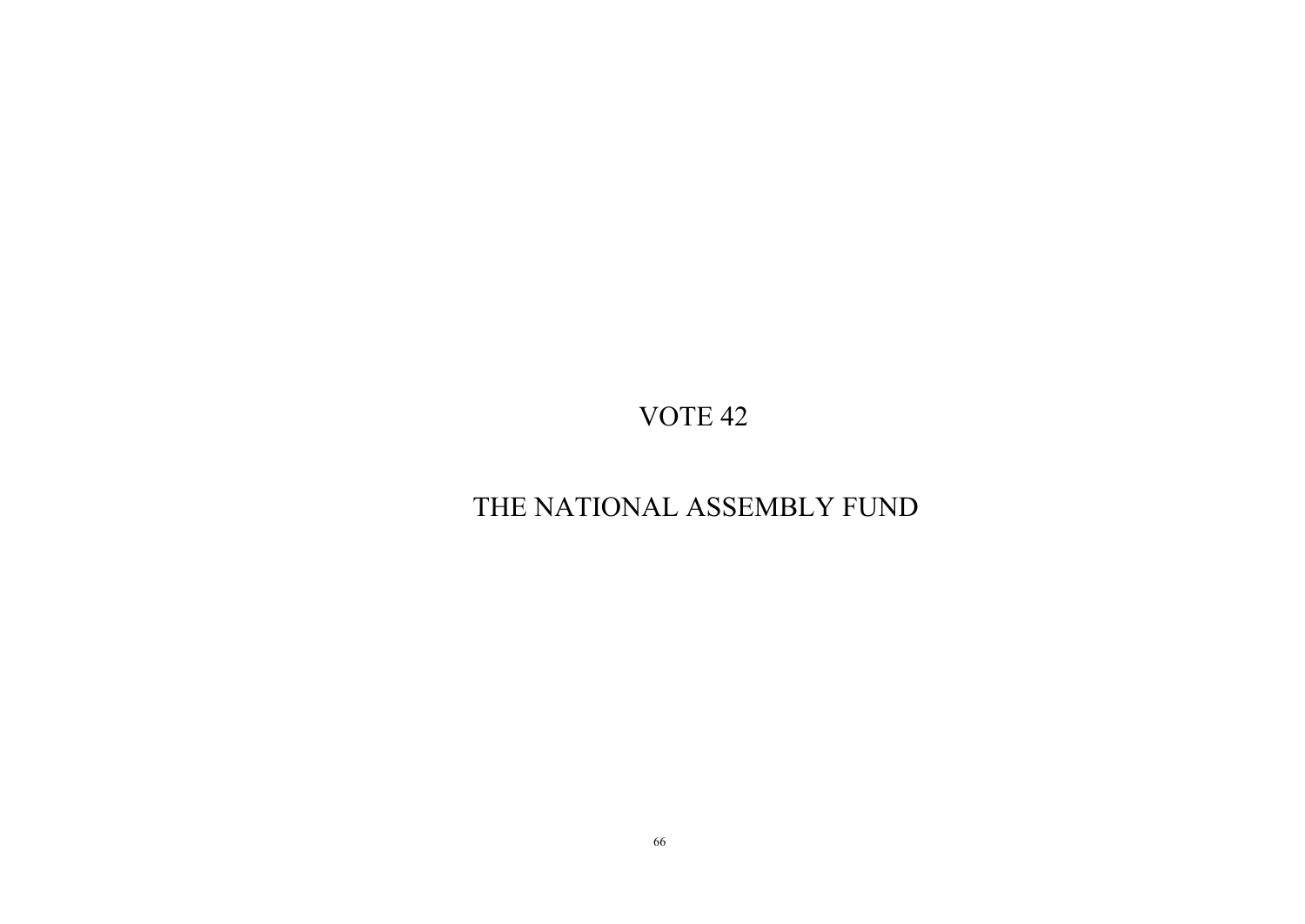# VOTE 42

# THE NATIONAL ASSEMBLY FUND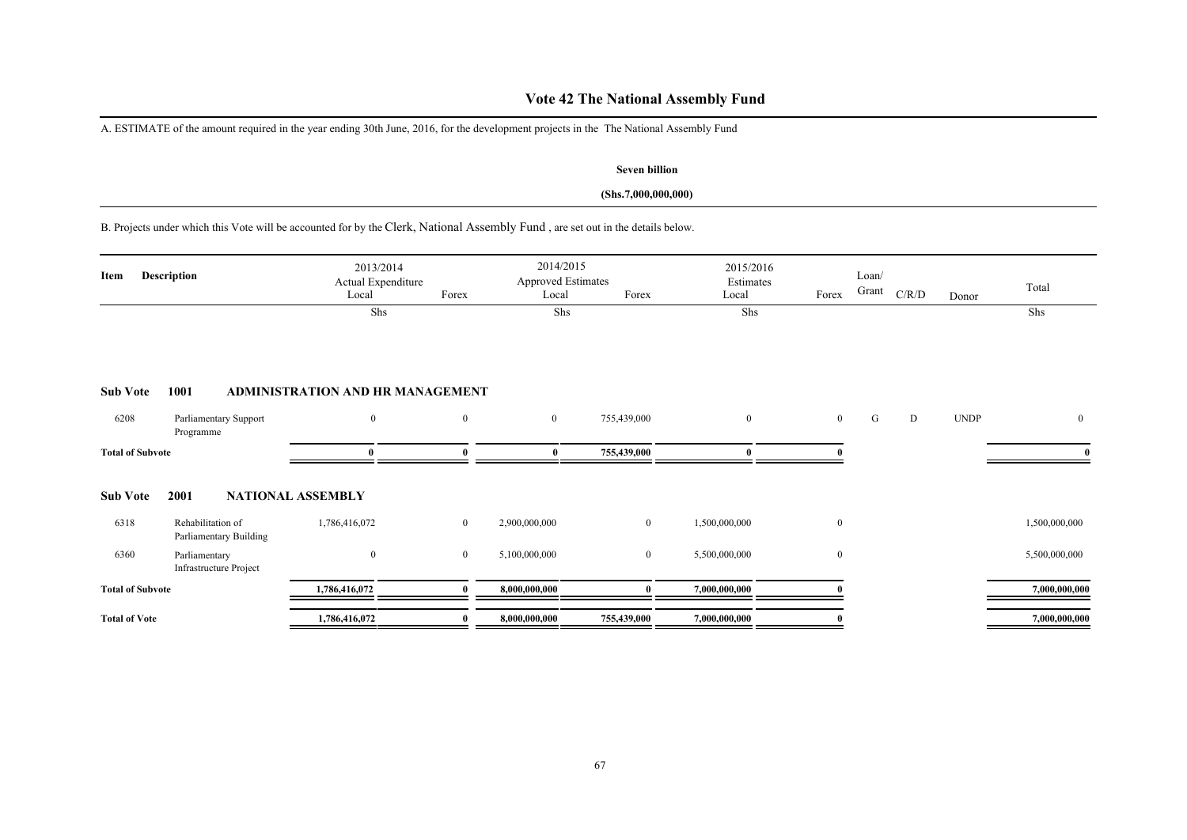# Vote 42 The National Assembly Fund

A. ESTIMATE of the amount required in the year ending 30th June, 2016, for the development projects in the The National Assembly Fund

**Seven billion**

**(Shs.7,000,000,000)**

B. Projects under which this Vote will be accounted for by the Clerk, National Assembly Fund , are set out in the details below.

| Item | Description | 2013/2014 Actual Expenditure Local | Forex | 2014/2015 Approved Estimates Local | Forex | 2015/2016 Estimates Local | Forex | Loan/ Grant | C/R/D | Donor | Total |
|---|---|---|---|---|---|---|---|---|---|---|---|
| | | Shs | | Shs | | Shs | | | | | Shs |
| **Sub Vote** | **1001 ADMINISTRATION AND HR MANAGEMENT** | | | | | | | | | | |
| 6208 | Parliamentary Support Programme | 0 | 0 | 0 | 755,439,000 | 0 | 0 | G | D | UNDP | 0 |
| **Total of Subvote** | | **0** | **0** | **0** | **755,439,000** | **0** | **0** | | | | **0** |
| **Sub Vote** | **2001 NATIONAL ASSEMBLY** | | | | | | | | | | |
| 6318 | Rehabilitation of Parliamentary Building | 1,786,416,072 | 0 | 2,900,000,000 | 0 | 1,500,000,000 | 0 | | | | 1,500,000,000 |
| 6360 | Parliamentary Infrastructure Project | 0 | 0 | 5,100,000,000 | 0 | 5,500,000,000 | 0 | | | | 5,500,000,000 |
| **Total of Subvote** | | **1,786,416,072** | **0** | **8,000,000,000** | **0** | **7,000,000,000** | **0** | | | | **7,000,000,000** |
| **Total of Vote** | | **1,786,416,072** | **0** | **8,000,000,000** | **755,439,000** | **7,000,000,000** | **0** | | | | **7,000,000,000** |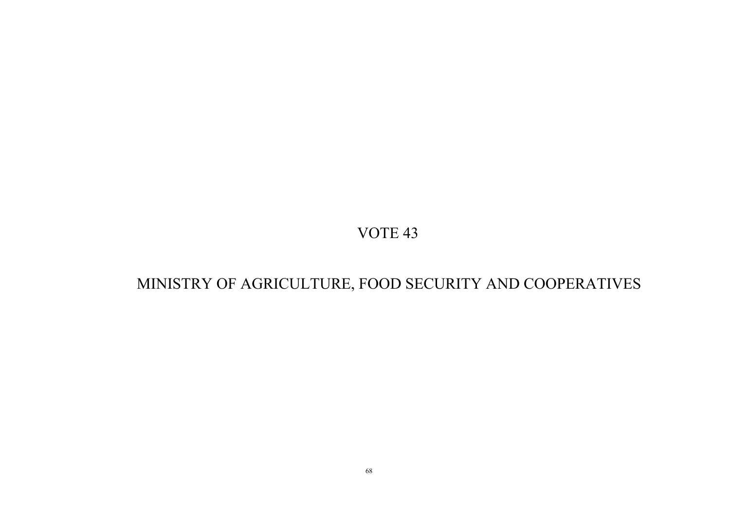# VOTE 43

# MINISTRY OF AGRICULTURE, FOOD SECURITY AND COOPERATIVES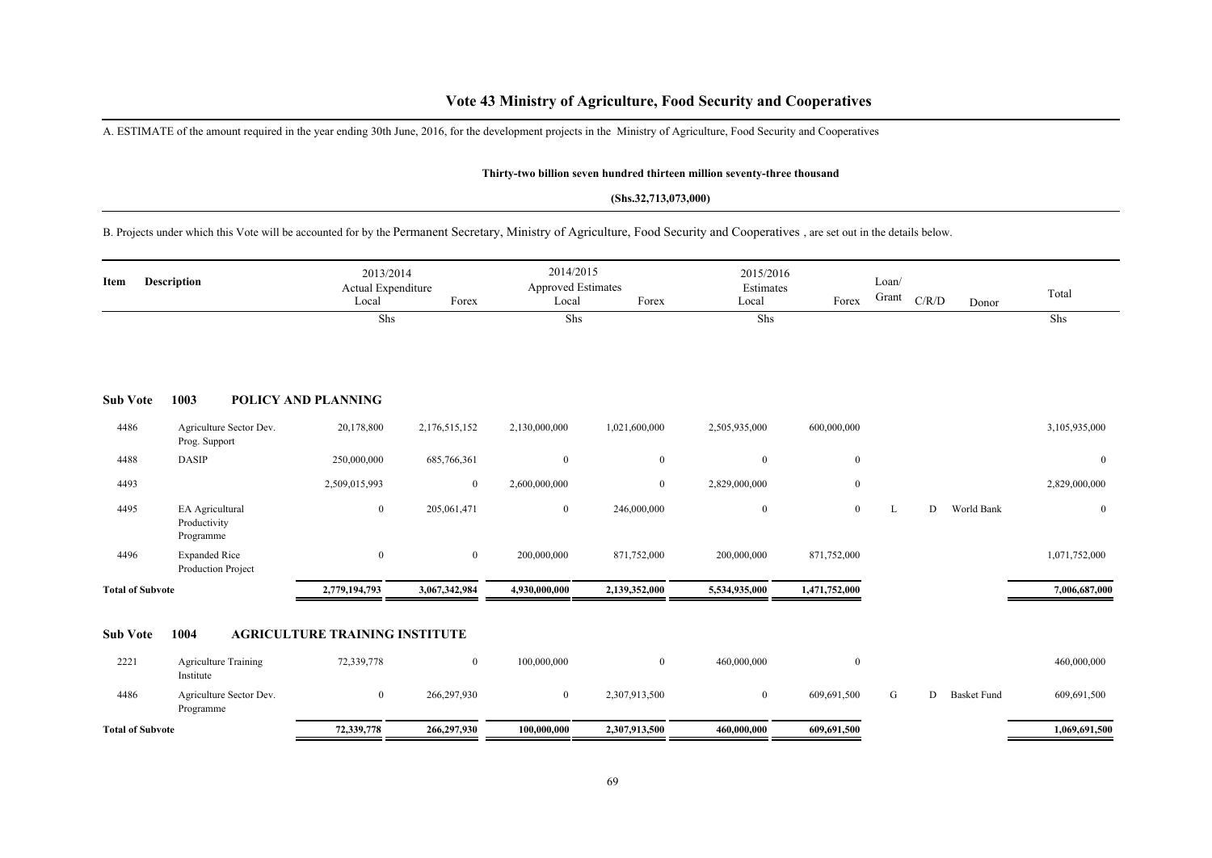# Vote 43 Ministry of Agriculture, Food Security and Cooperatives

A. ESTIMATE of the amount required in the year ending 30th June, 2016, for the development projects in the Ministry of Agriculture, Food Security and Cooperatives

**Thirty-two billion seven hundred thirteen million seventy-three thousand**

**(Shs.32,713,073,000)**

B. Projects under which this Vote will be accounted for by the Permanent Secretary, Ministry of Agriculture, Food Security and Cooperatives , are set out in the details below.

| Item | Description | 2013/2014 Actual Expenditure Local | Forex | 2014/2015 Approved Estimates Local | Forex | 2015/2016 Estimates Local | Forex | Loan/ Grant | C/R/D | Donor | Total |
|---|---|---|---|---|---|---|---|---|---|---|---|
| | | Shs | | Shs | | Shs | | | | | Shs |
| **Sub Vote** | **1003 POLICY AND PLANNING** | | | | | | | | | | |
| 4486 | Agriculture Sector Dev. Prog. Support | 20,178,800 | 2,176,515,152 | 2,130,000,000 | 1,021,600,000 | 2,505,935,000 | 600,000,000 | | | | 3,105,935,000 |
| 4488 | DASIP | 250,000,000 | 685,766,361 | 0 | 0 | 0 | 0 | | | | 0 |
| 4493 | | 2,509,015,993 | 0 | 2,600,000,000 | 0 | 2,829,000,000 | 0 | | | | 2,829,000,000 |
| 4495 | EA Agricultural Productivity Programme | 0 | 205,061,471 | 0 | 246,000,000 | 0 | 0 | L | D | World Bank | 0 |
| 4496 | Expanded Rice Production Project | 0 | 0 | 200,000,000 | 871,752,000 | 200,000,000 | 871,752,000 | | | | 1,071,752,000 |
| **Total of Subvote** | | **2,779,194,793** | **3,067,342,984** | **4,930,000,000** | **2,139,352,000** | **5,534,935,000** | **1,471,752,000** | | | | **7,006,687,000** |
| **Sub Vote** | **1004 AGRICULTURE TRAINING INSTITUTE** | | | | | | | | | | |
| 2221 | Agriculture Training Institute | 72,339,778 | 0 | 100,000,000 | 0 | 460,000,000 | 0 | | | | 460,000,000 |
| 4486 | Agriculture Sector Dev. Programme | 0 | 266,297,930 | 0 | 2,307,913,500 | 0 | 609,691,500 | G | D | Basket Fund | 609,691,500 |
| **Total of Subvote** | | **72,339,778** | **266,297,930** | **100,000,000** | **2,307,913,500** | **460,000,000** | **609,691,500** | | | | **1,069,691,500** |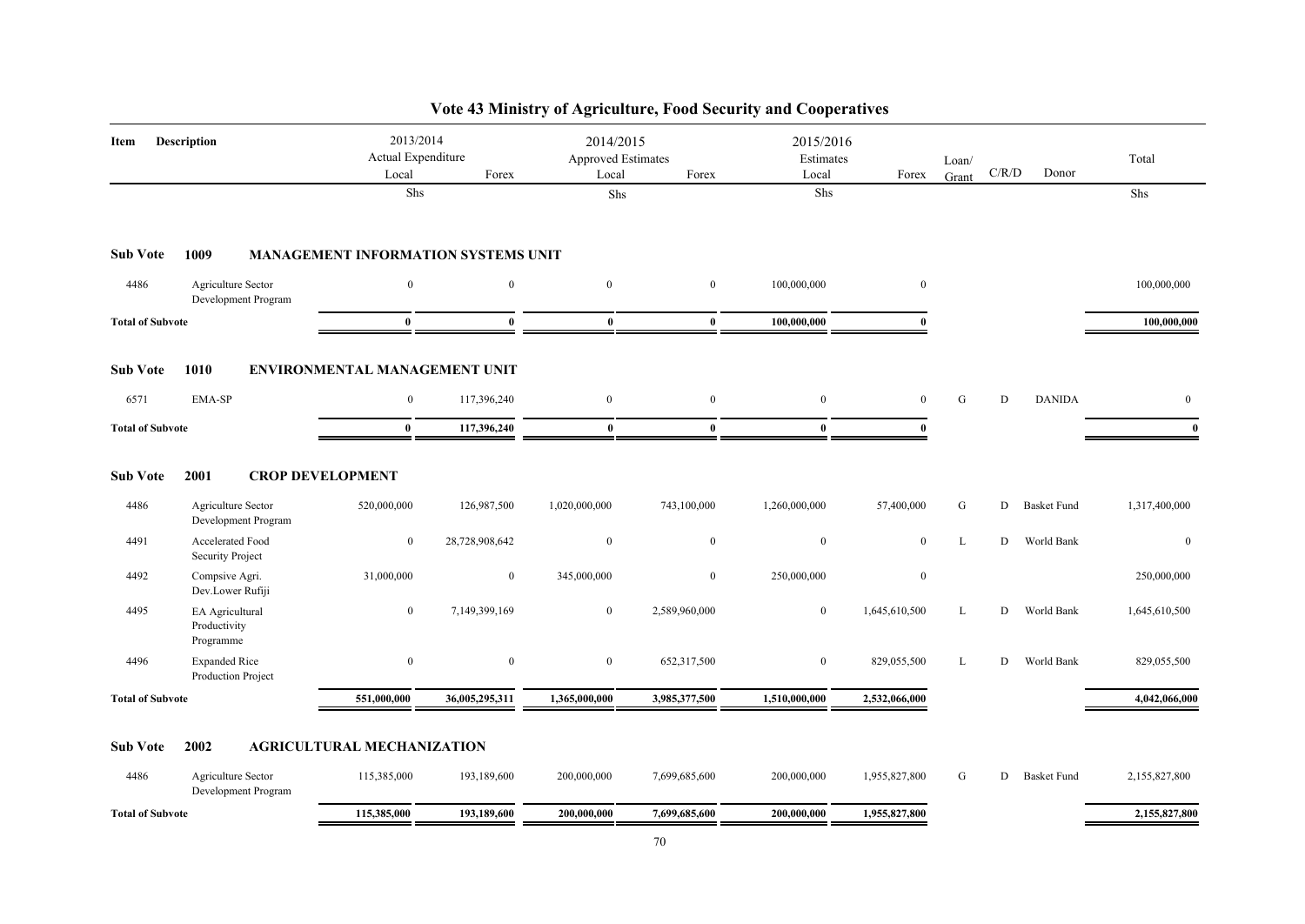# Vote 43 Ministry of Agriculture, Food Security and Cooperatives

| Item | Description | 2013/2014 Actual Expenditure Local | Forex | 2014/2015 Approved Estimates Local | Forex | 2015/2016 Estimates Local | Forex | Loan/ Grant | C/R/D | Donor | Total |
|---|---|---|---|---|---|---|---|---|---|---|---|
| | | Shs | | Shs | | Shs | | | | | Shs |
| **Sub Vote** | **1009** | **MANAGEMENT INFORMATION SYSTEMS UNIT** | | | | | | | | | |
| 4486 | Agriculture Sector Development Program | 0 | 0 | 0 | 0 | 100,000,000 | 0 | | | | 100,000,000 |
| **Total of Subvote** | | **0** | **0** | **0** | **0** | **100,000,000** | **0** | | | | **100,000,000** |
| **Sub Vote** | **1010** | **ENVIRONMENTAL MANAGEMENT UNIT** | | | | | | | | | |
| 6571 | EMA-SP | 0 | 117,396,240 | 0 | 0 | 0 | 0 | G | D | DANIDA | 0 |
| **Total of Subvote** | | **0** | **117,396,240** | **0** | **0** | **0** | **0** | | | | **0** |
| **Sub Vote** | **2001** | **CROP DEVELOPMENT** | | | | | | | | | |
| 4486 | Agriculture Sector Development Program | 520,000,000 | 126,987,500 | 1,020,000,000 | 743,100,000 | 1,260,000,000 | 57,400,000 | G | D | Basket Fund | 1,317,400,000 |
| 4491 | Accelerated Food Security Project | 0 | 28,728,908,642 | 0 | 0 | 0 | 0 | L | D | World Bank | 0 |
| 4492 | Compsive Agri. Dev.Lower Rufiji | 31,000,000 | 0 | 345,000,000 | 0 | 250,000,000 | 0 | | | | 250,000,000 |
| 4495 | EA Agricultural Productivity Programme | 0 | 7,149,399,169 | 0 | 2,589,960,000 | 0 | 1,645,610,500 | L | D | World Bank | 1,645,610,500 |
| 4496 | Expanded Rice Production Project | 0 | 0 | 0 | 652,317,500 | 0 | 829,055,500 | L | D | World Bank | 829,055,500 |
| **Total of Subvote** | | **551,000,000** | **36,005,295,311** | **1,365,000,000** | **3,985,377,500** | **1,510,000,000** | **2,532,066,000** | | | | **4,042,066,000** |
| **Sub Vote** | **2002** | **AGRICULTURAL MECHANIZATION** | | | | | | | | | |
| 4486 | Agriculture Sector Development Program | 115,385,000 | 193,189,600 | 200,000,000 | 7,699,685,600 | 200,000,000 | 1,955,827,800 | G | D | Basket Fund | 2,155,827,800 |
| **Total of Subvote** | | **115,385,000** | **193,189,600** | **200,000,000** | **7,699,685,600** | **200,000,000** | **1,955,827,800** | | | | **2,155,827,800** |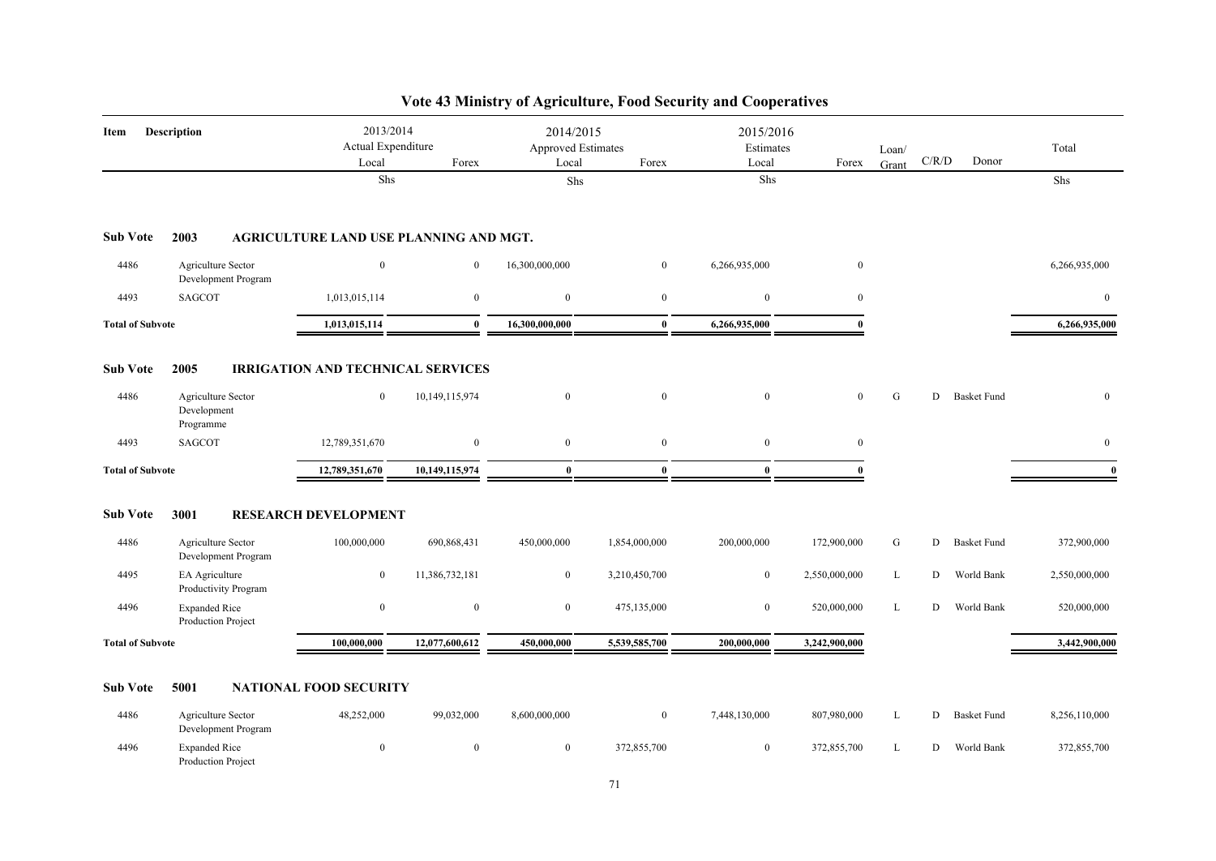# Vote 43 Ministry of Agriculture, Food Security and Cooperatives

| Item | Description | 2013/2014 Actual Expenditure Local | Forex | 2014/2015 Approved Estimates Local | Forex | 2015/2016 Estimates Local | Forex | Loan/ Grant | C/R/D | Donor | Total |
|---|---|---|---|---|---|---|---|---|---|---|---|
| | | Shs | | Shs | | Shs | | | | | Shs |
| **Sub Vote 2003** | **AGRICULTURE LAND USE PLANNING AND MGT.** | | | | | | | | | | |
| 4486 | Agriculture Sector Development Program | 0 | 0 | 16,300,000,000 | 0 | 6,266,935,000 | 0 | | | | 6,266,935,000 |
| 4493 | SAGCOT | 1,013,015,114 | 0 | 0 | 0 | 0 | 0 | | | | 0 |
| **Total of Subvote** | | **1,013,015,114** | **0** | **16,300,000,000** | **0** | **6,266,935,000** | **0** | | | | **6,266,935,000** |
| **Sub Vote 2005** | **IRRIGATION AND TECHNICAL SERVICES** | | | | | | | | | | |
| 4486 | Agriculture Sector Development Programme | 0 | 10,149,115,974 | 0 | 0 | 0 | 0 | G | D | Basket Fund | 0 |
| 4493 | SAGCOT | 12,789,351,670 | 0 | 0 | 0 | 0 | 0 | | | | 0 |
| **Total of Subvote** | | **12,789,351,670** | **10,149,115,974** | **0** | **0** | **0** | **0** | | | | **0** |
| **Sub Vote 3001** | **RESEARCH DEVELOPMENT** | | | | | | | | | | |
| 4486 | Agriculture Sector Development Program | 100,000,000 | 690,868,431 | 450,000,000 | 1,854,000,000 | 200,000,000 | 172,900,000 | G | D | Basket Fund | 372,900,000 |
| 4495 | EA Agriculture Productivity Program | 0 | 11,386,732,181 | 0 | 3,210,450,700 | 0 | 2,550,000,000 | L | D | World Bank | 2,550,000,000 |
| 4496 | Expanded Rice Production Project | 0 | 0 | 0 | 475,135,000 | 0 | 520,000,000 | L | D | World Bank | 520,000,000 |
| **Total of Subvote** | | **100,000,000** | **12,077,600,612** | **450,000,000** | **5,539,585,700** | **200,000,000** | **3,242,900,000** | | | | **3,442,900,000** |
| **Sub Vote 5001** | **NATIONAL FOOD SECURITY** | | | | | | | | | | |
| 4486 | Agriculture Sector Development Program | 48,252,000 | 99,032,000 | 8,600,000,000 | 0 | 7,448,130,000 | 807,980,000 | L | D | Basket Fund | 8,256,110,000 |
| 4496 | Expanded Rice Production Project | 0 | 0 | 0 | 372,855,700 | 0 | 372,855,700 | L | D | World Bank | 372,855,700 |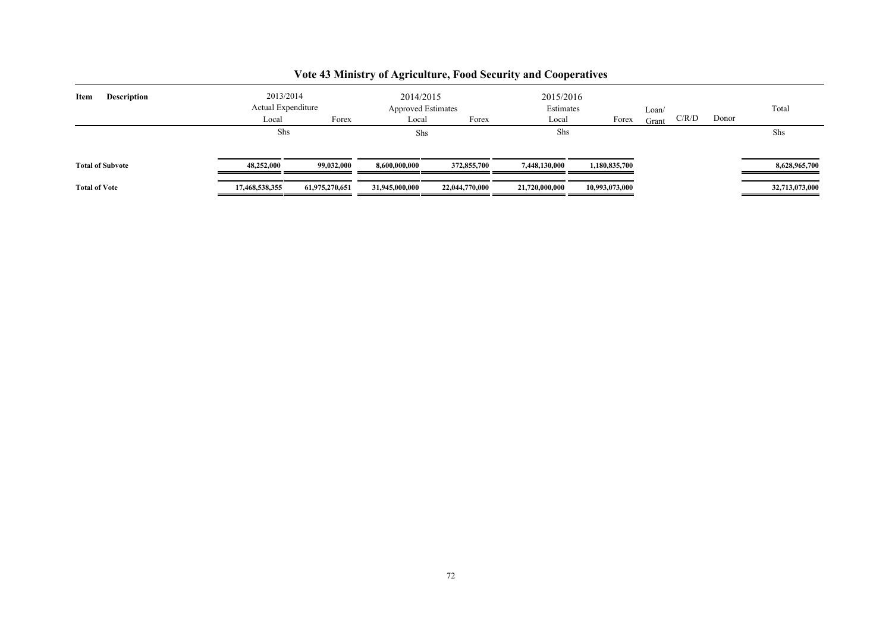# Vote 43 Ministry of Agriculture, Food Security and Cooperatives

| Item | Description | 2013/2014 Actual Expenditure | | 2014/2015 Approved Estimates | | 2015/2016 Estimates | | | | | Total |
|---|---|---|---|---|---|---|---|---|---|---|---|
| | | Local | Forex | Local | Forex | Local | Forex | Loan/ Grant | C/R/D | Donor | |
| | | Shs | | Shs | | Shs | | | | | Shs |
| **Total of Subvote** | | **48,252,000** | **99,032,000** | **8,600,000,000** | **372,855,700** | **7,448,130,000** | **1,180,835,700** | | | | **8,628,965,700** |
| **Total of Vote** | | **17,468,538,355** | **61,975,270,651** | **31,945,000,000** | **22,044,770,000** | **21,720,000,000** | **10,993,073,000** | | | | **32,713,073,000** |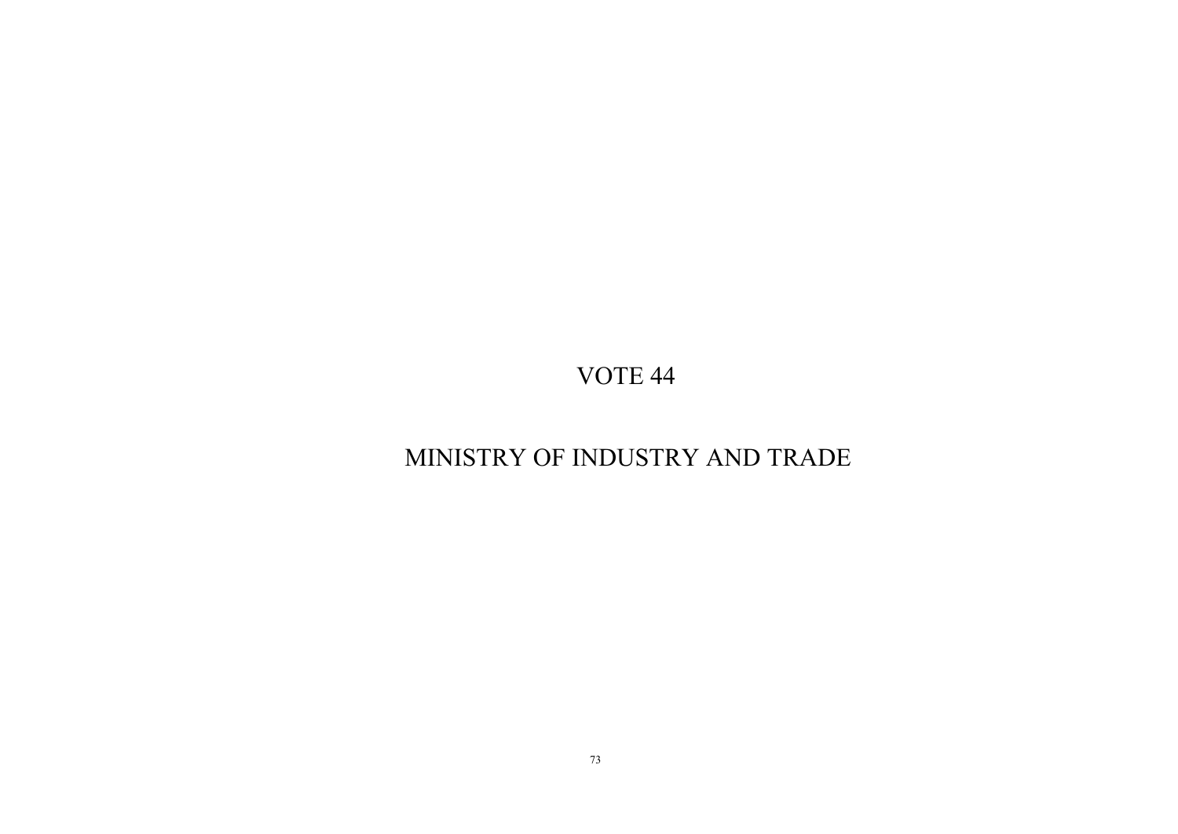# VOTE 44

# MINISTRY OF INDUSTRY AND TRADE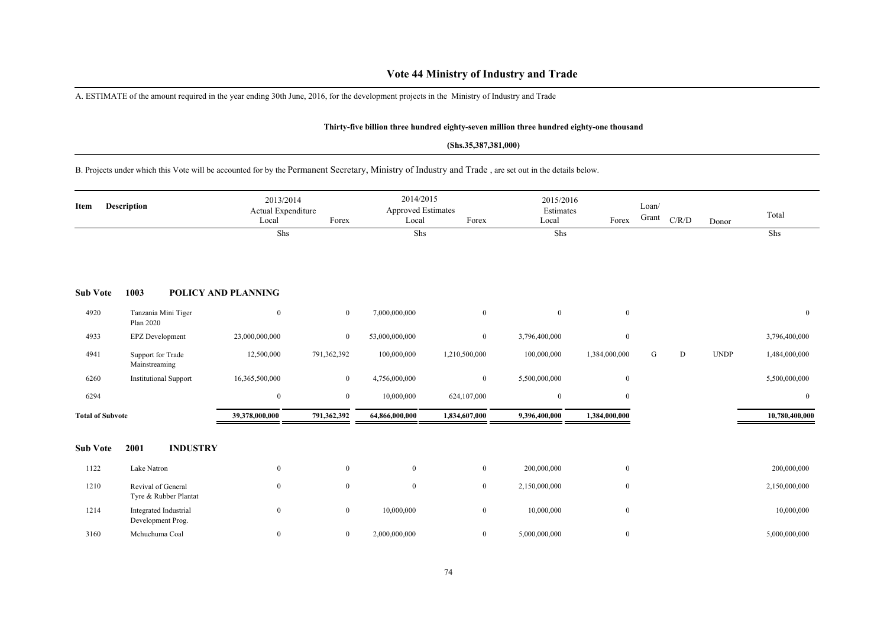# Vote 44 Ministry of Industry and Trade

A. ESTIMATE of the amount required in the year ending 30th June, 2016, for the development projects in the Ministry of Industry and Trade

**Thirty-five billion three hundred eighty-seven million three hundred eighty-one thousand**

**(Shs.35,387,381,000)**

B. Projects under which this Vote will be accounted for by the Permanent Secretary, Ministry of Industry and Trade , are set out in the details below.

| Item | Description | 2013/2014 Actual Expenditure Local | Forex | 2014/2015 Approved Estimates Local | Forex | 2015/2016 Estimates Local | Forex | Loan/ Grant | C/R/D | Donor | Total |
|---|---|---|---|---|---|---|---|---|---|---|---|
| | | Shs | | Shs | | Shs | | | | | Shs |
| **Sub Vote** | **1003 POLICY AND PLANNING** | | | | | | | | | | |
| 4920 | Tanzania Mini Tiger Plan 2020 | 0 | 0 | 7,000,000,000 | 0 | 0 | 0 | | | | 0 |
| 4933 | EPZ Development | 23,000,000,000 | 0 | 53,000,000,000 | 0 | 3,796,400,000 | 0 | | | | 3,796,400,000 |
| 4941 | Support for Trade Mainstreaming | 12,500,000 | 791,362,392 | 100,000,000 | 1,210,500,000 | 100,000,000 | 1,384,000,000 | G | D | UNDP | 1,484,000,000 |
| 6260 | Institutional Support | 16,365,500,000 | 0 | 4,756,000,000 | 0 | 5,500,000,000 | 0 | | | | 5,500,000,000 |
| 6294 | | 0 | 0 | 10,000,000 | 624,107,000 | 0 | 0 | | | | 0 |
| **Total of Subvote** | | **39,378,000,000** | **791,362,392** | **64,866,000,000** | **1,834,607,000** | **9,396,400,000** | **1,384,000,000** | | | | **10,780,400,000** |
| **Sub Vote** | **2001 INDUSTRY** | | | | | | | | | | |
| 1122 | Lake Natron | 0 | 0 | 0 | 0 | 200,000,000 | 0 | | | | 200,000,000 |
| 1210 | Revival of General Tyre & Rubber Plantat | 0 | 0 | 0 | 0 | 2,150,000,000 | 0 | | | | 2,150,000,000 |
| 1214 | Integrated Industrial Development Prog. | 0 | 0 | 10,000,000 | 0 | 10,000,000 | 0 | | | | 10,000,000 |
| 3160 | Mchuchuma Coal | 0 | 0 | 2,000,000,000 | 0 | 5,000,000,000 | 0 | | | | 5,000,000,000 |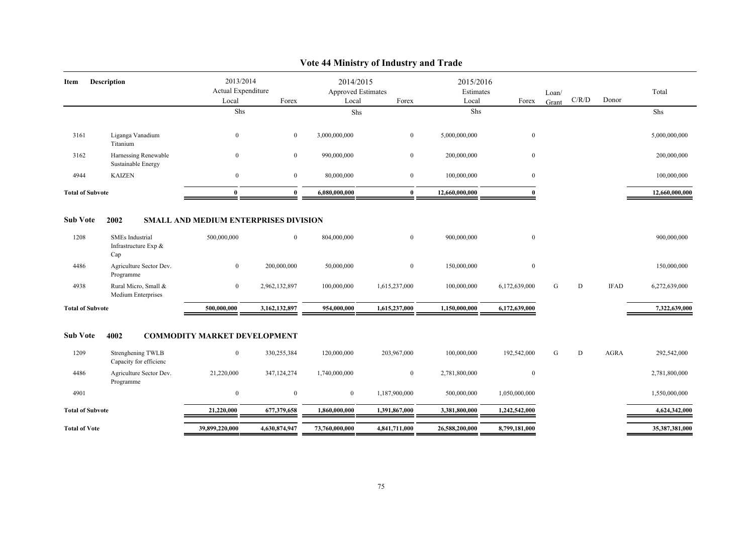# Vote 44 Ministry of Industry and Trade

| Item | Description | 2013/2014 Actual Expenditure Local | Forex | 2014/2015 Approved Estimates Local | Forex | 2015/2016 Estimates Local | Forex | Loan/ Grant | C/R/D | Donor | Total |
|---|---|---|---|---|---|---|---|---|---|---|---|
| | | Shs | | Shs | | Shs | | | | | Shs |
| 3161 | Liganga Vanadium Titanium | 0 | 0 | 3,000,000,000 | 0 | 5,000,000,000 | 0 | | | | 5,000,000,000 |
| 3162 | Harnessing Renewable Sustainable Energy | 0 | 0 | 990,000,000 | 0 | 200,000,000 | 0 | | | | 200,000,000 |
| 4944 | KAIZEN | 0 | 0 | 80,000,000 | 0 | 100,000,000 | 0 | | | | 100,000,000 |
| **Total of Subvote** | | **0** | **0** | **6,080,000,000** | **0** | **12,660,000,000** | **0** | | | | **12,660,000,000** |
| **Sub Vote** | **2002** | **SMALL AND MEDIUM ENTERPRISES DIVISION** | | | | | | | | | |
| 1208 | SMEs Industrial Infrastructure Exp & Cap | 500,000,000 | 0 | 804,000,000 | 0 | 900,000,000 | 0 | | | | 900,000,000 |
| 4486 | Agriculture Sector Dev. Programme | 0 | 200,000,000 | 50,000,000 | 0 | 150,000,000 | 0 | | | | 150,000,000 |
| 4938 | Rural Micro, Small & Medium Enterprises | 0 | 2,962,132,897 | 100,000,000 | 1,615,237,000 | 100,000,000 | 6,172,639,000 | G | D | IFAD | 6,272,639,000 |
| **Total of Subvote** | | **500,000,000** | **3,162,132,897** | **954,000,000** | **1,615,237,000** | **1,150,000,000** | **6,172,639,000** | | | | **7,322,639,000** |
| **Sub Vote** | **4002** | **COMMODITY MARKET DEVELOPMENT** | | | | | | | | | |
| 1209 | Strenghening TWLB Capacity for efficienc | 0 | 330,255,384 | 120,000,000 | 203,967,000 | 100,000,000 | 192,542,000 | G | D | AGRA | 292,542,000 |
| 4486 | Agriculture Sector Dev. Programme | 21,220,000 | 347,124,274 | 1,740,000,000 | 0 | 2,781,800,000 | 0 | | | | 2,781,800,000 |
| 4901 | | 0 | 0 | 0 | 1,187,900,000 | 500,000,000 | 1,050,000,000 | | | | 1,550,000,000 |
| **Total of Subvote** | | **21,220,000** | **677,379,658** | **1,860,000,000** | **1,391,867,000** | **3,381,800,000** | **1,242,542,000** | | | | **4,624,342,000** |
| **Total of Vote** | | **39,899,220,000** | **4,630,874,947** | **73,760,000,000** | **4,841,711,000** | **26,588,200,000** | **8,799,181,000** | | | | **35,387,381,000** |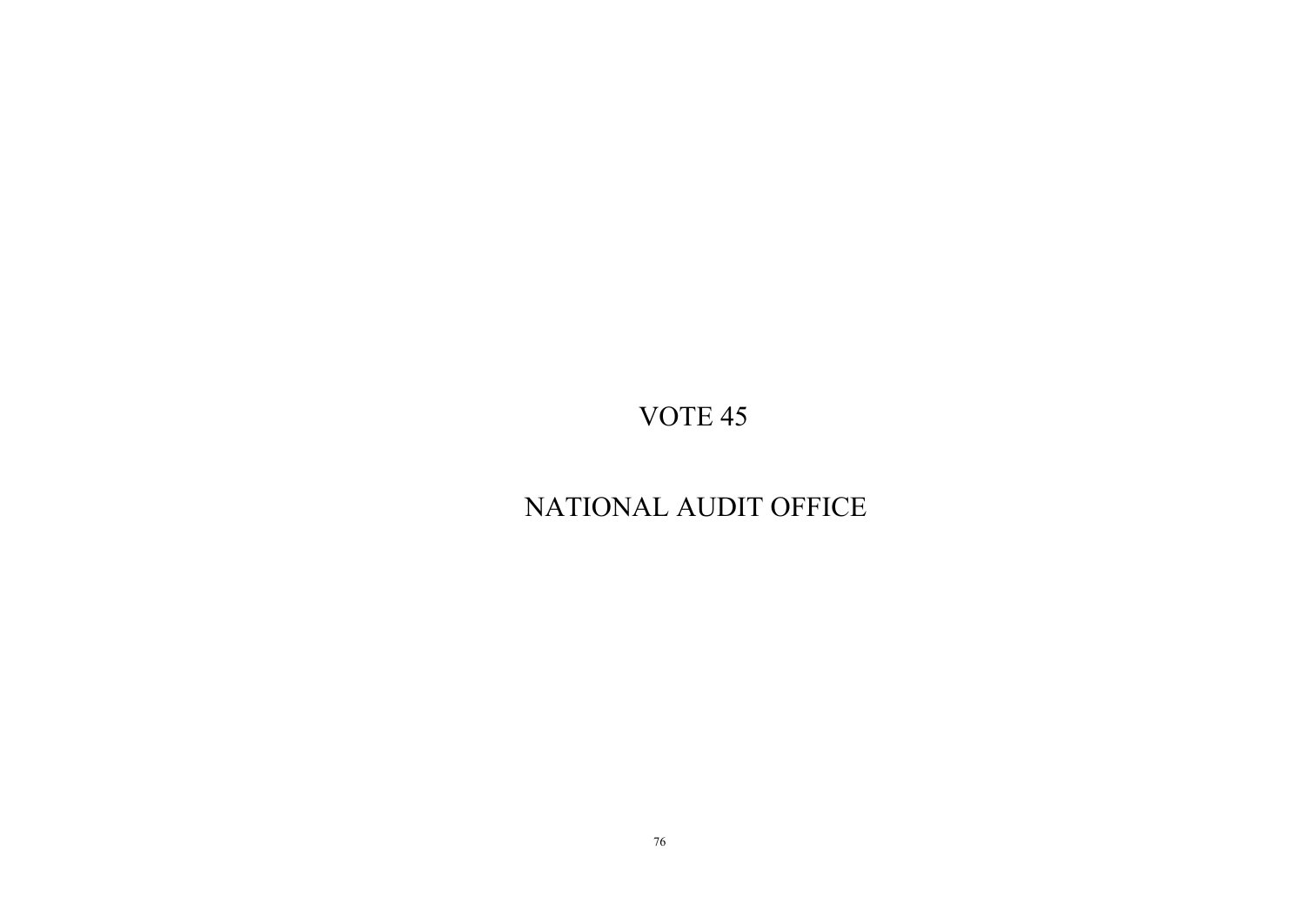# VOTE 45

# NATIONAL AUDIT OFFICE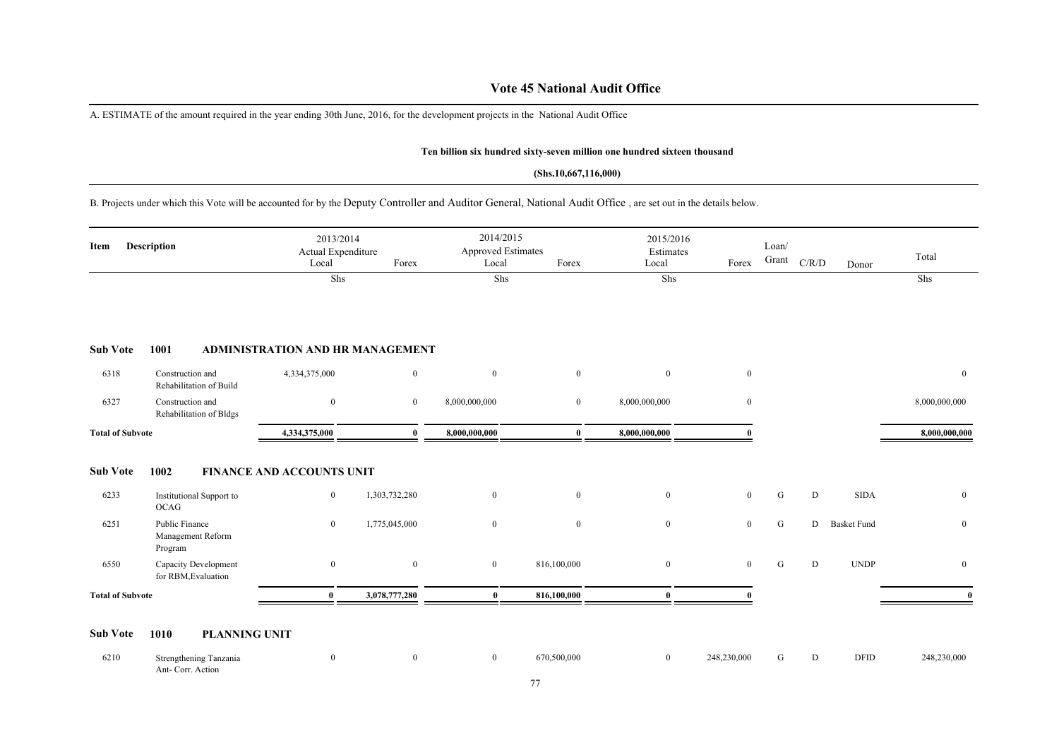# Vote 45 National Audit Office

A. ESTIMATE of the amount required in the year ending 30th June, 2016, for the development projects in the National Audit Office

**Ten billion six hundred sixty-seven million one hundred sixteen thousand**

**(Shs.10,667,116,000)**

B. Projects under which this Vote will be accounted for by the Deputy Controller and Auditor General, National Audit Office , are set out in the details below.

| Item | Description | 2013/2014 Actual Expenditure Local | Forex | 2014/2015 Approved Estimates Local | Forex | 2015/2016 Estimates Local | Forex | Loan/ Grant | C/R/D | Donor | Total |
|---|---|---|---|---|---|---|---|---|---|---|---|
| | | Shs | | Shs | | Shs | | | | | Shs |
| **Sub Vote** | **1001** | **ADMINISTRATION AND HR MANAGEMENT** | | | | | | | | | |
| 6318 | Construction and Rehabilitation of Build | 4,334,375,000 | 0 | 0 | 0 | 0 | 0 | | | | 0 |
| 6327 | Construction and Rehabilitation of Bldgs | 0 | 0 | 8,000,000,000 | 0 | 8,000,000,000 | 0 | | | | 8,000,000,000 |
| **Total of Subvote** | | **4,334,375,000** | **0** | **8,000,000,000** | **0** | **8,000,000,000** | **0** | | | | **8,000,000,000** |
| **Sub Vote** | **1002** | **FINANCE AND ACCOUNTS UNIT** | | | | | | | | | |
| 6233 | Institutional Support to OCAG | 0 | 1,303,732,280 | 0 | 0 | 0 | 0 | G | D | SIDA | 0 |
| 6251 | Public Finance Management Reform Program | 0 | 1,775,045,000 | 0 | 0 | 0 | 0 | G | D | Basket Fund | 0 |
| 6550 | Capacity Development for RBM,Evaluation | 0 | 0 | 0 | 816,100,000 | 0 | 0 | G | D | UNDP | 0 |
| **Total of Subvote** | | **0** | **3,078,777,280** | **0** | **816,100,000** | **0** | **0** | | | | **0** |
| **Sub Vote** | **1010** | **PLANNING UNIT** | | | | | | | | | |
| 6210 | Strengthening Tanzania Ant- Corr. Action | 0 | 0 | 0 | 670,500,000 | 0 | 248,230,000 | G | D | DFID | 248,230,000 |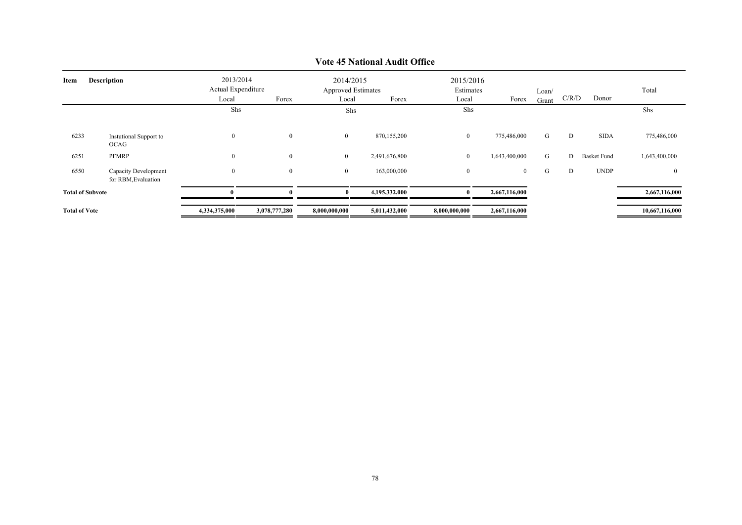## Vote 45 National Audit Office

| Item | Description | 2013/2014 Actual Expenditure | | 2014/2015 Approved Estimates | | 2015/2016 Estimates | | Loan/ Grant | C/R/D | Donor | Total |
|---|---|---|---|---|---|---|---|---|---|---|---|
| | | Local | Forex | Local | Forex | Local | Forex | | | | |
| | | Shs | | Shs | | Shs | | | | | Shs |
| 6233 | Instutional Support to OCAG | 0 | 0 | 0 | 870,155,200 | 0 | 775,486,000 | G | D | SIDA | 775,486,000 |
| 6251 | PFMRP | 0 | 0 | 0 | 2,491,676,800 | 0 | 1,643,400,000 | G | D | Basket Fund | 1,643,400,000 |
| 6550 | Capacity Development for RBM,Evaluation | 0 | 0 | 0 | 163,000,000 | 0 | 0 | G | D | UNDP | 0 |
| **Total of Subvote** | | **0** | **0** | **0** | **4,195,332,000** | **0** | **2,667,116,000** | | | | **2,667,116,000** |
| **Total of Vote** | | **4,334,375,000** | **3,078,777,280** | **8,000,000,000** | **5,011,432,000** | **8,000,000,000** | **2,667,116,000** | | | | **10,667,116,000** |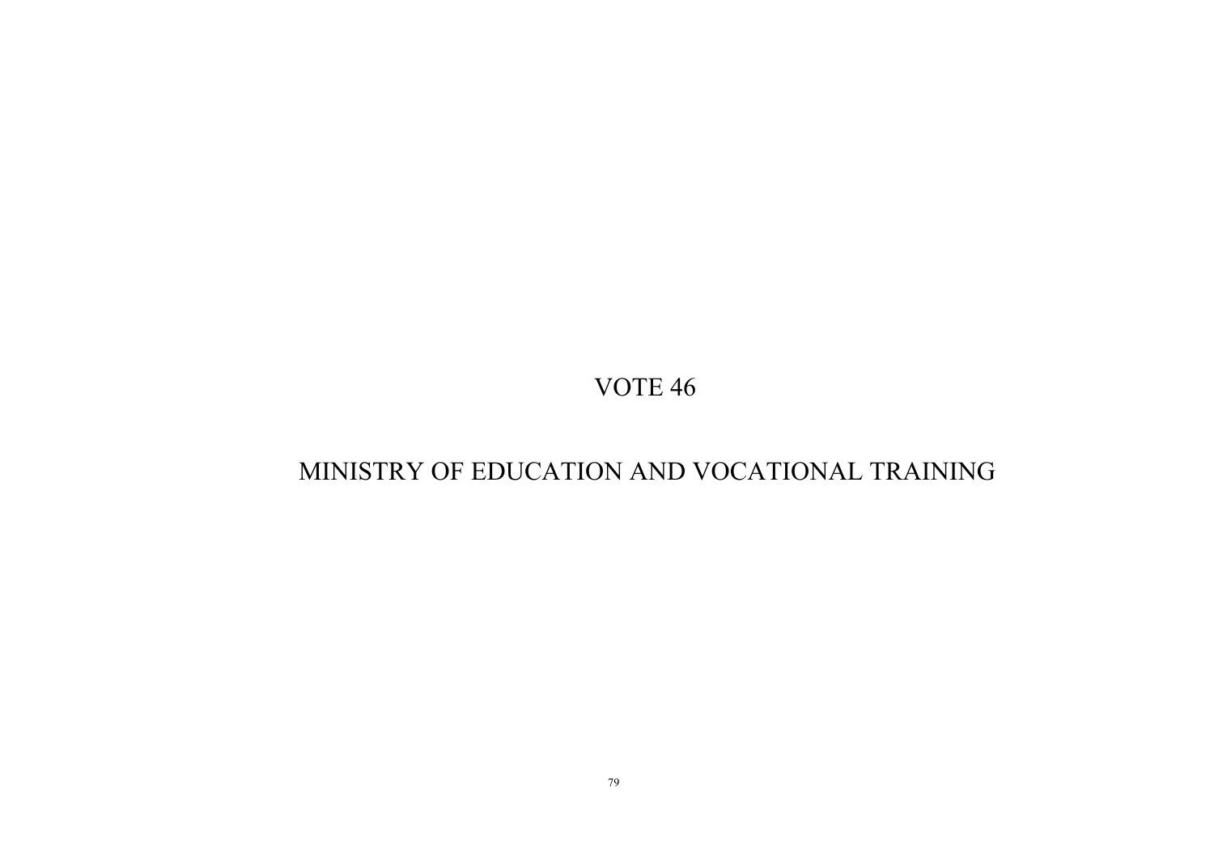# VOTE 46

## MINISTRY OF EDUCATION AND VOCATIONAL TRAINING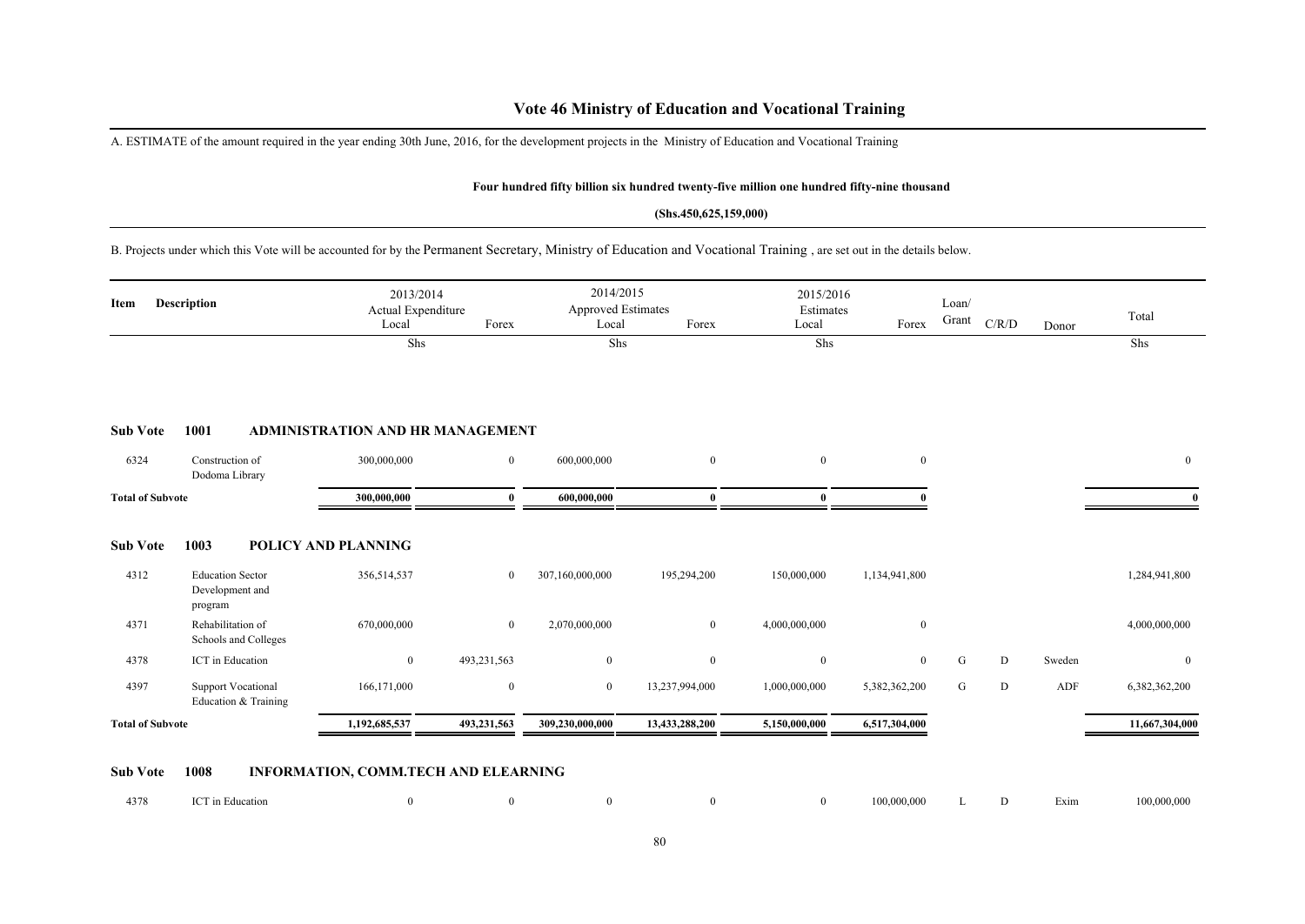# Vote 46 Ministry of Education and Vocational Training

A. ESTIMATE of the amount required in the year ending 30th June, 2016, for the development projects in the Ministry of Education and Vocational Training

**Four hundred fifty billion six hundred twenty-five million one hundred fifty-nine thousand**

**(Shs.450,625,159,000)**

B. Projects under which this Vote will be accounted for by the Permanent Secretary, Ministry of Education and Vocational Training , are set out in the details below.

| Item | Description | 2013/2014 Actual Expenditure Local | Forex | 2014/2015 Approved Estimates Local | Forex | 2015/2016 Estimates Local | Forex | Loan/ Grant | C/R/D | Donor | Total |
|---|---|---|---|---|---|---|---|---|---|---|---|
| | | Shs | | Shs | | Shs | | | | | Shs |
| **Sub Vote** | **1001** | **ADMINISTRATION AND HR MANAGEMENT** | | | | | | | | | |
| 6324 | Construction of Dodoma Library | 300,000,000 | 0 | 600,000,000 | 0 | 0 | 0 | | | | 0 |
| **Total of Subvote** | | **300,000,000** | **0** | **600,000,000** | **0** | **0** | **0** | | | | **0** |
| **Sub Vote** | **1003** | **POLICY AND PLANNING** | | | | | | | | | |
| 4312 | Education Sector Development and program | 356,514,537 | 0 | 307,160,000,000 | 195,294,200 | 150,000,000 | 1,134,941,800 | | | | 1,284,941,800 |
| 4371 | Rehabilitation of Schools and Colleges | 670,000,000 | 0 | 2,070,000,000 | 0 | 4,000,000,000 | 0 | | | | 4,000,000,000 |
| 4378 | ICT in Education | 0 | 493,231,563 | 0 | 0 | 0 | 0 | G | D | Sweden | 0 |
| 4397 | Support Vocational Education & Training | 166,171,000 | 0 | 0 | 13,237,994,000 | 1,000,000,000 | 5,382,362,200 | G | D | ADF | 6,382,362,200 |
| **Total of Subvote** | | **1,192,685,537** | **493,231,563** | **309,230,000,000** | **13,433,288,200** | **5,150,000,000** | **6,517,304,000** | | | | **11,667,304,000** |
| **Sub Vote** | **1008** | **INFORMATION, COMM.TECH AND ELEARNING** | | | | | | | | | |
| 4378 | ICT in Education | 0 | 0 | 0 | 0 | 0 | 100,000,000 | L | D | Exim | 100,000,000 |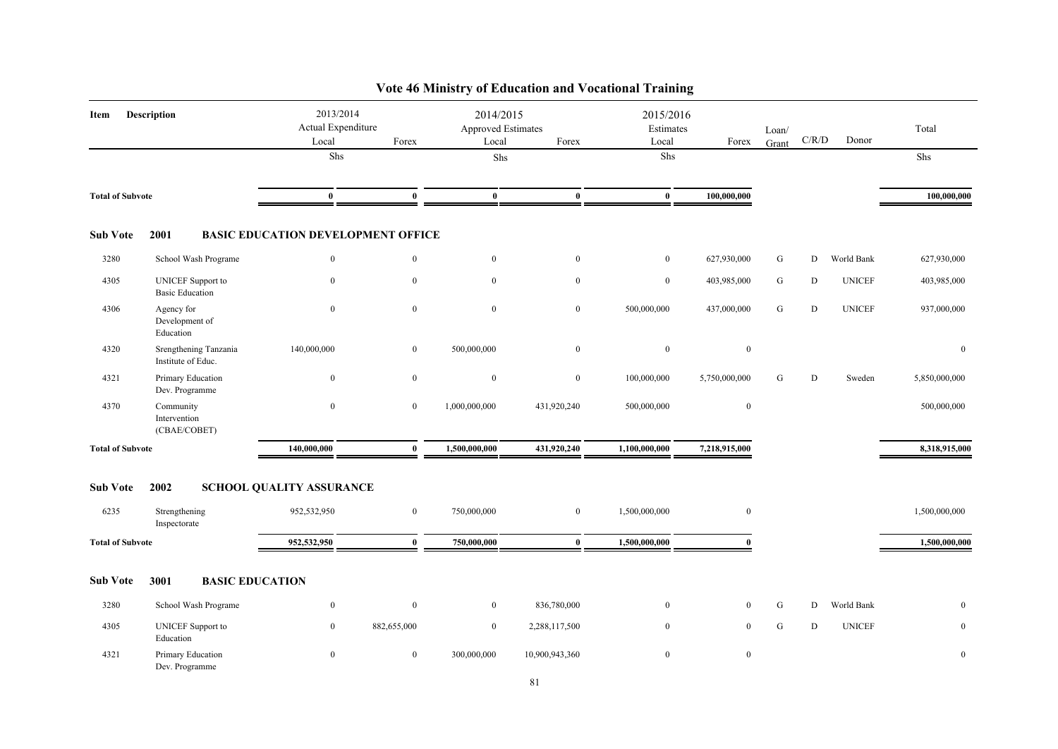# Vote 46 Ministry of Education and Vocational Training

| Item | Description | 2013/2014 Actual Expenditure Local | Forex | 2014/2015 Approved Estimates Local | Forex | 2015/2016 Estimates Local | Forex | Loan/ Grant | C/R/D | Donor | Total |
|---|---|---|---|---|---|---|---|---|---|---|---|
| | | Shs | | Shs | | Shs | | | | | Shs |
| **Total of Subvote** | | **0** | **0** | **0** | **0** | **0** | **100,000,000** | | | | **100,000,000** |
| **Sub Vote 2001** | **BASIC EDUCATION DEVELOPMENT OFFICE** | | | | | | | | | | |
| 3280 | School Wash Programe | 0 | 0 | 0 | 0 | 0 | 627,930,000 | G | D | World Bank | 627,930,000 |
| 4305 | UNICEF Support to Basic Education | 0 | 0 | 0 | 0 | 0 | 403,985,000 | G | D | UNICEF | 403,985,000 |
| 4306 | Agency for Development of Education | 0 | 0 | 0 | 0 | 500,000,000 | 437,000,000 | G | D | UNICEF | 937,000,000 |
| 4320 | Srengthening Tanzania Institute of Educ. | 140,000,000 | 0 | 500,000,000 | 0 | 0 | 0 | | | | 0 |
| 4321 | Primary Education Dev. Programme | 0 | 0 | 0 | 0 | 100,000,000 | 5,750,000,000 | G | D | Sweden | 5,850,000,000 |
| 4370 | Community Intervention (CBAE/COBET) | 0 | 0 | 1,000,000,000 | 431,920,240 | 500,000,000 | 0 | | | | 500,000,000 |
| **Total of Subvote** | | **140,000,000** | **0** | **1,500,000,000** | **431,920,240** | **1,100,000,000** | **7,218,915,000** | | | | **8,318,915,000** |
| **Sub Vote 2002** | **SCHOOL QUALITY ASSURANCE** | | | | | | | | | | |
| 6235 | Strengthening Inspectorate | 952,532,950 | 0 | 750,000,000 | 0 | 1,500,000,000 | 0 | | | | 1,500,000,000 |
| **Total of Subvote** | | **952,532,950** | **0** | **750,000,000** | **0** | **1,500,000,000** | **0** | | | | **1,500,000,000** |
| **Sub Vote 3001** | **BASIC EDUCATION** | | | | | | | | | | |
| 3280 | School Wash Programe | 0 | 0 | 0 | 836,780,000 | 0 | 0 | G | D | World Bank | 0 |
| 4305 | UNICEF Support to Education | 0 | 882,655,000 | 0 | 2,288,117,500 | 0 | 0 | G | D | UNICEF | 0 |
| 4321 | Primary Education Dev. Programme | 0 | 0 | 300,000,000 | 10,900,943,360 | 0 | 0 | | | | 0 |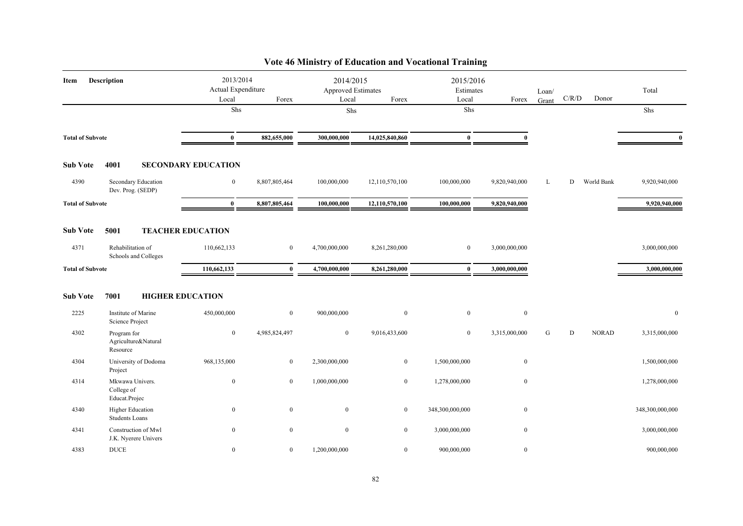## Vote 46 Ministry of Education and Vocational Training

| Item | Description | 2013/2014 Actual Expenditure Local | Forex | 2014/2015 Approved Estimates Local | Forex | 2015/2016 Estimates Local | Forex | Loan/ Grant | C/R/D | Donor | Total |
|---|---|---|---|---|---|---|---|---|---|---|---|
| | | Shs | | Shs | | Shs | | | | | Shs |
| **Total of Subvote** | | **0** | **882,655,000** | **300,000,000** | **14,025,840,860** | **0** | **0** | | | | **0** |
| **Sub Vote** | **4001** | **SECONDARY EDUCATION** | | | | | | | | | |
| 4390 | Secondary Education Dev. Prog. (SEDP) | 0 | 8,807,805,464 | 100,000,000 | 12,110,570,100 | 100,000,000 | 9,820,940,000 | L | D | World Bank | 9,920,940,000 |
| **Total of Subvote** | | **0** | **8,807,805,464** | **100,000,000** | **12,110,570,100** | **100,000,000** | **9,820,940,000** | | | | **9,920,940,000** |
| **Sub Vote** | **5001** | **TEACHER EDUCATION** | | | | | | | | | |
| 4371 | Rehabilitation of Schools and Colleges | 110,662,133 | 0 | 4,700,000,000 | 8,261,280,000 | 0 | 3,000,000,000 | | | | 3,000,000,000 |
| **Total of Subvote** | | **110,662,133** | **0** | **4,700,000,000** | **8,261,280,000** | **0** | **3,000,000,000** | | | | **3,000,000,000** |
| **Sub Vote** | **7001** | **HIGHER EDUCATION** | | | | | | | | | |
| 2225 | Institute of Marine Science Project | 450,000,000 | 0 | 900,000,000 | 0 | 0 | 0 | | | | 0 |
| 4302 | Program for Agriculture&Natural Resource | 0 | 4,985,824,497 | 0 | 9,016,433,600 | 0 | 3,315,000,000 | G | D | NORAD | 3,315,000,000 |
| 4304 | University of Dodoma Project | 968,135,000 | 0 | 2,300,000,000 | 0 | 1,500,000,000 | 0 | | | | 1,500,000,000 |
| 4314 | Mkwawa Univers. College of Educat.Projec | 0 | 0 | 1,000,000,000 | 0 | 1,278,000,000 | 0 | | | | 1,278,000,000 |
| 4340 | Higher Education Students Loans | 0 | 0 | 0 | 0 | 348,300,000,000 | 0 | | | | 348,300,000,000 |
| 4341 | Construction of Mwl J.K. Nyerere Univers | 0 | 0 | 0 | 0 | 3,000,000,000 | 0 | | | | 3,000,000,000 |
| 4383 | DUCE | 0 | 0 | 1,200,000,000 | 0 | 900,000,000 | 0 | | | | 900,000,000 |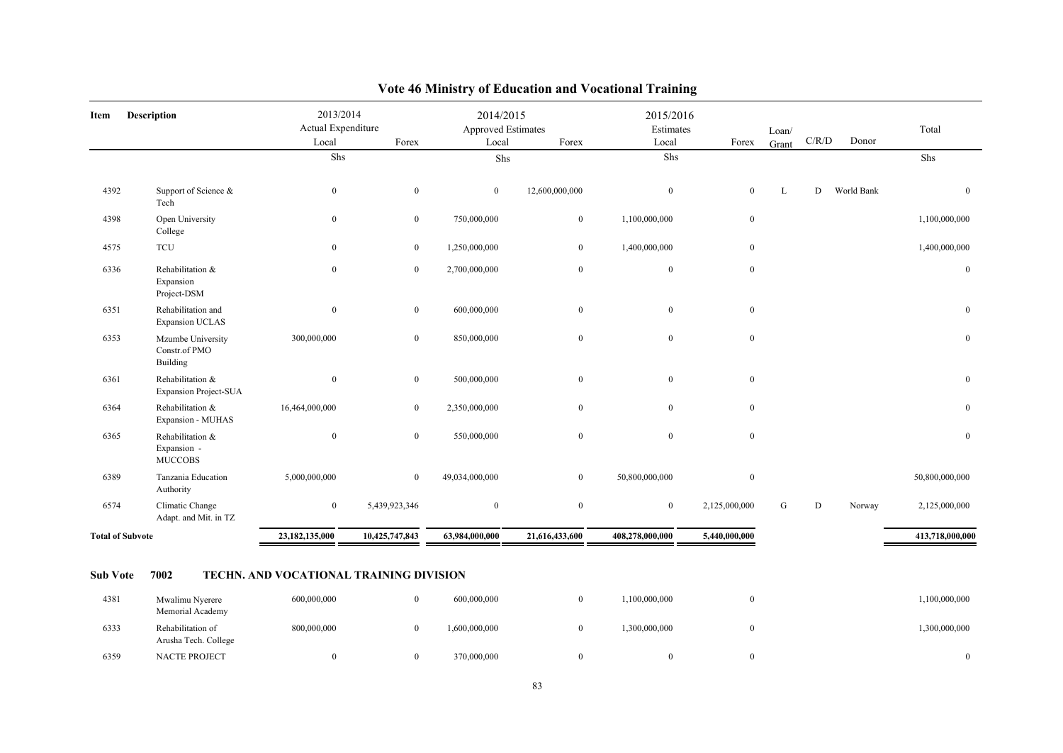# Vote 46 Ministry of Education and Vocational Training

| Item | Description | 2013/2014 Actual Expenditure Local | Forex | 2014/2015 Approved Estimates Local | Forex | 2015/2016 Estimates Local | Forex | Loan/ Grant | C/R/D | Donor | Total |
|---|---|---|---|---|---|---|---|---|---|---|---|
| | | Shs | | Shs | | Shs | | | | | Shs |
| 4392 | Support of Science & Tech | 0 | 0 | 0 | 12,600,000,000 | 0 | 0 | L | D | World Bank | 0 |
| 4398 | Open University College | 0 | 0 | 750,000,000 | 0 | 1,100,000,000 | 0 | | | | 1,100,000,000 |
| 4575 | TCU | 0 | 0 | 1,250,000,000 | 0 | 1,400,000,000 | 0 | | | | 1,400,000,000 |
| 6336 | Rehabilitation & Expansion Project-DSM | 0 | 0 | 2,700,000,000 | 0 | 0 | 0 | | | | 0 |
| 6351 | Rehabilitation and Expansion UCLAS | 0 | 0 | 600,000,000 | 0 | 0 | 0 | | | | 0 |
| 6353 | Mzumbe University Constr.of PMO Building | 300,000,000 | 0 | 850,000,000 | 0 | 0 | 0 | | | | 0 |
| 6361 | Rehabilitation & Expansion Project-SUA | 0 | 0 | 500,000,000 | 0 | 0 | 0 | | | | 0 |
| 6364 | Rehabilitation & Expansion - MUHAS | 16,464,000,000 | 0 | 2,350,000,000 | 0 | 0 | 0 | | | | 0 |
| 6365 | Rehabilitation & Expansion - MUCCOBS | 0 | 0 | 550,000,000 | 0 | 0 | 0 | | | | 0 |
| 6389 | Tanzania Education Authority | 5,000,000,000 | 0 | 49,034,000,000 | 0 | 50,800,000,000 | 0 | | | | 50,800,000,000 |
| 6574 | Climatic Change Adapt. and Mit. in TZ | 0 | 5,439,923,346 | 0 | 0 | 0 | 2,125,000,000 | G | D | Norway | 2,125,000,000 |
| **Total of Subvote** | | **23,182,135,000** | **10,425,747,843** | **63,984,000,000** | **21,616,433,600** | **408,278,000,000** | **5,440,000,000** | | | | **413,718,000,000** |

**Sub Vote 7002 TECHN. AND VOCATIONAL TRAINING DIVISION**

| Item | Description | 2013/2014 Actual Expenditure Local | Forex | 2014/2015 Approved Estimates Local | Forex | 2015/2016 Estimates Local | Forex | Loan/ Grant | C/R/D | Donor | Total |
|---|---|---|---|---|---|---|---|---|---|---|---|
| 4381 | Mwalimu Nyerere Memorial Academy | 600,000,000 | 0 | 600,000,000 | 0 | 1,100,000,000 | 0 | | | | 1,100,000,000 |
| 6333 | Rehabilitation of Arusha Tech. College | 800,000,000 | 0 | 1,600,000,000 | 0 | 1,300,000,000 | 0 | | | | 1,300,000,000 |
| 6359 | NACTE PROJECT | 0 | 0 | 370,000,000 | 0 | 0 | 0 | | | | 0 |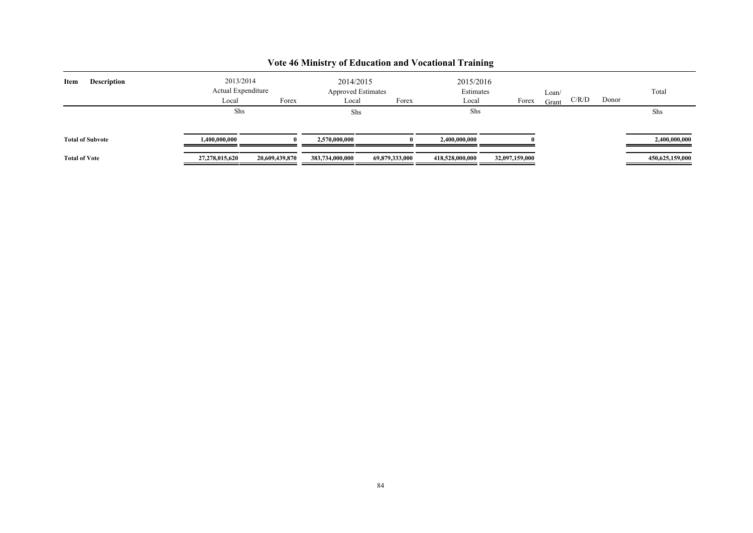# Vote 46 Ministry of Education and Vocational Training

| Item | Description | 2013/2014 Actual Expenditure | | 2014/2015 Approved Estimates | | 2015/2016 Estimates | | Loan/ Grant | C/R/D | Donor | Total |
|---|---|---|---|---|---|---|---|---|---|---|---|
| | | Local | Forex | Local | Forex | Local | Forex | | | | |
| | | Shs | | Shs | | Shs | | | | | Shs |
| **Total of Subvote** | | **1,400,000,000** | **0** | **2,570,000,000** | **0** | **2,400,000,000** | **0** | | | | **2,400,000,000** |
| **Total of Vote** | | **27,278,015,620** | **20,609,439,870** | **383,734,000,000** | **69,879,333,000** | **418,528,000,000** | **32,097,159,000** | | | | **450,625,159,000** |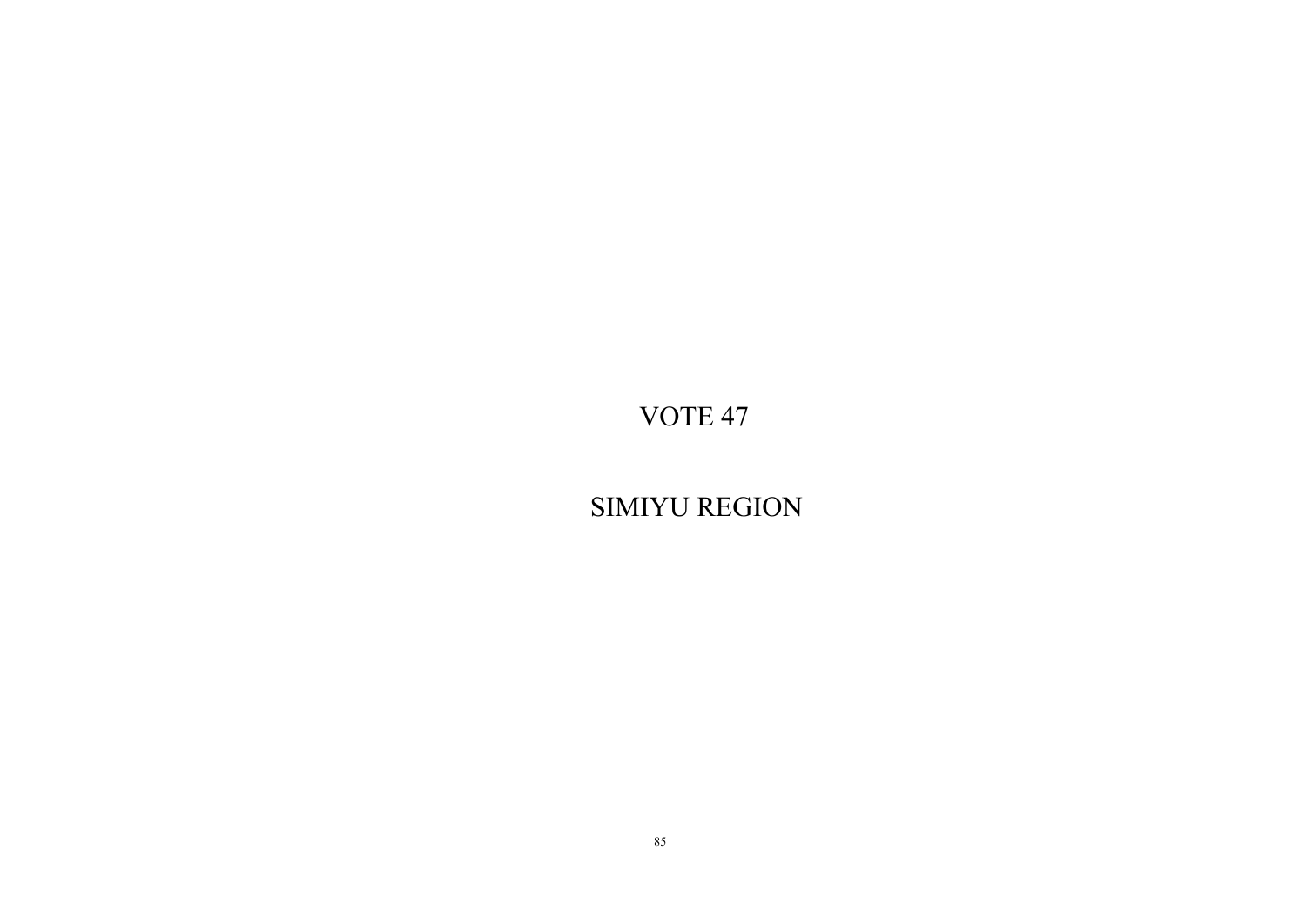# VOTE 47

# SIMIYU REGION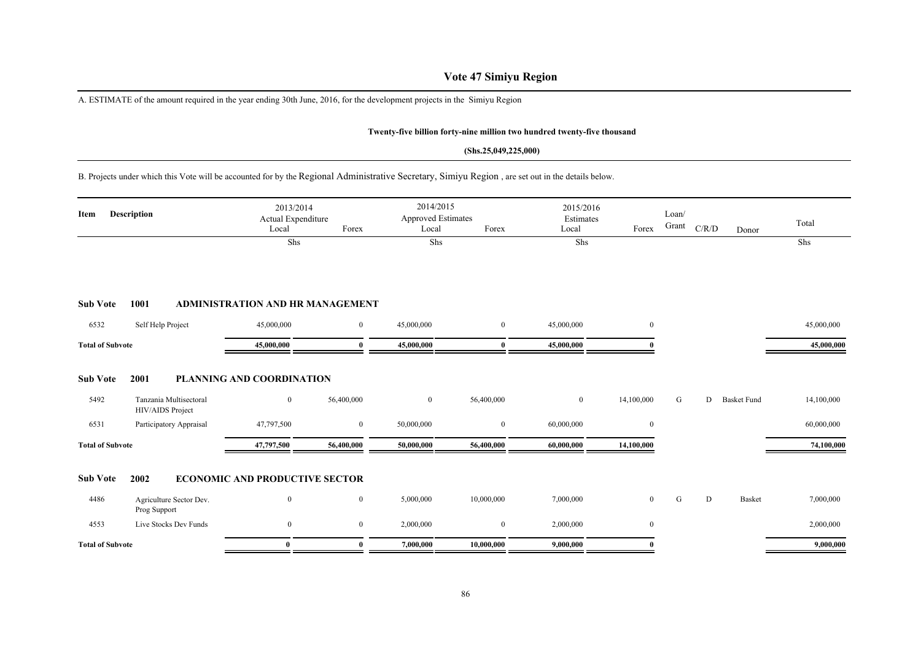# Vote 47 Simiyu Region

A. ESTIMATE of the amount required in the year ending 30th June, 2016, for the development projects in the Simiyu Region

**Twenty-five billion forty-nine million two hundred twenty-five thousand**

**(Shs.25,049,225,000)**

B. Projects under which this Vote will be accounted for by the Regional Administrative Secretary, Simiyu Region , are set out in the details below.

| Item | Description | 2013/2014 Actual Expenditure Local | Forex | 2014/2015 Approved Estimates Local | Forex | 2015/2016 Estimates Local | Forex | Loan/ Grant | C/R/D | Donor | Total |
|---|---|---|---|---|---|---|---|---|---|---|---|
| | | Shs | | Shs | | Shs | | | | | Shs |
| **Sub Vote** | **1001** | **ADMINISTRATION AND HR MANAGEMENT** | | | | | | | | | |
| 6532 | Self Help Project | 45,000,000 | 0 | 45,000,000 | 0 | 45,000,000 | 0 | | | | 45,000,000 |
| **Total of Subvote** | | **45,000,000** | **0** | **45,000,000** | **0** | **45,000,000** | **0** | | | | **45,000,000** |
| **Sub Vote** | **2001** | **PLANNING AND COORDINATION** | | | | | | | | | |
| 5492 | Tanzania Multisectoral HIV/AIDS Project | 0 | 56,400,000 | 0 | 56,400,000 | 0 | 14,100,000 | G | D | Basket Fund | 14,100,000 |
| 6531 | Participatory Appraisal | 47,797,500 | 0 | 50,000,000 | 0 | 60,000,000 | 0 | | | | 60,000,000 |
| **Total of Subvote** | | **47,797,500** | **56,400,000** | **50,000,000** | **56,400,000** | **60,000,000** | **14,100,000** | | | | **74,100,000** |
| **Sub Vote** | **2002** | **ECONOMIC AND PRODUCTIVE SECTOR** | | | | | | | | | |
| 4486 | Agriculture Sector Dev. Prog Support | 0 | 0 | 5,000,000 | 10,000,000 | 7,000,000 | 0 | G | D | Basket | 7,000,000 |
| 4553 | Live Stocks Dev Funds | 0 | 0 | 2,000,000 | 0 | 2,000,000 | 0 | | | | 2,000,000 |
| **Total of Subvote** | | **0** | **0** | **7,000,000** | **10,000,000** | **9,000,000** | **0** | | | | **9,000,000** |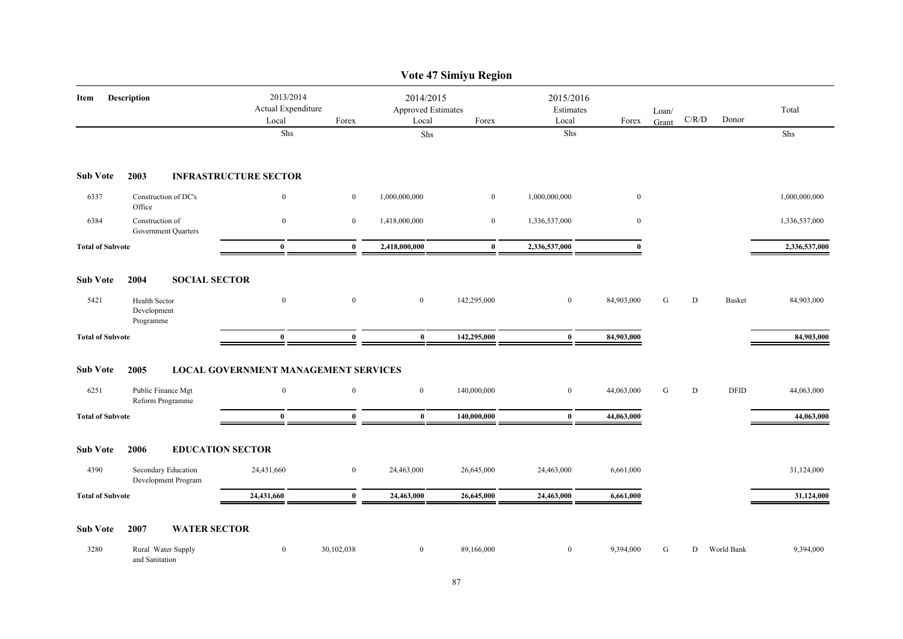# Vote 47 Simiyu Region

| Item | Description | 2013/2014 Actual Expenditure Local | Forex | 2014/2015 Approved Estimates Local | Forex | 2015/2016 Estimates Local | Forex | Loan/ Grant | C/R/D | Donor | Total |
|---|---|---|---|---|---|---|---|---|---|---|---|
| | | Shs | | Shs | | Shs | | | | | Shs |
| **Sub Vote** | **2003 INFRASTRUCTURE SECTOR** | | | | | | | | | | |
| 6337 | Construction of DC's Office | 0 | 0 | 1,000,000,000 | 0 | 1,000,000,000 | 0 | | | | 1,000,000,000 |
| 6384 | Construction of Government Quarters | 0 | 0 | 1,418,000,000 | 0 | 1,336,537,000 | 0 | | | | 1,336,537,000 |
| **Total of Subvote** | | **0** | **0** | **2,418,000,000** | **0** | **2,336,537,000** | **0** | | | | **2,336,537,000** |
| **Sub Vote** | **2004 SOCIAL SECTOR** | | | | | | | | | | |
| 5421 | Health Sector Development Programme | 0 | 0 | 0 | 142,295,000 | 0 | 84,903,000 | G | D | Basket | 84,903,000 |
| **Total of Subvote** | | **0** | **0** | **0** | **142,295,000** | **0** | **84,903,000** | | | | **84,903,000** |
| **Sub Vote** | **2005 LOCAL GOVERNMENT MANAGEMENT SERVICES** | | | | | | | | | | |
| 6251 | Public Finance Mgt Reform Programme | 0 | 0 | 0 | 140,000,000 | 0 | 44,063,000 | G | D | DFID | 44,063,000 |
| **Total of Subvote** | | **0** | **0** | **0** | **140,000,000** | **0** | **44,063,000** | | | | **44,063,000** |
| **Sub Vote** | **2006 EDUCATION SECTOR** | | | | | | | | | | |
| 4390 | Secondary Education Development Program | 24,431,660 | 0 | 24,463,000 | 26,645,000 | 24,463,000 | 6,661,000 | | | | 31,124,000 |
| **Total of Subvote** | | **24,431,660** | **0** | **24,463,000** | **26,645,000** | **24,463,000** | **6,661,000** | | | | **31,124,000** |
| **Sub Vote** | **2007 WATER SECTOR** | | | | | | | | | | |
| 3280 | Rural Water Supply and Sanitation | 0 | 30,102,038 | 0 | 89,166,000 | 0 | 9,394,000 | G | D | World Bank | 9,394,000 |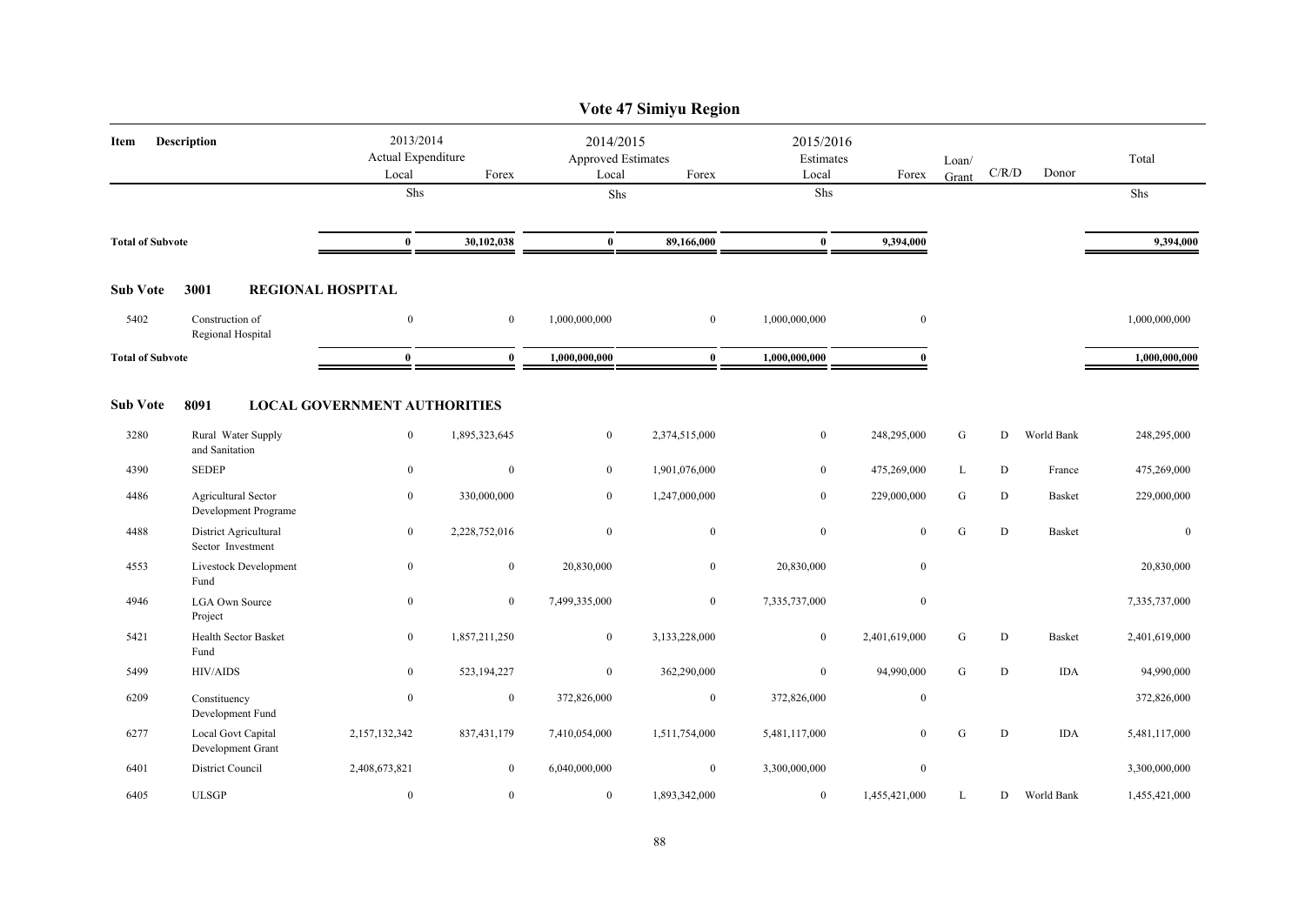# Vote 47 Simiyu Region

| Item | Description | 2013/2014 Actual Expenditure Local | Forex | 2014/2015 Approved Estimates Local | Forex | 2015/2016 Estimates Local | Forex | Loan/ Grant | C/R/D | Donor | Total |
|---|---|---|---|---|---|---|---|---|---|---|---|
| | | Shs | | Shs | | Shs | | | | | Shs |
| **Total of Subvote** | | **0** | **30,102,038** | **0** | **89,166,000** | **0** | **9,394,000** | | | | **9,394,000** |
| **Sub Vote** | **3001 REGIONAL HOSPITAL** | | | | | | | | | | |
| 5402 | Construction of Regional Hospital | 0 | 0 | 1,000,000,000 | 0 | 1,000,000,000 | 0 | | | | 1,000,000,000 |
| **Total of Subvote** | | **0** | **0** | **1,000,000,000** | **0** | **1,000,000,000** | **0** | | | | **1,000,000,000** |
| **Sub Vote** | **8091 LOCAL GOVERNMENT AUTHORITIES** | | | | | | | | | | |
| 3280 | Rural Water Supply and Sanitation | 0 | 1,895,323,645 | 0 | 2,374,515,000 | 0 | 248,295,000 | G | D | World Bank | 248,295,000 |
| 4390 | SEDEP | 0 | 0 | 0 | 1,901,076,000 | 0 | 475,269,000 | L | D | France | 475,269,000 |
| 4486 | Agricultural Sector Development Programe | 0 | 330,000,000 | 0 | 1,247,000,000 | 0 | 229,000,000 | G | D | Basket | 229,000,000 |
| 4488 | District Agricultural Sector Investment | 0 | 2,228,752,016 | 0 | 0 | 0 | 0 | G | D | Basket | 0 |
| 4553 | Livestock Development Fund | 0 | 0 | 20,830,000 | 0 | 20,830,000 | 0 | | | | 20,830,000 |
| 4946 | LGA Own Source Project | 0 | 0 | 7,499,335,000 | 0 | 7,335,737,000 | 0 | | | | 7,335,737,000 |
| 5421 | Health Sector Basket Fund | 0 | 1,857,211,250 | 0 | 3,133,228,000 | 0 | 2,401,619,000 | G | D | Basket | 2,401,619,000 |
| 5499 | HIV/AIDS | 0 | 523,194,227 | 0 | 362,290,000 | 0 | 94,990,000 | G | D | IDA | 94,990,000 |
| 6209 | Constituency Development Fund | 0 | 0 | 372,826,000 | 0 | 372,826,000 | 0 | | | | 372,826,000 |
| 6277 | Local Govt Capital Development Grant | 2,157,132,342 | 837,431,179 | 7,410,054,000 | 1,511,754,000 | 5,481,117,000 | 0 | G | D | IDA | 5,481,117,000 |
| 6401 | District Council | 2,408,673,821 | 0 | 6,040,000,000 | 0 | 3,300,000,000 | 0 | | | | 3,300,000,000 |
| 6405 | ULSGP | 0 | 0 | 0 | 1,893,342,000 | 0 | 1,455,421,000 | L | D | World Bank | 1,455,421,000 |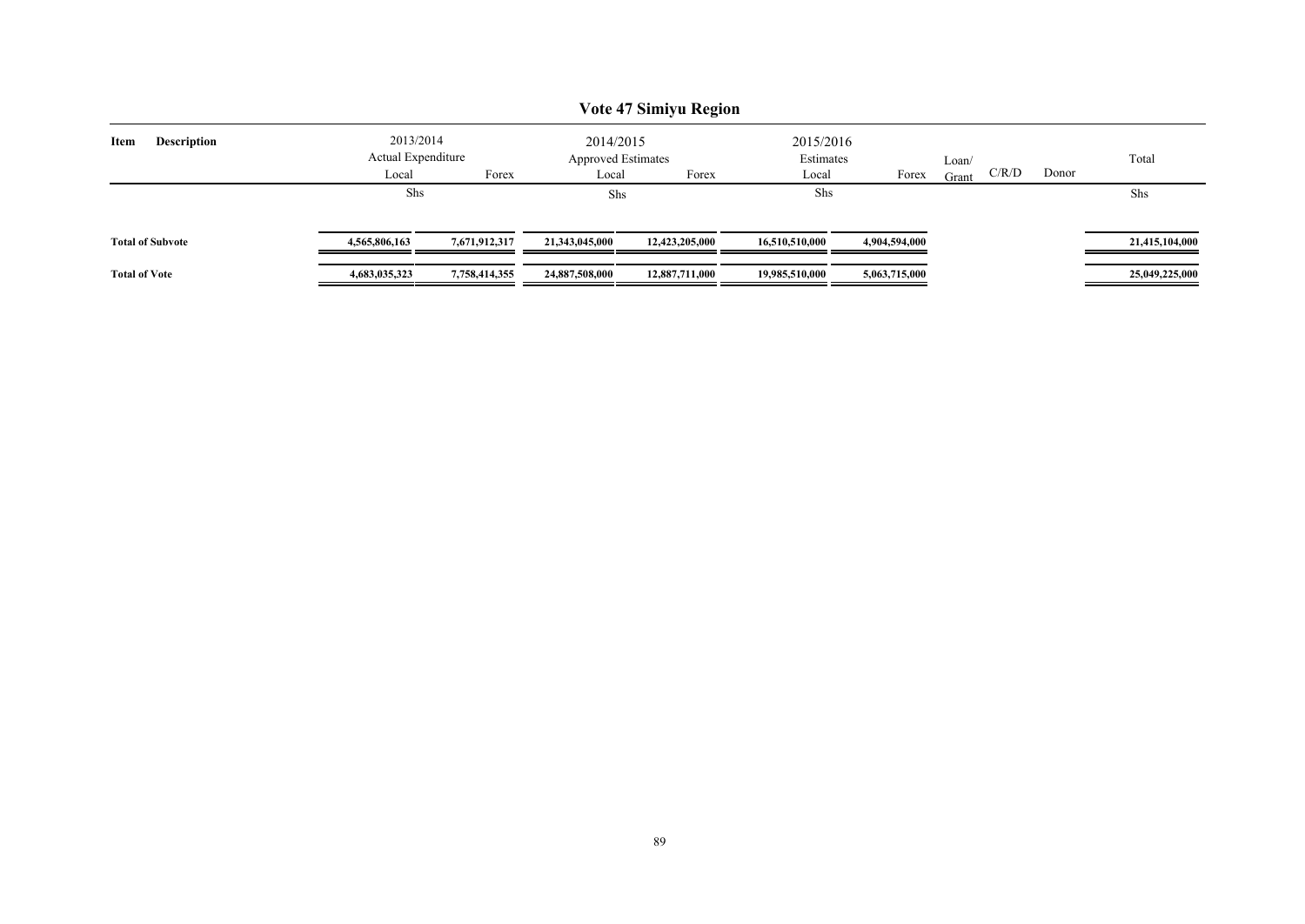# Vote 47 Simiyu Region

| Item | Description | 2013/2014 Actual Expenditure Local | Forex | 2014/2015 Approved Estimates Local | Forex | 2015/2016 Estimates Local | Forex | Loan/ Grant | C/R/D | Donor | Total |
|---|---|---|---|---|---|---|---|---|---|---|---|
| | | Shs | | Shs | | Shs | | | | | Shs |
| **Total of Subvote** | | **4,565,806,163** | **7,671,912,317** | **21,343,045,000** | **12,423,205,000** | **16,510,510,000** | **4,904,594,000** | | | | **21,415,104,000** |
| **Total of Vote** | | **4,683,035,323** | **7,758,414,355** | **24,887,508,000** | **12,887,711,000** | **19,985,510,000** | **5,063,715,000** | | | | **25,049,225,000** |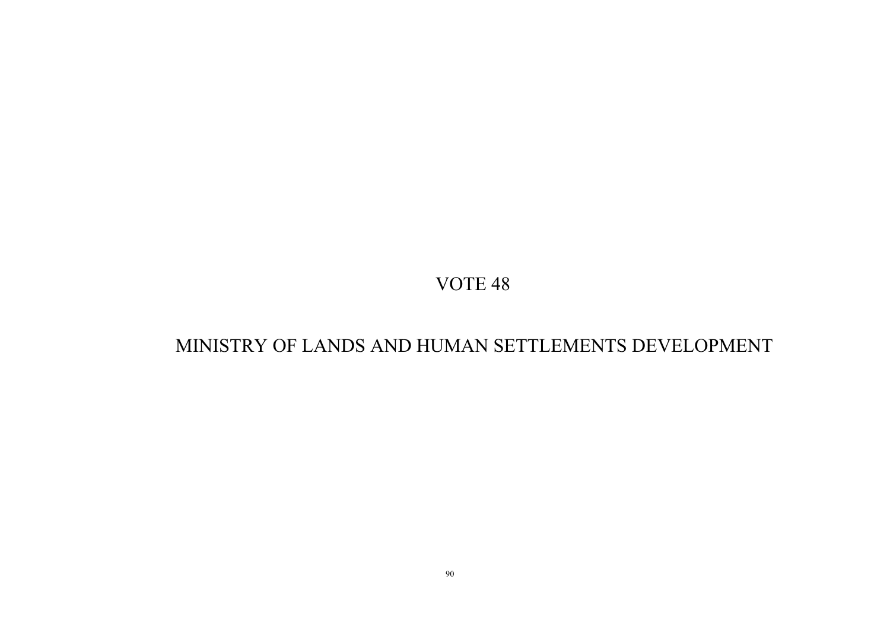# VOTE 48

# MINISTRY OF LANDS AND HUMAN SETTLEMENTS DEVELOPMENT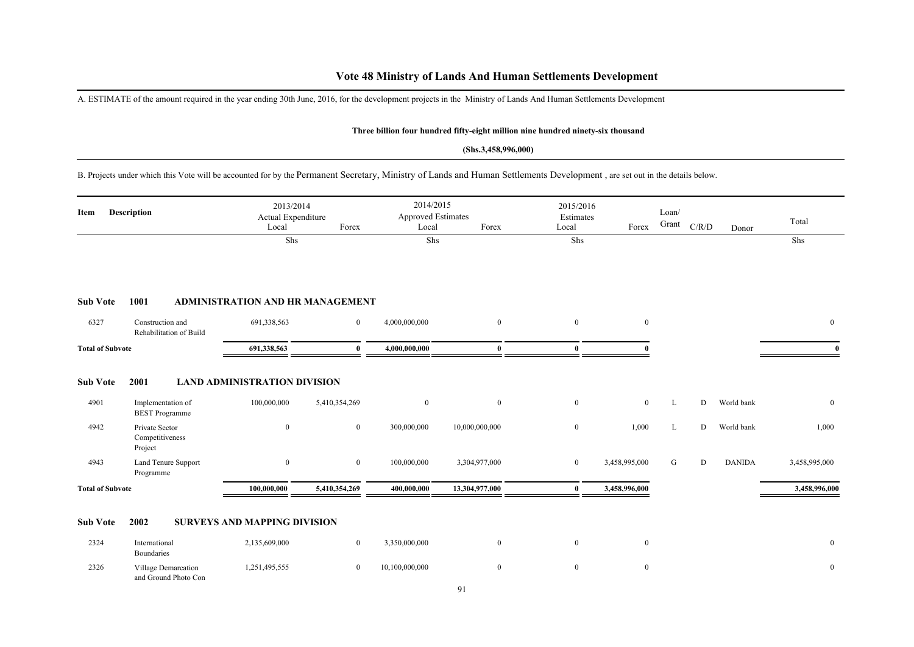# Vote 48 Ministry of Lands And Human Settlements Development

A. ESTIMATE of the amount required in the year ending 30th June, 2016, for the development projects in the Ministry of Lands And Human Settlements Development

**Three billion four hundred fifty-eight million nine hundred ninety-six thousand**

**(Shs.3,458,996,000)**

B. Projects under which this Vote will be accounted for by the Permanent Secretary, Ministry of Lands and Human Settlements Development , are set out in the details below.

| Item | Description | 2013/2014 Actual Expenditure Local | Forex | 2014/2015 Approved Estimates Local | Forex | 2015/2016 Estimates Local | Forex | Loan/ Grant | C/R/D | Donor | Total |
|---|---|---|---|---|---|---|---|---|---|---|---|
| | | Shs | | Shs | | Shs | | | | | Shs |
| **Sub Vote** | **1001** | **ADMINISTRATION AND HR MANAGEMENT** | | | | | | | | | |
| 6327 | Construction and Rehabilitation of Build | 691,338,563 | 0 | 4,000,000,000 | 0 | 0 | 0 | | | | 0 |
| **Total of Subvote** | | **691,338,563** | **0** | **4,000,000,000** | **0** | **0** | **0** | | | | **0** |
| **Sub Vote** | **2001** | **LAND ADMINISTRATION DIVISION** | | | | | | | | | |
| 4901 | Implementation of BEST Programme | 100,000,000 | 5,410,354,269 | 0 | 0 | 0 | 0 | L | D | World bank | 0 |
| 4942 | Private Sector Competitiveness Project | 0 | 0 | 300,000,000 | 10,000,000,000 | 0 | 1,000 | L | D | World bank | 1,000 |
| 4943 | Land Tenure Support Programme | 0 | 0 | 100,000,000 | 3,304,977,000 | 0 | 3,458,995,000 | G | D | DANIDA | 3,458,995,000 |
| **Total of Subvote** | | **100,000,000** | **5,410,354,269** | **400,000,000** | **13,304,977,000** | **0** | **3,458,996,000** | | | | **3,458,996,000** |
| **Sub Vote** | **2002** | **SURVEYS AND MAPPING DIVISION** | | | | | | | | | |
| 2324 | International Boundaries | 2,135,609,000 | 0 | 3,350,000,000 | 0 | 0 | 0 | | | | 0 |
| 2326 | Village Demarcation and Ground Photo Con | 1,251,495,555 | 0 | 10,100,000,000 | 0 | 0 | 0 | | | | 0 |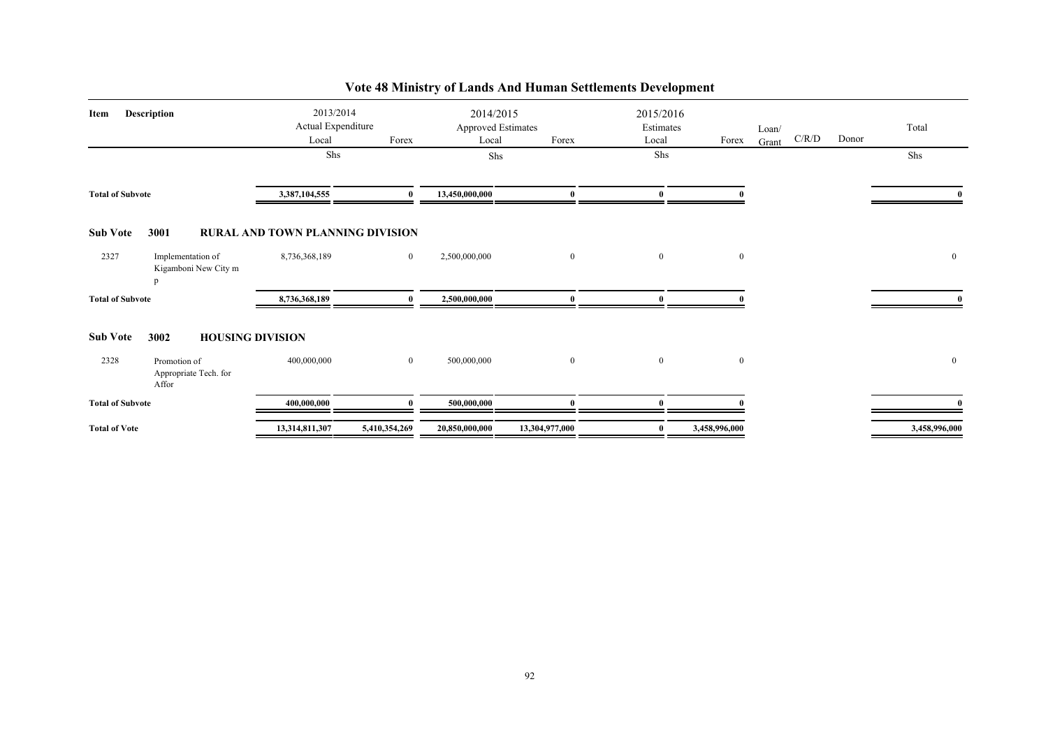# Vote 48 Ministry of Lands And Human Settlements Development

| Item | Description | 2013/2014 Actual Expenditure Local | Forex | 2014/2015 Approved Estimates Local | Forex | 2015/2016 Estimates Local | Forex | Loan/ Grant | C/R/D | Donor | Total |
|---|---|---|---|---|---|---|---|---|---|---|---|
| | | Shs | | Shs | | Shs | | | | | Shs |
| **Total of Subvote** | | 3,387,104,555 | 0 | 13,450,000,000 | 0 | 0 | 0 | | | | 0 |
| **Sub Vote** | **3001** | **RURAL AND TOWN PLANNING DIVISION** | | | | | | | | | |
| 2327 | Implementation of Kigamboni New City m p | 8,736,368,189 | 0 | 2,500,000,000 | 0 | 0 | 0 | | | | 0 |
| **Total of Subvote** | | 8,736,368,189 | 0 | 2,500,000,000 | 0 | 0 | 0 | | | | 0 |
| **Sub Vote** | **3002** | **HOUSING DIVISION** | | | | | | | | | |
| 2328 | Promotion of Appropriate Tech. for Affor | 400,000,000 | 0 | 500,000,000 | 0 | 0 | 0 | | | | 0 |
| **Total of Subvote** | | 400,000,000 | 0 | 500,000,000 | 0 | 0 | 0 | | | | 0 |
| **Total of Vote** | | 13,314,811,307 | 5,410,354,269 | 20,850,000,000 | 13,304,977,000 | 0 | 3,458,996,000 | | | | 3,458,996,000 |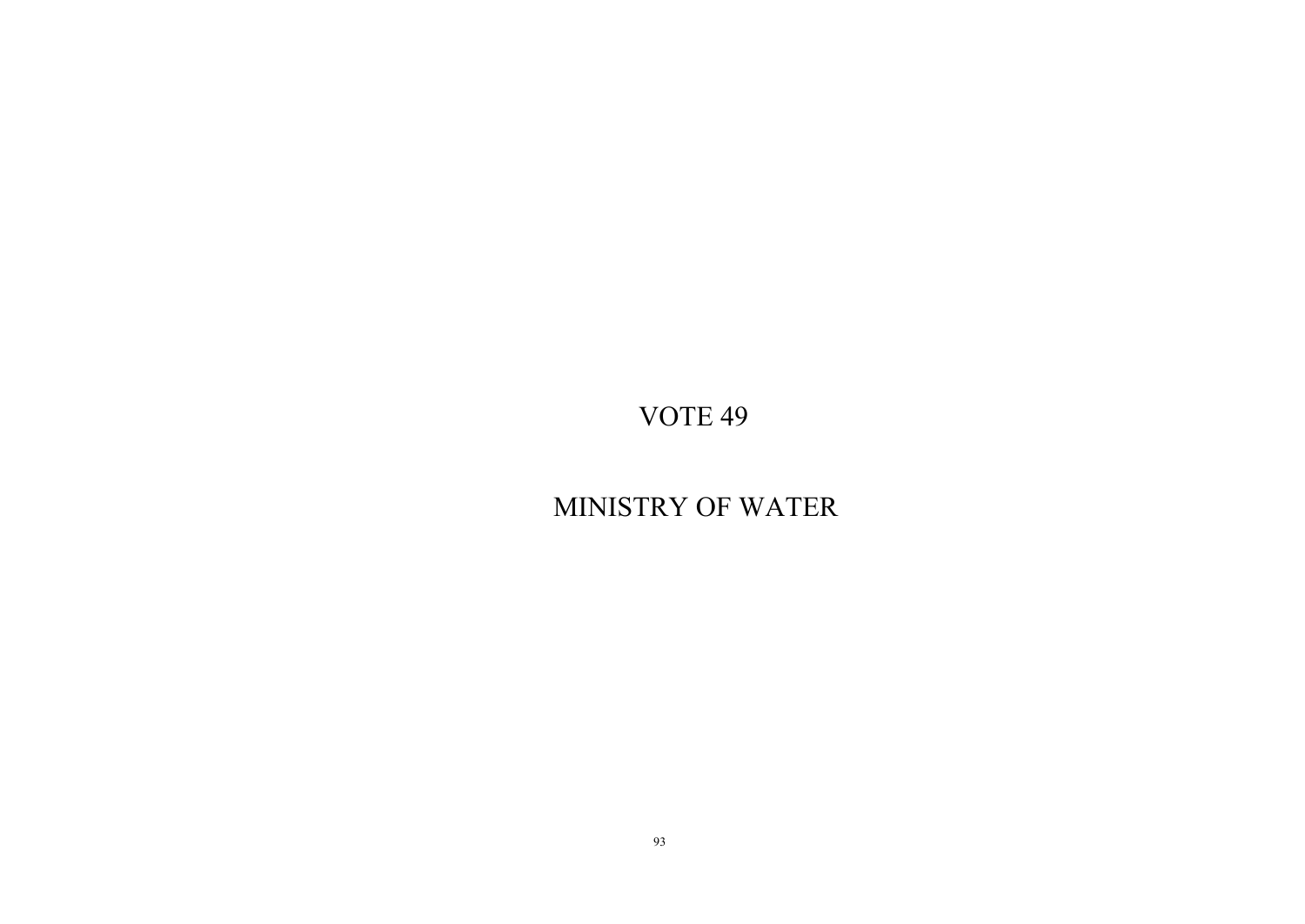# VOTE 49

# MINISTRY OF WATER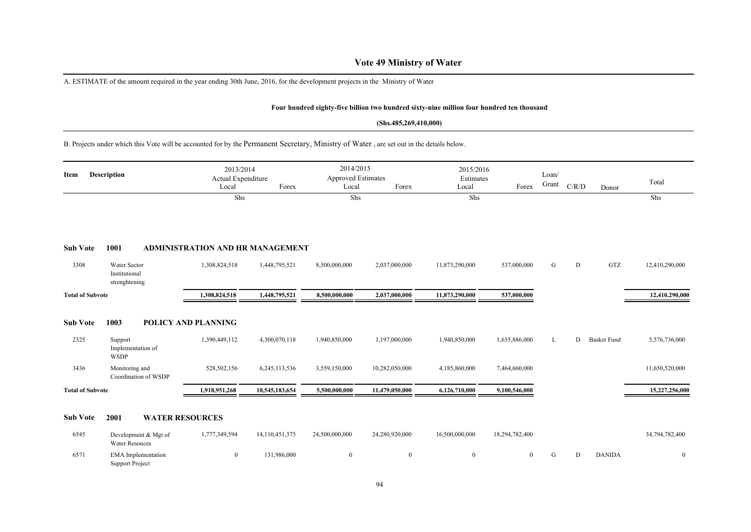# Vote 49 Ministry of Water

A. ESTIMATE of the amount required in the year ending 30th June, 2016, for the development projects in the Ministry of Water

**Four hundred eighty-five billion two hundred sixty-nine million four hundred ten thousand**

**(Shs.485,269,410,000)**

B. Projects under which this Vote will be accounted for by the Permanent Secretary, Ministry of Water , are set out in the details below.

| Item | Description | 2013/2014 Actual Expenditure Local | Forex | 2014/2015 Approved Estimates Local | Forex | 2015/2016 Estimates Local | Forex | Loan/ Grant | C/R/D | Donor | Total |
|---|---|---|---|---|---|---|---|---|---|---|---|
| | | Shs | | Shs | | Shs | | | | | Shs |
| **Sub Vote** | **1001** | **ADMINISTRATION AND HR MANAGEMENT** | | | | | | | | | |
| 3308 | Water Sector Institutional strenghtening | 1,308,824,518 | 1,448,795,521 | 8,500,000,000 | 2,037,000,000 | 11,873,290,000 | 537,000,000 | G | D | GTZ | 12,410,290,000 |
| **Total of Subvote** | | **1,308,824,518** | **1,448,795,521** | **8,500,000,000** | **2,037,000,000** | **11,873,290,000** | **537,000,000** | | | | **12,410,290,000** |
| **Sub Vote** | **1003** | **POLICY AND PLANNING** | | | | | | | | | |
| 2325 | Support Implementation of WSDP | 1,390,449,112 | 4,300,070,118 | 1,940,850,000 | 1,197,000,000 | 1,940,850,000 | 1,635,886,000 | L | D | Basket Fund | 3,576,736,000 |
| 3436 | Monitoring and Coordination of WSDP | 528,502,156 | 6,245,113,536 | 3,559,150,000 | 10,282,050,000 | 4,185,860,000 | 7,464,660,000 | | | | 11,650,520,000 |
| **Total of Subvote** | | **1,918,951,268** | **10,545,183,654** | **5,500,000,000** | **11,479,050,000** | **6,126,710,000** | **9,100,546,000** | | | | **15,227,256,000** |
| **Sub Vote** | **2001** | **WATER RESOURCES** | | | | | | | | | |
| 6545 | Development & Mgt of Water Resouces | 1,777,349,594 | 14,110,451,375 | 24,500,000,000 | 24,280,920,000 | 16,500,000,000 | 18,294,782,400 | | | | 34,794,782,400 |
| 6571 | EMA Implementation Support Project | 0 | 131,986,000 | 0 | 0 | 0 | 0 | G | D | DANIDA | 0 |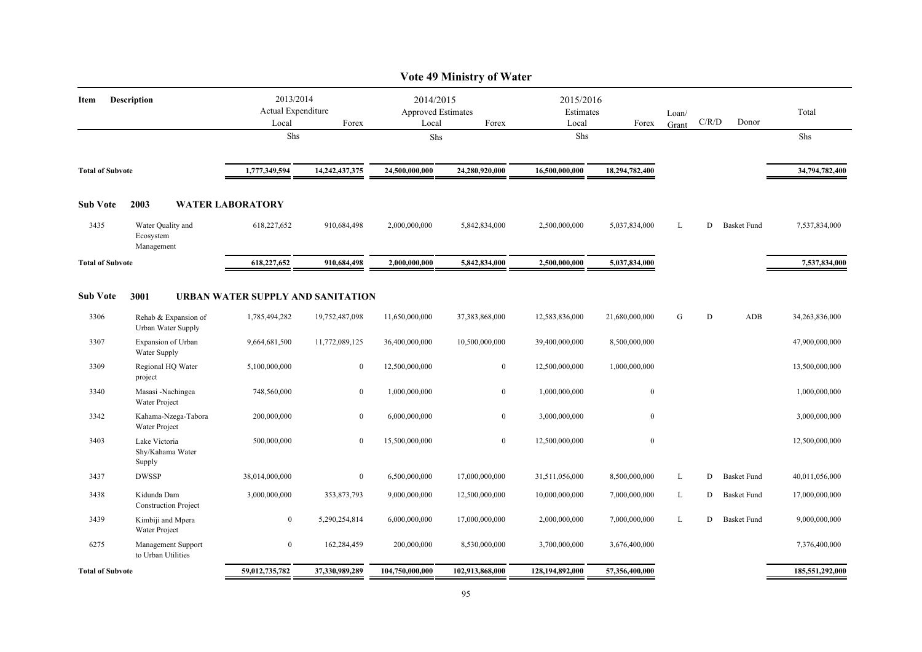# Vote 49 Ministry of Water

| Item | Description | 2013/2014 Actual Expenditure Local | Forex | 2014/2015 Approved Estimates Local | Forex | 2015/2016 Estimates Local | Forex | Loan/ Grant | C/R/D | Donor | Total |
|---|---|---|---|---|---|---|---|---|---|---|---|
| | | Shs | | Shs | | Shs | | | | | Shs |
| **Total of Subvote** | | **1,777,349,594** | **14,242,437,375** | **24,500,000,000** | **24,280,920,000** | **16,500,000,000** | **18,294,782,400** | | | | **34,794,782,400** |
| **Sub Vote** | **2003 WATER LABORATORY** | | | | | | | | | | |
| 3435 | Water Quality and Ecosystem Management | 618,227,652 | 910,684,498 | 2,000,000,000 | 5,842,834,000 | 2,500,000,000 | 5,037,834,000 | L | D | Basket Fund | 7,537,834,000 |
| **Total of Subvote** | | **618,227,652** | **910,684,498** | **2,000,000,000** | **5,842,834,000** | **2,500,000,000** | **5,037,834,000** | | | | **7,537,834,000** |
| **Sub Vote** | **3001 URBAN WATER SUPPLY AND SANITATION** | | | | | | | | | | |
| 3306 | Rehab & Expansion of Urban Water Supply | 1,785,494,282 | 19,752,487,098 | 11,650,000,000 | 37,383,868,000 | 12,583,836,000 | 21,680,000,000 | G | D | ADB | 34,263,836,000 |
| 3307 | Expansion of Urban Water Supply | 9,664,681,500 | 11,772,089,125 | 36,400,000,000 | 10,500,000,000 | 39,400,000,000 | 8,500,000,000 | | | | 47,900,000,000 |
| 3309 | Regional HQ Water project | 5,100,000,000 | 0 | 12,500,000,000 | 0 | 12,500,000,000 | 1,000,000,000 | | | | 13,500,000,000 |
| 3340 | Masasi -Nachingea Water Project | 748,560,000 | 0 | 1,000,000,000 | 0 | 1,000,000,000 | 0 | | | | 1,000,000,000 |
| 3342 | Kahama-Nzega-Tabora Water Project | 200,000,000 | 0 | 6,000,000,000 | 0 | 3,000,000,000 | 0 | | | | 3,000,000,000 |
| 3403 | Lake Victoria Shy/Kahama Water Supply | 500,000,000 | 0 | 15,500,000,000 | 0 | 12,500,000,000 | 0 | | | | 12,500,000,000 |
| 3437 | DWSSP | 38,014,000,000 | 0 | 6,500,000,000 | 17,000,000,000 | 31,511,056,000 | 8,500,000,000 | L | D | Basket Fund | 40,011,056,000 |
| 3438 | Kidunda Dam Construction Project | 3,000,000,000 | 353,873,793 | 9,000,000,000 | 12,500,000,000 | 10,000,000,000 | 7,000,000,000 | L | D | Basket Fund | 17,000,000,000 |
| 3439 | Kimbiji and Mpera Water Project | 0 | 5,290,254,814 | 6,000,000,000 | 17,000,000,000 | 2,000,000,000 | 7,000,000,000 | L | D | Basket Fund | 9,000,000,000 |
| 6275 | Management Support to Urban Utilities | 0 | 162,284,459 | 200,000,000 | 8,530,000,000 | 3,700,000,000 | 3,676,400,000 | | | | 7,376,400,000 |
| **Total of Subvote** | | **59,012,735,782** | **37,330,989,289** | **104,750,000,000** | **102,913,868,000** | **128,194,892,000** | **57,356,400,000** | | | | **185,551,292,000** |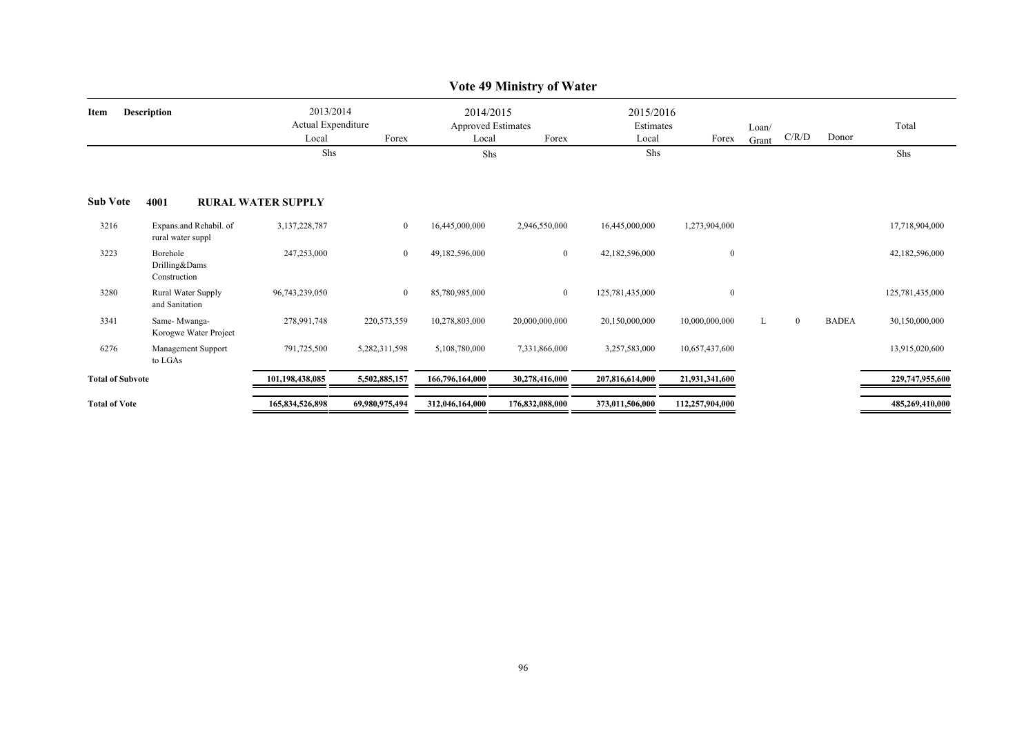# Vote 49 Ministry of Water

| Item | Description | 2013/2014 Actual Expenditure | | 2014/2015 Approved Estimates | | 2015/2016 Estimates | | Loan/ Grant | C/R/D | Donor | Total |
|---|---|---|---|---|---|---|---|---|---|---|---|
| | | Local | Forex | Local | Forex | Local | Forex | | | | |
| | | Shs | | Shs | | Shs | | | | | Shs |
| **Sub Vote** | **4001 RURAL WATER SUPPLY** | | | | | | | | | | |
| 3216 | Expans.and Rehabil. of rural water suppl | 3,137,228,787 | 0 | 16,445,000,000 | 2,946,550,000 | 16,445,000,000 | 1,273,904,000 | | | | 17,718,904,000 |
| 3223 | Borehole Drilling&Dams Construction | 247,253,000 | 0 | 49,182,596,000 | 0 | 42,182,596,000 | 0 | | | | 42,182,596,000 |
| 3280 | Rural Water Supply and Sanitation | 96,743,239,050 | 0 | 85,780,985,000 | 0 | 125,781,435,000 | 0 | | | | 125,781,435,000 |
| 3341 | Same- Mwanga- Korogwe Water Project | 278,991,748 | 220,573,559 | 10,278,803,000 | 20,000,000,000 | 20,150,000,000 | 10,000,000,000 | L | 0 | BADEA | 30,150,000,000 |
| 6276 | Management Support to LGAs | 791,725,500 | 5,282,311,598 | 5,108,780,000 | 7,331,866,000 | 3,257,583,000 | 10,657,437,600 | | | | 13,915,020,600 |
| **Total of Subvote** | | **101,198,438,085** | **5,502,885,157** | **166,796,164,000** | **30,278,416,000** | **207,816,614,000** | **21,931,341,600** | | | | **229,747,955,600** |
| **Total of Vote** | | **165,834,526,898** | **69,980,975,494** | **312,046,164,000** | **176,832,088,000** | **373,011,506,000** | **112,257,904,000** | | | | **485,269,410,000** |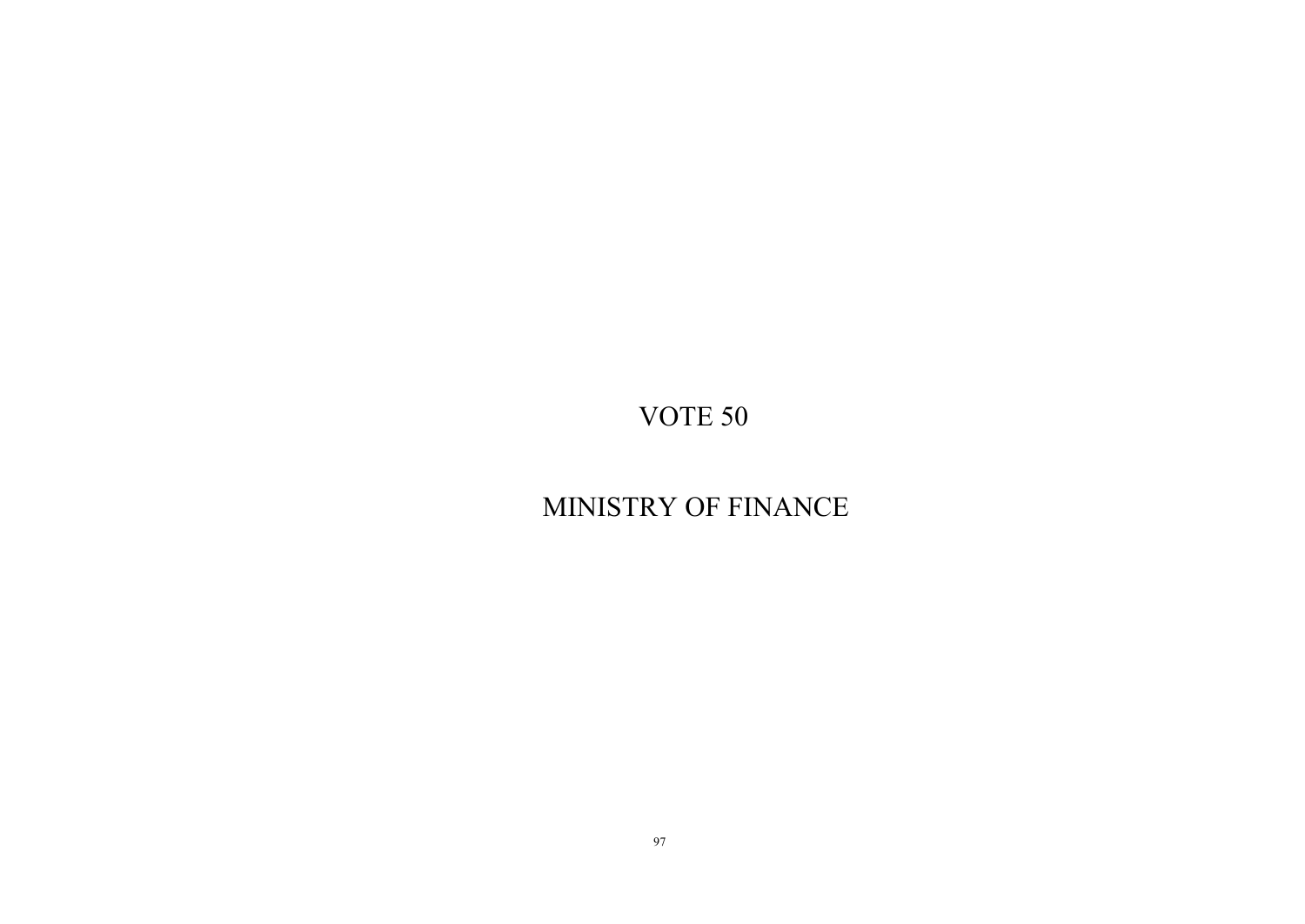# VOTE 50

# MINISTRY OF FINANCE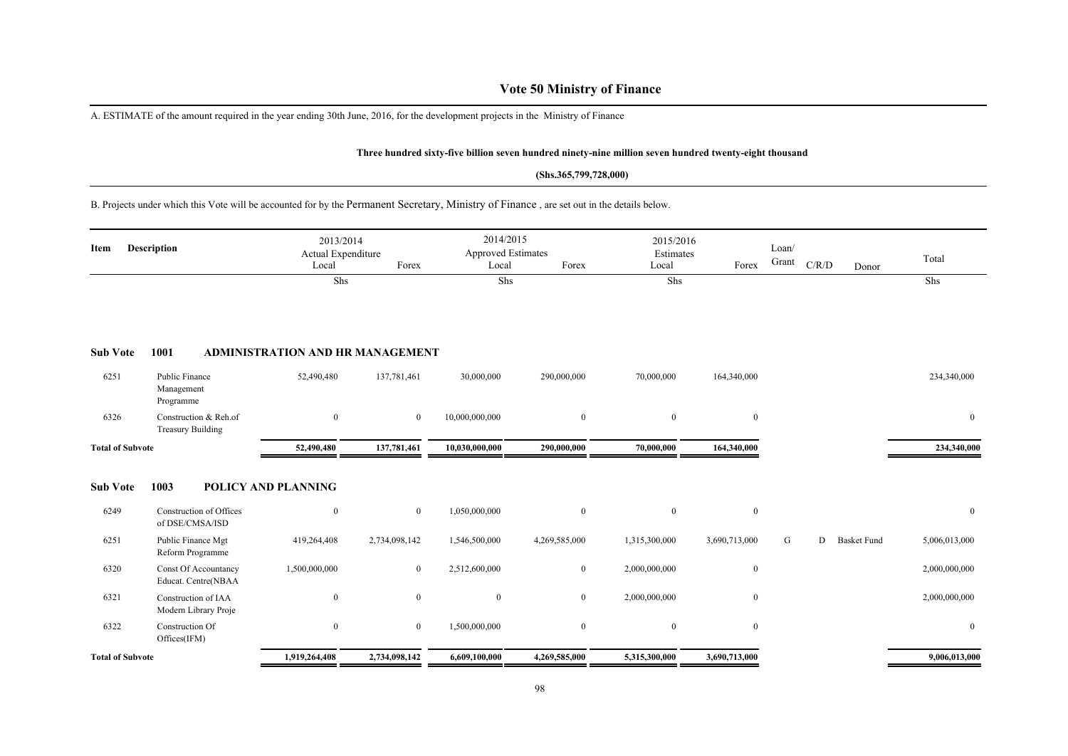# Vote 50 Ministry of Finance

A. ESTIMATE of the amount required in the year ending 30th June, 2016, for the development projects in the Ministry of Finance

**Three hundred sixty-five billion seven hundred ninety-nine million seven hundred twenty-eight thousand**

**(Shs.365,799,728,000)**

B. Projects under which this Vote will be accounted for by the Permanent Secretary, Ministry of Finance , are set out in the details below.

| Item | Description | 2013/2014 Actual Expenditure Local | Forex | 2014/2015 Approved Estimates Local | Forex | 2015/2016 Estimates Local | Forex | Loan/ Grant | C/R/D | Donor | Total |
|---|---|---|---|---|---|---|---|---|---|---|---|
| | | Shs | | Shs | | Shs | | | | | Shs |
| **Sub Vote** | **1001** | **ADMINISTRATION AND HR MANAGEMENT** | | | | | | | | | |
| 6251 | Public Finance Management Programme | 52,490,480 | 137,781,461 | 30,000,000 | 290,000,000 | 70,000,000 | 164,340,000 | | | | 234,340,000 |
| 6326 | Construction & Reh.of Treasury Building | 0 | 0 | 10,000,000,000 | 0 | 0 | 0 | | | | 0 |
| **Total of Subvote** | | **52,490,480** | **137,781,461** | **10,030,000,000** | **290,000,000** | **70,000,000** | **164,340,000** | | | | **234,340,000** |
| **Sub Vote** | **1003** | **POLICY AND PLANNING** | | | | | | | | | |
| 6249 | Construction of Offices of DSE/CMSA/ISD | 0 | 0 | 1,050,000,000 | 0 | 0 | 0 | | | | 0 |
| 6251 | Public Finance Mgt Reform Programme | 419,264,408 | 2,734,098,142 | 1,546,500,000 | 4,269,585,000 | 1,315,300,000 | 3,690,713,000 | G | D | Basket Fund | 5,006,013,000 |
| 6320 | Const Of Accountancy Educat. Centre(NBAA | 1,500,000,000 | 0 | 2,512,600,000 | 0 | 2,000,000,000 | 0 | | | | 2,000,000,000 |
| 6321 | Construction of IAA Modern Library Proje | 0 | 0 | 0 | 0 | 2,000,000,000 | 0 | | | | 2,000,000,000 |
| 6322 | Construction Of Offices(IFM) | 0 | 0 | 1,500,000,000 | 0 | 0 | 0 | | | | 0 |
| **Total of Subvote** | | **1,919,264,408** | **2,734,098,142** | **6,609,100,000** | **4,269,585,000** | **5,315,300,000** | **3,690,713,000** | | | | **9,006,013,000** |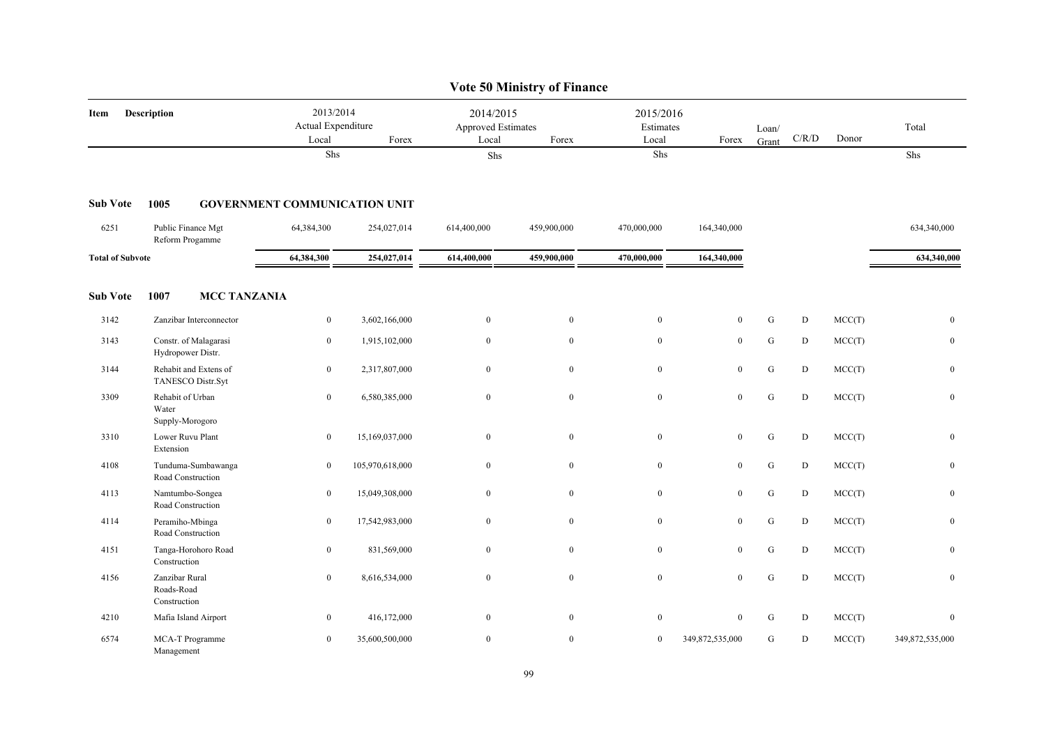# Vote 50 Ministry of Finance

| Item | Description | 2013/2014 Actual Expenditure Local | Forex | 2014/2015 Approved Estimates Local | Forex | 2015/2016 Estimates Local | Forex | Loan/ Grant | C/R/D | Donor | Total |
|---|---|---|---|---|---|---|---|---|---|---|---|
| | | Shs | | Shs | | Shs | | | | | Shs |
| **Sub Vote** | **1005 GOVERNMENT COMMUNICATION UNIT** | | | | | | | | | | |
| 6251 | Public Finance Mgt Reform Progamme | 64,384,300 | 254,027,014 | 614,400,000 | 459,900,000 | 470,000,000 | 164,340,000 | | | | 634,340,000 |
| **Total of Subvote** | | **64,384,300** | **254,027,014** | **614,400,000** | **459,900,000** | **470,000,000** | **164,340,000** | | | | **634,340,000** |
| **Sub Vote** | **1007 MCC TANZANIA** | | | | | | | | | | |
| 3142 | Zanzibar Interconnector | 0 | 3,602,166,000 | 0 | 0 | 0 | 0 | G | D | MCC(T) | 0 |
| 3143 | Constr. of Malagarasi Hydropower Distr. | 0 | 1,915,102,000 | 0 | 0 | 0 | 0 | G | D | MCC(T) | 0 |
| 3144 | Rehabit and Extens of TANESCO Distr.Syt | 0 | 2,317,807,000 | 0 | 0 | 0 | 0 | G | D | MCC(T) | 0 |
| 3309 | Rehabit of Urban Water Supply-Morogoro | 0 | 6,580,385,000 | 0 | 0 | 0 | 0 | G | D | MCC(T) | 0 |
| 3310 | Lower Ruvu Plant Extension | 0 | 15,169,037,000 | 0 | 0 | 0 | 0 | G | D | MCC(T) | 0 |
| 4108 | Tunduma-Sumbawanga Road Construction | 0 | 105,970,618,000 | 0 | 0 | 0 | 0 | G | D | MCC(T) | 0 |
| 4113 | Namtumbo-Songea Road Construction | 0 | 15,049,308,000 | 0 | 0 | 0 | 0 | G | D | MCC(T) | 0 |
| 4114 | Peramiho-Mbinga Road Construction | 0 | 17,542,983,000 | 0 | 0 | 0 | 0 | G | D | MCC(T) | 0 |
| 4151 | Tanga-Horohoro Road Construction | 0 | 831,569,000 | 0 | 0 | 0 | 0 | G | D | MCC(T) | 0 |
| 4156 | Zanzibar Rural Roads-Road Construction | 0 | 8,616,534,000 | 0 | 0 | 0 | 0 | G | D | MCC(T) | 0 |
| 4210 | Mafia Island Airport | 0 | 416,172,000 | 0 | 0 | 0 | 0 | G | D | MCC(T) | 0 |
| 6574 | MCA-T Programme Management | 0 | 35,600,500,000 | 0 | 0 | 0 | 349,872,535,000 | G | D | MCC(T) | 349,872,535,000 |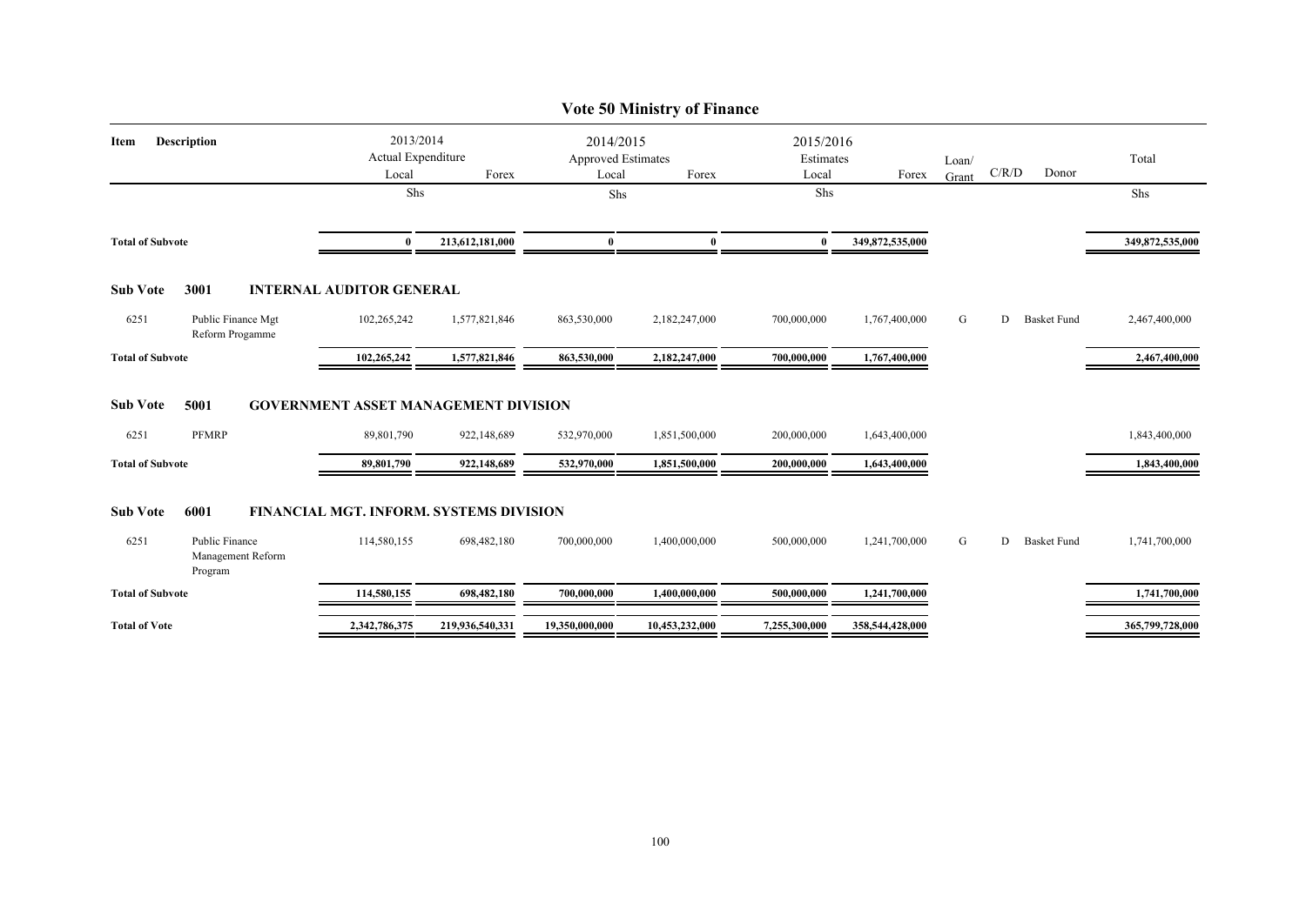# Vote 50 Ministry of Finance

| Item | Description | 2013/2014 Actual Expenditure Local | Forex | 2014/2015 Approved Estimates Local | Forex | 2015/2016 Estimates Local | Forex | Loan/ Grant | C/R/D | Donor | Total |
|---|---|---|---|---|---|---|---|---|---|---|---|
| | | Shs | | Shs | | Shs | | | | | Shs |
| **Total of Subvote** | | **0** | **213,612,181,000** | **0** | **0** | **0** | **349,872,535,000** | | | | **349,872,535,000** |
| **Sub Vote** | **3001** | **INTERNAL AUDITOR GENERAL** | | | | | | | | | |
| 6251 | Public Finance Mgt Reform Progamme | 102,265,242 | 1,577,821,846 | 863,530,000 | 2,182,247,000 | 700,000,000 | 1,767,400,000 | G | D | Basket Fund | 2,467,400,000 |
| **Total of Subvote** | | **102,265,242** | **1,577,821,846** | **863,530,000** | **2,182,247,000** | **700,000,000** | **1,767,400,000** | | | | **2,467,400,000** |
| **Sub Vote** | **5001** | **GOVERNMENT ASSET MANAGEMENT DIVISION** | | | | | | | | | |
| 6251 | PFMRP | 89,801,790 | 922,148,689 | 532,970,000 | 1,851,500,000 | 200,000,000 | 1,643,400,000 | | | | 1,843,400,000 |
| **Total of Subvote** | | **89,801,790** | **922,148,689** | **532,970,000** | **1,851,500,000** | **200,000,000** | **1,643,400,000** | | | | **1,843,400,000** |
| **Sub Vote** | **6001** | **FINANCIAL MGT. INFORM. SYSTEMS DIVISION** | | | | | | | | | |
| 6251 | Public Finance Management Reform Program | 114,580,155 | 698,482,180 | 700,000,000 | 1,400,000,000 | 500,000,000 | 1,241,700,000 | G | D | Basket Fund | 1,741,700,000 |
| **Total of Subvote** | | **114,580,155** | **698,482,180** | **700,000,000** | **1,400,000,000** | **500,000,000** | **1,241,700,000** | | | | **1,741,700,000** |
| **Total of Vote** | | **2,342,786,375** | **219,936,540,331** | **19,350,000,000** | **10,453,232,000** | **7,255,300,000** | **358,544,428,000** | | | | **365,799,728,000** |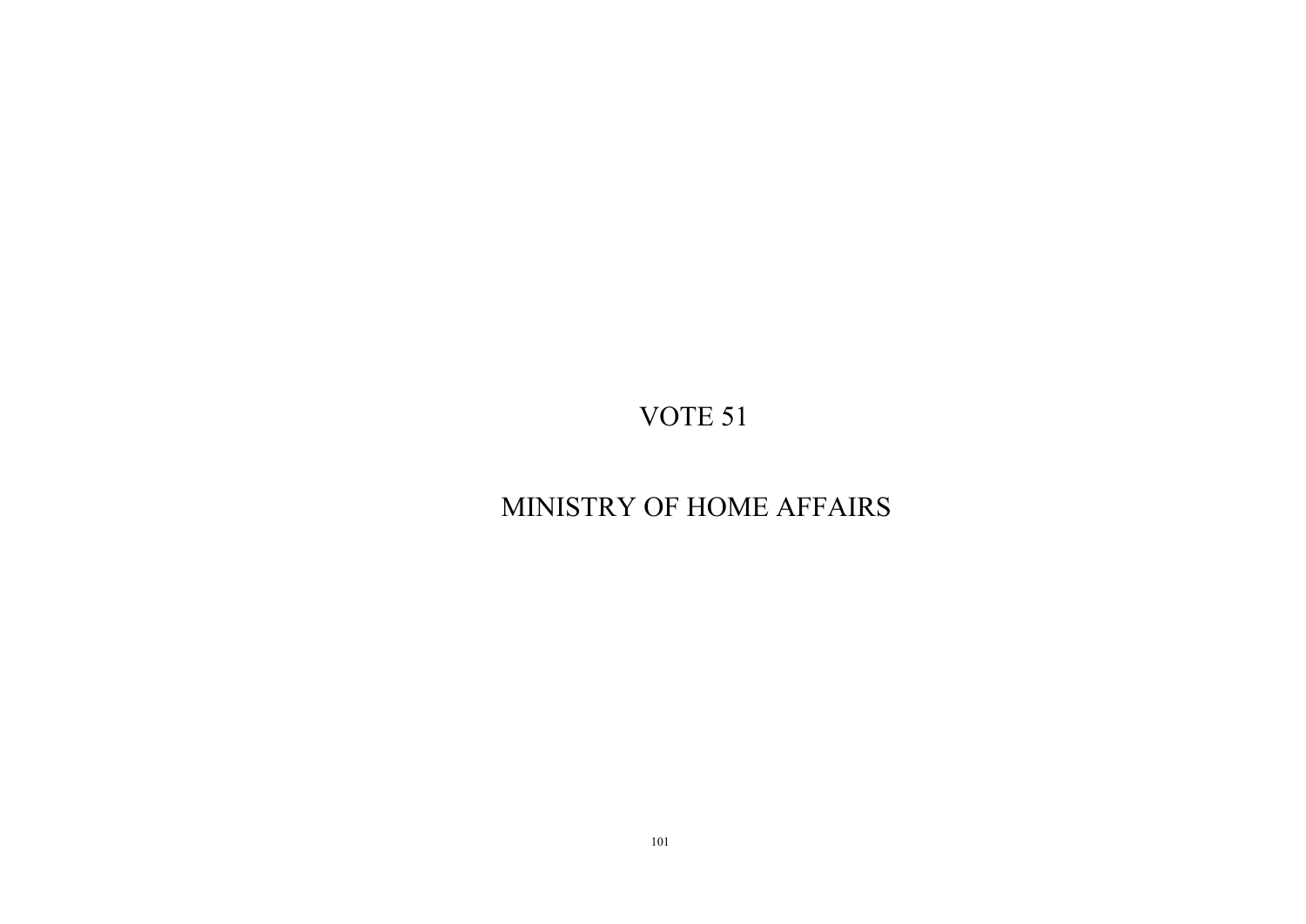# VOTE 51

# MINISTRY OF HOME AFFAIRS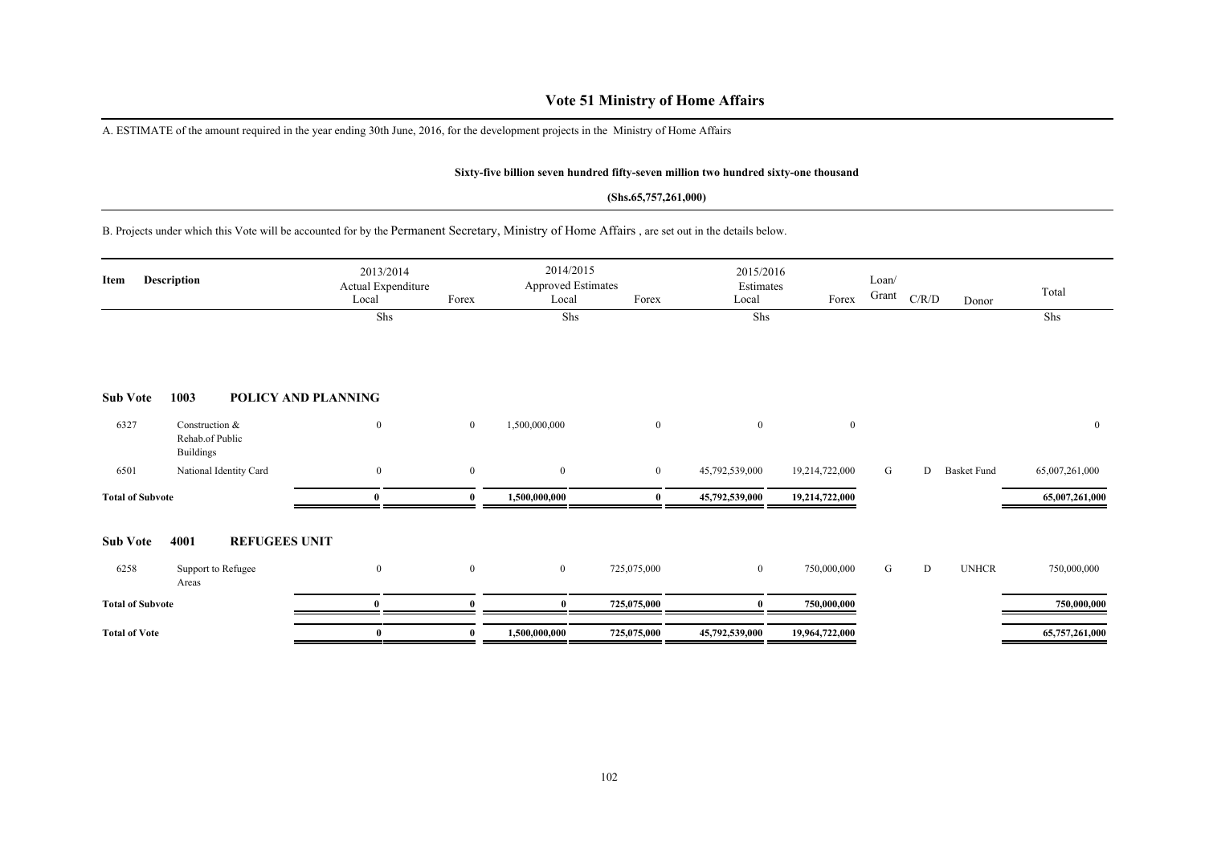# Vote 51 Ministry of Home Affairs

A. ESTIMATE of the amount required in the year ending 30th June, 2016, for the development projects in the Ministry of Home Affairs

**Sixty-five billion seven hundred fifty-seven million two hundred sixty-one thousand**

**(Shs.65,757,261,000)**

B. Projects under which this Vote will be accounted for by the Permanent Secretary, Ministry of Home Affairs , are set out in the details below.

| Item | Description | 2013/2014 Actual Expenditure Local | Forex | 2014/2015 Approved Estimates Local | Forex | 2015/2016 Estimates Local | Forex | Loan/ Grant | C/R/D | Donor | Total |
|---|---|---|---|---|---|---|---|---|---|---|---|
| | | Shs | | Shs | | Shs | | | | | Shs |
| **Sub Vote** | **1003 POLICY AND PLANNING** | | | | | | | | | | |
| 6327 | Construction & Rehab.of Public Buildings | 0 | 0 | 1,500,000,000 | 0 | 0 | 0 | | | | 0 |
| 6501 | National Identity Card | 0 | 0 | 0 | 0 | 45,792,539,000 | 19,214,722,000 | G | D | Basket Fund | 65,007,261,000 |
| **Total of Subvote** | | **0** | **0** | **1,500,000,000** | **0** | **45,792,539,000** | **19,214,722,000** | | | | **65,007,261,000** |
| **Sub Vote** | **4001 REFUGEES UNIT** | | | | | | | | | | |
| 6258 | Support to Refugee Areas | 0 | 0 | 0 | 725,075,000 | 0 | 750,000,000 | G | D | UNHCR | 750,000,000 |
| **Total of Subvote** | | **0** | **0** | **0** | **725,075,000** | **0** | **750,000,000** | | | | **750,000,000** |
| **Total of Vote** | | **0** | **0** | **1,500,000,000** | **725,075,000** | **45,792,539,000** | **19,964,722,000** | | | | **65,757,261,000** |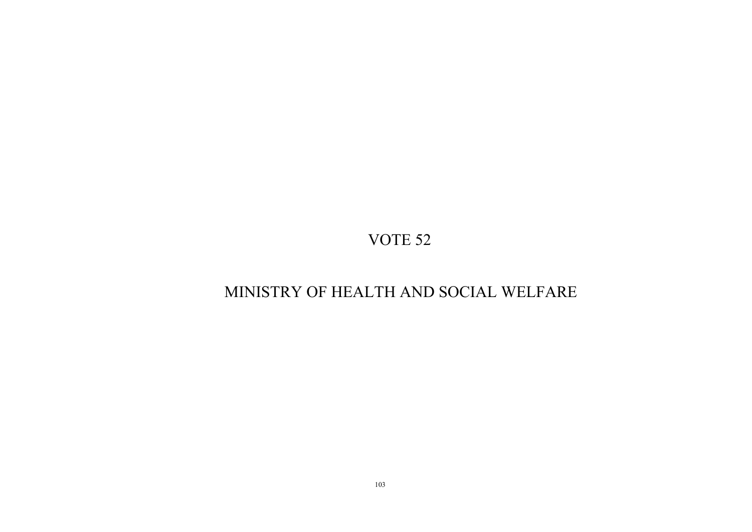# VOTE 52

# MINISTRY OF HEALTH AND SOCIAL WELFARE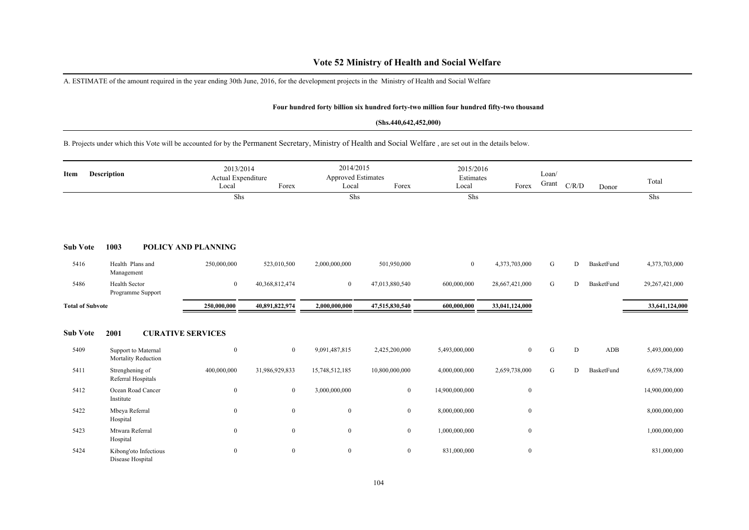# Vote 52 Ministry of Health and Social Welfare

A. ESTIMATE of the amount required in the year ending 30th June, 2016, for the development projects in the Ministry of Health and Social Welfare

**Four hundred forty billion six hundred forty-two million four hundred fifty-two thousand**

**(Shs.440,642,452,000)**

B. Projects under which this Vote will be accounted for by the Permanent Secretary, Ministry of Health and Social Welfare , are set out in the details below.

| Item | Description | 2013/2014 Actual Expenditure Local | Forex | 2014/2015 Approved Estimates Local | Forex | 2015/2016 Estimates Local | Forex | Loan/ Grant | C/R/D | Donor | Total |
|---|---|---|---|---|---|---|---|---|---|---|---|
| | | Shs | | Shs | | Shs | | | | | Shs |
| **Sub Vote** | **1003 POLICY AND PLANNING** | | | | | | | | | | |
| 5416 | Health Plans and Management | 250,000,000 | 523,010,500 | 2,000,000,000 | 501,950,000 | 0 | 4,373,703,000 | G | D | BasketFund | 4,373,703,000 |
| 5486 | Health Sector Programme Support | 0 | 40,368,812,474 | 0 | 47,013,880,540 | 600,000,000 | 28,667,421,000 | G | D | BasketFund | 29,267,421,000 |
| **Total of Subvote** | | **250,000,000** | **40,891,822,974** | **2,000,000,000** | **47,515,830,540** | **600,000,000** | **33,041,124,000** | | | | **33,641,124,000** |
| **Sub Vote** | **2001 CURATIVE SERVICES** | | | | | | | | | | |
| 5409 | Support to Maternal Mortality Reduction | 0 | 0 | 9,091,487,815 | 2,425,200,000 | 5,493,000,000 | 0 | G | D | ADB | 5,493,000,000 |
| 5411 | Strenghening of Referral Hospitals | 400,000,000 | 31,986,929,833 | 15,748,512,185 | 10,800,000,000 | 4,000,000,000 | 2,659,738,000 | G | D | BasketFund | 6,659,738,000 |
| 5412 | Ocean Road Cancer Institute | 0 | 0 | 3,000,000,000 | 0 | 14,900,000,000 | 0 | | | | 14,900,000,000 |
| 5422 | Mbeya Referral Hospital | 0 | 0 | 0 | 0 | 8,000,000,000 | 0 | | | | 8,000,000,000 |
| 5423 | Mtwara Referral Hospital | 0 | 0 | 0 | 0 | 1,000,000,000 | 0 | | | | 1,000,000,000 |
| 5424 | Kibong'oto Infectious Disease Hospital | 0 | 0 | 0 | 0 | 831,000,000 | 0 | | | | 831,000,000 |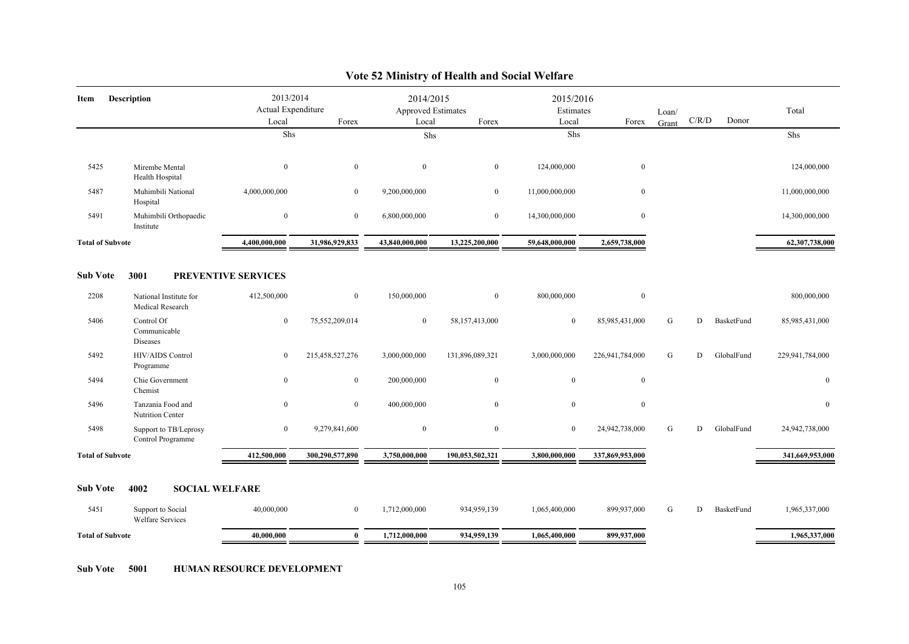# Vote 52 Ministry of Health and Social Welfare

| Item | Description | 2013/2014 Actual Expenditure Local | Forex | 2014/2015 Approved Estimates Local | Forex | 2015/2016 Estimates Local | Forex | Loan/ Grant | C/R/D | Donor | Total |
|---|---|---|---|---|---|---|---|---|---|---|---|
| | | Shs | | Shs | | Shs | | | | | Shs |
| 5425 | Mirembe Mental Health Hospital | 0 | 0 | 0 | 0 | 124,000,000 | 0 | | | | 124,000,000 |
| 5487 | Muhimbili National Hospital | 4,000,000,000 | 0 | 9,200,000,000 | 0 | 11,000,000,000 | 0 | | | | 11,000,000,000 |
| 5491 | Muhimbili Orthopaedic Institute | 0 | 0 | 6,800,000,000 | 0 | 14,300,000,000 | 0 | | | | 14,300,000,000 |
| **Total of Subvote** | | **4,400,000,000** | **31,986,929,833** | **43,840,000,000** | **13,225,200,000** | **59,648,000,000** | **2,659,738,000** | | | | **62,307,738,000** |

**Sub Vote 3001 PREVENTIVE SERVICES**

| Item | Description | 2013/2014 Actual Expenditure Local | Forex | 2014/2015 Approved Estimates Local | Forex | 2015/2016 Estimates Local | Forex | Loan/ Grant | C/R/D | Donor | Total |
|---|---|---|---|---|---|---|---|---|---|---|---|
| 2208 | National Institute for Medical Research | 412,500,000 | 0 | 150,000,000 | 0 | 800,000,000 | 0 | | | | 800,000,000 |
| 5406 | Control Of Communicable Diseases | 0 | 75,552,209,014 | 0 | 58,157,413,000 | 0 | 85,985,431,000 | G | D | BasketFund | 85,985,431,000 |
| 5492 | HIV/AIDS Control Programme | 0 | 215,458,527,276 | 3,000,000,000 | 131,896,089,321 | 3,000,000,000 | 226,941,784,000 | G | D | GlobalFund | 229,941,784,000 |
| 5494 | Chie Government Chemist | 0 | 0 | 200,000,000 | 0 | 0 | 0 | | | | 0 |
| 5496 | Tanzania Food and Nutrition Center | 0 | 0 | 400,000,000 | 0 | 0 | 0 | | | | 0 |
| 5498 | Support to TB/Leprosy Control Programme | 0 | 9,279,841,600 | 0 | 0 | 0 | 24,942,738,000 | G | D | GlobalFund | 24,942,738,000 |
| **Total of Subvote** | | **412,500,000** | **300,290,577,890** | **3,750,000,000** | **190,053,502,321** | **3,800,000,000** | **337,869,953,000** | | | | **341,669,953,000** |

**Sub Vote 4002 SOCIAL WELFARE**

| Item | Description | 2013/2014 Actual Expenditure Local | Forex | 2014/2015 Approved Estimates Local | Forex | 2015/2016 Estimates Local | Forex | Loan/ Grant | C/R/D | Donor | Total |
|---|---|---|---|---|---|---|---|---|---|---|---|
| 5451 | Support to Social Welfare Services | 40,000,000 | 0 | 1,712,000,000 | 934,959,139 | 1,065,400,000 | 899,937,000 | G | D | BasketFund | 1,965,337,000 |
| **Total of Subvote** | | **40,000,000** | **0** | **1,712,000,000** | **934,959,139** | **1,065,400,000** | **899,937,000** | | | | **1,965,337,000** |

**Sub Vote 5001 HUMAN RESOURCE DEVELOPMENT**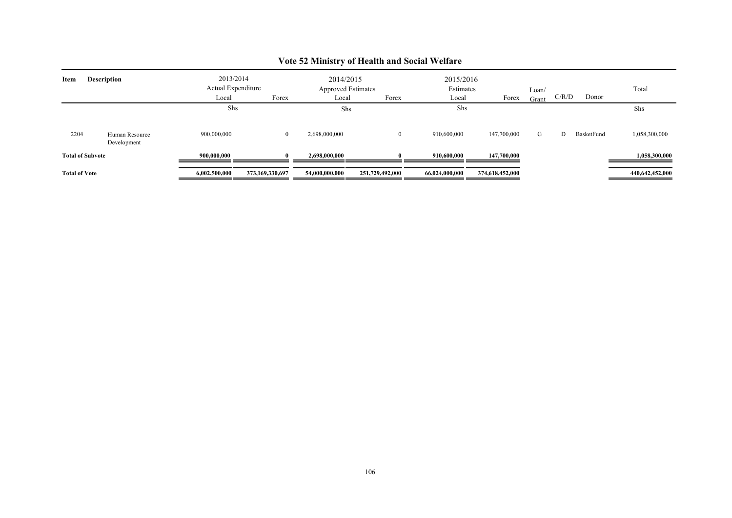# Vote 52 Ministry of Health and Social Welfare

| Item | Description | 2013/2014 Actual Expenditure | | 2014/2015 Approved Estimates | | 2015/2016 Estimates | | Loan/ Grant | C/R/D | Donor | Total |
|---|---|---|---|---|---|---|---|---|---|---|---|
| | | Local | Forex | Local | Forex | Local | Forex | | | | |
| | | Shs | | Shs | | Shs | | | | | Shs |
| 2204 | Human Resource Development | 900,000,000 | 0 | 2,698,000,000 | 0 | 910,600,000 | 147,700,000 | G | D | BasketFund | 1,058,300,000 |
| **Total of Subvote** | | **900,000,000** | **0** | **2,698,000,000** | **0** | **910,600,000** | **147,700,000** | | | | **1,058,300,000** |
| **Total of Vote** | | **6,002,500,000** | **373,169,330,697** | **54,000,000,000** | **251,729,492,000** | **66,024,000,000** | **374,618,452,000** | | | | **440,642,452,000** |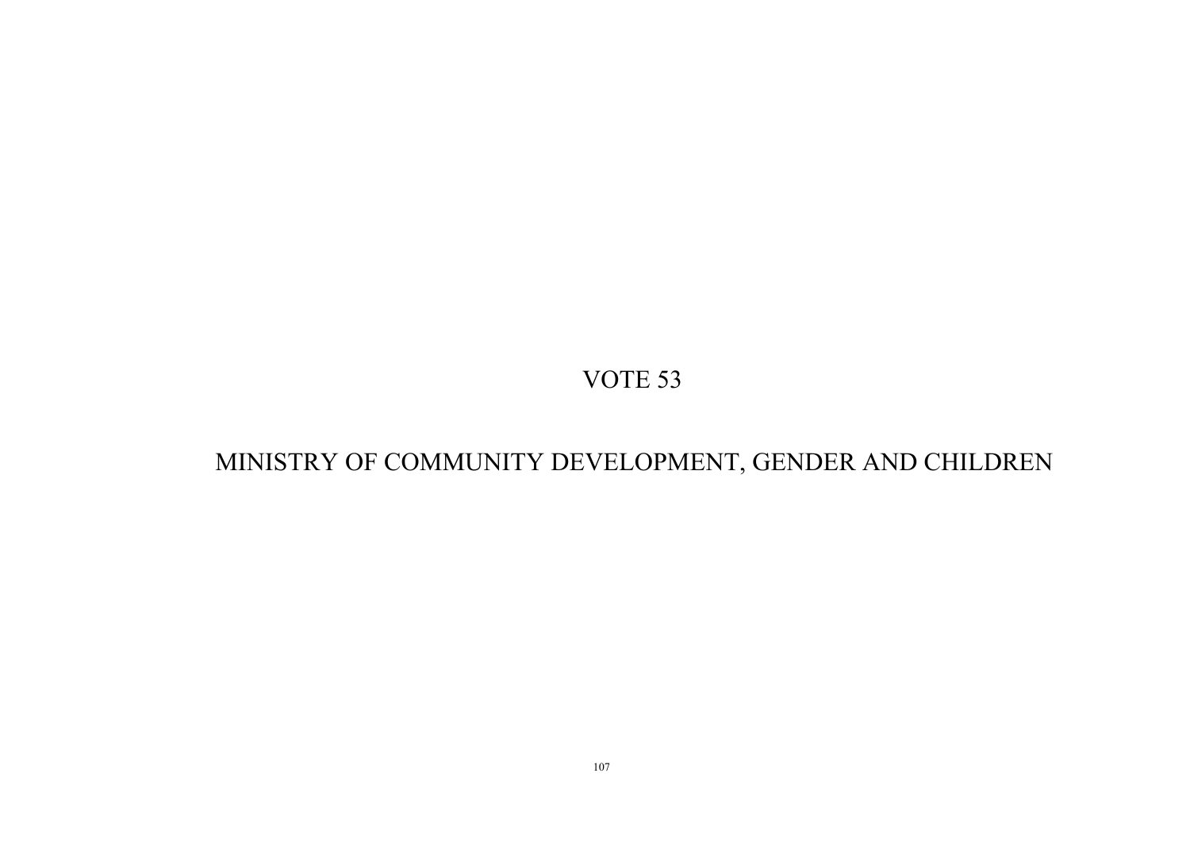# VOTE 53

# MINISTRY OF COMMUNITY DEVELOPMENT, GENDER AND CHILDREN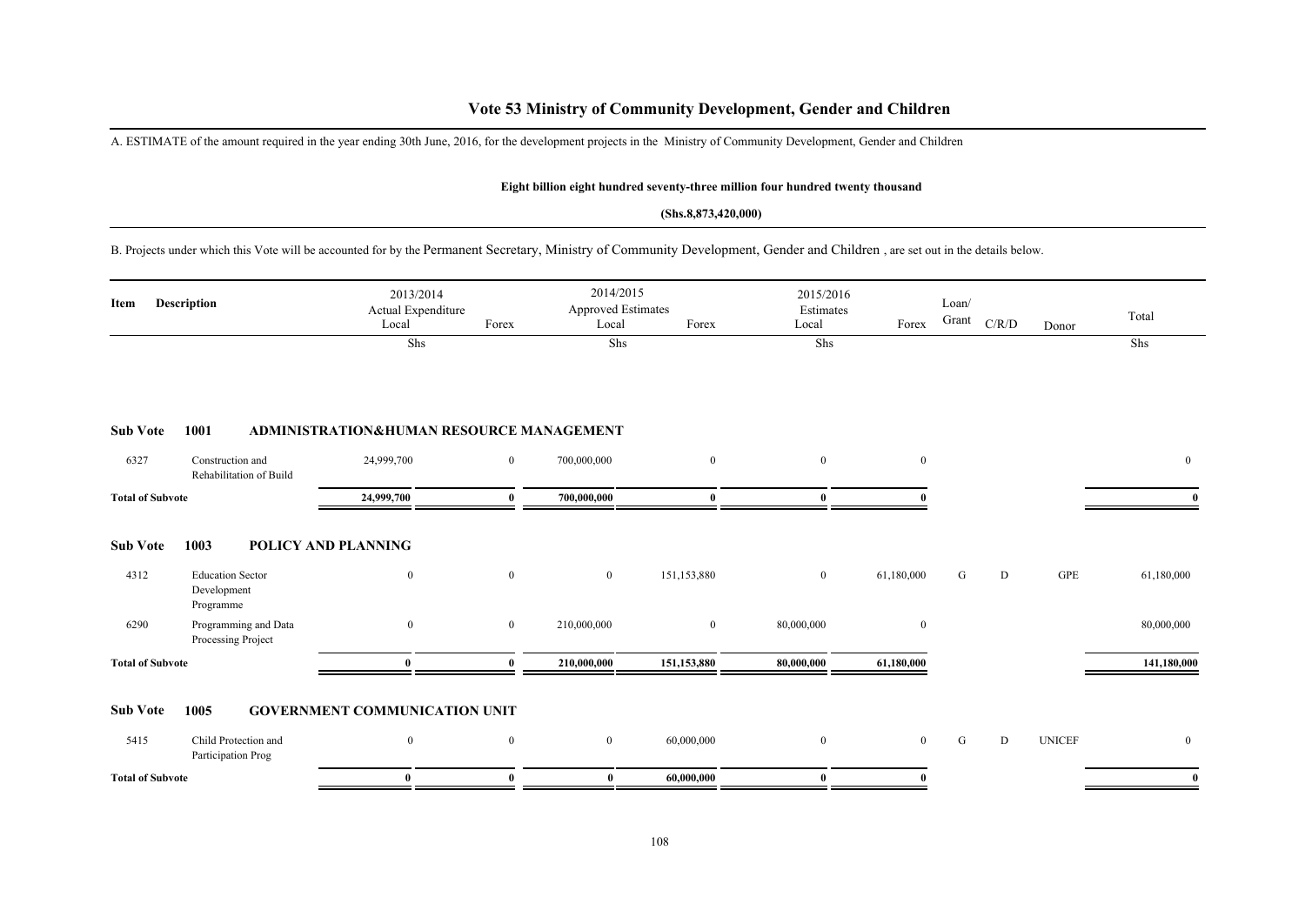# Vote 53 Ministry of Community Development, Gender and Children

A. ESTIMATE of the amount required in the year ending 30th June, 2016, for the development projects in the Ministry of Community Development, Gender and Children

**Eight billion eight hundred seventy-three million four hundred twenty thousand**

**(Shs.8,873,420,000)**

B. Projects under which this Vote will be accounted for by the Permanent Secretary, Ministry of Community Development, Gender and Children , are set out in the details below.

| Item | Description | 2013/2014 Actual Expenditure Local | Forex | 2014/2015 Approved Estimates Local | Forex | 2015/2016 Estimates Local | Forex | Loan/ Grant | C/R/D | Donor | Total |
|---|---|---|---|---|---|---|---|---|---|---|---|
| | | Shs | | Shs | | Shs | | | | | Shs |
| **Sub Vote** | **1001** | **ADMINISTRATION&HUMAN RESOURCE MANAGEMENT** | | | | | | | | | |
| 6327 | Construction and Rehabilitation of Build | 24,999,700 | 0 | 700,000,000 | 0 | 0 | 0 | | | | 0 |
| **Total of Subvote** | | **24,999,700** | **0** | **700,000,000** | **0** | **0** | **0** | | | | **0** |
| **Sub Vote** | **1003** | **POLICY AND PLANNING** | | | | | | | | | |
| 4312 | Education Sector Development Programme | 0 | 0 | 0 | 151,153,880 | 0 | 61,180,000 | G | D | GPE | 61,180,000 |
| 6290 | Programming and Data Processing Project | 0 | 0 | 210,000,000 | 0 | 80,000,000 | 0 | | | | 80,000,000 |
| **Total of Subvote** | | **0** | **0** | **210,000,000** | **151,153,880** | **80,000,000** | **61,180,000** | | | | **141,180,000** |
| **Sub Vote** | **1005** | **GOVERNMENT COMMUNICATION UNIT** | | | | | | | | | |
| 5415 | Child Protection and Participation Prog | 0 | 0 | 0 | 60,000,000 | 0 | 0 | G | D | UNICEF | 0 |
| **Total of Subvote** | | **0** | **0** | **0** | **60,000,000** | **0** | **0** | | | | **0** |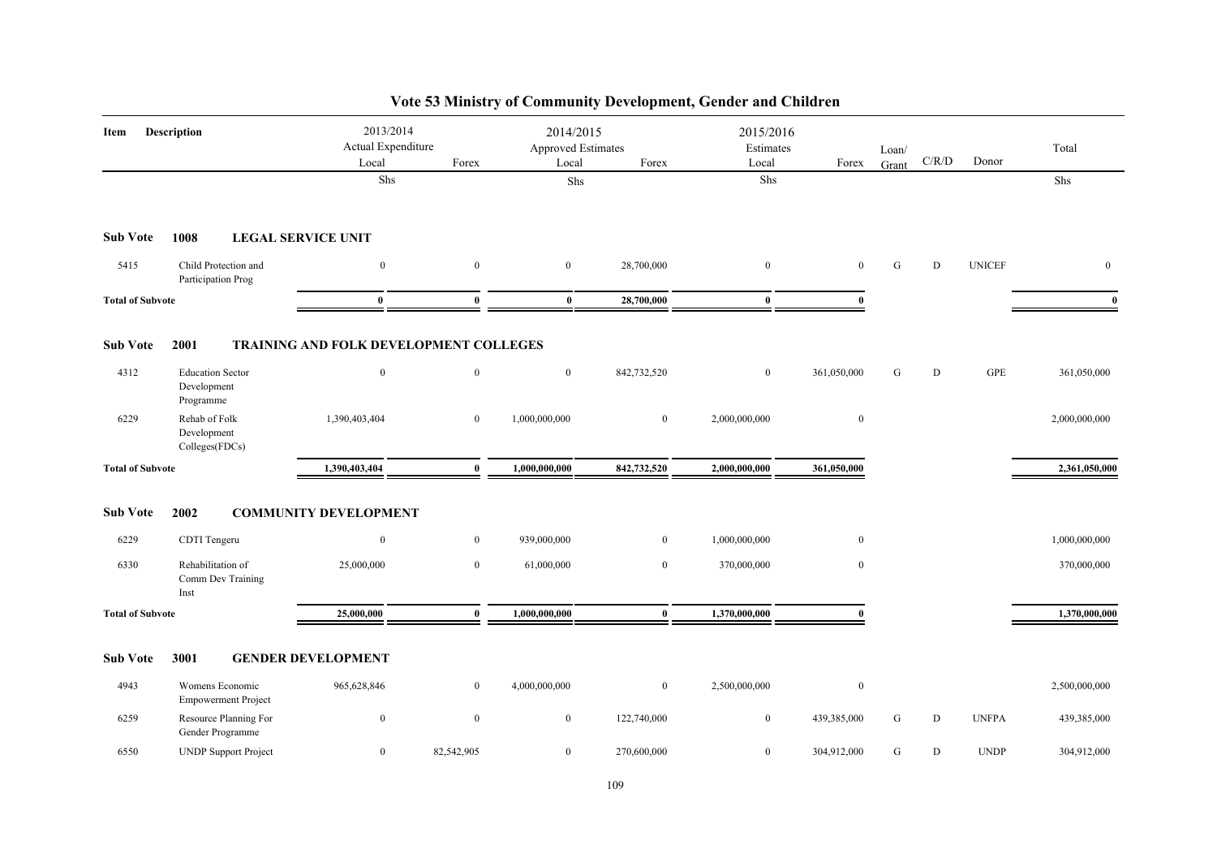# Vote 53 Ministry of Community Development, Gender and Children

| Item | Description | 2013/2014 Actual Expenditure Local | Forex | 2014/2015 Approved Estimates Local | Forex | 2015/2016 Estimates Local | Forex | Loan/ Grant | C/R/D | Donor | Total |
|---|---|---|---|---|---|---|---|---|---|---|---|
| | | Shs | | Shs | | Shs | | | | | Shs |
| **Sub Vote** | **1008 LEGAL SERVICE UNIT** | | | | | | | | | | |
| 5415 | Child Protection and Participation Prog | 0 | 0 | 0 | 28,700,000 | 0 | 0 | G | D | UNICEF | 0 |
| **Total of Subvote** | | **0** | **0** | **0** | **28,700,000** | **0** | **0** | | | | **0** |
| **Sub Vote** | **2001 TRAINING AND FOLK DEVELOPMENT COLLEGES** | | | | | | | | | | |
| 4312 | Education Sector Development Programme | 0 | 0 | 0 | 842,732,520 | 0 | 361,050,000 | G | D | GPE | 361,050,000 |
| 6229 | Rehab of Folk Development Colleges(FDCs) | 1,390,403,404 | 0 | 1,000,000,000 | 0 | 2,000,000,000 | 0 | | | | 2,000,000,000 |
| **Total of Subvote** | | **1,390,403,404** | **0** | **1,000,000,000** | **842,732,520** | **2,000,000,000** | **361,050,000** | | | | **2,361,050,000** |
| **Sub Vote** | **2002 COMMUNITY DEVELOPMENT** | | | | | | | | | | |
| 6229 | CDTI Tengeru | 0 | 0 | 939,000,000 | 0 | 1,000,000,000 | 0 | | | | 1,000,000,000 |
| 6330 | Rehabilitation of Comm Dev Training Inst | 25,000,000 | 0 | 61,000,000 | 0 | 370,000,000 | 0 | | | | 370,000,000 |
| **Total of Subvote** | | **25,000,000** | **0** | **1,000,000,000** | **0** | **1,370,000,000** | **0** | | | | **1,370,000,000** |
| **Sub Vote** | **3001 GENDER DEVELOPMENT** | | | | | | | | | | |
| 4943 | Womens Economic Empowerment Project | 965,628,846 | 0 | 4,000,000,000 | 0 | 2,500,000,000 | 0 | | | | 2,500,000,000 |
| 6259 | Resource Planning For Gender Programme | 0 | 0 | 0 | 122,740,000 | 0 | 439,385,000 | G | D | UNFPA | 439,385,000 |
| 6550 | UNDP Support Project | 0 | 82,542,905 | 0 | 270,600,000 | 0 | 304,912,000 | G | D | UNDP | 304,912,000 |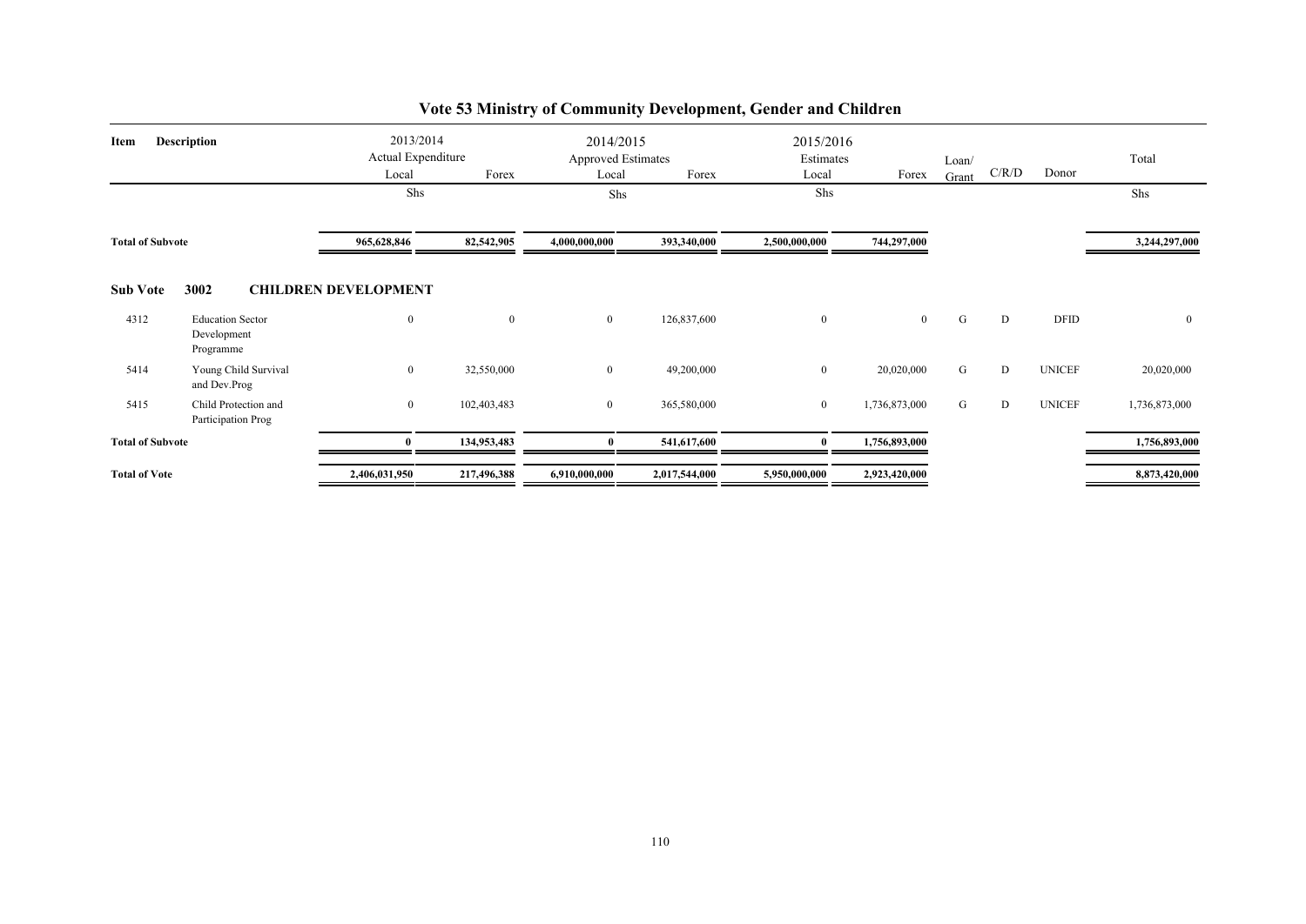# Vote 53 Ministry of Community Development, Gender and Children

| Item | Description | 2013/2014 Actual Expenditure Local | Forex | 2014/2015 Approved Estimates Local | Forex | 2015/2016 Estimates Local | Forex | Loan/ Grant | C/R/D | Donor | Total |
|---|---|---|---|---|---|---|---|---|---|---|---|
| | | Shs | | Shs | | Shs | | | | | Shs |
| **Total of Subvote** | | **965,628,846** | **82,542,905** | **4,000,000,000** | **393,340,000** | **2,500,000,000** | **744,297,000** | | | | **3,244,297,000** |
| **Sub Vote** | **3002** | **CHILDREN DEVELOPMENT** | | | | | | | | | |
| 4312 | Education Sector Development Programme | 0 | 0 | 0 | 126,837,600 | 0 | 0 | G | D | DFID | 0 |
| 5414 | Young Child Survival and Dev.Prog | 0 | 32,550,000 | 0 | 49,200,000 | 0 | 20,020,000 | G | D | UNICEF | 20,020,000 |
| 5415 | Child Protection and Participation Prog | 0 | 102,403,483 | 0 | 365,580,000 | 0 | 1,736,873,000 | G | D | UNICEF | 1,736,873,000 |
| **Total of Subvote** | | **0** | **134,953,483** | **0** | **541,617,600** | **0** | **1,756,893,000** | | | | **1,756,893,000** |
| **Total of Vote** | | **2,406,031,950** | **217,496,388** | **6,910,000,000** | **2,017,544,000** | **5,950,000,000** | **2,923,420,000** | | | | **8,873,420,000** |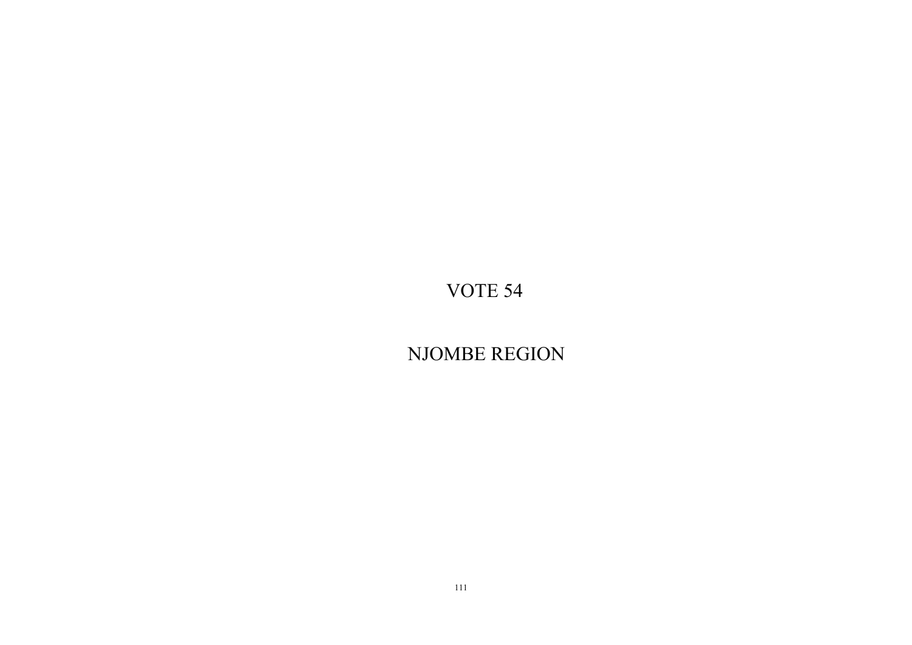# VOTE 54

# NJOMBE REGION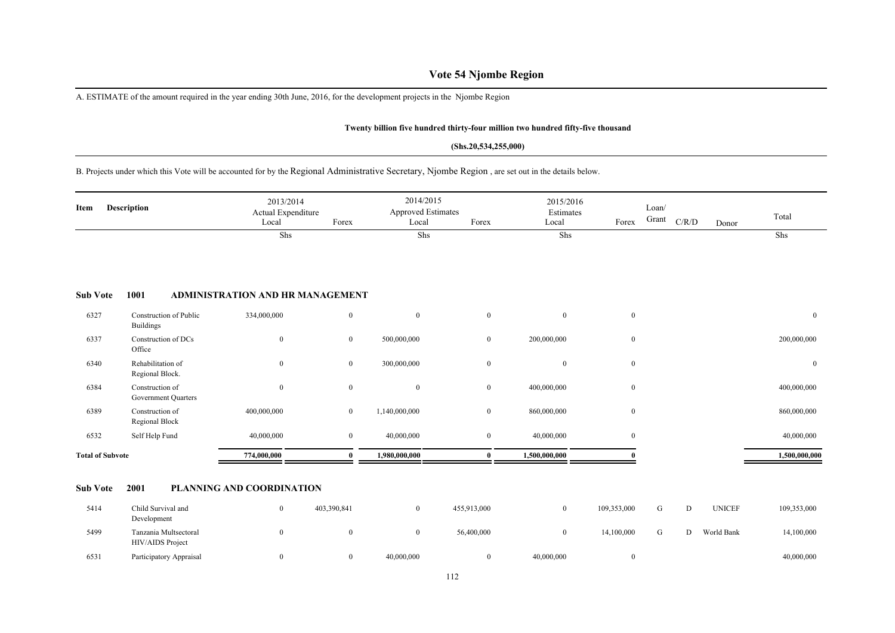# Vote 54 Njombe Region

A. ESTIMATE of the amount required in the year ending 30th June, 2016, for the development projects in the Njombe Region

**Twenty billion five hundred thirty-four million two hundred fifty-four thousand**

**(Shs.20,534,255,000)**

B. Projects under which this Vote will be accounted for by the Regional Administrative Secretary, Njombe Region , are set out in the details below.

| Item | Description | 2013/2014 Actual Expenditure Local | Forex | 2014/2015 Approved Estimates Local | Forex | 2015/2016 Estimates Local | Forex | Loan/ Grant | C/R/D | Donor | Total |
|---|---|---|---|---|---|---|---|---|---|---|---|
| | | Shs | | Shs | | Shs | | | | | Shs |
| **Sub Vote** | **1001** | **ADMINISTRATION AND HR MANAGEMENT** | | | | | | | | | |
| 6327 | Construction of Public Buildings | 334,000,000 | 0 | 0 | 0 | 0 | 0 | | | | 0 |
| 6337 | Construction of DCs Office | 0 | 0 | 500,000,000 | 0 | 200,000,000 | 0 | | | | 200,000,000 |
| 6340 | Rehabilitation of Regional Block. | 0 | 0 | 300,000,000 | 0 | 0 | 0 | | | | 0 |
| 6384 | Construction of Government Quarters | 0 | 0 | 0 | 0 | 400,000,000 | 0 | | | | 400,000,000 |
| 6389 | Construction of Regional Block | 400,000,000 | 0 | 1,140,000,000 | 0 | 860,000,000 | 0 | | | | 860,000,000 |
| 6532 | Self Help Fund | 40,000,000 | 0 | 40,000,000 | 0 | 40,000,000 | 0 | | | | 40,000,000 |
| **Total of Subvote** | | **774,000,000** | **0** | **1,980,000,000** | **0** | **1,500,000,000** | **0** | | | | **1,500,000,000** |
| **Sub Vote** | **2001** | **PLANNING AND COORDINATION** | | | | | | | | | |
| 5414 | Child Survival and Development | 0 | 403,390,841 | 0 | 455,913,000 | 0 | 109,353,000 | G | D | UNICEF | 109,353,000 |
| 5499 | Tanzania Multsectoral HIV/AIDS Project | 0 | 0 | 0 | 56,400,000 | 0 | 14,100,000 | G | D | World Bank | 14,100,000 |
| 6531 | Participatory Appraisal | 0 | 0 | 40,000,000 | 0 | 40,000,000 | 0 | | | | 40,000,000 |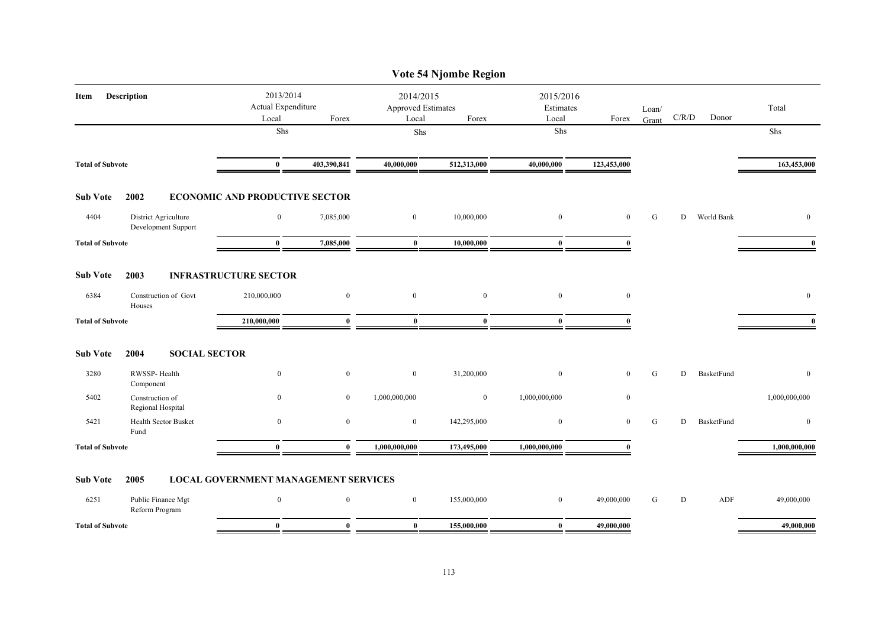# Vote 54 Njombe Region

| Item | Description | 2013/2014 Actual Expenditure Local | Forex | 2014/2015 Approved Estimates Local | Forex | 2015/2016 Estimates Local | Forex | Loan/ Grant | C/R/D | Donor | Total |
|---|---|---|---|---|---|---|---|---|---|---|---|
| | | Shs | | Shs | | Shs | | | | | Shs |
| **Total of Subvote** | | **0** | **403,390,841** | **40,000,000** | **512,313,000** | **40,000,000** | **123,453,000** | | | | **163,453,000** |
| **Sub Vote** | **2002** | **ECONOMIC AND PRODUCTIVE SECTOR** | | | | | | | | | |
| 4404 | District Agriculture Development Support | 0 | 7,085,000 | 0 | 10,000,000 | 0 | 0 | G | D | World Bank | 0 |
| **Total of Subvote** | | **0** | **7,085,000** | **0** | **10,000,000** | **0** | **0** | | | | **0** |
| **Sub Vote** | **2003** | **INFRASTRUCTURE SECTOR** | | | | | | | | | |
| 6384 | Construction of Govt Houses | 210,000,000 | 0 | 0 | 0 | 0 | 0 | | | | 0 |
| **Total of Subvote** | | **210,000,000** | **0** | **0** | **0** | **0** | **0** | | | | **0** |
| **Sub Vote** | **2004** | **SOCIAL SECTOR** | | | | | | | | | |
| 3280 | RWSSP- Health Component | 0 | 0 | 0 | 31,200,000 | 0 | 0 | G | D | BasketFund | 0 |
| 5402 | Construction of Regional Hospital | 0 | 0 | 1,000,000,000 | 0 | 1,000,000,000 | 0 | | | | 1,000,000,000 |
| 5421 | Health Sector Busket Fund | 0 | 0 | 0 | 142,295,000 | 0 | 0 | G | D | BasketFund | 0 |
| **Total of Subvote** | | **0** | **0** | **1,000,000,000** | **173,495,000** | **1,000,000,000** | **0** | | | | **1,000,000,000** |
| **Sub Vote** | **2005** | **LOCAL GOVERNMENT MANAGEMENT SERVICES** | | | | | | | | | |
| 6251 | Public Finance Mgt Reform Program | 0 | 0 | 0 | 155,000,000 | 0 | 49,000,000 | G | D | ADF | 49,000,000 |
| **Total of Subvote** | | **0** | **0** | **0** | **155,000,000** | **0** | **49,000,000** | | | | **49,000,000** |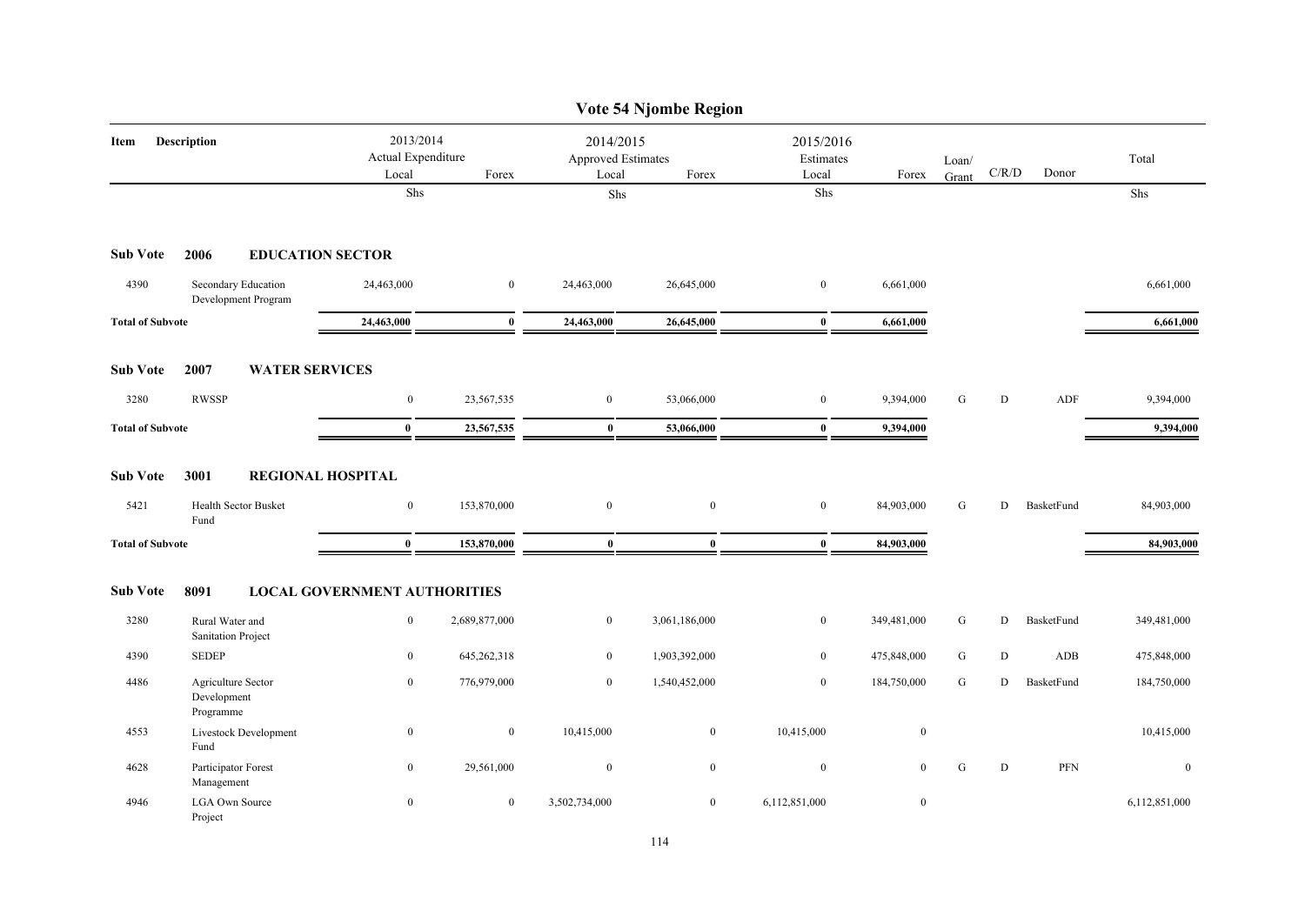# Vote 54 Njombe Region

| Item | Description | 2013/2014 Actual Expenditure Local | Forex | 2014/2015 Approved Estimates Local | Forex | 2015/2016 Estimates Local | Forex | Loan/ Grant | C/R/D | Donor | Total |
|---|---|---|---|---|---|---|---|---|---|---|---|
| | | Shs | | Shs | | Shs | | | | | Shs |
| **Sub Vote** | **2006 EDUCATION SECTOR** | | | | | | | | | | |
| 4390 | Secondary Education Development Program | 24,463,000 | 0 | 24,463,000 | 26,645,000 | 0 | 6,661,000 | | | | 6,661,000 |
| **Total of Subvote** | | **24,463,000** | **0** | **24,463,000** | **26,645,000** | **0** | **6,661,000** | | | | **6,661,000** |
| **Sub Vote** | **2007 WATER SERVICES** | | | | | | | | | | |
| 3280 | RWSSP | 0 | 23,567,535 | 0 | 53,066,000 | 0 | 9,394,000 | G | D | ADF | 9,394,000 |
| **Total of Subvote** | | **0** | **23,567,535** | **0** | **53,066,000** | **0** | **9,394,000** | | | | **9,394,000** |
| **Sub Vote** | **3001 REGIONAL HOSPITAL** | | | | | | | | | | |
| 5421 | Health Sector Busket Fund | 0 | 153,870,000 | 0 | 0 | 0 | 84,903,000 | G | D | BasketFund | 84,903,000 |
| **Total of Subvote** | | **0** | **153,870,000** | **0** | **0** | **0** | **84,903,000** | | | | **84,903,000** |
| **Sub Vote** | **8091 LOCAL GOVERNMENT AUTHORITIES** | | | | | | | | | | |
| 3280 | Rural Water and Sanitation Project | 0 | 2,689,877,000 | 0 | 3,061,186,000 | 0 | 349,481,000 | G | D | BasketFund | 349,481,000 |
| 4390 | SEDEP | 0 | 645,262,318 | 0 | 1,903,392,000 | 0 | 475,848,000 | G | D | ADB | 475,848,000 |
| 4486 | Agriculture Sector Development Programme | 0 | 776,979,000 | 0 | 1,540,452,000 | 0 | 184,750,000 | G | D | BasketFund | 184,750,000 |
| 4553 | Livestock Development Fund | 0 | 0 | 10,415,000 | 0 | 10,415,000 | 0 | | | | 10,415,000 |
| 4628 | Participator Forest Management | 0 | 29,561,000 | 0 | 0 | 0 | 0 | G | D | PFN | 0 |
| 4946 | LGA Own Source Project | 0 | 0 | 3,502,734,000 | 0 | 6,112,851,000 | 0 | | | | 6,112,851,000 |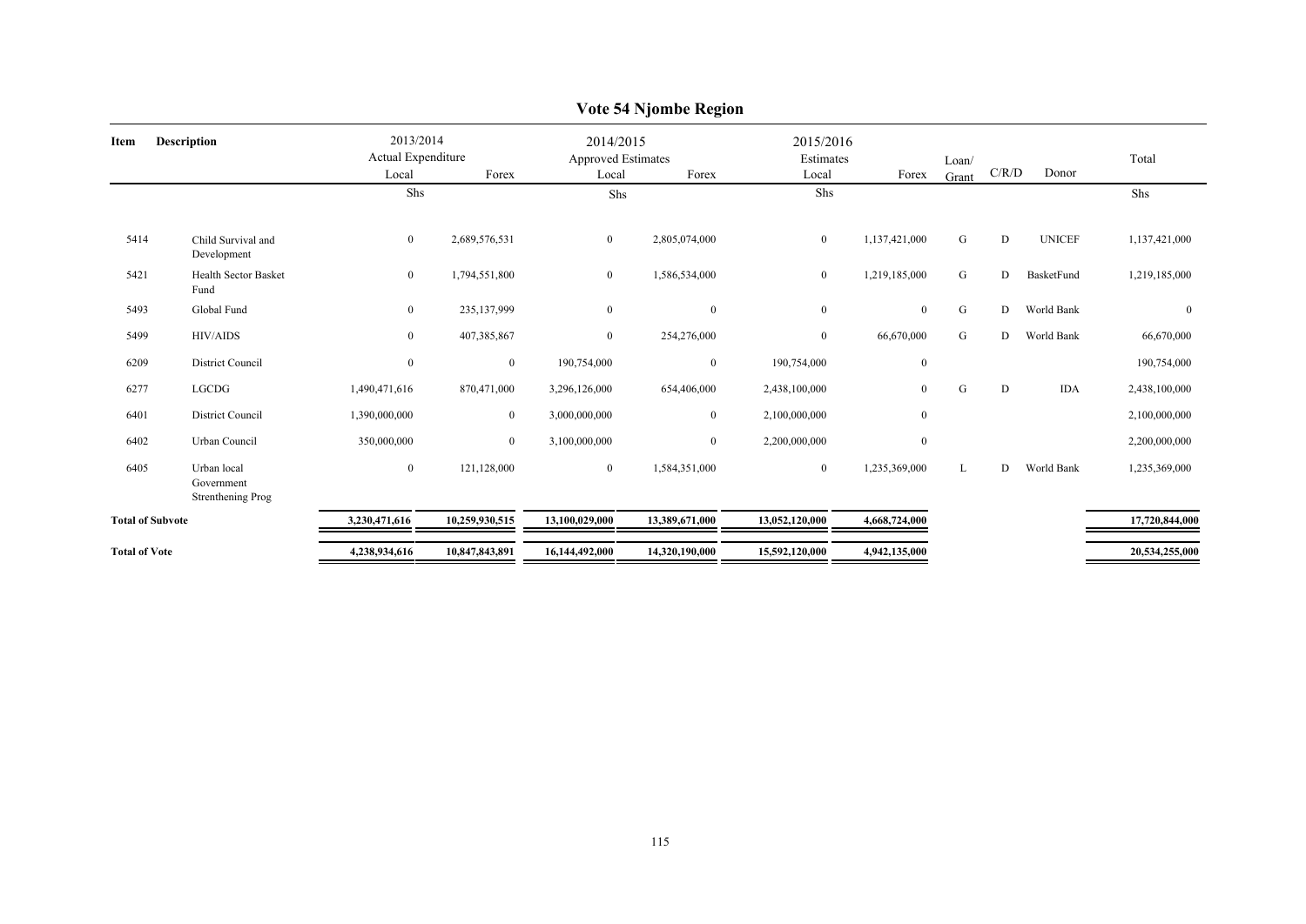# Vote 54 Njombe Region

| Item | Description | 2013/2014 Actual Expenditure Local | Forex | 2014/2015 Approved Estimates Local | Forex | 2015/2016 Estimates Local | Forex | Loan/ Grant | C/R/D | Donor | Total |
|---|---|---|---|---|---|---|---|---|---|---|---|
| | | Shs | | Shs | | Shs | | | | | Shs |
| 5414 | Child Survival and Development | 0 | 2,689,576,531 | 0 | 2,805,074,000 | 0 | 1,137,421,000 | G | D | UNICEF | 1,137,421,000 |
| 5421 | Health Sector Basket Fund | 0 | 1,794,551,800 | 0 | 1,586,534,000 | 0 | 1,219,185,000 | G | D | BasketFund | 1,219,185,000 |
| 5493 | Global Fund | 0 | 235,137,999 | 0 | 0 | 0 | 0 | G | D | World Bank | 0 |
| 5499 | HIV/AIDS | 0 | 407,385,867 | 0 | 254,276,000 | 0 | 66,670,000 | G | D | World Bank | 66,670,000 |
| 6209 | District Council | 0 | 0 | 190,754,000 | 0 | 190,754,000 | 0 | | | | 190,754,000 |
| 6277 | LGCDG | 1,490,471,616 | 870,471,000 | 3,296,126,000 | 654,406,000 | 2,438,100,000 | 0 | G | D | IDA | 2,438,100,000 |
| 6401 | District Council | 1,390,000,000 | 0 | 3,000,000,000 | 0 | 2,100,000,000 | 0 | | | | 2,100,000,000 |
| 6402 | Urban Council | 350,000,000 | 0 | 3,100,000,000 | 0 | 2,200,000,000 | 0 | | | | 2,200,000,000 |
| 6405 | Urban local Government Strenthening Prog | 0 | 121,128,000 | 0 | 1,584,351,000 | 0 | 1,235,369,000 | L | D | World Bank | 1,235,369,000 |
| **Total of Subvote** | | **3,230,471,616** | **10,259,930,515** | **13,100,029,000** | **13,389,671,000** | **13,052,120,000** | **4,668,724,000** | | | | **17,720,844,000** |
| **Total of Vote** | | **4,238,934,616** | **10,847,843,891** | **16,144,492,000** | **14,320,190,000** | **15,592,120,000** | **4,942,135,000** | | | | **20,534,255,000** |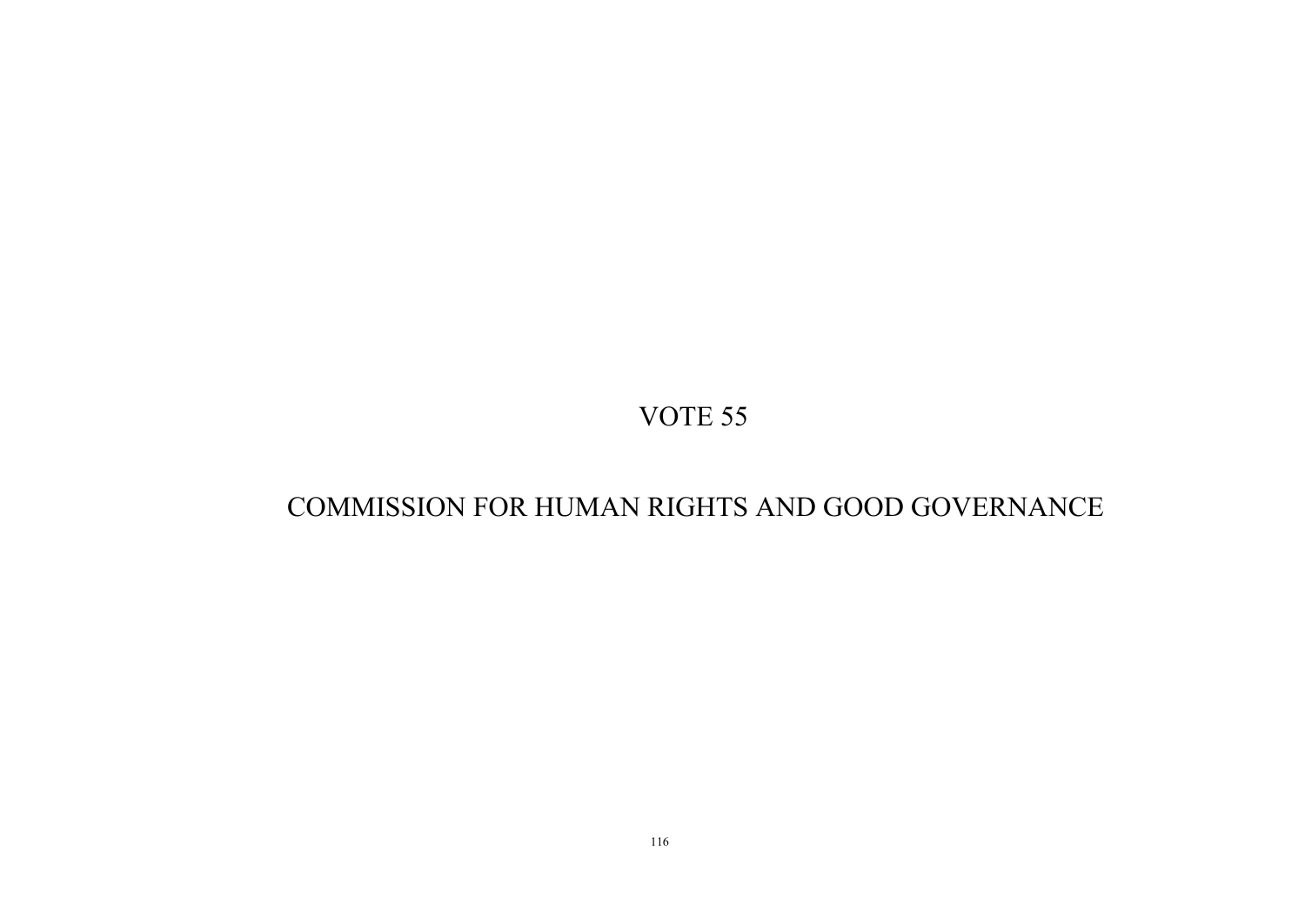# VOTE 55

# COMMISSION FOR HUMAN RIGHTS AND GOOD GOVERNANCE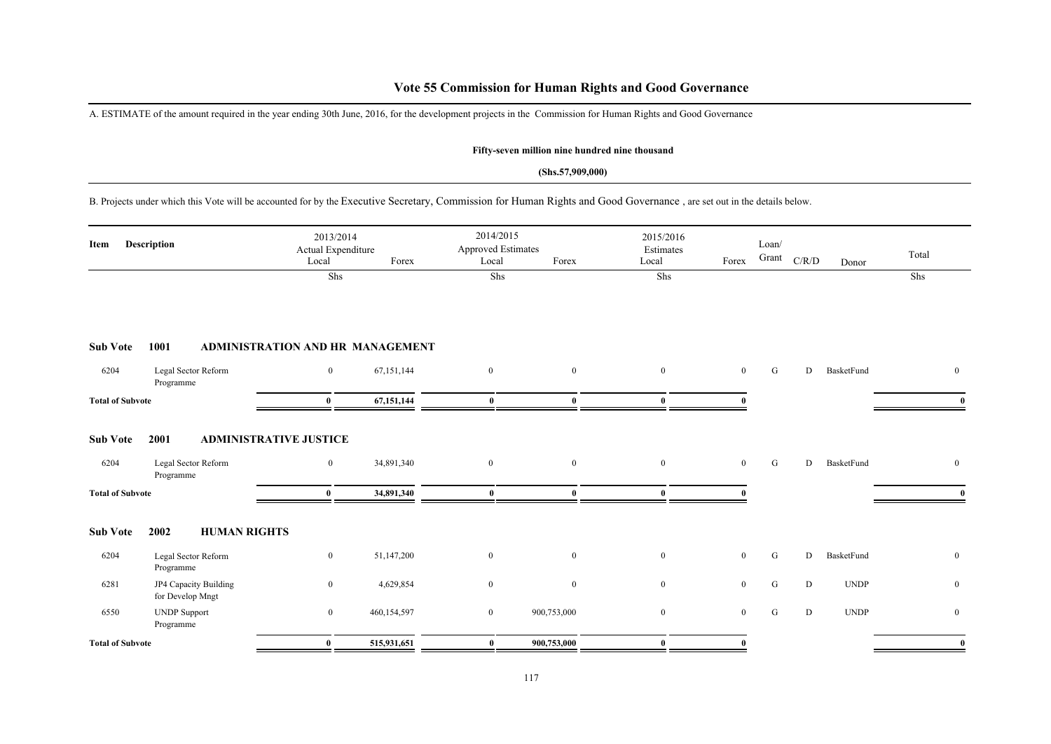# Vote 55 Commission for Human Rights and Good Governance

A. ESTIMATE of the amount required in the year ending 30th June, 2016, for the development projects in the Commission for Human Rights and Good Governance

**Fifty-seven million nine hundred nine thousand**

**(Shs.57,909,000)**

B. Projects under which this Vote will be accounted for by the Executive Secretary, Commission for Human Rights and Good Governance , are set out in the details below.

| Item | Description | 2013/2014 Actual Expenditure Local | Forex | 2014/2015 Approved Estimates Local | Forex | 2015/2016 Estimates Local | Forex | Loan/ Grant | C/R/D | Donor | Total |
|---|---|---|---|---|---|---|---|---|---|---|---|
| | | Shs | | Shs | | Shs | | | | | Shs |
| **Sub Vote** | **1001 ADMINISTRATION AND HR MANAGEMENT** | | | | | | | | | | |
| 6204 | Legal Sector Reform Programme | 0 | 67,151,144 | 0 | 0 | 0 | 0 | G | D | BasketFund | 0 |
| **Total of Subvote** | | **0** | **67,151,144** | **0** | **0** | **0** | **0** | | | | **0** |
| **Sub Vote** | **2001 ADMINISTRATIVE JUSTICE** | | | | | | | | | | |
| 6204 | Legal Sector Reform Programme | 0 | 34,891,340 | 0 | 0 | 0 | 0 | G | D | BasketFund | 0 |
| **Total of Subvote** | | **0** | **34,891,340** | **0** | **0** | **0** | **0** | | | | **0** |
| **Sub Vote** | **2002 HUMAN RIGHTS** | | | | | | | | | | |
| 6204 | Legal Sector Reform Programme | 0 | 51,147,200 | 0 | 0 | 0 | 0 | G | D | BasketFund | 0 |
| 6281 | JP4 Capacity Building for Develop Mngt | 0 | 4,629,854 | 0 | 0 | 0 | 0 | G | D | UNDP | 0 |
| 6550 | UNDP Support Programme | 0 | 460,154,597 | 0 | 900,753,000 | 0 | 0 | G | D | UNDP | 0 |
| **Total of Subvote** | | **0** | **515,931,651** | **0** | **900,753,000** | **0** | **0** | | | | **0** |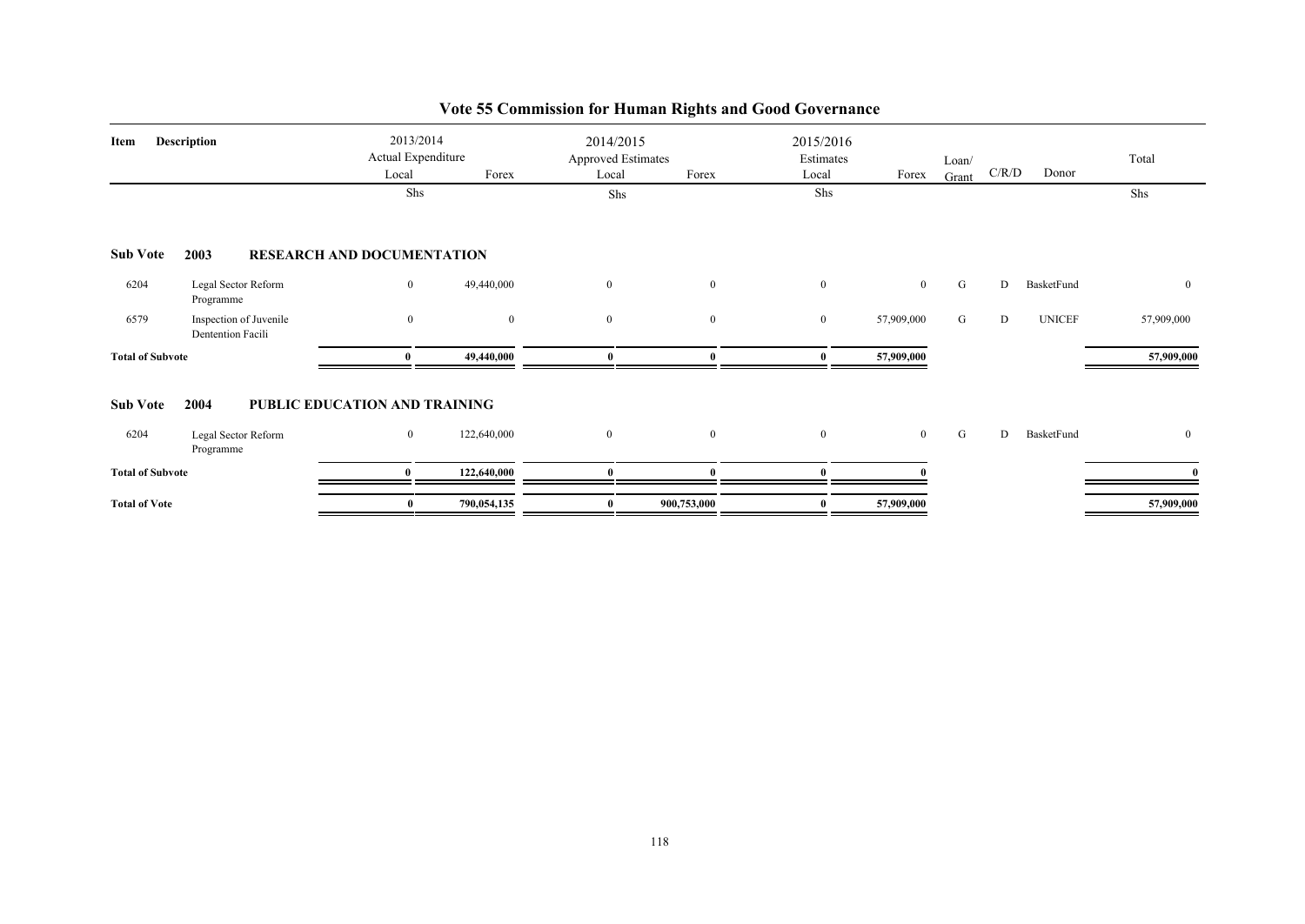# Vote 55 Commission for Human Rights and Good Governance

| Item | Description | 2013/2014 Actual Expenditure Local | Forex | 2014/2015 Approved Estimates Local | Forex | 2015/2016 Estimates Local | Forex | Loan/ Grant | C/R/D | Donor | Total |
|---|---|---|---|---|---|---|---|---|---|---|---|
| | | Shs | | Shs | | Shs | | | | | Shs |
| **Sub Vote** | **2003** | **RESEARCH AND DOCUMENTATION** | | | | | | | | | |
| 6204 | Legal Sector Reform Programme | 0 | 49,440,000 | 0 | 0 | 0 | 0 | G | D | BasketFund | 0 |
| 6579 | Inspection of Juvenile Dentention Facili | 0 | 0 | 0 | 0 | 0 | 57,909,000 | G | D | UNICEF | 57,909,000 |
| **Total of Subvote** | | **0** | **49,440,000** | **0** | **0** | **0** | **57,909,000** | | | | **57,909,000** |
| **Sub Vote** | **2004** | **PUBLIC EDUCATION AND TRAINING** | | | | | | | | | |
| 6204 | Legal Sector Reform Programme | 0 | 122,640,000 | 0 | 0 | 0 | 0 | G | D | BasketFund | 0 |
| **Total of Subvote** | | **0** | **122,640,000** | **0** | **0** | **0** | **0** | | | | **0** |
| **Total of Vote** | | **0** | **790,054,135** | **0** | **900,753,000** | **0** | **57,909,000** | | | | **57,909,000** |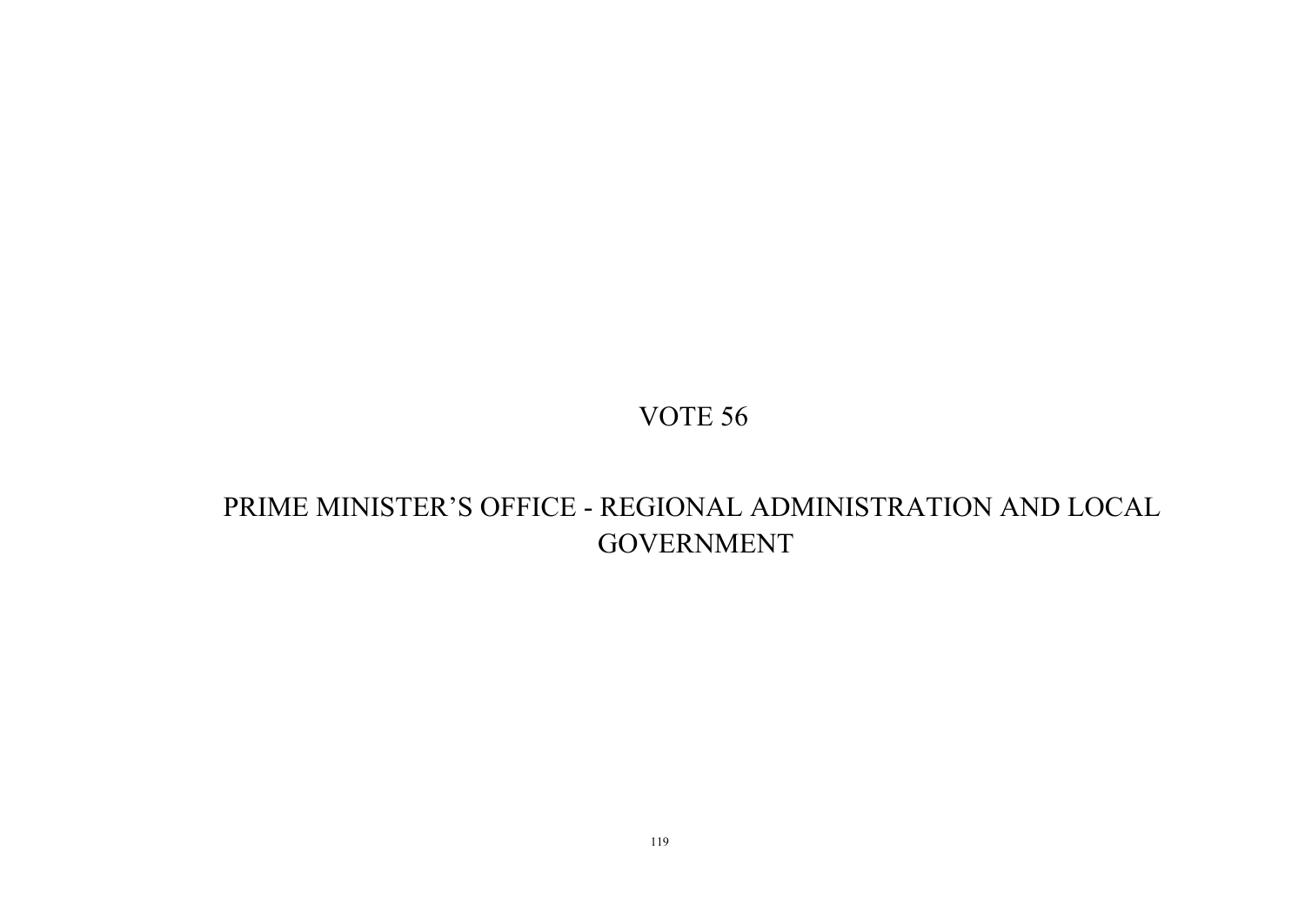# VOTE 56

# PRIME MINISTER'S OFFICE - REGIONAL ADMINISTRATION AND LOCAL GOVERNMENT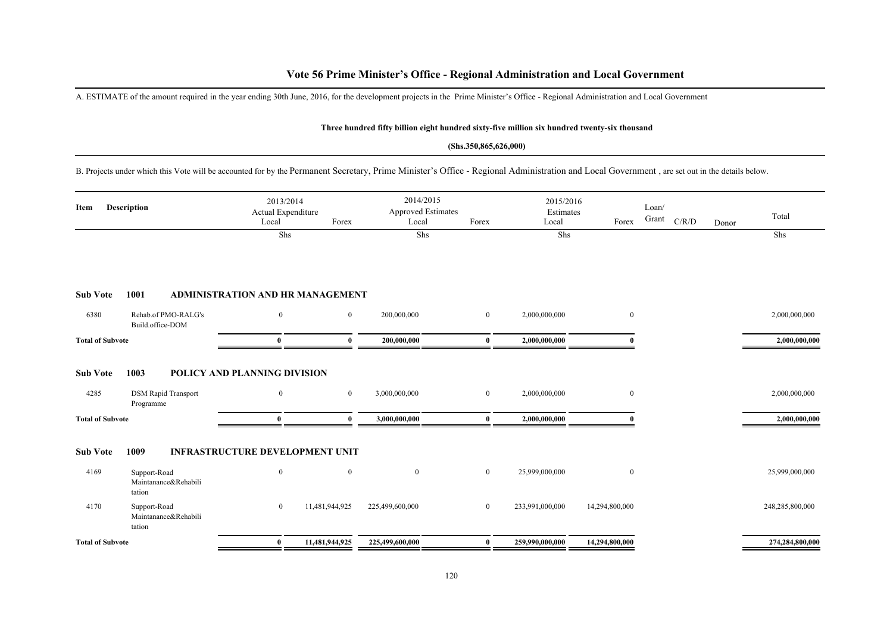# Vote 56 Prime Minister's Office - Regional Administration and Local Government

A. ESTIMATE of the amount required in the year ending 30th June, 2016, for the development projects in the Prime Minister's Office - Regional Administration and Local Government

**Three hundred fifty billion eight hundred sixty-five million six hundred twenty-six thousand**

**(Shs.350,865,626,000)**

B. Projects under which this Vote will be accounted for by the Permanent Secretary, Prime Minister's Office - Regional Administration and Local Government , are set out in the details below.

| Item | Description | 2013/2014 Actual Expenditure Local | Forex | 2014/2015 Approved Estimates Local | Forex | 2015/2016 Estimates Local | Forex | Loan/ Grant | C/R/D | Donor | Total |
|---|---|---|---|---|---|---|---|---|---|---|---|
| | | Shs | | Shs | | Shs | | | | | Shs |
| **Sub Vote** | **1001** | **ADMINISTRATION AND HR MANAGEMENT** | | | | | | | | | |
| 6380 | Rehab.of PMO-RALG's Build.office-DOM | 0 | 0 | 200,000,000 | 0 | 2,000,000,000 | 0 | | | | 2,000,000,000 |
| **Total of Subvote** | | **0** | **0** | **200,000,000** | **0** | **2,000,000,000** | **0** | | | | **2,000,000,000** |
| **Sub Vote** | **1003** | **POLICY AND PLANNING DIVISION** | | | | | | | | | |
| 4285 | DSM Rapid Transport Programme | 0 | 0 | 3,000,000,000 | 0 | 2,000,000,000 | 0 | | | | 2,000,000,000 |
| **Total of Subvote** | | **0** | **0** | **3,000,000,000** | **0** | **2,000,000,000** | **0** | | | | **2,000,000,000** |
| **Sub Vote** | **1009** | **INFRASTRUCTURE DEVELOPMENT UNIT** | | | | | | | | | |
| 4169 | Support-Road Maintanance&Rehabilitation | 0 | 0 | 0 | 0 | 25,999,000,000 | 0 | | | | 25,999,000,000 |
| 4170 | Support-Road Maintanance&Rehabilitation | 0 | 11,481,944,925 | 225,499,600,000 | 0 | 233,991,000,000 | 14,294,800,000 | | | | 248,285,800,000 |
| **Total of Subvote** | | **0** | **11,481,944,925** | **225,499,600,000** | **0** | **259,990,000,000** | **14,294,800,000** | | | | **274,284,800,000** |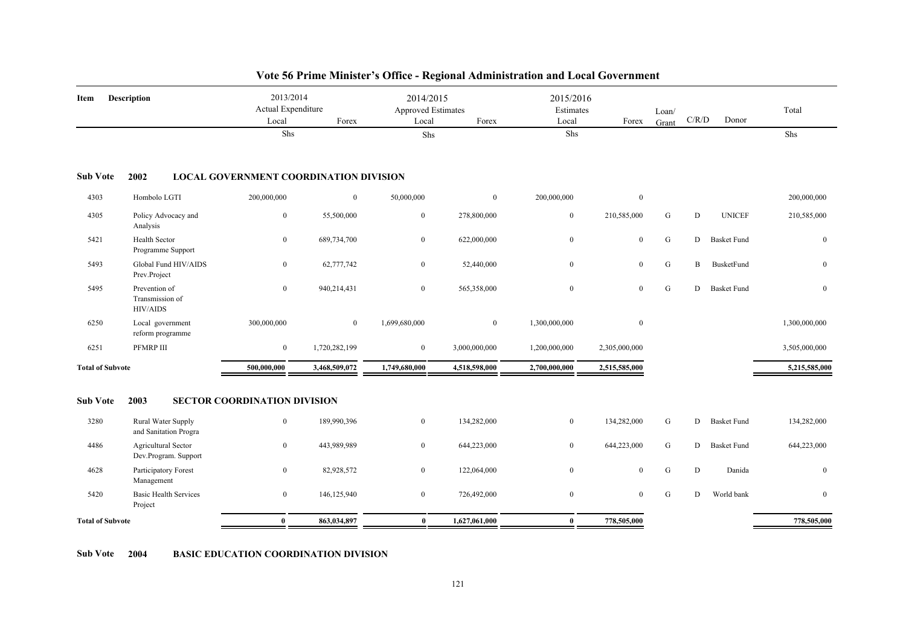# Vote 56 Prime Minister's Office - Regional Administration and Local Government

| Item | Description | 2013/2014 Actual Expenditure Local | | 2014/2015 Approved Estimates Local | | 2015/2016 Estimates Local | | Loan/ Grant | C/R/D | Donor | Total |
|---|---|---|---|---|---|---|---|---|---|---|---|
| | | Local | Forex | Local | Forex | Local | Forex | | | | |
| | | Shs | | Shs | | Shs | | | | | Shs |
| **Sub Vote** | **2002** | **LOCAL GOVERNMENT COORDINATION DIVISION** | | | | | | | | | |
| 4303 | Hombolo LGTI | 200,000,000 | 0 | 50,000,000 | 0 | 200,000,000 | 0 | | | | 200,000,000 |
| 4305 | Policy Advocacy and Analysis | 0 | 55,500,000 | 0 | 278,800,000 | 0 | 210,585,000 | G | D | UNICEF | 210,585,000 |
| 5421 | Health Sector Programme Support | 0 | 689,734,700 | 0 | 622,000,000 | 0 | 0 | G | D | Basket Fund | 0 |
| 5493 | Global Fund HIV/AIDS Prev.Project | 0 | 62,777,742 | 0 | 52,440,000 | 0 | 0 | G | B | BusketFund | 0 |
| 5495 | Prevention of Transmission of HIV/AIDS | 0 | 940,214,431 | 0 | 565,358,000 | 0 | 0 | G | D | Basket Fund | 0 |
| 6250 | Local government reform programme | 300,000,000 | 0 | 1,699,680,000 | 0 | 1,300,000,000 | 0 | | | | 1,300,000,000 |
| 6251 | PFMRP III | 0 | 1,720,282,199 | 0 | 3,000,000,000 | 1,200,000,000 | 2,305,000,000 | | | | 3,505,000,000 |
| **Total of Subvote** | | **500,000,000** | **3,468,509,072** | **1,749,680,000** | **4,518,598,000** | **2,700,000,000** | **2,515,585,000** | | | | **5,215,585,000** |
| **Sub Vote** | **2003** | **SECTOR COORDINATION DIVISION** | | | | | | | | | |
| 3280 | Rural Water Supply and Sanitation Progra | 0 | 189,990,396 | 0 | 134,282,000 | 0 | 134,282,000 | G | D | Basket Fund | 134,282,000 |
| 4486 | Agricultural Sector Dev.Program. Support | 0 | 443,989,989 | 0 | 644,223,000 | 0 | 644,223,000 | G | D | Basket Fund | 644,223,000 |
| 4628 | Participatory Forest Management | 0 | 82,928,572 | 0 | 122,064,000 | 0 | 0 | G | D | Danida | 0 |
| 5420 | Basic Health Services Project | 0 | 146,125,940 | 0 | 726,492,000 | 0 | 0 | G | D | World bank | 0 |
| **Total of Subvote** | | **0** | **863,034,897** | **0** | **1,627,061,000** | **0** | **778,505,000** | | | | **778,505,000** |

**Sub Vote 2004 BASIC EDUCATION COORDINATION DIVISION**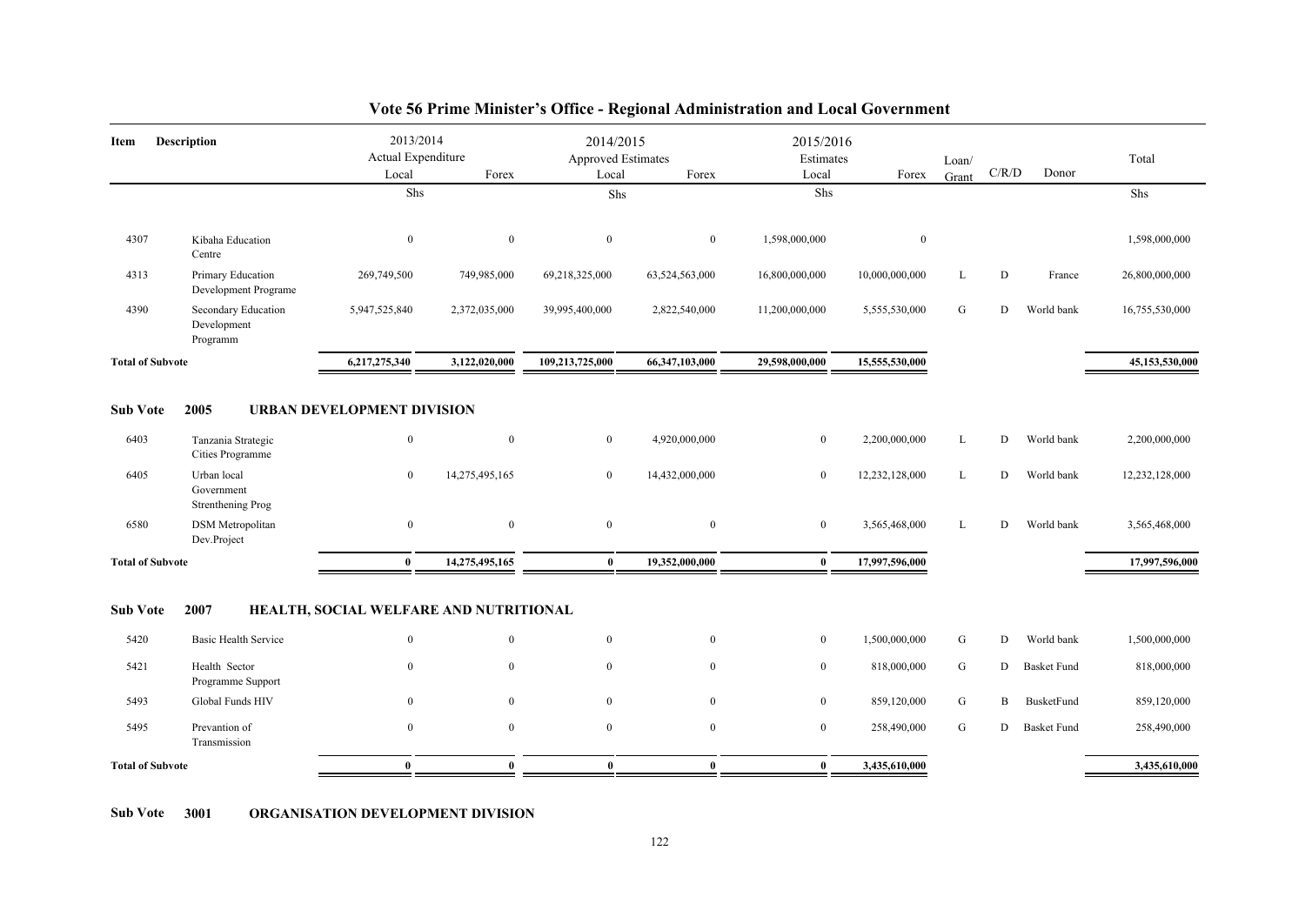## Vote 56 Prime Minister's Office - Regional Administration and Local Government

| Item | Description | 2013/2014 Actual Expenditure Local | Forex | 2014/2015 Approved Estimates Local | Forex | 2015/2016 Estimates Local | Forex | Loan/ Grant | C/R/D | Donor | Total |
|---|---|---|---|---|---|---|---|---|---|---|---|
| | | Shs | | Shs | | Shs | | | | | Shs |
| 4307 | Kibaha Education Centre | 0 | 0 | 0 | 0 | 1,598,000,000 | 0 | | | | 1,598,000,000 |
| 4313 | Primary Education Development Programe | 269,749,500 | 749,985,000 | 69,218,325,000 | 63,524,563,000 | 16,800,000,000 | 10,000,000,000 | L | D | France | 26,800,000,000 |
| 4390 | Secondary Education Development Programm | 5,947,525,840 | 2,372,035,000 | 39,995,400,000 | 2,822,540,000 | 11,200,000,000 | 5,555,530,000 | G | D | World bank | 16,755,530,000 |
| **Total of Subvote** | | **6,217,275,340** | **3,122,020,000** | **109,213,725,000** | **66,347,103,000** | **29,598,000,000** | **15,555,530,000** | | | | **45,153,530,000** |

**Sub Vote 2005 URBAN DEVELOPMENT DIVISION**

| Item | Description | 2013/2014 Actual Expenditure Local | Forex | 2014/2015 Approved Estimates Local | Forex | 2015/2016 Estimates Local | Forex | Loan/ Grant | C/R/D | Donor | Total |
|---|---|---|---|---|---|---|---|---|---|---|---|
| 6403 | Tanzania Strategic Cities Programme | 0 | 0 | 0 | 4,920,000,000 | 0 | 2,200,000,000 | L | D | World bank | 2,200,000,000 |
| 6405 | Urban local Government Strenthening Prog | 0 | 14,275,495,165 | 0 | 14,432,000,000 | 0 | 12,232,128,000 | L | D | World bank | 12,232,128,000 |
| 6580 | DSM Metropolitan Dev.Project | 0 | 0 | 0 | 0 | 0 | 3,565,468,000 | L | D | World bank | 3,565,468,000 |
| **Total of Subvote** | | **0** | **14,275,495,165** | **0** | **19,352,000,000** | **0** | **17,997,596,000** | | | | **17,997,596,000** |

**Sub Vote 2007 HEALTH, SOCIAL WELFARE AND NUTRITIONAL**

| Item | Description | 2013/2014 Actual Expenditure Local | Forex | 2014/2015 Approved Estimates Local | Forex | 2015/2016 Estimates Local | Forex | Loan/ Grant | C/R/D | Donor | Total |
|---|---|---|---|---|---|---|---|---|---|---|---|
| 5420 | Basic Health Service | 0 | 0 | 0 | 0 | 0 | 1,500,000,000 | G | D | World bank | 1,500,000,000 |
| 5421 | Health Sector Programme Support | 0 | 0 | 0 | 0 | 0 | 818,000,000 | G | D | Basket Fund | 818,000,000 |
| 5493 | Global Funds HIV | 0 | 0 | 0 | 0 | 0 | 859,120,000 | G | B | BusketFund | 859,120,000 |
| 5495 | Prevantion of Transmission | 0 | 0 | 0 | 0 | 0 | 258,490,000 | G | D | Basket Fund | 258,490,000 |
| **Total of Subvote** | | **0** | **0** | **0** | **0** | **0** | **3,435,610,000** | | | | **3,435,610,000** |

**Sub Vote 3001 ORGANISATION DEVELOPMENT DIVISION**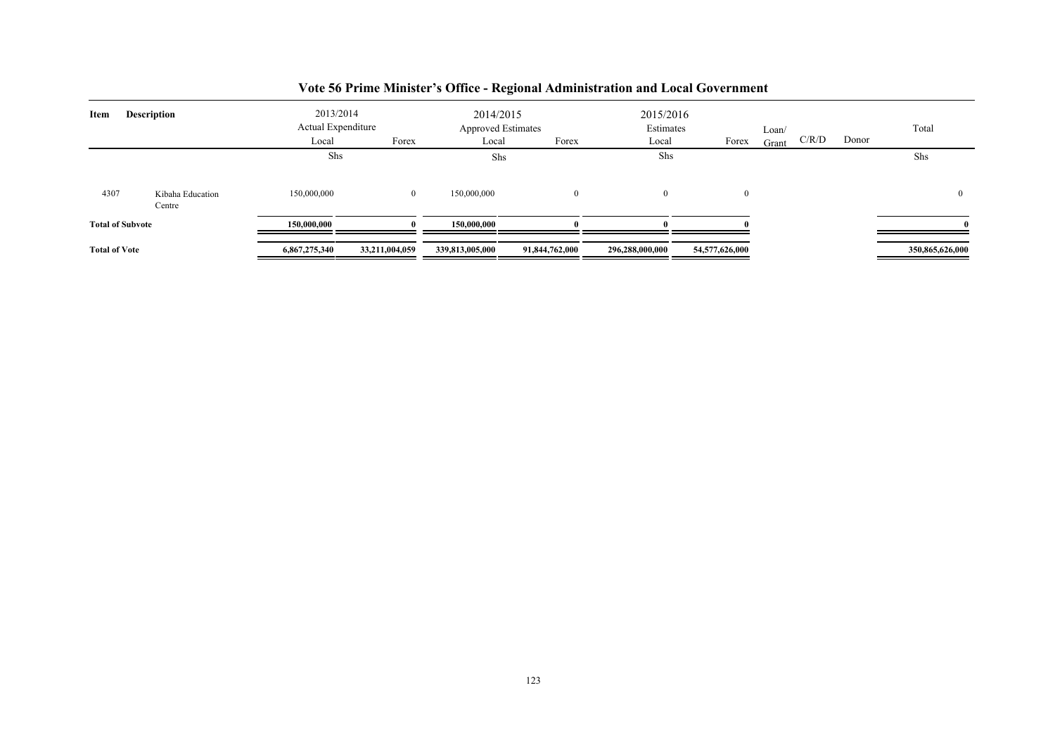## Vote 56 Prime Minister's Office - Regional Administration and Local Government

| Item | Description | 2013/2014 Actual Expenditure Local | Forex | 2014/2015 Approved Estimates Local | Forex | 2015/2016 Estimates Local | Forex | Loan/ Grant | C/R/D | Donor | Total |
|---|---|---|---|---|---|---|---|---|---|---|---|
| | | Shs | | Shs | | Shs | | | | | Shs |
| 4307 | Kibaha Education Centre | 150,000,000 | 0 | 150,000,000 | 0 | 0 | 0 | | | | 0 |
| **Total of Subvote** | | **150,000,000** | **0** | **150,000,000** | **0** | **0** | **0** | | | | **0** |
| **Total of Vote** | | **6,867,275,340** | **33,211,004,059** | **339,813,005,000** | **91,844,762,000** | **296,288,000,000** | **54,577,626,000** | | | | **350,865,626,000** |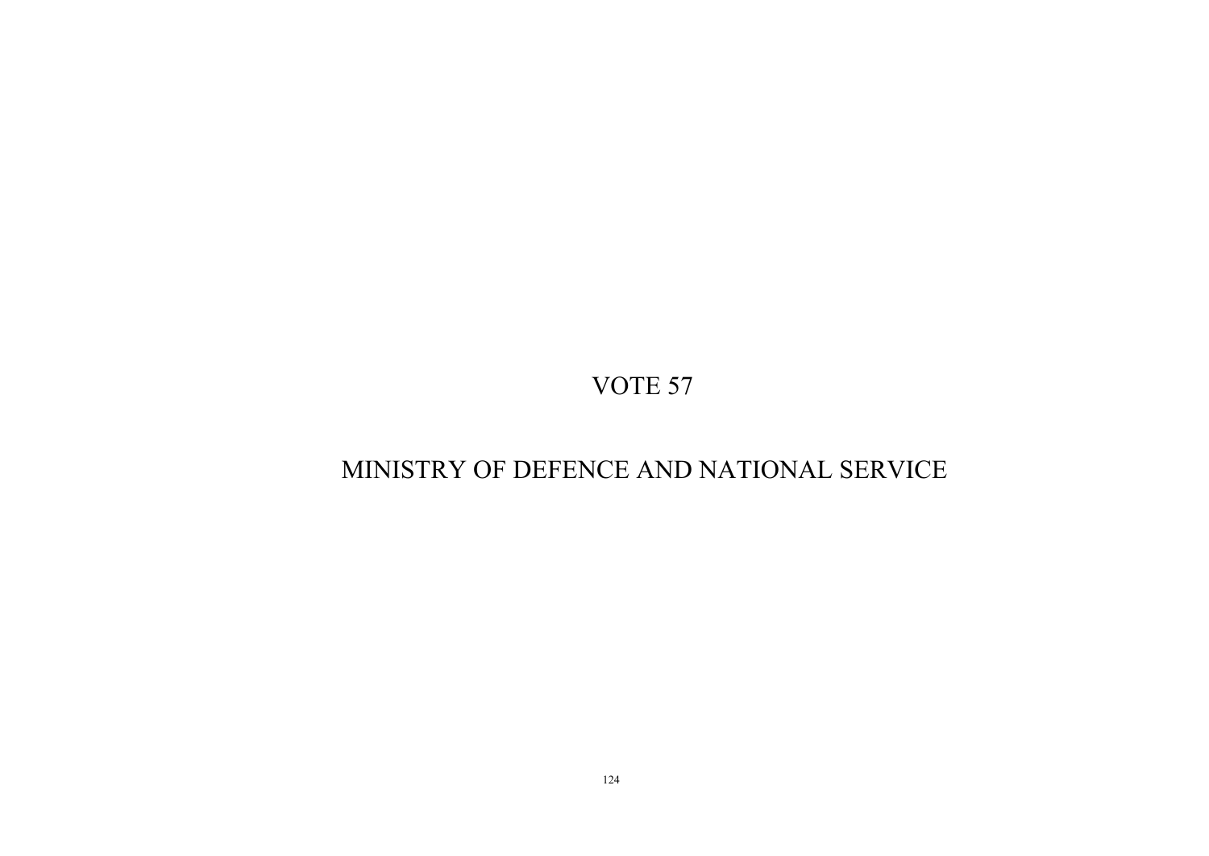# VOTE 57

# MINISTRY OF DEFENCE AND NATIONAL SERVICE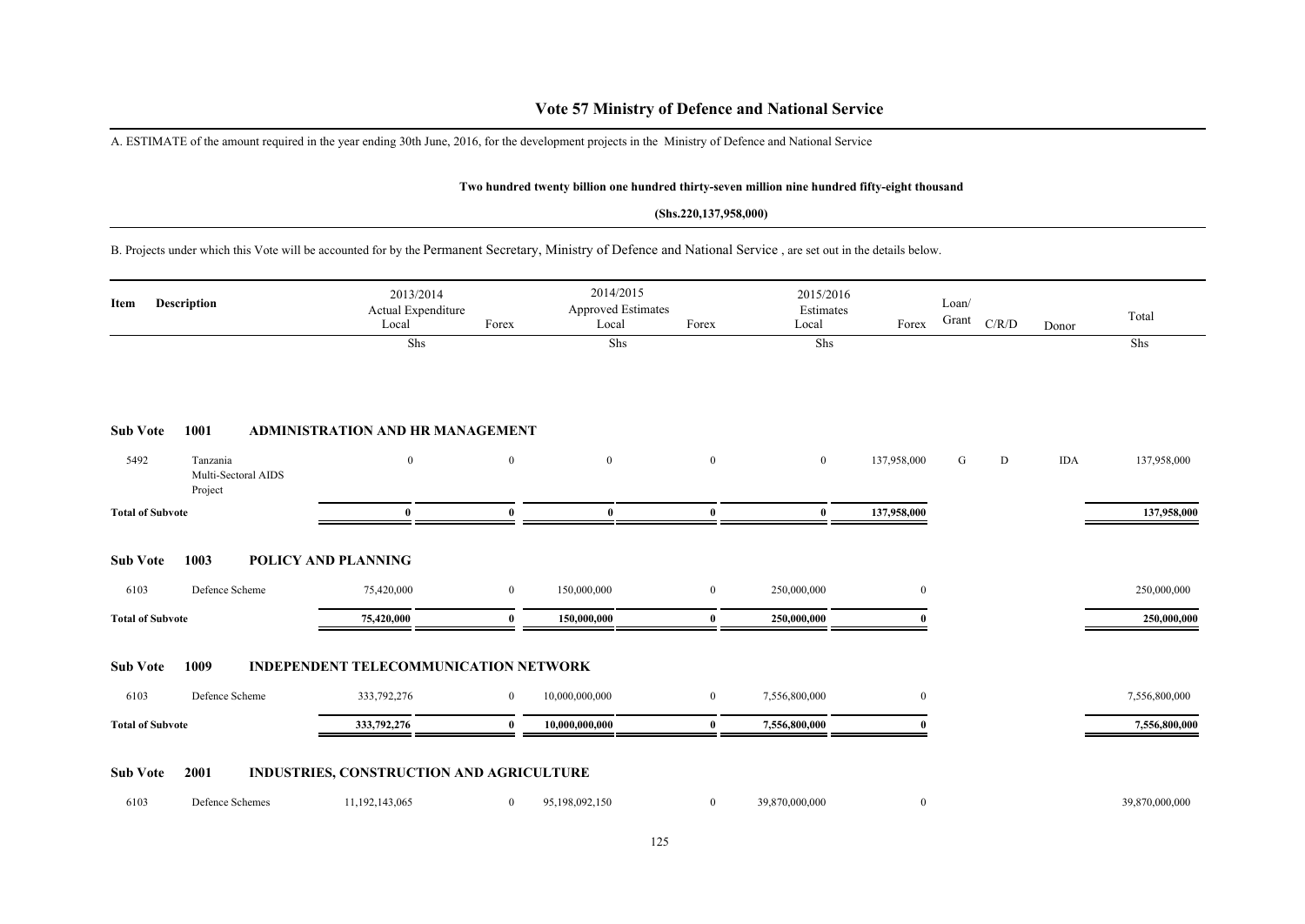# Vote 57 Ministry of Defence and National Service

A. ESTIMATE of the amount required in the year ending 30th June, 2016, for the development projects in the Ministry of Defence and National Service

**Two hundred twenty billion one hundred thirty-seven million nine hundred fifty-eight thousand**

**(Shs.220,137,958,000)**

B. Projects under which this Vote will be accounted for by the Permanent Secretary, Ministry of Defence and National Service , are set out in the details below.

| Item | Description | 2013/2014 Actual Expenditure Local | Forex | 2014/2015 Approved Estimates Local | Forex | 2015/2016 Estimates Local | Forex | Loan/ Grant | C/R/D | Donor | Total |
|---|---|---|---|---|---|---|---|---|---|---|---|
| | | Shs | | Shs | | Shs | | | | | Shs |
| **Sub Vote** | **1001** | **ADMINISTRATION AND HR MANAGEMENT** | | | | | | | | | |
| 5492 | Tanzania Multi-Sectoral AIDS Project | 0 | 0 | 0 | 0 | 0 | 137,958,000 | G | D | IDA | 137,958,000 |
| **Total of Subvote** | | **0** | **0** | **0** | **0** | **0** | **137,958,000** | | | | **137,958,000** |
| **Sub Vote** | **1003** | **POLICY AND PLANNING** | | | | | | | | | |
| 6103 | Defence Scheme | 75,420,000 | 0 | 150,000,000 | 0 | 250,000,000 | 0 | | | | 250,000,000 |
| **Total of Subvote** | | **75,420,000** | **0** | **150,000,000** | **0** | **250,000,000** | **0** | | | | **250,000,000** |
| **Sub Vote** | **1009** | **INDEPENDENT TELECOMMUNICATION NETWORK** | | | | | | | | | |
| 6103 | Defence Scheme | 333,792,276 | 0 | 10,000,000,000 | 0 | 7,556,800,000 | 0 | | | | 7,556,800,000 |
| **Total of Subvote** | | **333,792,276** | **0** | **10,000,000,000** | **0** | **7,556,800,000** | **0** | | | | **7,556,800,000** |
| **Sub Vote** | **2001** | **INDUSTRIES, CONSTRUCTION AND AGRICULTURE** | | | | | | | | | |
| 6103 | Defence Schemes | 11,192,143,065 | 0 | 95,198,092,150 | 0 | 39,870,000,000 | 0 | | | | 39,870,000,000 |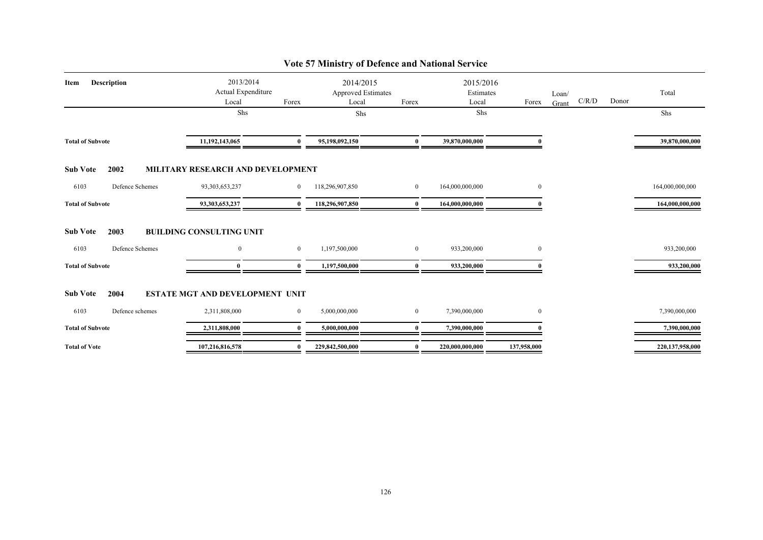# Vote 57 Ministry of Defence and National Service

| Item | Description | 2013/2014 Actual Expenditure Local | Forex | 2014/2015 Approved Estimates Local | Forex | 2015/2016 Estimates Local | Forex | Loan/ Grant | C/R/D | Donor | Total |
|---|---|---|---|---|---|---|---|---|---|---|---|
| | | Shs | | Shs | | Shs | | | | | Shs |
| **Total of Subvote** | | **11,192,143,065** | **0** | **95,198,092,150** | **0** | **39,870,000,000** | **0** | | | | **39,870,000,000** |
| **Sub Vote** | **2002** | **MILITARY RESEARCH AND DEVELOPMENT** | | | | | | | | | |
| 6103 | Defence Schemes | 93,303,653,237 | 0 | 118,296,907,850 | 0 | 164,000,000,000 | 0 | | | | 164,000,000,000 |
| **Total of Subvote** | | **93,303,653,237** | **0** | **118,296,907,850** | **0** | **164,000,000,000** | **0** | | | | **164,000,000,000** |
| **Sub Vote** | **2003** | **BUILDING CONSULTING UNIT** | | | | | | | | | |
| 6103 | Defence Schemes | 0 | 0 | 1,197,500,000 | 0 | 933,200,000 | 0 | | | | 933,200,000 |
| **Total of Subvote** | | **0** | **0** | **1,197,500,000** | **0** | **933,200,000** | **0** | | | | **933,200,000** |
| **Sub Vote** | **2004** | **ESTATE MGT AND DEVELOPMENT UNIT** | | | | | | | | | |
| 6103 | Defence schemes | 2,311,808,000 | 0 | 5,000,000,000 | 0 | 7,390,000,000 | 0 | | | | 7,390,000,000 |
| **Total of Subvote** | | **2,311,808,000** | **0** | **5,000,000,000** | **0** | **7,390,000,000** | **0** | | | | **7,390,000,000** |
| **Total of Vote** | | **107,216,816,578** | **0** | **229,842,500,000** | **0** | **220,000,000,000** | **137,958,000** | | | | **220,137,958,000** |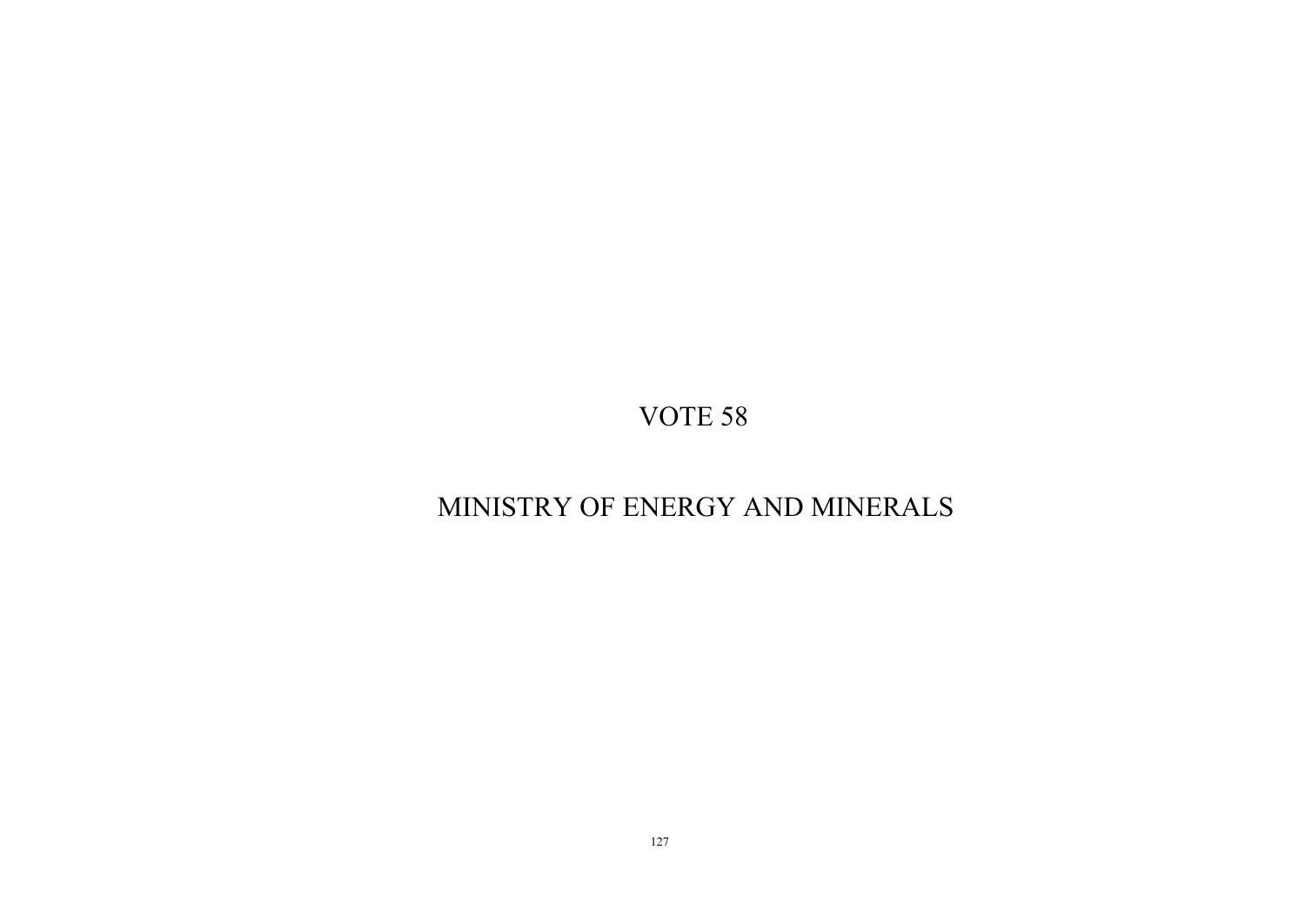# VOTE 58

# MINISTRY OF ENERGY AND MINERALS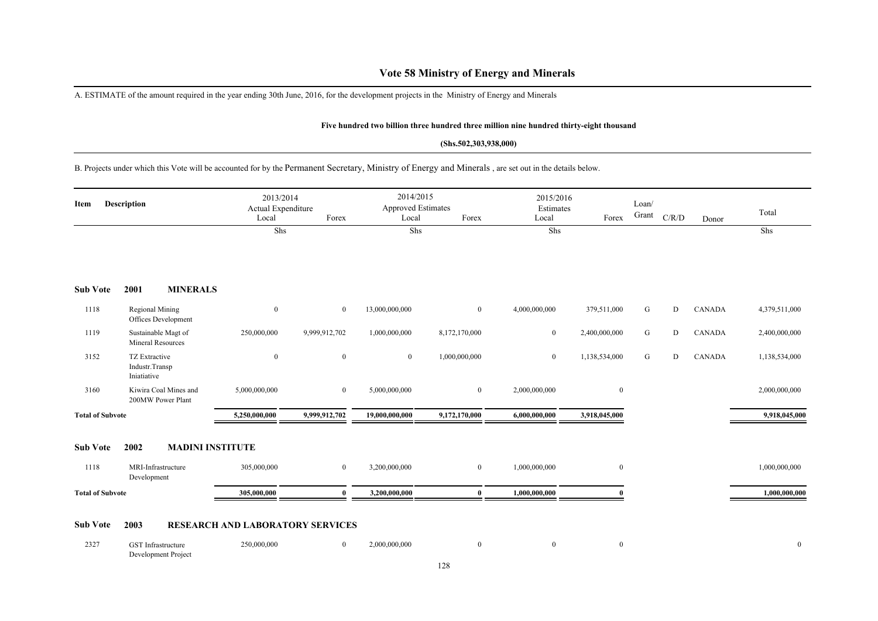# Vote 58 Ministry of Energy and Minerals

A. ESTIMATE of the amount required in the year ending 30th June, 2016, for the development projects in the Ministry of Energy and Minerals

**Five hundred two billion three hundred three million nine hundred thirty-eight thousand**

**(Shs.502,303,938,000)**

B. Projects under which this Vote will be accounted for by the Permanent Secretary, Ministry of Energy and Minerals , are set out in the details below.

| Item | Description | 2013/2014 Actual Expenditure Local | Forex | 2014/2015 Approved Estimates Local | Forex | 2015/2016 Estimates Local | Forex | Loan/ Grant | C/R/D | Donor | Total |
|---|---|---|---|---|---|---|---|---|---|---|---|
| | | Shs | | Shs | | Shs | | | | | Shs |
| **Sub Vote** | **2001 MINERALS** | | | | | | | | | | |
| 1118 | Regional Mining Offices Development | 0 | 0 | 13,000,000,000 | 0 | 4,000,000,000 | 379,511,000 | G | D | CANADA | 4,379,511,000 |
| 1119 | Sustainable Magt of Mineral Resources | 250,000,000 | 9,999,912,702 | 1,000,000,000 | 8,172,170,000 | 0 | 2,400,000,000 | G | D | CANADA | 2,400,000,000 |
| 3152 | TZ Extractive Industr.Transp Iniatiative | 0 | 0 | 0 | 1,000,000,000 | 0 | 1,138,534,000 | G | D | CANADA | 1,138,534,000 |
| 3160 | Kiwira Coal Mines and 200MW Power Plant | 5,000,000,000 | 0 | 5,000,000,000 | 0 | 2,000,000,000 | 0 | | | | 2,000,000,000 |
| **Total of Subvote** | | **5,250,000,000** | **9,999,912,702** | **19,000,000,000** | **9,172,170,000** | **6,000,000,000** | **3,918,045,000** | | | | **9,918,045,000** |
| **Sub Vote** | **2002 MADINI INSTITUTE** | | | | | | | | | | |
| 1118 | MRI-Infrastructure Development | 305,000,000 | 0 | 3,200,000,000 | 0 | 1,000,000,000 | 0 | | | | 1,000,000,000 |
| **Total of Subvote** | | **305,000,000** | **0** | **3,200,000,000** | **0** | **1,000,000,000** | **0** | | | | **1,000,000,000** |
| **Sub Vote** | **2003 RESEARCH AND LABORATORY SERVICES** | | | | | | | | | | |
| 2327 | GST Infrastructure Development Project | 250,000,000 | 0 | 2,000,000,000 | 0 | 0 | 0 | | | | 0 |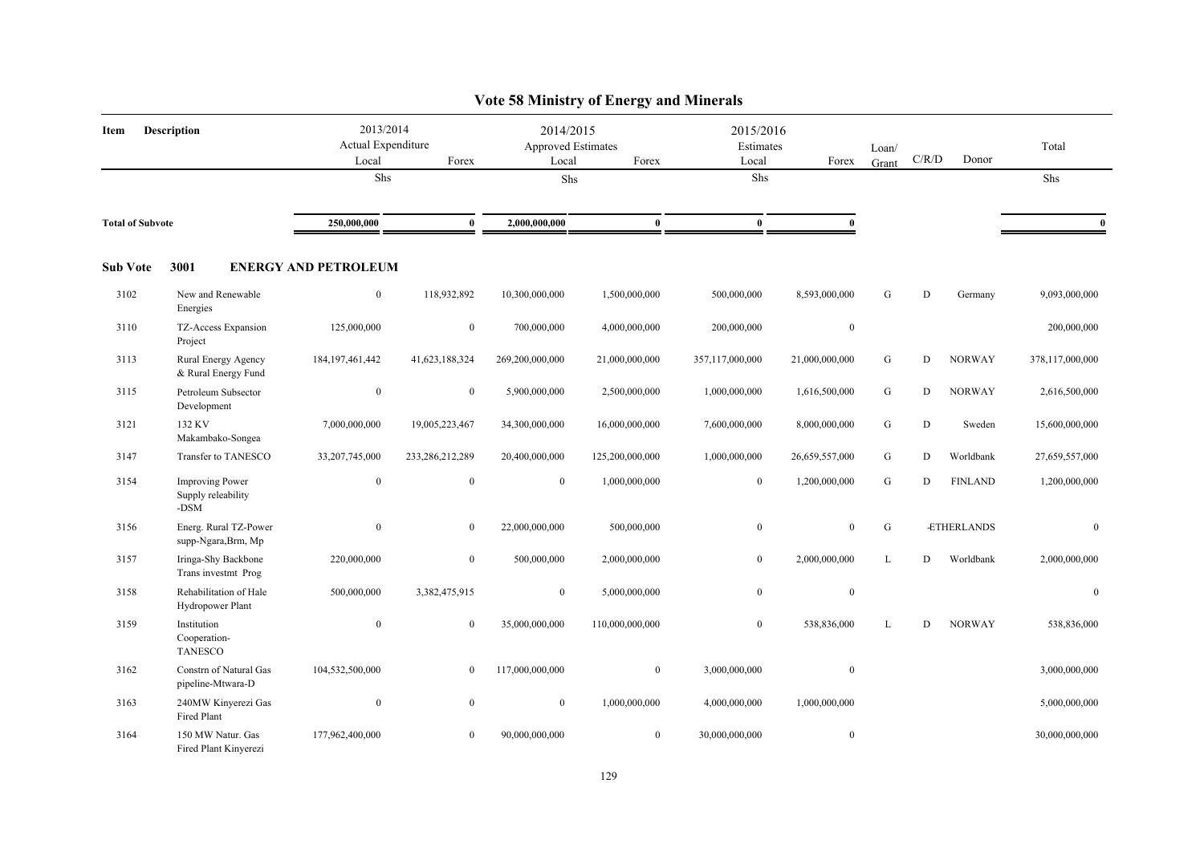# Vote 58 Ministry of Energy and Minerals

| Item | Description | 2013/2014 Actual Expenditure Local | Forex | 2014/2015 Approved Estimates Local | Forex | 2015/2016 Estimates Local | Forex | Loan/ Grant | C/R/D | Donor | Total |
|---|---|---|---|---|---|---|---|---|---|---|---|
| | | Shs | | Shs | | Shs | | | | | Shs |
| **Total of Subvote** | | **250,000,000** | **0** | **2,000,000,000** | **0** | **0** | **0** | | | | **0** |

**Sub Vote 3001 ENERGY AND PETROLEUM**

| Item | Description | 2013/2014 Actual Expenditure Local | Forex | 2014/2015 Approved Estimates Local | Forex | 2015/2016 Estimates Local | Forex | Loan/ Grant | C/R/D | Donor | Total |
|---|---|---|---|---|---|---|---|---|---|---|---|
| 3102 | New and Renewable Energies | 0 | 118,932,892 | 10,300,000,000 | 1,500,000,000 | 500,000,000 | 8,593,000,000 | G | D | Germany | 9,093,000,000 |
| 3110 | TZ-Access Expansion Project | 125,000,000 | 0 | 700,000,000 | 4,000,000,000 | 200,000,000 | 0 | | | | 200,000,000 |
| 3113 | Rural Energy Agency & Rural Energy Fund | 184,197,461,442 | 41,623,188,324 | 269,200,000,000 | 21,000,000,000 | 357,117,000,000 | 21,000,000,000 | G | D | NORWAY | 378,117,000,000 |
| 3115 | Petroleum Subsector Development | 0 | 0 | 5,900,000,000 | 2,500,000,000 | 1,000,000,000 | 1,616,500,000 | G | D | NORWAY | 2,616,500,000 |
| 3121 | 132 KV Makambako-Songea | 7,000,000,000 | 19,005,223,467 | 34,300,000,000 | 16,000,000,000 | 7,600,000,000 | 8,000,000,000 | G | D | Sweden | 15,600,000,000 |
| 3147 | Transfer to TANESCO | 33,207,745,000 | 233,286,212,289 | 20,400,000,000 | 125,200,000,000 | 1,000,000,000 | 26,659,557,000 | G | D | Worldbank | 27,659,557,000 |
| 3154 | Improving Power Supply releability -DSM | 0 | 0 | 0 | 1,000,000,000 | 0 | 1,200,000,000 | G | D | FINLAND | 1,200,000,000 |
| 3156 | Energ. Rural TZ-Power supp-Ngara,Brm, Mp | 0 | 0 | 22,000,000,000 | 500,000,000 | 0 | 0 | G | | -ETHERLANDS | 0 |
| 3157 | Iringa-Shy Backbone Trans investmt Prog | 220,000,000 | 0 | 500,000,000 | 2,000,000,000 | 0 | 2,000,000,000 | L | D | Worldbank | 2,000,000,000 |
| 3158 | Rehabilitation of Hale Hydropower Plant | 500,000,000 | 3,382,475,915 | 0 | 5,000,000,000 | 0 | 0 | | | | 0 |
| 3159 | Institution Cooperation-TANESCO | 0 | 0 | 35,000,000,000 | 110,000,000,000 | 0 | 538,836,000 | L | D | NORWAY | 538,836,000 |
| 3162 | Constrn of Natural Gas pipeline-Mtwara-D | 104,532,500,000 | 0 | 117,000,000,000 | 0 | 3,000,000,000 | 0 | | | | 3,000,000,000 |
| 3163 | 240MW Kinyerezi Gas Fired Plant | 0 | 0 | 0 | 1,000,000,000 | 4,000,000,000 | 1,000,000,000 | | | | 5,000,000,000 |
| 3164 | 150 MW Natur. Gas Fired Plant Kinyerezi | 177,962,400,000 | 0 | 90,000,000,000 | 0 | 30,000,000,000 | 0 | | | | 30,000,000,000 |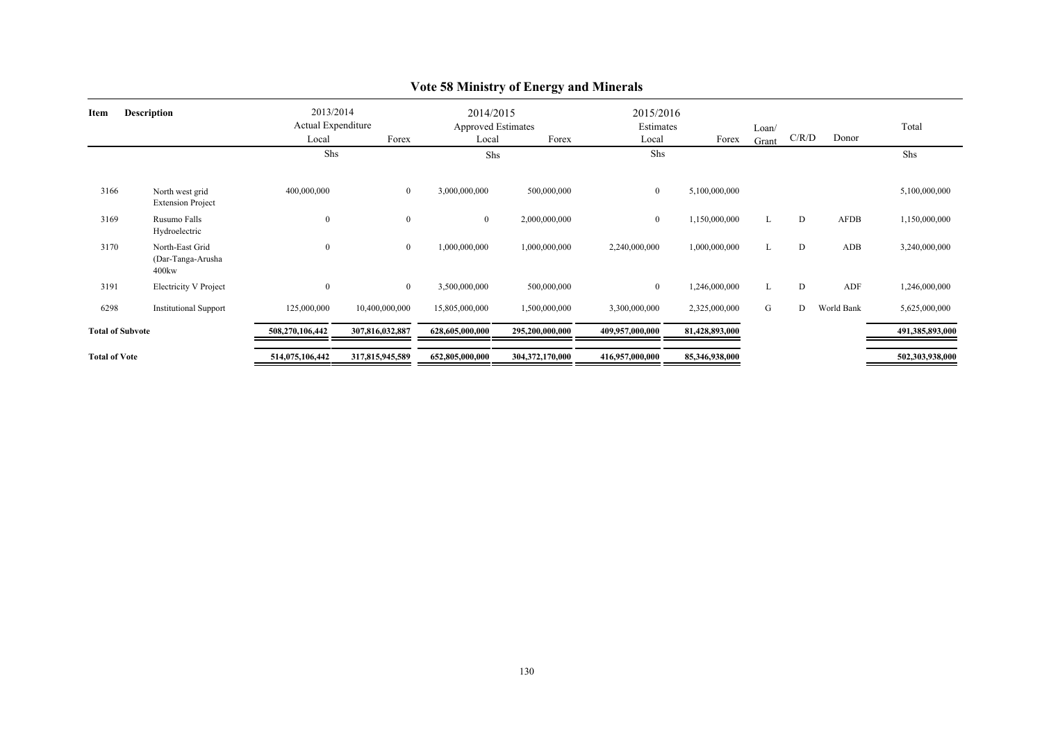# Vote 58 Ministry of Energy and Minerals

| Item | Description | 2013/2014 Actual Expenditure Local | Forex | 2014/2015 Approved Estimates Local | Forex | 2015/2016 Estimates Local | Forex | Loan/ Grant | C/R/D | Donor | Total |
|---|---|---|---|---|---|---|---|---|---|---|---|
| | | Shs | | Shs | | Shs | | | | | Shs |
| 3166 | North west grid Extension Project | 400,000,000 | 0 | 3,000,000,000 | 500,000,000 | 0 | 5,100,000,000 | | | | 5,100,000,000 |
| 3169 | Rusumo Falls Hydroelectric | 0 | 0 | 0 | 2,000,000,000 | 0 | 1,150,000,000 | L | D | AFDB | 1,150,000,000 |
| 3170 | North-East Grid (Dar-Tanga-Arusha 400kw | 0 | 0 | 1,000,000,000 | 1,000,000,000 | 2,240,000,000 | 1,000,000,000 | L | D | ADB | 3,240,000,000 |
| 3191 | Electricity V Project | 0 | 0 | 3,500,000,000 | 500,000,000 | 0 | 1,246,000,000 | L | D | ADF | 1,246,000,000 |
| 6298 | Institutional Support | 125,000,000 | 10,400,000,000 | 15,805,000,000 | 1,500,000,000 | 3,300,000,000 | 2,325,000,000 | G | D | World Bank | 5,625,000,000 |
| **Total of Subvote** | | **508,270,106,442** | **307,816,032,887** | **628,605,000,000** | **295,200,000,000** | **409,957,000,000** | **81,428,893,000** | | | | **491,385,893,000** |
| **Total of Vote** | | **514,075,106,442** | **317,815,945,589** | **652,805,000,000** | **304,372,170,000** | **416,957,000,000** | **85,346,938,000** | | | | **502,303,938,000** |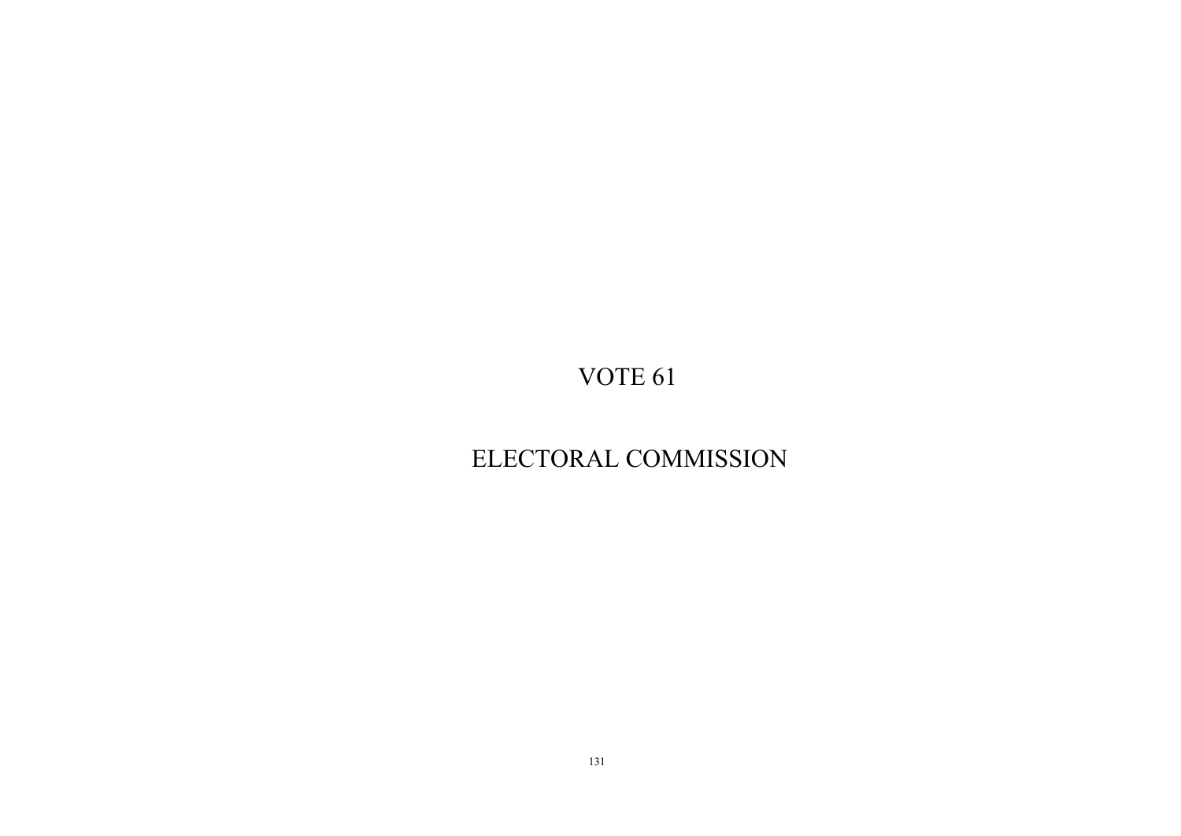# VOTE 61

# ELECTORAL COMMISSION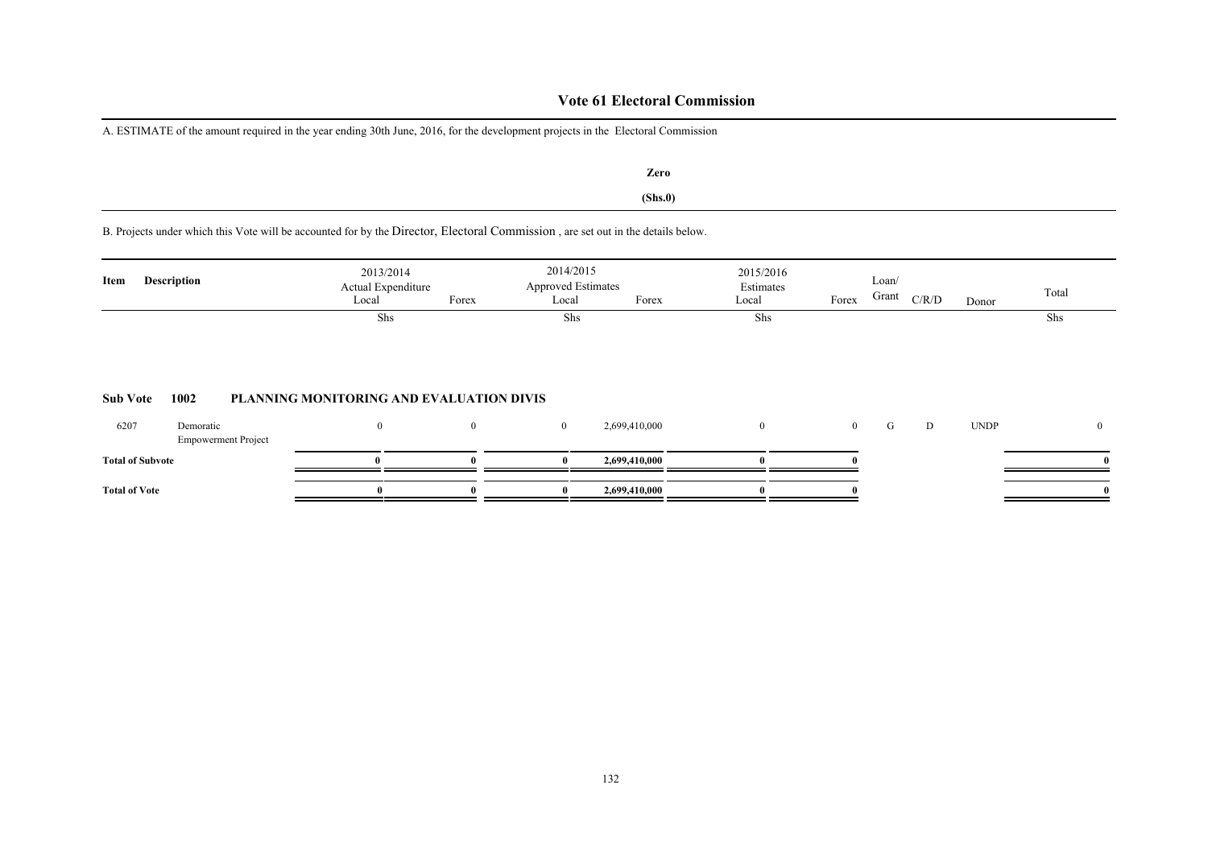# Vote 61 Electoral Commission

A. ESTIMATE of the amount required in the year ending 30th June, 2016, for the development projects in the Electoral Commission

**Zero**

**(Shs.0)**

B. Projects under which this Vote will be accounted for by the Director, Electoral Commission , are set out in the details below.

| Item | Description | 2013/2014 Actual Expenditure Local | Forex | 2014/2015 Approved Estimates Local | Forex | 2015/2016 Estimates Local | Forex | Loan/ Grant | C/R/D | Donor | Total |
|---|---|---|---|---|---|---|---|---|---|---|---|
| | | Shs | | Shs | | Shs | | | | | Shs |
| **Sub Vote** | **1002** | **PLANNING MONITORING AND EVALUATION DIVIS** | | | | | | | | | |
| 6207 | Demoratic Empowerment Project | 0 | 0 | 0 | 2,699,410,000 | 0 | 0 | G | D | UNDP | 0 |
| **Total of Subvote** | | **0** | **0** | **0** | **2,699,410,000** | **0** | **0** | | | | **0** |
| **Total of Vote** | | **0** | **0** | **0** | **2,699,410,000** | **0** | **0** | | | | **0** |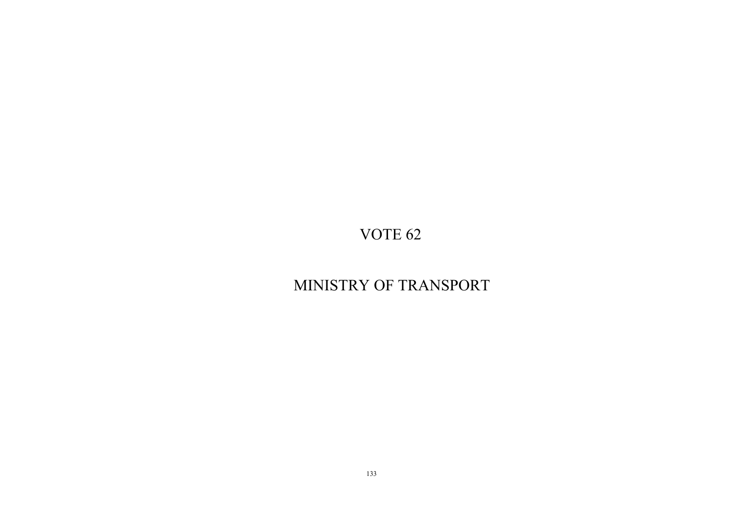# VOTE 62

# MINISTRY OF TRANSPORT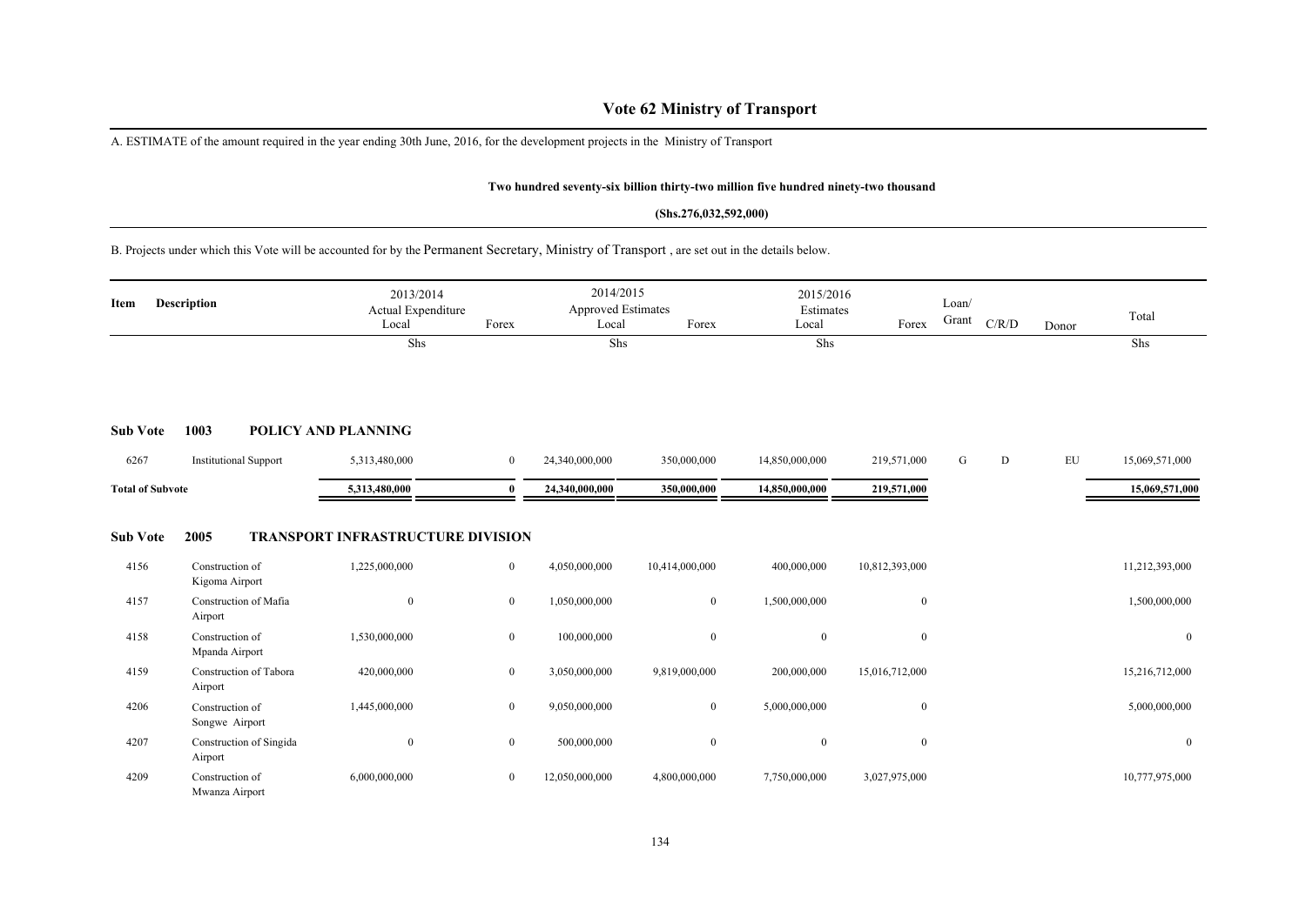# Vote 62 Ministry of Transport

A. ESTIMATE of the amount required in the year ending 30th June, 2016, for the development projects in the Ministry of Transport

**Two hundred seventy-six billion thirty-two million five hundred ninety-two thousand**

**(Shs.276,032,592,000)**

B. Projects under which this Vote will be accounted for by the Permanent Secretary, Ministry of Transport , are set out in the details below.

| Item | Description | 2013/2014 Actual Expenditure Local | Forex | 2014/2015 Approved Estimates Local | Forex | 2015/2016 Estimates Local | Forex | Loan/ Grant | C/R/D | Donor | Total |
|---|---|---|---|---|---|---|---|---|---|---|---|
| | | Shs | | Shs | | Shs | | | | | Shs |
| **Sub Vote** | **1003 POLICY AND PLANNING** | | | | | | | | | | |
| 6267 | Institutional Support | 5,313,480,000 | 0 | 24,340,000,000 | 350,000,000 | 14,850,000,000 | 219,571,000 | G | D | EU | 15,069,571,000 |
| **Total of Subvote** | | **5,313,480,000** | **0** | **24,340,000,000** | **350,000,000** | **14,850,000,000** | **219,571,000** | | | | **15,069,571,000** |
| **Sub Vote** | **2005 TRANSPORT INFRASTRUCTURE DIVISION** | | | | | | | | | | |
| 4156 | Construction of Kigoma Airport | 1,225,000,000 | 0 | 4,050,000,000 | 10,414,000,000 | 400,000,000 | 10,812,393,000 | | | | 11,212,393,000 |
| 4157 | Construction of Mafia Airport | 0 | 0 | 1,050,000,000 | 0 | 1,500,000,000 | 0 | | | | 1,500,000,000 |
| 4158 | Construction of Mpanda Airport | 1,530,000,000 | 0 | 100,000,000 | 0 | 0 | 0 | | | | 0 |
| 4159 | Construction of Tabora Airport | 420,000,000 | 0 | 3,050,000,000 | 9,819,000,000 | 200,000,000 | 15,016,712,000 | | | | 15,216,712,000 |
| 4206 | Construction of Songwe Airport | 1,445,000,000 | 0 | 9,050,000,000 | 0 | 5,000,000,000 | 0 | | | | 5,000,000,000 |
| 4207 | Construction of Singida Airport | 0 | 0 | 500,000,000 | 0 | 0 | 0 | | | | 0 |
| 4209 | Construction of Mwanza Airport | 6,000,000,000 | 0 | 12,050,000,000 | 4,800,000,000 | 7,750,000,000 | 3,027,975,000 | | | | 10,777,975,000 |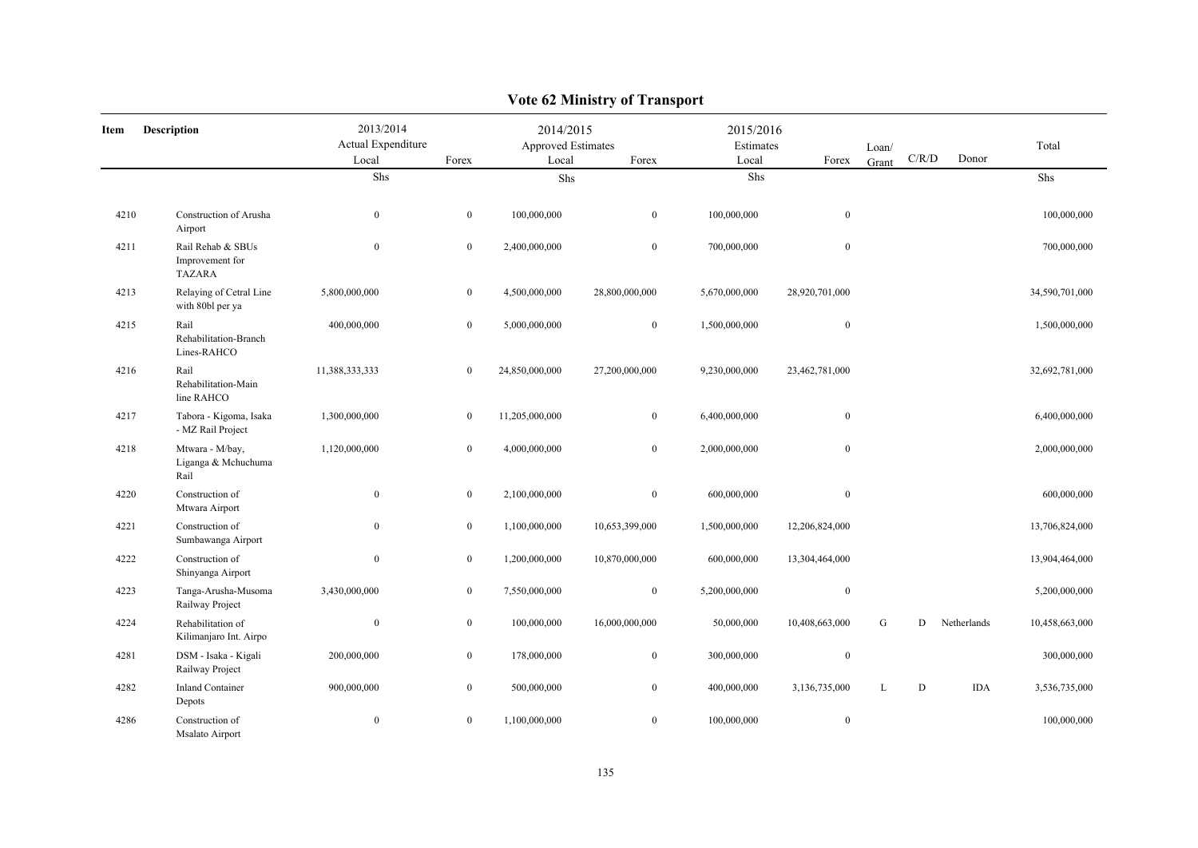# Vote 62 Ministry of Transport

| Item | Description | 2013/2014 Actual Expenditure Local | Forex | 2014/2015 Approved Estimates Local | Forex | 2015/2016 Estimates Local | Forex | Loan/ Grant | C/R/D | Donor | Total |
|---|---|---|---|---|---|---|---|---|---|---|---|
| | | Shs | | Shs | | Shs | | | | | Shs |
| 4210 | Construction of Arusha Airport | 0 | 0 | 100,000,000 | 0 | 100,000,000 | 0 | | | | 100,000,000 |
| 4211 | Rail Rehab & SBUs Improvement for TAZARA | 0 | 0 | 2,400,000,000 | 0 | 700,000,000 | 0 | | | | 700,000,000 |
| 4213 | Relaying of Cetral Line with 80bl per ya | 5,800,000,000 | 0 | 4,500,000,000 | 28,800,000,000 | 5,670,000,000 | 28,920,701,000 | | | | 34,590,701,000 |
| 4215 | Rail Rehabilitation-Branch Lines-RAHCO | 400,000,000 | 0 | 5,000,000,000 | 0 | 1,500,000,000 | 0 | | | | 1,500,000,000 |
| 4216 | Rail Rehabilitation-Main line RAHCO | 11,388,333,333 | 0 | 24,850,000,000 | 27,200,000,000 | 9,230,000,000 | 23,462,781,000 | | | | 32,692,781,000 |
| 4217 | Tabora - Kigoma, Isaka - MZ Rail Project | 1,300,000,000 | 0 | 11,205,000,000 | 0 | 6,400,000,000 | 0 | | | | 6,400,000,000 |
| 4218 | Mtwara - M/bay, Liganga & Mchuchuma Rail | 1,120,000,000 | 0 | 4,000,000,000 | 0 | 2,000,000,000 | 0 | | | | 2,000,000,000 |
| 4220 | Construction of Mtwara Airport | 0 | 0 | 2,100,000,000 | 0 | 600,000,000 | 0 | | | | 600,000,000 |
| 4221 | Construction of Sumbawanga Airport | 0 | 0 | 1,100,000,000 | 10,653,399,000 | 1,500,000,000 | 12,206,824,000 | | | | 13,706,824,000 |
| 4222 | Construction of Shinyanga Airport | 0 | 0 | 1,200,000,000 | 10,870,000,000 | 600,000,000 | 13,304,464,000 | | | | 13,904,464,000 |
| 4223 | Tanga-Arusha-Musoma Railway Project | 3,430,000,000 | 0 | 7,550,000,000 | 0 | 5,200,000,000 | 0 | | | | 5,200,000,000 |
| 4224 | Rehabilitation of Kilimanjaro Int. Airpo | 0 | 0 | 100,000,000 | 16,000,000,000 | 50,000,000 | 10,408,663,000 | G | D | Netherlands | 10,458,663,000 |
| 4281 | DSM - Isaka - Kigali Railway Project | 200,000,000 | 0 | 178,000,000 | 0 | 300,000,000 | 0 | | | | 300,000,000 |
| 4282 | Inland Container Depots | 900,000,000 | 0 | 500,000,000 | 0 | 400,000,000 | 3,136,735,000 | L | D | IDA | 3,536,735,000 |
| 4286 | Construction of Msalato Airport | 0 | 0 | 1,100,000,000 | 0 | 100,000,000 | 0 | | | | 100,000,000 |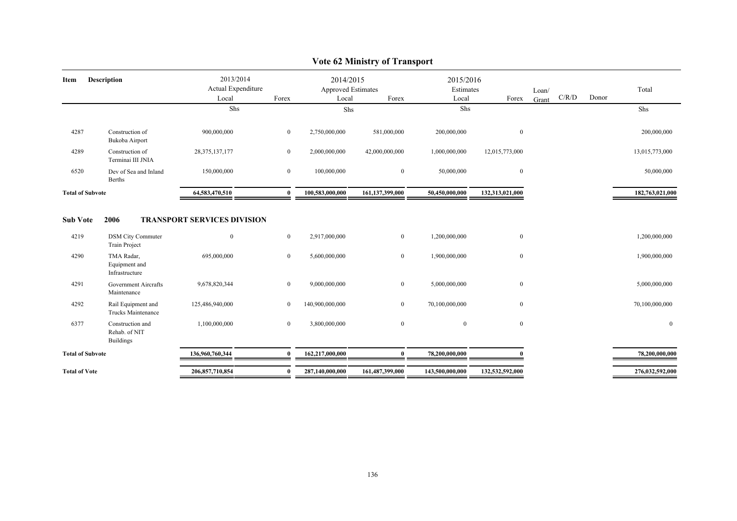# Vote 62 Ministry of Transport

| Item | Description | 2013/2014 Actual Expenditure Local | Forex | 2014/2015 Approved Estimates Local | Forex | 2015/2016 Estimates Local | Forex | Loan/ Grant | C/R/D | Donor | Total |
|---|---|---|---|---|---|---|---|---|---|---|---|
| | | Shs | | Shs | | Shs | | | | | Shs |
| 4287 | Construction of Bukoba Airport | 900,000,000 | 0 | 2,750,000,000 | 581,000,000 | 200,000,000 | 0 | | | | 200,000,000 |
| 4289 | Construction of Terminai III JNIA | 28,375,137,177 | 0 | 2,000,000,000 | 42,000,000,000 | 1,000,000,000 | 12,015,773,000 | | | | 13,015,773,000 |
| 6520 | Dev of Sea and Inland Berths | 150,000,000 | 0 | 100,000,000 | 0 | 50,000,000 | 0 | | | | 50,000,000 |
| **Total of Subvote** | | **64,583,470,510** | **0** | **100,583,000,000** | **161,137,399,000** | **50,450,000,000** | **132,313,021,000** | | | | **182,763,021,000** |

**Sub Vote 2006 TRANSPORT SERVICES DIVISION**

| Item | Description | 2013/2014 Actual Expenditure Local | Forex | 2014/2015 Approved Estimates Local | Forex | 2015/2016 Estimates Local | Forex | Loan/ Grant | C/R/D | Donor | Total |
|---|---|---|---|---|---|---|---|---|---|---|---|
| 4219 | DSM City Commuter Train Project | 0 | 0 | 2,917,000,000 | 0 | 1,200,000,000 | 0 | | | | 1,200,000,000 |
| 4290 | TMA Radar, Equipment and Infrastructure | 695,000,000 | 0 | 5,600,000,000 | 0 | 1,900,000,000 | 0 | | | | 1,900,000,000 |
| 4291 | Government Aircrafts Maintenance | 9,678,820,344 | 0 | 9,000,000,000 | 0 | 5,000,000,000 | 0 | | | | 5,000,000,000 |
| 4292 | Rail Equipment and Trucks Maintenance | 125,486,940,000 | 0 | 140,900,000,000 | 0 | 70,100,000,000 | 0 | | | | 70,100,000,000 |
| 6377 | Construction and Rehab. of NIT Buildings | 1,100,000,000 | 0 | 3,800,000,000 | 0 | 0 | 0 | | | | 0 |
| **Total of Subvote** | | **136,960,760,344** | **0** | **162,217,000,000** | **0** | **78,200,000,000** | **0** | | | | **78,200,000,000** |
| **Total of Vote** | | **206,857,710,854** | **0** | **287,140,000,000** | **161,487,399,000** | **143,500,000,000** | **132,532,592,000** | | | | **276,032,592,000** |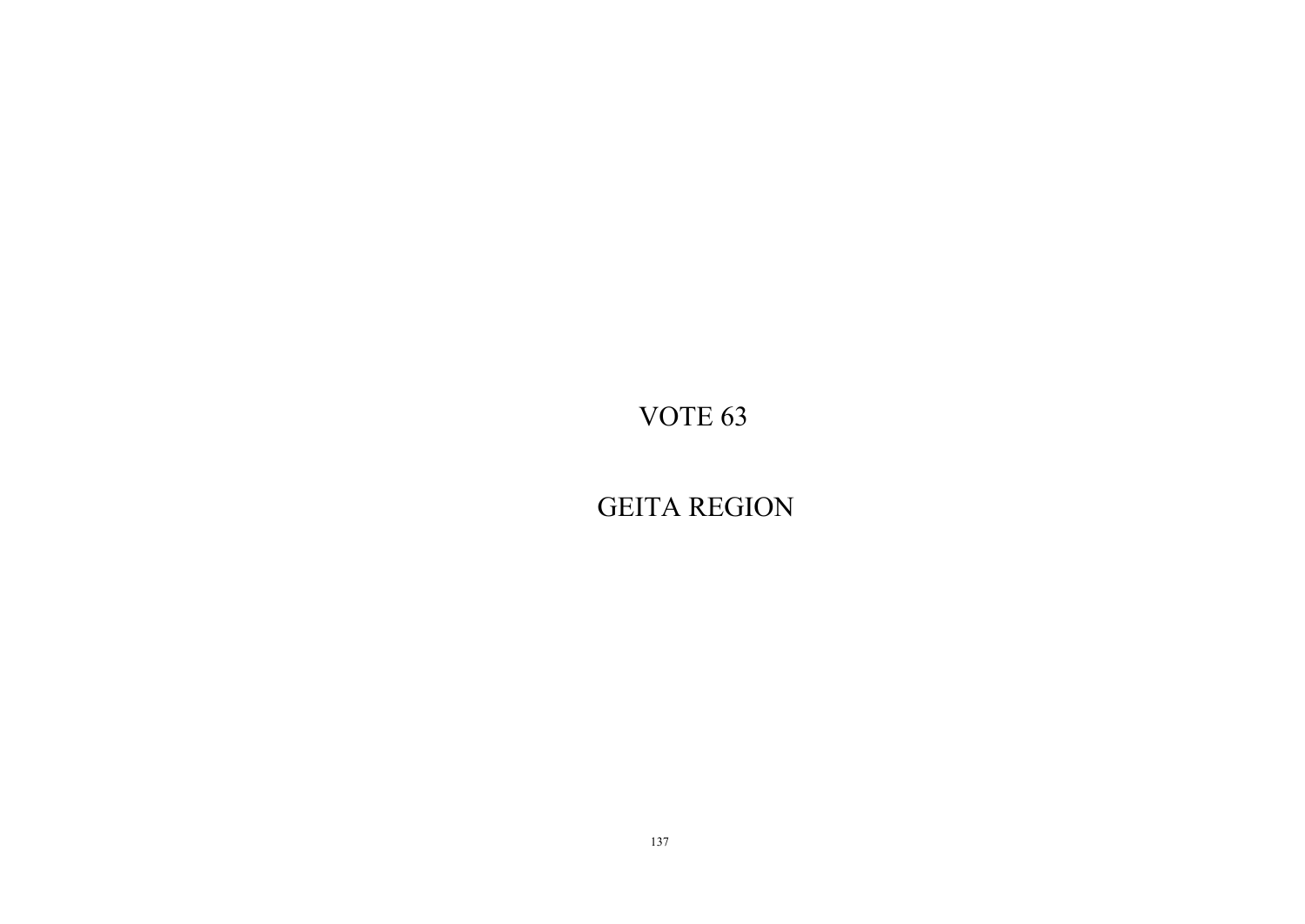# VOTE 63

# GEITA REGION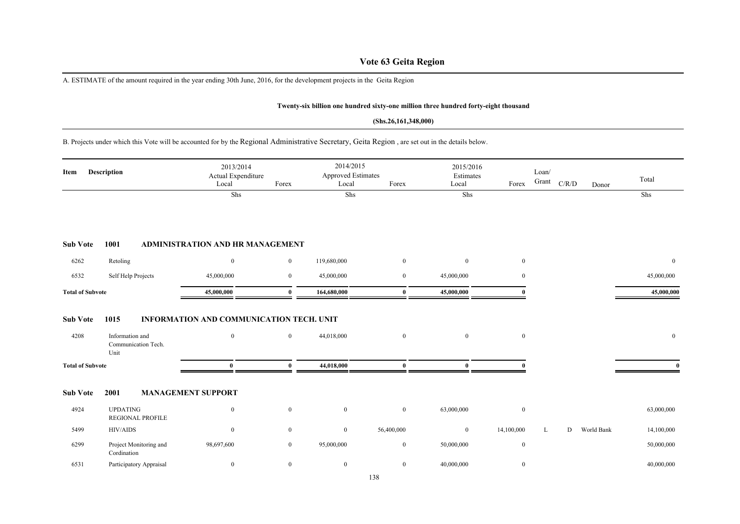# Vote 63 Geita Region

A. ESTIMATE of the amount required in the year ending 30th June, 2016, for the development projects in the Geita Region

**Twenty-six billion one hundred sixty-one million three hundred forty-eight thousand**

**(Shs.26,161,348,000)**

B. Projects under which this Vote will be accounted for by the Regional Administrative Secretary, Geita Region , are set out in the details below.

| Item | Description | 2013/2014 Actual Expenditure Local | Forex | 2014/2015 Approved Estimates Local | Forex | 2015/2016 Estimates Local | Forex | Loan/ Grant | C/R/D | Donor | Total |
|---|---|---|---|---|---|---|---|---|---|---|---|
| | | Shs | | Shs | | Shs | | | | | Shs |
| **Sub Vote** | **1001** | **ADMINISTRATION AND HR MANAGEMENT** | | | | | | | | | |
| 6262 | Retoling | 0 | 0 | 119,680,000 | 0 | 0 | 0 | | | | 0 |
| 6532 | Self Help Projects | 45,000,000 | 0 | 45,000,000 | 0 | 45,000,000 | 0 | | | | 45,000,000 |
| **Total of Subvote** | | **45,000,000** | **0** | **164,680,000** | **0** | **45,000,000** | **0** | | | | **45,000,000** |
| **Sub Vote** | **1015** | **INFORMATION AND COMMUNICATION TECH. UNIT** | | | | | | | | | |
| 4208 | Information and Communication Tech. Unit | 0 | 0 | 44,018,000 | 0 | 0 | 0 | | | | 0 |
| **Total of Subvote** | | **0** | **0** | **44,018,000** | **0** | **0** | **0** | | | | **0** |
| **Sub Vote** | **2001** | **MANAGEMENT SUPPORT** | | | | | | | | | |
| 4924 | UPDATING REGIONAL PROFILE | 0 | 0 | 0 | 0 | 63,000,000 | 0 | | | | 63,000,000 |
| 5499 | HIV/AIDS | 0 | 0 | 0 | 56,400,000 | 0 | 14,100,000 | L | D | World Bank | 14,100,000 |
| 6299 | Project Monitoring and Cordination | 98,697,600 | 0 | 95,000,000 | 0 | 50,000,000 | 0 | | | | 50,000,000 |
| 6531 | Participatory Appraisal | 0 | 0 | 0 | 0 | 40,000,000 | 0 | | | | 40,000,000 |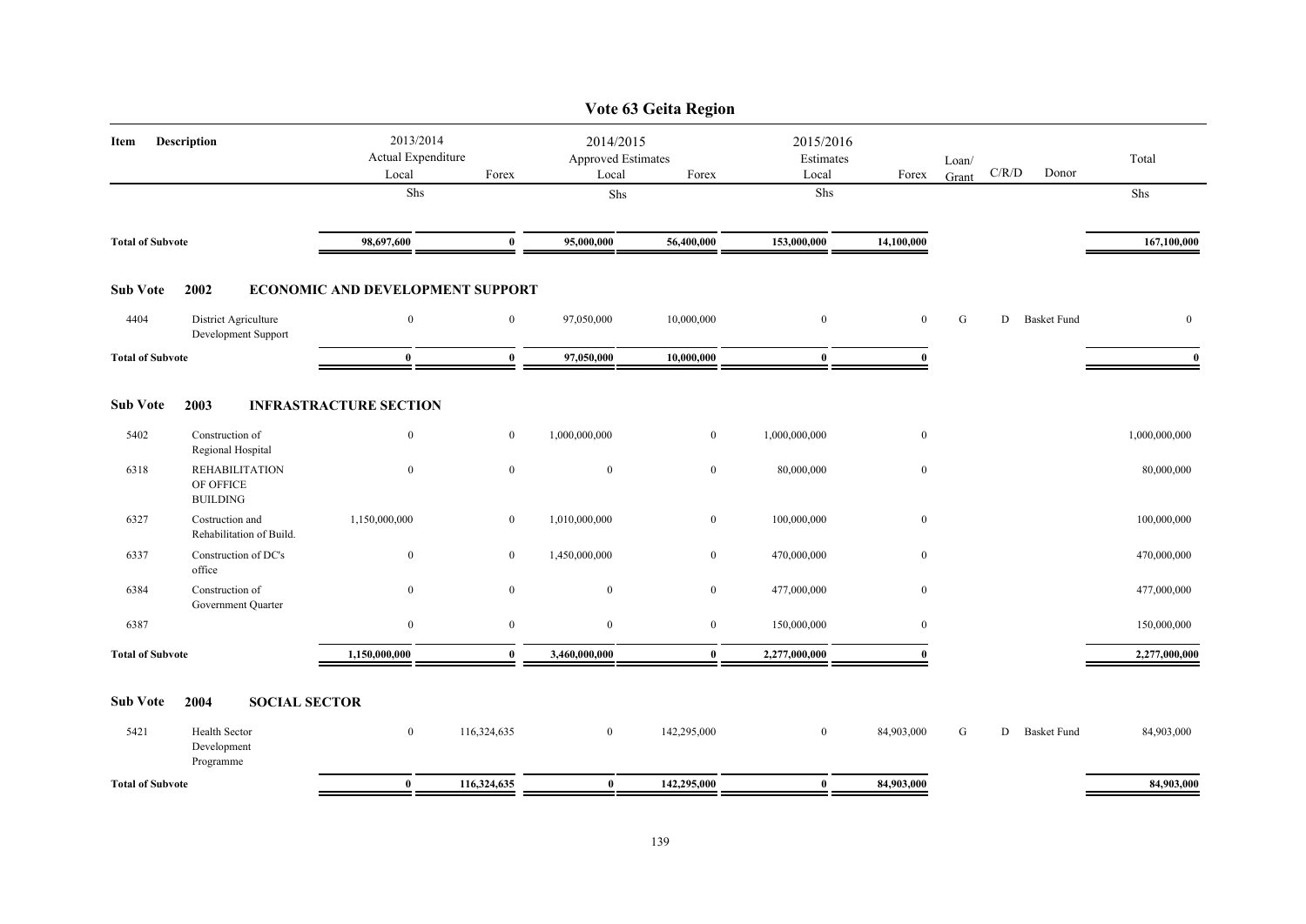# Vote 63 Geita Region

| Item | Description | 2013/2014 Actual Expenditure Local | Forex | 2014/2015 Approved Estimates Local | Forex | 2015/2016 Estimates Local | Forex | Loan/ Grant | C/R/D | Donor | Total |
|---|---|---|---|---|---|---|---|---|---|---|---|
| | | Shs | | Shs | | Shs | | | | | Shs |
| **Total of Subvote** | | **98,697,600** | **0** | **95,000,000** | **56,400,000** | **153,000,000** | **14,100,000** | | | | **167,100,000** |
| **Sub Vote** | **2002** | **ECONOMIC AND DEVELOPMENT SUPPORT** | | | | | | | | | |
| 4404 | District Agriculture Development Support | 0 | 0 | 97,050,000 | 10,000,000 | 0 | 0 | G | D | Basket Fund | 0 |
| **Total of Subvote** | | **0** | **0** | **97,050,000** | **10,000,000** | **0** | **0** | | | | **0** |
| **Sub Vote** | **2003** | **INFRASTRACTURE SECTION** | | | | | | | | | |
| 5402 | Construction of Regional Hospital | 0 | 0 | 1,000,000,000 | 0 | 1,000,000,000 | 0 | | | | 1,000,000,000 |
| 6318 | REHABILITATION OF OFFICE BUILDING | 0 | 0 | 0 | 0 | 80,000,000 | 0 | | | | 80,000,000 |
| 6327 | Costruction and Rehabilitation of Build. | 1,150,000,000 | 0 | 1,010,000,000 | 0 | 100,000,000 | 0 | | | | 100,000,000 |
| 6337 | Construction of DC's office | 0 | 0 | 1,450,000,000 | 0 | 470,000,000 | 0 | | | | 470,000,000 |
| 6384 | Construction of Government Quarter | 0 | 0 | 0 | 0 | 477,000,000 | 0 | | | | 477,000,000 |
| 6387 | | 0 | 0 | 0 | 0 | 150,000,000 | 0 | | | | 150,000,000 |
| **Total of Subvote** | | **1,150,000,000** | **0** | **3,460,000,000** | **0** | **2,277,000,000** | **0** | | | | **2,277,000,000** |
| **Sub Vote** | **2004** | **SOCIAL SECTOR** | | | | | | | | | |
| 5421 | Health Sector Development Programme | 0 | 116,324,635 | 0 | 142,295,000 | 0 | 84,903,000 | G | D | Basket Fund | 84,903,000 |
| **Total of Subvote** | | **0** | **116,324,635** | **0** | **142,295,000** | **0** | **84,903,000** | | | | **84,903,000** |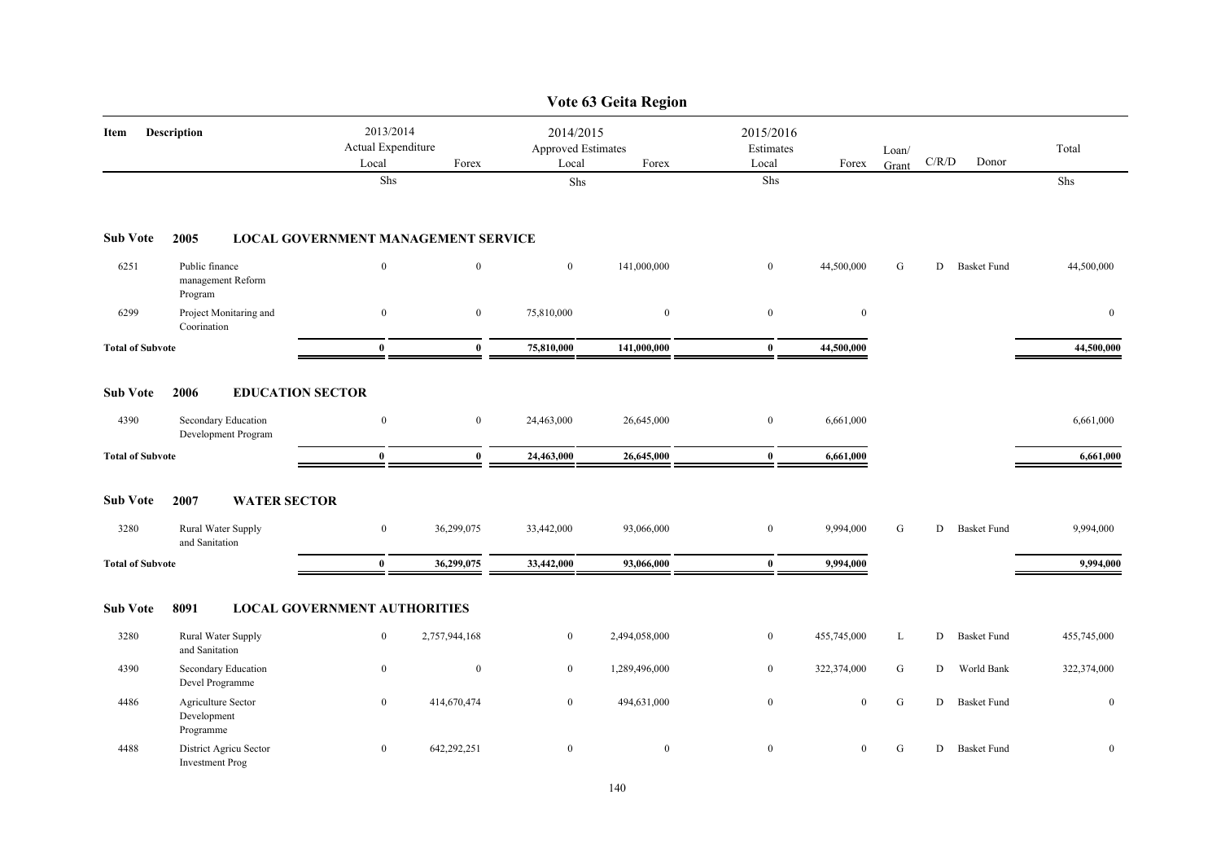# Vote 63 Geita Region

| Item | Description | 2013/2014 Actual Expenditure Local | Forex | 2014/2015 Approved Estimates Local | Forex | 2015/2016 Estimates Local | Forex | Loan/ Grant | C/R/D | Donor | Total |
|---|---|---|---|---|---|---|---|---|---|---|---|
| | | Shs | | Shs | | Shs | | | | | Shs |
| **Sub Vote** | **2005 LOCAL GOVERNMENT MANAGEMENT SERVICE** | | | | | | | | | | |
| 6251 | Public finance management Reform Program | 0 | 0 | 0 | 141,000,000 | 0 | 44,500,000 | G | D | Basket Fund | 44,500,000 |
| 6299 | Project Monitaring and Coorination | 0 | 0 | 75,810,000 | 0 | 0 | 0 | | | | 0 |
| **Total of Subvote** | | **0** | **0** | **75,810,000** | **141,000,000** | **0** | **44,500,000** | | | | **44,500,000** |
| **Sub Vote** | **2006 EDUCATION SECTOR** | | | | | | | | | | |
| 4390 | Secondary Education Development Program | 0 | 0 | 24,463,000 | 26,645,000 | 0 | 6,661,000 | | | | 6,661,000 |
| **Total of Subvote** | | **0** | **0** | **24,463,000** | **26,645,000** | **0** | **6,661,000** | | | | **6,661,000** |
| **Sub Vote** | **2007 WATER SECTOR** | | | | | | | | | | |
| 3280 | Rural Water Supply and Sanitation | 0 | 36,299,075 | 33,442,000 | 93,066,000 | 0 | 9,994,000 | G | D | Basket Fund | 9,994,000 |
| **Total of Subvote** | | **0** | **36,299,075** | **33,442,000** | **93,066,000** | **0** | **9,994,000** | | | | **9,994,000** |
| **Sub Vote** | **8091 LOCAL GOVERNMENT AUTHORITIES** | | | | | | | | | | |
| 3280 | Rural Water Supply and Sanitation | 0 | 2,757,944,168 | 0 | 2,494,058,000 | 0 | 455,745,000 | L | D | Basket Fund | 455,745,000 |
| 4390 | Secondary Education Devel Programme | 0 | 0 | 0 | 1,289,496,000 | 0 | 322,374,000 | G | D | World Bank | 322,374,000 |
| 4486 | Agriculture Sector Development Programme | 0 | 414,670,474 | 0 | 494,631,000 | 0 | 0 | G | D | Basket Fund | 0 |
| 4488 | District Agricu Sector Investment Prog | 0 | 642,292,251 | 0 | 0 | 0 | 0 | G | D | Basket Fund | 0 |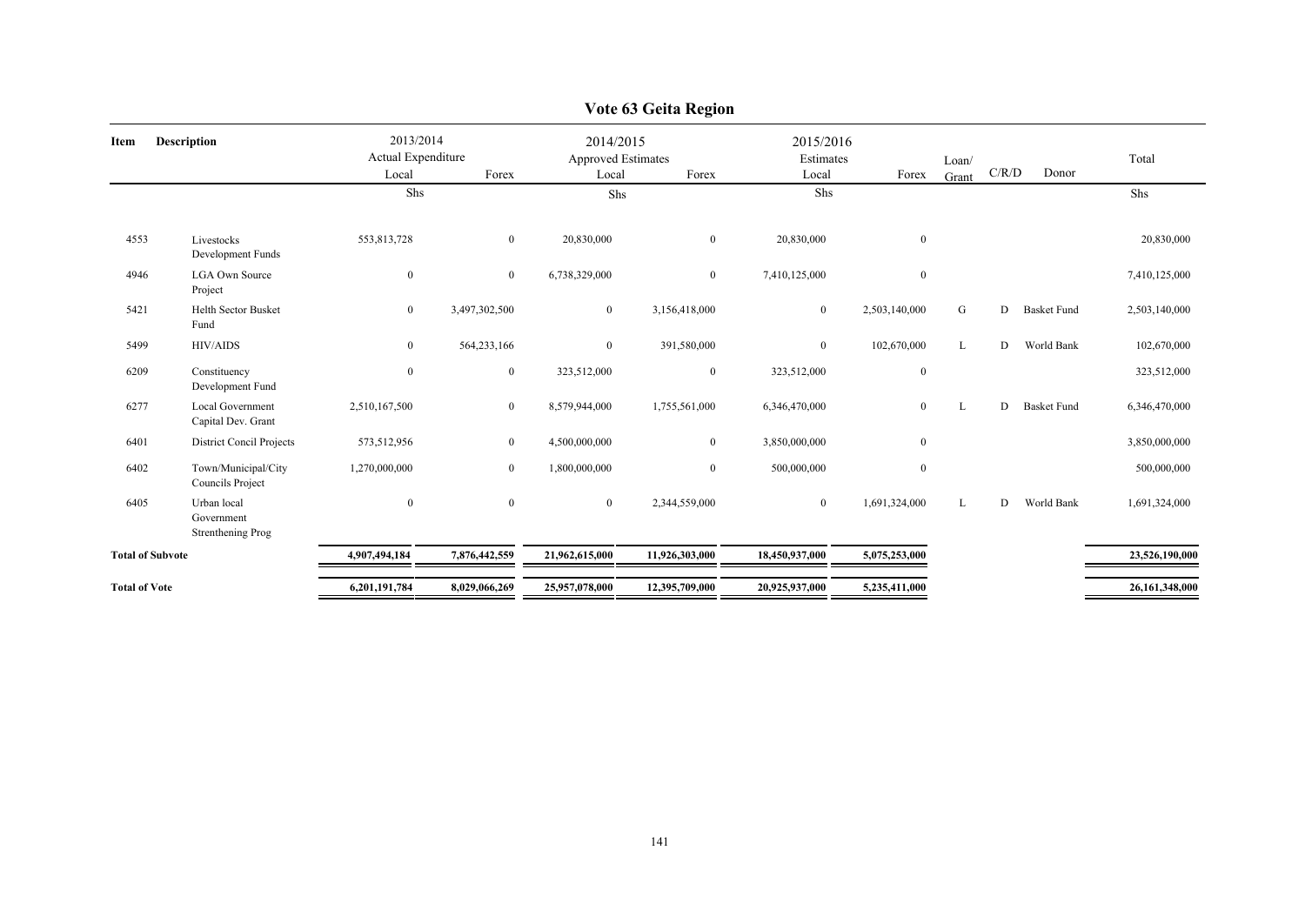# Vote 63 Geita Region

| Item | Description | 2013/2014 Actual Expenditure Local | Forex | 2014/2015 Approved Estimates Local | Forex | 2015/2016 Estimates Local | Forex | Loan/ Grant | C/R/D | Donor | Total |
|---|---|---|---|---|---|---|---|---|---|---|---|
| | | Shs | | Shs | | Shs | | | | | Shs |
| 4553 | Livestocks Development Funds | 553,813,728 | 0 | 20,830,000 | 0 | 20,830,000 | 0 | | | | 20,830,000 |
| 4946 | LGA Own Source Project | 0 | 0 | 6,738,329,000 | 0 | 7,410,125,000 | 0 | | | | 7,410,125,000 |
| 5421 | Helth Sector Busket Fund | 0 | 3,497,302,500 | 0 | 3,156,418,000 | 0 | 2,503,140,000 | G | D | Basket Fund | 2,503,140,000 |
| 5499 | HIV/AIDS | 0 | 564,233,166 | 0 | 391,580,000 | 0 | 102,670,000 | L | D | World Bank | 102,670,000 |
| 6209 | Constituency Development Fund | 0 | 0 | 323,512,000 | 0 | 323,512,000 | 0 | | | | 323,512,000 |
| 6277 | Local Government Capital Dev. Grant | 2,510,167,500 | 0 | 8,579,944,000 | 1,755,561,000 | 6,346,470,000 | 0 | L | D | Basket Fund | 6,346,470,000 |
| 6401 | District Concil Projects | 573,512,956 | 0 | 4,500,000,000 | 0 | 3,850,000,000 | 0 | | | | 3,850,000,000 |
| 6402 | Town/Municipal/City Councils Project | 1,270,000,000 | 0 | 1,800,000,000 | 0 | 500,000,000 | 0 | | | | 500,000,000 |
| 6405 | Urban local Government Strenthening Prog | 0 | 0 | 0 | 2,344,559,000 | 0 | 1,691,324,000 | L | D | World Bank | 1,691,324,000 |
| **Total of Subvote** | | **4,907,494,184** | **7,876,442,559** | **21,962,615,000** | **11,926,303,000** | **18,450,937,000** | **5,075,253,000** | | | | **23,526,190,000** |
| **Total of Vote** | | **6,201,191,784** | **8,029,066,269** | **25,957,078,000** | **12,395,709,000** | **20,925,937,000** | **5,235,411,000** | | | | **26,161,348,000** |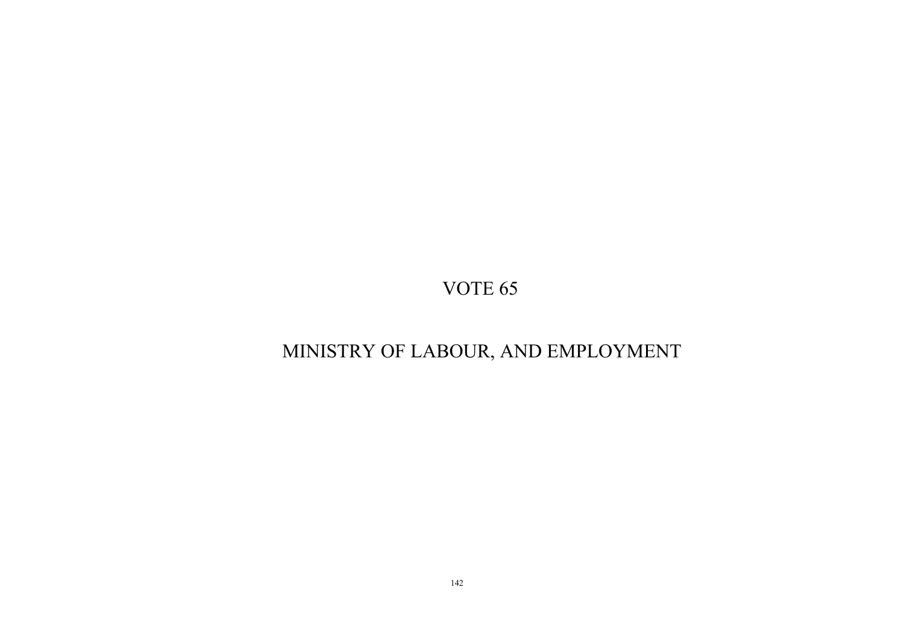# VOTE 65

# MINISTRY OF LABOUR, AND EMPLOYMENT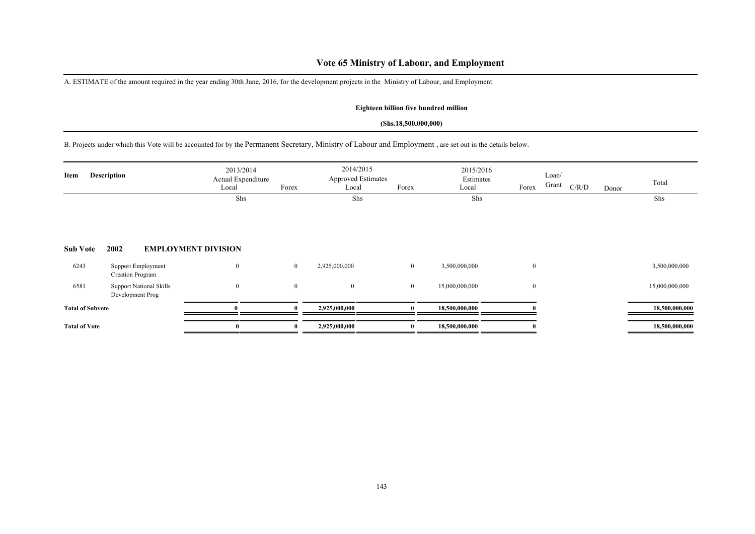# Vote 65 Ministry of Labour, and Employment

A. ESTIMATE of the amount required in the year ending 30th June, 2016, for the development projects in the Ministry of Labour, and Employment

**Eighteen billion five hundred million**

**(Shs.18,500,000,000)**

B. Projects under which this Vote will be accounted for by the Permanent Secretary, Ministry of Labour and Employment , are set out in the details below.

| Item | Description | 2013/2014 Actual Expenditure Local | Forex | 2014/2015 Approved Estimates Local | Forex | 2015/2016 Estimates Local | Forex | Loan/ Grant | C/R/D | Donor | Total |
|---|---|---|---|---|---|---|---|---|---|---|---|
| | | Shs | | Shs | | Shs | | | | | Shs |
| **Sub Vote** | **2002 EMPLOYMENT DIVISION** | | | | | | | | | | |
| 6243 | Support Employment Creation Program | 0 | 0 | 2,925,000,000 | 0 | 3,500,000,000 | 0 | | | | 3,500,000,000 |
| 6581 | Support National Skills Development Prog | 0 | 0 | 0 | 0 | 15,000,000,000 | 0 | | | | 15,000,000,000 |
| **Total of Subvote** | | **0** | **0** | **2,925,000,000** | **0** | **18,500,000,000** | **0** | | | | **18,500,000,000** |
| **Total of Vote** | | **0** | **0** | **2,925,000,000** | **0** | **18,500,000,000** | **0** | | | | **18,500,000,000** |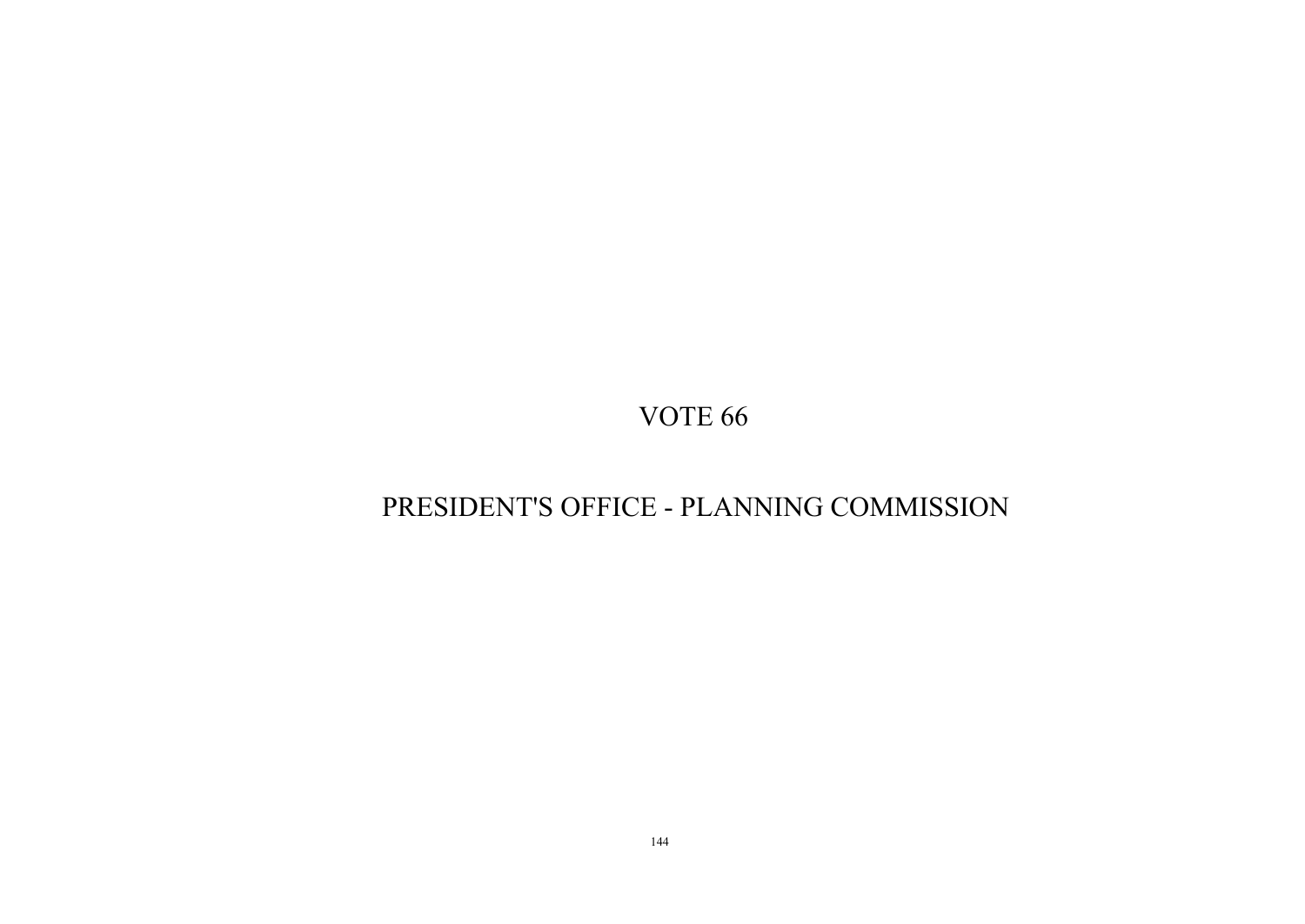# VOTE 66

# PRESIDENT'S OFFICE - PLANNING COMMISSION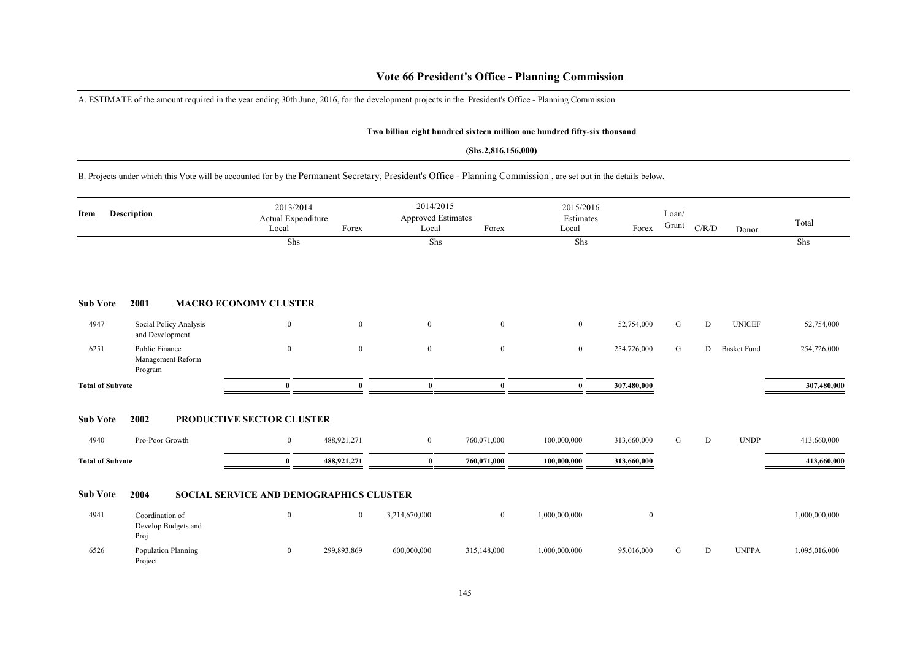# Vote 66 President's Office - Planning Commission

A. ESTIMATE of the amount required in the year ending 30th June, 2016, for the development projects in the President's Office - Planning Commission

**Two billion eight hundred sixteen million one hundred fifty-six thousand**

**(Shs.2,816,156,000)**

B. Projects under which this Vote will be accounted for by the Permanent Secretary, President's Office - Planning Commission , are set out in the details below.

| Item | Description | 2013/2014 Actual Expenditure Local | Forex | 2014/2015 Approved Estimates Local | Forex | 2015/2016 Estimates Local | Forex | Loan/ Grant | C/R/D | Donor | Total |
|---|---|---|---|---|---|---|---|---|---|---|---|
| | | Shs | | Shs | | Shs | | | | | Shs |
| **Sub Vote** | **2001 MACRO ECONOMY CLUSTER** | | | | | | | | | | |
| 4947 | Social Policy Analysis and Development | 0 | 0 | 0 | 0 | 0 | 52,754,000 | G | D | UNICEF | 52,754,000 |
| 6251 | Public Finance Management Reform Program | 0 | 0 | 0 | 0 | 0 | 254,726,000 | G | D | Basket Fund | 254,726,000 |
| **Total of Subvote** | | **0** | **0** | **0** | **0** | **0** | **307,480,000** | | | | **307,480,000** |
| **Sub Vote** | **2002 PRODUCTIVE SECTOR CLUSTER** | | | | | | | | | | |
| 4940 | Pro-Poor Growth | 0 | 488,921,271 | 0 | 760,071,000 | 100,000,000 | 313,660,000 | G | D | UNDP | 413,660,000 |
| **Total of Subvote** | | **0** | **488,921,271** | **0** | **760,071,000** | **100,000,000** | **313,660,000** | | | | **413,660,000** |
| **Sub Vote** | **2004 SOCIAL SERVICE AND DEMOGRAPHICS CLUSTER** | | | | | | | | | | |
| 4941 | Coordination of Develop Budgets and Proj | 0 | 0 | 3,214,670,000 | 0 | 1,000,000,000 | 0 | | | | 1,000,000,000 |
| 6526 | Population Planning Project | 0 | 299,893,869 | 600,000,000 | 315,148,000 | 1,000,000,000 | 95,016,000 | G | D | UNFPA | 1,095,016,000 |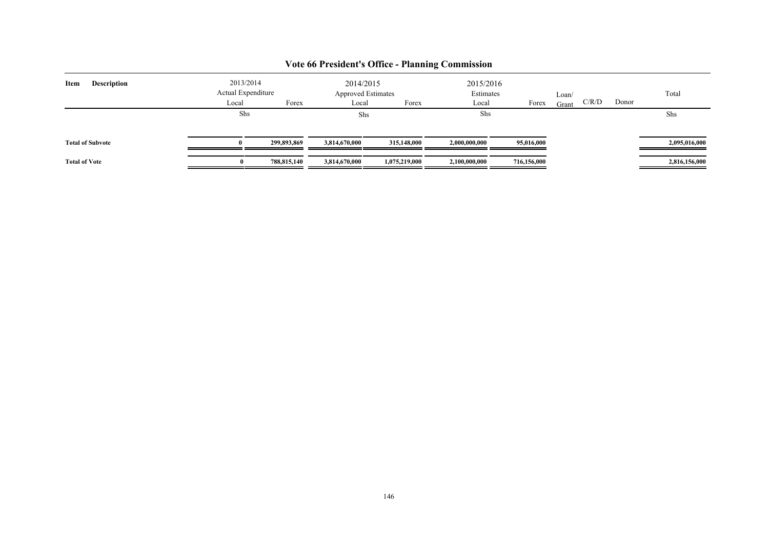# Vote 66 President's Office - Planning Commission

| Item | Description | 2013/2014 Actual Expenditure Local | Forex | 2014/2015 Approved Estimates Local | Forex | 2015/2016 Estimates Local | Forex | Loan/ Grant | C/R/D | Donor | Total |
|---|---|---|---|---|---|---|---|---|---|---|---|
| | | Shs | | Shs | | Shs | | | | | Shs |
| **Total of Subvote** | | **0** | **299,893,869** | **3,814,670,000** | **315,148,000** | **2,000,000,000** | **95,016,000** | | | | **2,095,016,000** |
| **Total of Vote** | | **0** | **788,815,140** | **3,814,670,000** | **1,075,219,000** | **2,100,000,000** | **716,156,000** | | | | **2,816,156,000** |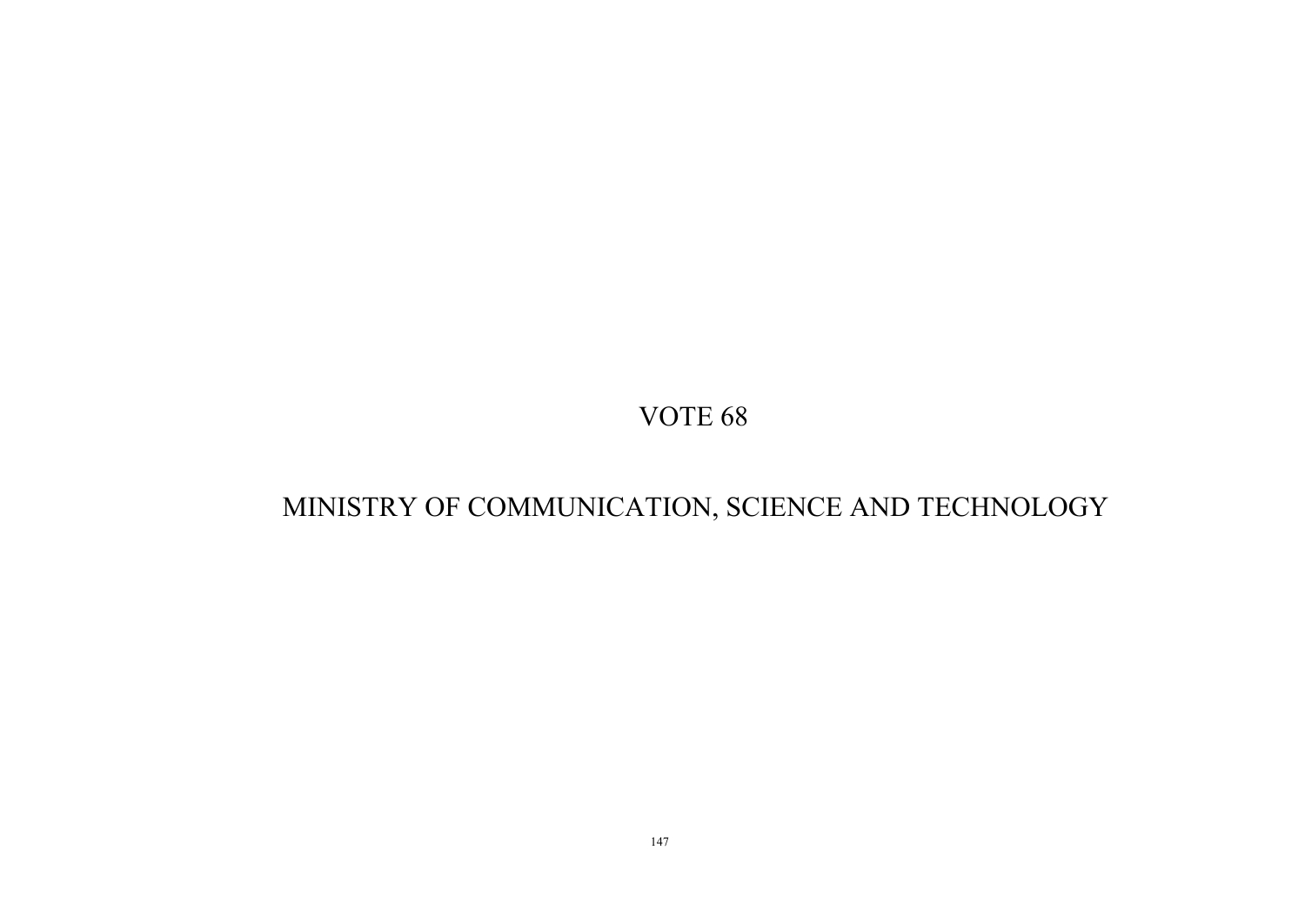# VOTE 68

# MINISTRY OF COMMUNICATION, SCIENCE AND TECHNOLOGY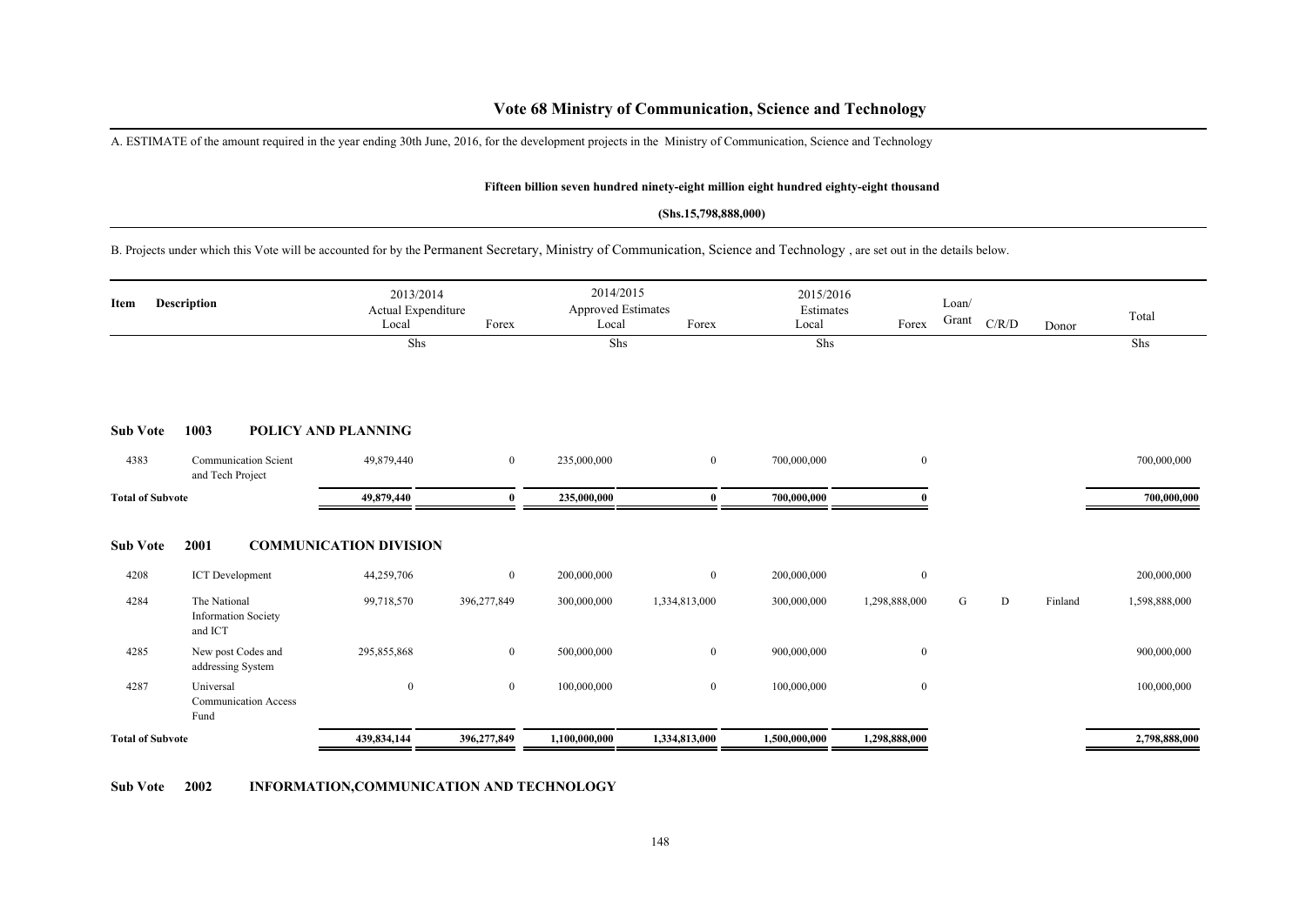# Vote 68 Ministry of Communication, Science and Technology

A. ESTIMATE of the amount required in the year ending 30th June, 2016, for the development projects in the Ministry of Communication, Science and Technology

**Fifteen billion seven hundred ninety-eight million eight hundred eighty-eight thousand**

**(Shs.15,798,888,000)**

B. Projects under which this Vote will be accounted for by the Permanent Secretary, Ministry of Communication, Science and Technology , are set out in the details below.

| Item | Description | 2013/2014 Actual Expenditure Local | Forex | 2014/2015 Approved Estimates Local | Forex | 2015/2016 Estimates Local | Forex | Loan/ Grant | C/R/D | Donor | Total |
|---|---|---|---|---|---|---|---|---|---|---|---|
| | | Shs | | Shs | | Shs | | | | | Shs |
| **Sub Vote 1003** | **POLICY AND PLANNING** | | | | | | | | | | |
| 4383 | Communication Scient and Tech Project | 49,879,440 | 0 | 235,000,000 | 0 | 700,000,000 | 0 | | | | 700,000,000 |
| **Total of Subvote** | | **49,879,440** | **0** | **235,000,000** | **0** | **700,000,000** | **0** | | | | **700,000,000** |
| **Sub Vote 2001** | **COMMUNICATION DIVISION** | | | | | | | | | | |
| 4208 | ICT Development | 44,259,706 | 0 | 200,000,000 | 0 | 200,000,000 | 0 | | | | 200,000,000 |
| 4284 | The National Information Society and ICT | 99,718,570 | 396,277,849 | 300,000,000 | 1,334,813,000 | 300,000,000 | 1,298,888,000 | G | D | Finland | 1,598,888,000 |
| 4285 | New post Codes and addressing System | 295,855,868 | 0 | 500,000,000 | 0 | 900,000,000 | 0 | | | | 900,000,000 |
| 4287 | Universal Communication Access Fund | 0 | 0 | 100,000,000 | 0 | 100,000,000 | 0 | | | | 100,000,000 |
| **Total of Subvote** | | **439,834,144** | **396,277,849** | **1,100,000,000** | **1,334,813,000** | **1,500,000,000** | **1,298,888,000** | | | | **2,798,888,000** |

**Sub Vote 2002 INFORMATION,COMMUNICATION AND TECHNOLOGY**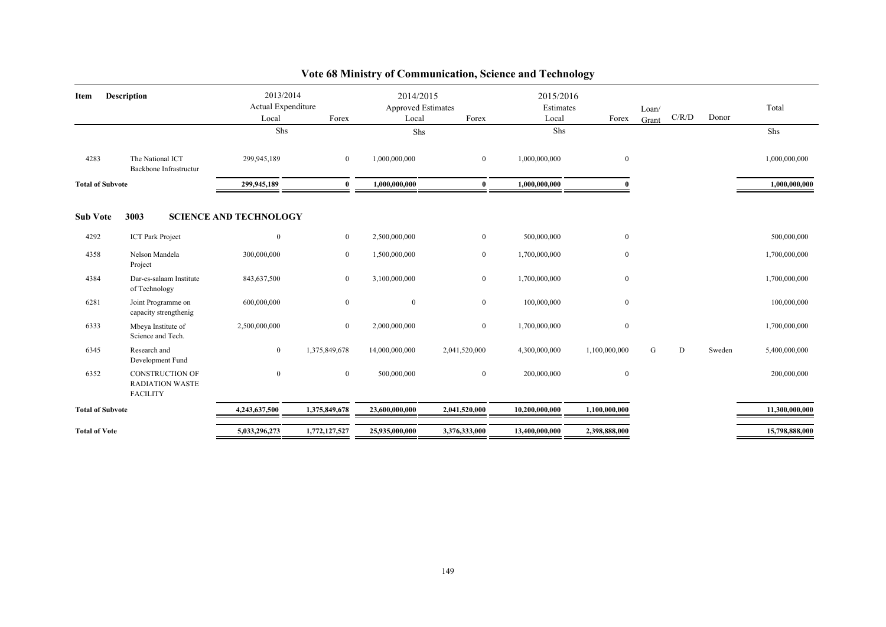# Vote 68 Ministry of Communication, Science and Technology

| Item | Description | 2013/2014 Actual Expenditure Local | Forex | 2014/2015 Approved Estimates Local | Forex | 2015/2016 Estimates Local | Forex | Loan/ Grant | C/R/D | Donor | Total |
|---|---|---|---|---|---|---|---|---|---|---|---|
| | | Shs | | Shs | | Shs | | | | | Shs |
| 4283 | The National ICT Backbone Infrastructur | 299,945,189 | 0 | 1,000,000,000 | 0 | 1,000,000,000 | 0 | | | | 1,000,000,000 |
| **Total of Subvote** | | **299,945,189** | **0** | **1,000,000,000** | **0** | **1,000,000,000** | **0** | | | | **1,000,000,000** |
| **Sub Vote** | **3003 SCIENCE AND TECHNOLOGY** | | | | | | | | | | |
| 4292 | ICT Park Project | 0 | 0 | 2,500,000,000 | 0 | 500,000,000 | 0 | | | | 500,000,000 |
| 4358 | Nelson Mandela Project | 300,000,000 | 0 | 1,500,000,000 | 0 | 1,700,000,000 | 0 | | | | 1,700,000,000 |
| 4384 | Dar-es-salaam Institute of Technology | 843,637,500 | 0 | 3,100,000,000 | 0 | 1,700,000,000 | 0 | | | | 1,700,000,000 |
| 6281 | Joint Programme on capacity strengthenig | 600,000,000 | 0 | 0 | 0 | 100,000,000 | 0 | | | | 100,000,000 |
| 6333 | Mbeya Institute of Science and Tech. | 2,500,000,000 | 0 | 2,000,000,000 | 0 | 1,700,000,000 | 0 | | | | 1,700,000,000 |
| 6345 | Research and Development Fund | 0 | 1,375,849,678 | 14,000,000,000 | 2,041,520,000 | 4,300,000,000 | 1,100,000,000 | G | D | Sweden | 5,400,000,000 |
| 6352 | CONSTRUCTION OF RADIATION WASTE FACILITY | 0 | 0 | 500,000,000 | 0 | 200,000,000 | 0 | | | | 200,000,000 |
| **Total of Subvote** | | **4,243,637,500** | **1,375,849,678** | **23,600,000,000** | **2,041,520,000** | **10,200,000,000** | **1,100,000,000** | | | | **11,300,000,000** |
| **Total of Vote** | | **5,033,296,273** | **1,772,127,527** | **25,935,000,000** | **3,376,333,000** | **13,400,000,000** | **2,398,888,000** | | | | **15,798,888,000** |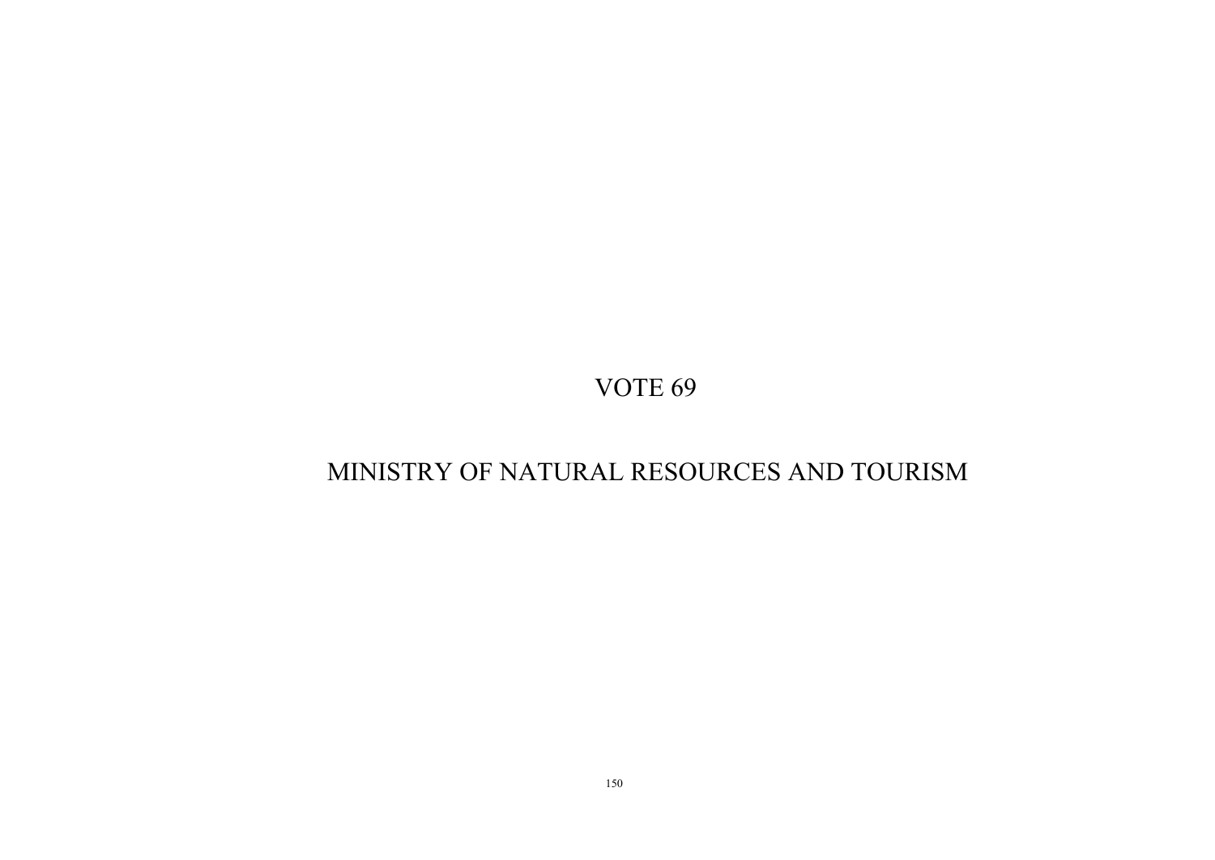# VOTE 69

# MINISTRY OF NATURAL RESOURCES AND TOURISM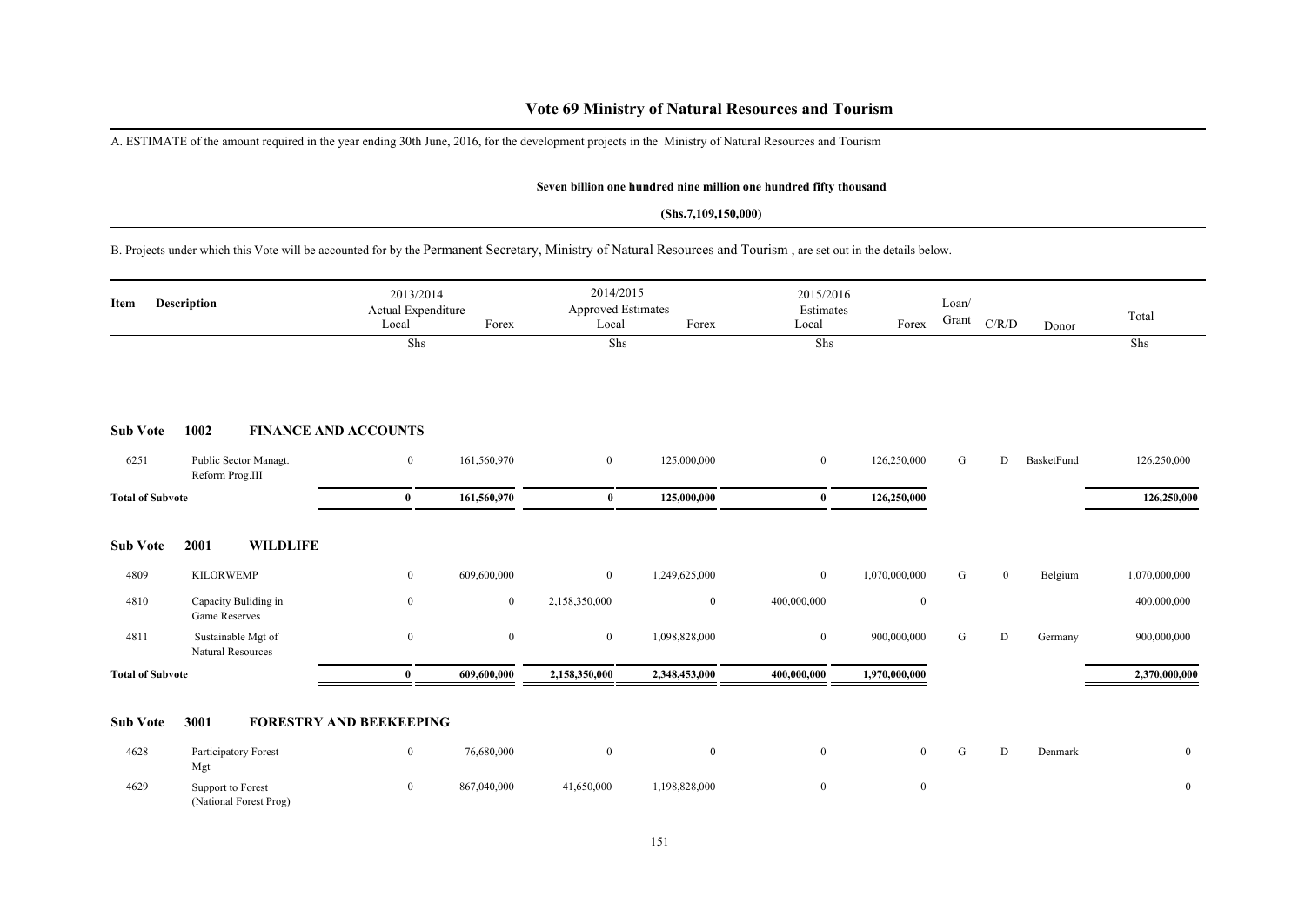# Vote 69 Ministry of Natural Resources and Tourism

A. ESTIMATE of the amount required in the year ending 30th June, 2016, for the development projects in the Ministry of Natural Resources and Tourism

**Seven billion one hundred nine million one hundred fifty thousand**

**(Shs.7,109,150,000)**

B. Projects under which this Vote will be accounted for by the Permanent Secretary, Ministry of Natural Resources and Tourism , are set out in the details below.

| Item | Description | 2013/2014 Actual Expenditure Local | Forex | 2014/2015 Approved Estimates Local | Forex | 2015/2016 Estimates Local | Forex | Loan/ Grant | C/R/D | Donor | Total |
|---|---|---|---|---|---|---|---|---|---|---|---|
| | | Shs | | Shs | | Shs | | | | | Shs |
| **Sub Vote** | **1002 FINANCE AND ACCOUNTS** | | | | | | | | | | |
| 6251 | Public Sector Managt. Reform Prog.III | 0 | 161,560,970 | 0 | 125,000,000 | 0 | 126,250,000 | G | D | BasketFund | 126,250,000 |
| **Total of Subvote** | | **0** | **161,560,970** | **0** | **125,000,000** | **0** | **126,250,000** | | | | **126,250,000** |
| **Sub Vote** | **2001 WILDLIFE** | | | | | | | | | | |
| 4809 | KILORWEMP | 0 | 609,600,000 | 0 | 1,249,625,000 | 0 | 1,070,000,000 | G | 0 | Belgium | 1,070,000,000 |
| 4810 | Capacity Buliding in Game Reserves | 0 | 0 | 2,158,350,000 | 0 | 400,000,000 | 0 | | | | 400,000,000 |
| 4811 | Sustainable Mgt of Natural Resources | 0 | 0 | 0 | 1,098,828,000 | 0 | 900,000,000 | G | D | Germany | 900,000,000 |
| **Total of Subvote** | | **0** | **609,600,000** | **2,158,350,000** | **2,348,453,000** | **400,000,000** | **1,970,000,000** | | | | **2,370,000,000** |
| **Sub Vote** | **3001 FORESTRY AND BEEKEEPING** | | | | | | | | | | |
| 4628 | Participatory Forest Mgt | 0 | 76,680,000 | 0 | 0 | 0 | 0 | G | D | Denmark | 0 |
| 4629 | Support to Forest (National Forest Prog) | 0 | 867,040,000 | 41,650,000 | 1,198,828,000 | 0 | 0 | | | | 0 |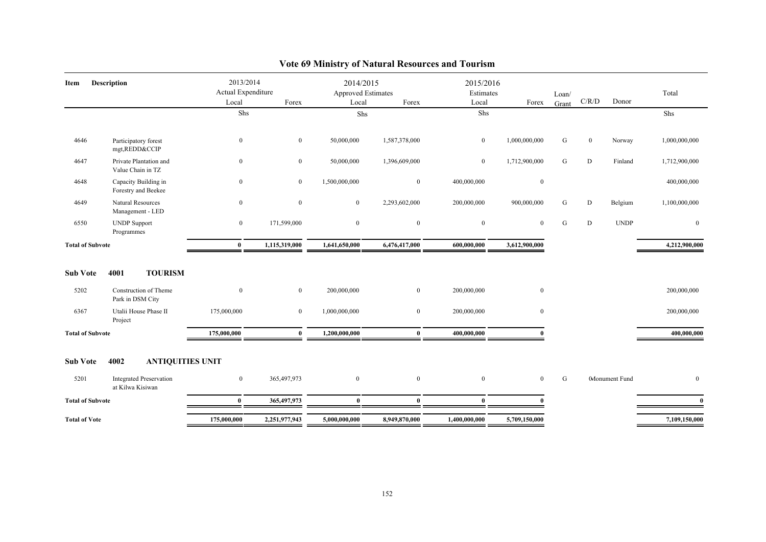# Vote 69 Ministry of Natural Resources and Tourism

| Item | Description | 2013/2014 Actual Expenditure Local | Forex | 2014/2015 Approved Estimates Local | Forex | 2015/2016 Estimates Local | Forex | Loan/ Grant | C/R/D | Donor | Total |
|---|---|---|---|---|---|---|---|---|---|---|---|
| | | Shs | | Shs | | Shs | | | | | Shs |
| 4646 | Participatory forest mgt,REDD&CCIP | 0 | 0 | 50,000,000 | 1,587,378,000 | 0 | 1,000,000,000 | G | 0 | Norway | 1,000,000,000 |
| 4647 | Private Plantation and Value Chain in TZ | 0 | 0 | 50,000,000 | 1,396,609,000 | 0 | 1,712,900,000 | G | D | Finland | 1,712,900,000 |
| 4648 | Capacity Building in Forestry and Beekee | 0 | 0 | 1,500,000,000 | 0 | 400,000,000 | 0 | | | | 400,000,000 |
| 4649 | Natural Resources Management - LED | 0 | 0 | 0 | 2,293,602,000 | 200,000,000 | 900,000,000 | G | D | Belgium | 1,100,000,000 |
| 6550 | UNDP Support Programmes | 0 | 171,599,000 | 0 | 0 | 0 | 0 | G | D | UNDP | 0 |
| **Total of Subvote** | | **0** | **1,115,319,000** | **1,641,650,000** | **6,476,417,000** | **600,000,000** | **3,612,900,000** | | | | **4,212,900,000** |
| **Sub Vote** | **4001 TOURISM** | | | | | | | | | | |
| 5202 | Construction of Theme Park in DSM City | 0 | 0 | 200,000,000 | 0 | 200,000,000 | 0 | | | | 200,000,000 |
| 6367 | Utalii House Phase II Project | 175,000,000 | 0 | 1,000,000,000 | 0 | 200,000,000 | 0 | | | | 200,000,000 |
| **Total of Subvote** | | **175,000,000** | **0** | **1,200,000,000** | **0** | **400,000,000** | **0** | | | | **400,000,000** |
| **Sub Vote** | **4002 ANTIQUITIES UNIT** | | | | | | | | | | |
| 5201 | Integrated Preservation at Kilwa Kisiwan | 0 | 365,497,973 | 0 | 0 | 0 | 0 | G | 0 | Monument Fund | 0 |
| **Total of Subvote** | | **0** | **365,497,973** | **0** | **0** | **0** | **0** | | | | **0** |
| **Total of Vote** | | **175,000,000** | **2,251,977,943** | **5,000,000,000** | **8,949,870,000** | **1,400,000,000** | **5,709,150,000** | | | | **7,109,150,000** |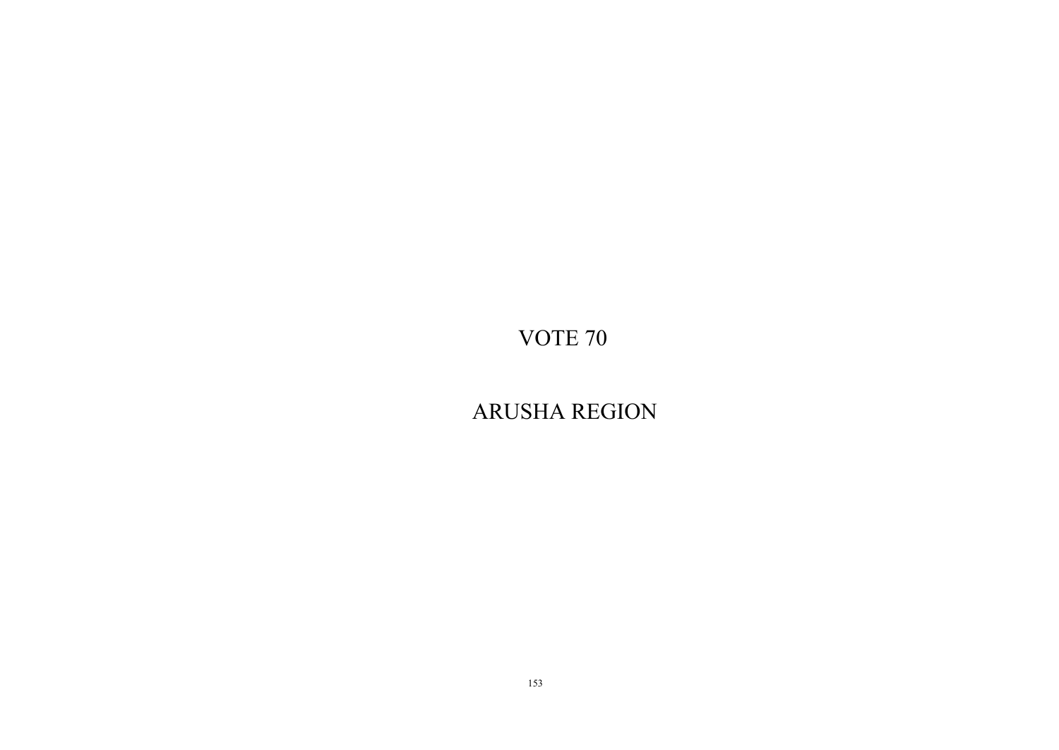# VOTE 70

# ARUSHA REGION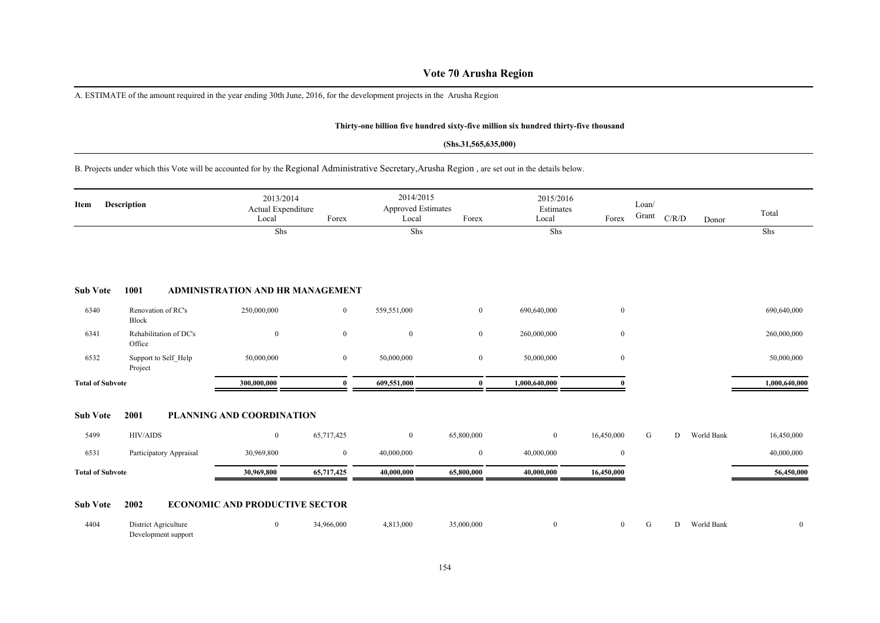# Vote 70 Arusha Region

A. ESTIMATE of the amount required in the year ending 30th June, 2016, for the development projects in the Arusha Region

**Thirty-one billion five hundred sixty-five million six hundred thirty-five thousand**

**(Shs.31,565,635,000)**

B. Projects under which this Vote will be accounted for by the Regional Administrative Secretary,Arusha Region , are set out in the details below.

| Item | Description | 2013/2014 Actual Expenditure Local | Forex | 2014/2015 Approved Estimates Local | Forex | 2015/2016 Estimates Local | Forex | Loan/ Grant | C/R/D | Donor | Total |
|---|---|---|---|---|---|---|---|---|---|---|---|
| | | Shs | | Shs | | Shs | | | | | Shs |
| **Sub Vote** | **1001** | **ADMINISTRATION AND HR MANAGEMENT** | | | | | | | | | |
| 6340 | Renovation of RC's Block | 250,000,000 | 0 | 559,551,000 | 0 | 690,640,000 | 0 | | | | 690,640,000 |
| 6341 | Rehabilitation of DC's Office | 0 | 0 | 0 | 0 | 260,000,000 | 0 | | | | 260,000,000 |
| 6532 | Support to Self_Help Project | 50,000,000 | 0 | 50,000,000 | 0 | 50,000,000 | 0 | | | | 50,000,000 |
| **Total of Subvote** | | **300,000,000** | **0** | **609,551,000** | **0** | **1,000,640,000** | **0** | | | | **1,000,640,000** |
| **Sub Vote** | **2001** | **PLANNING AND COORDINATION** | | | | | | | | | |
| 5499 | HIV/AIDS | 0 | 65,717,425 | 0 | 65,800,000 | 0 | 16,450,000 | G | D | World Bank | 16,450,000 |
| 6531 | Participatory Appraisal | 30,969,800 | 0 | 40,000,000 | 0 | 40,000,000 | 0 | | | | 40,000,000 |
| **Total of Subvote** | | **30,969,800** | **65,717,425** | **40,000,000** | **65,800,000** | **40,000,000** | **16,450,000** | | | | **56,450,000** |
| **Sub Vote** | **2002** | **ECONOMIC AND PRODUCTIVE SECTOR** | | | | | | | | | |
| 4404 | District Agriculture Development support | 0 | 34,966,000 | 4,813,000 | 35,000,000 | 0 | 0 | G | D | World Bank | 0 |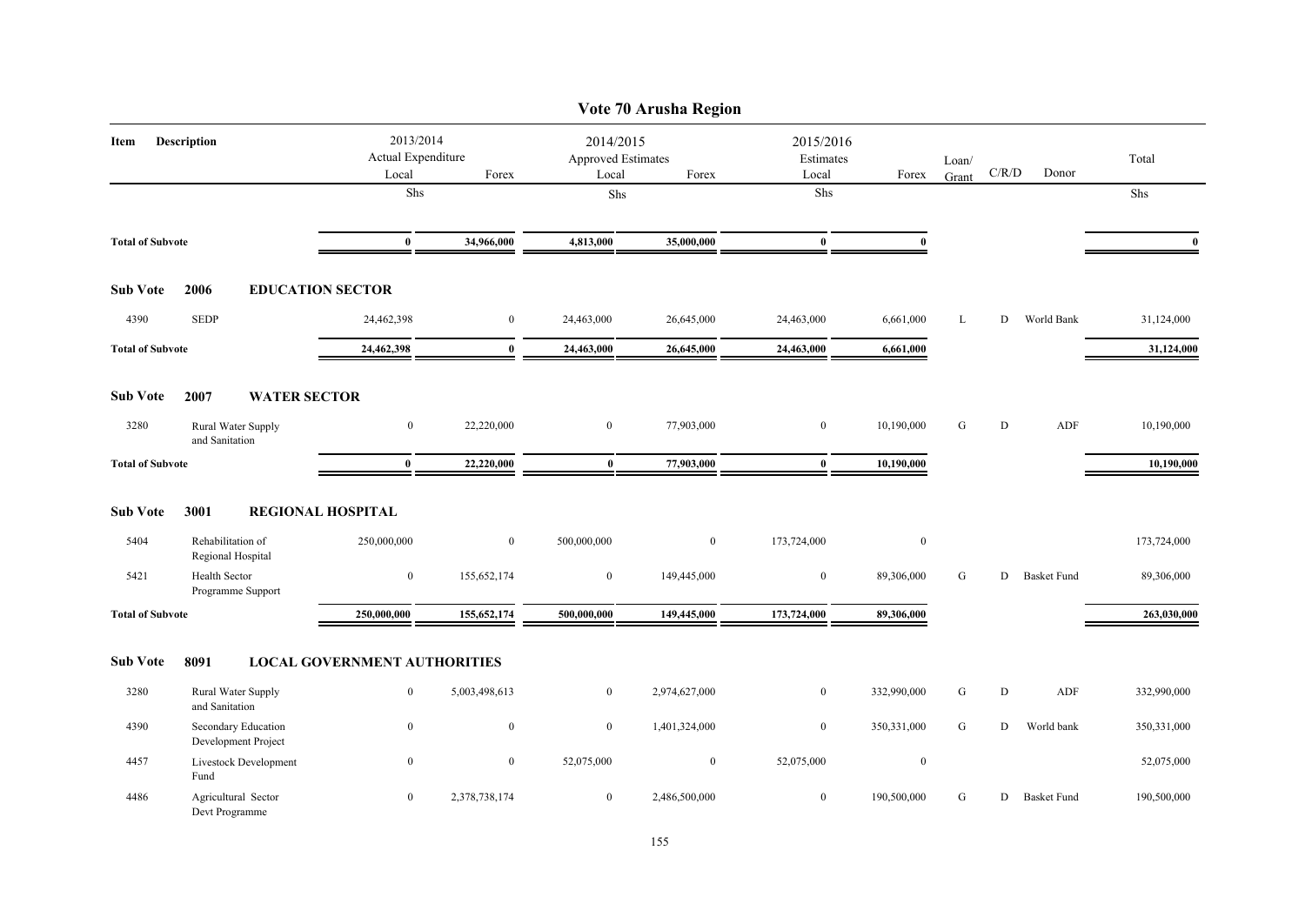# Vote 70 Arusha Region

| Item | Description | 2013/2014 Actual Expenditure Local | Forex | 2014/2015 Approved Estimates Local | Forex | 2015/2016 Estimates Local | Forex | Loan/ Grant | C/R/D | Donor | Total |
|---|---|---|---|---|---|---|---|---|---|---|---|
| | | Shs | | Shs | | Shs | | | | | Shs |
| **Total of Subvote** | | **0** | **34,966,000** | **4,813,000** | **35,000,000** | **0** | **0** | | | | **0** |
| **Sub Vote** | **2006** | **EDUCATION SECTOR** | | | | | | | | | |
| 4390 | SEDP | 24,462,398 | 0 | 24,463,000 | 26,645,000 | 24,463,000 | 6,661,000 | L | D | World Bank | 31,124,000 |
| **Total of Subvote** | | **24,462,398** | **0** | **24,463,000** | **26,645,000** | **24,463,000** | **6,661,000** | | | | **31,124,000** |
| **Sub Vote** | **2007** | **WATER SECTOR** | | | | | | | | | |
| 3280 | Rural Water Supply and Sanitation | 0 | 22,220,000 | 0 | 77,903,000 | 0 | 10,190,000 | G | D | ADF | 10,190,000 |
| **Total of Subvote** | | **0** | **22,220,000** | **0** | **77,903,000** | **0** | **10,190,000** | | | | **10,190,000** |
| **Sub Vote** | **3001** | **REGIONAL HOSPITAL** | | | | | | | | | |
| 5404 | Rehabilitation of Regional Hospital | 250,000,000 | 0 | 500,000,000 | 0 | 173,724,000 | 0 | | | | 173,724,000 |
| 5421 | Health Sector Programme Support | 0 | 155,652,174 | 0 | 149,445,000 | 0 | 89,306,000 | G | D | Basket Fund | 89,306,000 |
| **Total of Subvote** | | **250,000,000** | **155,652,174** | **500,000,000** | **149,445,000** | **173,724,000** | **89,306,000** | | | | **263,030,000** |
| **Sub Vote** | **8091** | **LOCAL GOVERNMENT AUTHORITIES** | | | | | | | | | |
| 3280 | Rural Water Supply and Sanitation | 0 | 5,003,498,613 | 0 | 2,974,627,000 | 0 | 332,990,000 | G | D | ADF | 332,990,000 |
| 4390 | Secondary Education Development Project | 0 | 0 | 0 | 1,401,324,000 | 0 | 350,331,000 | G | D | World bank | 350,331,000 |
| 4457 | Livestock Development Fund | 0 | 0 | 52,075,000 | 0 | 52,075,000 | 0 | | | | 52,075,000 |
| 4486 | Agricultural Sector Devt Programme | 0 | 2,378,738,174 | 0 | 2,486,500,000 | 0 | 190,500,000 | G | D | Basket Fund | 190,500,000 |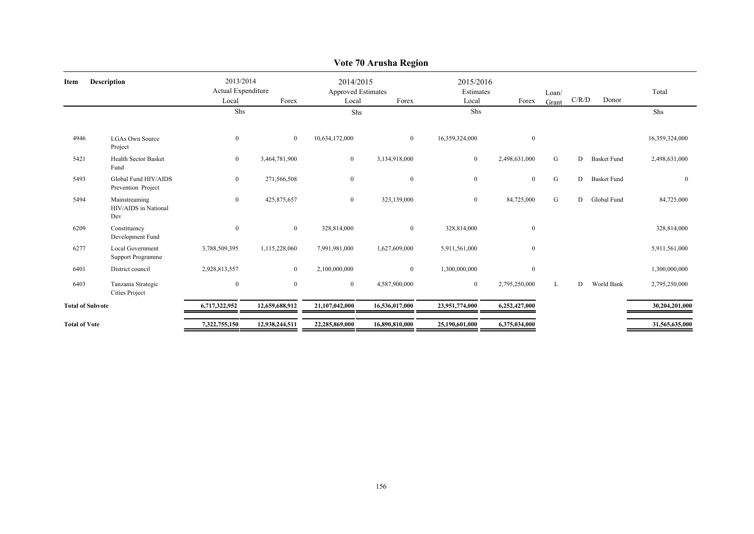# Vote 70 Arusha Region

| Item | Description | 2013/2014 Actual Expenditure Local | Forex | 2014/2015 Approved Estimates Local | Forex | 2015/2016 Estimates Local | Forex | Loan/ Grant | C/R/D | Donor | Total |
|---|---|---|---|---|---|---|---|---|---|---|---|
| | | Shs | | Shs | | Shs | | | | | Shs |
| 4946 | LGAs Own Source Project | 0 | 0 | 10,634,172,000 | 0 | 16,359,324,000 | 0 | | | | 16,359,324,000 |
| 5421 | Health Sector Basket Fund | 0 | 3,464,781,900 | 0 | 3,134,918,000 | 0 | 2,498,631,000 | G | D | Basket Fund | 2,498,631,000 |
| 5493 | Global Fund HIV/AIDS Prevention Project | 0 | 271,566,508 | 0 | 0 | 0 | 0 | G | D | Basket Fund | 0 |
| 5494 | Mainstreaming HIV/AIDS in National Dev | 0 | 425,875,657 | 0 | 323,139,000 | 0 | 84,725,000 | G | D | Global Fund | 84,725,000 |
| 6209 | Constituency Development Fund | 0 | 0 | 328,814,000 | 0 | 328,814,000 | 0 | | | | 328,814,000 |
| 6277 | Local Government Support Programme | 3,788,509,395 | 1,115,228,060 | 7,991,981,000 | 1,627,609,000 | 5,911,561,000 | 0 | | | | 5,911,561,000 |
| 6401 | District council | 2,928,813,557 | 0 | 2,100,000,000 | 0 | 1,300,000,000 | 0 | | | | 1,300,000,000 |
| 6403 | Tanzania Strategic Cities Project | 0 | 0 | 0 | 4,587,900,000 | 0 | 2,795,250,000 | L | D | World Bank | 2,795,250,000 |
| **Total of Subvote** | | **6,717,322,952** | **12,659,688,912** | **21,107,042,000** | **16,536,017,000** | **23,951,774,000** | **6,252,427,000** | | | | **30,204,201,000** |
| **Total of Vote** | | **7,322,755,150** | **12,938,244,511** | **22,285,869,000** | **16,890,810,000** | **25,190,601,000** | **6,375,034,000** | | | | **31,565,635,000** |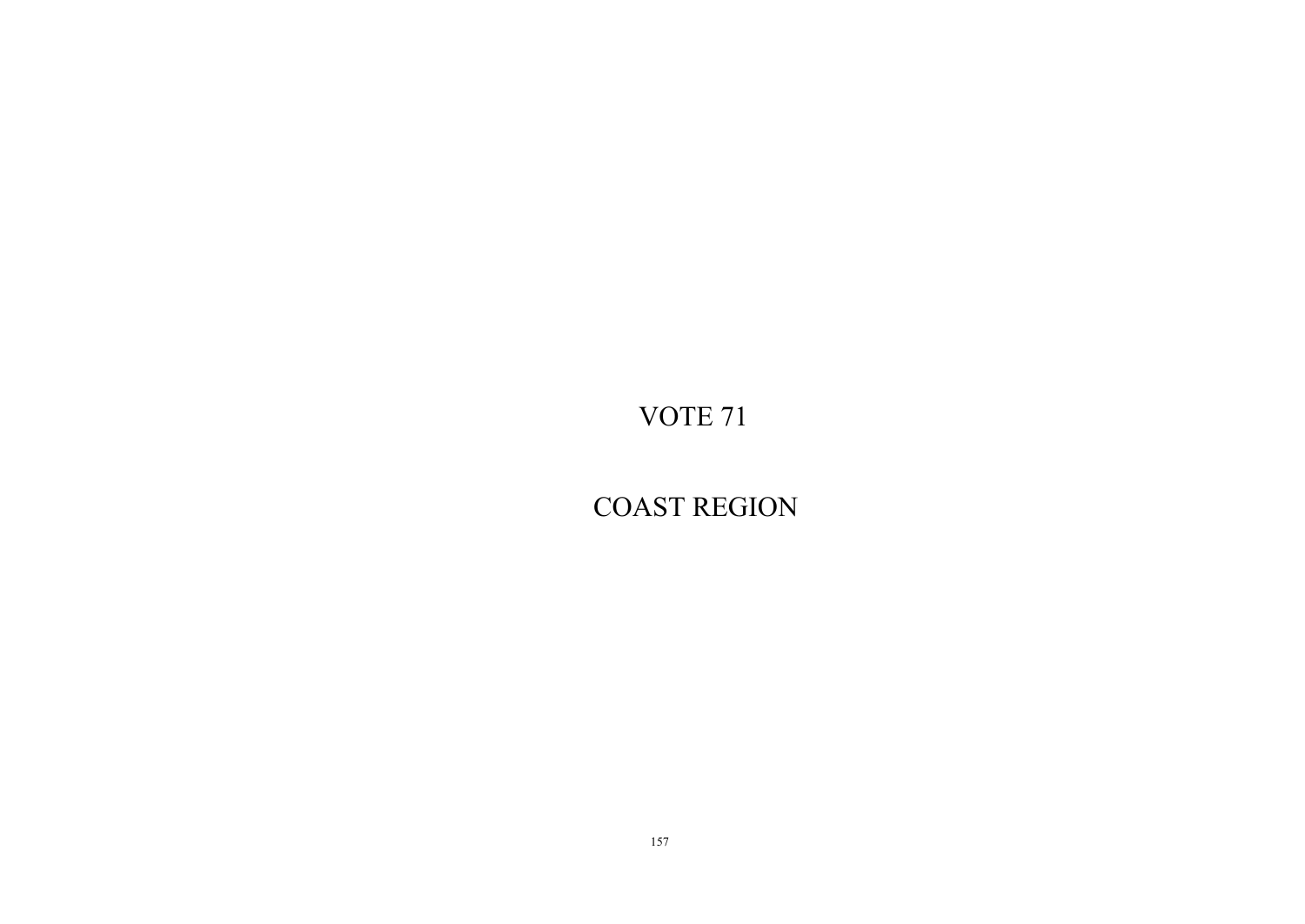# VOTE 71

# COAST REGION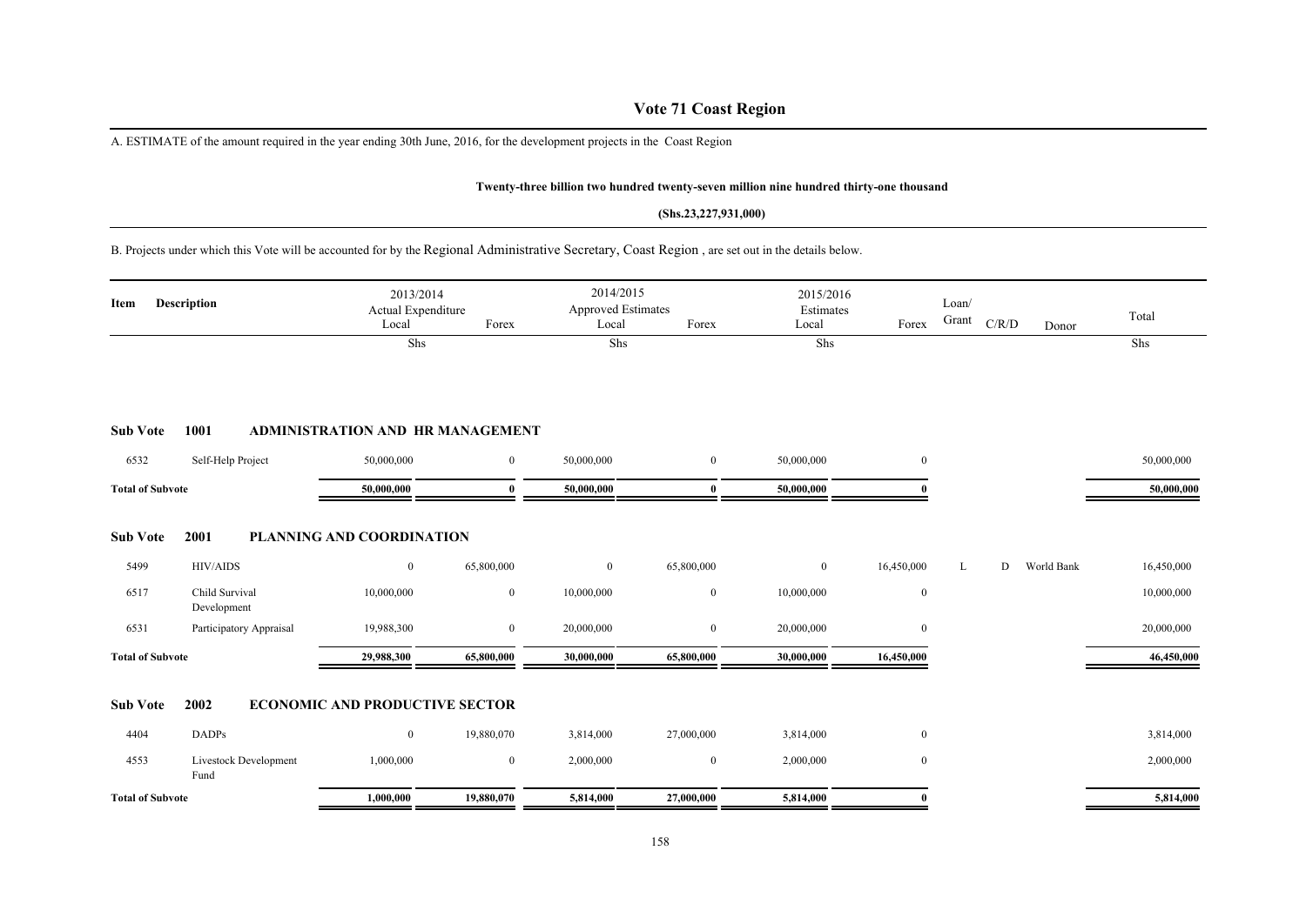# Vote 71 Coast Region

A. ESTIMATE of the amount required in the year ending 30th June, 2016, for the development projects in the Coast Region

**Twenty-three billion two hundred twenty-seven million nine hundred thirty-one thousand**

**(Shs.23,227,931,000)**

B. Projects under which this Vote will be accounted for by the Regional Administrative Secretary, Coast Region , are set out in the details below.

| Item | Description | 2013/2014 Actual Expenditure Local | Forex | 2014/2015 Approved Estimates Local | Forex | 2015/2016 Estimates Local | Forex | Loan/ Grant | C/R/D | Donor | Total |
|---|---|---|---|---|---|---|---|---|---|---|---|
| | | Shs | | Shs | | Shs | | | | | Shs |
| **Sub Vote** | **1001** | **ADMINISTRATION AND HR MANAGEMENT** | | | | | | | | | |
| 6532 | Self-Help Project | 50,000,000 | 0 | 50,000,000 | 0 | 50,000,000 | 0 | | | | 50,000,000 |
| **Total of Subvote** | | **50,000,000** | **0** | **50,000,000** | **0** | **50,000,000** | **0** | | | | **50,000,000** |
| **Sub Vote** | **2001** | **PLANNING AND COORDINATION** | | | | | | | | | |
| 5499 | HIV/AIDS | 0 | 65,800,000 | 0 | 65,800,000 | 0 | 16,450,000 | L | D | World Bank | 16,450,000 |
| 6517 | Child Survival Development | 10,000,000 | 0 | 10,000,000 | 0 | 10,000,000 | 0 | | | | 10,000,000 |
| 6531 | Participatory Appraisal | 19,988,300 | 0 | 20,000,000 | 0 | 20,000,000 | 0 | | | | 20,000,000 |
| **Total of Subvote** | | **29,988,300** | **65,800,000** | **30,000,000** | **65,800,000** | **30,000,000** | **16,450,000** | | | | **46,450,000** |
| **Sub Vote** | **2002** | **ECONOMIC AND PRODUCTIVE SECTOR** | | | | | | | | | |
| 4404 | DADPs | 0 | 19,880,070 | 3,814,000 | 27,000,000 | 3,814,000 | 0 | | | | 3,814,000 |
| 4553 | Livestock Development Fund | 1,000,000 | 0 | 2,000,000 | 0 | 2,000,000 | 0 | | | | 2,000,000 |
| **Total of Subvote** | | **1,000,000** | **19,880,070** | **5,814,000** | **27,000,000** | **5,814,000** | **0** | | | | **5,814,000** |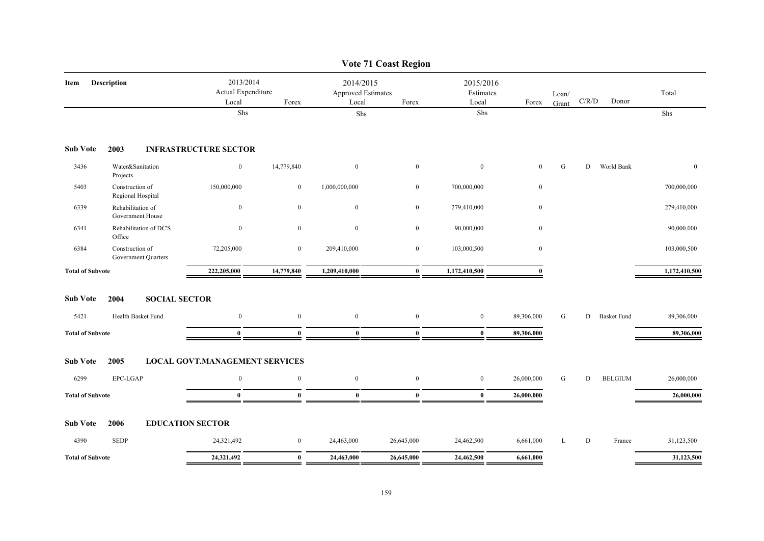# Vote 71 Coast Region

| Item | Description | 2013/2014 Actual Expenditure Local | Forex | 2014/2015 Approved Estimates Local | Forex | 2015/2016 Estimates Local | Forex | Loan/ Grant | C/R/D | Donor | Total |
|---|---|---|---|---|---|---|---|---|---|---|---|
| | | Shs | | Shs | | Shs | | | | | Shs |
| **Sub Vote** | **2003 INFRASTRUCTURE SECTOR** | | | | | | | | | | |
| 3436 | Water&Sanitation Projects | 0 | 14,779,840 | 0 | 0 | 0 | 0 | G | D | World Bank | 0 |
| 5403 | Construction of Regional Hospital | 150,000,000 | 0 | 1,000,000,000 | 0 | 700,000,000 | 0 | | | | 700,000,000 |
| 6339 | Rehabilitation of Government House | 0 | 0 | 0 | 0 | 279,410,000 | 0 | | | | 279,410,000 |
| 6341 | Rehabilitation of DC'S Office | 0 | 0 | 0 | 0 | 90,000,000 | 0 | | | | 90,000,000 |
| 6384 | Construction of Government Quarters | 72,205,000 | 0 | 209,410,000 | 0 | 103,000,500 | 0 | | | | 103,000,500 |
| **Total of Subvote** | | **222,205,000** | **14,779,840** | **1,209,410,000** | **0** | **1,172,410,500** | **0** | | | | **1,172,410,500** |
| **Sub Vote** | **2004 SOCIAL SECTOR** | | | | | | | | | | |
| 5421 | Health Basket Fund | 0 | 0 | 0 | 0 | 0 | 89,306,000 | G | D | Basket Fund | 89,306,000 |
| **Total of Subvote** | | **0** | **0** | **0** | **0** | **0** | **89,306,000** | | | | **89,306,000** |
| **Sub Vote** | **2005 LOCAL GOVT.MANAGEMENT SERVICES** | | | | | | | | | | |
| 6299 | EPC-LGAP | 0 | 0 | 0 | 0 | 0 | 26,000,000 | G | D | BELGIUM | 26,000,000 |
| **Total of Subvote** | | **0** | **0** | **0** | **0** | **0** | **26,000,000** | | | | **26,000,000** |
| **Sub Vote** | **2006 EDUCATION SECTOR** | | | | | | | | | | |
| 4390 | SEDP | 24,321,492 | 0 | 24,463,000 | 26,645,000 | 24,462,500 | 6,661,000 | L | D | France | 31,123,500 |
| **Total of Subvote** | | **24,321,492** | **0** | **24,463,000** | **26,645,000** | **24,462,500** | **6,661,000** | | | | **31,123,500** |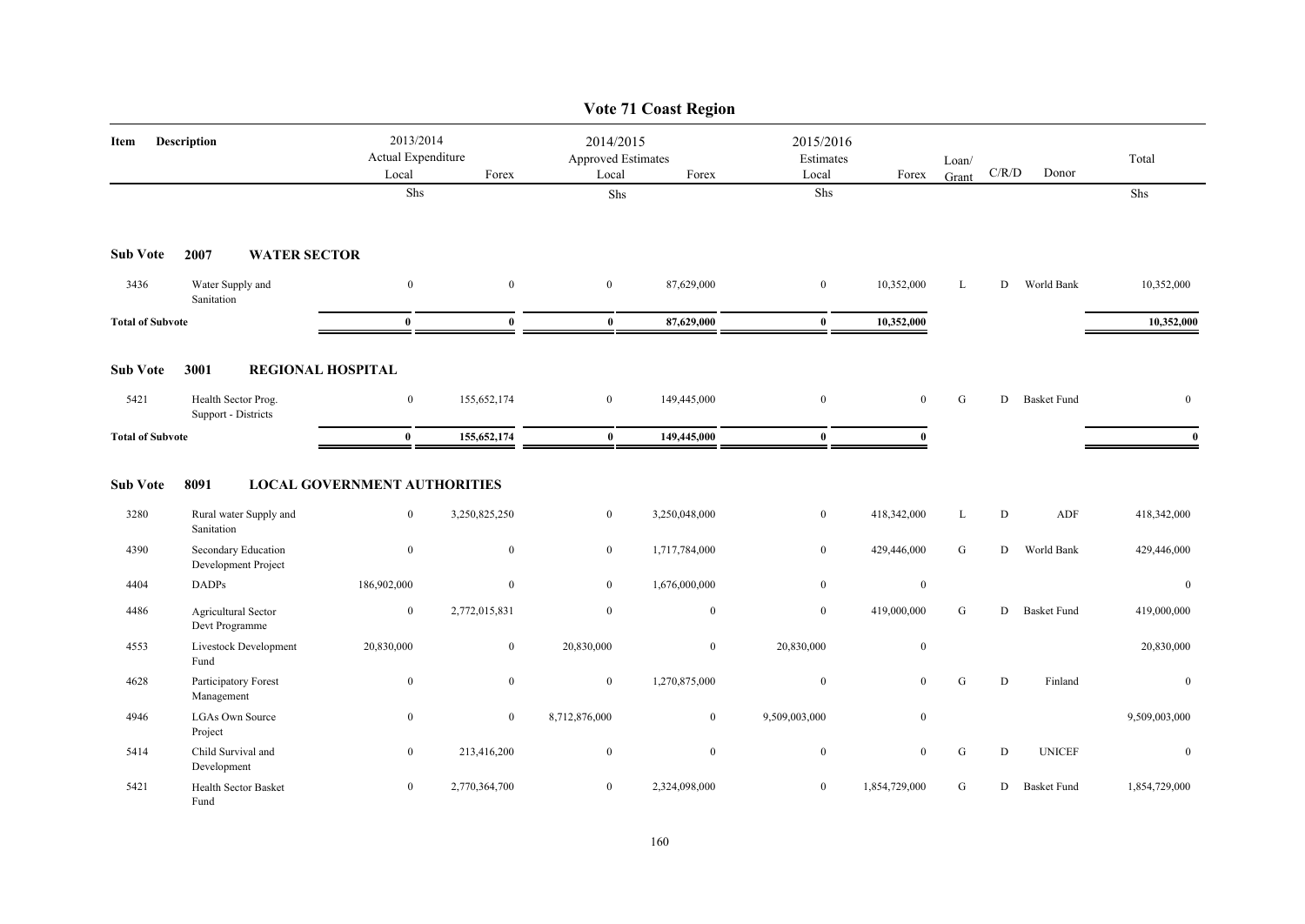# Vote 71 Coast Region

| Item | Description | 2013/2014 Actual Expenditure Local | Forex | 2014/2015 Approved Estimates Local | Forex | 2015/2016 Estimates Local | Forex | Loan/ Grant | C/R/D | Donor | Total |
|---|---|---|---|---|---|---|---|---|---|---|---|
| | | Shs | | Shs | | Shs | | | | | Shs |
| **Sub Vote** | **2007 WATER SECTOR** | | | | | | | | | | |
| 3436 | Water Supply and Sanitation | 0 | 0 | 0 | 87,629,000 | 0 | 10,352,000 | L | D | World Bank | 10,352,000 |
| **Total of Subvote** | | **0** | **0** | **0** | **87,629,000** | **0** | **10,352,000** | | | | **10,352,000** |
| **Sub Vote** | **3001 REGIONAL HOSPITAL** | | | | | | | | | | |
| 5421 | Health Sector Prog. Support - Districts | 0 | 155,652,174 | 0 | 149,445,000 | 0 | 0 | G | D | Basket Fund | 0 |
| **Total of Subvote** | | **0** | **155,652,174** | **0** | **149,445,000** | **0** | **0** | | | | **0** |
| **Sub Vote** | **8091 LOCAL GOVERNMENT AUTHORITIES** | | | | | | | | | | |
| 3280 | Rural water Supply and Sanitation | 0 | 3,250,825,250 | 0 | 3,250,048,000 | 0 | 418,342,000 | L | D | ADF | 418,342,000 |
| 4390 | Secondary Education Development Project | 0 | 0 | 0 | 1,717,784,000 | 0 | 429,446,000 | G | D | World Bank | 429,446,000 |
| 4404 | DADPs | 186,902,000 | 0 | 0 | 1,676,000,000 | 0 | 0 | | | | 0 |
| 4486 | Agricultural Sector Devt Programme | 0 | 2,772,015,831 | 0 | 0 | 0 | 419,000,000 | G | D | Basket Fund | 419,000,000 |
| 4553 | Livestock Development Fund | 20,830,000 | 0 | 20,830,000 | 0 | 20,830,000 | 0 | | | | 20,830,000 |
| 4628 | Participatory Forest Management | 0 | 0 | 0 | 1,270,875,000 | 0 | 0 | G | D | Finland | 0 |
| 4946 | LGAs Own Source Project | 0 | 0 | 8,712,876,000 | 0 | 9,509,003,000 | 0 | | | | 9,509,003,000 |
| 5414 | Child Survival and Development | 0 | 213,416,200 | 0 | 0 | 0 | 0 | G | D | UNICEF | 0 |
| 5421 | Health Sector Basket Fund | 0 | 2,770,364,700 | 0 | 2,324,098,000 | 0 | 1,854,729,000 | G | D | Basket Fund | 1,854,729,000 |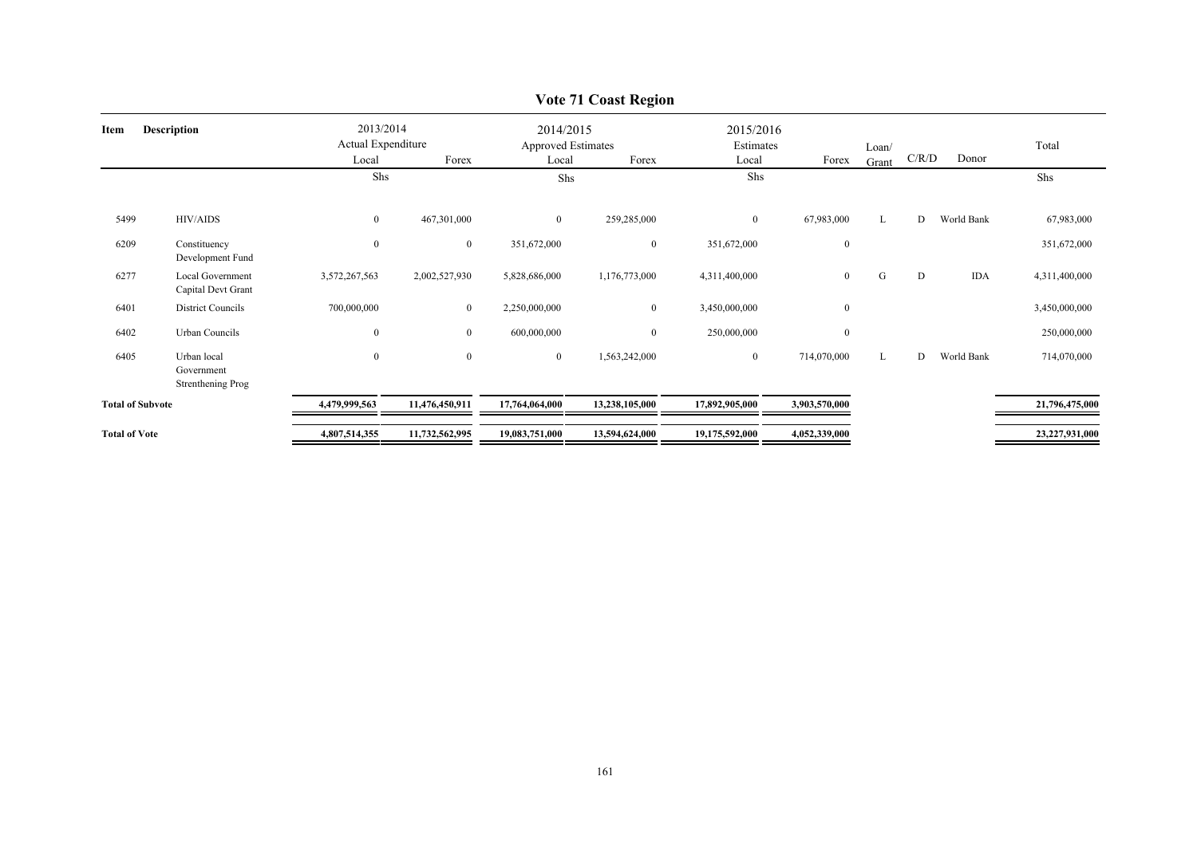# Vote 71 Coast Region

| Item | Description | 2013/2014 Actual Expenditure Local | Forex | 2014/2015 Approved Estimates Local | Forex | 2015/2016 Estimates Local | Forex | Loan/ Grant | C/R/D | Donor | Total |
|---|---|---|---|---|---|---|---|---|---|---|---|
| | | Shs | | Shs | | Shs | | | | | Shs |
| 5499 | HIV/AIDS | 0 | 467,301,000 | 0 | 259,285,000 | 0 | 67,983,000 | L | D | World Bank | 67,983,000 |
| 6209 | Constituency Development Fund | 0 | 0 | 351,672,000 | 0 | 351,672,000 | 0 | | | | 351,672,000 |
| 6277 | Local Government Capital Devt Grant | 3,572,267,563 | 2,002,527,930 | 5,828,686,000 | 1,176,773,000 | 4,311,400,000 | 0 | G | D | IDA | 4,311,400,000 |
| 6401 | District Councils | 700,000,000 | 0 | 2,250,000,000 | 0 | 3,450,000,000 | 0 | | | | 3,450,000,000 |
| 6402 | Urban Councils | 0 | 0 | 600,000,000 | 0 | 250,000,000 | 0 | | | | 250,000,000 |
| 6405 | Urban local Government Strenthening Prog | 0 | 0 | 0 | 1,563,242,000 | 0 | 714,070,000 | L | D | World Bank | 714,070,000 |
| **Total of Subvote** | | **4,479,999,563** | **11,476,450,911** | **17,764,064,000** | **13,238,105,000** | **17,892,905,000** | **3,903,570,000** | | | | **21,796,475,000** |
| **Total of Vote** | | **4,807,514,355** | **11,732,562,995** | **19,083,751,000** | **13,594,624,000** | **19,175,592,000** | **4,052,339,000** | | | | **23,227,931,000** |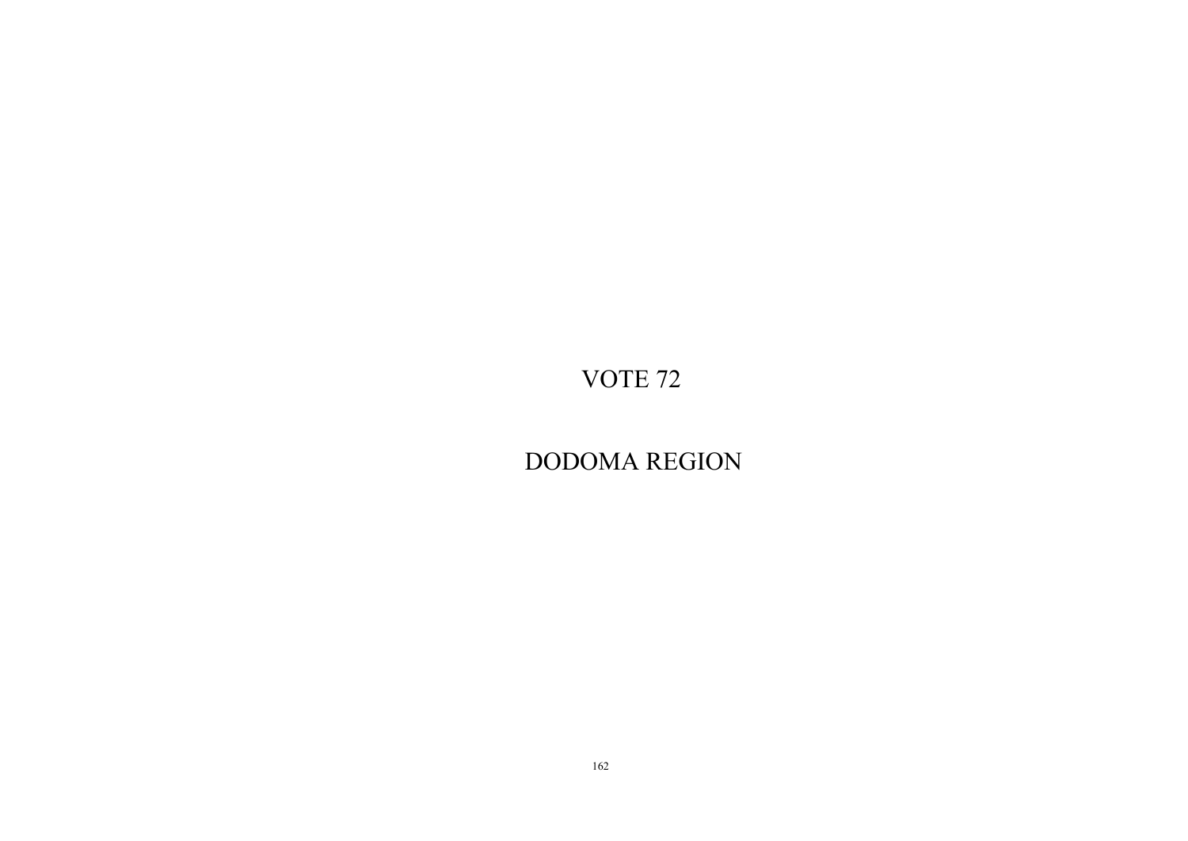# VOTE 72

# DODOMA REGION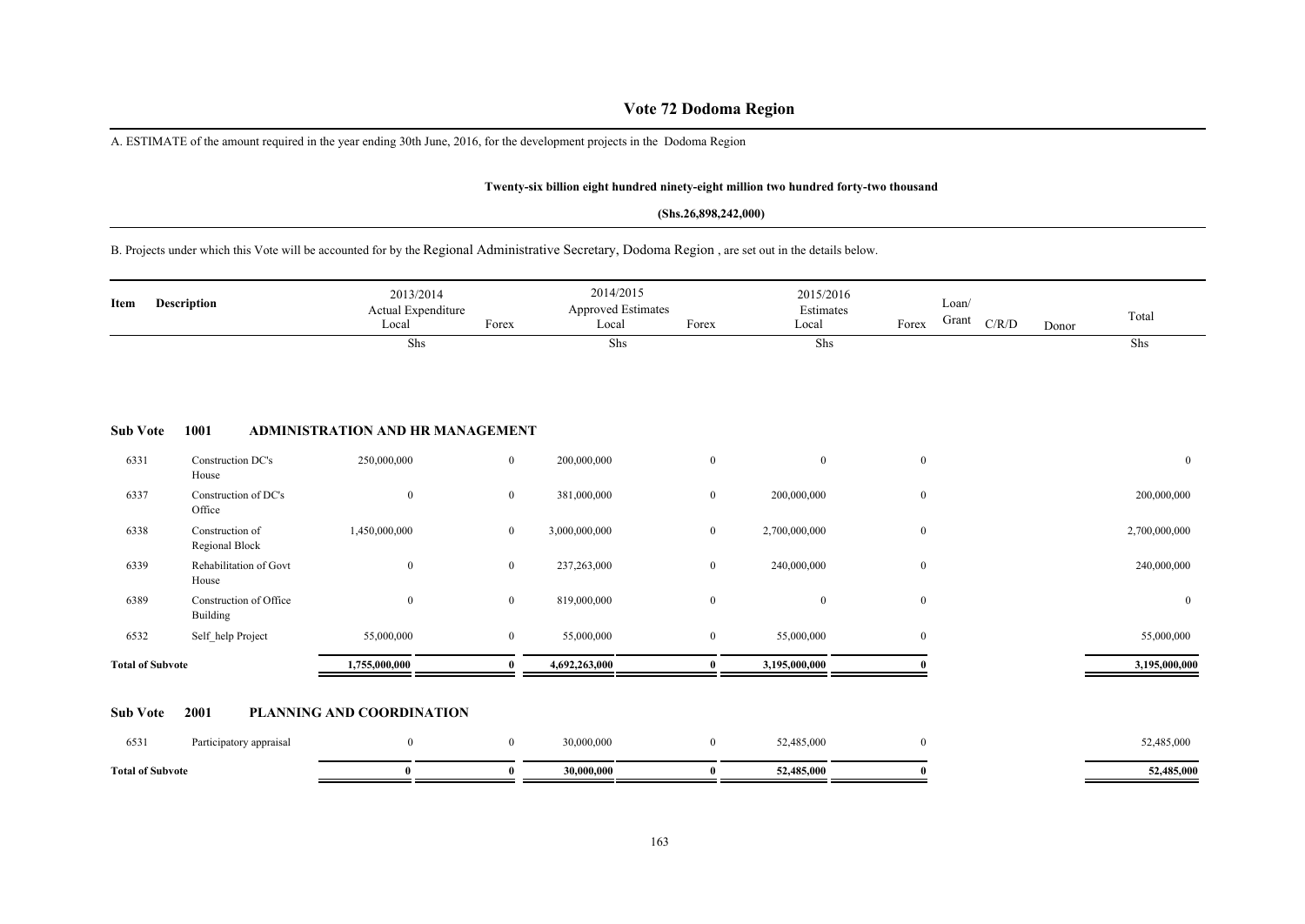# Vote 72 Dodoma Region

A. ESTIMATE of the amount required in the year ending 30th June, 2016, for the development projects in the Dodoma Region

**Twenty-six billion eight hundred ninety-eight million two hundred forty-two thousand**

**(Shs.26,898,242,000)**

B. Projects under which this Vote will be accounted for by the Regional Administrative Secretary, Dodoma Region , are set out in the details below.

| Item | Description | 2013/2014 Actual Expenditure Local | Forex | 2014/2015 Approved Estimates Local | Forex | 2015/2016 Estimates Local | Forex | Loan/ Grant | C/R/D | Donor | Total |
|---|---|---|---|---|---|---|---|---|---|---|---|
| | | Shs | | Shs | | Shs | | | | | Shs |
| **Sub Vote** | **1001** | **ADMINISTRATION AND HR MANAGEMENT** | | | | | | | | | |
| 6331 | Construction DC's House | 250,000,000 | 0 | 200,000,000 | 0 | 0 | 0 | | | | 0 |
| 6337 | Construction of DC's Office | 0 | 0 | 381,000,000 | 0 | 200,000,000 | 0 | | | | 200,000,000 |
| 6338 | Construction of Regional Block | 1,450,000,000 | 0 | 3,000,000,000 | 0 | 2,700,000,000 | 0 | | | | 2,700,000,000 |
| 6339 | Rehabilitation of Govt House | 0 | 0 | 237,263,000 | 0 | 240,000,000 | 0 | | | | 240,000,000 |
| 6389 | Construction of Office Building | 0 | 0 | 819,000,000 | 0 | 0 | 0 | | | | 0 |
| 6532 | Self_help Project | 55,000,000 | 0 | 55,000,000 | 0 | 55,000,000 | 0 | | | | 55,000,000 |
| **Total of Subvote** | | **1,755,000,000** | **0** | **4,692,263,000** | **0** | **3,195,000,000** | **0** | | | | **3,195,000,000** |
| **Sub Vote** | **2001** | **PLANNING AND COORDINATION** | | | | | | | | | |
| 6531 | Participatory appraisal | 0 | 0 | 30,000,000 | 0 | 52,485,000 | 0 | | | | 52,485,000 |
| **Total of Subvote** | | **0** | **0** | **30,000,000** | **0** | **52,485,000** | **0** | | | | **52,485,000** |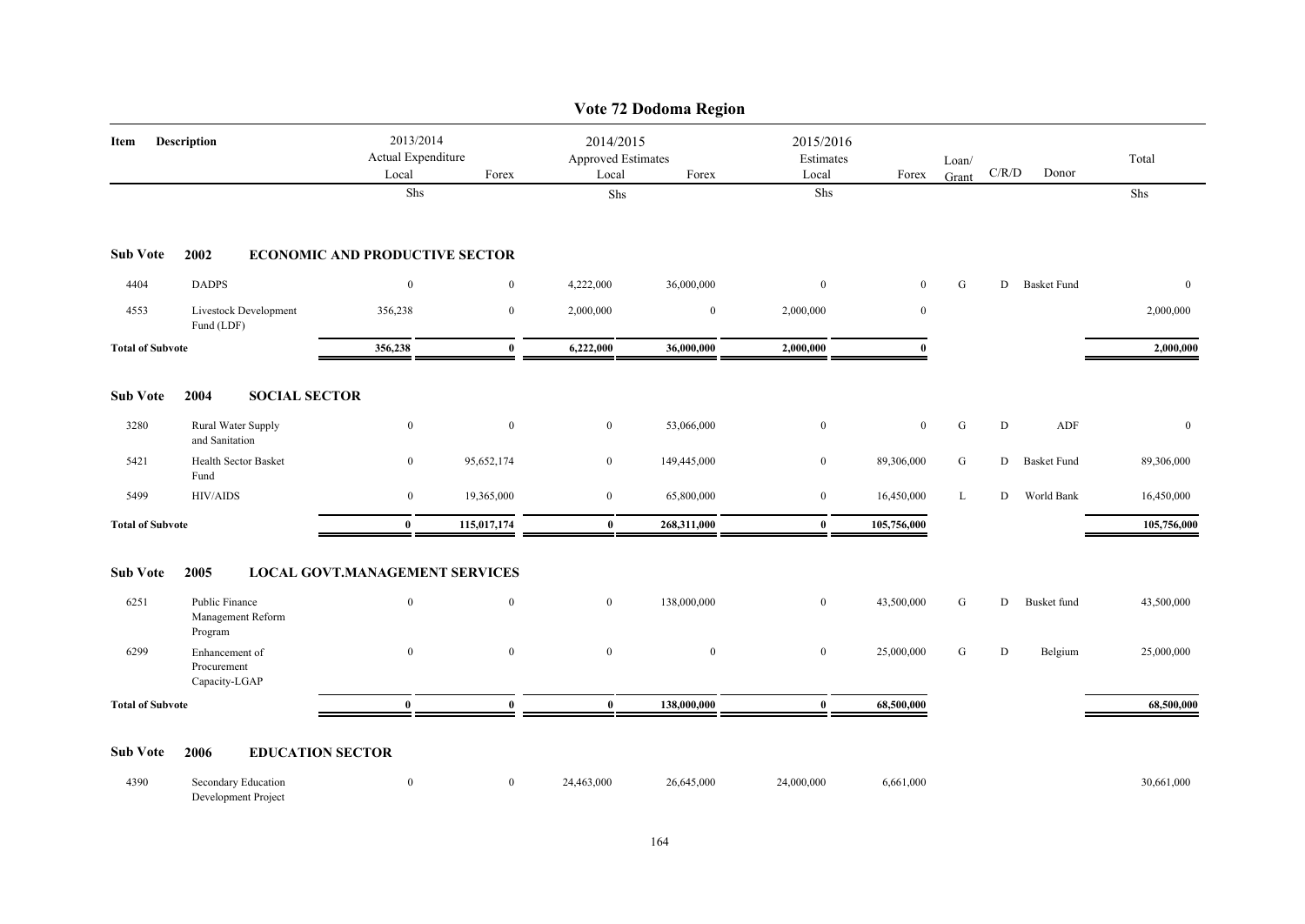# Vote 72 Dodoma Region

| Item | Description | 2013/2014 Actual Expenditure Local | Forex | 2014/2015 Approved Estimates Local | Forex | 2015/2016 Estimates Local | Forex | Loan/ Grant | C/R/D | Donor | Total |
|---|---|---|---|---|---|---|---|---|---|---|---|
| | | Shs | | Shs | | Shs | | | | | Shs |
| **Sub Vote** | **2002** | **ECONOMIC AND PRODUCTIVE SECTOR** | | | | | | | | | |
| 4404 | DADPS | 0 | 0 | 4,222,000 | 36,000,000 | 0 | 0 | G | D | Basket Fund | 0 |
| 4553 | Livestock Development Fund (LDF) | 356,238 | 0 | 2,000,000 | 0 | 2,000,000 | 0 | | | | 2,000,000 |
| **Total of Subvote** | | **356,238** | **0** | **6,222,000** | **36,000,000** | **2,000,000** | **0** | | | | **2,000,000** |
| **Sub Vote** | **2004** | **SOCIAL SECTOR** | | | | | | | | | |
| 3280 | Rural Water Supply and Sanitation | 0 | 0 | 0 | 53,066,000 | 0 | 0 | G | D | ADF | 0 |
| 5421 | Health Sector Basket Fund | 0 | 95,652,174 | 0 | 149,445,000 | 0 | 89,306,000 | G | D | Basket Fund | 89,306,000 |
| 5499 | HIV/AIDS | 0 | 19,365,000 | 0 | 65,800,000 | 0 | 16,450,000 | L | D | World Bank | 16,450,000 |
| **Total of Subvote** | | **0** | **115,017,174** | **0** | **268,311,000** | **0** | **105,756,000** | | | | **105,756,000** |
| **Sub Vote** | **2005** | **LOCAL GOVT.MANAGEMENT SERVICES** | | | | | | | | | |
| 6251 | Public Finance Management Reform Program | 0 | 0 | 0 | 138,000,000 | 0 | 43,500,000 | G | D | Busket fund | 43,500,000 |
| 6299 | Enhancement of Procurement Capacity-LGAP | 0 | 0 | 0 | 0 | 0 | 25,000,000 | G | D | Belgium | 25,000,000 |
| **Total of Subvote** | | **0** | **0** | **0** | **138,000,000** | **0** | **68,500,000** | | | | **68,500,000** |
| **Sub Vote** | **2006** | **EDUCATION SECTOR** | | | | | | | | | |
| 4390 | Secondary Education Development Project | 0 | 0 | 24,463,000 | 26,645,000 | 24,000,000 | 6,661,000 | | | | 30,661,000 |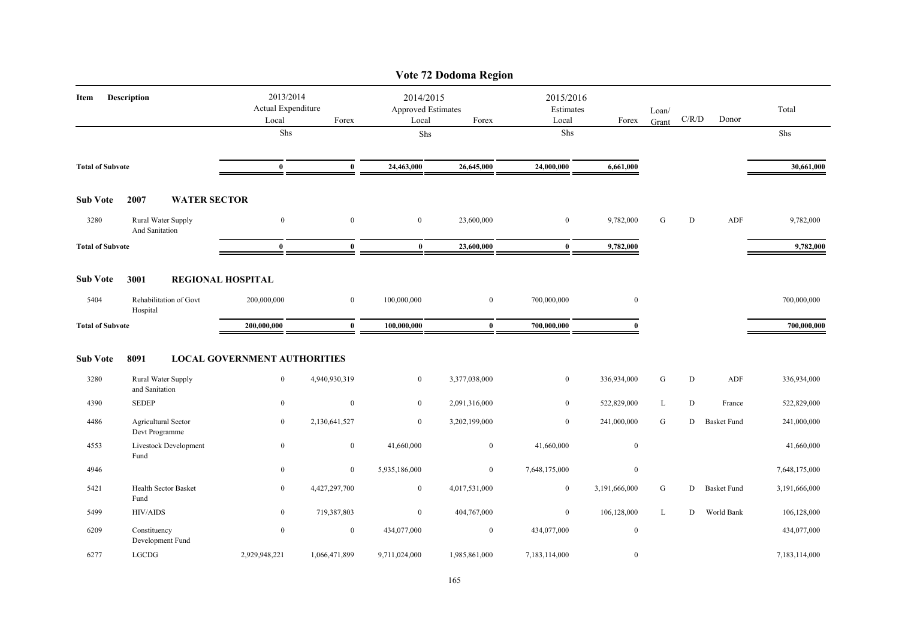# Vote 72 Dodoma Region

| Item | Description | 2013/2014 Actual Expenditure Local | | 2014/2015 Approved Estimates Local | | 2015/2016 Estimates Local | | Loan/ Grant | C/R/D | Donor | Total |
|---|---|---|---|---|---|---|---|---|---|---|---|
| | | Local | Forex | Local | Forex | Local | Forex | | | | |
| | | Shs | | Shs | | Shs | | | | | Shs |
| **Total of Subvote** | | **0** | **0** | **24,463,000** | **26,645,000** | **24,000,000** | **6,661,000** | | | | **30,661,000** |
| **Sub Vote** | **2007 WATER SECTOR** | | | | | | | | | | |
| 3280 | Rural Water Supply And Sanitation | 0 | 0 | 0 | 23,600,000 | 0 | 9,782,000 | G | D | ADF | 9,782,000 |
| **Total of Subvote** | | **0** | **0** | **0** | **23,600,000** | **0** | **9,782,000** | | | | **9,782,000** |
| **Sub Vote** | **3001 REGIONAL HOSPITAL** | | | | | | | | | | |
| 5404 | Rehabilitation of Govt Hospital | 200,000,000 | 0 | 100,000,000 | 0 | 700,000,000 | 0 | | | | 700,000,000 |
| **Total of Subvote** | | **200,000,000** | **0** | **100,000,000** | **0** | **700,000,000** | **0** | | | | **700,000,000** |
| **Sub Vote** | **8091 LOCAL GOVERNMENT AUTHORITIES** | | | | | | | | | | |
| 3280 | Rural Water Supply and Sanitation | 0 | 4,940,930,319 | 0 | 3,377,038,000 | 0 | 336,934,000 | G | D | ADF | 336,934,000 |
| 4390 | SEDEP | 0 | 0 | 0 | 2,091,316,000 | 0 | 522,829,000 | L | D | France | 522,829,000 |
| 4486 | Agricultural Sector Devt Programme | 0 | 2,130,641,527 | 0 | 3,202,199,000 | 0 | 241,000,000 | G | D | Basket Fund | 241,000,000 |
| 4553 | Livestock Development Fund | 0 | 0 | 41,660,000 | 0 | 41,660,000 | 0 | | | | 41,660,000 |
| 4946 | | 0 | 0 | 5,935,186,000 | 0 | 7,648,175,000 | 0 | | | | 7,648,175,000 |
| 5421 | Health Sector Basket Fund | 0 | 4,427,297,700 | 0 | 4,017,531,000 | 0 | 3,191,666,000 | G | D | Basket Fund | 3,191,666,000 |
| 5499 | HIV/AIDS | 0 | 719,387,803 | 0 | 404,767,000 | 0 | 106,128,000 | L | D | World Bank | 106,128,000 |
| 6209 | Constituency Development Fund | 0 | 0 | 434,077,000 | 0 | 434,077,000 | 0 | | | | 434,077,000 |
| 6277 | LGCDG | 2,929,948,221 | 1,066,471,899 | 9,711,024,000 | 1,985,861,000 | 7,183,114,000 | 0 | | | | 7,183,114,000 |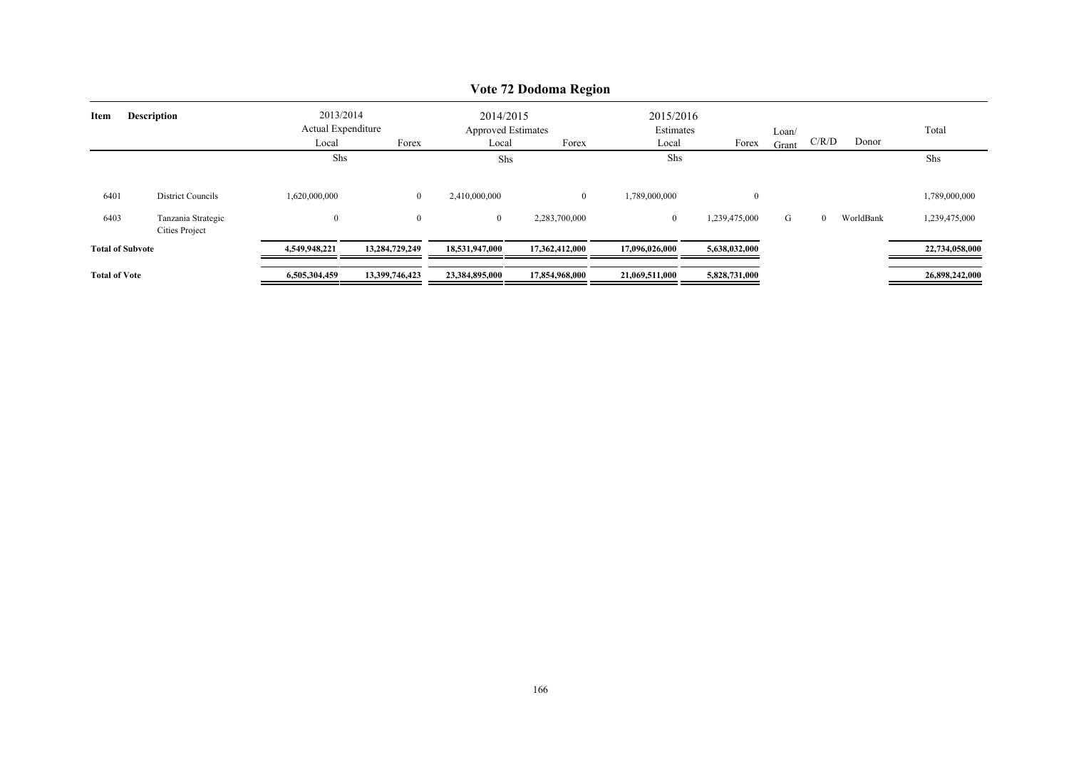# Vote 72 Dodoma Region

| Item | Description | 2013/2014 Actual Expenditure | | 2014/2015 Approved Estimates | | 2015/2016 Estimates | | Loan/ Grant | C/R/D | Donor | Total |
|---|---|---|---|---|---|---|---|---|---|---|---|
| | | Local | Forex | Local | Forex | Local | Forex | | | | |
| | | Shs | | Shs | | Shs | | | | | Shs |
| 6401 | District Councils | 1,620,000,000 | 0 | 2,410,000,000 | 0 | 1,789,000,000 | 0 | | | | 1,789,000,000 |
| 6403 | Tanzania Strategic Cities Project | 0 | 0 | 0 | 2,283,700,000 | 0 | 1,239,475,000 | G | 0 | WorldBank | 1,239,475,000 |
| **Total of Subvote** | | **4,549,948,221** | **13,284,729,249** | **18,531,947,000** | **17,362,412,000** | **17,096,026,000** | **5,638,032,000** | | | | **22,734,058,000** |
| **Total of Vote** | | **6,505,304,459** | **13,399,746,423** | **23,384,895,000** | **17,854,968,000** | **21,069,511,000** | **5,828,731,000** | | | | **26,898,242,000** |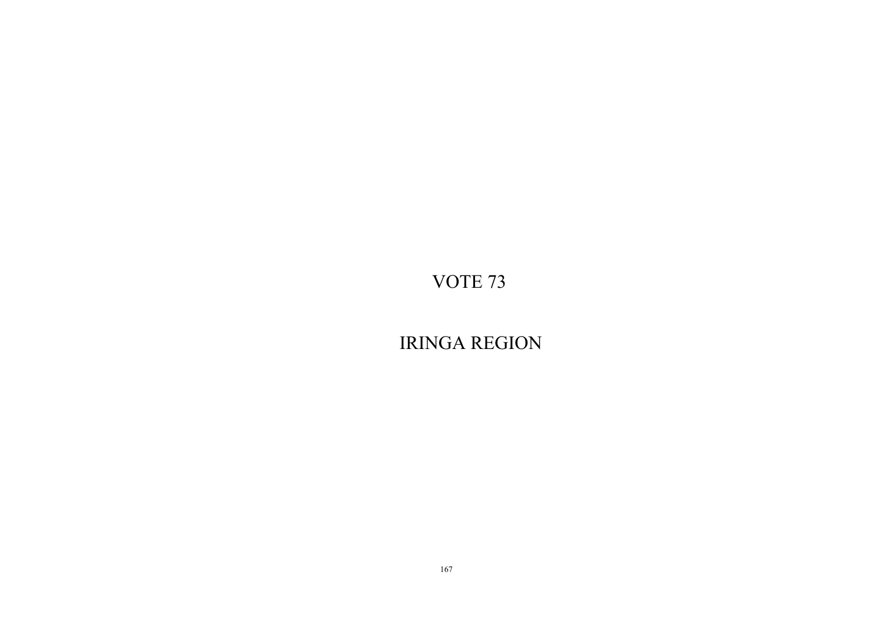# VOTE 73

# IRINGA REGION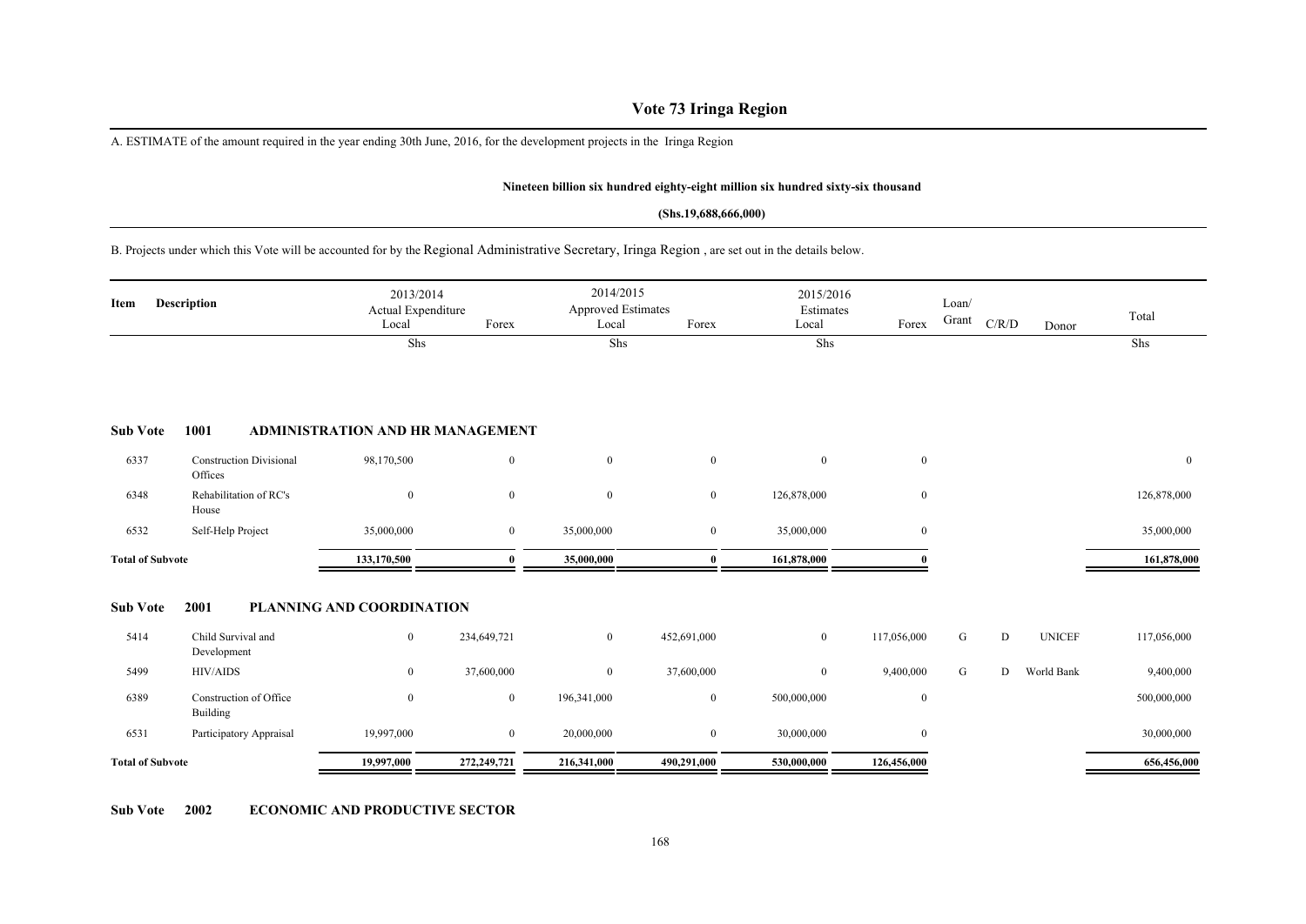# Vote 73 Iringa Region

A. ESTIMATE of the amount required in the year ending 30th June, 2016, for the development projects in the Iringa Region

**Nineteen billion six hundred eighty-eight million six hundred sixty-six thousand**

**(Shs.19,688,666,000)**

B. Projects under which this Vote will be accounted for by the Regional Administrative Secretary, Iringa Region , are set out in the details below.

| Item | Description | 2013/2014 Actual Expenditure Local | Forex | 2014/2015 Approved Estimates Local | Forex | 2015/2016 Estimates Local | Forex | Loan/ Grant | C/R/D | Donor | Total |
|---|---|---|---|---|---|---|---|---|---|---|---|
| | | Shs | | Shs | | Shs | | | | | Shs |
| **Sub Vote** | **1001** | **ADMINISTRATION AND HR MANAGEMENT** | | | | | | | | | |
| 6337 | Construction Divisional Offices | 98,170,500 | 0 | 0 | 0 | 0 | 0 | | | | 0 |
| 6348 | Rehabilitation of RC's House | 0 | 0 | 0 | 0 | 126,878,000 | 0 | | | | 126,878,000 |
| 6532 | Self-Help Project | 35,000,000 | 0 | 35,000,000 | 0 | 35,000,000 | 0 | | | | 35,000,000 |
| **Total of Subvote** | | **133,170,500** | **0** | **35,000,000** | **0** | **161,878,000** | **0** | | | | **161,878,000** |
| **Sub Vote** | **2001** | **PLANNING AND COORDINATION** | | | | | | | | | |
| 5414 | Child Survival and Development | 0 | 234,649,721 | 0 | 452,691,000 | 0 | 117,056,000 | G | D | UNICEF | 117,056,000 |
| 5499 | HIV/AIDS | 0 | 37,600,000 | 0 | 37,600,000 | 0 | 9,400,000 | G | D | World Bank | 9,400,000 |
| 6389 | Construction of Office Building | 0 | 0 | 196,341,000 | 0 | 500,000,000 | 0 | | | | 500,000,000 |
| 6531 | Participatory Appraisal | 19,997,000 | 0 | 20,000,000 | 0 | 30,000,000 | 0 | | | | 30,000,000 |
| **Total of Subvote** | | **19,997,000** | **272,249,721** | **216,341,000** | **490,291,000** | **530,000,000** | **126,456,000** | | | | **656,456,000** |

**Sub Vote 2002 ECONOMIC AND PRODUCTIVE SECTOR**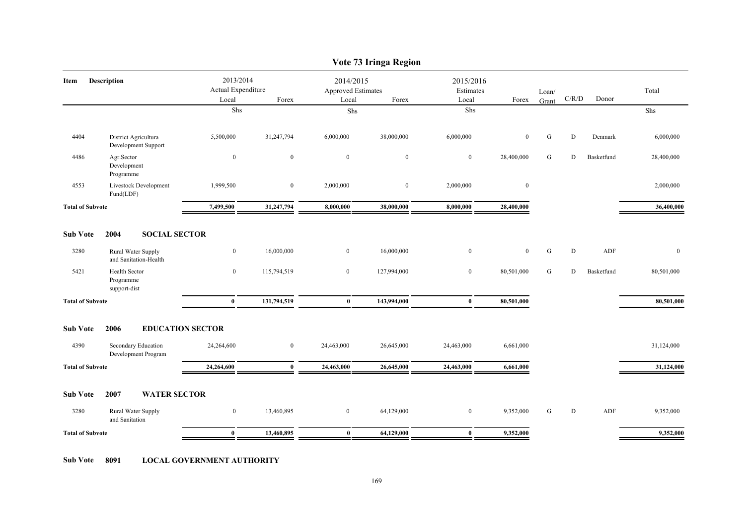# Vote 73 Iringa Region

| Item | Description | 2013/2014 Actual Expenditure Local | Forex | 2014/2015 Approved Estimates Local | Forex | 2015/2016 Estimates Local | Forex | Loan/ Grant | C/R/D | Donor | Total |
|---|---|---|---|---|---|---|---|---|---|---|---|
| | | Shs | | Shs | | Shs | | | | | Shs |
| 4404 | District Agricultura Development Support | 5,500,000 | 31,247,794 | 6,000,000 | 38,000,000 | 6,000,000 | 0 | G | D | Denmark | 6,000,000 |
| 4486 | Agr.Sector Development Programme | 0 | 0 | 0 | 0 | 0 | 28,400,000 | G | D | Basketfund | 28,400,000 |
| 4553 | Livestock Development Fund(LDF) | 1,999,500 | 0 | 2,000,000 | 0 | 2,000,000 | 0 | | | | 2,000,000 |
| **Total of Subvote** | | **7,499,500** | **31,247,794** | **8,000,000** | **38,000,000** | **8,000,000** | **28,400,000** | | | | **36,400,000** |
| **Sub Vote** | **2004 SOCIAL SECTOR** | | | | | | | | | | |
| 3280 | Rural Water Supply and Sanitation-Health | 0 | 16,000,000 | 0 | 16,000,000 | 0 | 0 | G | D | ADF | 0 |
| 5421 | Health Sector Programme support-dist | 0 | 115,794,519 | 0 | 127,994,000 | 0 | 80,501,000 | G | D | Basketfund | 80,501,000 |
| **Total of Subvote** | | **0** | **131,794,519** | **0** | **143,994,000** | **0** | **80,501,000** | | | | **80,501,000** |
| **Sub Vote** | **2006 EDUCATION SECTOR** | | | | | | | | | | |
| 4390 | Secondary Education Development Program | 24,264,600 | 0 | 24,463,000 | 26,645,000 | 24,463,000 | 6,661,000 | | | | 31,124,000 |
| **Total of Subvote** | | **24,264,600** | **0** | **24,463,000** | **26,645,000** | **24,463,000** | **6,661,000** | | | | **31,124,000** |
| **Sub Vote** | **2007 WATER SECTOR** | | | | | | | | | | |
| 3280 | Rural Water Supply and Sanitation | 0 | 13,460,895 | 0 | 64,129,000 | 0 | 9,352,000 | G | D | ADF | 9,352,000 |
| **Total of Subvote** | | **0** | **13,460,895** | **0** | **64,129,000** | **0** | **9,352,000** | | | | **9,352,000** |

**Sub Vote 8091 LOCAL GOVERNMENT AUTHORITY**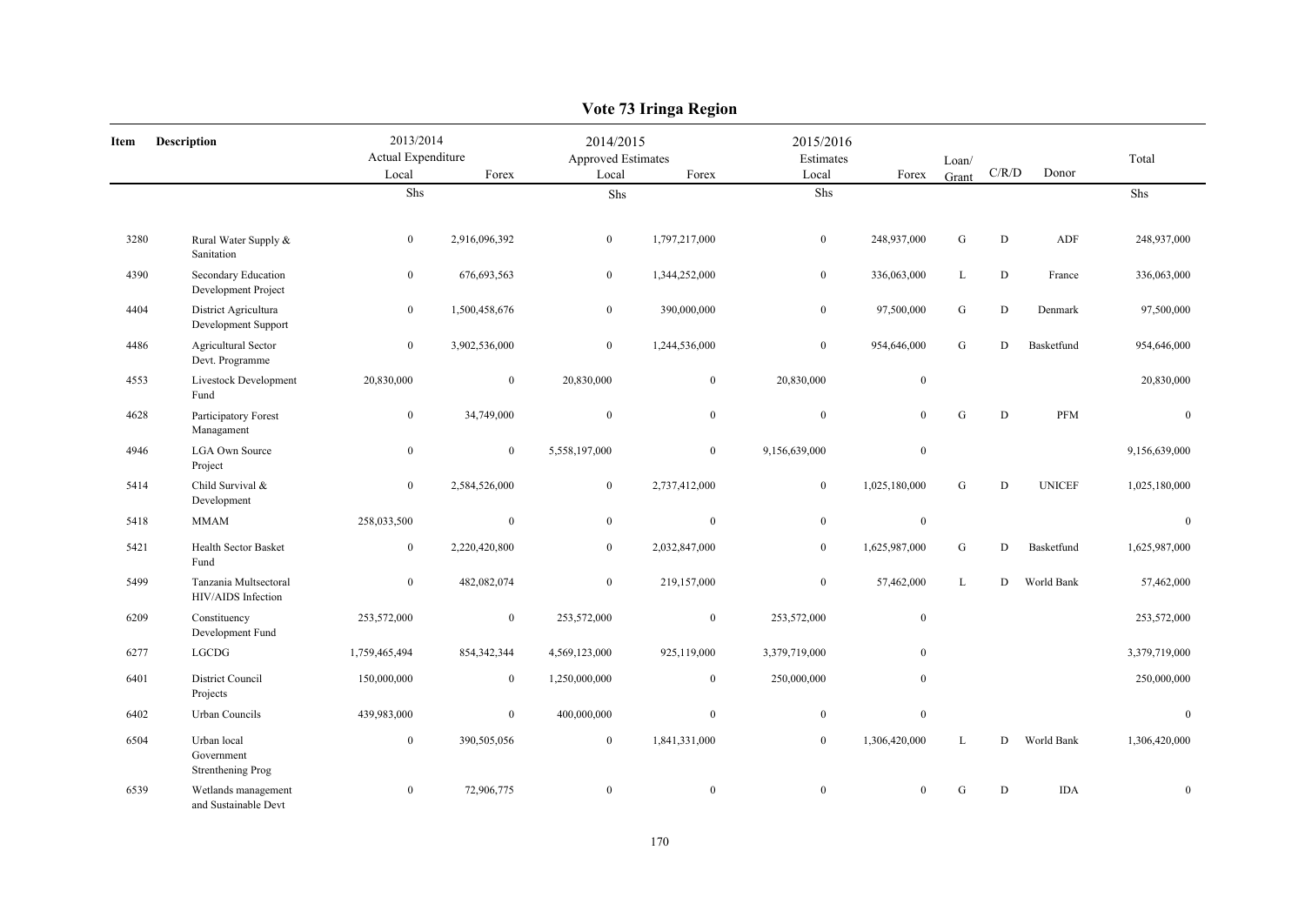# Vote 73 Iringa Region

| Item | Description | 2013/2014 Actual Expenditure Local | Forex | 2014/2015 Approved Estimates Local | Forex | 2015/2016 Estimates Local | Forex | Loan/ Grant | C/R/D | Donor | Total |
|---|---|---|---|---|---|---|---|---|---|---|---|
| | | Shs | | Shs | | Shs | | | | | Shs |
| 3280 | Rural Water Supply & Sanitation | 0 | 2,916,096,392 | 0 | 1,797,217,000 | 0 | 248,937,000 | G | D | ADF | 248,937,000 |
| 4390 | Secondary Education Development Project | 0 | 676,693,563 | 0 | 1,344,252,000 | 0 | 336,063,000 | L | D | France | 336,063,000 |
| 4404 | District Agricultura Development Support | 0 | 1,500,458,676 | 0 | 390,000,000 | 0 | 97,500,000 | G | D | Denmark | 97,500,000 |
| 4486 | Agricultural Sector Devt. Programme | 0 | 3,902,536,000 | 0 | 1,244,536,000 | 0 | 954,646,000 | G | D | Basketfund | 954,646,000 |
| 4553 | Livestock Development Fund | 20,830,000 | 0 | 20,830,000 | 0 | 20,830,000 | 0 | | | | 20,830,000 |
| 4628 | Participatory Forest Managament | 0 | 34,749,000 | 0 | 0 | 0 | 0 | G | D | PFM | 0 |
| 4946 | LGA Own Source Project | 0 | 0 | 5,558,197,000 | 0 | 9,156,639,000 | 0 | | | | 9,156,639,000 |
| 5414 | Child Survival & Development | 0 | 2,584,526,000 | 0 | 2,737,412,000 | 0 | 1,025,180,000 | G | D | UNICEF | 1,025,180,000 |
| 5418 | MMAM | 258,033,500 | 0 | 0 | 0 | 0 | 0 | | | | 0 |
| 5421 | Health Sector Basket Fund | 0 | 2,220,420,800 | 0 | 2,032,847,000 | 0 | 1,625,987,000 | G | D | Basketfund | 1,625,987,000 |
| 5499 | Tanzania Multsectoral HIV/AIDS Infection | 0 | 482,082,074 | 0 | 219,157,000 | 0 | 57,462,000 | L | D | World Bank | 57,462,000 |
| 6209 | Constituency Development Fund | 253,572,000 | 0 | 253,572,000 | 0 | 253,572,000 | 0 | | | | 253,572,000 |
| 6277 | LGCDG | 1,759,465,494 | 854,342,344 | 4,569,123,000 | 925,119,000 | 3,379,719,000 | 0 | | | | 3,379,719,000 |
| 6401 | District Council Projects | 150,000,000 | 0 | 1,250,000,000 | 0 | 250,000,000 | 0 | | | | 250,000,000 |
| 6402 | Urban Councils | 439,983,000 | 0 | 400,000,000 | 0 | 0 | 0 | | | | 0 |
| 6504 | Urban local Government Strenthening Prog | 0 | 390,505,056 | 0 | 1,841,331,000 | 0 | 1,306,420,000 | L | D | World Bank | 1,306,420,000 |
| 6539 | Wetlands management and Sustainable Devt | 0 | 72,906,775 | 0 | 0 | 0 | 0 | G | D | IDA | 0 |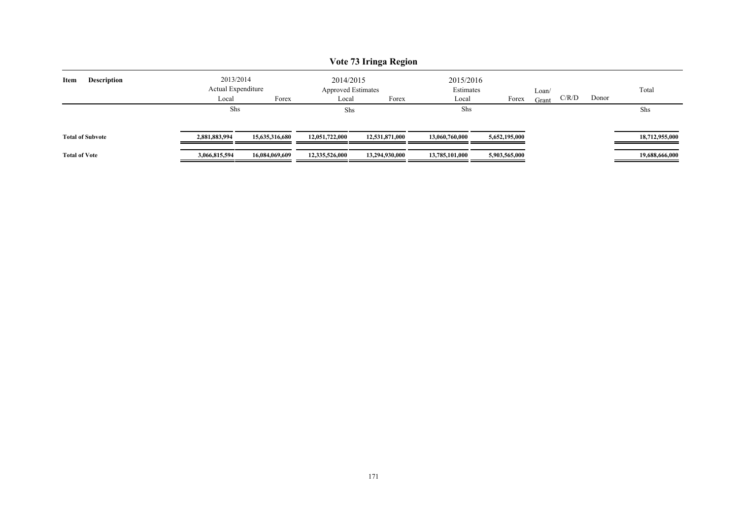# Vote 73 Iringa Region

| Item | Description | 2013/2014 Actual Expenditure Local | Forex | 2014/2015 Approved Estimates Local | Forex | 2015/2016 Estimates Local | Forex | Loan/ Grant | C/R/D | Donor | Total |
|---|---|---|---|---|---|---|---|---|---|---|---|
| | | Shs | | Shs | | Shs | | | | | Shs |
| **Total of Subvote** | | **2,881,883,994** | **15,635,316,680** | **12,051,722,000** | **12,531,871,000** | **13,060,760,000** | **5,652,195,000** | | | | **18,712,955,000** |
| **Total of Vote** | | **3,066,815,594** | **16,084,069,609** | **12,335,526,000** | **13,294,930,000** | **13,785,101,000** | **5,903,565,000** | | | | **19,688,666,000** |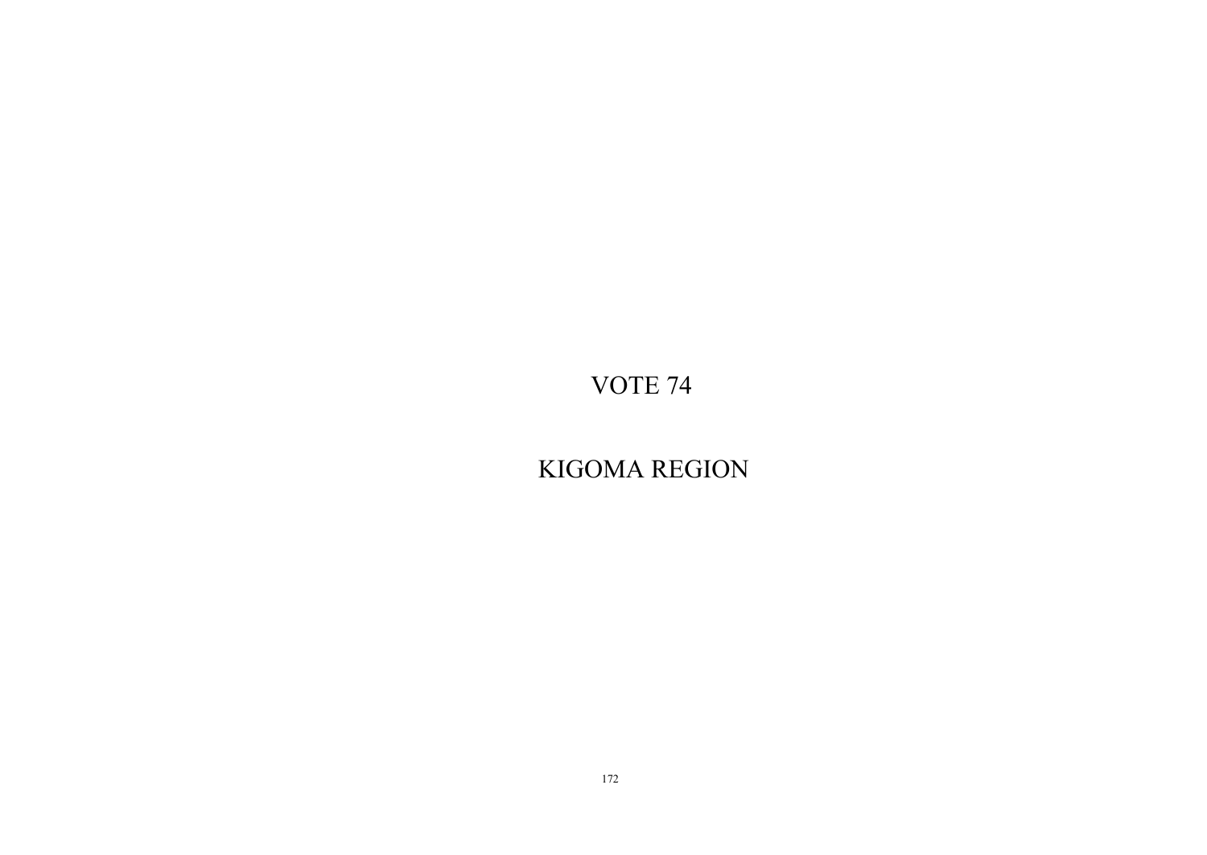# VOTE 74

# KIGOMA REGION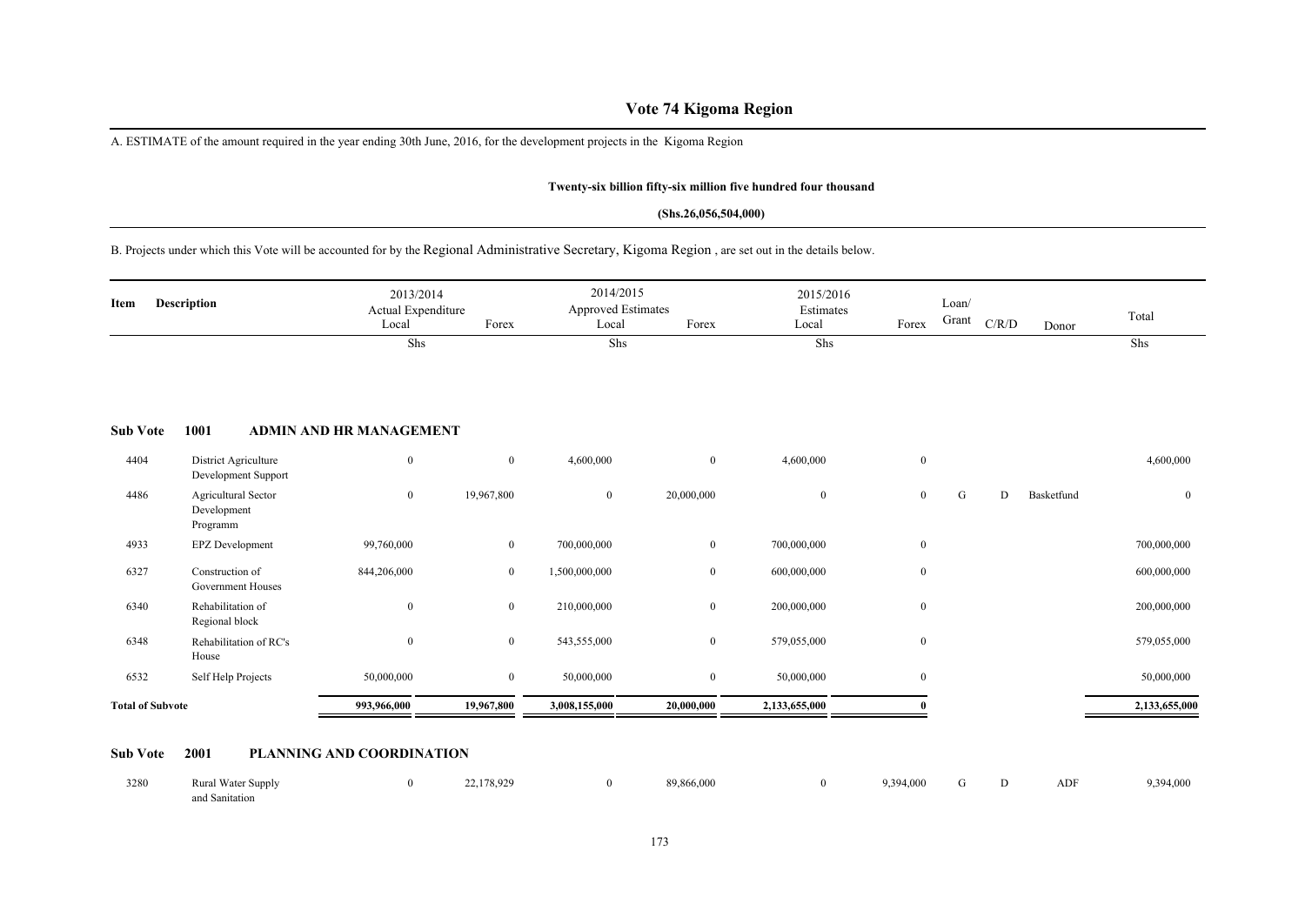# Vote 74 Kigoma Region

A. ESTIMATE of the amount required in the year ending 30th June, 2016, for the development projects in the Kigoma Region

**Twenty-six billion fifty-six million five hundred four thousand**

**(Shs.26,056,504,000)**

B. Projects under which this Vote will be accounted for by the Regional Administrative Secretary, Kigoma Region , are set out in the details below.

| Item | Description | 2013/2014 Actual Expenditure Local | Forex | 2014/2015 Approved Estimates Local | Forex | 2015/2016 Estimates Local | Forex | Loan/ Grant | C/R/D | Donor | Total |
|---|---|---|---|---|---|---|---|---|---|---|---|
| | | Shs | | Shs | | Shs | | | | | Shs |
| **Sub Vote** | **1001 ADMIN AND HR MANAGEMENT** | | | | | | | | | | |
| 4404 | District Agriculture Development Support | 0 | 0 | 4,600,000 | 0 | 4,600,000 | 0 | | | | 4,600,000 |
| 4486 | Agricultural Sector Development Programm | 0 | 19,967,800 | 0 | 20,000,000 | 0 | 0 | G | D | Basketfund | 0 |
| 4933 | EPZ Development | 99,760,000 | 0 | 700,000,000 | 0 | 700,000,000 | 0 | | | | 700,000,000 |
| 6327 | Construction of Government Houses | 844,206,000 | 0 | 1,500,000,000 | 0 | 600,000,000 | 0 | | | | 600,000,000 |
| 6340 | Rehabilitation of Regional block | 0 | 0 | 210,000,000 | 0 | 200,000,000 | 0 | | | | 200,000,000 |
| 6348 | Rehabilitation of RC's House | 0 | 0 | 543,555,000 | 0 | 579,055,000 | 0 | | | | 579,055,000 |
| 6532 | Self Help Projects | 50,000,000 | 0 | 50,000,000 | 0 | 50,000,000 | 0 | | | | 50,000,000 |
| **Total of Subvote** | | **993,966,000** | **19,967,800** | **3,008,155,000** | **20,000,000** | **2,133,655,000** | **0** | | | | **2,133,655,000** |
| **Sub Vote** | **2001 PLANNING AND COORDINATION** | | | | | | | | | | |
| 3280 | Rural Water Supply and Sanitation | 0 | 22,178,929 | 0 | 89,866,000 | 0 | 9,394,000 | G | D | ADF | 9,394,000 |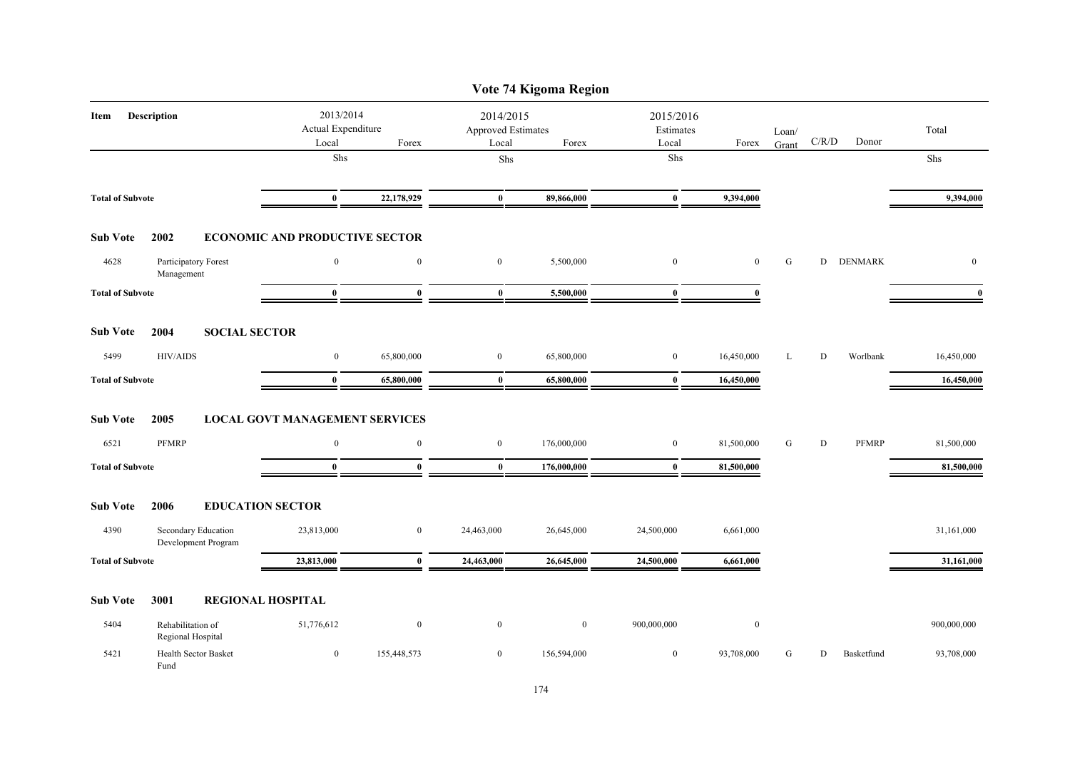# Vote 74 Kigoma Region

| Item | Description | 2013/2014 Actual Expenditure Local | Forex | 2014/2015 Approved Estimates Local | Forex | 2015/2016 Estimates Local | Forex | Loan/ Grant | C/R/D | Donor | Total |
|---|---|---|---|---|---|---|---|---|---|---|---|
| | | Shs | | Shs | | Shs | | | | | Shs |
| **Total of Subvote** | | **0** | **22,178,929** | **0** | **89,866,000** | **0** | **9,394,000** | | | | **9,394,000** |
| **Sub Vote** | **2002** | **ECONOMIC AND PRODUCTIVE SECTOR** | | | | | | | | | |
| 4628 | Participatory Forest Management | 0 | 0 | 0 | 5,500,000 | 0 | 0 | G | D | DENMARK | 0 |
| **Total of Subvote** | | **0** | **0** | **0** | **5,500,000** | **0** | **0** | | | | **0** |
| **Sub Vote** | **2004** | **SOCIAL SECTOR** | | | | | | | | | |
| 5499 | HIV/AIDS | 0 | 65,800,000 | 0 | 65,800,000 | 0 | 16,450,000 | L | D | Worlbank | 16,450,000 |
| **Total of Subvote** | | **0** | **65,800,000** | **0** | **65,800,000** | **0** | **16,450,000** | | | | **16,450,000** |
| **Sub Vote** | **2005** | **LOCAL GOVT MANAGEMENT SERVICES** | | | | | | | | | |
| 6521 | PFMRP | 0 | 0 | 0 | 176,000,000 | 0 | 81,500,000 | G | D | PFMRP | 81,500,000 |
| **Total of Subvote** | | **0** | **0** | **0** | **176,000,000** | **0** | **81,500,000** | | | | **81,500,000** |
| **Sub Vote** | **2006** | **EDUCATION SECTOR** | | | | | | | | | |
| 4390 | Secondary Education Development Program | 23,813,000 | 0 | 24,463,000 | 26,645,000 | 24,500,000 | 6,661,000 | | | | 31,161,000 |
| **Total of Subvote** | | **23,813,000** | **0** | **24,463,000** | **26,645,000** | **24,500,000** | **6,661,000** | | | | **31,161,000** |
| **Sub Vote** | **3001** | **REGIONAL HOSPITAL** | | | | | | | | | |
| 5404 | Rehabilitation of Regional Hospital | 51,776,612 | 0 | 0 | 0 | 900,000,000 | 0 | | | | 900,000,000 |
| 5421 | Health Sector Basket Fund | 0 | 155,448,573 | 0 | 156,594,000 | 0 | 93,708,000 | G | D | Basketfund | 93,708,000 |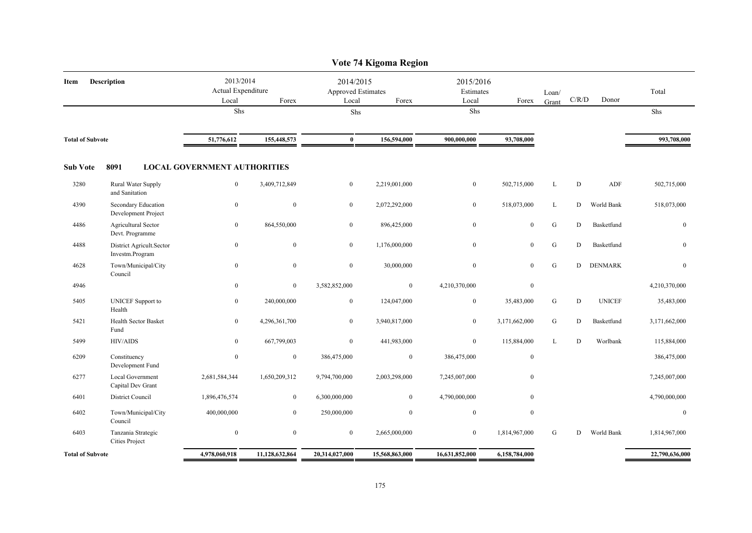# Vote 74 Kigoma Region

| Item | Description | 2013/2014 Actual Expenditure Local | 2013/2014 Actual Expenditure Forex | 2014/2015 Approved Estimates Local | 2014/2015 Approved Estimates Forex | 2015/2016 Estimates Local | 2015/2016 Estimates Forex | Loan/ Grant | C/R/D | Donor | Total |
|---|---|---|---|---|---|---|---|---|---|---|---|
| | | Shs | | Shs | | Shs | | | | | Shs |
| **Total of Subvote** | | **51,776,612** | **155,448,573** | **0** | **156,594,000** | **900,000,000** | **93,708,000** | | | | **993,708,000** |

**Sub Vote 8091 LOCAL GOVERNMENT AUTHORITIES**

| Item | Description | 2013/2014 Actual Expenditure Local | 2013/2014 Actual Expenditure Forex | 2014/2015 Approved Estimates Local | 2014/2015 Approved Estimates Forex | 2015/2016 Estimates Local | 2015/2016 Estimates Forex | Loan/ Grant | C/R/D | Donor | Total |
|---|---|---|---|---|---|---|---|---|---|---|---|
| 3280 | Rural Water Supply and Sanitation | 0 | 3,409,712,849 | 0 | 2,219,001,000 | 0 | 502,715,000 | L | D | ADF | 502,715,000 |
| 4390 | Secondary Education Development Project | 0 | 0 | 0 | 2,072,292,000 | 0 | 518,073,000 | L | D | World Bank | 518,073,000 |
| 4486 | Agricultural Sector Devt. Programme | 0 | 864,550,000 | 0 | 896,425,000 | 0 | 0 | G | D | Basketfund | 0 |
| 4488 | District Agricult.Sector Investm.Program | 0 | 0 | 0 | 1,176,000,000 | 0 | 0 | G | D | Basketfund | 0 |
| 4628 | Town/Municipal/City Council | 0 | 0 | 0 | 30,000,000 | 0 | 0 | G | D | DENMARK | 0 |
| 4946 | | 0 | 0 | 3,582,852,000 | 0 | 4,210,370,000 | 0 | | | | 4,210,370,000 |
| 5405 | UNICEF Support to Health | 0 | 240,000,000 | 0 | 124,047,000 | 0 | 35,483,000 | G | D | UNICEF | 35,483,000 |
| 5421 | Health Sector Basket Fund | 0 | 4,296,361,700 | 0 | 3,940,817,000 | 0 | 3,171,662,000 | G | D | Basketfund | 3,171,662,000 |
| 5499 | HIV/AIDS | 0 | 667,799,003 | 0 | 441,983,000 | 0 | 115,884,000 | L | D | Worlbank | 115,884,000 |
| 6209 | Constituency Development Fund | 0 | 0 | 386,475,000 | 0 | 386,475,000 | 0 | | | | 386,475,000 |
| 6277 | Local Government Capital Dev Grant | 2,681,584,344 | 1,650,209,312 | 9,794,700,000 | 2,003,298,000 | 7,245,007,000 | 0 | | | | 7,245,007,000 |
| 6401 | District Council | 1,896,476,574 | 0 | 6,300,000,000 | 0 | 4,790,000,000 | 0 | | | | 4,790,000,000 |
| 6402 | Town/Municipal/City Council | 400,000,000 | 0 | 250,000,000 | 0 | 0 | 0 | | | | 0 |
| 6403 | Tanzania Strategic Cities Project | 0 | 0 | 0 | 2,665,000,000 | 0 | 1,814,967,000 | G | D | World Bank | 1,814,967,000 |
| **Total of Subvote** | | **4,978,060,918** | **11,128,632,864** | **20,314,027,000** | **15,568,863,000** | **16,631,852,000** | **6,158,784,000** | | | | **22,790,636,000** |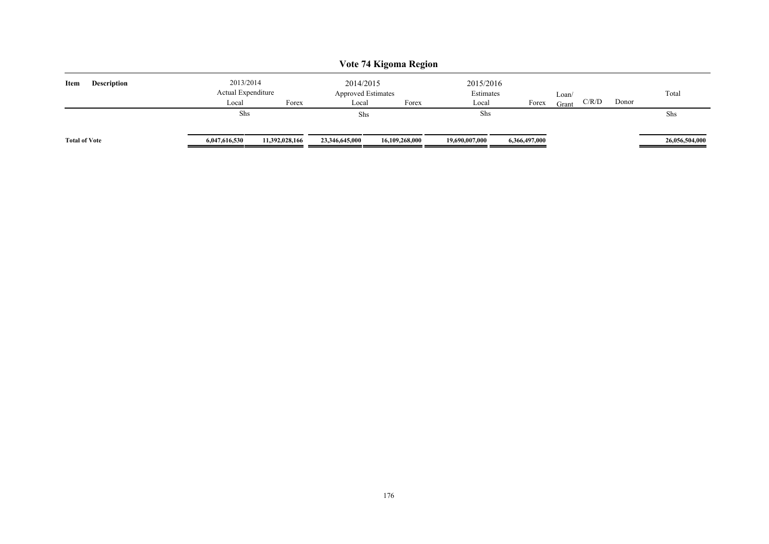# Vote 74 Kigoma Region

| Item | Description | 2013/2014 Actual Expenditure Local | Forex | 2014/2015 Approved Estimates Local | Forex | 2015/2016 Estimates Local | Forex | Loan/ Grant | C/R/D | Donor | Total |
|---|---|---|---|---|---|---|---|---|---|---|---|
| | | Shs | | Shs | | Shs | | | | | Shs |
| **Total of Vote** | | **6,047,616,530** | **11,392,028,166** | **23,346,645,000** | **16,109,268,000** | **19,690,007,000** | **6,366,497,000** | | | | **26,056,504,000** |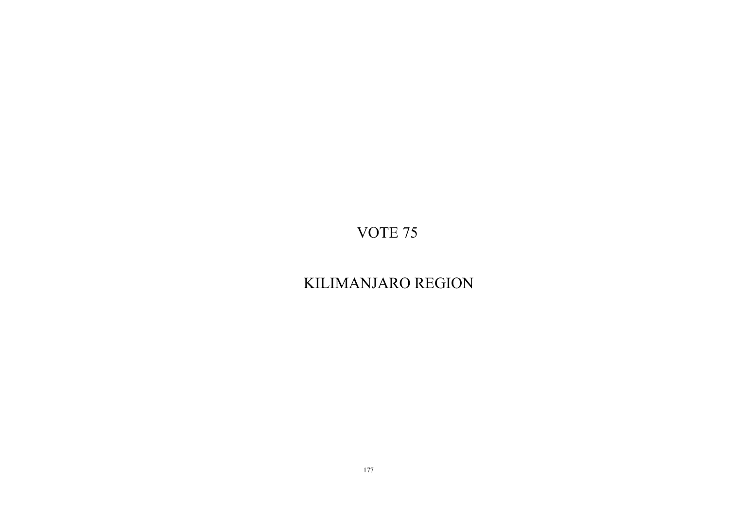# VOTE 75

# KILIMANJARO REGION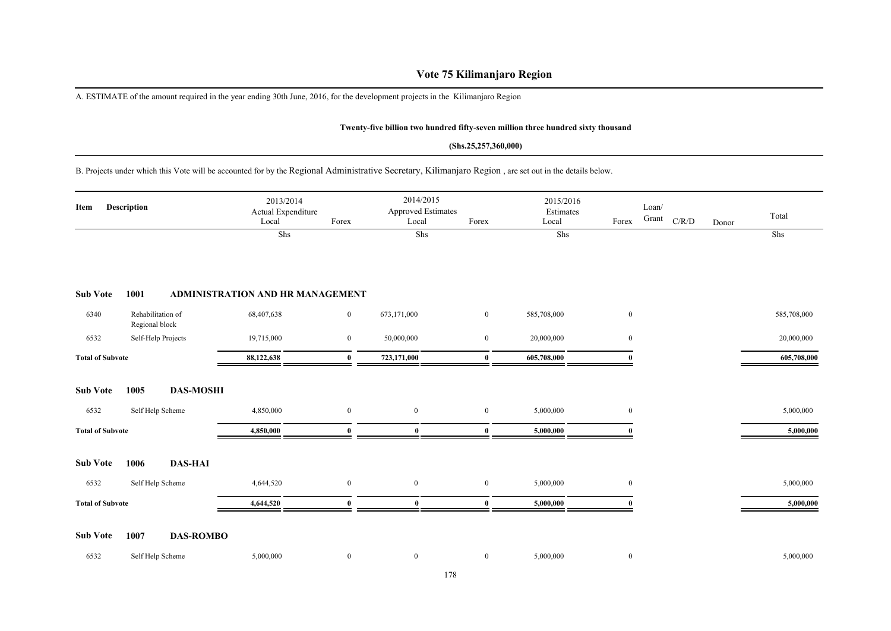# Vote 75 Kilimanjaro Region

A. ESTIMATE of the amount required in the year ending 30th June, 2016, for the development projects in the Kilimanjaro Region

**Twenty-five billion two hundred fifty-seven million three hundred sixty thousand**

**(Shs.25,257,360,000)**

B. Projects under which this Vote will be accounted for by the Regional Administrative Secretary, Kilimanjaro Region , are set out in the details below.

| Item | Description | 2013/2014 Actual Expenditure Local | Forex | 2014/2015 Approved Estimates Local | Forex | 2015/2016 Estimates Local | Forex | Loan/ Grant | C/R/D | Donor | Total |
|---|---|---|---|---|---|---|---|---|---|---|---|
| | | Shs | | Shs | | Shs | | | | | Shs |
| **Sub Vote** | **1001 ADMINISTRATION AND HR MANAGEMENT** | | | | | | | | | | |
| 6340 | Rehabilitation of Regional block | 68,407,638 | 0 | 673,171,000 | 0 | 585,708,000 | 0 | | | | 585,708,000 |
| 6532 | Self-Help Projects | 19,715,000 | 0 | 50,000,000 | 0 | 20,000,000 | 0 | | | | 20,000,000 |
| **Total of Subvote** | | **88,122,638** | **0** | **723,171,000** | **0** | **605,708,000** | **0** | | | | **605,708,000** |
| **Sub Vote** | **1005 DAS-MOSHI** | | | | | | | | | | |
| 6532 | Self Help Scheme | 4,850,000 | 0 | 0 | 0 | 5,000,000 | 0 | | | | 5,000,000 |
| **Total of Subvote** | | **4,850,000** | **0** | **0** | **0** | **5,000,000** | **0** | | | | **5,000,000** |
| **Sub Vote** | **1006 DAS-HAI** | | | | | | | | | | |
| 6532 | Self Help Scheme | 4,644,520 | 0 | 0 | 0 | 5,000,000 | 0 | | | | 5,000,000 |
| **Total of Subvote** | | **4,644,520** | **0** | **0** | **0** | **5,000,000** | **0** | | | | **5,000,000** |
| **Sub Vote** | **1007 DAS-ROMBO** | | | | | | | | | | |
| 6532 | Self Help Scheme | 5,000,000 | 0 | 0 | 0 | 5,000,000 | 0 | | | | 5,000,000 |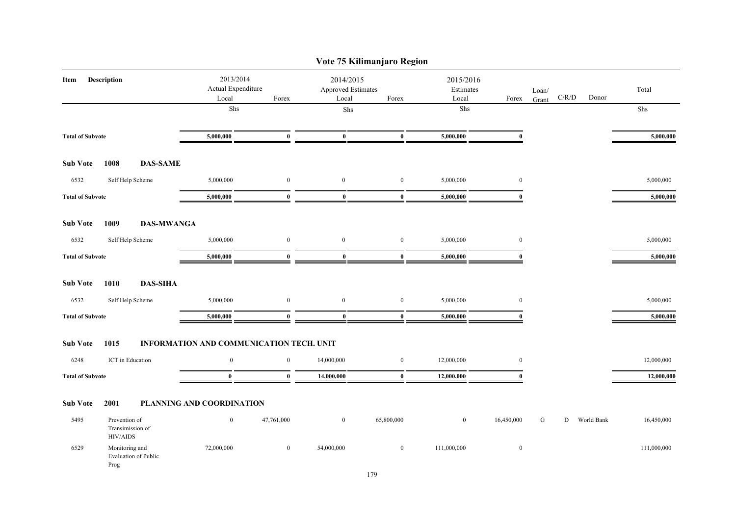# Vote 75 Kilimanjaro Region

| Item | Description | 2013/2014 Actual Expenditure Local | Forex | 2014/2015 Approved Estimates Local | Forex | 2015/2016 Estimates Local | Forex | Loan/ Grant | C/R/D | Donor | Total |
|---|---|---|---|---|---|---|---|---|---|---|---|
| | | Shs | | Shs | | Shs | | | | | Shs |
| **Total of Subvote** | | **5,000,000** | **0** | **0** | **0** | **5,000,000** | **0** | | | | **5,000,000** |
| **Sub Vote** | **1008 DAS-SAME** | | | | | | | | | | |
| 6532 | Self Help Scheme | 5,000,000 | 0 | 0 | 0 | 5,000,000 | 0 | | | | 5,000,000 |
| **Total of Subvote** | | **5,000,000** | **0** | **0** | **0** | **5,000,000** | **0** | | | | **5,000,000** |
| **Sub Vote** | **1009 DAS-MWANGA** | | | | | | | | | | |
| 6532 | Self Help Scheme | 5,000,000 | 0 | 0 | 0 | 5,000,000 | 0 | | | | 5,000,000 |
| **Total of Subvote** | | **5,000,000** | **0** | **0** | **0** | **5,000,000** | **0** | | | | **5,000,000** |
| **Sub Vote** | **1010 DAS-SIHA** | | | | | | | | | | |
| 6532 | Self Help Scheme | 5,000,000 | 0 | 0 | 0 | 5,000,000 | 0 | | | | 5,000,000 |
| **Total of Subvote** | | **5,000,000** | **0** | **0** | **0** | **5,000,000** | **0** | | | | **5,000,000** |
| **Sub Vote** | **1015 INFORMATION AND COMMUNICATION TECH. UNIT** | | | | | | | | | | |
| 6248 | ICT in Education | 0 | 0 | 14,000,000 | 0 | 12,000,000 | 0 | | | | 12,000,000 |
| **Total of Subvote** | | **0** | **0** | **14,000,000** | **0** | **12,000,000** | **0** | | | | **12,000,000** |
| **Sub Vote** | **2001 PLANNING AND COORDINATION** | | | | | | | | | | |
| 5495 | Prevention of Transimission of HIV/AIDS | 0 | 47,761,000 | 0 | 65,800,000 | 0 | 16,450,000 | G | D | World Bank | 16,450,000 |
| 6529 | Monitoring and Evaluation of Public Prog | 72,000,000 | 0 | 54,000,000 | 0 | 111,000,000 | 0 | | | | 111,000,000 |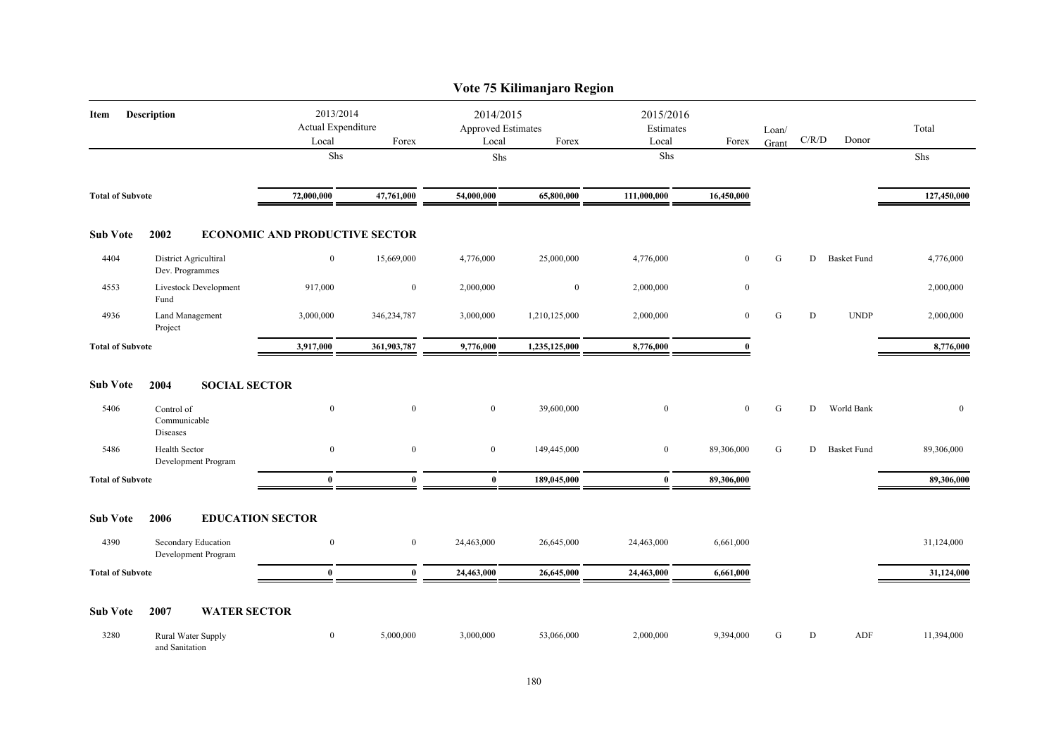# Vote 75 Kilimanjaro Region

| Item | Description | 2013/2014 Actual Expenditure Local | Forex | 2014/2015 Approved Estimates Local | Forex | 2015/2016 Estimates Local | Forex | Loan/ Grant | C/R/D | Donor | Total |
|---|---|---|---|---|---|---|---|---|---|---|---|
| | | Shs | | Shs | | Shs | | | | | Shs |
| **Total of Subvote** | | **72,000,000** | **47,761,000** | **54,000,000** | **65,800,000** | **111,000,000** | **16,450,000** | | | | **127,450,000** |
| **Sub Vote** | **2002 ECONOMIC AND PRODUCTIVE SECTOR** | | | | | | | | | | |
| 4404 | District Agricultiral Dev. Programmes | 0 | 15,669,000 | 4,776,000 | 25,000,000 | 4,776,000 | 0 | G | D | Basket Fund | 4,776,000 |
| 4553 | Livestock Development Fund | 917,000 | 0 | 2,000,000 | 0 | 2,000,000 | 0 | | | | 2,000,000 |
| 4936 | Land Management Project | 3,000,000 | 346,234,787 | 3,000,000 | 1,210,125,000 | 2,000,000 | 0 | G | D | UNDP | 2,000,000 |
| **Total of Subvote** | | **3,917,000** | **361,903,787** | **9,776,000** | **1,235,125,000** | **8,776,000** | **0** | | | | **8,776,000** |
| **Sub Vote** | **2004 SOCIAL SECTOR** | | | | | | | | | | |
| 5406 | Control of Communicable Diseases | 0 | 0 | 0 | 39,600,000 | 0 | 0 | G | D | World Bank | 0 |
| 5486 | Health Sector Development Program | 0 | 0 | 0 | 149,445,000 | 0 | 89,306,000 | G | D | Basket Fund | 89,306,000 |
| **Total of Subvote** | | **0** | **0** | **0** | **189,045,000** | **0** | **89,306,000** | | | | **89,306,000** |
| **Sub Vote** | **2006 EDUCATION SECTOR** | | | | | | | | | | |
| 4390 | Secondary Education Development Program | 0 | 0 | 24,463,000 | 26,645,000 | 24,463,000 | 6,661,000 | | | | 31,124,000 |
| **Total of Subvote** | | **0** | **0** | **24,463,000** | **26,645,000** | **24,463,000** | **6,661,000** | | | | **31,124,000** |
| **Sub Vote** | **2007 WATER SECTOR** | | | | | | | | | | |
| 3280 | Rural Water Supply and Sanitation | 0 | 5,000,000 | 3,000,000 | 53,066,000 | 2,000,000 | 9,394,000 | G | D | ADF | 11,394,000 |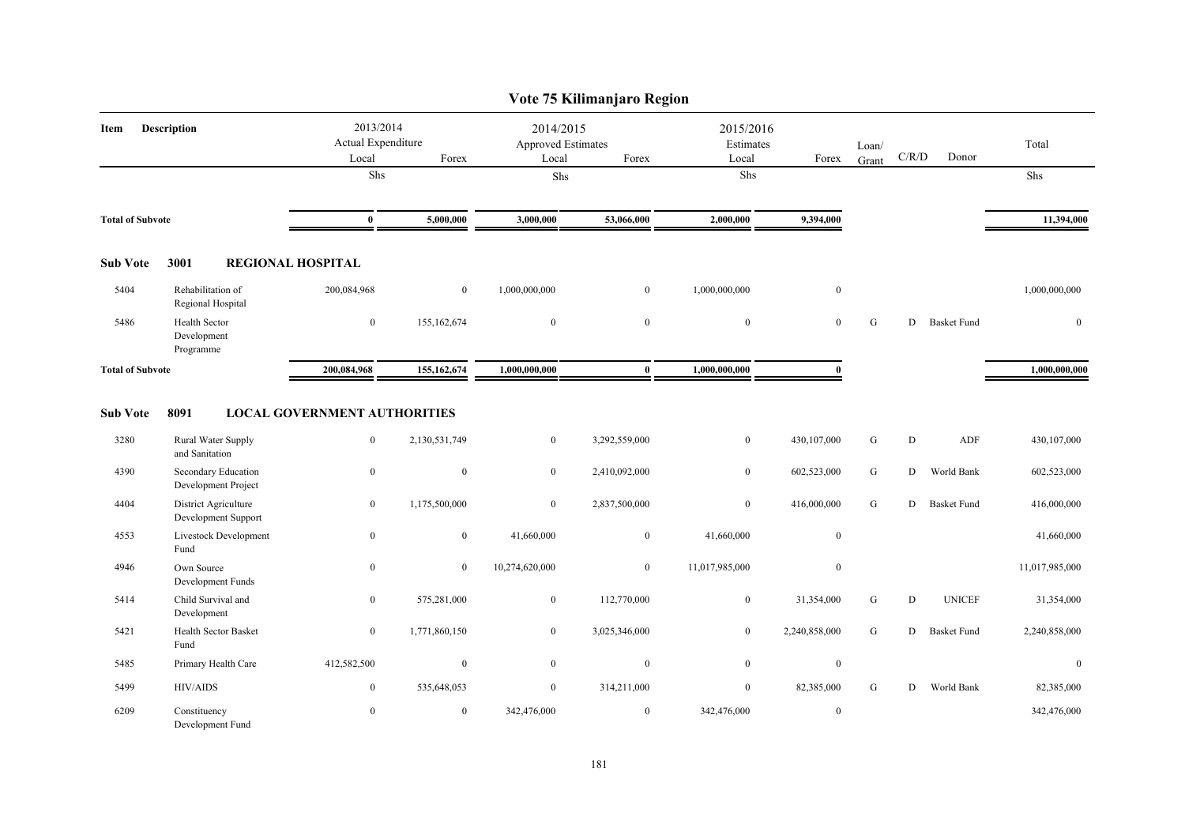# Vote 75 Kilimanjaro Region

| Item | Description | 2013/2014 Actual Expenditure Local | Forex | 2014/2015 Approved Estimates Local | Forex | 2015/2016 Estimates Local | Forex | Loan/ Grant | C/R/D | Donor | Total |
|---|---|---|---|---|---|---|---|---|---|---|---|
| | | Shs | | Shs | | Shs | | | | | Shs |
| **Total of Subvote** | | **0** | **5,000,000** | **3,000,000** | **53,066,000** | **2,000,000** | **9,394,000** | | | | **11,394,000** |
| **Sub Vote** | **3001** | **REGIONAL HOSPITAL** | | | | | | | | | |
| 5404 | Rehabilitation of Regional Hospital | 200,084,968 | 0 | 1,000,000,000 | 0 | 1,000,000,000 | 0 | | | | 1,000,000,000 |
| 5486 | Health Sector Development Programme | 0 | 155,162,674 | 0 | 0 | 0 | 0 | G | D | Basket Fund | 0 |
| **Total of Subvote** | | **200,084,968** | **155,162,674** | **1,000,000,000** | **0** | **1,000,000,000** | **0** | | | | **1,000,000,000** |
| **Sub Vote** | **8091** | **LOCAL GOVERNMENT AUTHORITIES** | | | | | | | | | |
| 3280 | Rural Water Supply and Sanitation | 0 | 2,130,531,749 | 0 | 3,292,559,000 | 0 | 430,107,000 | G | D | ADF | 430,107,000 |
| 4390 | Secondary Education Development Project | 0 | 0 | 0 | 2,410,092,000 | 0 | 602,523,000 | G | D | World Bank | 602,523,000 |
| 4404 | District Agriculture Development Support | 0 | 1,175,500,000 | 0 | 2,837,500,000 | 0 | 416,000,000 | G | D | Basket Fund | 416,000,000 |
| 4553 | Livestock Development Fund | 0 | 0 | 41,660,000 | 0 | 41,660,000 | 0 | | | | 41,660,000 |
| 4946 | Own Source Development Funds | 0 | 0 | 10,274,620,000 | 0 | 11,017,985,000 | 0 | | | | 11,017,985,000 |
| 5414 | Child Survival and Development | 0 | 575,281,000 | 0 | 112,770,000 | 0 | 31,354,000 | G | D | UNICEF | 31,354,000 |
| 5421 | Health Sector Basket Fund | 0 | 1,771,860,150 | 0 | 3,025,346,000 | 0 | 2,240,858,000 | G | D | Basket Fund | 2,240,858,000 |
| 5485 | Primary Health Care | 412,582,500 | 0 | 0 | 0 | 0 | 0 | | | | 0 |
| 5499 | HIV/AIDS | 0 | 535,648,053 | 0 | 314,211,000 | 0 | 82,385,000 | G | D | World Bank | 82,385,000 |
| 6209 | Constituency Development Fund | 0 | 0 | 342,476,000 | 0 | 342,476,000 | 0 | | | | 342,476,000 |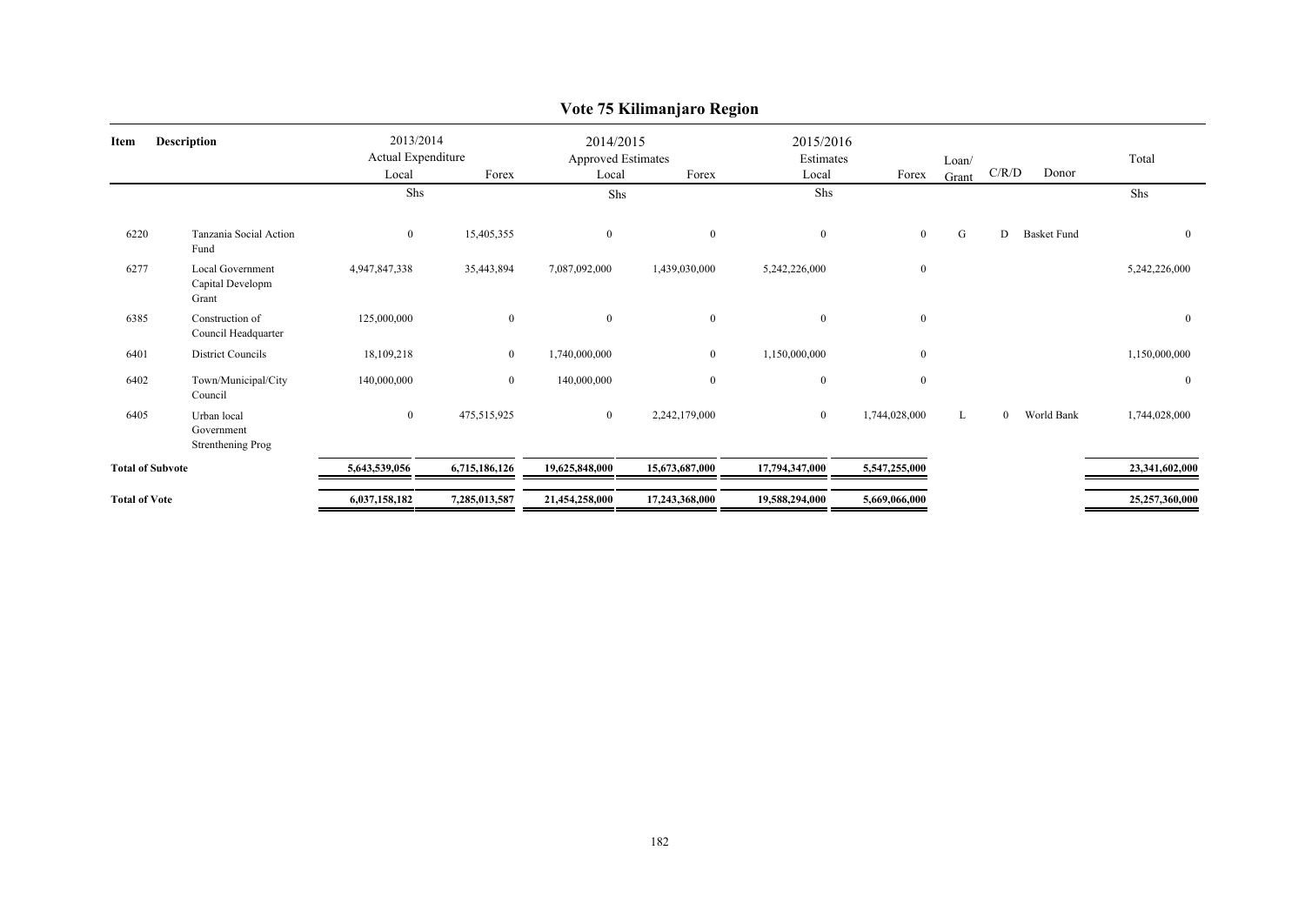# Vote 75 Kilimanjaro Region

| Item | Description | 2013/2014 Actual Expenditure | | 2014/2015 Approved Estimates | | 2015/2016 Estimates | | Loan/ Grant | C/R/D | Donor | Total |
|---|---|---|---|---|---|---|---|---|---|---|---|
| | | Local | Forex | Local | Forex | Local | Forex | | | | |
| | | Shs | | Shs | | Shs | | | | | Shs |
| 6220 | Tanzania Social Action Fund | 0 | 15,405,355 | 0 | 0 | 0 | 0 | G | D | Basket Fund | 0 |
| 6277 | Local Government Capital Developm Grant | 4,947,847,338 | 35,443,894 | 7,087,092,000 | 1,439,030,000 | 5,242,226,000 | 0 | | | | 5,242,226,000 |
| 6385 | Construction of Council Headquarter | 125,000,000 | 0 | 0 | 0 | 0 | 0 | | | | 0 |
| 6401 | District Councils | 18,109,218 | 0 | 1,740,000,000 | 0 | 1,150,000,000 | 0 | | | | 1,150,000,000 |
| 6402 | Town/Municipal/City Council | 140,000,000 | 0 | 140,000,000 | 0 | 0 | 0 | | | | 0 |
| 6405 | Urban local Government Strenthening Prog | 0 | 475,515,925 | 0 | 2,242,179,000 | 0 | 1,744,028,000 | L | 0 | World Bank | 1,744,028,000 |
| **Total of Subvote** | | **5,643,539,056** | **6,715,186,126** | **19,625,848,000** | **15,673,687,000** | **17,794,347,000** | **5,547,255,000** | | | | **23,341,602,000** |
| **Total of Vote** | | **6,037,158,182** | **7,285,013,587** | **21,454,258,000** | **17,243,368,000** | **19,588,294,000** | **5,669,066,000** | | | | **25,257,360,000** |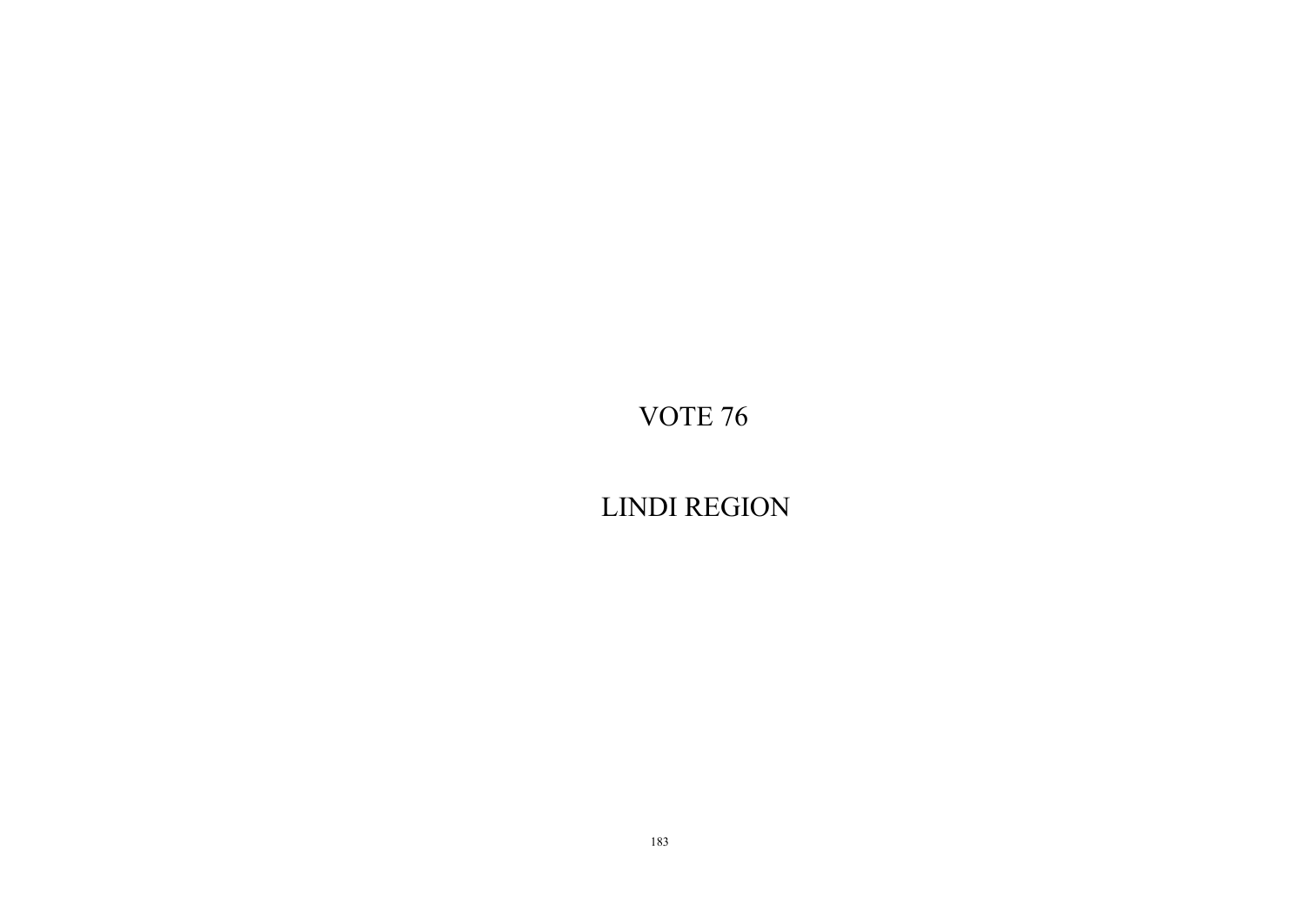# VOTE 76

# LINDI REGION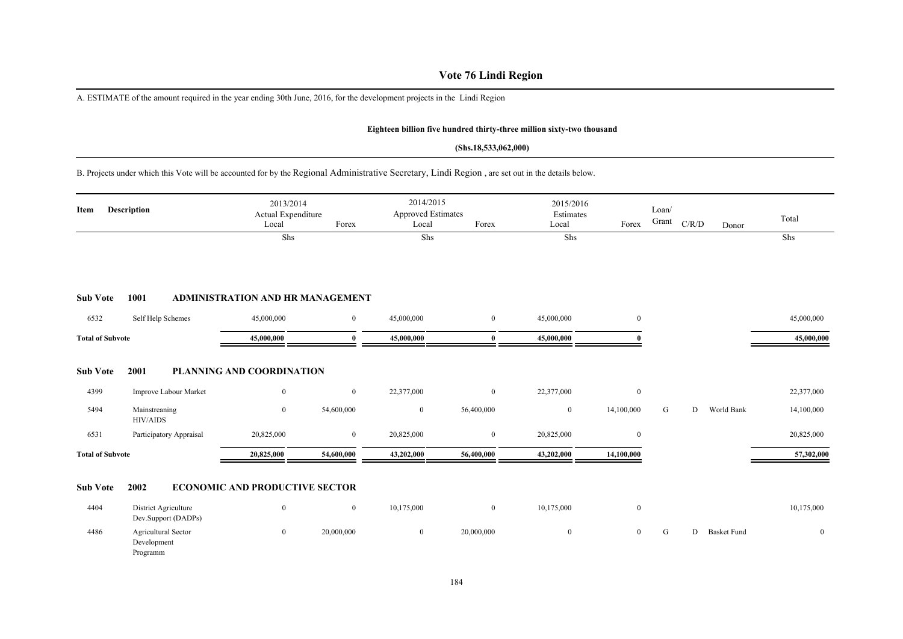# Vote 76 Lindi Region

A. ESTIMATE of the amount required in the year ending 30th June, 2016, for the development projects in the Lindi Region

**Eighteen billion five hundred thirty-three million sixty-two thousand**

**(Shs.18,533,062,000)**

B. Projects under which this Vote will be accounted for by the Regional Administrative Secretary, Lindi Region , are set out in the details below.

| Item | Description | 2013/2014 Actual Expenditure Local | Forex | 2014/2015 Approved Estimates Local | Forex | 2015/2016 Estimates Local | Forex | Loan/ Grant | C/R/D | Donor | Total |
|---|---|---|---|---|---|---|---|---|---|---|---|
| | | Shs | | Shs | | Shs | | | | | Shs |
| **Sub Vote** | **1001** | **ADMINISTRATION AND HR MANAGEMENT** | | | | | | | | | |
| 6532 | Self Help Schemes | 45,000,000 | 0 | 45,000,000 | 0 | 45,000,000 | 0 | | | | 45,000,000 |
| **Total of Subvote** | | **45,000,000** | **0** | **45,000,000** | **0** | **45,000,000** | **0** | | | | **45,000,000** |
| **Sub Vote** | **2001** | **PLANNING AND COORDINATION** | | | | | | | | | |
| 4399 | Improve Labour Market | 0 | 0 | 22,377,000 | 0 | 22,377,000 | 0 | | | | 22,377,000 |
| 5494 | Mainstreaning HIV/AIDS | 0 | 54,600,000 | 0 | 56,400,000 | 0 | 14,100,000 | G | D | World Bank | 14,100,000 |
| 6531 | Participatory Appraisal | 20,825,000 | 0 | 20,825,000 | 0 | 20,825,000 | 0 | | | | 20,825,000 |
| **Total of Subvote** | | **20,825,000** | **54,600,000** | **43,202,000** | **56,400,000** | **43,202,000** | **14,100,000** | | | | **57,302,000** |
| **Sub Vote** | **2002** | **ECONOMIC AND PRODUCTIVE SECTOR** | | | | | | | | | |
| 4404 | District Agriculture Dev.Support (DADPs) | 0 | 0 | 10,175,000 | 0 | 10,175,000 | 0 | | | | 10,175,000 |
| 4486 | Agricultural Sector Development Programm | 0 | 20,000,000 | 0 | 20,000,000 | 0 | 0 | G | D | Basket Fund | 0 |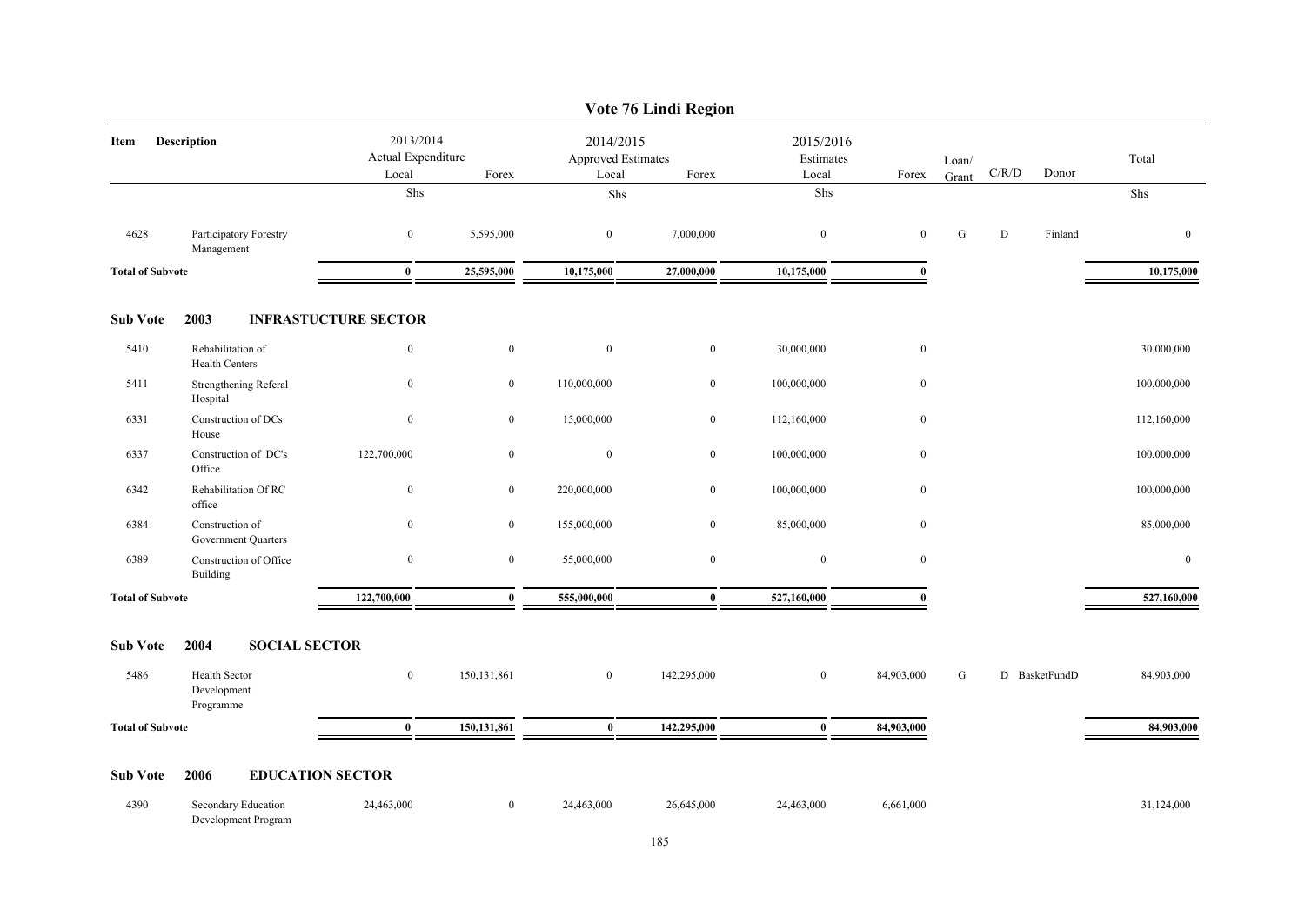# Vote 76 Lindi Region

| Item | Description | 2013/2014 Actual Expenditure Local | Forex | 2014/2015 Approved Estimates Local | Forex | 2015/2016 Estimates Local | Forex | Loan/ Grant | C/R/D | Donor | Total |
|---|---|---|---|---|---|---|---|---|---|---|---|
| | | Shs | | Shs | | Shs | | | | | Shs |
| 4628 | Participatory Forestry Management | 0 | 5,595,000 | 0 | 7,000,000 | 0 | 0 | G | D | Finland | 0 |
| **Total of Subvote** | | **0** | **25,595,000** | **10,175,000** | **27,000,000** | **10,175,000** | **0** | | | | **10,175,000** |
| **Sub Vote** | **2003** | **INFRASTUCTURE SECTOR** | | | | | | | | | |
| 5410 | Rehabilitation of Health Centers | 0 | 0 | 0 | 0 | 30,000,000 | 0 | | | | 30,000,000 |
| 5411 | Strengthening Referal Hospital | 0 | 0 | 110,000,000 | 0 | 100,000,000 | 0 | | | | 100,000,000 |
| 6331 | Construction of DCs House | 0 | 0 | 15,000,000 | 0 | 112,160,000 | 0 | | | | 112,160,000 |
| 6337 | Construction of DC's Office | 122,700,000 | 0 | 0 | 0 | 100,000,000 | 0 | | | | 100,000,000 |
| 6342 | Rehabilitation Of RC office | 0 | 0 | 220,000,000 | 0 | 100,000,000 | 0 | | | | 100,000,000 |
| 6384 | Construction of Government Quarters | 0 | 0 | 155,000,000 | 0 | 85,000,000 | 0 | | | | 85,000,000 |
| 6389 | Construction of Office Building | 0 | 0 | 55,000,000 | 0 | 0 | 0 | | | | 0 |
| **Total of Subvote** | | **122,700,000** | **0** | **555,000,000** | **0** | **527,160,000** | **0** | | | | **527,160,000** |
| **Sub Vote** | **2004** | **SOCIAL SECTOR** | | | | | | | | | |
| 5486 | Health Sector Development Programme | 0 | 150,131,861 | 0 | 142,295,000 | 0 | 84,903,000 | G | D | BasketFundD | 84,903,000 |
| **Total of Subvote** | | **0** | **150,131,861** | **0** | **142,295,000** | **0** | **84,903,000** | | | | **84,903,000** |
| **Sub Vote** | **2006** | **EDUCATION SECTOR** | | | | | | | | | |
| 4390 | Secondary Education Development Program | 24,463,000 | 0 | 24,463,000 | 26,645,000 | 24,463,000 | 6,661,000 | | | | 31,124,000 |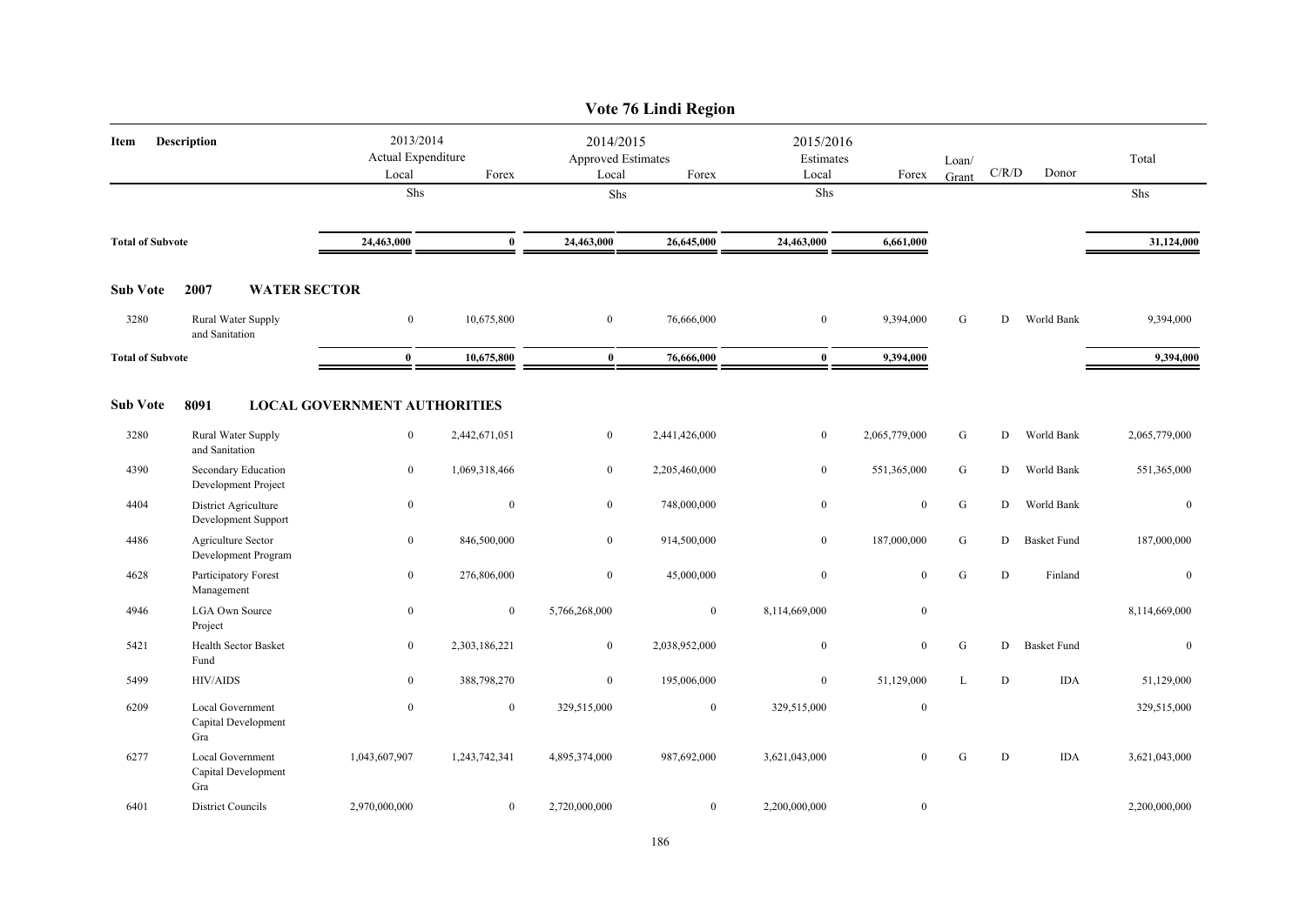# Vote 76 Lindi Region

| Item | Description | 2013/2014 Actual Expenditure Local | Forex | 2014/2015 Approved Estimates Local | Forex | 2015/2016 Estimates Local | Forex | Loan/ Grant | C/R/D | Donor | Total |
|---|---|---|---|---|---|---|---|---|---|---|---|
| | | Shs | | Shs | | Shs | | | | | Shs |
| **Total of Subvote** | | **24,463,000** | **0** | **24,463,000** | **26,645,000** | **24,463,000** | **6,661,000** | | | | **31,124,000** |
| **Sub Vote** | **2007 WATER SECTOR** | | | | | | | | | | |
| 3280 | Rural Water Supply and Sanitation | 0 | 10,675,800 | 0 | 76,666,000 | 0 | 9,394,000 | G | D | World Bank | 9,394,000 |
| **Total of Subvote** | | **0** | **10,675,800** | **0** | **76,666,000** | **0** | **9,394,000** | | | | **9,394,000** |
| **Sub Vote** | **8091 LOCAL GOVERNMENT AUTHORITIES** | | | | | | | | | | |
| 3280 | Rural Water Supply and Sanitation | 0 | 2,442,671,051 | 0 | 2,441,426,000 | 0 | 2,065,779,000 | G | D | World Bank | 2,065,779,000 |
| 4390 | Secondary Education Development Project | 0 | 1,069,318,466 | 0 | 2,205,460,000 | 0 | 551,365,000 | G | D | World Bank | 551,365,000 |
| 4404 | District Agriculture Development Support | 0 | 0 | 0 | 748,000,000 | 0 | 0 | G | D | World Bank | 0 |
| 4486 | Agriculture Sector Development Program | 0 | 846,500,000 | 0 | 914,500,000 | 0 | 187,000,000 | G | D | Basket Fund | 187,000,000 |
| 4628 | Participatory Forest Management | 0 | 276,806,000 | 0 | 45,000,000 | 0 | 0 | G | D | Finland | 0 |
| 4946 | LGA Own Source Project | 0 | 0 | 5,766,268,000 | 0 | 8,114,669,000 | 0 | | | | 8,114,669,000 |
| 5421 | Health Sector Basket Fund | 0 | 2,303,186,221 | 0 | 2,038,952,000 | 0 | 0 | G | D | Basket Fund | 0 |
| 5499 | HIV/AIDS | 0 | 388,798,270 | 0 | 195,006,000 | 0 | 51,129,000 | L | D | IDA | 51,129,000 |
| 6209 | Local Government Capital Development Gra | 0 | 0 | 329,515,000 | 0 | 329,515,000 | 0 | | | | 329,515,000 |
| 6277 | Local Government Capital Development Gra | 1,043,607,907 | 1,243,742,341 | 4,895,374,000 | 987,692,000 | 3,621,043,000 | 0 | G | D | IDA | 3,621,043,000 |
| 6401 | District Councils | 2,970,000,000 | 0 | 2,720,000,000 | 0 | 2,200,000,000 | 0 | | | | 2,200,000,000 |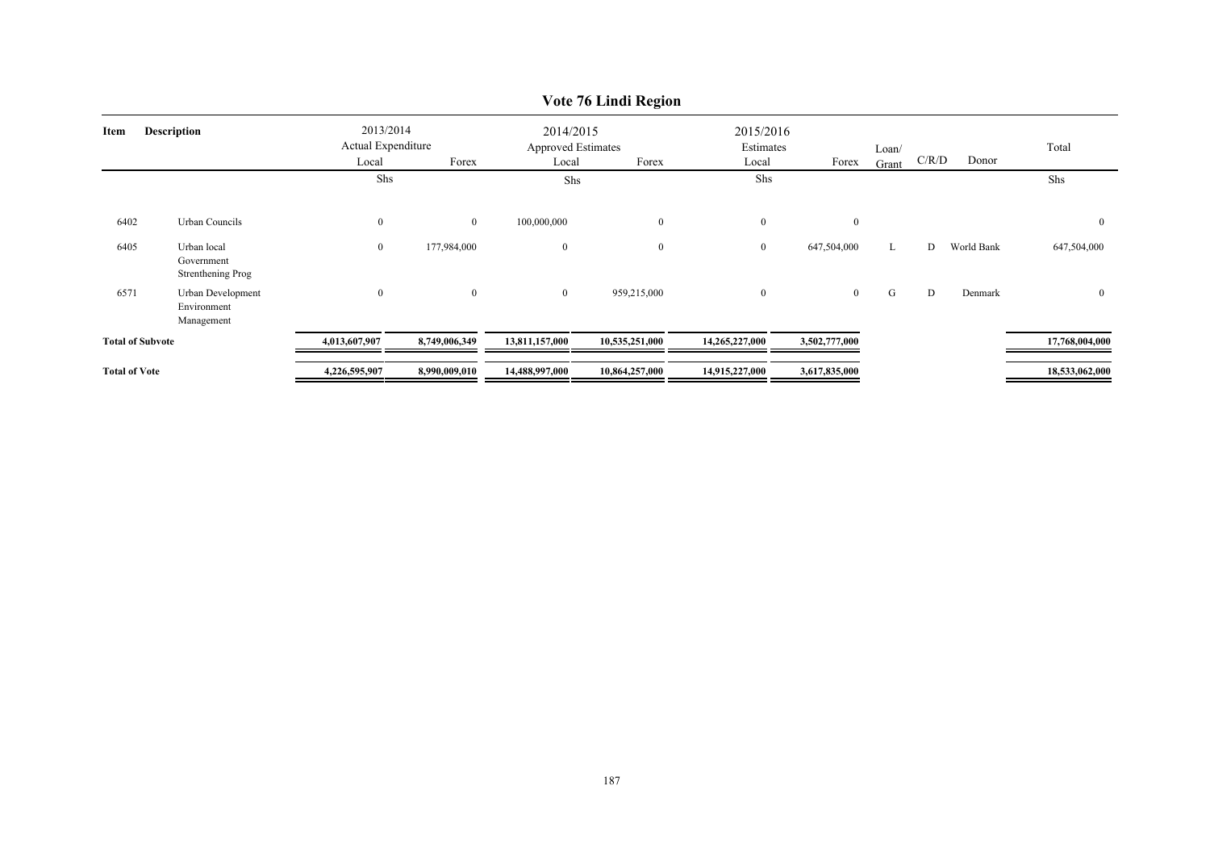# Vote 76 Lindi Region

| Item | Description | 2013/2014 Actual Expenditure | | 2014/2015 Approved Estimates | | 2015/2016 Estimates | | Loan/ Grant | C/R/D | Donor | Total |
|---|---|---|---|---|---|---|---|---|---|---|---|
| | | Local | Forex | Local | Forex | Local | Forex | | | | |
| | | Shs | | Shs | | Shs | | | | | Shs |
| 6402 | Urban Councils | 0 | 0 | 100,000,000 | 0 | 0 | 0 | | | | 0 |
| 6405 | Urban local Government Strenthening Prog | 0 | 177,984,000 | 0 | 0 | 0 | 647,504,000 | L | D | World Bank | 647,504,000 |
| 6571 | Urban Development Environment Management | 0 | 0 | 0 | 959,215,000 | 0 | 0 | G | D | Denmark | 0 |
| **Total of Subvote** | | **4,013,607,907** | **8,749,006,349** | **13,811,157,000** | **10,535,251,000** | **14,265,227,000** | **3,502,777,000** | | | | **17,768,004,000** |
| **Total of Vote** | | **4,226,595,907** | **8,990,009,010** | **14,488,997,000** | **10,864,257,000** | **14,915,227,000** | **3,617,835,000** | | | | **18,533,062,000** |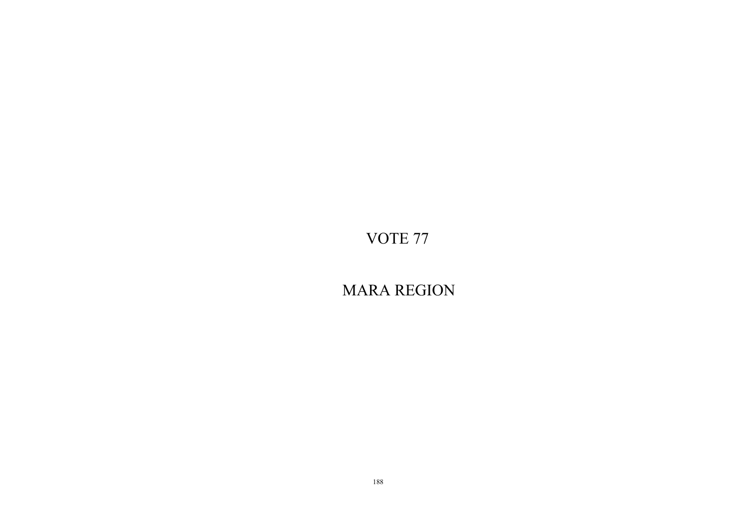# VOTE 77

# MARA REGION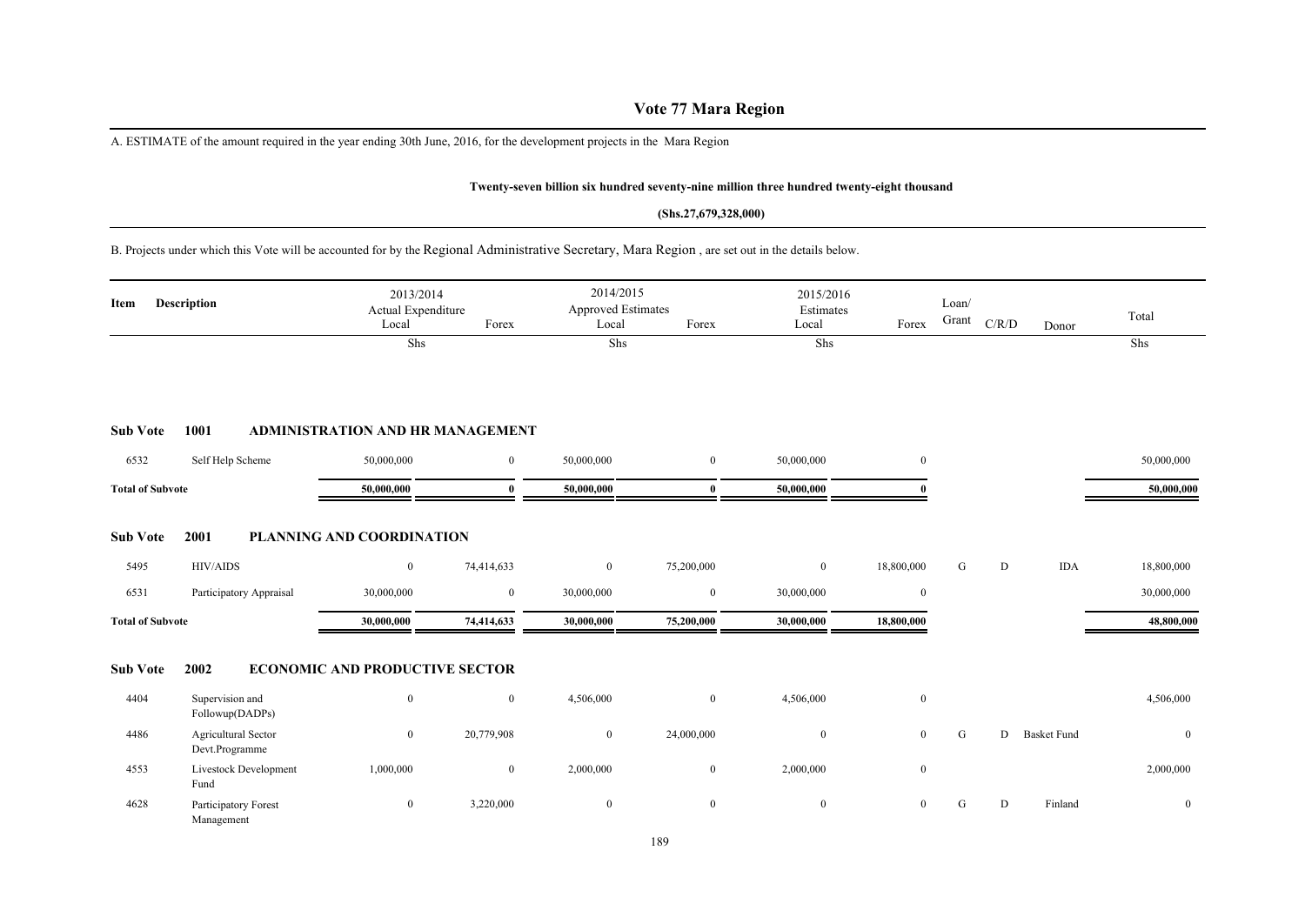# Vote 77 Mara Region

A. ESTIMATE of the amount required in the year ending 30th June, 2016, for the development projects in the Mara Region

**Twenty-seven billion six hundred seventy-nine million three hundred twenty-eight thousand**

**(Shs.27,679,328,000)**

B. Projects under which this Vote will be accounted for by the Regional Administrative Secretary, Mara Region , are set out in the details below.

| Item | Description | 2013/2014 Actual Expenditure Local | Forex | 2014/2015 Approved Estimates Local | Forex | 2015/2016 Estimates Local | Forex | Loan/ Grant | C/R/D | Donor | Total |
|---|---|---|---|---|---|---|---|---|---|---|---|
| | | Shs | | Shs | | Shs | | | | | Shs |
| **Sub Vote 1001** | **ADMINISTRATION AND HR MANAGEMENT** | | | | | | | | | | |
| 6532 | Self Help Scheme | 50,000,000 | 0 | 50,000,000 | 0 | 50,000,000 | 0 | | | | 50,000,000 |
| **Total of Subvote** | | **50,000,000** | **0** | **50,000,000** | **0** | **50,000,000** | **0** | | | | **50,000,000** |
| **Sub Vote 2001** | **PLANNING AND COORDINATION** | | | | | | | | | | |
| 5495 | HIV/AIDS | 0 | 74,414,633 | 0 | 75,200,000 | 0 | 18,800,000 | G | D | IDA | 18,800,000 |
| 6531 | Participatory Appraisal | 30,000,000 | 0 | 30,000,000 | 0 | 30,000,000 | 0 | | | | 30,000,000 |
| **Total of Subvote** | | **30,000,000** | **74,414,633** | **30,000,000** | **75,200,000** | **30,000,000** | **18,800,000** | | | | **48,800,000** |
| **Sub Vote 2002** | **ECONOMIC AND PRODUCTIVE SECTOR** | | | | | | | | | | |
| 4404 | Supervision and Followup(DADPs) | 0 | 0 | 4,506,000 | 0 | 4,506,000 | 0 | | | | 4,506,000 |
| 4486 | Agricultural Sector Devt.Programme | 0 | 20,779,908 | 0 | 24,000,000 | 0 | 0 | G | D | Basket Fund | 0 |
| 4553 | Livestock Development Fund | 1,000,000 | 0 | 2,000,000 | 0 | 2,000,000 | 0 | | | | 2,000,000 |
| 4628 | Participatory Forest Management | 0 | 3,220,000 | 0 | 0 | 0 | 0 | G | D | Finland | 0 |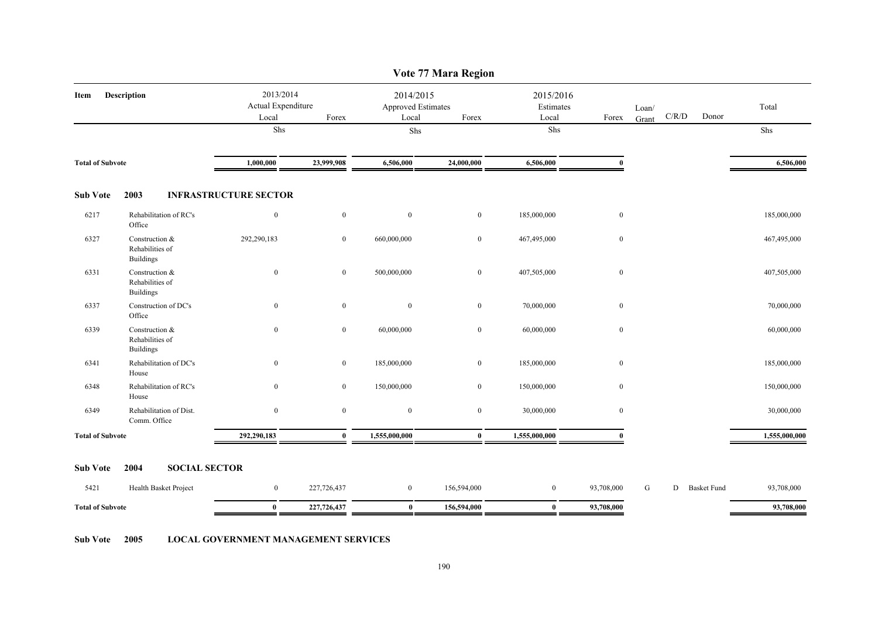# Vote 77 Mara Region

| Item | Description | 2013/2014 Actual Expenditure Local | Forex | 2014/2015 Approved Estimates Local | Forex | 2015/2016 Estimates Local | Forex | Loan/ Grant | C/R/D | Donor | Total |
|---|---|---|---|---|---|---|---|---|---|---|---|
| | | Shs | | Shs | | Shs | | | | | Shs |
| **Total of Subvote** | | **1,000,000** | **23,999,908** | **6,506,000** | **24,000,000** | **6,506,000** | **0** | | | | **6,506,000** |
| **Sub Vote** | **2003 INFRASTRUCTURE SECTOR** | | | | | | | | | | |
| 6217 | Rehabilitation of RC's Office | 0 | 0 | 0 | 0 | 185,000,000 | 0 | | | | 185,000,000 |
| 6327 | Construction & Rehabilities of Buildings | 292,290,183 | 0 | 660,000,000 | 0 | 467,495,000 | 0 | | | | 467,495,000 |
| 6331 | Construction & Rehabilities of Buildings | 0 | 0 | 500,000,000 | 0 | 407,505,000 | 0 | | | | 407,505,000 |
| 6337 | Construction of DC's Office | 0 | 0 | 0 | 0 | 70,000,000 | 0 | | | | 70,000,000 |
| 6339 | Construction & Rehabilities of Buildings | 0 | 0 | 60,000,000 | 0 | 60,000,000 | 0 | | | | 60,000,000 |
| 6341 | Rehabilitation of DC's House | 0 | 0 | 185,000,000 | 0 | 185,000,000 | 0 | | | | 185,000,000 |
| 6348 | Rehabilitation of RC's House | 0 | 0 | 150,000,000 | 0 | 150,000,000 | 0 | | | | 150,000,000 |
| 6349 | Rehabilitation of Dist. Comm. Office | 0 | 0 | 0 | 0 | 30,000,000 | 0 | | | | 30,000,000 |
| **Total of Subvote** | | **292,290,183** | **0** | **1,555,000,000** | **0** | **1,555,000,000** | **0** | | | | **1,555,000,000** |
| **Sub Vote** | **2004 SOCIAL SECTOR** | | | | | | | | | | |
| 5421 | Health Basket Project | 0 | 227,726,437 | 0 | 156,594,000 | 0 | 93,708,000 | G | D | Basket Fund | 93,708,000 |
| **Total of Subvote** | | **0** | **227,726,437** | **0** | **156,594,000** | **0** | **93,708,000** | | | | **93,708,000** |

**Sub Vote 2005 LOCAL GOVERNMENT MANAGEMENT SERVICES**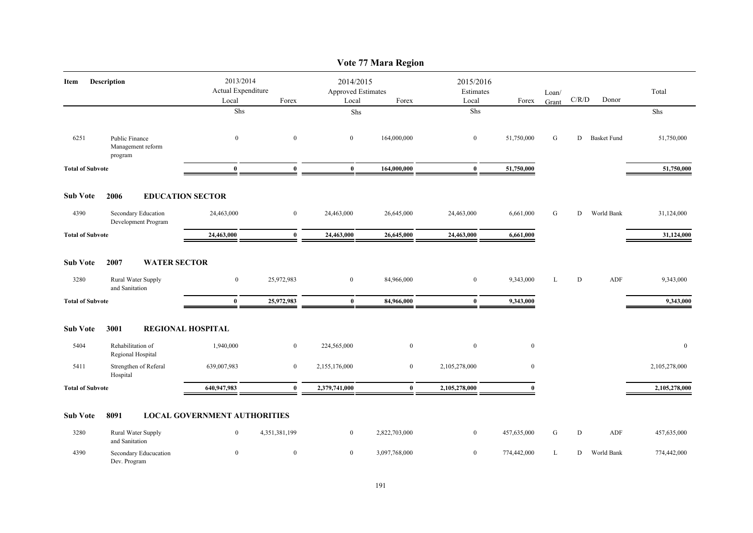# Vote 77 Mara Region

| Item | Description | 2013/2014 Actual Expenditure Local | 2013/2014 Actual Expenditure Forex | 2014/2015 Approved Estimates Local | 2014/2015 Approved Estimates Forex | 2015/2016 Estimates Local | 2015/2016 Estimates Forex | Loan/ Grant | C/R/D | Donor | Total |
|---|---|---|---|---|---|---|---|---|---|---|---|
| | | Shs | | Shs | | Shs | | | | | Shs |
| 6251 | Public Finance Management reform program | 0 | 0 | 0 | 164,000,000 | 0 | 51,750,000 | G | D | Basket Fund | 51,750,000 |
| **Total of Subvote** | | **0** | **0** | **0** | **164,000,000** | **0** | **51,750,000** | | | | **51,750,000** |
| **Sub Vote** | **2006 EDUCATION SECTOR** | | | | | | | | | | |
| 4390 | Secondary Education Development Program | 24,463,000 | 0 | 24,463,000 | 26,645,000 | 24,463,000 | 6,661,000 | G | D | World Bank | 31,124,000 |
| **Total of Subvote** | | **24,463,000** | **0** | **24,463,000** | **26,645,000** | **24,463,000** | **6,661,000** | | | | **31,124,000** |
| **Sub Vote** | **2007 WATER SECTOR** | | | | | | | | | | |
| 3280 | Rural Water Supply and Sanitation | 0 | 25,972,983 | 0 | 84,966,000 | 0 | 9,343,000 | L | D | ADF | 9,343,000 |
| **Total of Subvote** | | **0** | **25,972,983** | **0** | **84,966,000** | **0** | **9,343,000** | | | | **9,343,000** |
| **Sub Vote** | **3001 REGIONAL HOSPITAL** | | | | | | | | | | |
| 5404 | Rehabilitation of Regional Hospital | 1,940,000 | 0 | 224,565,000 | 0 | 0 | 0 | | | | 0 |
| 5411 | Strengthen of Referal Hospital | 639,007,983 | 0 | 2,155,176,000 | 0 | 2,105,278,000 | 0 | | | | 2,105,278,000 |
| **Total of Subvote** | | **640,947,983** | **0** | **2,379,741,000** | **0** | **2,105,278,000** | **0** | | | | **2,105,278,000** |
| **Sub Vote** | **8091 LOCAL GOVERNMENT AUTHORITIES** | | | | | | | | | | |
| 3280 | Rural Water Supply and Sanitation | 0 | 4,351,381,199 | 0 | 2,822,703,000 | 0 | 457,635,000 | G | D | ADF | 457,635,000 |
| 4390 | Secondary Educucation Dev. Program | 0 | 0 | 0 | 3,097,768,000 | 0 | 774,442,000 | L | D | World Bank | 774,442,000 |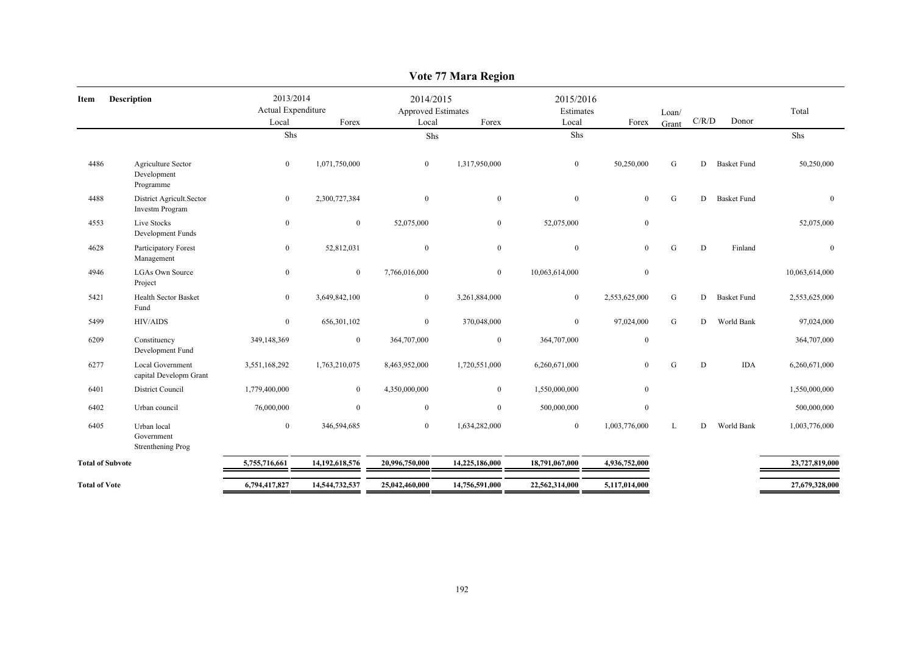# Vote 77 Mara Region

| Item | Description | 2013/2014 Actual Expenditure Local | Forex | 2014/2015 Approved Estimates Local | Forex | 2015/2016 Estimates Local | Forex | Loan/ Grant | C/R/D | Donor | Total |
|---|---|---|---|---|---|---|---|---|---|---|---|
| | | Shs | | Shs | | Shs | | | | | Shs |
| 4486 | Agriculture Sector Development Programme | 0 | 1,071,750,000 | 0 | 1,317,950,000 | 0 | 50,250,000 | G | D | Basket Fund | 50,250,000 |
| 4488 | District Agricult.Sector Investm Program | 0 | 2,300,727,384 | 0 | 0 | 0 | 0 | G | D | Basket Fund | 0 |
| 4553 | Live Stocks Development Funds | 0 | 0 | 52,075,000 | 0 | 52,075,000 | 0 | | | | 52,075,000 |
| 4628 | Participatory Forest Management | 0 | 52,812,031 | 0 | 0 | 0 | 0 | G | D | Finland | 0 |
| 4946 | LGAs Own Source Project | 0 | 0 | 7,766,016,000 | 0 | 10,063,614,000 | 0 | | | | 10,063,614,000 |
| 5421 | Health Sector Basket Fund | 0 | 3,649,842,100 | 0 | 3,261,884,000 | 0 | 2,553,625,000 | G | D | Basket Fund | 2,553,625,000 |
| 5499 | HIV/AIDS | 0 | 656,301,102 | 0 | 370,048,000 | 0 | 97,024,000 | G | D | World Bank | 97,024,000 |
| 6209 | Constituency Development Fund | 349,148,369 | 0 | 364,707,000 | 0 | 364,707,000 | 0 | | | | 364,707,000 |
| 6277 | Local Government capital Developm Grant | 3,551,168,292 | 1,763,210,075 | 8,463,952,000 | 1,720,551,000 | 6,260,671,000 | 0 | G | D | IDA | 6,260,671,000 |
| 6401 | District Council | 1,779,400,000 | 0 | 4,350,000,000 | 0 | 1,550,000,000 | 0 | | | | 1,550,000,000 |
| 6402 | Urban council | 76,000,000 | 0 | 0 | 0 | 500,000,000 | 0 | | | | 500,000,000 |
| 6405 | Urban local Government Strenthening Prog | 0 | 346,594,685 | 0 | 1,634,282,000 | 0 | 1,003,776,000 | L | D | World Bank | 1,003,776,000 |
| **Total of Subvote** | | **5,755,716,661** | **14,192,618,576** | **20,996,750,000** | **14,225,186,000** | **18,791,067,000** | **4,936,752,000** | | | | **23,727,819,000** |
| **Total of Vote** | | **6,794,417,827** | **14,544,732,537** | **25,042,460,000** | **14,756,591,000** | **22,562,314,000** | **5,117,014,000** | | | | **27,679,328,000** |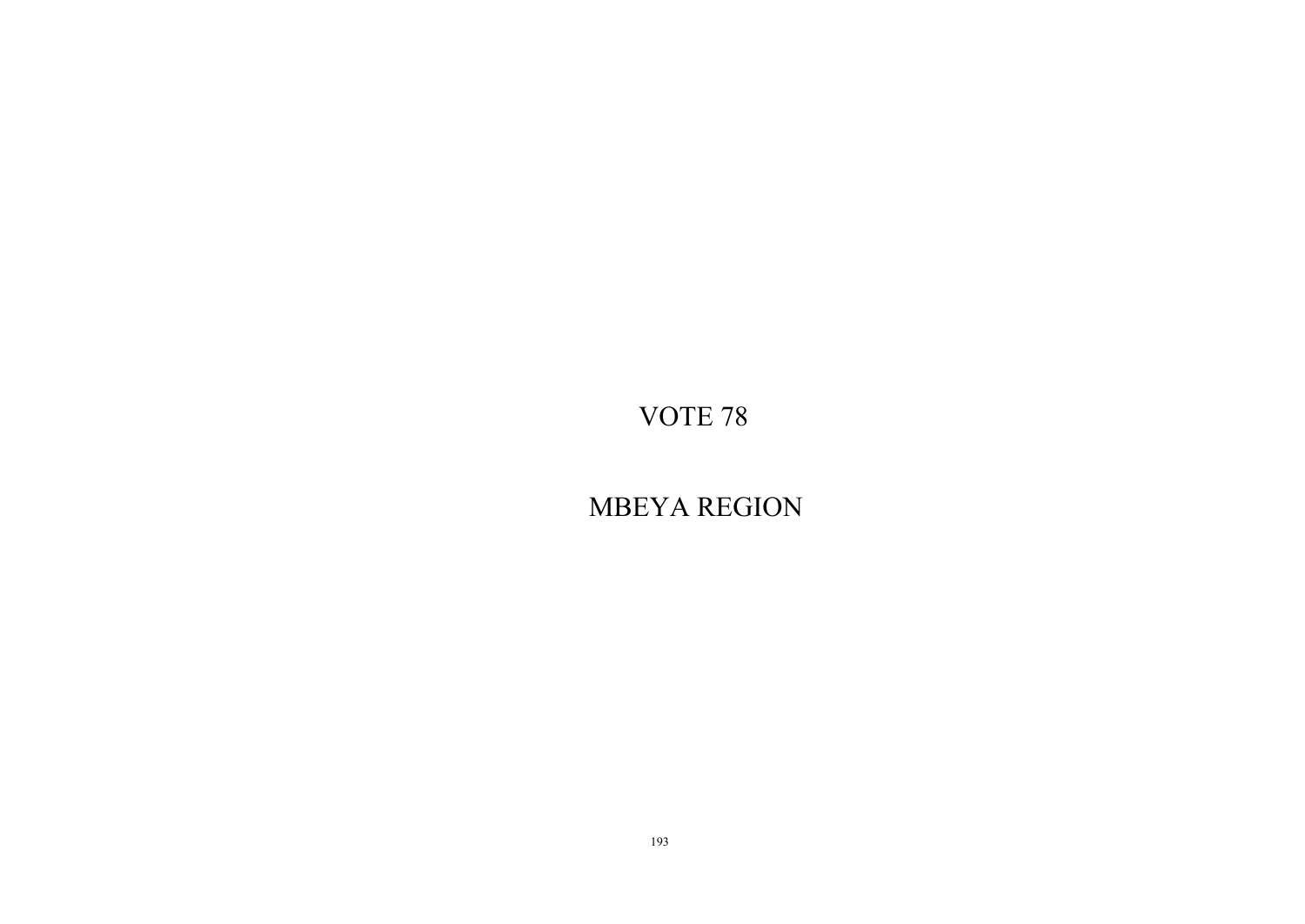# VOTE 78

# MBEYA REGION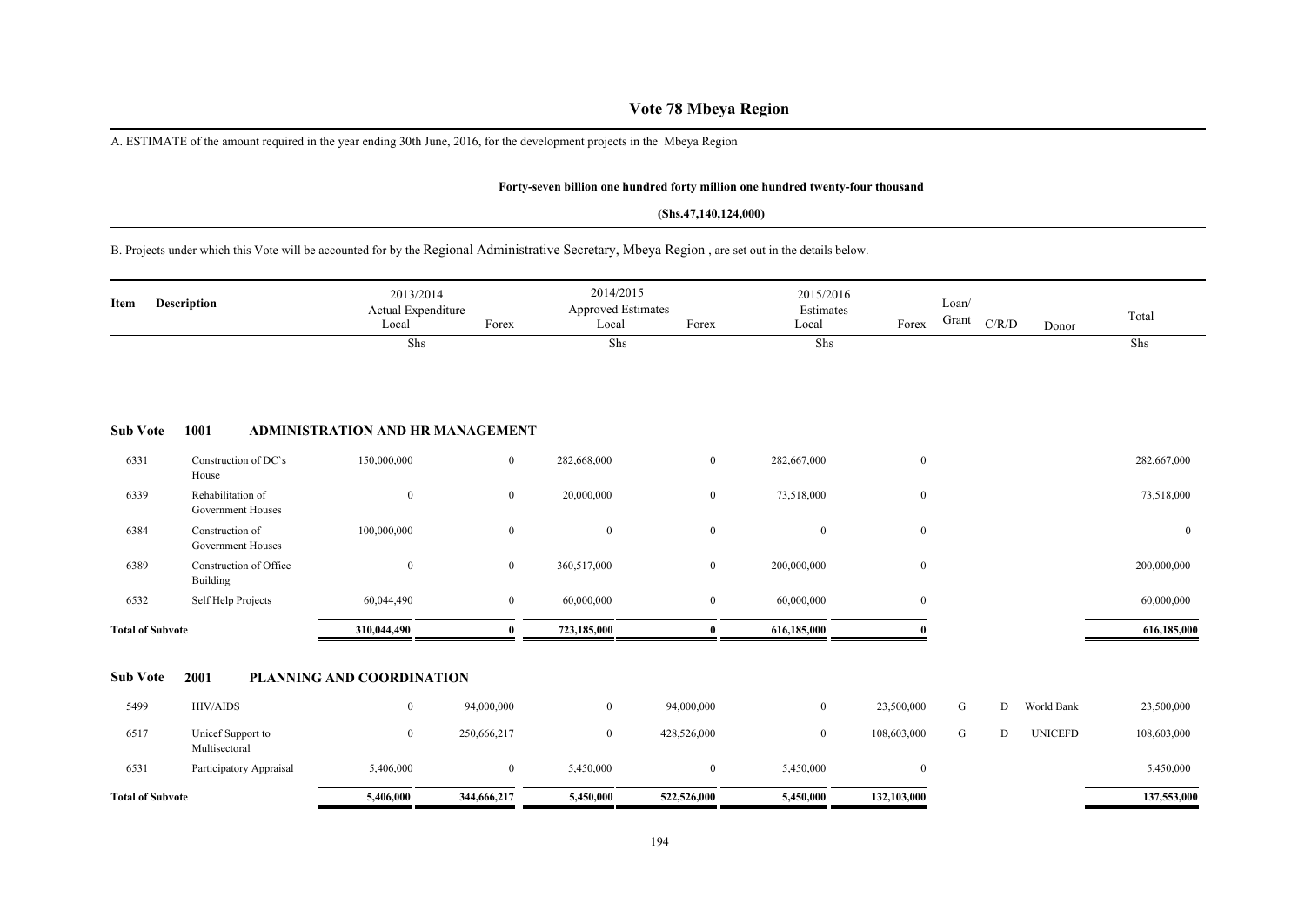# Vote 78 Mbeya Region

A. ESTIMATE of the amount required in the year ending 30th June, 2016, for the development projects in the Mbeya Region

**Forty-seven billion one hundred forty million one hundred twenty-four thousand**

**(Shs.47,140,124,000)**

B. Projects under which this Vote will be accounted for by the Regional Administrative Secretary, Mbeya Region , are set out in the details below.

| Item | Description | 2013/2014 Actual Expenditure Local | Forex | 2014/2015 Approved Estimates Local | Forex | 2015/2016 Estimates Local | Forex | Loan/ Grant | C/R/D | Donor | Total |
|---|---|---|---|---|---|---|---|---|---|---|---|
| | | Shs | | Shs | | Shs | | | | | Shs |
| **Sub Vote** | **1001** | **ADMINISTRATION AND HR MANAGEMENT** | | | | | | | | | |
| 6331 | Construction of DC`s House | 150,000,000 | 0 | 282,668,000 | 0 | 282,667,000 | 0 | | | | 282,667,000 |
| 6339 | Rehabilitation of Government Houses | 0 | 0 | 20,000,000 | 0 | 73,518,000 | 0 | | | | 73,518,000 |
| 6384 | Construction of Government Houses | 100,000,000 | 0 | 0 | 0 | 0 | 0 | | | | 0 |
| 6389 | Construction of Office Building | 0 | 0 | 360,517,000 | 0 | 200,000,000 | 0 | | | | 200,000,000 |
| 6532 | Self Help Projects | 60,044,490 | 0 | 60,000,000 | 0 | 60,000,000 | 0 | | | | 60,000,000 |
| **Total of Subvote** | | **310,044,490** | **0** | **723,185,000** | **0** | **616,185,000** | **0** | | | | **616,185,000** |
| **Sub Vote** | **2001** | **PLANNING AND COORDINATION** | | | | | | | | | |
| 5499 | HIV/AIDS | 0 | 94,000,000 | 0 | 94,000,000 | 0 | 23,500,000 | G | D | World Bank | 23,500,000 |
| 6517 | Unicef Support to Multisectoral | 0 | 250,666,217 | 0 | 428,526,000 | 0 | 108,603,000 | G | D | UNICEFD | 108,603,000 |
| 6531 | Participatory Appraisal | 5,406,000 | 0 | 5,450,000 | 0 | 5,450,000 | 0 | | | | 5,450,000 |
| **Total of Subvote** | | **5,406,000** | **344,666,217** | **5,450,000** | **522,526,000** | **5,450,000** | **132,103,000** | | | | **137,553,000** |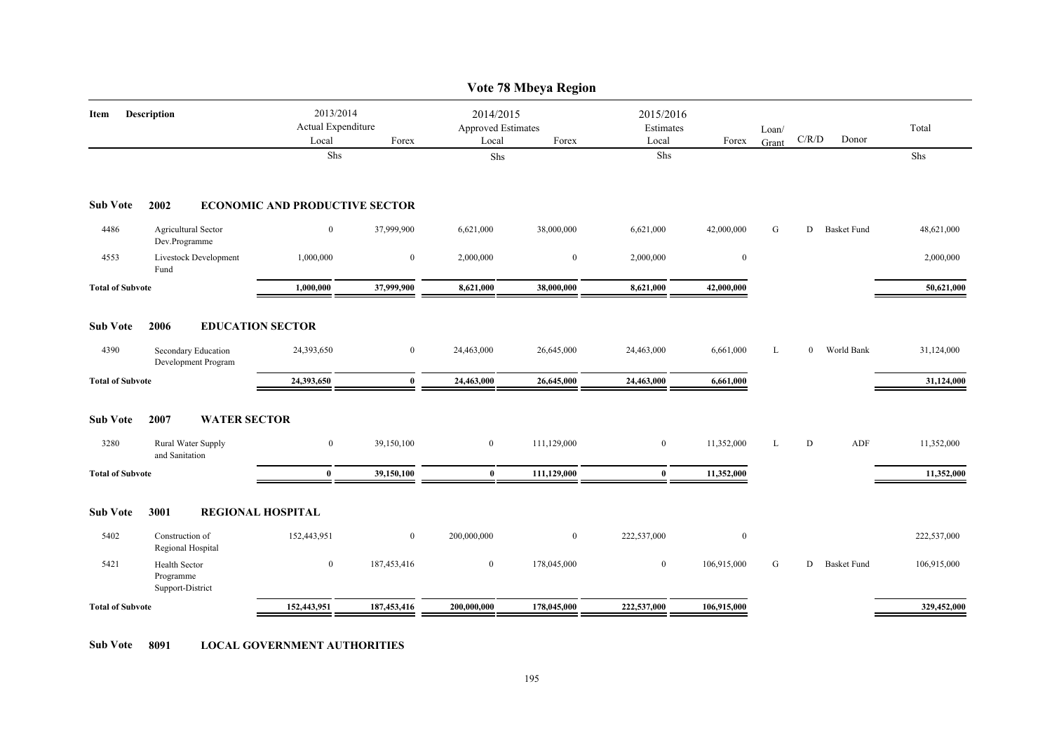# Vote 78 Mbeya Region

| Item | Description | 2013/2014 Actual Expenditure Local | Forex | 2014/2015 Approved Estimates Local | Forex | 2015/2016 Estimates Local | Forex | Loan/ Grant | C/R/D | Donor | Total |
|---|---|---|---|---|---|---|---|---|---|---|---|
| | | Shs | | Shs | | Shs | | | | | Shs |
| **Sub Vote** | **2002 ECONOMIC AND PRODUCTIVE SECTOR** | | | | | | | | | | |
| 4486 | Agricultural Sector Dev.Programme | 0 | 37,999,900 | 6,621,000 | 38,000,000 | 6,621,000 | 42,000,000 | G | D | Basket Fund | 48,621,000 |
| 4553 | Livestock Development Fund | 1,000,000 | 0 | 2,000,000 | 0 | 2,000,000 | 0 | | | | 2,000,000 |
| **Total of Subvote** | | **1,000,000** | **37,999,900** | **8,621,000** | **38,000,000** | **8,621,000** | **42,000,000** | | | | **50,621,000** |
| **Sub Vote** | **2006 EDUCATION SECTOR** | | | | | | | | | | |
| 4390 | Secondary Education Development Program | 24,393,650 | 0 | 24,463,000 | 26,645,000 | 24,463,000 | 6,661,000 | L | 0 | World Bank | 31,124,000 |
| **Total of Subvote** | | **24,393,650** | **0** | **24,463,000** | **26,645,000** | **24,463,000** | **6,661,000** | | | | **31,124,000** |
| **Sub Vote** | **2007 WATER SECTOR** | | | | | | | | | | |
| 3280 | Rural Water Supply and Sanitation | 0 | 39,150,100 | 0 | 111,129,000 | 0 | 11,352,000 | L | D | ADF | 11,352,000 |
| **Total of Subvote** | | **0** | **39,150,100** | **0** | **111,129,000** | **0** | **11,352,000** | | | | **11,352,000** |
| **Sub Vote** | **3001 REGIONAL HOSPITAL** | | | | | | | | | | |
| 5402 | Construction of Regional Hospital | 152,443,951 | 0 | 200,000,000 | 0 | 222,537,000 | 0 | | | | 222,537,000 |
| 5421 | Health Sector Programme Support-District | 0 | 187,453,416 | 0 | 178,045,000 | 0 | 106,915,000 | G | D | Basket Fund | 106,915,000 |
| **Total of Subvote** | | **152,443,951** | **187,453,416** | **200,000,000** | **178,045,000** | **222,537,000** | **106,915,000** | | | | **329,452,000** |

**Sub Vote 8091 LOCAL GOVERNMENT AUTHORITIES**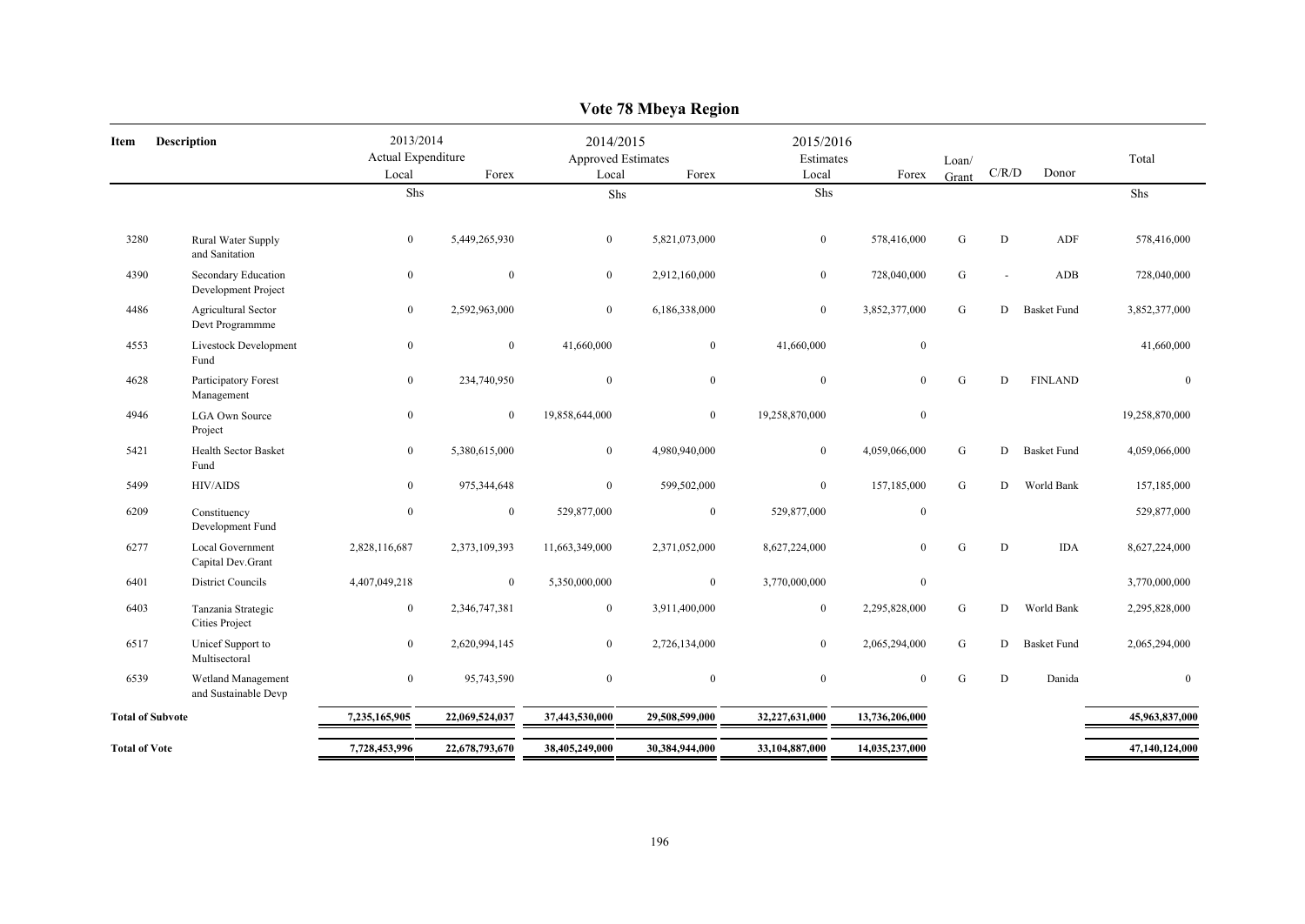# Vote 78 Mbeya Region

| Item | Description | 2013/2014 Actual Expenditure Local | Forex | 2014/2015 Approved Estimates Local | Forex | 2015/2016 Estimates Local | Forex | Loan/ Grant | C/R/D | Donor | Total |
|---|---|---|---|---|---|---|---|---|---|---|---|
| | | Shs | | Shs | | Shs | | | | | Shs |
| 3280 | Rural Water Supply and Sanitation | 0 | 5,449,265,930 | 0 | 5,821,073,000 | 0 | 578,416,000 | G | D | ADF | 578,416,000 |
| 4390 | Secondary Education Development Project | 0 | 0 | 0 | 2,912,160,000 | 0 | 728,040,000 | G | - | ADB | 728,040,000 |
| 4486 | Agricultural Sector Devt Programmme | 0 | 2,592,963,000 | 0 | 6,186,338,000 | 0 | 3,852,377,000 | G | D | Basket Fund | 3,852,377,000 |
| 4553 | Livestock Development Fund | 0 | 0 | 41,660,000 | 0 | 41,660,000 | 0 | | | | 41,660,000 |
| 4628 | Participatory Forest Management | 0 | 234,740,950 | 0 | 0 | 0 | 0 | G | D | FINLAND | 0 |
| 4946 | LGA Own Source Project | 0 | 0 | 19,858,644,000 | 0 | 19,258,870,000 | 0 | | | | 19,258,870,000 |
| 5421 | Health Sector Basket Fund | 0 | 5,380,615,000 | 0 | 4,980,940,000 | 0 | 4,059,066,000 | G | D | Basket Fund | 4,059,066,000 |
| 5499 | HIV/AIDS | 0 | 975,344,648 | 0 | 599,502,000 | 0 | 157,185,000 | G | D | World Bank | 157,185,000 |
| 6209 | Constituency Development Fund | 0 | 0 | 529,877,000 | 0 | 529,877,000 | 0 | | | | 529,877,000 |
| 6277 | Local Government Capital Dev.Grant | 2,828,116,687 | 2,373,109,393 | 11,663,349,000 | 2,371,052,000 | 8,627,224,000 | 0 | G | D | IDA | 8,627,224,000 |
| 6401 | District Councils | 4,407,049,218 | 0 | 5,350,000,000 | 0 | 3,770,000,000 | 0 | | | | 3,770,000,000 |
| 6403 | Tanzania Strategic Cities Project | 0 | 2,346,747,381 | 0 | 3,911,400,000 | 0 | 2,295,828,000 | G | D | World Bank | 2,295,828,000 |
| 6517 | Unicef Support to Multisectoral | 0 | 2,620,994,145 | 0 | 2,726,134,000 | 0 | 2,065,294,000 | G | D | Basket Fund | 2,065,294,000 |
| 6539 | Wetland Management and Sustainable Devp | 0 | 95,743,590 | 0 | 0 | 0 | 0 | G | D | Danida | 0 |
| **Total of Subvote** | | **7,235,165,905** | **22,069,524,037** | **37,443,530,000** | **29,508,599,000** | **32,227,631,000** | **13,736,206,000** | | | | **45,963,837,000** |
| **Total of Vote** | | **7,728,453,996** | **22,678,793,670** | **38,405,249,000** | **30,384,944,000** | **33,104,887,000** | **14,035,237,000** | | | | **47,140,124,000** |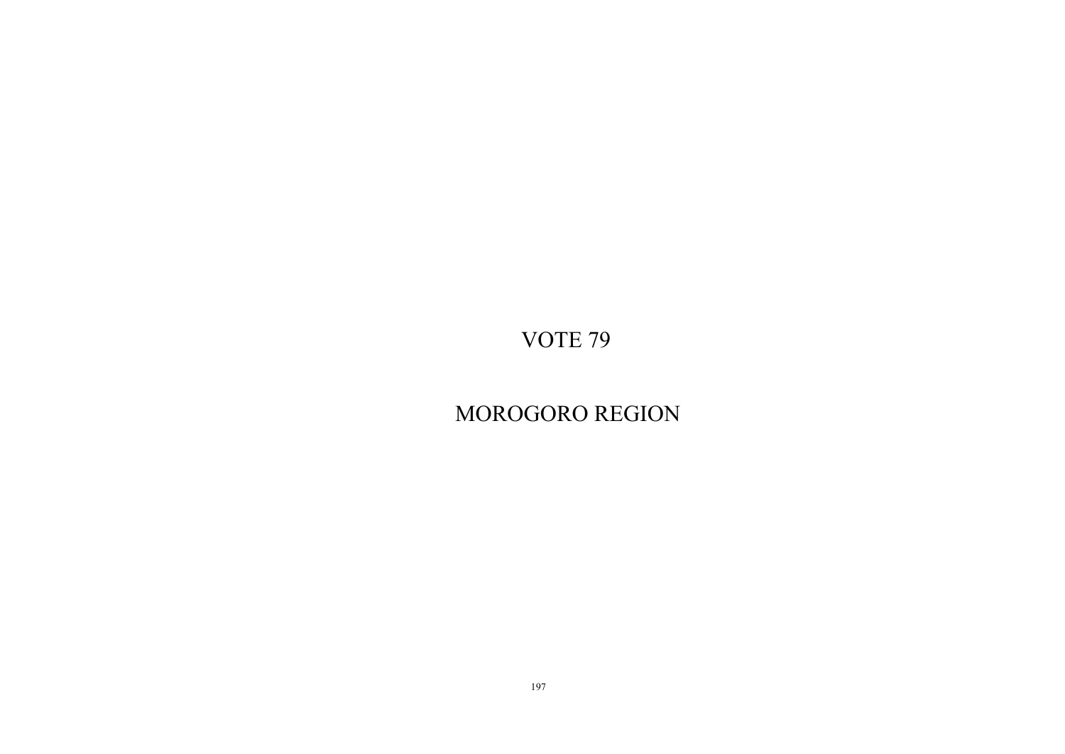# VOTE 79

# MOROGORO REGION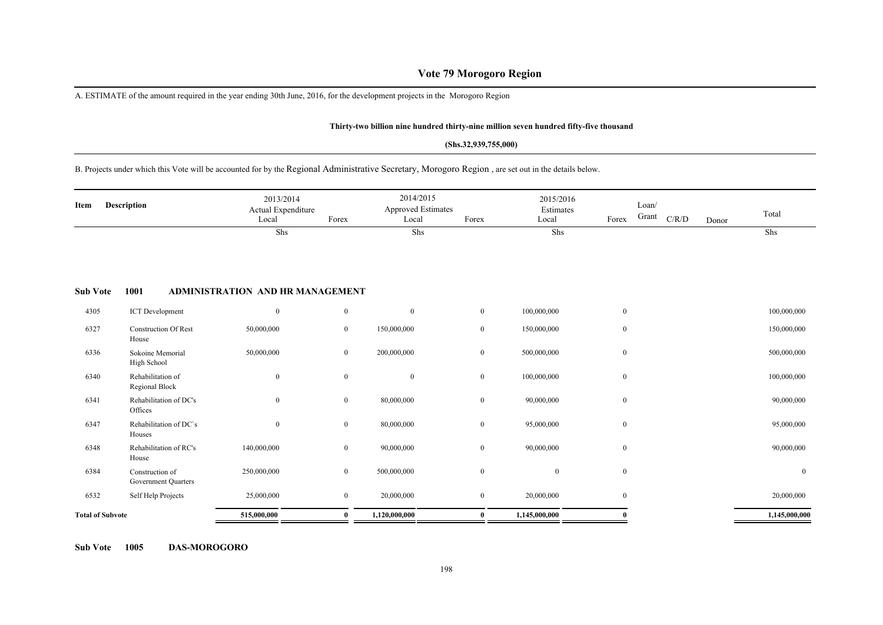# Vote 79 Morogoro Region

A. ESTIMATE of the amount required in the year ending 30th June, 2016, for the development projects in the Morogoro Region

**Thirty-two billion nine hundred thirty-nine million seven hundred fifty-five thousand**

**(Shs.32,939,755,000)**

B. Projects under which this Vote will be accounted for by the Regional Administrative Secretary, Morogoro Region , are set out in the details below.

| Item | Description | 2013/2014 Actual Expenditure Local | Forex | 2014/2015 Approved Estimates Local | Forex | 2015/2016 Estimates Local | Forex | Loan/ Grant | C/R/D | Donor | Total |
|---|---|---|---|---|---|---|---|---|---|---|---|
| | | Shs | | Shs | | Shs | | | | | Shs |
| **Sub Vote** | **1001 ADMINISTRATION AND HR MANAGEMENT** | | | | | | | | | | |
| 4305 | ICT Development | 0 | 0 | 0 | 0 | 100,000,000 | 0 | | | | 100,000,000 |
| 6327 | Construction Of Rest House | 50,000,000 | 0 | 150,000,000 | 0 | 150,000,000 | 0 | | | | 150,000,000 |
| 6336 | Sokoine Memorial High School | 50,000,000 | 0 | 200,000,000 | 0 | 500,000,000 | 0 | | | | 500,000,000 |
| 6340 | Rehabilitation of Regional Block | 0 | 0 | 0 | 0 | 100,000,000 | 0 | | | | 100,000,000 |
| 6341 | Rehabilitation of DC's Offices | 0 | 0 | 80,000,000 | 0 | 90,000,000 | 0 | | | | 90,000,000 |
| 6347 | Rehabilitation of DC`s Houses | 0 | 0 | 80,000,000 | 0 | 95,000,000 | 0 | | | | 95,000,000 |
| 6348 | Rehabilitation of RC's House | 140,000,000 | 0 | 90,000,000 | 0 | 90,000,000 | 0 | | | | 90,000,000 |
| 6384 | Construction of Government Quarters | 250,000,000 | 0 | 500,000,000 | 0 | 0 | 0 | | | | 0 |
| 6532 | Self Help Projects | 25,000,000 | 0 | 20,000,000 | 0 | 20,000,000 | 0 | | | | 20,000,000 |
| **Total of Subvote** | | **515,000,000** | **0** | **1,120,000,000** | **0** | **1,145,000,000** | **0** | | | | **1,145,000,000** |

**Sub Vote 1005 DAS-MOROGORO**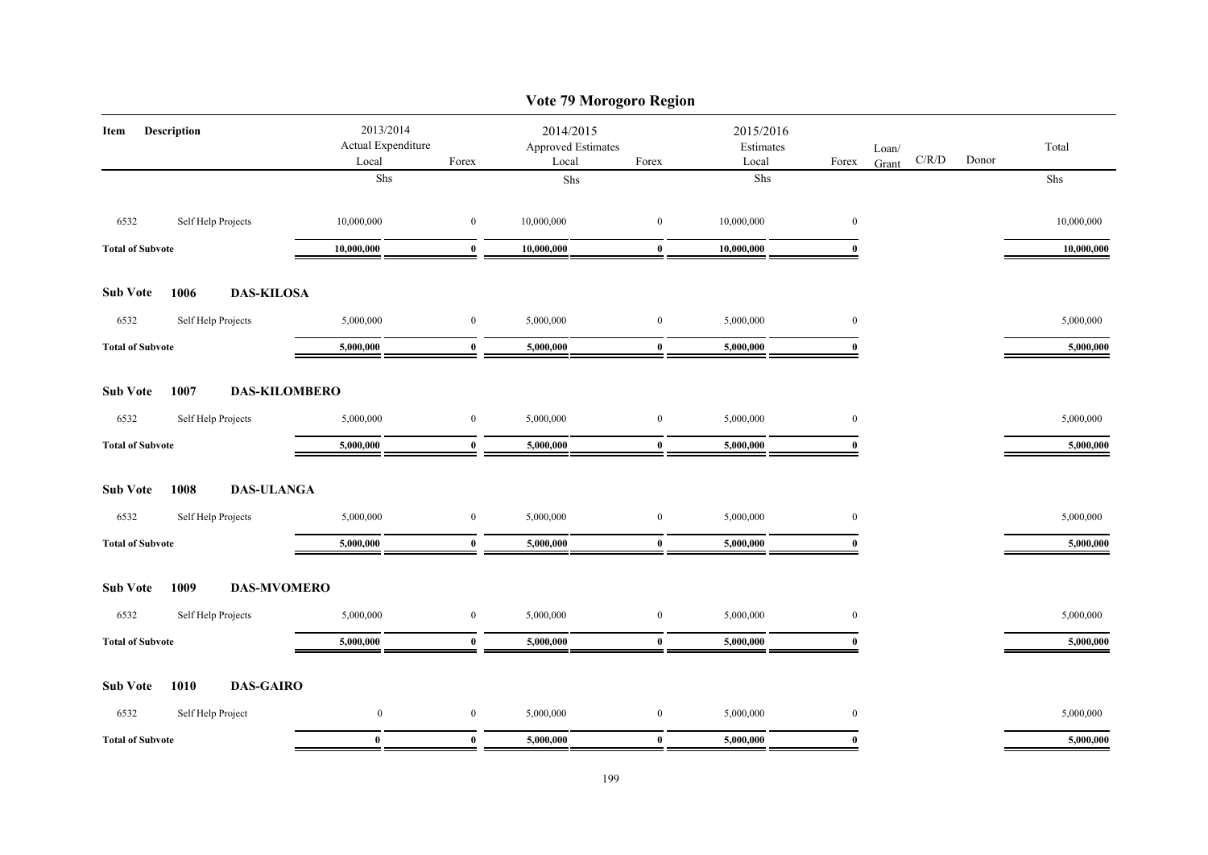## Vote 79 Morogoro Region

| Item | Description | 2013/2014 Actual Expenditure Local | Forex | 2014/2015 Approved Estimates Local | Forex | 2015/2016 Estimates Local | Forex | Loan/ Grant | C/R/D | Donor | Total |
|---|---|---|---|---|---|---|---|---|---|---|---|
| | | Shs | | Shs | | Shs | | | | | Shs |
| 6532 | Self Help Projects | 10,000,000 | 0 | 10,000,000 | 0 | 10,000,000 | 0 | | | | 10,000,000 |
| **Total of Subvote** | | **10,000,000** | **0** | **10,000,000** | **0** | **10,000,000** | **0** | | | | **10,000,000** |
| **Sub Vote** | **1006 DAS-KILOSA** | | | | | | | | | | |
| 6532 | Self Help Projects | 5,000,000 | 0 | 5,000,000 | 0 | 5,000,000 | 0 | | | | 5,000,000 |
| **Total of Subvote** | | **5,000,000** | **0** | **5,000,000** | **0** | **5,000,000** | **0** | | | | **5,000,000** |
| **Sub Vote** | **1007 DAS-KILOMBERO** | | | | | | | | | | |
| 6532 | Self Help Projects | 5,000,000 | 0 | 5,000,000 | 0 | 5,000,000 | 0 | | | | 5,000,000 |
| **Total of Subvote** | | **5,000,000** | **0** | **5,000,000** | **0** | **5,000,000** | **0** | | | | **5,000,000** |
| **Sub Vote** | **1008 DAS-ULANGA** | | | | | | | | | | |
| 6532 | Self Help Projects | 5,000,000 | 0 | 5,000,000 | 0 | 5,000,000 | 0 | | | | 5,000,000 |
| **Total of Subvote** | | **5,000,000** | **0** | **5,000,000** | **0** | **5,000,000** | **0** | | | | **5,000,000** |
| **Sub Vote** | **1009 DAS-MVOMERO** | | | | | | | | | | |
| 6532 | Self Help Projects | 5,000,000 | 0 | 5,000,000 | 0 | 5,000,000 | 0 | | | | 5,000,000 |
| **Total of Subvote** | | **5,000,000** | **0** | **5,000,000** | **0** | **5,000,000** | **0** | | | | **5,000,000** |
| **Sub Vote** | **1010 DAS-GAIRO** | | | | | | | | | | |
| 6532 | Self Help Project | 0 | 0 | 5,000,000 | 0 | 5,000,000 | 0 | | | | 5,000,000 |
| **Total of Subvote** | | **0** | **0** | **5,000,000** | **0** | **5,000,000** | **0** | | | | **5,000,000** |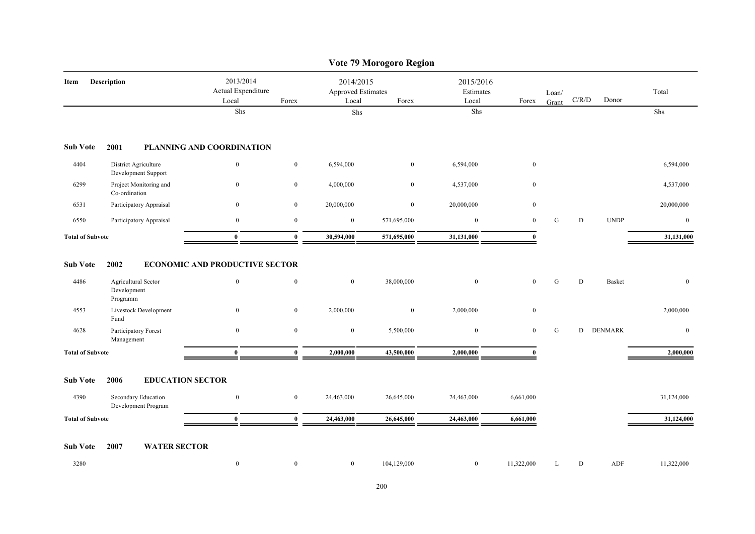# Vote 79 Morogoro Region

| Item | Description | 2013/2014 Actual Expenditure Local | Forex | 2014/2015 Approved Estimates Local | Forex | 2015/2016 Estimates Local | Forex | Loan/ Grant | C/R/D | Donor | Total |
|---|---|---|---|---|---|---|---|---|---|---|---|
| | | Shs | | Shs | | Shs | | | | | Shs |
| **Sub Vote** | **2001 PLANNING AND COORDINATION** | | | | | | | | | | |
| 4404 | District Agriculture Development Support | 0 | 0 | 6,594,000 | 0 | 6,594,000 | 0 | | | | 6,594,000 |
| 6299 | Project Monitoring and Co-ordination | 0 | 0 | 4,000,000 | 0 | 4,537,000 | 0 | | | | 4,537,000 |
| 6531 | Participatory Appraisal | 0 | 0 | 20,000,000 | 0 | 20,000,000 | 0 | | | | 20,000,000 |
| 6550 | Participatory Appraisal | 0 | 0 | 0 | 571,695,000 | 0 | 0 | G | D | UNDP | 0 |
| **Total of Subvote** | | **0** | **0** | **30,594,000** | **571,695,000** | **31,131,000** | **0** | | | | **31,131,000** |
| **Sub Vote** | **2002 ECONOMIC AND PRODUCTIVE SECTOR** | | | | | | | | | | |
| 4486 | Agricultural Sector Development Programm | 0 | 0 | 0 | 38,000,000 | 0 | 0 | G | D | Basket | 0 |
| 4553 | Livestock Development Fund | 0 | 0 | 2,000,000 | 0 | 2,000,000 | 0 | | | | 2,000,000 |
| 4628 | Participatory Forest Management | 0 | 0 | 0 | 5,500,000 | 0 | 0 | G | D | DENMARK | 0 |
| **Total of Subvote** | | **0** | **0** | **2,000,000** | **43,500,000** | **2,000,000** | **0** | | | | **2,000,000** |
| **Sub Vote** | **2006 EDUCATION SECTOR** | | | | | | | | | | |
| 4390 | Secondary Education Development Program | 0 | 0 | 24,463,000 | 26,645,000 | 24,463,000 | 6,661,000 | | | | 31,124,000 |
| **Total of Subvote** | | **0** | **0** | **24,463,000** | **26,645,000** | **24,463,000** | **6,661,000** | | | | **31,124,000** |
| **Sub Vote** | **2007 WATER SECTOR** | | | | | | | | | | |
| 3280 | | 0 | 0 | 0 | 104,129,000 | 0 | 11,322,000 | L | D | ADF | 11,322,000 |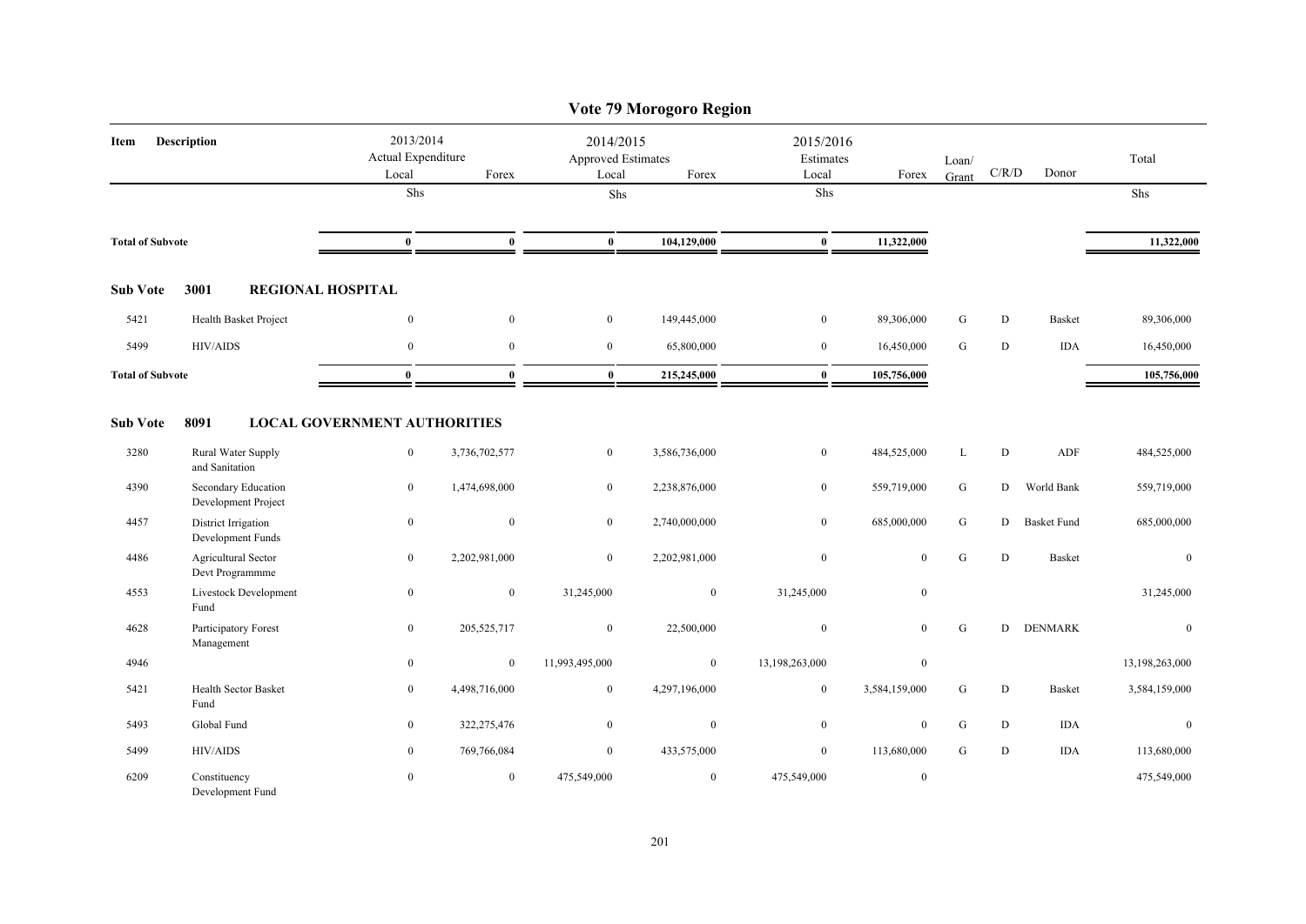# Vote 79 Morogoro Region

| Item | Description | 2013/2014 Actual Expenditure Local | Forex | 2014/2015 Approved Estimates Local | Forex | 2015/2016 Estimates Local | Forex | Loan/ Grant | C/R/D | Donor | Total |
|---|---|---|---|---|---|---|---|---|---|---|---|
| | | Shs | | Shs | | Shs | | | | | Shs |
| **Total of Subvote** | | **0** | **0** | **0** | **104,129,000** | **0** | **11,322,000** | | | | **11,322,000** |
| **Sub Vote** | **3001 REGIONAL HOSPITAL** | | | | | | | | | | |
| 5421 | Health Basket Project | 0 | 0 | 0 | 149,445,000 | 0 | 89,306,000 | G | D | Basket | 89,306,000 |
| 5499 | HIV/AIDS | 0 | 0 | 0 | 65,800,000 | 0 | 16,450,000 | G | D | IDA | 16,450,000 |
| **Total of Subvote** | | **0** | **0** | **0** | **215,245,000** | **0** | **105,756,000** | | | | **105,756,000** |
| **Sub Vote** | **8091 LOCAL GOVERNMENT AUTHORITIES** | | | | | | | | | | |
| 3280 | Rural Water Supply and Sanitation | 0 | 3,736,702,577 | 0 | 3,586,736,000 | 0 | 484,525,000 | L | D | ADF | 484,525,000 |
| 4390 | Secondary Education Development Project | 0 | 1,474,698,000 | 0 | 2,238,876,000 | 0 | 559,719,000 | G | D | World Bank | 559,719,000 |
| 4457 | District Irrigation Development Funds | 0 | 0 | 0 | 2,740,000,000 | 0 | 685,000,000 | G | D | Basket Fund | 685,000,000 |
| 4486 | Agricultural Sector Devt Programmme | 0 | 2,202,981,000 | 0 | 2,202,981,000 | 0 | 0 | G | D | Basket | 0 |
| 4553 | Livestock Development Fund | 0 | 0 | 31,245,000 | 0 | 31,245,000 | 0 | | | | 31,245,000 |
| 4628 | Participatory Forest Management | 0 | 205,525,717 | 0 | 22,500,000 | 0 | 0 | G | D | DENMARK | 0 |
| 4946 | | 0 | 0 | 11,993,495,000 | 0 | 13,198,263,000 | 0 | | | | 13,198,263,000 |
| 5421 | Health Sector Basket Fund | 0 | 4,498,716,000 | 0 | 4,297,196,000 | 0 | 3,584,159,000 | G | D | Basket | 3,584,159,000 |
| 5493 | Global Fund | 0 | 322,275,476 | 0 | 0 | 0 | 0 | G | D | IDA | 0 |
| 5499 | HIV/AIDS | 0 | 769,766,084 | 0 | 433,575,000 | 0 | 113,680,000 | G | D | IDA | 113,680,000 |
| 6209 | Constituency Development Fund | 0 | 0 | 475,549,000 | 0 | 475,549,000 | 0 | | | | 475,549,000 |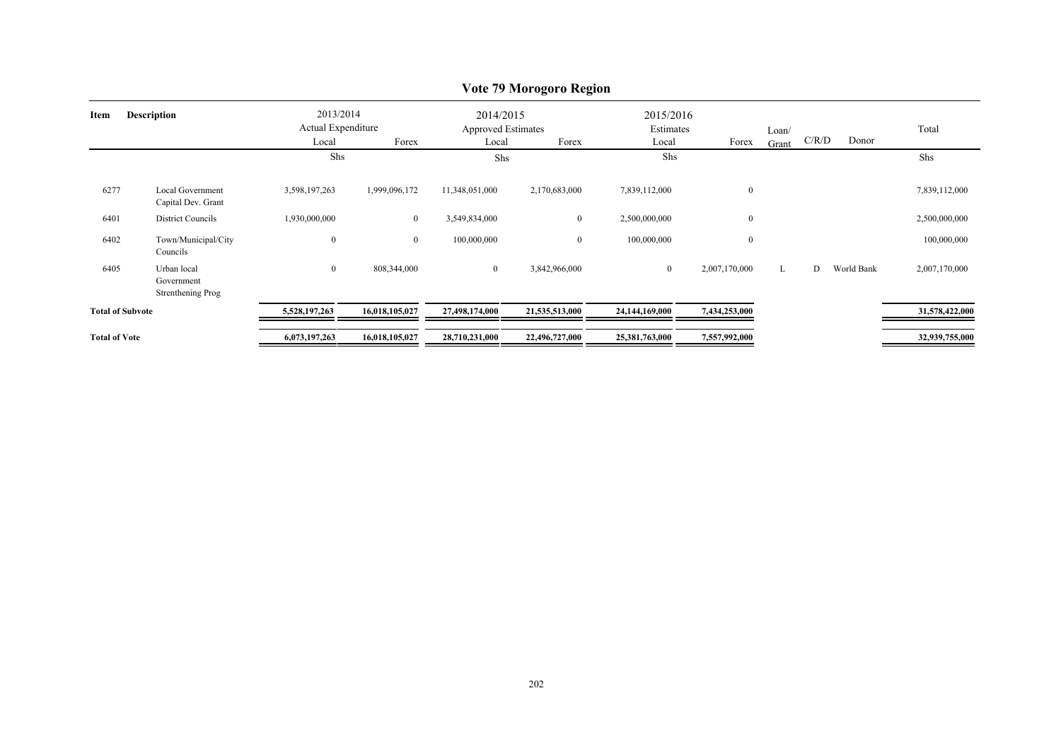# Vote 79 Morogoro Region

| Item | Description | 2013/2014 Actual Expenditure | | 2014/2015 Approved Estimates | | 2015/2016 Estimates | | Loan/ Grant | C/R/D | Donor | Total |
|---|---|---|---|---|---|---|---|---|---|---|---|
| | | Local | Forex | Local | Forex | Local | Forex | | | | |
| | | Shs | | Shs | | Shs | | | | | Shs |
| 6277 | Local Government Capital Dev. Grant | 3,598,197,263 | 1,999,096,172 | 11,348,051,000 | 2,170,683,000 | 7,839,112,000 | 0 | | | | 7,839,112,000 |
| 6401 | District Councils | 1,930,000,000 | 0 | 3,549,834,000 | 0 | 2,500,000,000 | 0 | | | | 2,500,000,000 |
| 6402 | Town/Municipal/City Councils | 0 | 0 | 100,000,000 | 0 | 100,000,000 | 0 | | | | 100,000,000 |
| 6405 | Urban local Government Strenthening Prog | 0 | 808,344,000 | 0 | 3,842,966,000 | 0 | 2,007,170,000 | L | D | World Bank | 2,007,170,000 |
| **Total of Subvote** | | **5,528,197,263** | **16,018,105,027** | **27,498,174,000** | **21,535,513,000** | **24,144,169,000** | **7,434,253,000** | | | | **31,578,422,000** |
| **Total of Vote** | | **6,073,197,263** | **16,018,105,027** | **28,710,231,000** | **22,496,727,000** | **25,381,763,000** | **7,557,992,000** | | | | **32,939,755,000** |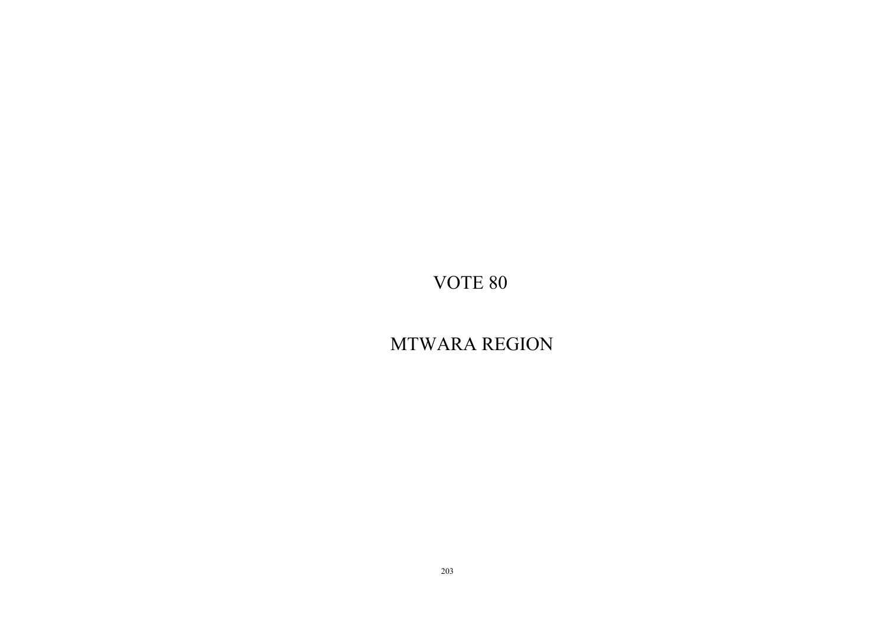# VOTE 80

# MTWARA REGION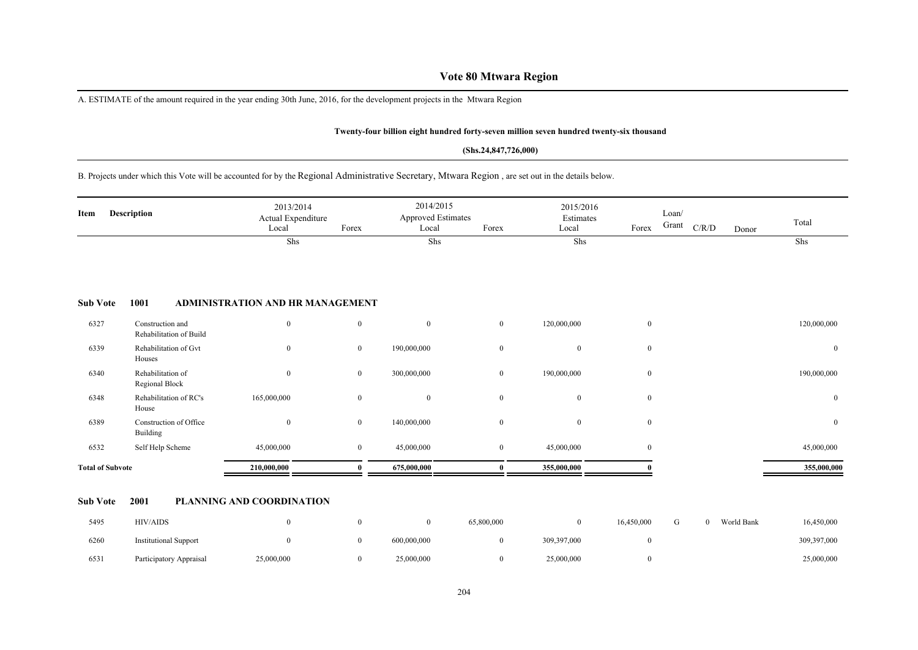# Vote 80 Mtwara Region

A. ESTIMATE of the amount required in the year ending 30th June, 2016, for the development projects in the Mtwara Region

**Twenty-four billion eight hundred forty-seven million seven hundred twenty-six thousand**

**(Shs.24,847,726,000)**

B. Projects under which this Vote will be accounted for by the Regional Administrative Secretary, Mtwara Region , are set out in the details below.

| Item | Description | 2013/2014 Actual Expenditure Local | Forex | 2014/2015 Approved Estimates Local | Forex | 2015/2016 Estimates Local | Forex | Loan/ Grant | C/R/D | Donor | Total |
|---|---|---|---|---|---|---|---|---|---|---|---|
| | | Shs | | Shs | | Shs | | | | | Shs |
| **Sub Vote** | **1001** | **ADMINISTRATION AND HR MANAGEMENT** | | | | | | | | | |
| 6327 | Construction and Rehabilitation of Build | 0 | 0 | 0 | 0 | 120,000,000 | 0 | | | | 120,000,000 |
| 6339 | Rehabilitation of Gvt Houses | 0 | 0 | 190,000,000 | 0 | 0 | 0 | | | | 0 |
| 6340 | Rehabilitation of Regional Block | 0 | 0 | 300,000,000 | 0 | 190,000,000 | 0 | | | | 190,000,000 |
| 6348 | Rehabilitation of RC's House | 165,000,000 | 0 | 0 | 0 | 0 | 0 | | | | 0 |
| 6389 | Construction of Office Building | 0 | 0 | 140,000,000 | 0 | 0 | 0 | | | | 0 |
| 6532 | Self Help Scheme | 45,000,000 | 0 | 45,000,000 | 0 | 45,000,000 | 0 | | | | 45,000,000 |
| **Total of Subvote** | | **210,000,000** | **0** | **675,000,000** | **0** | **355,000,000** | **0** | | | | **355,000,000** |
| **Sub Vote** | **2001** | **PLANNING AND COORDINATION** | | | | | | | | | |
| 5495 | HIV/AIDS | 0 | 0 | 0 | 65,800,000 | 0 | 16,450,000 | G | 0 | World Bank | 16,450,000 |
| 6260 | Institutional Support | 0 | 0 | 600,000,000 | 0 | 309,397,000 | 0 | | | | 309,397,000 |
| 6531 | Participatory Appraisal | 25,000,000 | 0 | 25,000,000 | 0 | 25,000,000 | 0 | | | | 25,000,000 |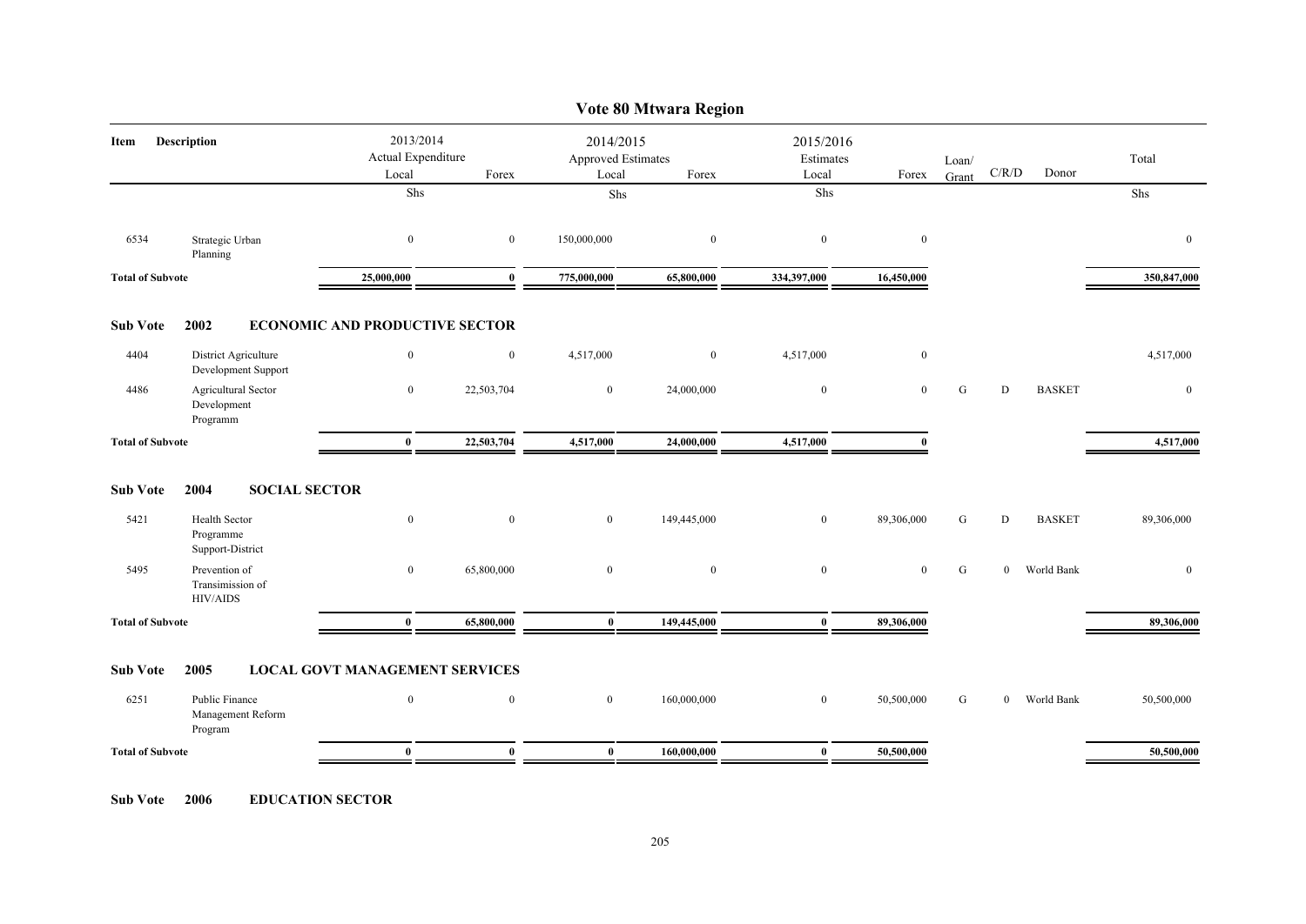# Vote 80 Mtwara Region

| Item | Description | 2013/2014 Actual Expenditure Local | Forex | 2014/2015 Approved Estimates Local | Forex | 2015/2016 Estimates Local | Forex | Loan/ Grant | C/R/D | Donor | Total |
|---|---|---|---|---|---|---|---|---|---|---|---|
| | | Shs | | Shs | | Shs | | | | | Shs |
| 6534 | Strategic Urban Planning | 0 | 0 | 150,000,000 | 0 | 0 | 0 | | | | 0 |
| **Total of Subvote** | | **25,000,000** | **0** | **775,000,000** | **65,800,000** | **334,397,000** | **16,450,000** | | | | **350,847,000** |
| **Sub Vote** | **2002** | **ECONOMIC AND PRODUCTIVE SECTOR** | | | | | | | | | |
| 4404 | District Agriculture Development Support | 0 | 0 | 4,517,000 | 0 | 4,517,000 | 0 | | | | 4,517,000 |
| 4486 | Agricultural Sector Development Programm | 0 | 22,503,704 | 0 | 24,000,000 | 0 | 0 | G | D | BASKET | 0 |
| **Total of Subvote** | | **0** | **22,503,704** | **4,517,000** | **24,000,000** | **4,517,000** | **0** | | | | **4,517,000** |
| **Sub Vote** | **2004** | **SOCIAL SECTOR** | | | | | | | | | |
| 5421 | Health Sector Programme Support-District | 0 | 0 | 0 | 149,445,000 | 0 | 89,306,000 | G | D | BASKET | 89,306,000 |
| 5495 | Prevention of Transimission of HIV/AIDS | 0 | 65,800,000 | 0 | 0 | 0 | 0 | G | 0 | World Bank | 0 |
| **Total of Subvote** | | **0** | **65,800,000** | **0** | **149,445,000** | **0** | **89,306,000** | | | | **89,306,000** |
| **Sub Vote** | **2005** | **LOCAL GOVT MANAGEMENT SERVICES** | | | | | | | | | |
| 6251 | Public Finance Management Reform Program | 0 | 0 | 0 | 160,000,000 | 0 | 50,500,000 | G | 0 | World Bank | 50,500,000 |
| **Total of Subvote** | | **0** | **0** | **0** | **160,000,000** | **0** | **50,500,000** | | | | **50,500,000** |

**Sub Vote 2006 EDUCATION SECTOR**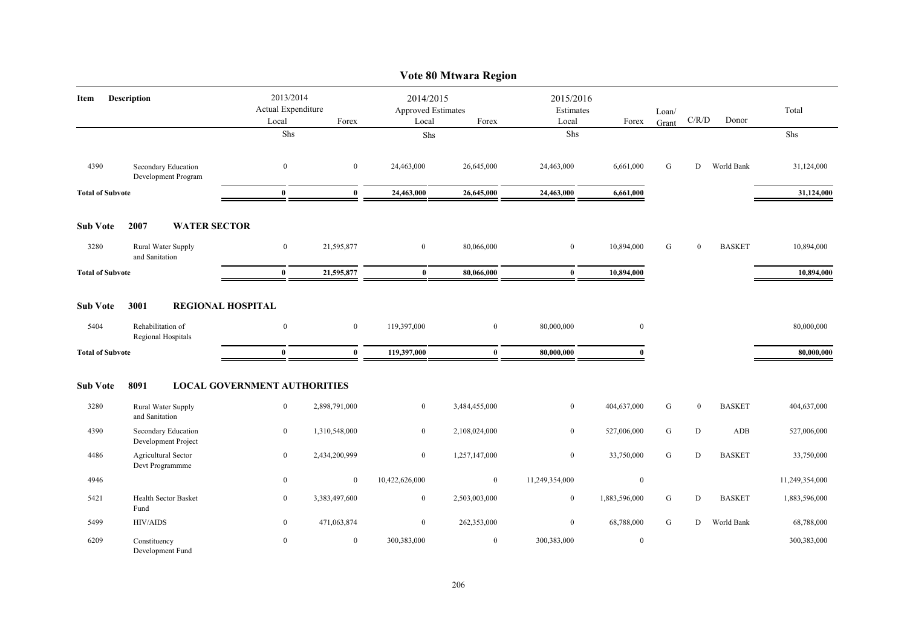# Vote 80 Mtwara Region

| Item | Description | 2013/2014 Actual Expenditure Local | Forex | 2014/2015 Approved Estimates Local | Forex | 2015/2016 Estimates Local | Forex | Loan/ Grant | C/R/D | Donor | Total |
|---|---|---|---|---|---|---|---|---|---|---|---|
| | | Shs | | Shs | | Shs | | | | | Shs |
| 4390 | Secondary Education Development Program | 0 | 0 | 24,463,000 | 26,645,000 | 24,463,000 | 6,661,000 | G | D | World Bank | 31,124,000 |
| **Total of Subvote** | | **0** | **0** | **24,463,000** | **26,645,000** | **24,463,000** | **6,661,000** | | | | **31,124,000** |
| **Sub Vote** | **2007 WATER SECTOR** | | | | | | | | | | |
| 3280 | Rural Water Supply and Sanitation | 0 | 21,595,877 | 0 | 80,066,000 | 0 | 10,894,000 | G | 0 | BASKET | 10,894,000 |
| **Total of Subvote** | | **0** | **21,595,877** | **0** | **80,066,000** | **0** | **10,894,000** | | | | **10,894,000** |
| **Sub Vote** | **3001 REGIONAL HOSPITAL** | | | | | | | | | | |
| 5404 | Rehabilitation of Regional Hospitals | 0 | 0 | 119,397,000 | 0 | 80,000,000 | 0 | | | | 80,000,000 |
| **Total of Subvote** | | **0** | **0** | **119,397,000** | **0** | **80,000,000** | **0** | | | | **80,000,000** |
| **Sub Vote** | **8091 LOCAL GOVERNMENT AUTHORITIES** | | | | | | | | | | |
| 3280 | Rural Water Supply and Sanitation | 0 | 2,898,791,000 | 0 | 3,484,455,000 | 0 | 404,637,000 | G | 0 | BASKET | 404,637,000 |
| 4390 | Secondary Education Development Project | 0 | 1,310,548,000 | 0 | 2,108,024,000 | 0 | 527,006,000 | G | D | ADB | 527,006,000 |
| 4486 | Agricultural Sector Devt Programmme | 0 | 2,434,200,999 | 0 | 1,257,147,000 | 0 | 33,750,000 | G | D | BASKET | 33,750,000 |
| 4946 | | 0 | 0 | 10,422,626,000 | 0 | 11,249,354,000 | 0 | | | | 11,249,354,000 |
| 5421 | Health Sector Basket Fund | 0 | 3,383,497,600 | 0 | 2,503,003,000 | 0 | 1,883,596,000 | G | D | BASKET | 1,883,596,000 |
| 5499 | HIV/AIDS | 0 | 471,063,874 | 0 | 262,353,000 | 0 | 68,788,000 | G | D | World Bank | 68,788,000 |
| 6209 | Constituency Development Fund | 0 | 0 | 300,383,000 | 0 | 300,383,000 | 0 | | | | 300,383,000 |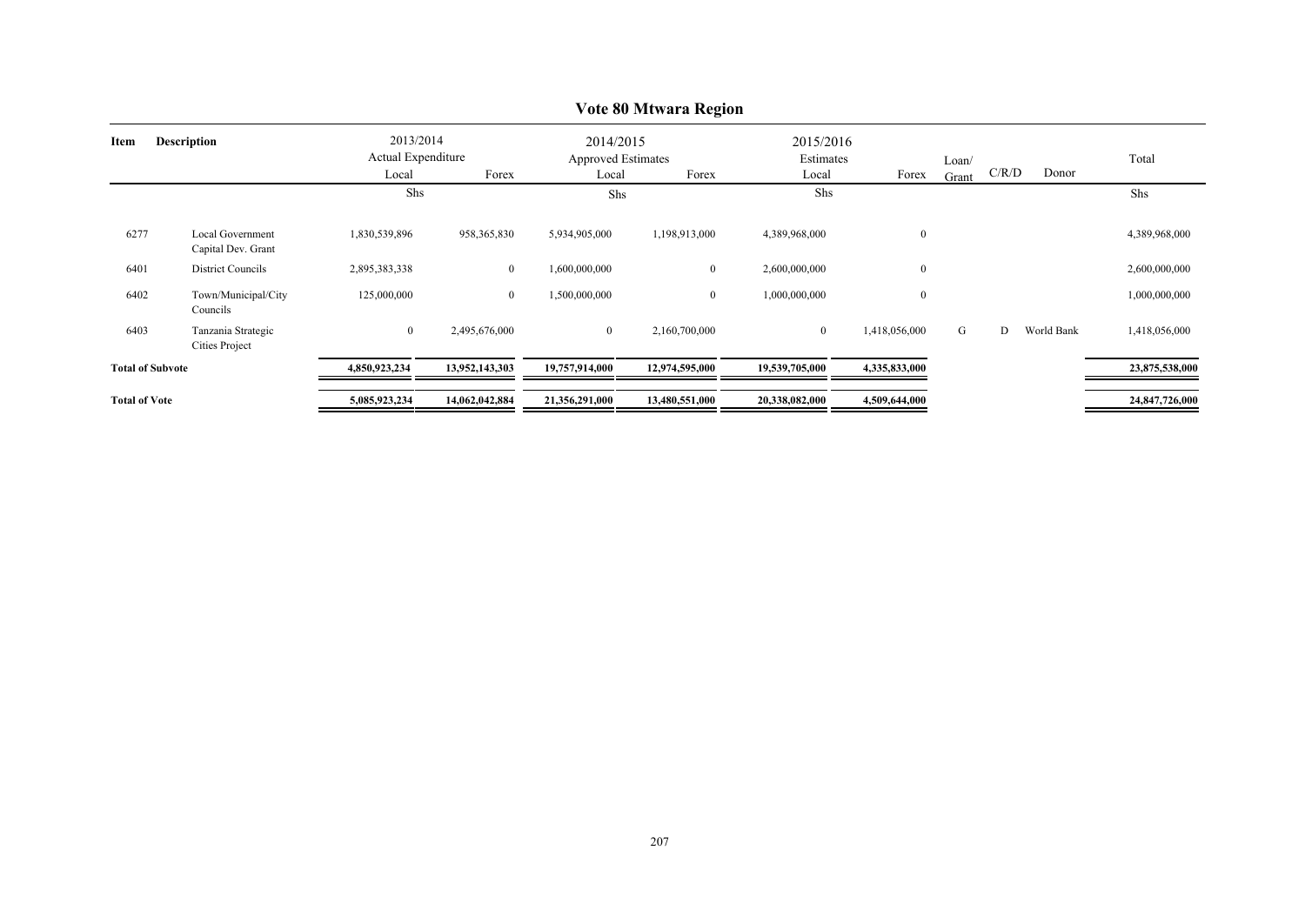# Vote 80 Mtwara Region

| Item | Description | 2013/2014 Actual Expenditure Local | Forex | 2014/2015 Approved Estimates Local | Forex | 2015/2016 Estimates Local | Forex | Loan/ Grant | C/R/D | Donor | Total |
|---|---|---|---|---|---|---|---|---|---|---|---|
| | | Shs | | Shs | | Shs | | | | | Shs |
| 6277 | Local Government Capital Dev. Grant | 1,830,539,896 | 958,365,830 | 5,934,905,000 | 1,198,913,000 | 4,389,968,000 | 0 | | | | 4,389,968,000 |
| 6401 | District Councils | 2,895,383,338 | 0 | 1,600,000,000 | 0 | 2,600,000,000 | 0 | | | | 2,600,000,000 |
| 6402 | Town/Municipal/City Councils | 125,000,000 | 0 | 1,500,000,000 | 0 | 1,000,000,000 | 0 | | | | 1,000,000,000 |
| 6403 | Tanzania Strategic Cities Project | 0 | 2,495,676,000 | 0 | 2,160,700,000 | 0 | 1,418,056,000 | G | D | World Bank | 1,418,056,000 |
| **Total of Subvote** | | **4,850,923,234** | **13,952,143,303** | **19,757,914,000** | **12,974,595,000** | **19,539,705,000** | **4,335,833,000** | | | | **23,875,538,000** |
| **Total of Vote** | | **5,085,923,234** | **14,062,042,884** | **21,356,291,000** | **13,480,551,000** | **20,338,082,000** | **4,509,644,000** | | | | **24,847,726,000** |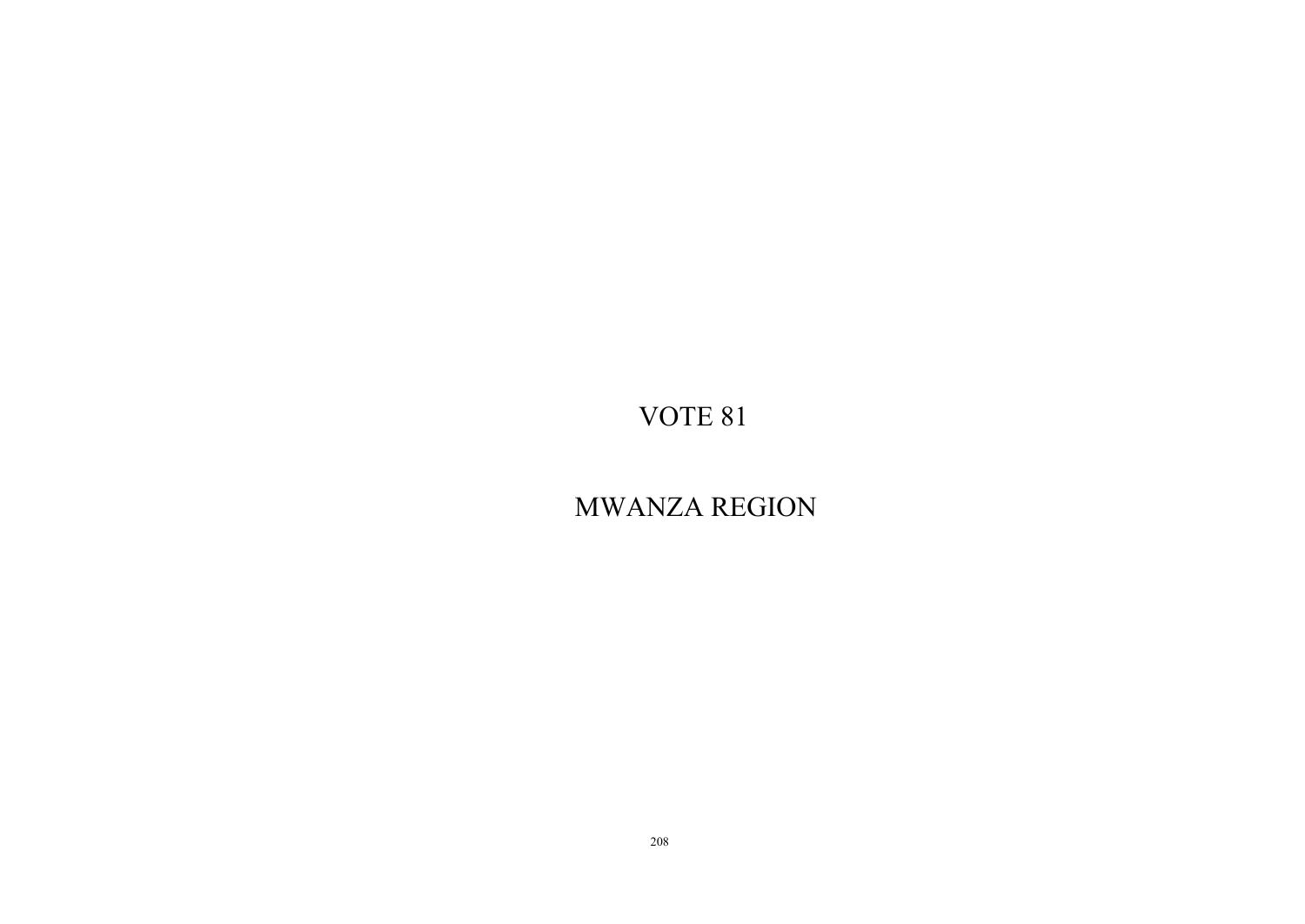# VOTE 81

# MWANZA REGION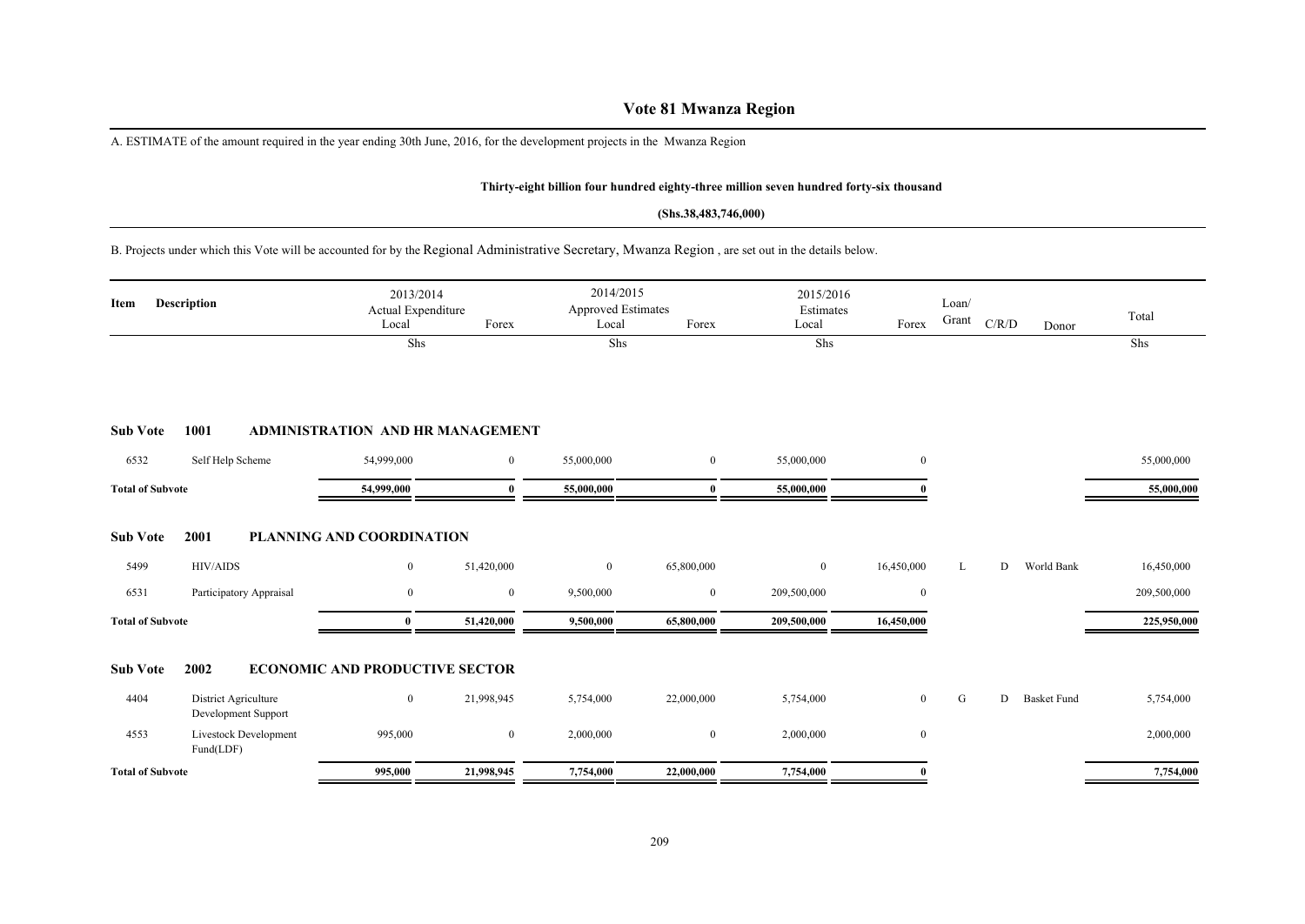# Vote 81 Mwanza Region

A. ESTIMATE of the amount required in the year ending 30th June, 2016, for the development projects in the Mwanza Region

**Thirty-eight billion four hundred eighty-three million seven hundred forty-six thousand**

**(Shs.38,483,746,000)**

B. Projects under which this Vote will be accounted for by the Regional Administrative Secretary, Mwanza Region , are set out in the details below.

| Item | Description | 2013/2014 Actual Expenditure Local | Forex | 2014/2015 Approved Estimates Local | Forex | 2015/2016 Estimates Local | Forex | Loan/ Grant | C/R/D | Donor | Total |
|---|---|---|---|---|---|---|---|---|---|---|---|
| | | Shs | | Shs | | Shs | | | | | Shs |
| **Sub Vote** | **1001** | **ADMINISTRATION AND HR MANAGEMENT** | | | | | | | | | |
| 6532 | Self Help Scheme | 54,999,000 | 0 | 55,000,000 | 0 | 55,000,000 | 0 | | | | 55,000,000 |
| **Total of Subvote** | | **54,999,000** | **0** | **55,000,000** | **0** | **55,000,000** | **0** | | | | **55,000,000** |
| **Sub Vote** | **2001** | **PLANNING AND COORDINATION** | | | | | | | | | |
| 5499 | HIV/AIDS | 0 | 51,420,000 | 0 | 65,800,000 | 0 | 16,450,000 | L | D | World Bank | 16,450,000 |
| 6531 | Participatory Appraisal | 0 | 0 | 9,500,000 | 0 | 209,500,000 | 0 | | | | 209,500,000 |
| **Total of Subvote** | | **0** | **51,420,000** | **9,500,000** | **65,800,000** | **209,500,000** | **16,450,000** | | | | **225,950,000** |
| **Sub Vote** | **2002** | **ECONOMIC AND PRODUCTIVE SECTOR** | | | | | | | | | |
| 4404 | District Agriculture Development Support | 0 | 21,998,945 | 5,754,000 | 22,000,000 | 5,754,000 | 0 | G | D | Basket Fund | 5,754,000 |
| 4553 | Livestock Development Fund(LDF) | 995,000 | 0 | 2,000,000 | 0 | 2,000,000 | 0 | | | | 2,000,000 |
| **Total of Subvote** | | **995,000** | **21,998,945** | **7,754,000** | **22,000,000** | **7,754,000** | **0** | | | | **7,754,000** |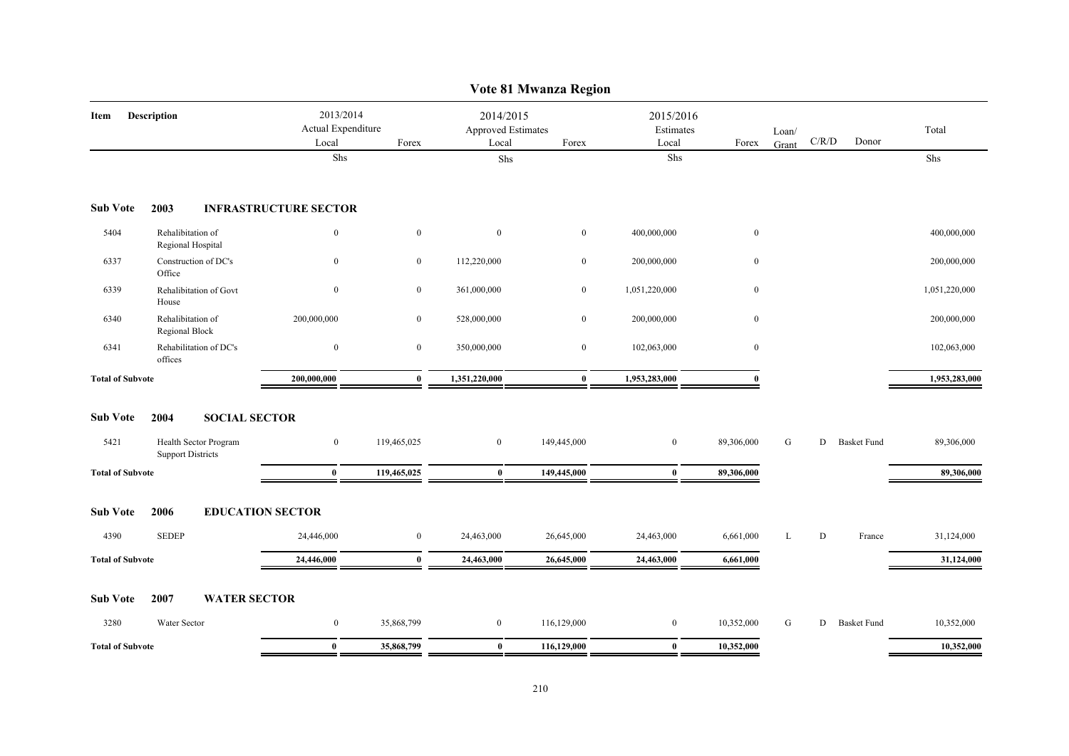# Vote 81 Mwanza Region

| Item | Description | 2013/2014 Actual Expenditure Local | Forex | 2014/2015 Approved Estimates Local | Forex | 2015/2016 Estimates Local | Forex | Loan/ Grant | C/R/D | Donor | Total |
|---|---|---|---|---|---|---|---|---|---|---|---|
| | | Shs | | Shs | | Shs | | | | | Shs |
| **Sub Vote** | **2003 INFRASTRUCTURE SECTOR** | | | | | | | | | | |
| 5404 | Rehalibitation of Regional Hospital | 0 | 0 | 0 | 0 | 400,000,000 | 0 | | | | 400,000,000 |
| 6337 | Construction of DC's Office | 0 | 0 | 112,220,000 | 0 | 200,000,000 | 0 | | | | 200,000,000 |
| 6339 | Rehalibitation of Govt House | 0 | 0 | 361,000,000 | 0 | 1,051,220,000 | 0 | | | | 1,051,220,000 |
| 6340 | Rehalibitation of Regional Block | 200,000,000 | 0 | 528,000,000 | 0 | 200,000,000 | 0 | | | | 200,000,000 |
| 6341 | Rehabilitation of DC's offices | 0 | 0 | 350,000,000 | 0 | 102,063,000 | 0 | | | | 102,063,000 |
| **Total of Subvote** | | **200,000,000** | **0** | **1,351,220,000** | **0** | **1,953,283,000** | **0** | | | | **1,953,283,000** |
| **Sub Vote** | **2004 SOCIAL SECTOR** | | | | | | | | | | |
| 5421 | Health Sector Program Support Districts | 0 | 119,465,025 | 0 | 149,445,000 | 0 | 89,306,000 | G | D | Basket Fund | 89,306,000 |
| **Total of Subvote** | | **0** | **119,465,025** | **0** | **149,445,000** | **0** | **89,306,000** | | | | **89,306,000** |
| **Sub Vote** | **2006 EDUCATION SECTOR** | | | | | | | | | | |
| 4390 | SEDEP | 24,446,000 | 0 | 24,463,000 | 26,645,000 | 24,463,000 | 6,661,000 | L | D | France | 31,124,000 |
| **Total of Subvote** | | **24,446,000** | **0** | **24,463,000** | **26,645,000** | **24,463,000** | **6,661,000** | | | | **31,124,000** |
| **Sub Vote** | **2007 WATER SECTOR** | | | | | | | | | | |
| 3280 | Water Sector | 0 | 35,868,799 | 0 | 116,129,000 | 0 | 10,352,000 | G | D | Basket Fund | 10,352,000 |
| **Total of Subvote** | | **0** | **35,868,799** | **0** | **116,129,000** | **0** | **10,352,000** | | | | **10,352,000** |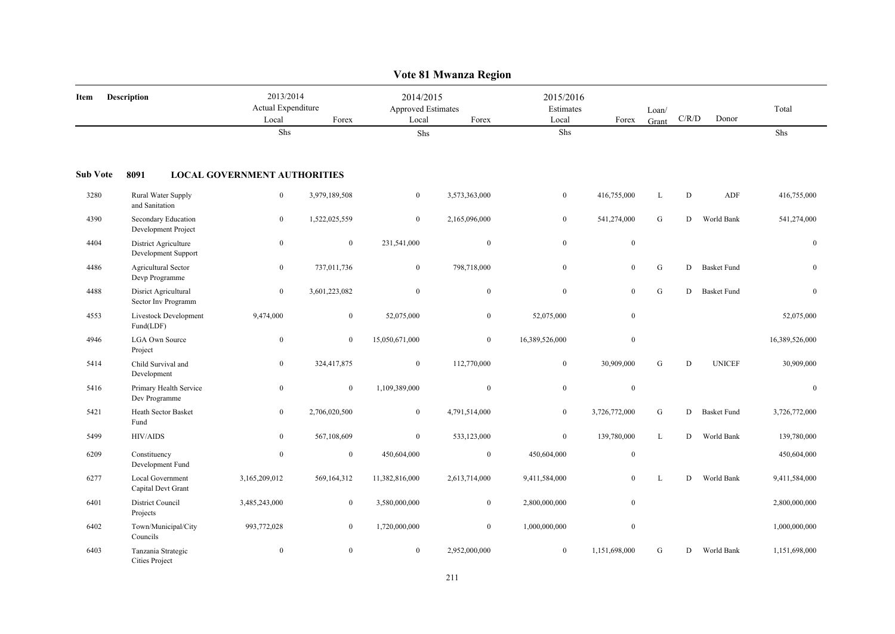# Vote 81 Mwanza Region

| Item | Description | 2013/2014 Actual Expenditure Local | Forex | 2014/2015 Approved Estimates Local | Forex | 2015/2016 Estimates Local | Forex | Loan/ Grant | C/R/D | Donor | Total |
|---|---|---|---|---|---|---|---|---|---|---|---|
| | | Shs | | Shs | | Shs | | | | | Shs |

**Sub Vote 8091 LOCAL GOVERNMENT AUTHORITIES**

| Item | Description | 2013/2014 Actual Expenditure Local | Forex | 2014/2015 Approved Estimates Local | Forex | 2015/2016 Estimates Local | Forex | Loan/ Grant | C/R/D | Donor | Total |
|---|---|---|---|---|---|---|---|---|---|---|---|
| 3280 | Rural Water Supply and Sanitation | 0 | 3,979,189,508 | 0 | 3,573,363,000 | 0 | 416,755,000 | L | D | ADF | 416,755,000 |
| 4390 | Secondary Education Development Project | 0 | 1,522,025,559 | 0 | 2,165,096,000 | 0 | 541,274,000 | G | D | World Bank | 541,274,000 |
| 4404 | District Agriculture Development Support | 0 | 0 | 231,541,000 | 0 | 0 | 0 | | | | 0 |
| 4486 | Agricultural Sector Devp Programme | 0 | 737,011,736 | 0 | 798,718,000 | 0 | 0 | G | D | Basket Fund | 0 |
| 4488 | Disrict Agricultural Sector Inv Programm | 0 | 3,601,223,082 | 0 | 0 | 0 | 0 | G | D | Basket Fund | 0 |
| 4553 | Livestock Development Fund(LDF) | 9,474,000 | 0 | 52,075,000 | 0 | 52,075,000 | 0 | | | | 52,075,000 |
| 4946 | LGA Own Source Project | 0 | 0 | 15,050,671,000 | 0 | 16,389,526,000 | 0 | | | | 16,389,526,000 |
| 5414 | Child Survival and Development | 0 | 324,417,875 | 0 | 112,770,000 | 0 | 30,909,000 | G | D | UNICEF | 30,909,000 |
| 5416 | Primary Health Service Dev Programme | 0 | 0 | 1,109,389,000 | 0 | 0 | 0 | | | | 0 |
| 5421 | Heath Sector Basket Fund | 0 | 2,706,020,500 | 0 | 4,791,514,000 | 0 | 3,726,772,000 | G | D | Basket Fund | 3,726,772,000 |
| 5499 | HIV/AIDS | 0 | 567,108,609 | 0 | 533,123,000 | 0 | 139,780,000 | L | D | World Bank | 139,780,000 |
| 6209 | Constituency Development Fund | 0 | 0 | 450,604,000 | 0 | 450,604,000 | 0 | | | | 450,604,000 |
| 6277 | Local Government Capital Devt Grant | 3,165,209,012 | 569,164,312 | 11,382,816,000 | 2,613,714,000 | 9,411,584,000 | 0 | L | D | World Bank | 9,411,584,000 |
| 6401 | District Council Projects | 3,485,243,000 | 0 | 3,580,000,000 | 0 | 2,800,000,000 | 0 | | | | 2,800,000,000 |
| 6402 | Town/Municipal/City Councils | 993,772,028 | 0 | 1,720,000,000 | 0 | 1,000,000,000 | 0 | | | | 1,000,000,000 |
| 6403 | Tanzania Strategic Cities Project | 0 | 0 | 0 | 2,952,000,000 | 0 | 1,151,698,000 | G | D | World Bank | 1,151,698,000 |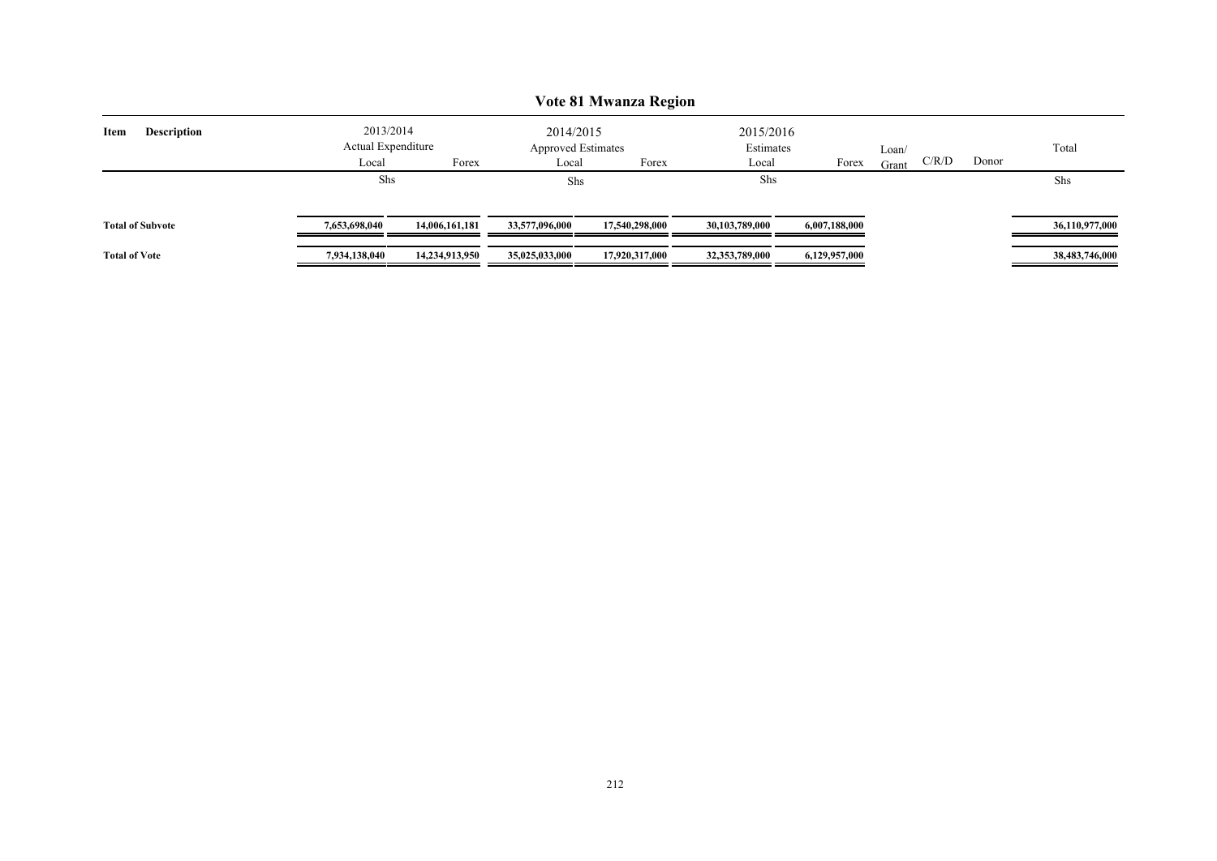## Vote 81 Mwanza Region

| Item | Description | 2013/2014 Actual Expenditure Local | Forex | 2014/2015 Approved Estimates Local | Forex | 2015/2016 Estimates Local | Forex | Loan/ Grant | C/R/D | Donor | Total |
|---|---|---|---|---|---|---|---|---|---|---|---|
| | | Shs | | Shs | | Shs | | | | | Shs |
| **Total of Subvote** | | **7,653,698,040** | **14,006,161,181** | **33,577,096,000** | **17,540,298,000** | **30,103,789,000** | **6,007,188,000** | | | | **36,110,977,000** |
| **Total of Vote** | | **7,934,138,040** | **14,234,913,950** | **35,025,033,000** | **17,920,317,000** | **32,353,789,000** | **6,129,957,000** | | | | **38,483,746,000** |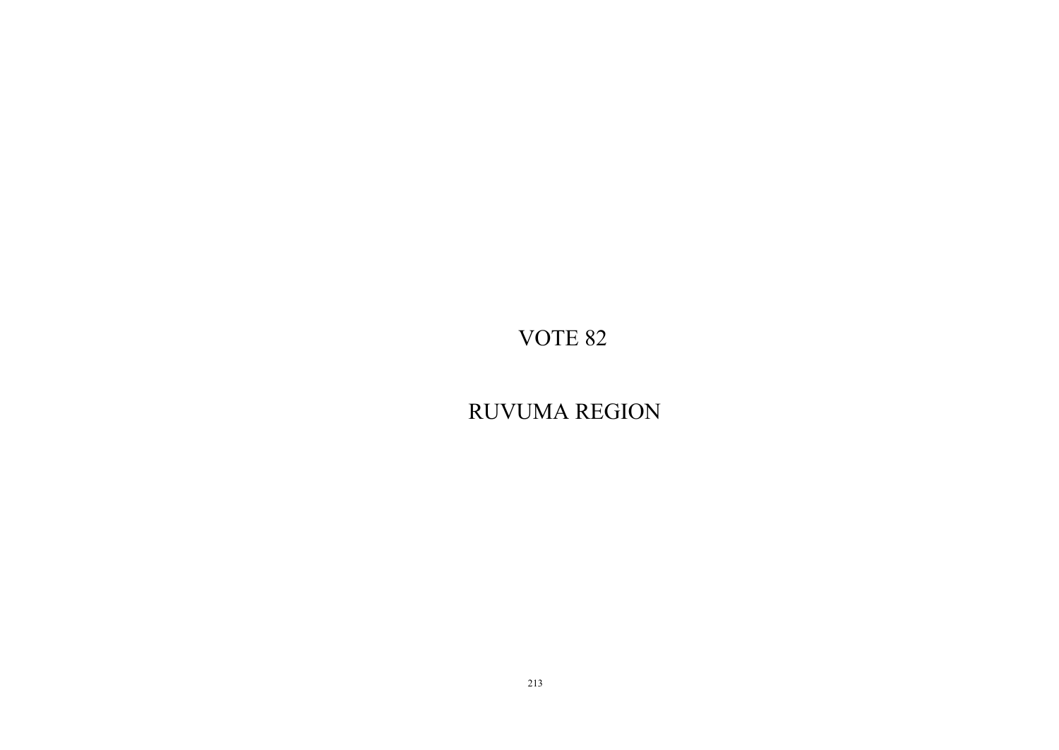# VOTE 82

# RUVUMA REGION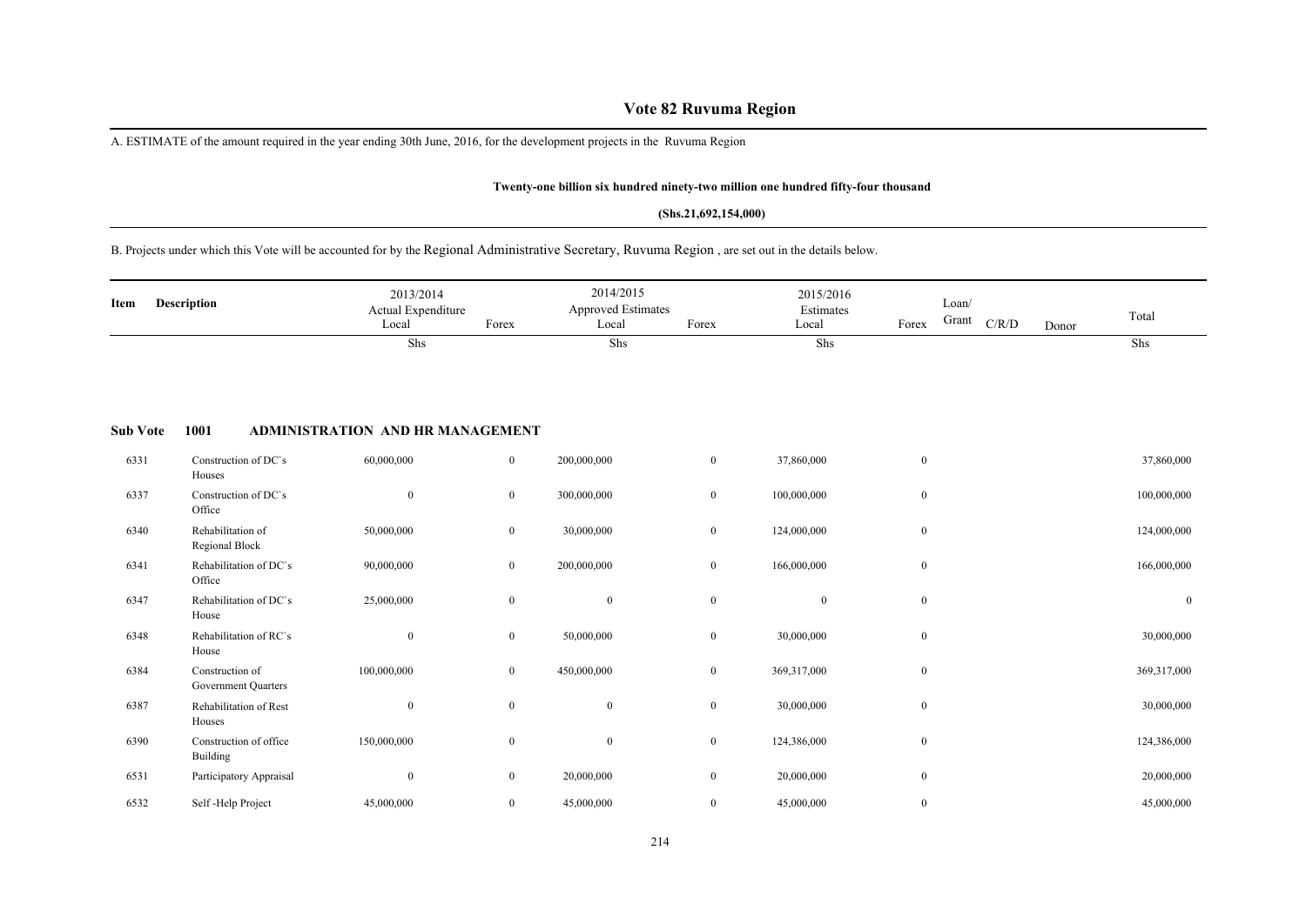# Vote 82 Ruvuma Region

A. ESTIMATE of the amount required in the year ending 30th June, 2016, for the development projects in the Ruvuma Region

**Twenty-one billion six hundred ninety-two million one hundred fifty-four thousand**

**(Shs.21,692,154,000)**

B. Projects under which this Vote will be accounted for by the Regional Administrative Secretary, Ruvuma Region , are set out in the details below.

| Item | Description | 2013/2014 Actual Expenditure Local | Forex | 2014/2015 Approved Estimates Local | Forex | 2015/2016 Estimates Local | Forex | Loan/ Grant | C/R/D | Donor | Total |
|---|---|---|---|---|---|---|---|---|---|---|---|
| | | Shs | | Shs | | Shs | | | | | Shs |
| **Sub Vote** | **1001 ADMINISTRATION AND HR MANAGEMENT** | | | | | | | | | | |
| 6331 | Construction of DC`s Houses | 60,000,000 | 0 | 200,000,000 | 0 | 37,860,000 | 0 | | | | 37,860,000 |
| 6337 | Construction of DC`s Office | 0 | 0 | 300,000,000 | 0 | 100,000,000 | 0 | | | | 100,000,000 |
| 6340 | Rehabilitation of Regional Block | 50,000,000 | 0 | 30,000,000 | 0 | 124,000,000 | 0 | | | | 124,000,000 |
| 6341 | Rehabilitation of DC`s Office | 90,000,000 | 0 | 200,000,000 | 0 | 166,000,000 | 0 | | | | 166,000,000 |
| 6347 | Rehabilitation of DC`s House | 25,000,000 | 0 | 0 | 0 | 0 | 0 | | | | 0 |
| 6348 | Rehabilitation of RC`s House | 0 | 0 | 50,000,000 | 0 | 30,000,000 | 0 | | | | 30,000,000 |
| 6384 | Construction of Government Quarters | 100,000,000 | 0 | 450,000,000 | 0 | 369,317,000 | 0 | | | | 369,317,000 |
| 6387 | Rehabilitation of Rest Houses | 0 | 0 | 0 | 0 | 30,000,000 | 0 | | | | 30,000,000 |
| 6390 | Construction of office Building | 150,000,000 | 0 | 0 | 0 | 124,386,000 | 0 | | | | 124,386,000 |
| 6531 | Participatory Appraisal | 0 | 0 | 20,000,000 | 0 | 20,000,000 | 0 | | | | 20,000,000 |
| 6532 | Self -Help Project | 45,000,000 | 0 | 45,000,000 | 0 | 45,000,000 | 0 | | | | 45,000,000 |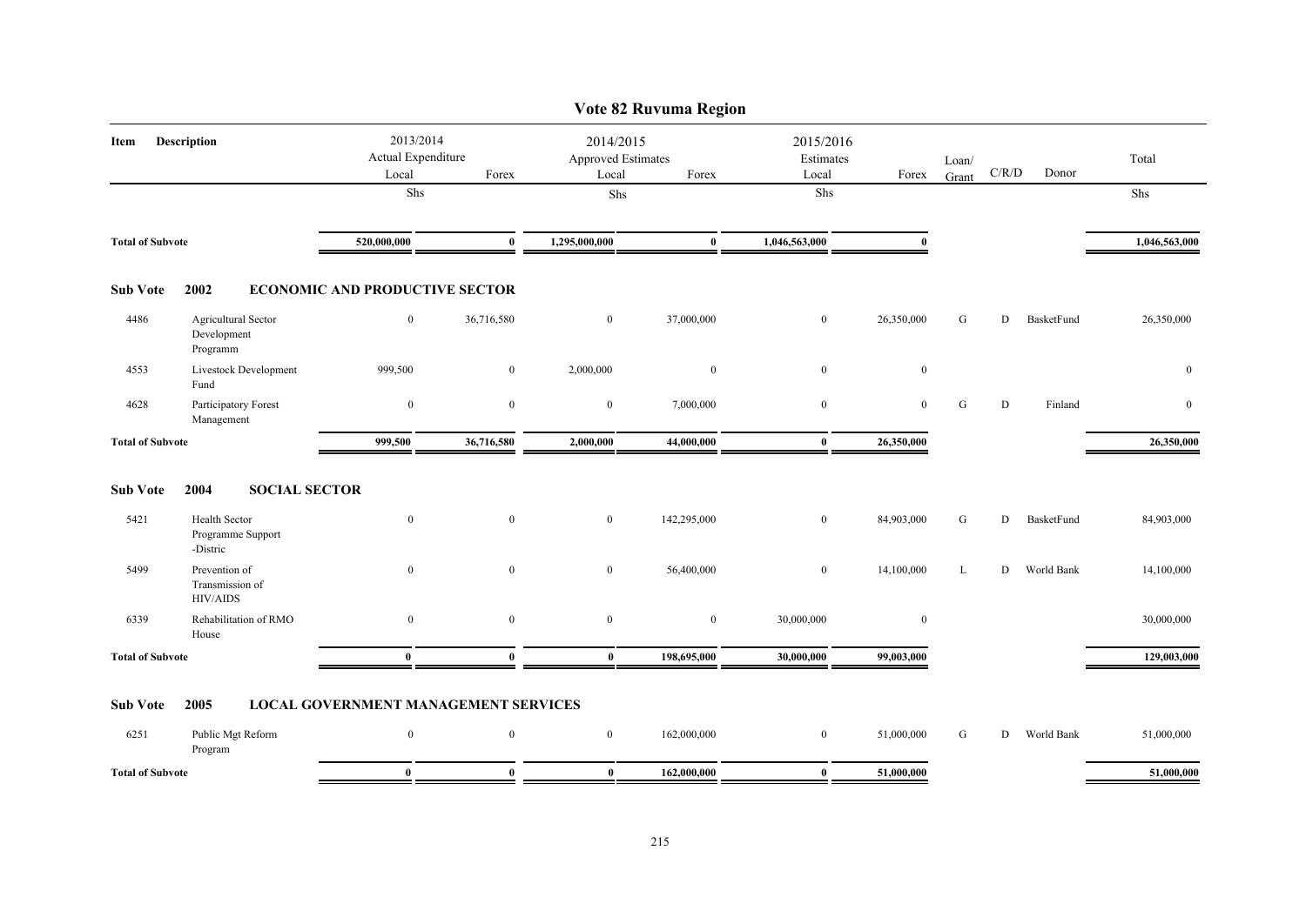# Vote 82 Ruvuma Region

| Item | Description | 2013/2014 Actual Expenditure Local | 2013/2014 Actual Expenditure Forex | 2014/2015 Approved Estimates Local | 2014/2015 Approved Estimates Forex | 2015/2016 Estimates Local | 2015/2016 Estimates Forex | Loan/ Grant | C/R/D | Donor | Total |
|---|---|---|---|---|---|---|---|---|---|---|---|
| | | Shs | | Shs | | Shs | | | | | Shs |
| **Total of Subvote** | | **520,000,000** | **0** | **1,295,000,000** | **0** | **1,046,563,000** | **0** | | | | **1,046,563,000** |
| **Sub Vote** | **2002** | **ECONOMIC AND PRODUCTIVE SECTOR** | | | | | | | | | |
| 4486 | Agricultural Sector Development Programm | 0 | 36,716,580 | 0 | 37,000,000 | 0 | 26,350,000 | G | D | BasketFund | 26,350,000 |
| 4553 | Livestock Development Fund | 999,500 | 0 | 2,000,000 | 0 | 0 | 0 | | | | 0 |
| 4628 | Participatory Forest Management | 0 | 0 | 0 | 7,000,000 | 0 | 0 | G | D | Finland | 0 |
| **Total of Subvote** | | **999,500** | **36,716,580** | **2,000,000** | **44,000,000** | **0** | **26,350,000** | | | | **26,350,000** |
| **Sub Vote** | **2004** | **SOCIAL SECTOR** | | | | | | | | | |
| 5421 | Health Sector Programme Support -Distric | 0 | 0 | 0 | 142,295,000 | 0 | 84,903,000 | G | D | BasketFund | 84,903,000 |
| 5499 | Prevention of Transmission of HIV/AIDS | 0 | 0 | 0 | 56,400,000 | 0 | 14,100,000 | L | D | World Bank | 14,100,000 |
| 6339 | Rehabilitation of RMO House | 0 | 0 | 0 | 0 | 30,000,000 | 0 | | | | 30,000,000 |
| **Total of Subvote** | | **0** | **0** | **0** | **198,695,000** | **30,000,000** | **99,003,000** | | | | **129,003,000** |
| **Sub Vote** | **2005** | **LOCAL GOVERNMENT MANAGEMENT SERVICES** | | | | | | | | | |
| 6251 | Public Mgt Reform Program | 0 | 0 | 0 | 162,000,000 | 0 | 51,000,000 | G | D | World Bank | 51,000,000 |
| **Total of Subvote** | | **0** | **0** | **0** | **162,000,000** | **0** | **51,000,000** | | | | **51,000,000** |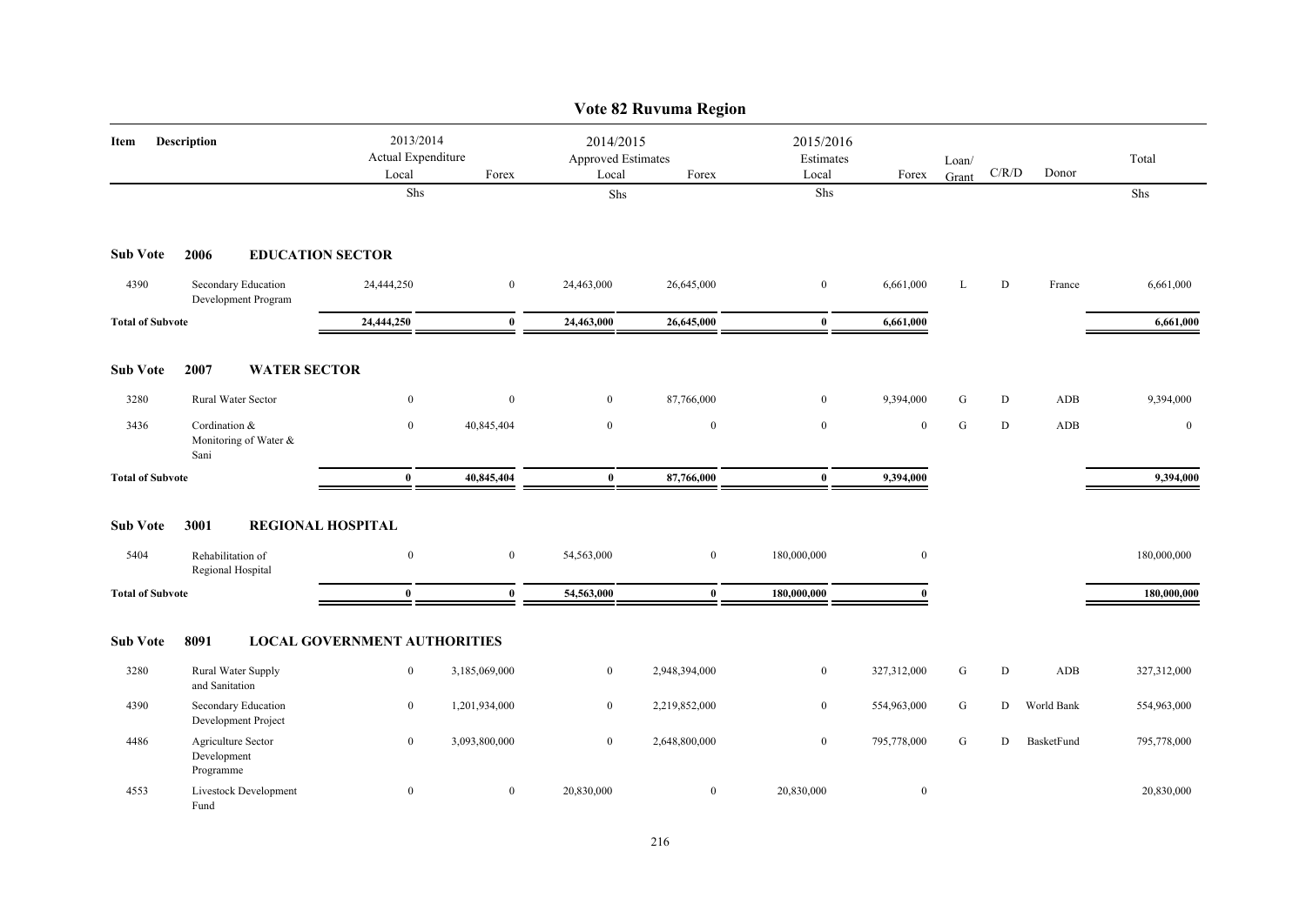# Vote 82 Ruvuma Region

| Item | Description | 2013/2014 Actual Expenditure Local | Forex | 2014/2015 Approved Estimates Local | Forex | 2015/2016 Estimates Local | Forex | Loan/ Grant | C/R/D | Donor | Total |
|---|---|---|---|---|---|---|---|---|---|---|---|
| | | Shs | | Shs | | Shs | | | | | Shs |
| **Sub Vote** | **2006 EDUCATION SECTOR** | | | | | | | | | | |
| 4390 | Secondary Education Development Program | 24,444,250 | 0 | 24,463,000 | 26,645,000 | 0 | 6,661,000 | L | D | France | 6,661,000 |
| **Total of Subvote** | | **24,444,250** | **0** | **24,463,000** | **26,645,000** | **0** | **6,661,000** | | | | **6,661,000** |
| **Sub Vote** | **2007 WATER SECTOR** | | | | | | | | | | |
| 3280 | Rural Water Sector | 0 | 0 | 0 | 87,766,000 | 0 | 9,394,000 | G | D | ADB | 9,394,000 |
| 3436 | Cordination & Monitoring of Water & Sani | 0 | 40,845,404 | 0 | 0 | 0 | 0 | G | D | ADB | 0 |
| **Total of Subvote** | | **0** | **40,845,404** | **0** | **87,766,000** | **0** | **9,394,000** | | | | **9,394,000** |
| **Sub Vote** | **3001 REGIONAL HOSPITAL** | | | | | | | | | | |
| 5404 | Rehabilitation of Regional Hospital | 0 | 0 | 54,563,000 | 0 | 180,000,000 | 0 | | | | 180,000,000 |
| **Total of Subvote** | | **0** | **0** | **54,563,000** | **0** | **180,000,000** | **0** | | | | **180,000,000** |
| **Sub Vote** | **8091 LOCAL GOVERNMENT AUTHORITIES** | | | | | | | | | | |
| 3280 | Rural Water Supply and Sanitation | 0 | 3,185,069,000 | 0 | 2,948,394,000 | 0 | 327,312,000 | G | D | ADB | 327,312,000 |
| 4390 | Secondary Education Development Project | 0 | 1,201,934,000 | 0 | 2,219,852,000 | 0 | 554,963,000 | G | D | World Bank | 554,963,000 |
| 4486 | Agriculture Sector Development Programme | 0 | 3,093,800,000 | 0 | 2,648,800,000 | 0 | 795,778,000 | G | D | BasketFund | 795,778,000 |
| 4553 | Livestock Development Fund | 0 | 0 | 20,830,000 | 0 | 20,830,000 | 0 | | | | 20,830,000 |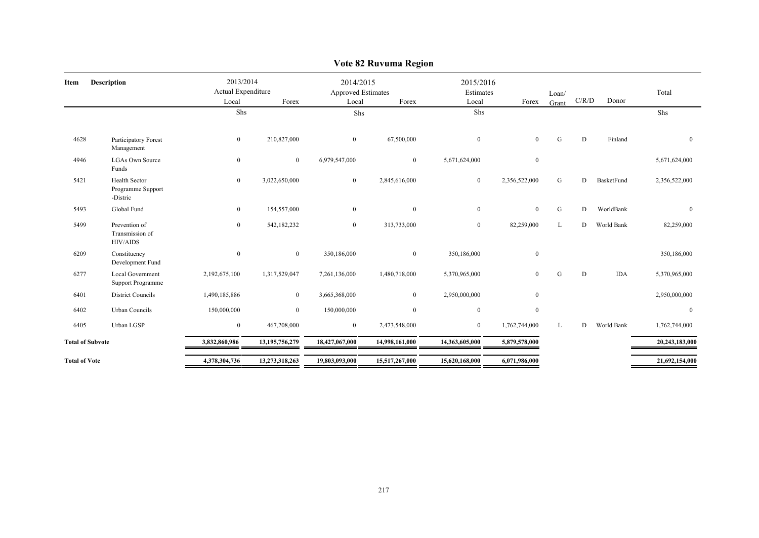# Vote 82 Ruvuma Region

| Item | Description | 2013/2014 Actual Expenditure | | 2014/2015 Approved Estimates | | 2015/2016 Estimates | | Loan/ Grant | C/R/D | Donor | Total |
|---|---|---|---|---|---|---|---|---|---|---|---|
| | | Local | Forex | Local | Forex | Local | Forex | | | | |
| | | Shs | | Shs | | Shs | | | | | Shs |
| 4628 | Participatory Forest Management | 0 | 210,827,000 | 0 | 67,500,000 | 0 | 0 | G | D | Finland | 0 |
| 4946 | LGAs Own Source Funds | 0 | 0 | 6,979,547,000 | 0 | 5,671,624,000 | 0 | | | | 5,671,624,000 |
| 5421 | Health Sector Programme Support -Distric | 0 | 3,022,650,000 | 0 | 2,845,616,000 | 0 | 2,356,522,000 | G | D | BasketFund | 2,356,522,000 |
| 5493 | Global Fund | 0 | 154,557,000 | 0 | 0 | 0 | 0 | G | D | WorldBank | 0 |
| 5499 | Prevention of Transmission of HIV/AIDS | 0 | 542,182,232 | 0 | 313,733,000 | 0 | 82,259,000 | L | D | World Bank | 82,259,000 |
| 6209 | Constituency Development Fund | 0 | 0 | 350,186,000 | 0 | 350,186,000 | 0 | | | | 350,186,000 |
| 6277 | Local Government Support Programme | 2,192,675,100 | 1,317,529,047 | 7,261,136,000 | 1,480,718,000 | 5,370,965,000 | 0 | G | D | IDA | 5,370,965,000 |
| 6401 | District Councils | 1,490,185,886 | 0 | 3,665,368,000 | 0 | 2,950,000,000 | 0 | | | | 2,950,000,000 |
| 6402 | Urban Councils | 150,000,000 | 0 | 150,000,000 | 0 | 0 | 0 | | | | 0 |
| 6405 | Urban LGSP | 0 | 467,208,000 | 0 | 2,473,548,000 | 0 | 1,762,744,000 | L | D | World Bank | 1,762,744,000 |
| **Total of Subvote** | | **3,832,860,986** | **13,195,756,279** | **18,427,067,000** | **14,998,161,000** | **14,363,605,000** | **5,879,578,000** | | | | **20,243,183,000** |
| **Total of Vote** | | **4,378,304,736** | **13,273,318,263** | **19,803,093,000** | **15,517,267,000** | **15,620,168,000** | **6,071,986,000** | | | | **21,692,154,000** |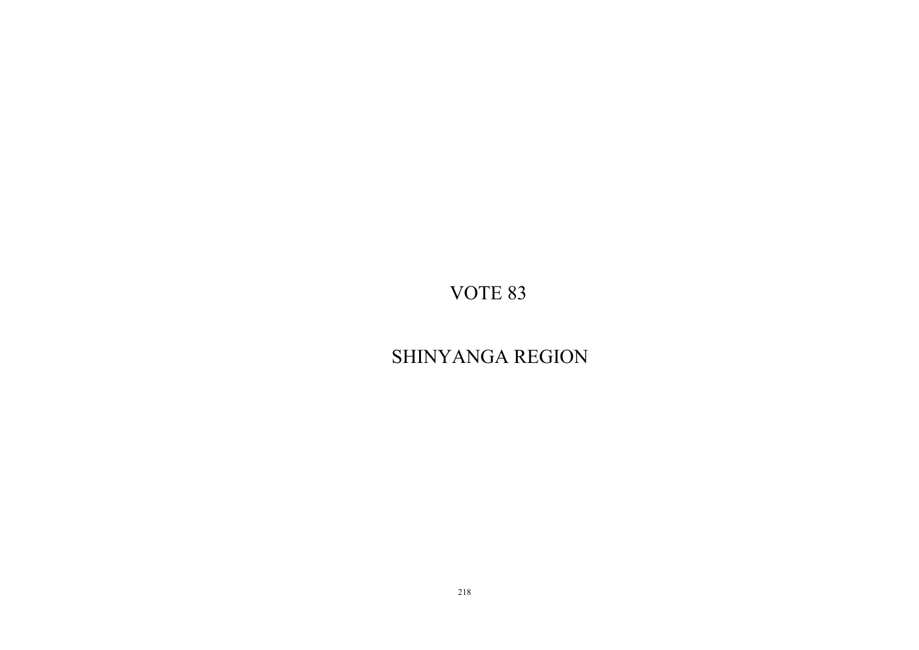# VOTE 83

# SHINYANGA REGION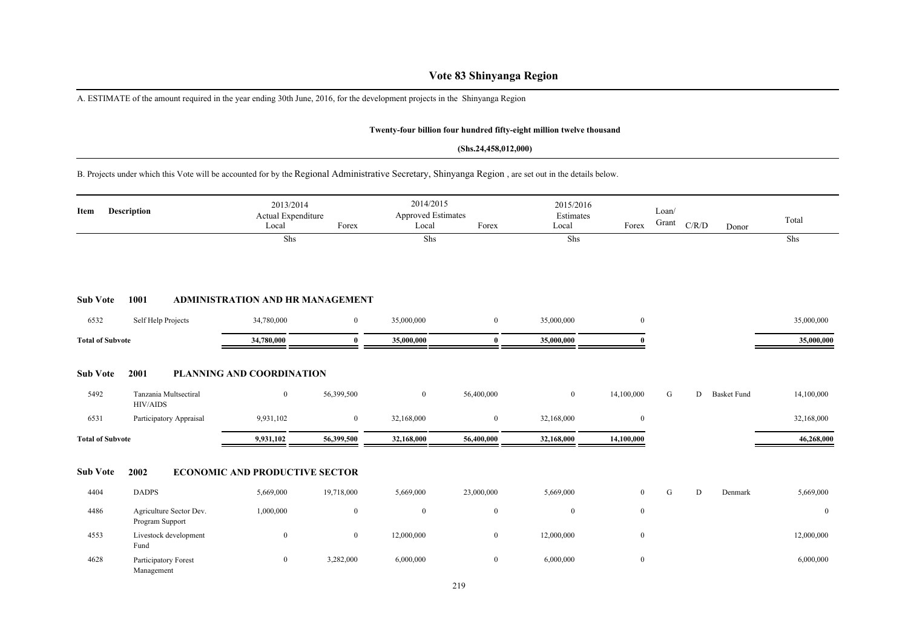# Vote 83 Shinyanga Region

A. ESTIMATE of the amount required in the year ending 30th June, 2016, for the development projects in the Shinyanga Region

**Twenty-four billion four hundred fifty-eight million twelve thousand**

**(Shs.24,458,012,000)**

B. Projects under which this Vote will be accounted for by the Regional Administrative Secretary, Shinyanga Region , are set out in the details below.

| Item | Description | 2013/2014 Actual Expenditure Local | Forex | 2014/2015 Approved Estimates Local | Forex | 2015/2016 Estimates Local | Forex | Loan/ Grant | C/R/D | Donor | Total |
|---|---|---|---|---|---|---|---|---|---|---|---|
| | | Shs | | Shs | | Shs | | | | | Shs |
| **Sub Vote** | **1001 ADMINISTRATION AND HR MANAGEMENT** | | | | | | | | | | |
| 6532 | Self Help Projects | 34,780,000 | 0 | 35,000,000 | 0 | 35,000,000 | 0 | | | | 35,000,000 |
| **Total of Subvote** | | **34,780,000** | **0** | **35,000,000** | **0** | **35,000,000** | **0** | | | | **35,000,000** |
| **Sub Vote** | **2001 PLANNING AND COORDINATION** | | | | | | | | | | |
| 5492 | Tanzania Multsectiral HIV/AIDS | 0 | 56,399,500 | 0 | 56,400,000 | 0 | 14,100,000 | G | D | Basket Fund | 14,100,000 |
| 6531 | Participatory Appraisal | 9,931,102 | 0 | 32,168,000 | 0 | 32,168,000 | 0 | | | | 32,168,000 |
| **Total of Subvote** | | **9,931,102** | **56,399,500** | **32,168,000** | **56,400,000** | **32,168,000** | **14,100,000** | | | | **46,268,000** |
| **Sub Vote** | **2002 ECONOMIC AND PRODUCTIVE SECTOR** | | | | | | | | | | |
| 4404 | DADPS | 5,669,000 | 19,718,000 | 5,669,000 | 23,000,000 | 5,669,000 | 0 | G | D | Denmark | 5,669,000 |
| 4486 | Agriculture Sector Dev. Program Support | 1,000,000 | 0 | 0 | 0 | 0 | 0 | | | | 0 |
| 4553 | Livestock development Fund | 0 | 0 | 12,000,000 | 0 | 12,000,000 | 0 | | | | 12,000,000 |
| 4628 | Participatory Forest Management | 0 | 3,282,000 | 6,000,000 | 0 | 6,000,000 | 0 | | | | 6,000,000 |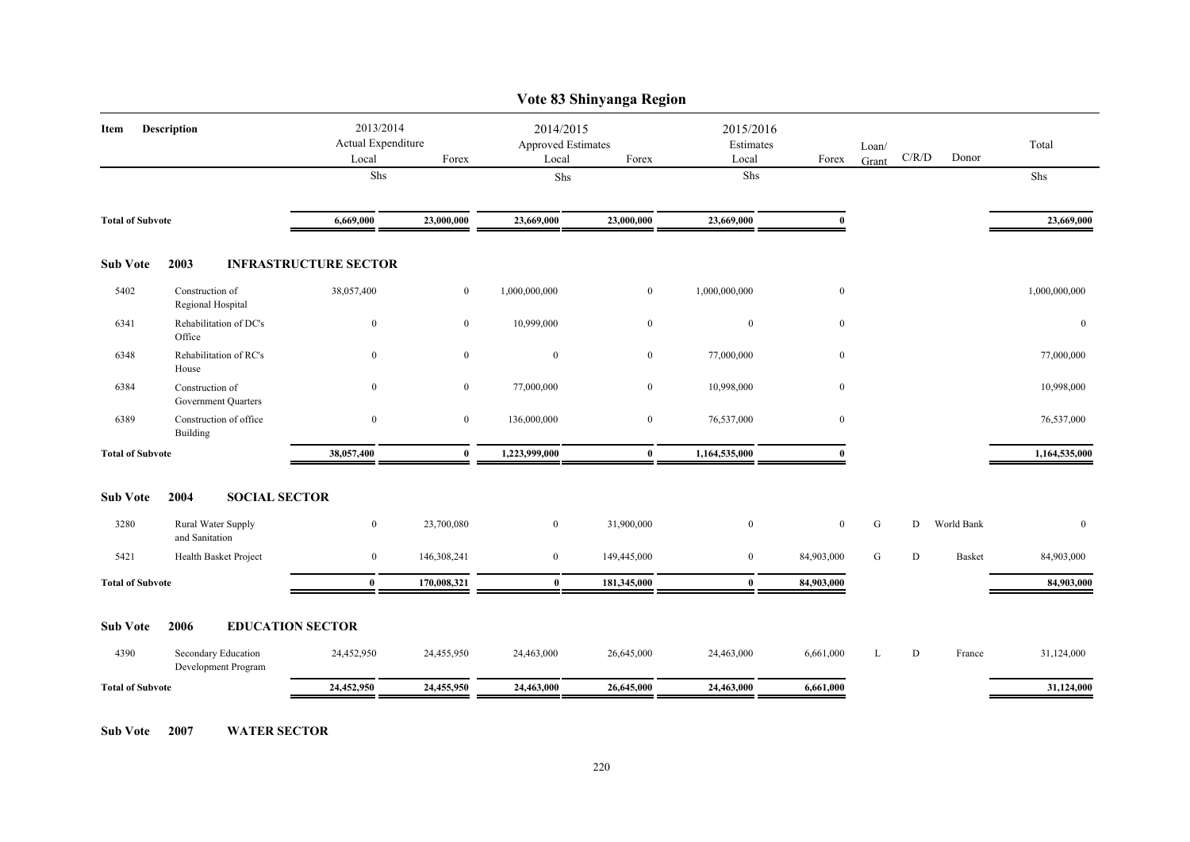# Vote 83 Shinyanga Region

| Item | Description | 2013/2014 Actual Expenditure Local | Forex | 2014/2015 Approved Estimates Local | Forex | 2015/2016 Estimates Local | Forex | Loan/ Grant | C/R/D | Donor | Total |
|---|---|---|---|---|---|---|---|---|---|---|---|
| | | Shs | | Shs | | Shs | | | | | Shs |
| **Total of Subvote** | | **6,669,000** | **23,000,000** | **23,669,000** | **23,000,000** | **23,669,000** | **0** | | | | **23,669,000** |
| **Sub Vote** | **2003** | **INFRASTRUCTURE SECTOR** | | | | | | | | | |
| 5402 | Construction of Regional Hospital | 38,057,400 | 0 | 1,000,000,000 | 0 | 1,000,000,000 | 0 | | | | 1,000,000,000 |
| 6341 | Rehabilitation of DC's Office | 0 | 0 | 10,999,000 | 0 | 0 | 0 | | | | 0 |
| 6348 | Rehabilitation of RC's House | 0 | 0 | 0 | 0 | 77,000,000 | 0 | | | | 77,000,000 |
| 6384 | Construction of Government Quarters | 0 | 0 | 77,000,000 | 0 | 10,998,000 | 0 | | | | 10,998,000 |
| 6389 | Construction of office Building | 0 | 0 | 136,000,000 | 0 | 76,537,000 | 0 | | | | 76,537,000 |
| **Total of Subvote** | | **38,057,400** | **0** | **1,223,999,000** | **0** | **1,164,535,000** | **0** | | | | **1,164,535,000** |
| **Sub Vote** | **2004** | **SOCIAL SECTOR** | | | | | | | | | |
| 3280 | Rural Water Supply and Sanitation | 0 | 23,700,080 | 0 | 31,900,000 | 0 | 0 | G | D | World Bank | 0 |
| 5421 | Health Basket Project | 0 | 146,308,241 | 0 | 149,445,000 | 0 | 84,903,000 | G | D | Basket | 84,903,000 |
| **Total of Subvote** | | **0** | **170,008,321** | **0** | **181,345,000** | **0** | **84,903,000** | | | | **84,903,000** |
| **Sub Vote** | **2006** | **EDUCATION SECTOR** | | | | | | | | | |
| 4390 | Secondary Education Development Program | 24,452,950 | 24,455,950 | 24,463,000 | 26,645,000 | 24,463,000 | 6,661,000 | L | D | France | 31,124,000 |
| **Total of Subvote** | | **24,452,950** | **24,455,950** | **24,463,000** | **26,645,000** | **24,463,000** | **6,661,000** | | | | **31,124,000** |

**Sub Vote 2007 WATER SECTOR**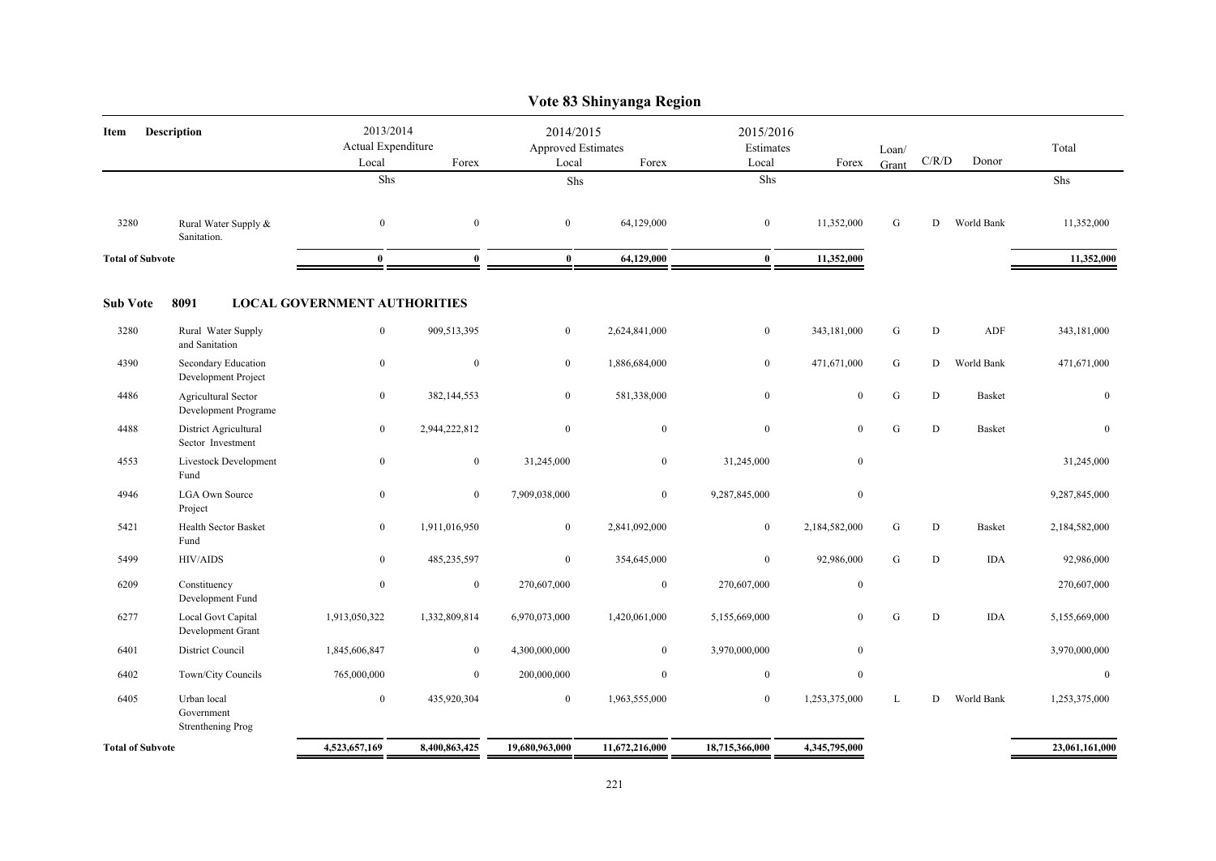# Vote 83 Shinyanga Region

| Item | Description | 2013/2014 Actual Expenditure Local | Forex | 2014/2015 Approved Estimates Local | Forex | 2015/2016 Estimates Local | Forex | Loan/ Grant | C/R/D | Donor | Total |
|---|---|---|---|---|---|---|---|---|---|---|---|
| | | Shs | | Shs | | Shs | | | | | Shs |
| 3280 | Rural Water Supply & Sanitation. | 0 | 0 | 0 | 64,129,000 | 0 | 11,352,000 | G | D | World Bank | 11,352,000 |
| **Total of Subvote** | | **0** | **0** | **0** | **64,129,000** | **0** | **11,352,000** | | | | **11,352,000** |

## Sub Vote 8091 LOCAL GOVERNMENT AUTHORITIES

| Item | Description | 2013/2014 Actual Expenditure Local | Forex | 2014/2015 Approved Estimates Local | Forex | 2015/2016 Estimates Local | Forex | Loan/ Grant | C/R/D | Donor | Total |
|---|---|---|---|---|---|---|---|---|---|---|---|
| 3280 | Rural Water Supply and Sanitation | 0 | 909,513,395 | 0 | 2,624,841,000 | 0 | 343,181,000 | G | D | ADF | 343,181,000 |
| 4390 | Secondary Education Development Project | 0 | 0 | 0 | 1,886,684,000 | 0 | 471,671,000 | G | D | World Bank | 471,671,000 |
| 4486 | Agricultural Sector Development Programe | 0 | 382,144,553 | 0 | 581,338,000 | 0 | 0 | G | D | Basket | 0 |
| 4488 | District Agricultural Sector Investment | 0 | 2,944,222,812 | 0 | 0 | 0 | 0 | G | D | Basket | 0 |
| 4553 | Livestock Development Fund | 0 | 0 | 31,245,000 | 0 | 31,245,000 | 0 | | | | 31,245,000 |
| 4946 | LGA Own Source Project | 0 | 0 | 7,909,038,000 | 0 | 9,287,845,000 | 0 | | | | 9,287,845,000 |
| 5421 | Health Sector Basket Fund | 0 | 1,911,016,950 | 0 | 2,841,092,000 | 0 | 2,184,582,000 | G | D | Basket | 2,184,582,000 |
| 5499 | HIV/AIDS | 0 | 485,235,597 | 0 | 354,645,000 | 0 | 92,986,000 | G | D | IDA | 92,986,000 |
| 6209 | Constituency Development Fund | 0 | 0 | 270,607,000 | 0 | 270,607,000 | 0 | | | | 270,607,000 |
| 6277 | Local Govt Capital Development Grant | 1,913,050,322 | 1,332,809,814 | 6,970,073,000 | 1,420,061,000 | 5,155,669,000 | 0 | G | D | IDA | 5,155,669,000 |
| 6401 | District Council | 1,845,606,847 | 0 | 4,300,000,000 | 0 | 3,970,000,000 | 0 | | | | 3,970,000,000 |
| 6402 | Town/City Councils | 765,000,000 | 0 | 200,000,000 | 0 | 0 | 0 | | | | 0 |
| 6405 | Urban local Government Strenthening Prog | 0 | 435,920,304 | 0 | 1,963,555,000 | 0 | 1,253,375,000 | L | D | World Bank | 1,253,375,000 |
| **Total of Subvote** | | **4,523,657,169** | **8,400,863,425** | **19,680,963,000** | **11,672,216,000** | **18,715,366,000** | **4,345,795,000** | | | | **23,061,161,000** |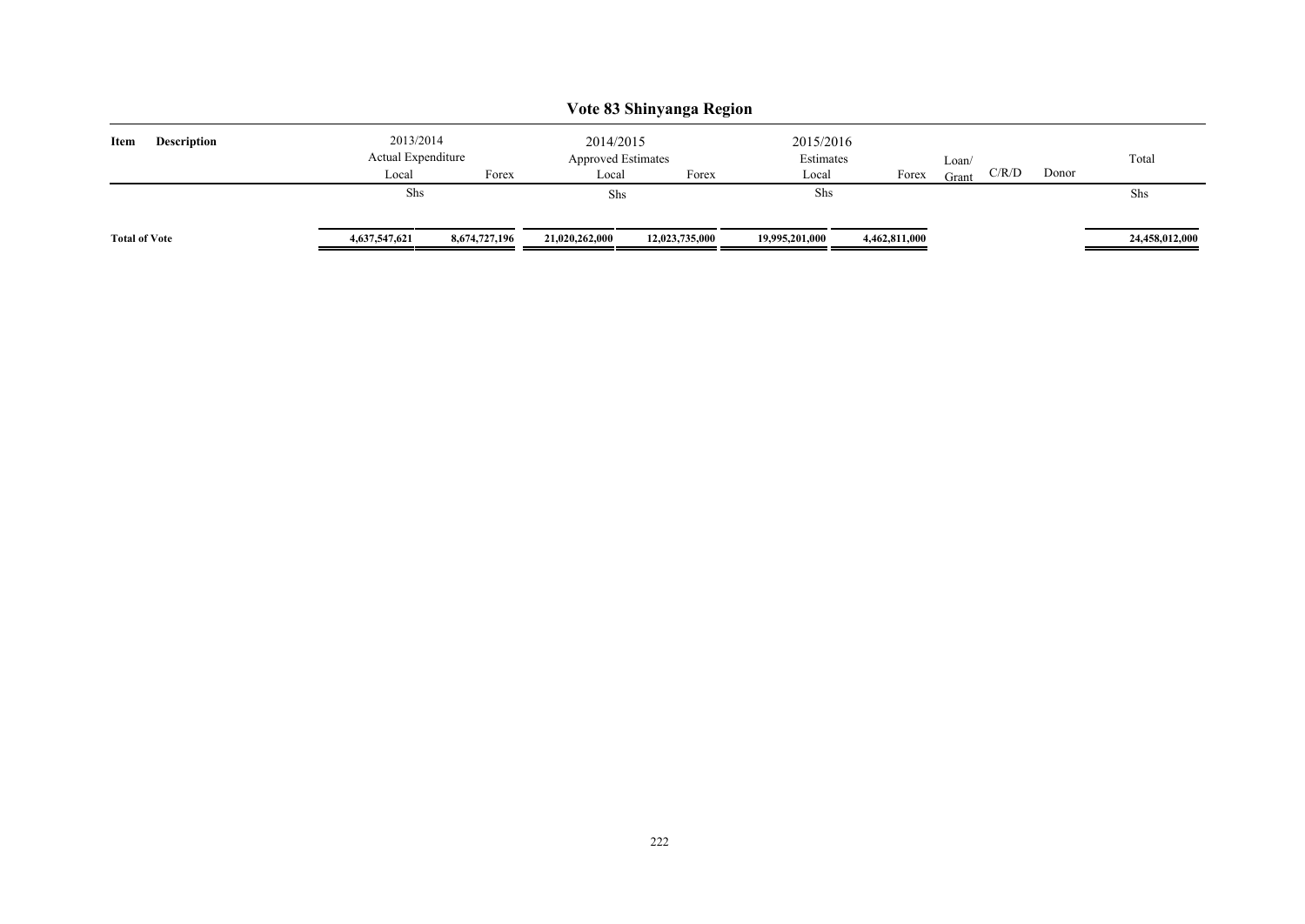# Vote 83 Shinyanga Region

| Item | Description | 2013/2014 Actual Expenditure | | 2014/2015 Approved Estimates | | 2015/2016 Estimates | | | | | Total |
|---|---|---|---|---|---|---|---|---|---|---|---|
| | | Local | Forex | Local | Forex | Local | Forex | Loan/ Grant | C/R/D | Donor | |
| | | Shs | | Shs | | Shs | | | | | Shs |
| **Total of Vote** | | **4,637,547,621** | **8,674,727,196** | **21,020,262,000** | **12,023,735,000** | **19,995,201,000** | **4,462,811,000** | | | | **24,458,012,000** |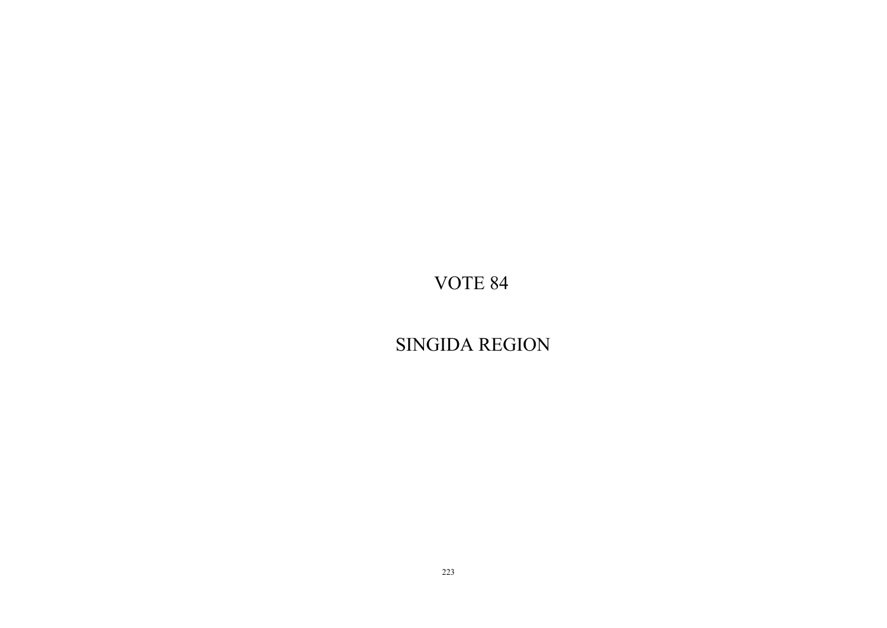# VOTE 84

# SINGIDA REGION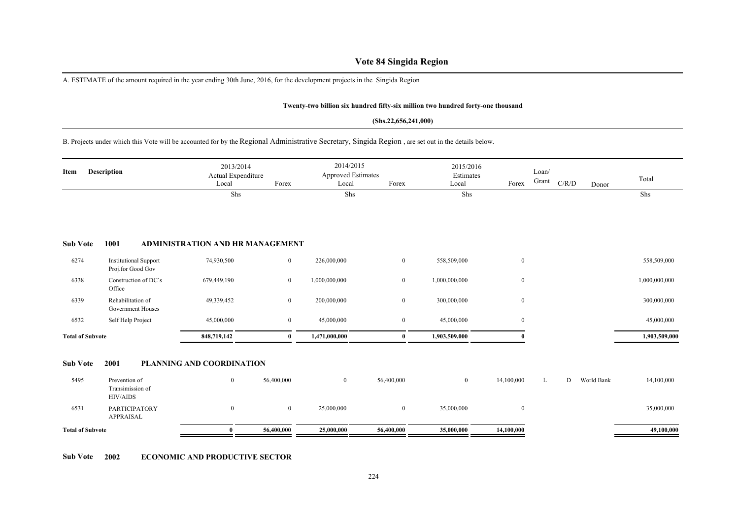# Vote 84 Singida Region

A. ESTIMATE of the amount required in the year ending 30th June, 2016, for the development projects in the Singida Region

**Twenty-two billion six hundred fifty-six million two hundred forty-one thousand**

**(Shs.22,656,241,000)**

B. Projects under which this Vote will be accounted for by the Regional Administrative Secretary, Singida Region , are set out in the details below.

| Item | Description | 2013/2014 Actual Expenditure Local | Forex | 2014/2015 Approved Estimates Local | Forex | 2015/2016 Estimates Local | Forex | Loan/ Grant | C/R/D | Donor | Total |
|---|---|---|---|---|---|---|---|---|---|---|---|
| | | Shs | | Shs | | Shs | | | | | Shs |
| **Sub Vote** | **1001** | **ADMINISTRATION AND HR MANAGEMENT** | | | | | | | | | |
| 6274 | Institutional Support Proj.for Good Gov | 74,930,500 | 0 | 226,000,000 | 0 | 558,509,000 | 0 | | | | 558,509,000 |
| 6338 | Construction of DC`s Office | 679,449,190 | 0 | 1,000,000,000 | 0 | 1,000,000,000 | 0 | | | | 1,000,000,000 |
| 6339 | Rehabilitation of Government Houses | 49,339,452 | 0 | 200,000,000 | 0 | 300,000,000 | 0 | | | | 300,000,000 |
| 6532 | Self Help Project | 45,000,000 | 0 | 45,000,000 | 0 | 45,000,000 | 0 | | | | 45,000,000 |
| **Total of Subvote** | | **848,719,142** | **0** | **1,471,000,000** | **0** | **1,903,509,000** | **0** | | | | **1,903,509,000** |
| **Sub Vote** | **2001** | **PLANNING AND COORDINATION** | | | | | | | | | |
| 5495 | Prevention of Transimission of HIV/AIDS | 0 | 56,400,000 | 0 | 56,400,000 | 0 | 14,100,000 | L | D | World Bank | 14,100,000 |
| 6531 | PARTICIPATORY APPRAISAL | 0 | 0 | 25,000,000 | 0 | 35,000,000 | 0 | | | | 35,000,000 |
| **Total of Subvote** | | **0** | **56,400,000** | **25,000,000** | **56,400,000** | **35,000,000** | **14,100,000** | | | | **49,100,000** |

**Sub Vote 2002 ECONOMIC AND PRODUCTIVE SECTOR**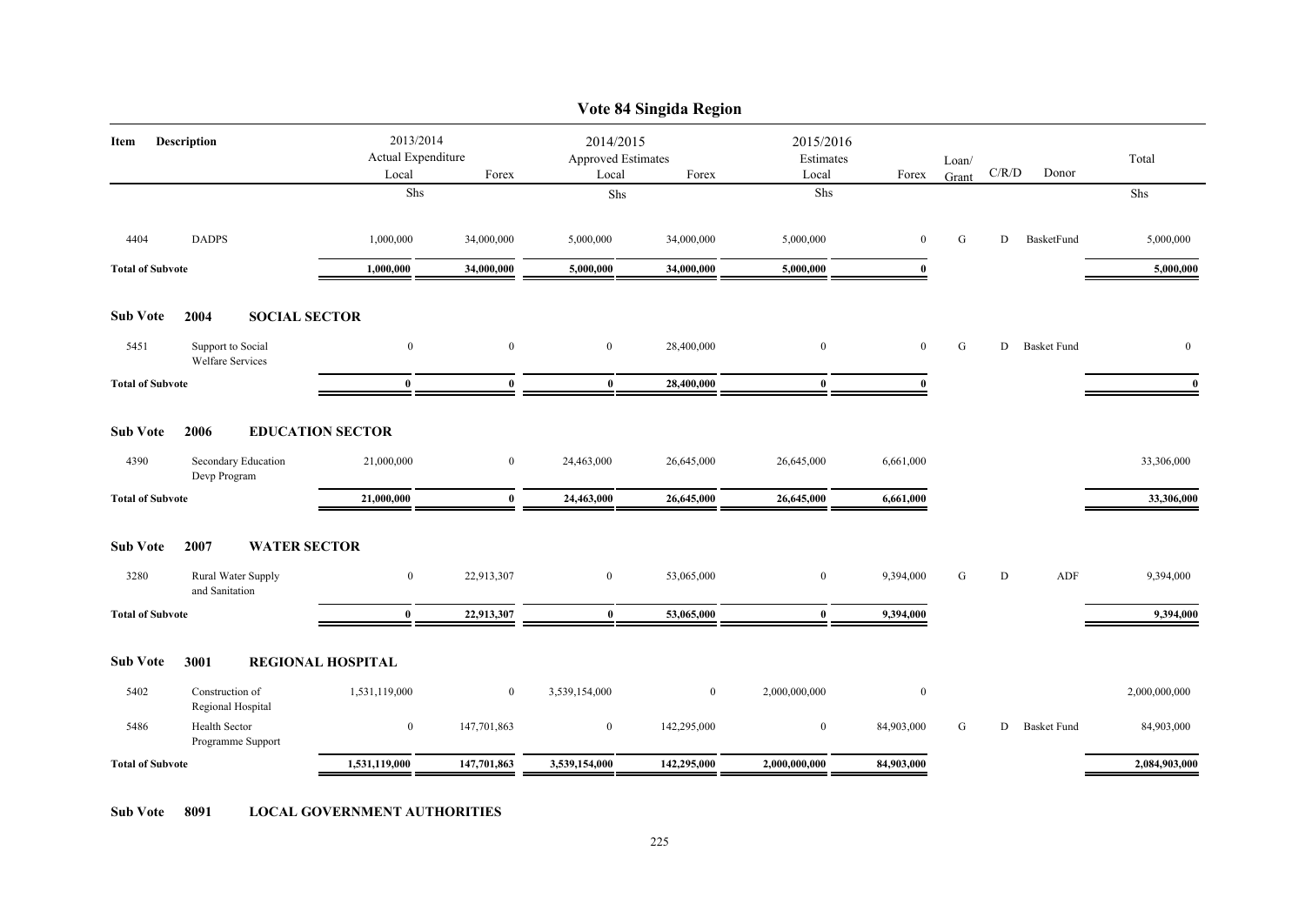# Vote 84 Singida Region

| Item | Description | 2013/2014 Actual Expenditure Local | Forex | 2014/2015 Approved Estimates Local | Forex | 2015/2016 Estimates Local | Forex | Loan/ Grant | C/R/D | Donor | Total |
|---|---|---|---|---|---|---|---|---|---|---|---|
| | | Shs | | Shs | | Shs | | | | | Shs |
| 4404 | DADPS | 1,000,000 | 34,000,000 | 5,000,000 | 34,000,000 | 5,000,000 | 0 | G | D | BasketFund | 5,000,000 |
| **Total of Subvote** | | **1,000,000** | **34,000,000** | **5,000,000** | **34,000,000** | **5,000,000** | **0** | | | | **5,000,000** |
| **Sub Vote** | **2004 SOCIAL SECTOR** | | | | | | | | | | |
| 5451 | Support to Social Welfare Services | 0 | 0 | 0 | 28,400,000 | 0 | 0 | G | D | Basket Fund | 0 |
| **Total of Subvote** | | **0** | **0** | **0** | **28,400,000** | **0** | **0** | | | | **0** |
| **Sub Vote** | **2006 EDUCATION SECTOR** | | | | | | | | | | |
| 4390 | Secondary Education Devp Program | 21,000,000 | 0 | 24,463,000 | 26,645,000 | 26,645,000 | 6,661,000 | | | | 33,306,000 |
| **Total of Subvote** | | **21,000,000** | **0** | **24,463,000** | **26,645,000** | **26,645,000** | **6,661,000** | | | | **33,306,000** |
| **Sub Vote** | **2007 WATER SECTOR** | | | | | | | | | | |
| 3280 | Rural Water Supply and Sanitation | 0 | 22,913,307 | 0 | 53,065,000 | 0 | 9,394,000 | G | D | ADF | 9,394,000 |
| **Total of Subvote** | | **0** | **22,913,307** | **0** | **53,065,000** | **0** | **9,394,000** | | | | **9,394,000** |
| **Sub Vote** | **3001 REGIONAL HOSPITAL** | | | | | | | | | | |
| 5402 | Construction of Regional Hospital | 1,531,119,000 | 0 | 3,539,154,000 | 0 | 2,000,000,000 | 0 | | | | 2,000,000,000 |
| 5486 | Health Sector Programme Support | 0 | 147,701,863 | 0 | 142,295,000 | 0 | 84,903,000 | G | D | Basket Fund | 84,903,000 |
| **Total of Subvote** | | **1,531,119,000** | **147,701,863** | **3,539,154,000** | **142,295,000** | **2,000,000,000** | **84,903,000** | | | | **2,084,903,000** |

**Sub Vote 8091 LOCAL GOVERNMENT AUTHORITIES**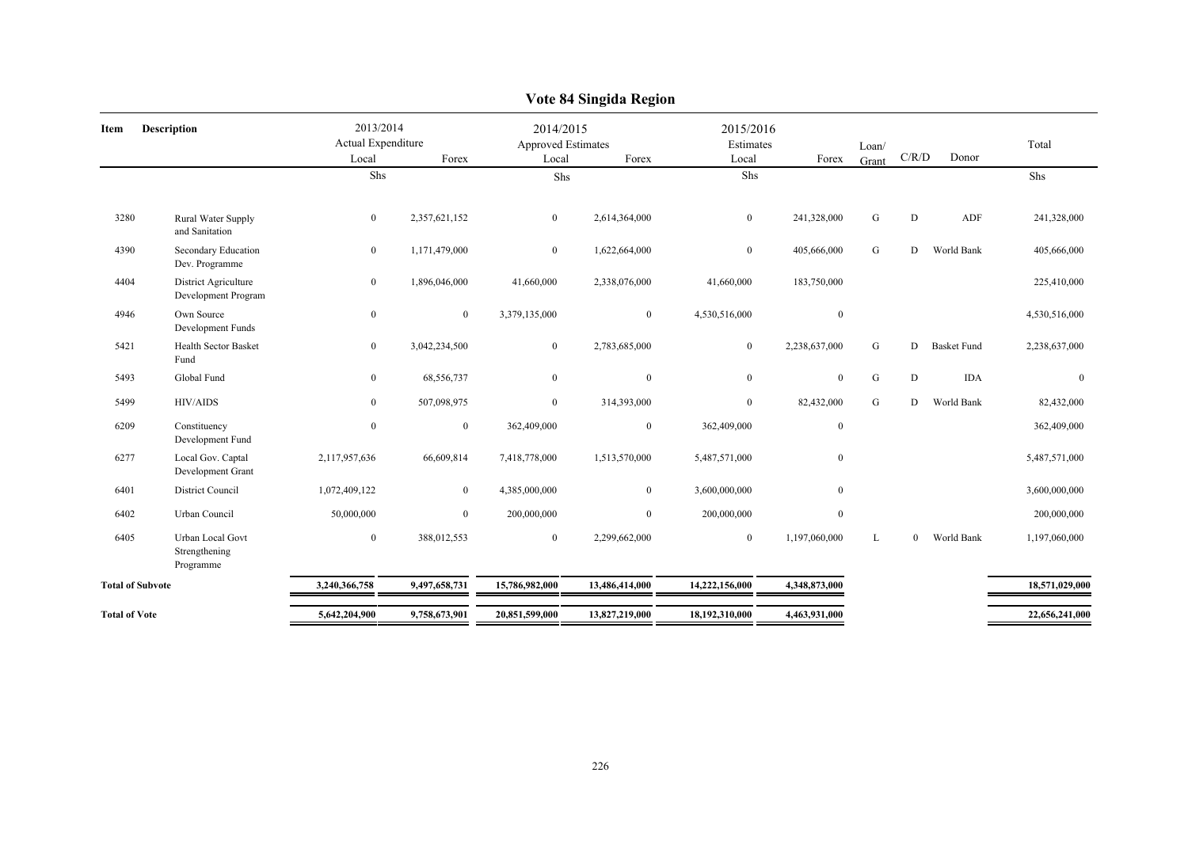# Vote 84 Singida Region

| Item | Description | 2013/2014 Actual Expenditure | | 2014/2015 Approved Estimates | | 2015/2016 Estimates | | Loan/ Grant | C/R/D | Donor | Total |
|---|---|---|---|---|---|---|---|---|---|---|---|
| | | Local | Forex | Local | Forex | Local | Forex | | | | |
| | | Shs | | Shs | | Shs | | | | | Shs |
| 3280 | Rural Water Supply and Sanitation | 0 | 2,357,621,152 | 0 | 2,614,364,000 | 0 | 241,328,000 | G | D | ADF | 241,328,000 |
| 4390 | Secondary Education Dev. Programme | 0 | 1,171,479,000 | 0 | 1,622,664,000 | 0 | 405,666,000 | G | D | World Bank | 405,666,000 |
| 4404 | District Agriculture Development Program | 0 | 1,896,046,000 | 41,660,000 | 2,338,076,000 | 41,660,000 | 183,750,000 | | | | 225,410,000 |
| 4946 | Own Source Development Funds | 0 | 0 | 3,379,135,000 | 0 | 4,530,516,000 | 0 | | | | 4,530,516,000 |
| 5421 | Health Sector Basket Fund | 0 | 3,042,234,500 | 0 | 2,783,685,000 | 0 | 2,238,637,000 | G | D | Basket Fund | 2,238,637,000 |
| 5493 | Global Fund | 0 | 68,556,737 | 0 | 0 | 0 | 0 | G | D | IDA | 0 |
| 5499 | HIV/AIDS | 0 | 507,098,975 | 0 | 314,393,000 | 0 | 82,432,000 | G | D | World Bank | 82,432,000 |
| 6209 | Constituency Development Fund | 0 | 0 | 362,409,000 | 0 | 362,409,000 | 0 | | | | 362,409,000 |
| 6277 | Local Gov. Captal Development Grant | 2,117,957,636 | 66,609,814 | 7,418,778,000 | 1,513,570,000 | 5,487,571,000 | 0 | | | | 5,487,571,000 |
| 6401 | District Council | 1,072,409,122 | 0 | 4,385,000,000 | 0 | 3,600,000,000 | 0 | | | | 3,600,000,000 |
| 6402 | Urban Council | 50,000,000 | 0 | 200,000,000 | 0 | 200,000,000 | 0 | | | | 200,000,000 |
| 6405 | Urban Local Govt Strengthening Programme | 0 | 388,012,553 | 0 | 2,299,662,000 | 0 | 1,197,060,000 | L | 0 | World Bank | 1,197,060,000 |
| **Total of Subvote** | | **3,240,366,758** | **9,497,658,731** | **15,786,982,000** | **13,486,414,000** | **14,222,156,000** | **4,348,873,000** | | | | **18,571,029,000** |
| **Total of Vote** | | **5,642,204,900** | **9,758,673,901** | **20,851,599,000** | **13,827,219,000** | **18,192,310,000** | **4,463,931,000** | | | | **22,656,241,000** |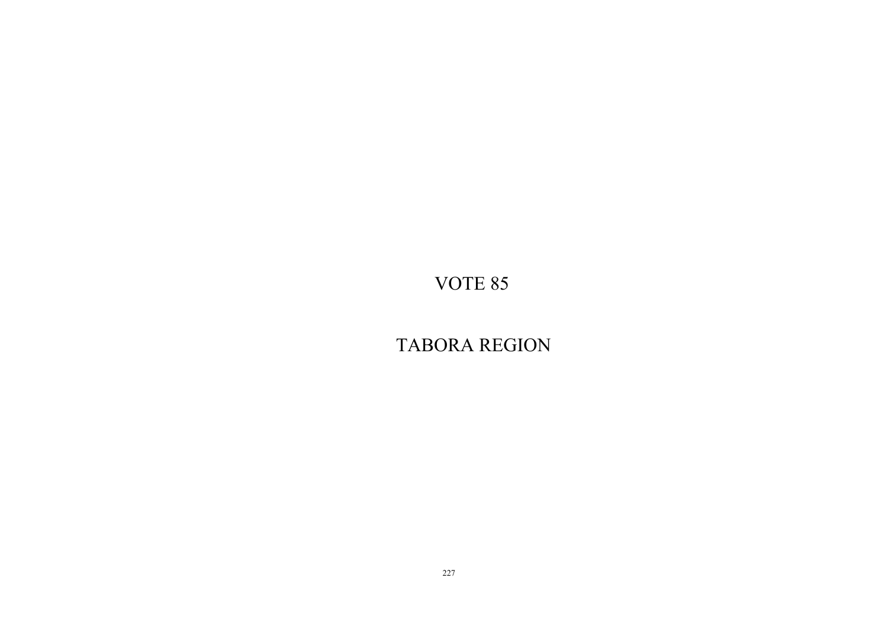# VOTE 85

# TABORA REGION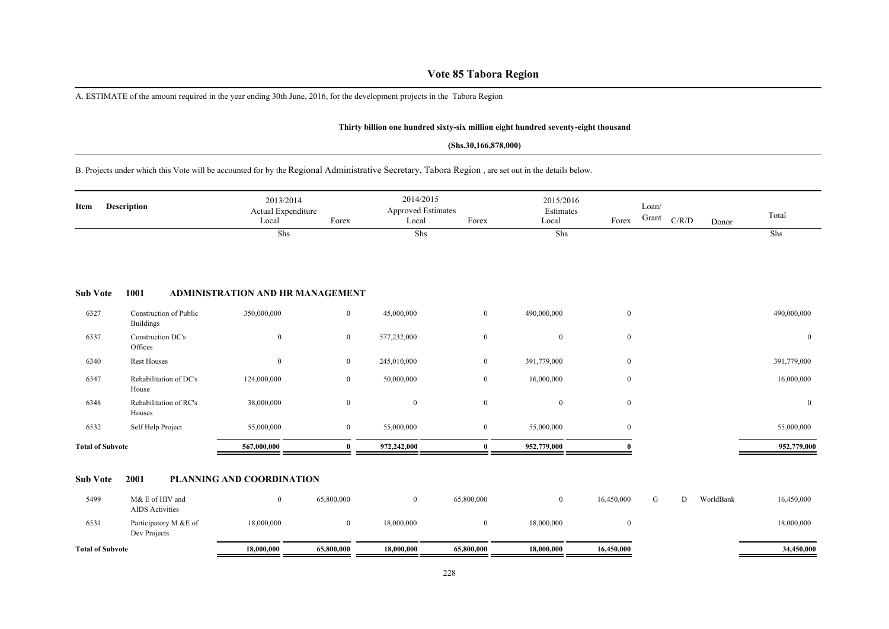# Vote 85 Tabora Region

A. ESTIMATE of the amount required in the year ending 30th June, 2016, for the development projects in the Tabora Region

**Thirty billion one hundred sixty-six million eight hundred seventy-eight thousand**

**(Shs.30,166,878,000)**

B. Projects under which this Vote will be accounted for by the Regional Administrative Secretary, Tabora Region , are set out in the details below.

| Item | Description | 2013/2014 Actual Expenditure Local | Forex | 2014/2015 Approved Estimates Local | Forex | 2015/2016 Estimates Local | Forex | Loan/ Grant | C/R/D | Donor | Total |
|---|---|---|---|---|---|---|---|---|---|---|---|
| | | Shs | | Shs | | Shs | | | | | Shs |
| **Sub Vote** | **1001 ADMINISTRATION AND HR MANAGEMENT** | | | | | | | | | | |
| 6327 | Construction of Public Buildings | 350,000,000 | 0 | 45,000,000 | 0 | 490,000,000 | 0 | | | | 490,000,000 |
| 6337 | Construction DC's Offices | 0 | 0 | 577,232,000 | 0 | 0 | 0 | | | | 0 |
| 6340 | Rest Houses | 0 | 0 | 245,010,000 | 0 | 391,779,000 | 0 | | | | 391,779,000 |
| 6347 | Rehabilitation of DC's House | 124,000,000 | 0 | 50,000,000 | 0 | 16,000,000 | 0 | | | | 16,000,000 |
| 6348 | Rehabilitation of RC's Houses | 38,000,000 | 0 | 0 | 0 | 0 | 0 | | | | 0 |
| 6532 | Self Help Project | 55,000,000 | 0 | 55,000,000 | 0 | 55,000,000 | 0 | | | | 55,000,000 |
| **Total of Subvote** | | **567,000,000** | **0** | **972,242,000** | **0** | **952,779,000** | **0** | | | | **952,779,000** |
| **Sub Vote** | **2001 PLANNING AND COORDINATION** | | | | | | | | | | |
| 5499 | M& E of HIV and AIDS Activities | 0 | 65,800,000 | 0 | 65,800,000 | 0 | 16,450,000 | G | D | WorldBank | 16,450,000 |
| 6531 | Participatory M &E of Dev Projects | 18,000,000 | 0 | 18,000,000 | 0 | 18,000,000 | 0 | | | | 18,000,000 |
| **Total of Subvote** | | **18,000,000** | **65,800,000** | **18,000,000** | **65,800,000** | **18,000,000** | **16,450,000** | | | | **34,450,000** |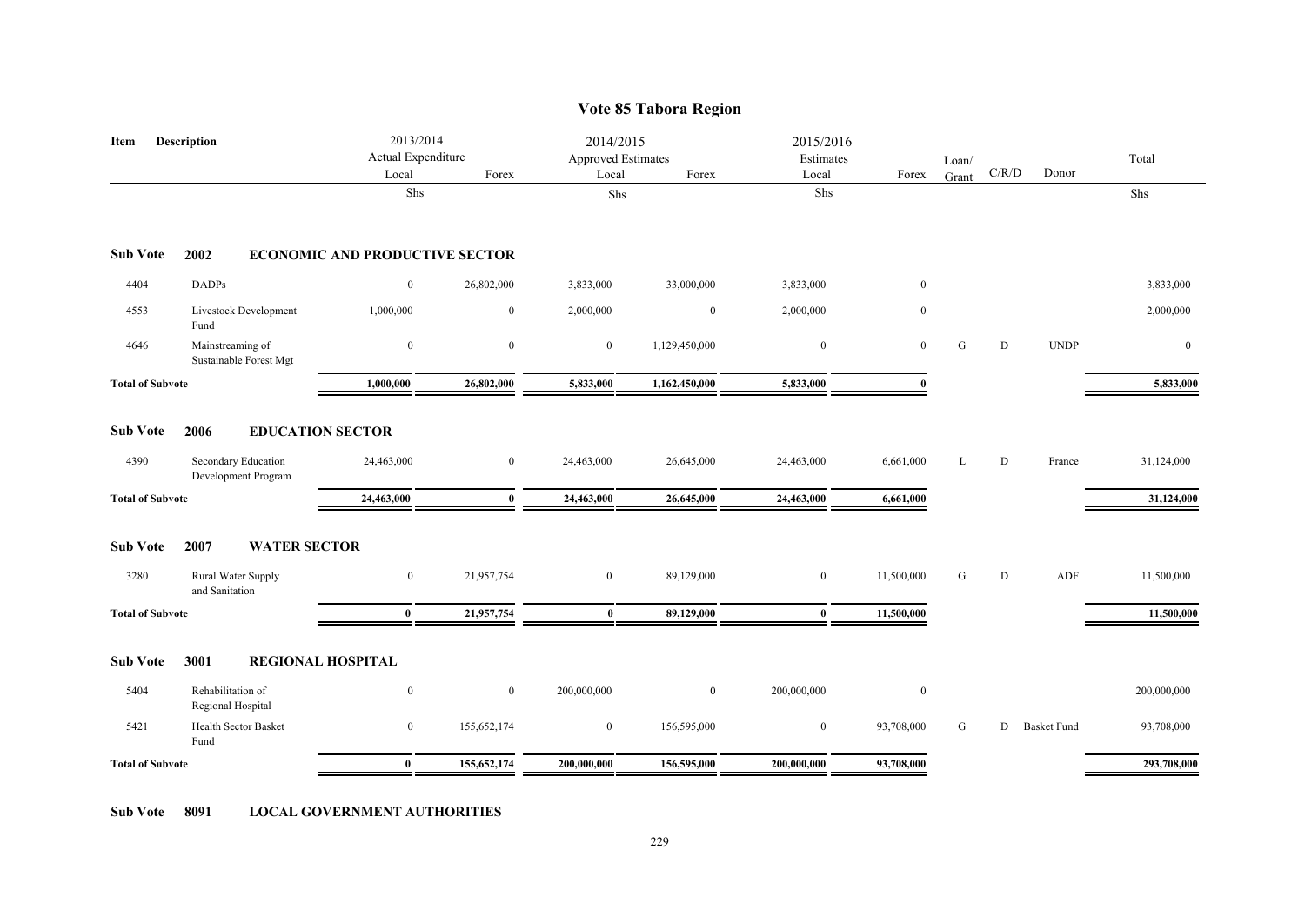# Vote 85 Tabora Region

| Item | Description | 2013/2014 Actual Expenditure Local | Forex | 2014/2015 Approved Estimates Local | Forex | 2015/2016 Estimates Local | Forex | Loan/ Grant | C/R/D | Donor | Total |
|---|---|---|---|---|---|---|---|---|---|---|---|
| | | Shs | | Shs | | Shs | | | | | Shs |
| **Sub Vote** | **2002 ECONOMIC AND PRODUCTIVE SECTOR** | | | | | | | | | | |
| 4404 | DADPs | 0 | 26,802,000 | 3,833,000 | 33,000,000 | 3,833,000 | 0 | | | | 3,833,000 |
| 4553 | Livestock Development Fund | 1,000,000 | 0 | 2,000,000 | 0 | 2,000,000 | 0 | | | | 2,000,000 |
| 4646 | Mainstreaming of Sustainable Forest Mgt | 0 | 0 | 0 | 1,129,450,000 | 0 | 0 | G | D | UNDP | 0 |
| **Total of Subvote** | | **1,000,000** | **26,802,000** | **5,833,000** | **1,162,450,000** | **5,833,000** | **0** | | | | **5,833,000** |
| **Sub Vote** | **2006 EDUCATION SECTOR** | | | | | | | | | | |
| 4390 | Secondary Education Development Program | 24,463,000 | 0 | 24,463,000 | 26,645,000 | 24,463,000 | 6,661,000 | L | D | France | 31,124,000 |
| **Total of Subvote** | | **24,463,000** | **0** | **24,463,000** | **26,645,000** | **24,463,000** | **6,661,000** | | | | **31,124,000** |
| **Sub Vote** | **2007 WATER SECTOR** | | | | | | | | | | |
| 3280 | Rural Water Supply and Sanitation | 0 | 21,957,754 | 0 | 89,129,000 | 0 | 11,500,000 | G | D | ADF | 11,500,000 |
| **Total of Subvote** | | **0** | **21,957,754** | **0** | **89,129,000** | **0** | **11,500,000** | | | | **11,500,000** |
| **Sub Vote** | **3001 REGIONAL HOSPITAL** | | | | | | | | | | |
| 5404 | Rehabilitation of Regional Hospital | 0 | 0 | 200,000,000 | 0 | 200,000,000 | 0 | | | | 200,000,000 |
| 5421 | Health Sector Basket Fund | 0 | 155,652,174 | 0 | 156,595,000 | 0 | 93,708,000 | G | D | Basket Fund | 93,708,000 |
| **Total of Subvote** | | **0** | **155,652,174** | **200,000,000** | **156,595,000** | **200,000,000** | **93,708,000** | | | | **293,708,000** |

**Sub Vote 8091 LOCAL GOVERNMENT AUTHORITIES**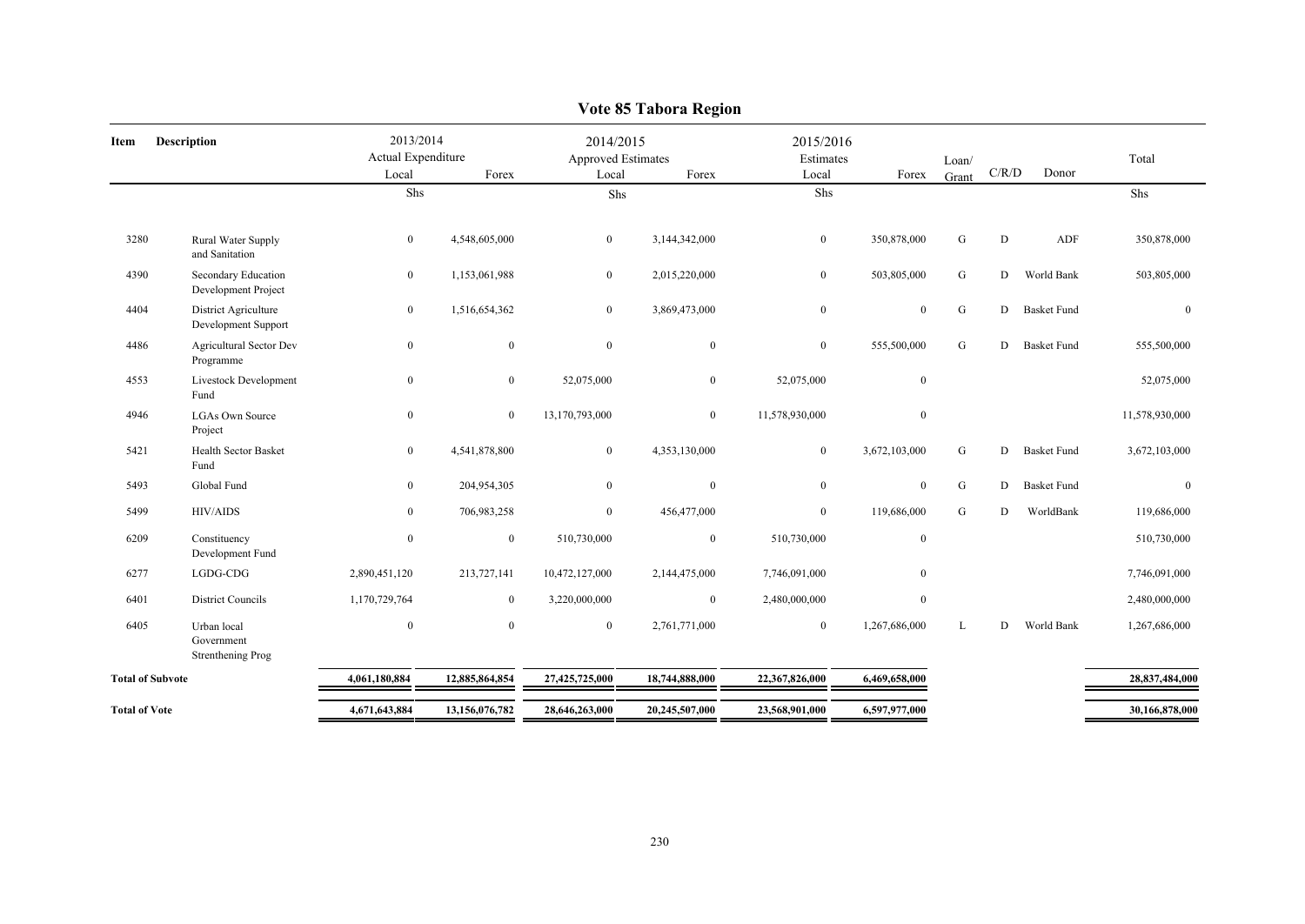# Vote 85 Tabora Region

| Item | Description | 2013/2014 Actual Expenditure Local | Forex | 2014/2015 Approved Estimates Local | Forex | 2015/2016 Estimates Local | Forex | Loan/ Grant | C/R/D | Donor | Total |
|---|---|---|---|---|---|---|---|---|---|---|---|
| | | Shs | | Shs | | Shs | | | | | Shs |
| 3280 | Rural Water Supply and Sanitation | 0 | 4,548,605,000 | 0 | 3,144,342,000 | 0 | 350,878,000 | G | D | ADF | 350,878,000 |
| 4390 | Secondary Education Development Project | 0 | 1,153,061,988 | 0 | 2,015,220,000 | 0 | 503,805,000 | G | D | World Bank | 503,805,000 |
| 4404 | District Agriculture Development Support | 0 | 1,516,654,362 | 0 | 3,869,473,000 | 0 | 0 | G | D | Basket Fund | 0 |
| 4486 | Agricultural Sector Dev Programme | 0 | 0 | 0 | 0 | 0 | 555,500,000 | G | D | Basket Fund | 555,500,000 |
| 4553 | Livestock Development Fund | 0 | 0 | 52,075,000 | 0 | 52,075,000 | 0 | | | | 52,075,000 |
| 4946 | LGAs Own Source Project | 0 | 0 | 13,170,793,000 | 0 | 11,578,930,000 | 0 | | | | 11,578,930,000 |
| 5421 | Health Sector Basket Fund | 0 | 4,541,878,800 | 0 | 4,353,130,000 | 0 | 3,672,103,000 | G | D | Basket Fund | 3,672,103,000 |
| 5493 | Global Fund | 0 | 204,954,305 | 0 | 0 | 0 | 0 | G | D | Basket Fund | 0 |
| 5499 | HIV/AIDS | 0 | 706,983,258 | 0 | 456,477,000 | 0 | 119,686,000 | G | D | WorldBank | 119,686,000 |
| 6209 | Constituency Development Fund | 0 | 0 | 510,730,000 | 0 | 510,730,000 | 0 | | | | 510,730,000 |
| 6277 | LGDG-CDG | 2,890,451,120 | 213,727,141 | 10,472,127,000 | 2,144,475,000 | 7,746,091,000 | 0 | | | | 7,746,091,000 |
| 6401 | District Councils | 1,170,729,764 | 0 | 3,220,000,000 | 0 | 2,480,000,000 | 0 | | | | 2,480,000,000 |
| 6405 | Urban local Government Strenthening Prog | 0 | 0 | 0 | 2,761,771,000 | 0 | 1,267,686,000 | L | D | World Bank | 1,267,686,000 |
| **Total of Subvote** | | **4,061,180,884** | **12,885,864,854** | **27,425,725,000** | **18,744,888,000** | **22,367,826,000** | **6,469,658,000** | | | | **28,837,484,000** |
| **Total of Vote** | | **4,671,643,884** | **13,156,076,782** | **28,646,263,000** | **20,245,507,000** | **23,568,901,000** | **6,597,977,000** | | | | **30,166,878,000** |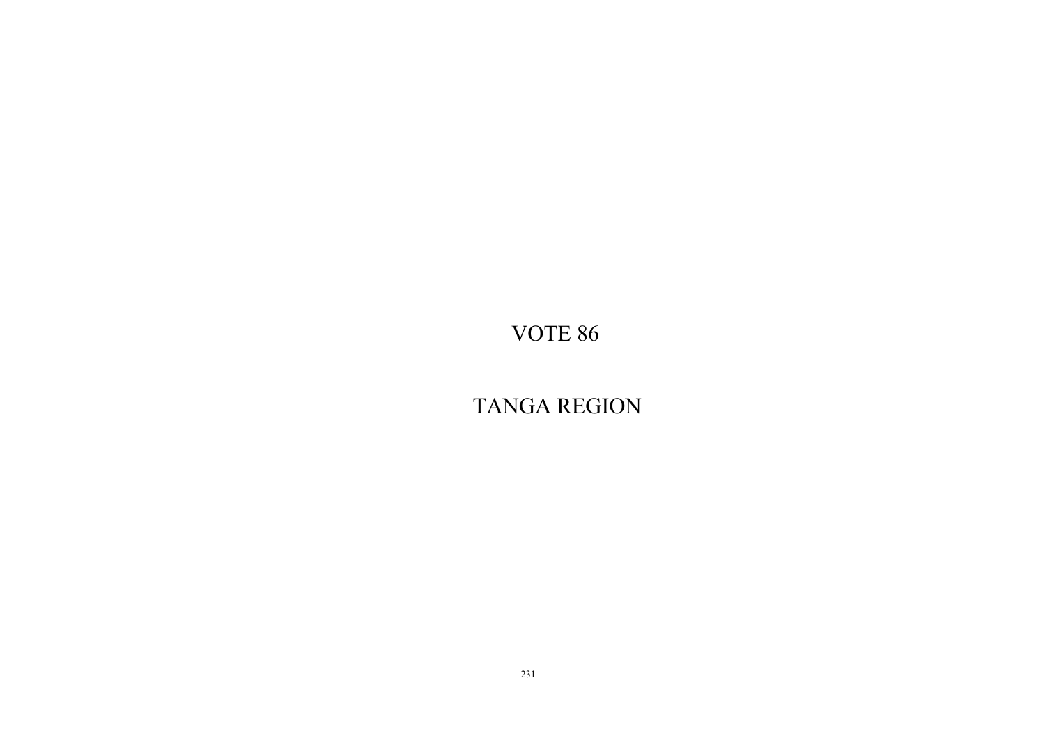# VOTE 86

# TANGA REGION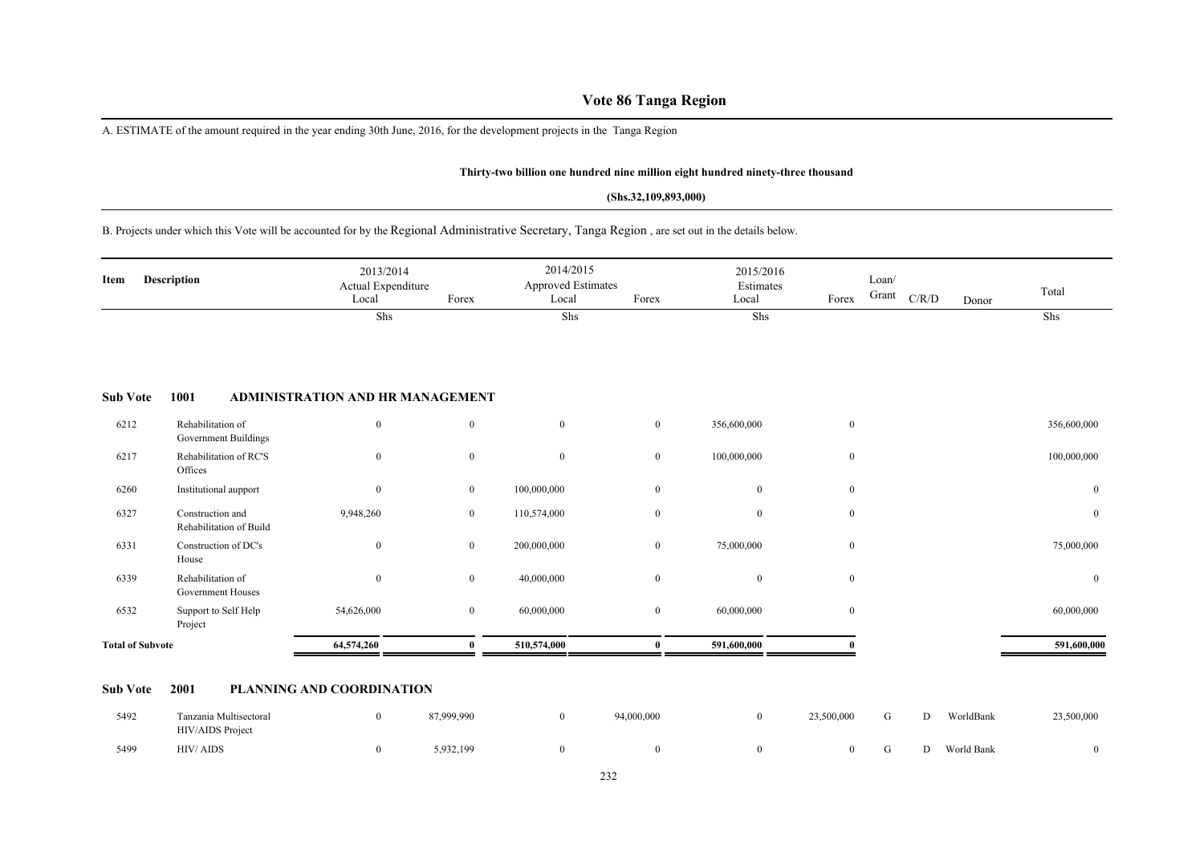# Vote 86 Tanga Region

A. ESTIMATE of the amount required in the year ending 30th June, 2016, for the development projects in the Tanga Region

**Thirty-two billion one hundred nine million eight hundred ninety-three thousand**

**(Shs.32,109,893,000)**

B. Projects under which this Vote will be accounted for by the Regional Administrative Secretary, Tanga Region , are set out in the details below.

| Item | Description | 2013/2014 Actual Expenditure Local | Forex | 2014/2015 Approved Estimates Local | Forex | 2015/2016 Estimates Local | Forex | Loan/ Grant | C/R/D | Donor | Total |
|---|---|---|---|---|---|---|---|---|---|---|---|
| | | Shs | | Shs | | Shs | | | | | Shs |
| **Sub Vote** | **1001 ADMINISTRATION AND HR MANAGEMENT** | | | | | | | | | | |
| 6212 | Rehabilitation of Government Buildings | 0 | 0 | 0 | 0 | 356,600,000 | 0 | | | | 356,600,000 |
| 6217 | Rehabilitation of RC'S Offices | 0 | 0 | 0 | 0 | 100,000,000 | 0 | | | | 100,000,000 |
| 6260 | Institutional aupport | 0 | 0 | 100,000,000 | 0 | 0 | 0 | | | | 0 |
| 6327 | Construction and Rehabilitation of Build | 9,948,260 | 0 | 110,574,000 | 0 | 0 | 0 | | | | 0 |
| 6331 | Construction of DC's House | 0 | 0 | 200,000,000 | 0 | 75,000,000 | 0 | | | | 75,000,000 |
| 6339 | Rehabilitation of Government Houses | 0 | 0 | 40,000,000 | 0 | 0 | 0 | | | | 0 |
| 6532 | Support to Self Help Project | 54,626,000 | 0 | 60,000,000 | 0 | 60,000,000 | 0 | | | | 60,000,000 |
| **Total of Subvote** | | **64,574,260** | **0** | **510,574,000** | **0** | **591,600,000** | **0** | | | | **591,600,000** |
| **Sub Vote** | **2001 PLANNING AND COORDINATION** | | | | | | | | | | |
| 5492 | Tanzania Multisectoral HIV/AIDS Project | 0 | 87,999,990 | 0 | 94,000,000 | 0 | 23,500,000 | G | D | WorldBank | 23,500,000 |
| 5499 | HIV/ AIDS | 0 | 5,932,199 | 0 | 0 | 0 | 0 | G | D | World Bank | 0 |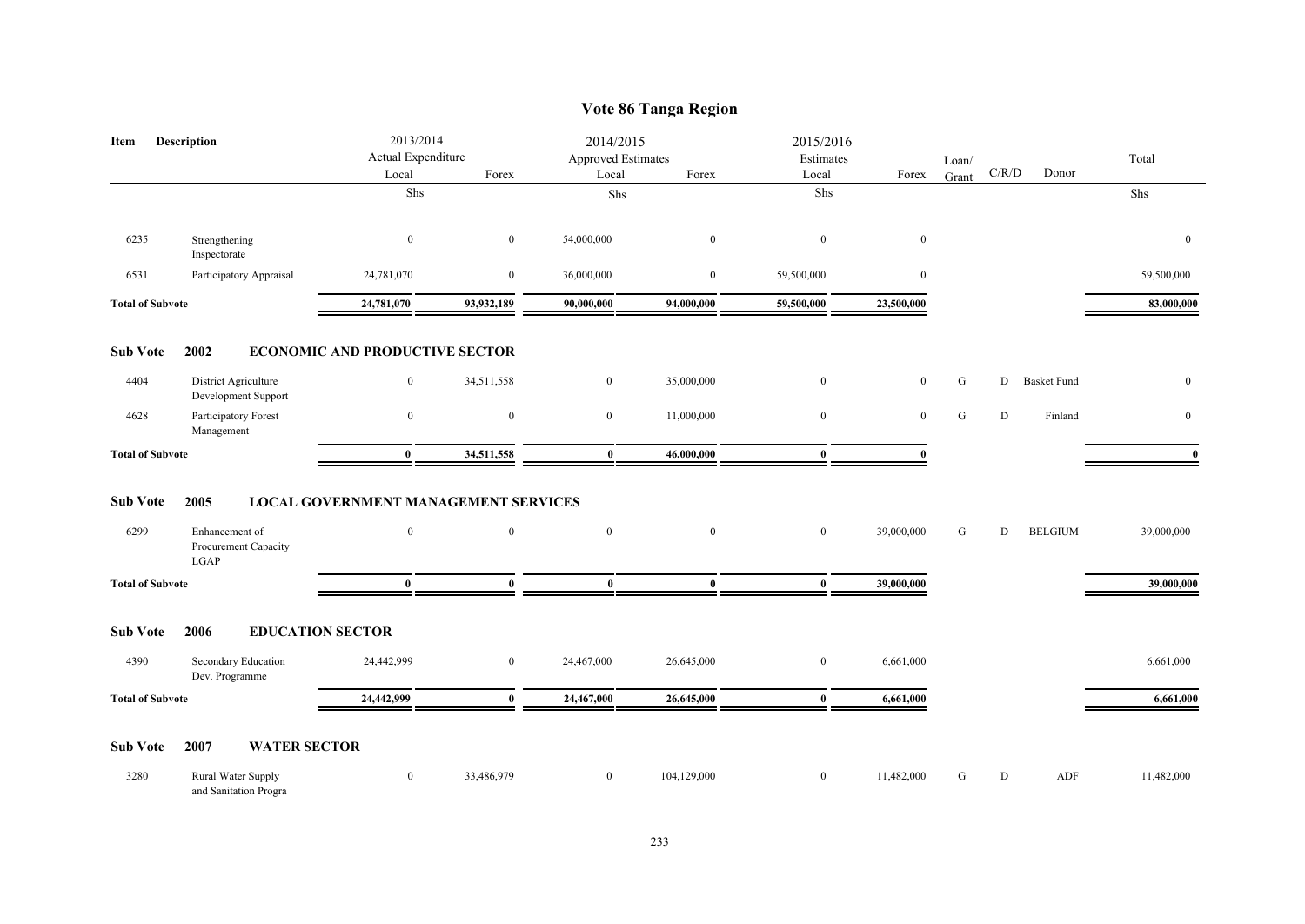# Vote 86 Tanga Region

| Item | Description | 2013/2014 Actual Expenditure Local | Forex | 2014/2015 Approved Estimates Local | Forex | 2015/2016 Estimates Local | Forex | Loan/ Grant | C/R/D | Donor | Total |
|---|---|---|---|---|---|---|---|---|---|---|---|
| | | Shs | | Shs | | Shs | | | | | Shs |
| 6235 | Strengthening Inspectorate | 0 | 0 | 54,000,000 | 0 | 0 | 0 | | | | 0 |
| 6531 | Participatory Appraisal | 24,781,070 | 0 | 36,000,000 | 0 | 59,500,000 | 0 | | | | 59,500,000 |
| **Total of Subvote** | | **24,781,070** | **93,932,189** | **90,000,000** | **94,000,000** | **59,500,000** | **23,500,000** | | | | **83,000,000** |
| **Sub Vote** | **2002** | **ECONOMIC AND PRODUCTIVE SECTOR** | | | | | | | | | |
| 4404 | District Agriculture Development Support | 0 | 34,511,558 | 0 | 35,000,000 | 0 | 0 | G | D | Basket Fund | 0 |
| 4628 | Participatory Forest Management | 0 | 0 | 0 | 11,000,000 | 0 | 0 | G | D | Finland | 0 |
| **Total of Subvote** | | **0** | **34,511,558** | **0** | **46,000,000** | **0** | **0** | | | | **0** |
| **Sub Vote** | **2005** | **LOCAL GOVERNMENT MANAGEMENT SERVICES** | | | | | | | | | |
| 6299 | Enhancement of Procurement Capacity LGAP | 0 | 0 | 0 | 0 | 0 | 39,000,000 | G | D | BELGIUM | 39,000,000 |
| **Total of Subvote** | | **0** | **0** | **0** | **0** | **0** | **39,000,000** | | | | **39,000,000** |
| **Sub Vote** | **2006** | **EDUCATION SECTOR** | | | | | | | | | |
| 4390 | Secondary Education Dev. Programme | 24,442,999 | 0 | 24,467,000 | 26,645,000 | 0 | 6,661,000 | | | | 6,661,000 |
| **Total of Subvote** | | **24,442,999** | **0** | **24,467,000** | **26,645,000** | **0** | **6,661,000** | | | | **6,661,000** |
| **Sub Vote** | **2007** | **WATER SECTOR** | | | | | | | | | |
| 3280 | Rural Water Supply and Sanitation Progra | 0 | 33,486,979 | 0 | 104,129,000 | 0 | 11,482,000 | G | D | ADF | 11,482,000 |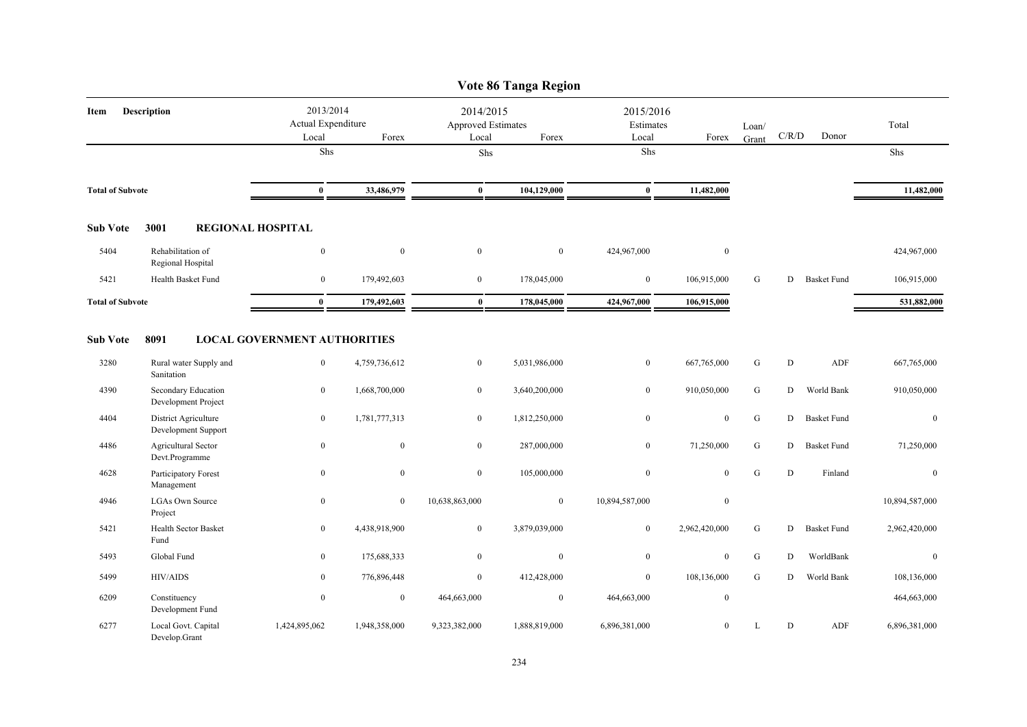# Vote 86 Tanga Region

| Item | Description | 2013/2014 Actual Expenditure Local | Forex | 2014/2015 Approved Estimates Local | Forex | 2015/2016 Estimates Local | Forex | Loan/ Grant | C/R/D | Donor | Total |
|---|---|---|---|---|---|---|---|---|---|---|---|
| | | Shs | | Shs | | Shs | | | | | Shs |
| **Total of Subvote** | | **0** | **33,486,979** | **0** | **104,129,000** | **0** | **11,482,000** | | | | **11,482,000** |
| **Sub Vote** | **3001 REGIONAL HOSPITAL** | | | | | | | | | | |
| 5404 | Rehabilitation of Regional Hospital | 0 | 0 | 0 | 0 | 424,967,000 | 0 | | | | 424,967,000 |
| 5421 | Health Basket Fund | 0 | 179,492,603 | 0 | 178,045,000 | 0 | 106,915,000 | G | D | Basket Fund | 106,915,000 |
| **Total of Subvote** | | **0** | **179,492,603** | **0** | **178,045,000** | **424,967,000** | **106,915,000** | | | | **531,882,000** |
| **Sub Vote** | **8091 LOCAL GOVERNMENT AUTHORITIES** | | | | | | | | | | |
| 3280 | Rural water Supply and Sanitation | 0 | 4,759,736,612 | 0 | 5,031,986,000 | 0 | 667,765,000 | G | D | ADF | 667,765,000 |
| 4390 | Secondary Education Development Project | 0 | 1,668,700,000 | 0 | 3,640,200,000 | 0 | 910,050,000 | G | D | World Bank | 910,050,000 |
| 4404 | District Agriculture Development Support | 0 | 1,781,777,313 | 0 | 1,812,250,000 | 0 | 0 | G | D | Basket Fund | 0 |
| 4486 | Agricultural Sector Devt.Programme | 0 | 0 | 0 | 287,000,000 | 0 | 71,250,000 | G | D | Basket Fund | 71,250,000 |
| 4628 | Participatory Forest Management | 0 | 0 | 0 | 105,000,000 | 0 | 0 | G | D | Finland | 0 |
| 4946 | LGAs Own Source Project | 0 | 0 | 10,638,863,000 | 0 | 10,894,587,000 | 0 | | | | 10,894,587,000 |
| 5421 | Health Sector Basket Fund | 0 | 4,438,918,900 | 0 | 3,879,039,000 | 0 | 2,962,420,000 | G | D | Basket Fund | 2,962,420,000 |
| 5493 | Global Fund | 0 | 175,688,333 | 0 | 0 | 0 | 0 | G | D | WorldBank | 0 |
| 5499 | HIV/AIDS | 0 | 776,896,448 | 0 | 412,428,000 | 0 | 108,136,000 | G | D | World Bank | 108,136,000 |
| 6209 | Constituency Development Fund | 0 | 0 | 464,663,000 | 0 | 464,663,000 | 0 | | | | 464,663,000 |
| 6277 | Local Govt. Capital Develop.Grant | 1,424,895,062 | 1,948,358,000 | 9,323,382,000 | 1,888,819,000 | 6,896,381,000 | 0 | L | D | ADF | 6,896,381,000 |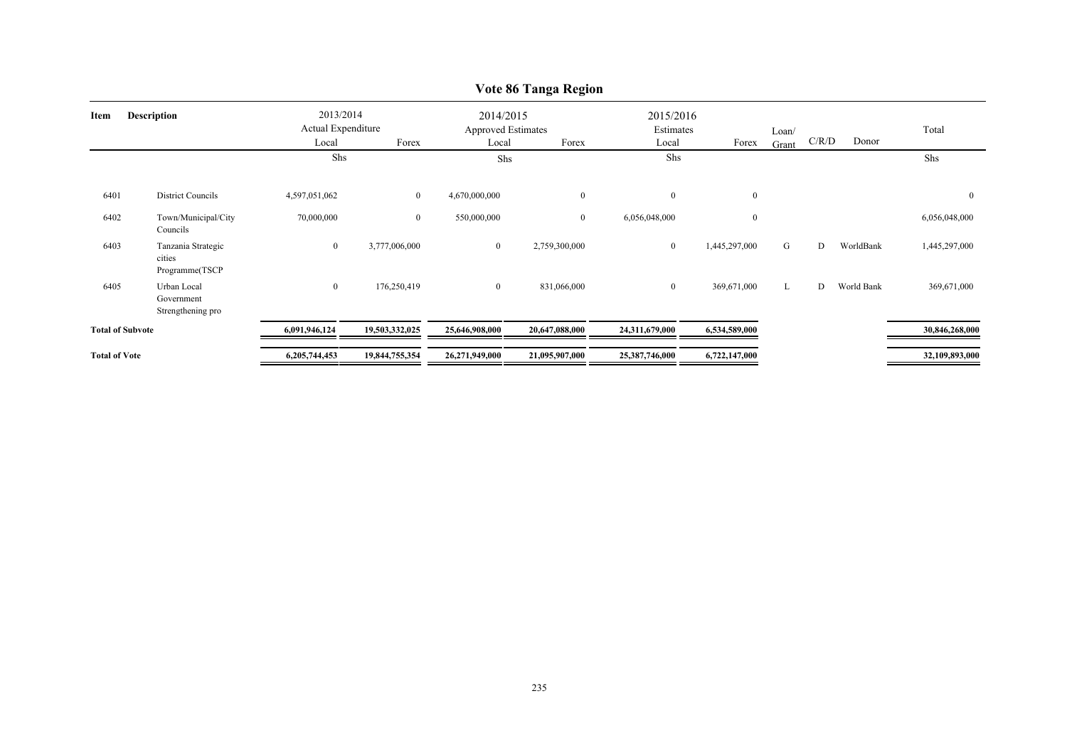## Vote 86 Tanga Region

| Item | Description | 2013/2014 Actual Expenditure Local | Forex | 2014/2015 Approved Estimates Local | Forex | 2015/2016 Estimates Local | Forex | Loan/ Grant | C/R/D | Donor | Total |
|---|---|---|---|---|---|---|---|---|---|---|---|
| | | Shs | | Shs | | Shs | | | | | Shs |
| 6401 | District Councils | 4,597,051,062 | 0 | 4,670,000,000 | 0 | 0 | 0 | | | | 0 |
| 6402 | Town/Municipal/City Councils | 70,000,000 | 0 | 550,000,000 | 0 | 6,056,048,000 | 0 | | | | 6,056,048,000 |
| 6403 | Tanzania Strategic cities Programme(TSCP | 0 | 3,777,006,000 | 0 | 2,759,300,000 | 0 | 1,445,297,000 | G | D | WorldBank | 1,445,297,000 |
| 6405 | Urban Local Government Strengthening pro | 0 | 176,250,419 | 0 | 831,066,000 | 0 | 369,671,000 | L | D | World Bank | 369,671,000 |
| **Total of Subvote** | | **6,091,946,124** | **19,503,332,025** | **25,646,908,000** | **20,647,088,000** | **24,311,679,000** | **6,534,589,000** | | | | **30,846,268,000** |
| **Total of Vote** | | **6,205,744,453** | **19,844,755,354** | **26,271,949,000** | **21,095,907,000** | **25,387,746,000** | **6,722,147,000** | | | | **32,109,893,000** |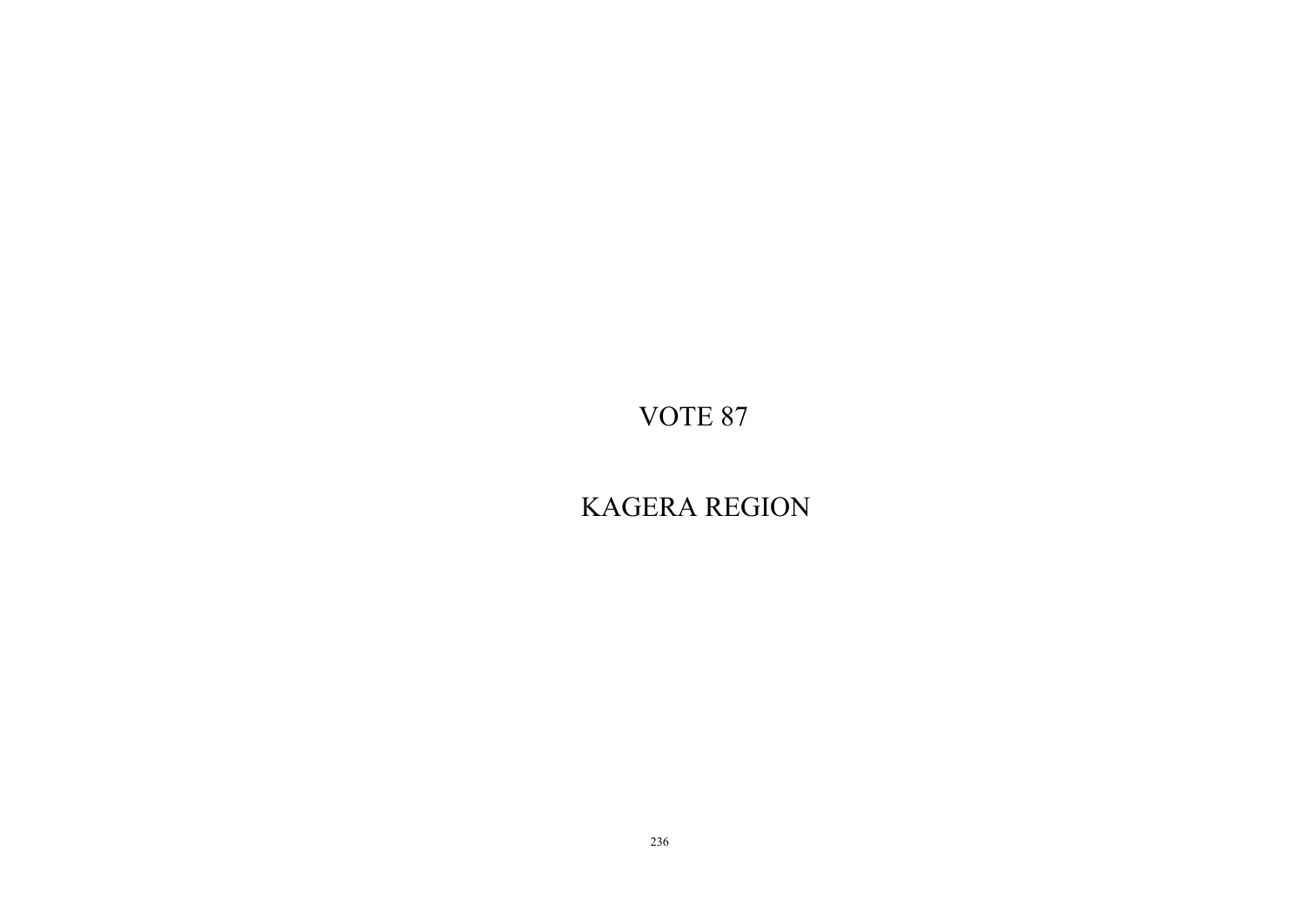# VOTE 87

# KAGERA REGION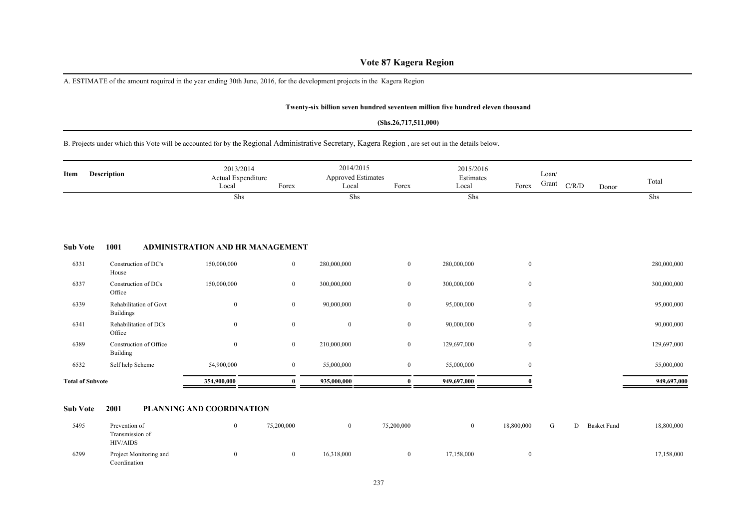# Vote 87 Kagera Region

A. ESTIMATE of the amount required in the year ending 30th June, 2016, for the development projects in the Kagera Region

**Twenty-six billion seven hundred seventeen million five hundred eleven thousand**

**(Shs.26,717,511,000)**

B. Projects under which this Vote will be accounted for by the Regional Administrative Secretary, Kagera Region , are set out in the details below.

| Item | Description | 2013/2014 Actual Expenditure Local | Forex | 2014/2015 Approved Estimates Local | Forex | 2015/2016 Estimates Local | Forex | Loan/ Grant | C/R/D | Donor | Total |
|---|---|---|---|---|---|---|---|---|---|---|---|
| | | Shs | | Shs | | Shs | | | | | Shs |
| **Sub Vote** | **1001 ADMINISTRATION AND HR MANAGEMENT** | | | | | | | | | | |
| 6331 | Construction of DC's House | 150,000,000 | 0 | 280,000,000 | 0 | 280,000,000 | 0 | | | | 280,000,000 |
| 6337 | Construction of DCs Office | 150,000,000 | 0 | 300,000,000 | 0 | 300,000,000 | 0 | | | | 300,000,000 |
| 6339 | Rehabilitation of Govt Buildings | 0 | 0 | 90,000,000 | 0 | 95,000,000 | 0 | | | | 95,000,000 |
| 6341 | Rehabilitation of DCs Office | 0 | 0 | 0 | 0 | 90,000,000 | 0 | | | | 90,000,000 |
| 6389 | Construction of Office Building | 0 | 0 | 210,000,000 | 0 | 129,697,000 | 0 | | | | 129,697,000 |
| 6532 | Self help Scheme | 54,900,000 | 0 | 55,000,000 | 0 | 55,000,000 | 0 | | | | 55,000,000 |
| **Total of Subvote** | | **354,900,000** | **0** | **935,000,000** | **0** | **949,697,000** | **0** | | | | **949,697,000** |
| **Sub Vote** | **2001 PLANNING AND COORDINATION** | | | | | | | | | | |
| 5495 | Prevention of Transmission of HIV/AIDS | 0 | 75,200,000 | 0 | 75,200,000 | 0 | 18,800,000 | G | D | Basket Fund | 18,800,000 |
| 6299 | Project Monitoring and Coordination | 0 | 0 | 16,318,000 | 0 | 17,158,000 | 0 | | | | 17,158,000 |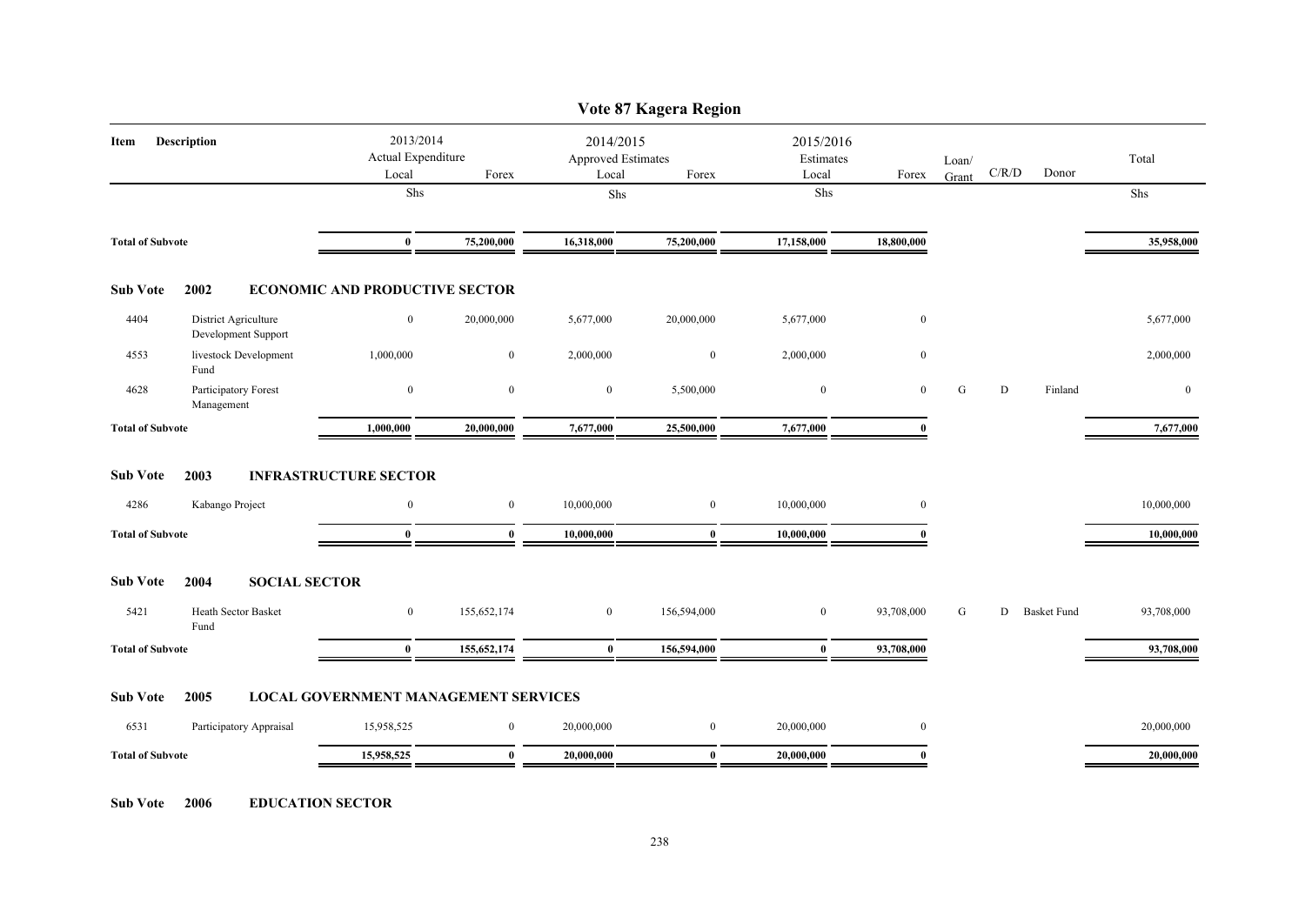# Vote 87 Kagera Region

| Item | Description | 2013/2014 Actual Expenditure Local | Forex | 2014/2015 Approved Estimates Local | Forex | 2015/2016 Estimates Local | Forex | Loan/ Grant | C/R/D | Donor | Total |
|---|---|---|---|---|---|---|---|---|---|---|---|
| | | Shs | | Shs | | Shs | | | | | Shs |
| **Total of Subvote** | | **0** | **75,200,000** | **16,318,000** | **75,200,000** | **17,158,000** | **18,800,000** | | | | **35,958,000** |
| **Sub Vote** | **2002** | **ECONOMIC AND PRODUCTIVE SECTOR** | | | | | | | | | |
| 4404 | District Agriculture Development Support | 0 | 20,000,000 | 5,677,000 | 20,000,000 | 5,677,000 | 0 | | | | 5,677,000 |
| 4553 | livestock Development Fund | 1,000,000 | 0 | 2,000,000 | 0 | 2,000,000 | 0 | | | | 2,000,000 |
| 4628 | Participatory Forest Management | 0 | 0 | 0 | 5,500,000 | 0 | 0 | G | D | Finland | 0 |
| **Total of Subvote** | | **1,000,000** | **20,000,000** | **7,677,000** | **25,500,000** | **7,677,000** | **0** | | | | **7,677,000** |
| **Sub Vote** | **2003** | **INFRASTRUCTURE SECTOR** | | | | | | | | | |
| 4286 | Kabango Project | 0 | 0 | 10,000,000 | 0 | 10,000,000 | 0 | | | | 10,000,000 |
| **Total of Subvote** | | **0** | **0** | **10,000,000** | **0** | **10,000,000** | **0** | | | | **10,000,000** |
| **Sub Vote** | **2004** | **SOCIAL SECTOR** | | | | | | | | | |
| 5421 | Heath Sector Basket Fund | 0 | 155,652,174 | 0 | 156,594,000 | 0 | 93,708,000 | G | D | Basket Fund | 93,708,000 |
| **Total of Subvote** | | **0** | **155,652,174** | **0** | **156,594,000** | **0** | **93,708,000** | | | | **93,708,000** |
| **Sub Vote** | **2005** | **LOCAL GOVERNMENT MANAGEMENT SERVICES** | | | | | | | | | |
| 6531 | Participatory Appraisal | 15,958,525 | 0 | 20,000,000 | 0 | 20,000,000 | 0 | | | | 20,000,000 |
| **Total of Subvote** | | **15,958,525** | **0** | **20,000,000** | **0** | **20,000,000** | **0** | | | | **20,000,000** |
| **Sub Vote** | **2006** | **EDUCATION SECTOR** | | | | | | | | | |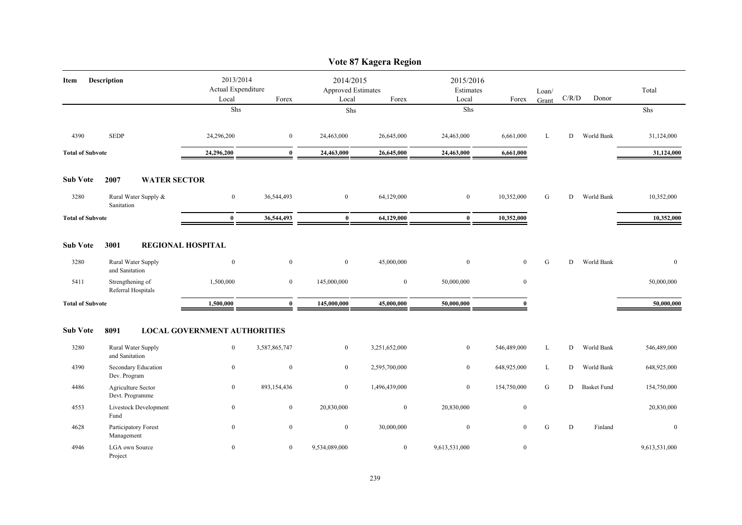# Vote 87 Kagera Region

| Item | Description | 2013/2014 Actual Expenditure Local | Forex | 2014/2015 Approved Estimates Local | Forex | 2015/2016 Estimates Local | Forex | Loan/ Grant | C/R/D | Donor | Total |
|---|---|---|---|---|---|---|---|---|---|---|---|
| | | Shs | | Shs | | Shs | | | | | Shs |
| 4390 | SEDP | 24,296,200 | 0 | 24,463,000 | 26,645,000 | 24,463,000 | 6,661,000 | L | D | World Bank | 31,124,000 |
| **Total of Subvote** | | **24,296,200** | **0** | **24,463,000** | **26,645,000** | **24,463,000** | **6,661,000** | | | | **31,124,000** |
| **Sub Vote** | **2007 WATER SECTOR** | | | | | | | | | | |
| 3280 | Rural Water Supply & Sanitation | 0 | 36,544,493 | 0 | 64,129,000 | 0 | 10,352,000 | G | D | World Bank | 10,352,000 |
| **Total of Subvote** | | **0** | **36,544,493** | **0** | **64,129,000** | **0** | **10,352,000** | | | | **10,352,000** |
| **Sub Vote** | **3001 REGIONAL HOSPITAL** | | | | | | | | | | |
| 3280 | Rural Water Supply and Sanitation | 0 | 0 | 0 | 45,000,000 | 0 | 0 | G | D | World Bank | 0 |
| 5411 | Strengthening of Referral Hospitals | 1,500,000 | 0 | 145,000,000 | 0 | 50,000,000 | 0 | | | | 50,000,000 |
| **Total of Subvote** | | **1,500,000** | **0** | **145,000,000** | **45,000,000** | **50,000,000** | **0** | | | | **50,000,000** |
| **Sub Vote** | **8091 LOCAL GOVERNMENT AUTHORITIES** | | | | | | | | | | |
| 3280 | Rural Water Supply and Sanitation | 0 | 3,587,865,747 | 0 | 3,251,652,000 | 0 | 546,489,000 | L | D | World Bank | 546,489,000 |
| 4390 | Secondary Education Dev. Program | 0 | 0 | 0 | 2,595,700,000 | 0 | 648,925,000 | L | D | World Bank | 648,925,000 |
| 4486 | Agriculture Sector Devt. Programme | 0 | 893,154,436 | 0 | 1,496,439,000 | 0 | 154,750,000 | G | D | Basket Fund | 154,750,000 |
| 4553 | Livestock Development Fund | 0 | 0 | 20,830,000 | 0 | 20,830,000 | 0 | | | | 20,830,000 |
| 4628 | Participatory Forest Management | 0 | 0 | 0 | 30,000,000 | 0 | 0 | G | D | Finland | 0 |
| 4946 | LGA own Source Project | 0 | 0 | 9,534,089,000 | 0 | 9,613,531,000 | 0 | | | | 9,613,531,000 |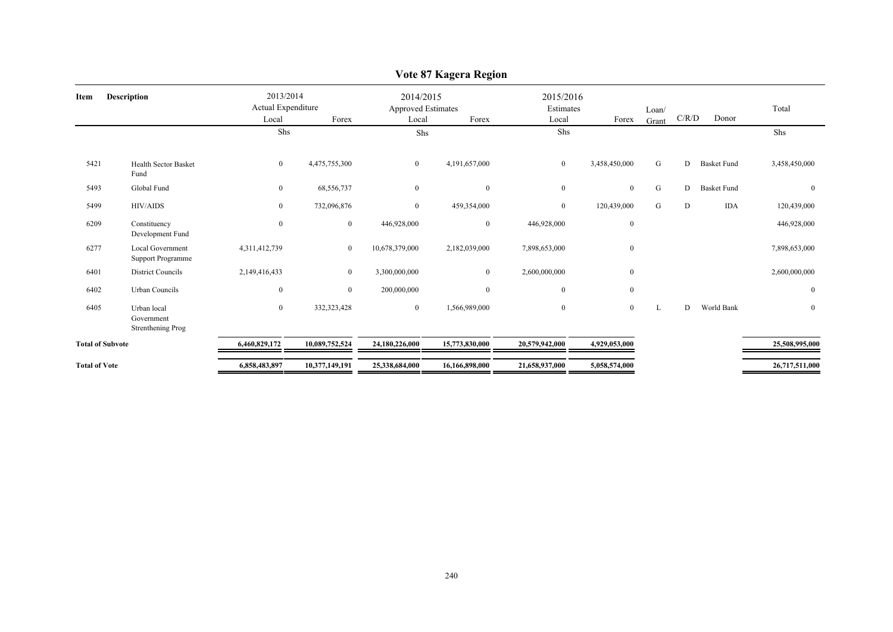# Vote 87 Kagera Region

| Item | Description | 2013/2014 Actual Expenditure | | 2014/2015 Approved Estimates | | 2015/2016 Estimates | | Loan/ Grant | C/R/D | Donor | Total |
|---|---|---|---|---|---|---|---|---|---|---|---|
| | | Local | Forex | Local | Forex | Local | Forex | | | | |
| | | Shs | | Shs | | Shs | | | | | Shs |
| 5421 | Health Sector Basket Fund | 0 | 4,475,755,300 | 0 | 4,191,657,000 | 0 | 3,458,450,000 | G | D | Basket Fund | 3,458,450,000 |
| 5493 | Global Fund | 0 | 68,556,737 | 0 | 0 | 0 | 0 | G | D | Basket Fund | 0 |
| 5499 | HIV/AIDS | 0 | 732,096,876 | 0 | 459,354,000 | 0 | 120,439,000 | G | D | IDA | 120,439,000 |
| 6209 | Constituency Development Fund | 0 | 0 | 446,928,000 | 0 | 446,928,000 | 0 | | | | 446,928,000 |
| 6277 | Local Government Support Programme | 4,311,412,739 | 0 | 10,678,379,000 | 2,182,039,000 | 7,898,653,000 | 0 | | | | 7,898,653,000 |
| 6401 | District Councils | 2,149,416,433 | 0 | 3,300,000,000 | 0 | 2,600,000,000 | 0 | | | | 2,600,000,000 |
| 6402 | Urban Councils | 0 | 0 | 200,000,000 | 0 | 0 | 0 | | | | 0 |
| 6405 | Urban local Government Strenthening Prog | 0 | 332,323,428 | 0 | 1,566,989,000 | 0 | 0 | L | D | World Bank | 0 |
| **Total of Subvote** | | **6,460,829,172** | **10,089,752,524** | **24,180,226,000** | **15,773,830,000** | **20,579,942,000** | **4,929,053,000** | | | | **25,508,995,000** |
| **Total of Vote** | | **6,858,483,897** | **10,377,149,191** | **25,338,684,000** | **16,166,898,000** | **21,658,937,000** | **5,058,574,000** | | | | **26,717,511,000** |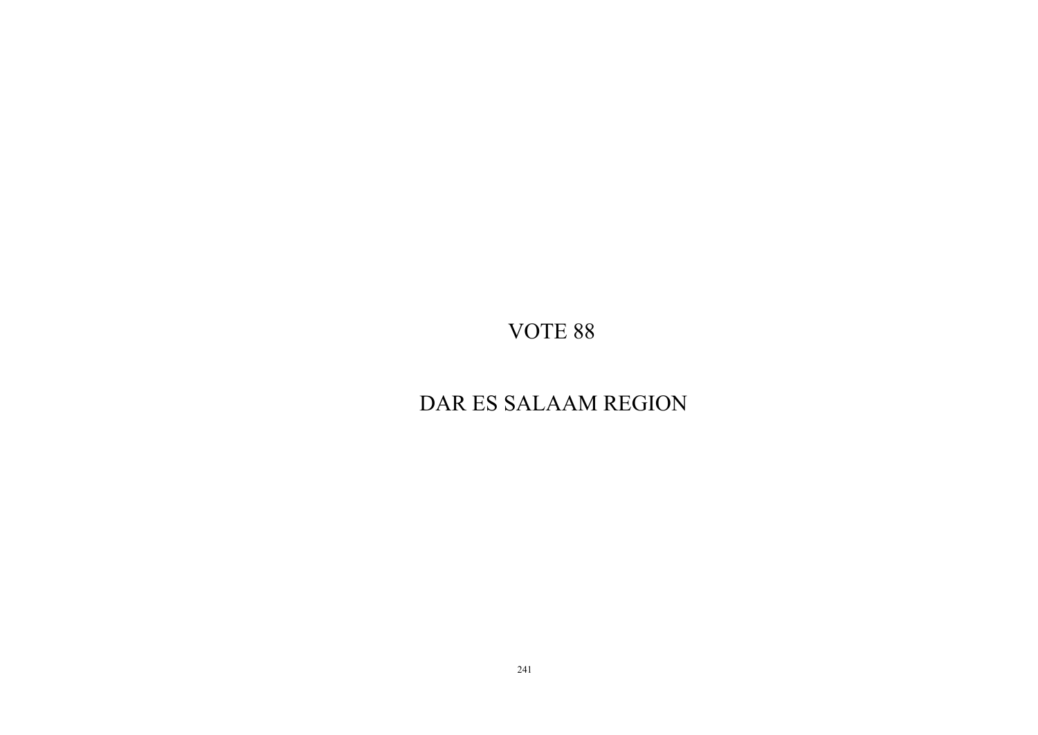# VOTE 88

# DAR ES SALAAM REGION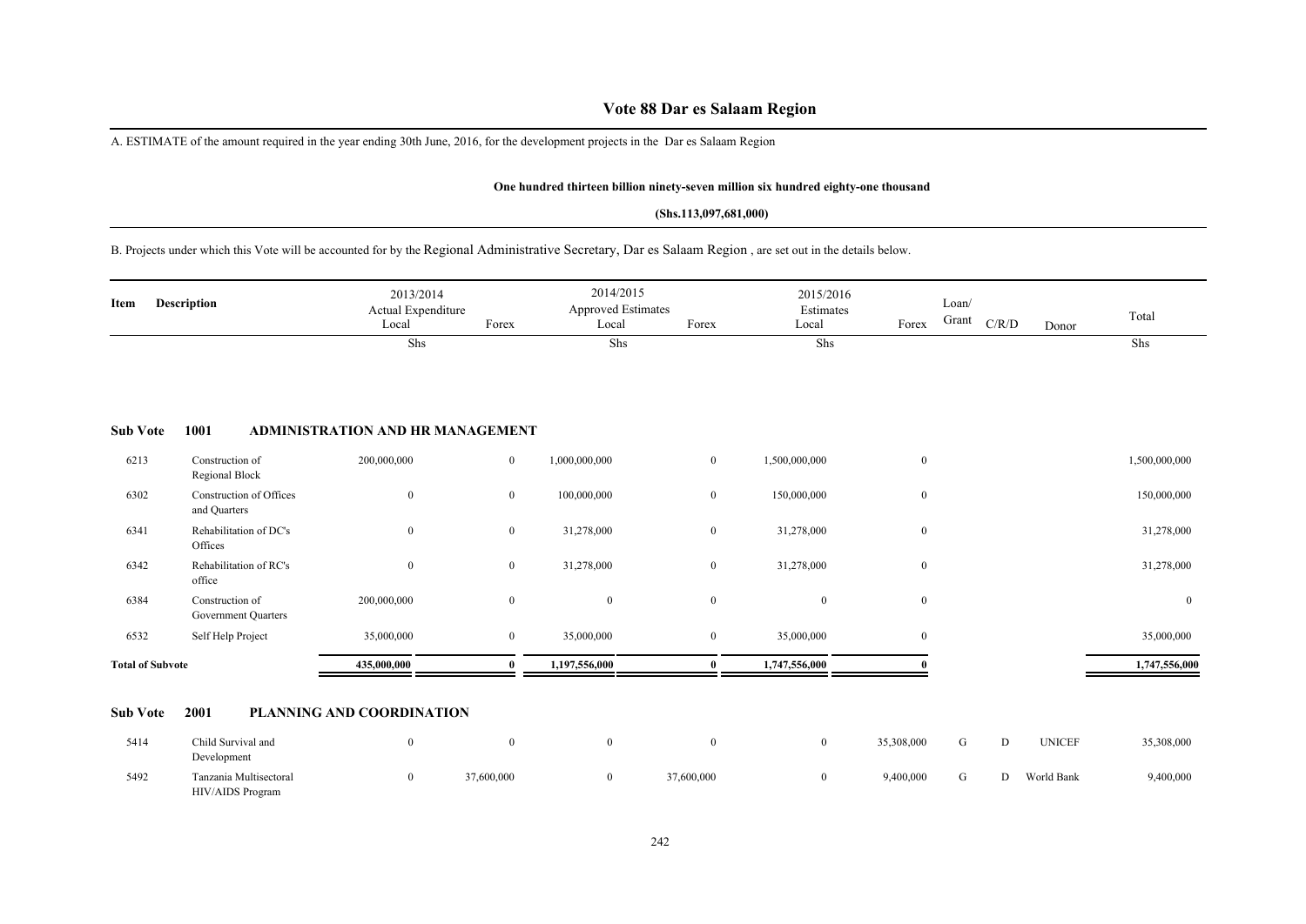# Vote 88 Dar es Salaam Region

A. ESTIMATE of the amount required in the year ending 30th June, 2016, for the development projects in the Dar es Salaam Region

**One hundred thirteen billion ninety-seven million six hundred eighty-one thousand**

**(Shs.113,097,681,000)**

B. Projects under which this Vote will be accounted for by the Regional Administrative Secretary, Dar es Salaam Region , are set out in the details below.

| Item | Description | 2013/2014 Actual Expenditure Local | Forex | 2014/2015 Approved Estimates Local | Forex | 2015/2016 Estimates Local | Forex | Loan/ Grant | C/R/D | Donor | Total |
|---|---|---|---|---|---|---|---|---|---|---|---|
| | | Shs | | Shs | | Shs | | | | | Shs |
| **Sub Vote** | **1001 ADMINISTRATION AND HR MANAGEMENT** | | | | | | | | | | |
| 6213 | Construction of Regional Block | 200,000,000 | 0 | 1,000,000,000 | 0 | 1,500,000,000 | 0 | | | | 1,500,000,000 |
| 6302 | Construction of Offices and Quarters | 0 | 0 | 100,000,000 | 0 | 150,000,000 | 0 | | | | 150,000,000 |
| 6341 | Rehabilitation of DC's Offices | 0 | 0 | 31,278,000 | 0 | 31,278,000 | 0 | | | | 31,278,000 |
| 6342 | Rehabilitation of RC's office | 0 | 0 | 31,278,000 | 0 | 31,278,000 | 0 | | | | 31,278,000 |
| 6384 | Construction of Government Quarters | 200,000,000 | 0 | 0 | 0 | 0 | 0 | | | | 0 |
| 6532 | Self Help Project | 35,000,000 | 0 | 35,000,000 | 0 | 35,000,000 | 0 | | | | 35,000,000 |
| **Total of Subvote** | | **435,000,000** | **0** | **1,197,556,000** | **0** | **1,747,556,000** | **0** | | | | **1,747,556,000** |
| **Sub Vote** | **2001 PLANNING AND COORDINATION** | | | | | | | | | | |
| 5414 | Child Survival and Development | 0 | 0 | 0 | 0 | 0 | 35,308,000 | G | D | UNICEF | 35,308,000 |
| 5492 | Tanzania Multisectoral HIV/AIDS Program | 0 | 37,600,000 | 0 | 37,600,000 | 0 | 9,400,000 | G | D | World Bank | 9,400,000 |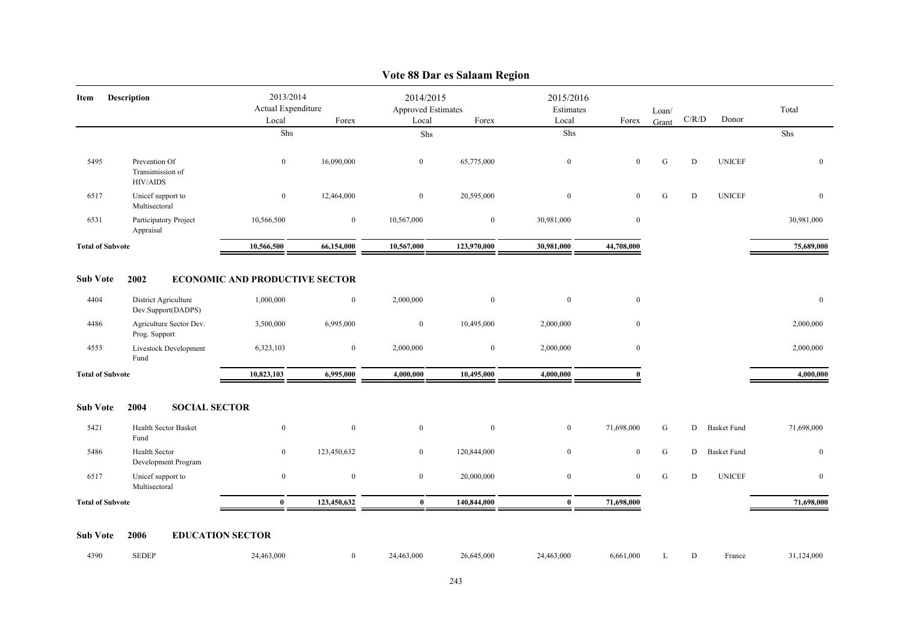# Vote 88 Dar es Salaam Region

| Item | Description | 2013/2014 Actual Expenditure Local | 2013/2014 Actual Expenditure Forex | 2014/2015 Approved Estimates Local | 2014/2015 Approved Estimates Forex | 2015/2016 Estimates Local | 2015/2016 Estimates Forex | Loan/ Grant | C/R/D | Donor | Total |
|---|---|---|---|---|---|---|---|---|---|---|---|
| | | Shs | | Shs | | Shs | | | | | Shs |
| 5495 | Prevention Of Transimission of HIV/AIDS | 0 | 16,090,000 | 0 | 65,775,000 | 0 | 0 | G | D | UNICEF | 0 |
| 6517 | Unicef support to Multisectoral | 0 | 12,464,000 | 0 | 20,595,000 | 0 | 0 | G | D | UNICEF | 0 |
| 6531 | Participatory Project Appraisal | 10,566,500 | 0 | 10,567,000 | 0 | 30,981,000 | 0 | | | | 30,981,000 |
| **Total of Subvote** | | **10,566,500** | **66,154,000** | **10,567,000** | **123,970,000** | **30,981,000** | **44,708,000** | | | | **75,689,000** |

**Sub Vote 2002 ECONOMIC AND PRODUCTIVE SECTOR**

| Item | Description | 2013/2014 Actual Expenditure Local | 2013/2014 Actual Expenditure Forex | 2014/2015 Approved Estimates Local | 2014/2015 Approved Estimates Forex | 2015/2016 Estimates Local | 2015/2016 Estimates Forex | Loan/ Grant | C/R/D | Donor | Total |
|---|---|---|---|---|---|---|---|---|---|---|---|
| 4404 | District Agriculture Dev.Support(DADPS) | 1,000,000 | 0 | 2,000,000 | 0 | 0 | 0 | | | | 0 |
| 4486 | Agriculture Sector Dev. Prog. Support | 3,500,000 | 6,995,000 | 0 | 10,495,000 | 2,000,000 | 0 | | | | 2,000,000 |
| 4553 | Livestock Development Fund | 6,323,103 | 0 | 2,000,000 | 0 | 2,000,000 | 0 | | | | 2,000,000 |
| **Total of Subvote** | | **10,823,103** | **6,995,000** | **4,000,000** | **10,495,000** | **4,000,000** | **0** | | | | **4,000,000** |

**Sub Vote 2004 SOCIAL SECTOR**

| Item | Description | 2013/2014 Actual Expenditure Local | 2013/2014 Actual Expenditure Forex | 2014/2015 Approved Estimates Local | 2014/2015 Approved Estimates Forex | 2015/2016 Estimates Local | 2015/2016 Estimates Forex | Loan/ Grant | C/R/D | Donor | Total |
|---|---|---|---|---|---|---|---|---|---|---|---|
| 5421 | Health Sector Basket Fund | 0 | 0 | 0 | 0 | 0 | 71,698,000 | G | D | Basket Fund | 71,698,000 |
| 5486 | Health Sector Development Program | 0 | 123,450,632 | 0 | 120,844,000 | 0 | 0 | G | D | Basket Fund | 0 |
| 6517 | Unicef support to Multisectoral | 0 | 0 | 0 | 20,000,000 | 0 | 0 | G | D | UNICEF | 0 |
| **Total of Subvote** | | **0** | **123,450,632** | **0** | **140,844,000** | **0** | **71,698,000** | | | | **71,698,000** |

**Sub Vote 2006 EDUCATION SECTOR**

| Item | Description | 2013/2014 Actual Expenditure Local | 2013/2014 Actual Expenditure Forex | 2014/2015 Approved Estimates Local | 2014/2015 Approved Estimates Forex | 2015/2016 Estimates Local | 2015/2016 Estimates Forex | Loan/ Grant | C/R/D | Donor | Total |
|---|---|---|---|---|---|---|---|---|---|---|---|
| 4390 | SEDEP | 24,463,000 | 0 | 24,463,000 | 26,645,000 | 24,463,000 | 6,661,000 | L | D | France | 31,124,000 |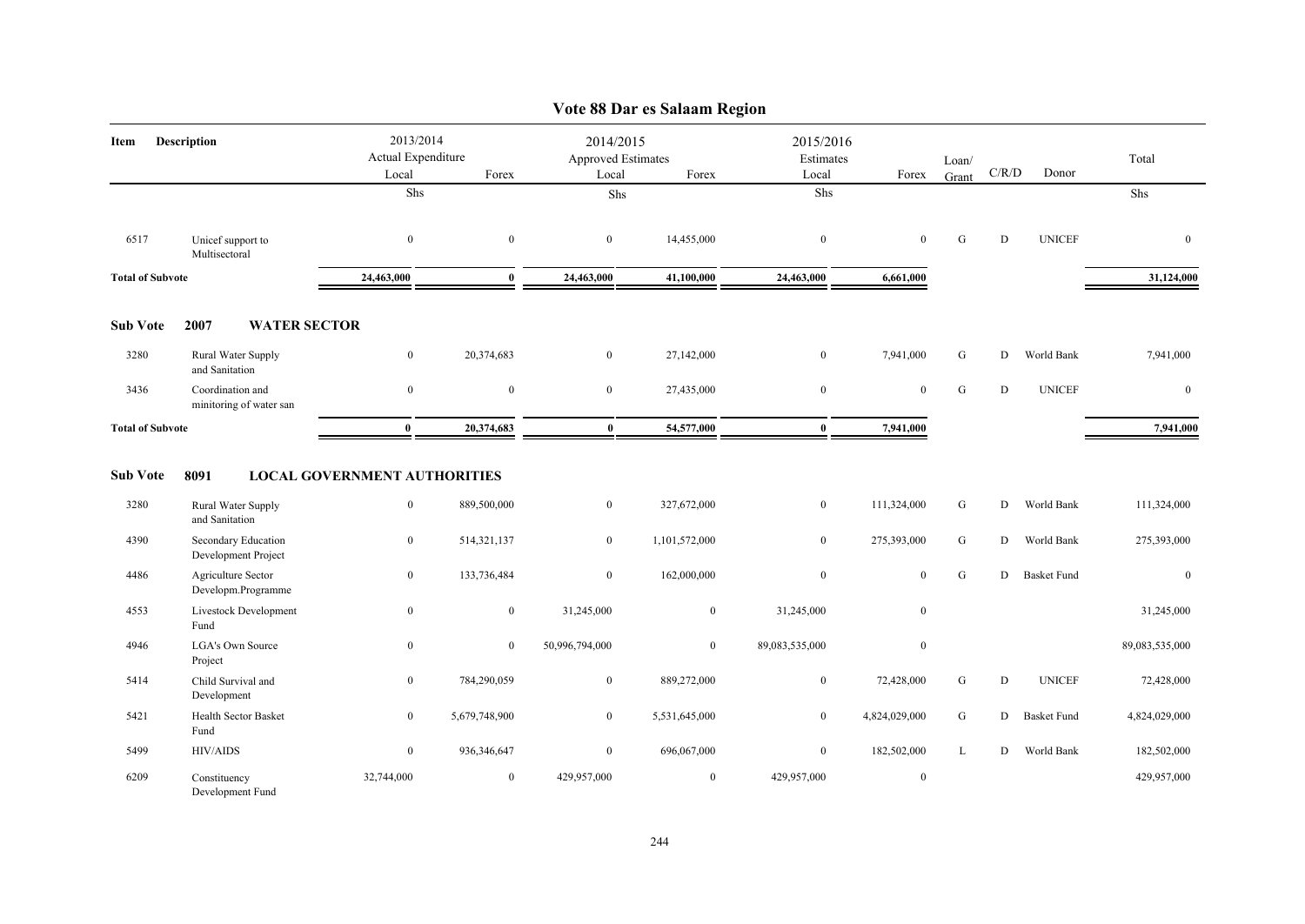# Vote 88 Dar es Salaam Region

| Item | Description | 2013/2014 Actual Expenditure Local | Forex | 2014/2015 Approved Estimates Local | Forex | 2015/2016 Estimates Local | Forex | Loan/ Grant | C/R/D | Donor | Total |
|---|---|---|---|---|---|---|---|---|---|---|---|
| | | Shs | | Shs | | Shs | | | | | Shs |
| 6517 | Unicef support to Multisectoral | 0 | 0 | 0 | 14,455,000 | 0 | 0 | G | D | UNICEF | 0 |
| **Total of Subvote** | | 24,463,000 | 0 | 24,463,000 | 41,100,000 | 24,463,000 | 6,661,000 | | | | 31,124,000 |
| **Sub Vote** | **2007 WATER SECTOR** | | | | | | | | | | |
| 3280 | Rural Water Supply and Sanitation | 0 | 20,374,683 | 0 | 27,142,000 | 0 | 7,941,000 | G | D | World Bank | 7,941,000 |
| 3436 | Coordination and minitoring of water san | 0 | 0 | 0 | 27,435,000 | 0 | 0 | G | D | UNICEF | 0 |
| **Total of Subvote** | | 0 | 20,374,683 | 0 | 54,577,000 | 0 | 7,941,000 | | | | 7,941,000 |
| **Sub Vote** | **8091 LOCAL GOVERNMENT AUTHORITIES** | | | | | | | | | | |
| 3280 | Rural Water Supply and Sanitation | 0 | 889,500,000 | 0 | 327,672,000 | 0 | 111,324,000 | G | D | World Bank | 111,324,000 |
| 4390 | Secondary Education Development Project | 0 | 514,321,137 | 0 | 1,101,572,000 | 0 | 275,393,000 | G | D | World Bank | 275,393,000 |
| 4486 | Agriculture Sector Developm.Programme | 0 | 133,736,484 | 0 | 162,000,000 | 0 | 0 | G | D | Basket Fund | 0 |
| 4553 | Livestock Development Fund | 0 | 0 | 31,245,000 | 0 | 31,245,000 | 0 | | | | 31,245,000 |
| 4946 | LGA's Own Source Project | 0 | 0 | 50,996,794,000 | 0 | 89,083,535,000 | 0 | | | | 89,083,535,000 |
| 5414 | Child Survival and Development | 0 | 784,290,059 | 0 | 889,272,000 | 0 | 72,428,000 | G | D | UNICEF | 72,428,000 |
| 5421 | Health Sector Basket Fund | 0 | 5,679,748,900 | 0 | 5,531,645,000 | 0 | 4,824,029,000 | G | D | Basket Fund | 4,824,029,000 |
| 5499 | HIV/AIDS | 0 | 936,346,647 | 0 | 696,067,000 | 0 | 182,502,000 | L | D | World Bank | 182,502,000 |
| 6209 | Constituency Development Fund | 32,744,000 | 0 | 429,957,000 | 0 | 429,957,000 | 0 | | | | 429,957,000 |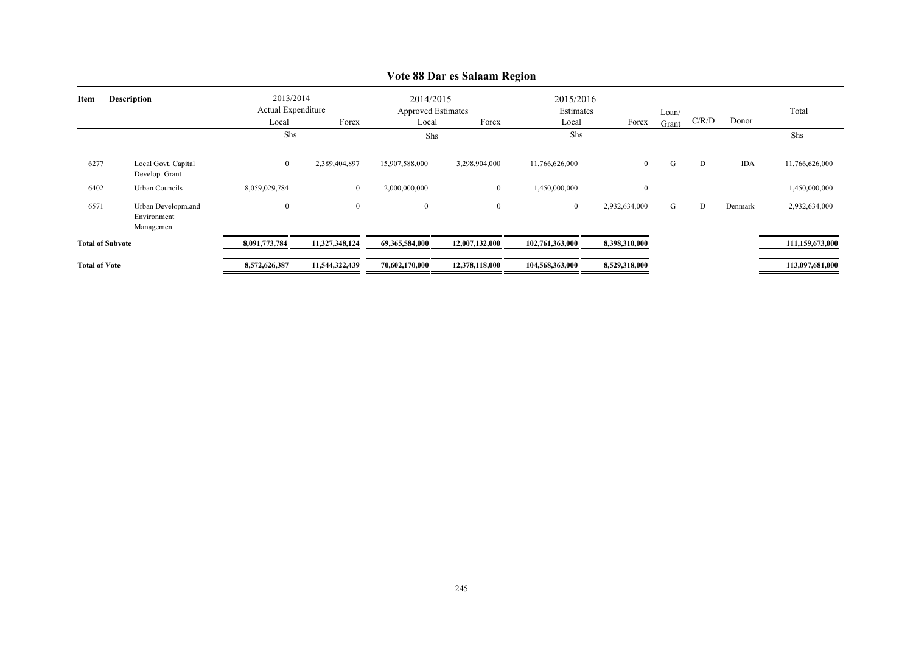# Vote 88 Dar es Salaam Region

| Item | Description | 2013/2014 Actual Expenditure | | 2014/2015 Approved Estimates | | 2015/2016 Estimates | | Loan/ Grant | C/R/D | Donor | Total |
|---|---|---|---|---|---|---|---|---|---|---|---|
| | | Local | Forex | Local | Forex | Local | Forex | | | | |
| | | Shs | | Shs | | Shs | | | | | Shs |
| 6277 | Local Govt. Capital Develop. Grant | 0 | 2,389,404,897 | 15,907,588,000 | 3,298,904,000 | 11,766,626,000 | 0 | G | D | IDA | 11,766,626,000 |
| 6402 | Urban Councils | 8,059,029,784 | 0 | 2,000,000,000 | 0 | 1,450,000,000 | 0 | | | | 1,450,000,000 |
| 6571 | Urban Developm.and Environment Managemen | 0 | 0 | 0 | 0 | 0 | 2,932,634,000 | G | D | Denmark | 2,932,634,000 |
| **Total of Subvote** | | **8,091,773,784** | **11,327,348,124** | **69,365,584,000** | **12,007,132,000** | **102,761,363,000** | **8,398,310,000** | | | | **111,159,673,000** |
| **Total of Vote** | | **8,572,626,387** | **11,544,322,439** | **70,602,170,000** | **12,378,118,000** | **104,568,363,000** | **8,529,318,000** | | | | **113,097,681,000** |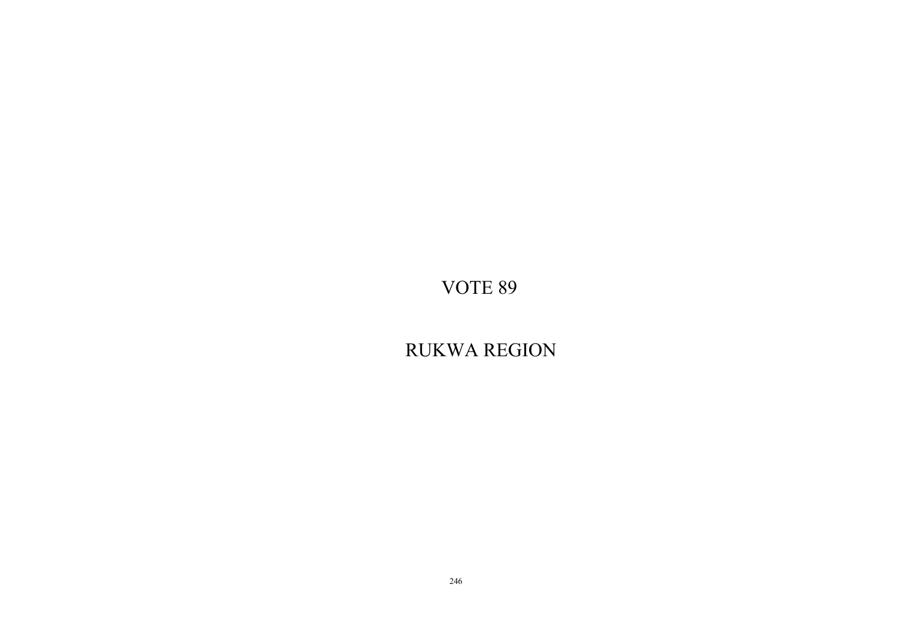# VOTE 89

# RUKWA REGION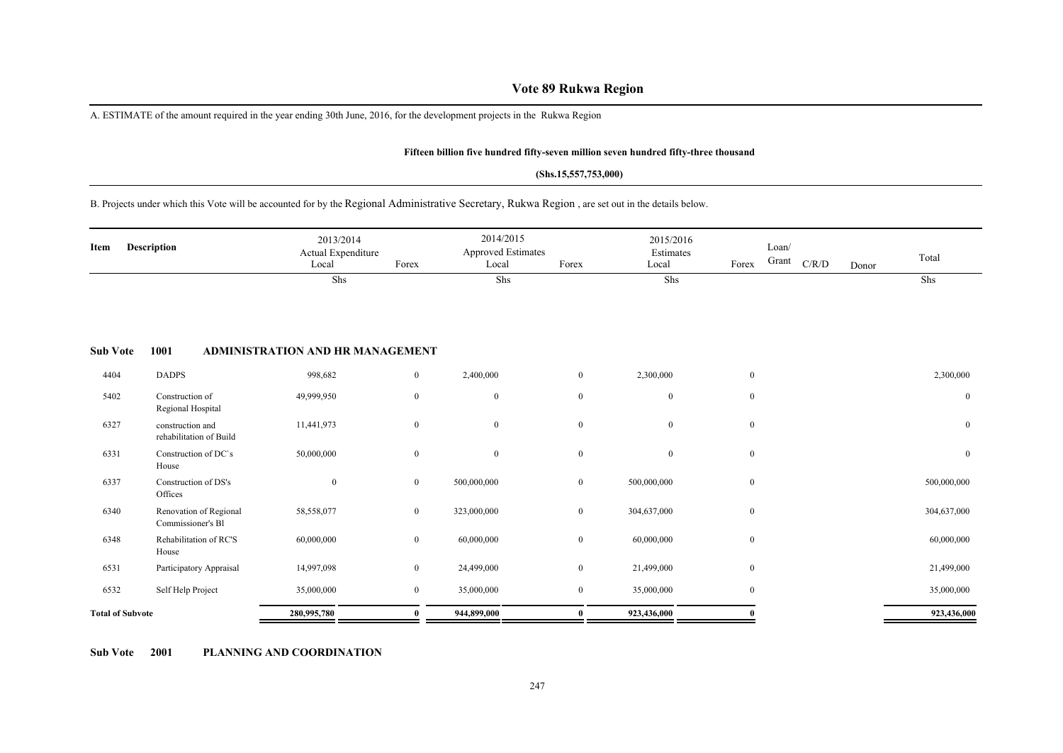# Vote 89 Rukwa Region

A. ESTIMATE of the amount required in the year ending 30th June, 2016, for the development projects in the Rukwa Region

**Fifteen billion five hundred fifty-seven million seven hundred fifty-three thousand**

**(Shs.15,557,753,000)**

B. Projects under which this Vote will be accounted for by the Regional Administrative Secretary, Rukwa Region , are set out in the details below.

| Item | Description | 2013/2014 Actual Expenditure Local | Forex | 2014/2015 Approved Estimates Local | Forex | 2015/2016 Estimates Local | Forex | Loan/ Grant | C/R/D | Donor | Total |
|---|---|---|---|---|---|---|---|---|---|---|---|
| | | Shs | | Shs | | Shs | | | | | Shs |
| **Sub Vote** | **1001 ADMINISTRATION AND HR MANAGEMENT** | | | | | | | | | | |
| 4404 | DADPS | 998,682 | 0 | 2,400,000 | 0 | 2,300,000 | 0 | | | | 2,300,000 |
| 5402 | Construction of Regional Hospital | 49,999,950 | 0 | 0 | 0 | 0 | 0 | | | | 0 |
| 6327 | construction and rehabilitation of Build | 11,441,973 | 0 | 0 | 0 | 0 | 0 | | | | 0 |
| 6331 | Construction of DC`s House | 50,000,000 | 0 | 0 | 0 | 0 | 0 | | | | 0 |
| 6337 | Construction of DS's Offices | 0 | 0 | 500,000,000 | 0 | 500,000,000 | 0 | | | | 500,000,000 |
| 6340 | Renovation of Regional Commissioner's Bl | 58,558,077 | 0 | 323,000,000 | 0 | 304,637,000 | 0 | | | | 304,637,000 |
| 6348 | Rehabilitation of RC'S House | 60,000,000 | 0 | 60,000,000 | 0 | 60,000,000 | 0 | | | | 60,000,000 |
| 6531 | Participatory Appraisal | 14,997,098 | 0 | 24,499,000 | 0 | 21,499,000 | 0 | | | | 21,499,000 |
| 6532 | Self Help Project | 35,000,000 | 0 | 35,000,000 | 0 | 35,000,000 | 0 | | | | 35,000,000 |
| **Total of Subvote** | | **280,995,780** | **0** | **944,899,000** | **0** | **923,436,000** | **0** | | | | **923,436,000** |

**Sub Vote 2001 PLANNING AND COORDINATION**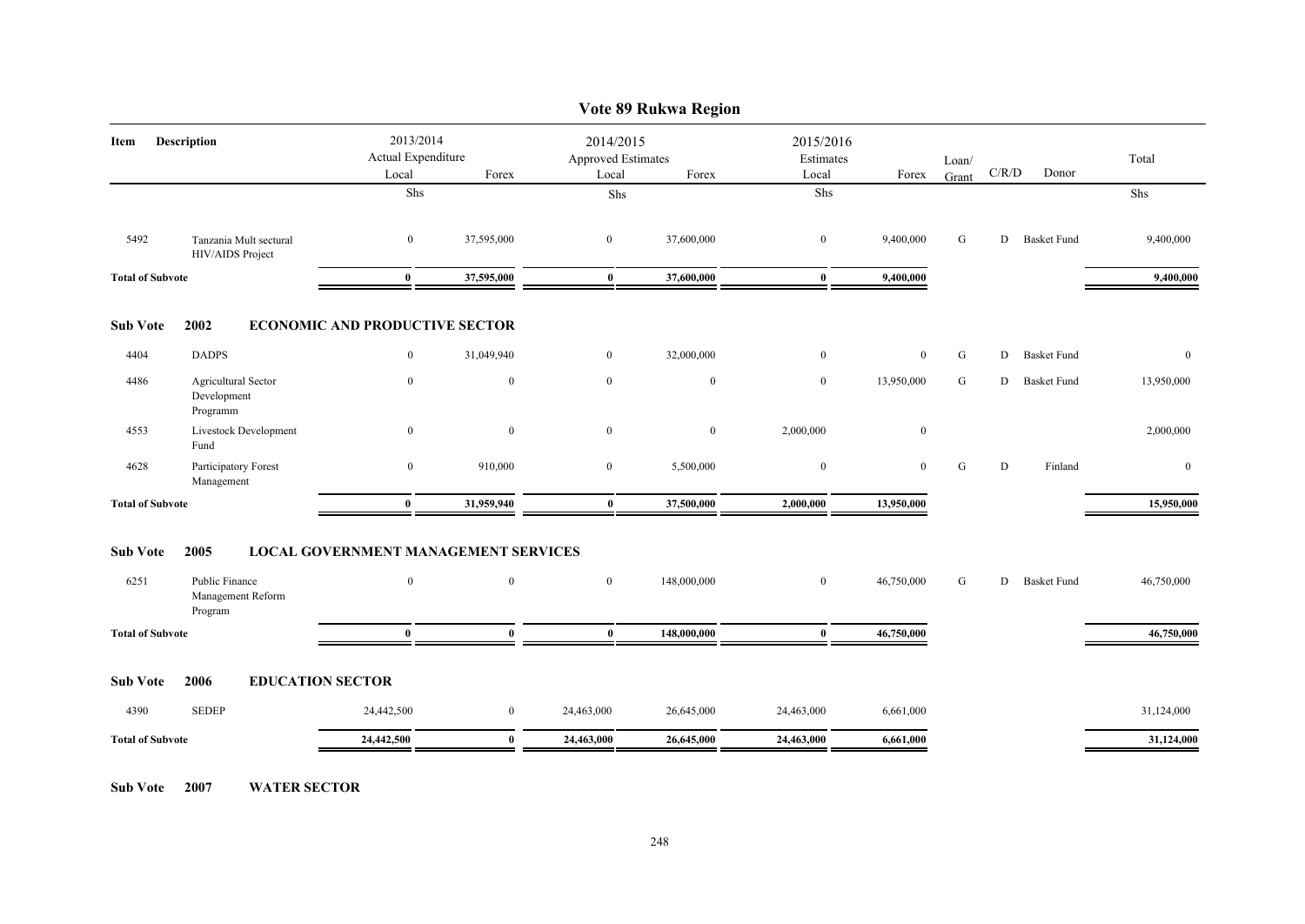# Vote 89 Rukwa Region

| Item | Description | 2013/2014 Actual Expenditure Local | Forex | 2014/2015 Approved Estimates Local | Forex | 2015/2016 Estimates Local | Forex | Loan/ Grant | C/R/D | Donor | Total |
|---|---|---|---|---|---|---|---|---|---|---|---|
| | | Shs | | Shs | | Shs | | | | | Shs |
| 5492 | Tanzania Mult sectural HIV/AIDS Project | 0 | 37,595,000 | 0 | 37,600,000 | 0 | 9,400,000 | G | D | Basket Fund | 9,400,000 |
| **Total of Subvote** | | **0** | **37,595,000** | **0** | **37,600,000** | **0** | **9,400,000** | | | | **9,400,000** |
| **Sub Vote** | **2002** | **ECONOMIC AND PRODUCTIVE SECTOR** | | | | | | | | | |
| 4404 | DADPS | 0 | 31,049,940 | 0 | 32,000,000 | 0 | 0 | G | D | Basket Fund | 0 |
| 4486 | Agricultural Sector Development Programm | 0 | 0 | 0 | 0 | 0 | 13,950,000 | G | D | Basket Fund | 13,950,000 |
| 4553 | Livestock Development Fund | 0 | 0 | 0 | 0 | 2,000,000 | 0 | | | | 2,000,000 |
| 4628 | Participatory Forest Management | 0 | 910,000 | 0 | 5,500,000 | 0 | 0 | G | D | Finland | 0 |
| **Total of Subvote** | | **0** | **31,959,940** | **0** | **37,500,000** | **2,000,000** | **13,950,000** | | | | **15,950,000** |
| **Sub Vote** | **2005** | **LOCAL GOVERNMENT MANAGEMENT SERVICES** | | | | | | | | | |
| 6251 | Public Finance Management Reform Program | 0 | 0 | 0 | 148,000,000 | 0 | 46,750,000 | G | D | Basket Fund | 46,750,000 |
| **Total of Subvote** | | **0** | **0** | **0** | **148,000,000** | **0** | **46,750,000** | | | | **46,750,000** |
| **Sub Vote** | **2006** | **EDUCATION SECTOR** | | | | | | | | | |
| 4390 | SEDEP | 24,442,500 | 0 | 24,463,000 | 26,645,000 | 24,463,000 | 6,661,000 | | | | 31,124,000 |
| **Total of Subvote** | | **24,442,500** | **0** | **24,463,000** | **26,645,000** | **24,463,000** | **6,661,000** | | | | **31,124,000** |

**Sub Vote 2007 WATER SECTOR**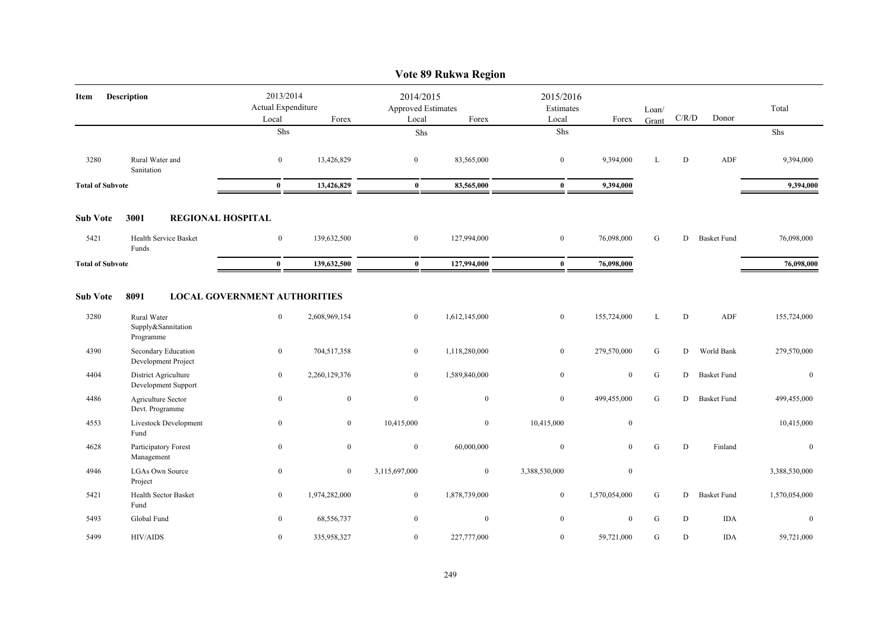# Vote 89 Rukwa Region

| Item | Description | 2013/2014 Actual Expenditure | | 2014/2015 Approved Estimates | | 2015/2016 Estimates | | Loan/ Grant | C/R/D | Donor | Total |
|---|---|---|---|---|---|---|---|---|---|---|---|
| | | Local | Forex | Local | Forex | Local | Forex | | | | |
| | | Shs | | Shs | | Shs | | | | | Shs |
| 3280 | Rural Water and Sanitation | 0 | 13,426,829 | 0 | 83,565,000 | 0 | 9,394,000 | L | D | ADF | 9,394,000 |
| **Total of Subvote** | | **0** | **13,426,829** | **0** | **83,565,000** | **0** | **9,394,000** | | | | **9,394,000** |

**Sub Vote 3001 REGIONAL HOSPITAL**

| Item | Description | 2013/2014 Local | 2013/2014 Forex | 2014/2015 Local | 2014/2015 Forex | 2015/2016 Local | 2015/2016 Forex | Loan/ Grant | C/R/D | Donor | Total |
|---|---|---|---|---|---|---|---|---|---|---|---|
| 5421 | Health Service Basket Funds | 0 | 139,632,500 | 0 | 127,994,000 | 0 | 76,098,000 | G | D | Basket Fund | 76,098,000 |
| **Total of Subvote** | | **0** | **139,632,500** | **0** | **127,994,000** | **0** | **76,098,000** | | | | **76,098,000** |

**Sub Vote 8091 LOCAL GOVERNMENT AUTHORITIES**

| Item | Description | 2013/2014 Local | 2013/2014 Forex | 2014/2015 Local | 2014/2015 Forex | 2015/2016 Local | 2015/2016 Forex | Loan/ Grant | C/R/D | Donor | Total |
|---|---|---|---|---|---|---|---|---|---|---|---|
| 3280 | Rural Water Supply&Sannitation Programme | 0 | 2,608,969,154 | 0 | 1,612,145,000 | 0 | 155,724,000 | L | D | ADF | 155,724,000 |
| 4390 | Secondary Education Development Project | 0 | 704,517,358 | 0 | 1,118,280,000 | 0 | 279,570,000 | G | D | World Bank | 279,570,000 |
| 4404 | District Agriculture Development Support | 0 | 2,260,129,376 | 0 | 1,589,840,000 | 0 | 0 | G | D | Basket Fund | 0 |
| 4486 | Agriculture Sector Devt. Programme | 0 | 0 | 0 | 0 | 0 | 499,455,000 | G | D | Basket Fund | 499,455,000 |
| 4553 | Livestock Development Fund | 0 | 0 | 10,415,000 | 0 | 10,415,000 | 0 | | | | 10,415,000 |
| 4628 | Participatory Forest Management | 0 | 0 | 0 | 60,000,000 | 0 | 0 | G | D | Finland | 0 |
| 4946 | LGAs Own Source Project | 0 | 0 | 3,115,697,000 | 0 | 3,388,530,000 | 0 | | | | 3,388,530,000 |
| 5421 | Health Sector Basket Fund | 0 | 1,974,282,000 | 0 | 1,878,739,000 | 0 | 1,570,054,000 | G | D | Basket Fund | 1,570,054,000 |
| 5493 | Global Fund | 0 | 68,556,737 | 0 | 0 | 0 | 0 | G | D | IDA | 0 |
| 5499 | HIV/AIDS | 0 | 335,958,327 | 0 | 227,777,000 | 0 | 59,721,000 | G | D | IDA | 59,721,000 |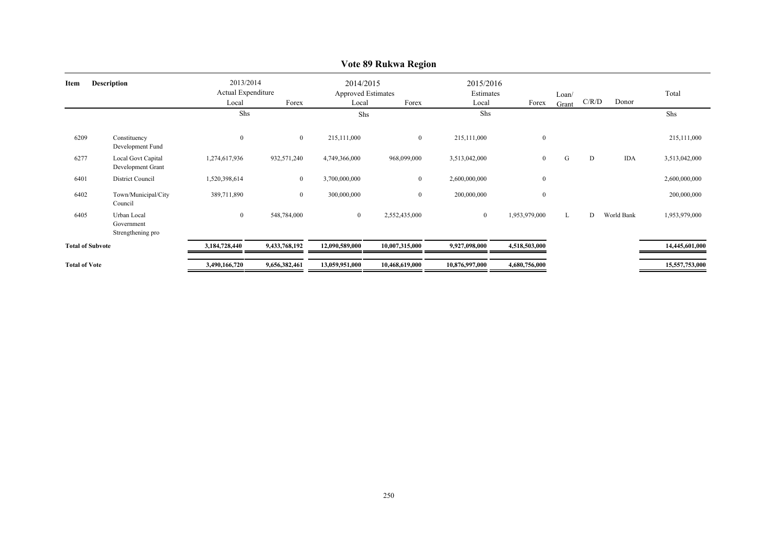# Vote 89 Rukwa Region

| Item | Description | 2013/2014 Actual Expenditure | | 2014/2015 Approved Estimates | | 2015/2016 Estimates | | Loan/ Grant | C/R/D | Donor | Total |
|---|---|---|---|---|---|---|---|---|---|---|---|
| | | Local | Forex | Local | Forex | Local | Forex | | | | |
| | | Shs | | Shs | | Shs | | | | | Shs |
| 6209 | Constituency Development Fund | 0 | 0 | 215,111,000 | 0 | 215,111,000 | 0 | | | | 215,111,000 |
| 6277 | Local Govt Capital Development Grant | 1,274,617,936 | 932,571,240 | 4,749,366,000 | 968,099,000 | 3,513,042,000 | 0 | G | D | IDA | 3,513,042,000 |
| 6401 | District Council | 1,520,398,614 | 0 | 3,700,000,000 | 0 | 2,600,000,000 | 0 | | | | 2,600,000,000 |
| 6402 | Town/Municipal/City Council | 389,711,890 | 0 | 300,000,000 | 0 | 200,000,000 | 0 | | | | 200,000,000 |
| 6405 | Urban Local Government Strengthening pro | 0 | 548,784,000 | 0 | 2,552,435,000 | 0 | 1,953,979,000 | L | D | World Bank | 1,953,979,000 |
| **Total of Subvote** | | **3,184,728,440** | **9,433,768,192** | **12,090,589,000** | **10,007,315,000** | **9,927,098,000** | **4,518,503,000** | | | | **14,445,601,000** |
| **Total of Vote** | | **3,490,166,720** | **9,656,382,461** | **13,059,951,000** | **10,468,619,000** | **10,876,997,000** | **4,680,756,000** | | | | **15,557,753,000** |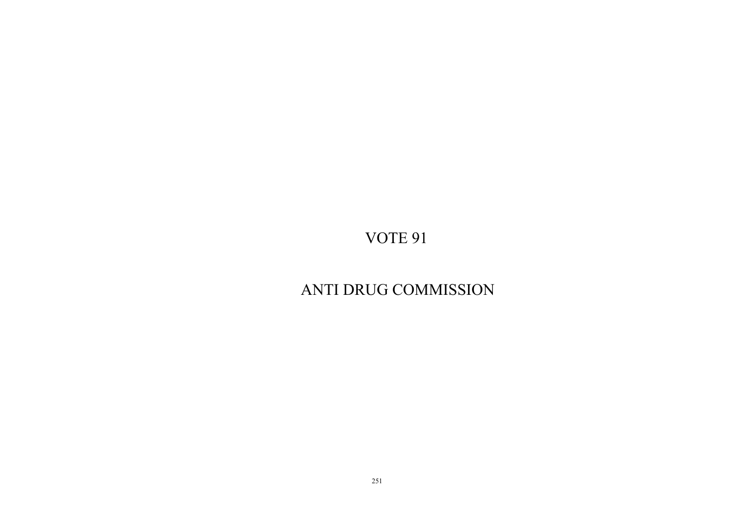# VOTE 91

# ANTI DRUG COMMISSION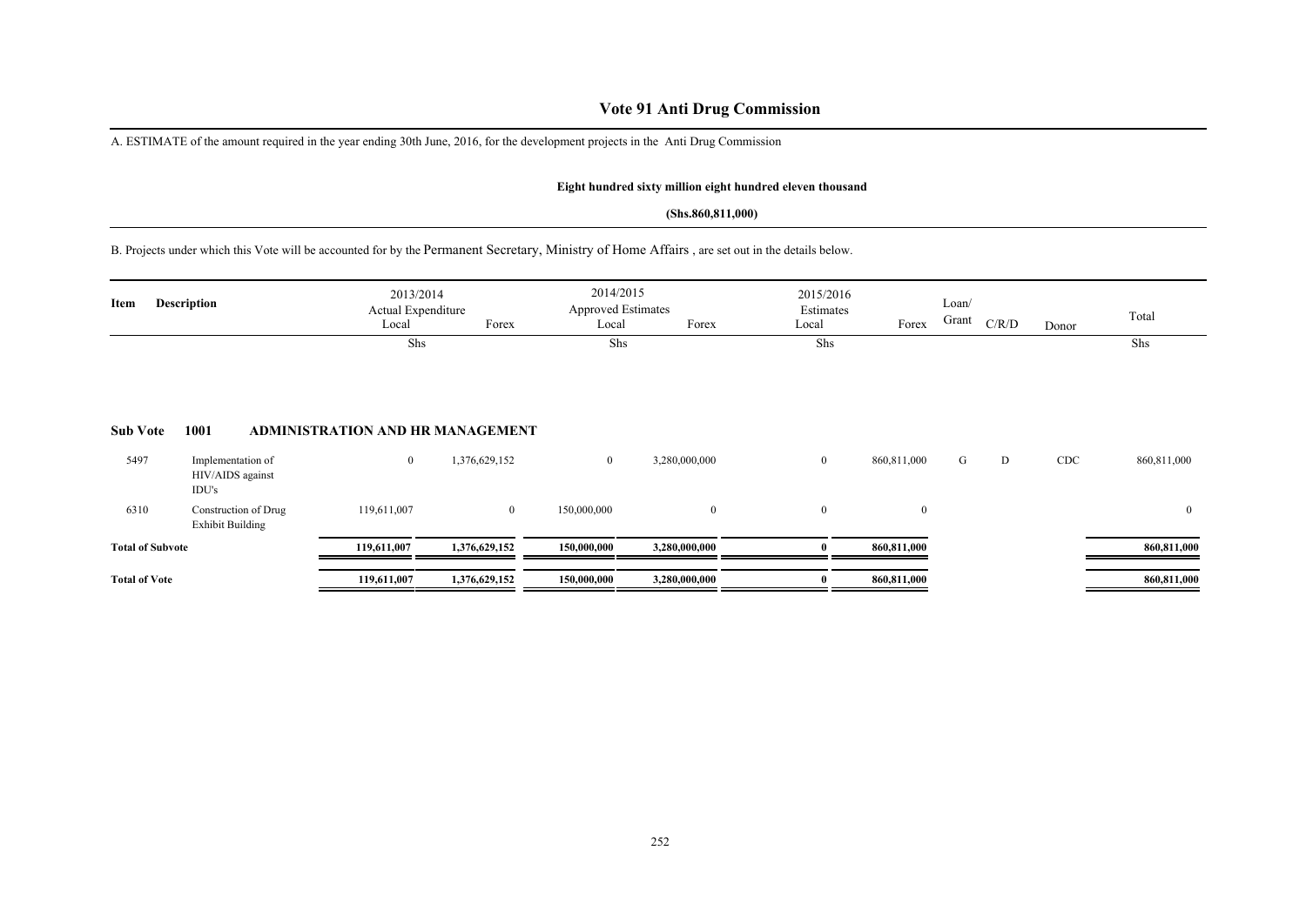# Vote 91 Anti Drug Commission

A. ESTIMATE of the amount required in the year ending 30th June, 2016, for the development projects in the Anti Drug Commission

**Eight hundred sixty million eight hundred eleven thousand**

**(Shs.860,811,000)**

B. Projects under which this Vote will be accounted for by the Permanent Secretary, Ministry of Home Affairs , are set out in the details below.

| Item | Description | 2013/2014 Actual Expenditure Local | Forex | 2014/2015 Approved Estimates Local | Forex | 2015/2016 Estimates Local | Forex | Loan/ Grant | C/R/D | Donor | Total |
|---|---|---|---|---|---|---|---|---|---|---|---|
| | | Shs | | Shs | | Shs | | | | | Shs |
| **Sub Vote** | **1001** | **ADMINISTRATION AND HR MANAGEMENT** | | | | | | | | | |
| 5497 | Implementation of HIV/AIDS against IDU's | 0 | 1,376,629,152 | 0 | 3,280,000,000 | 0 | 860,811,000 | G | D | CDC | 860,811,000 |
| 6310 | Construction of Drug Exhibit Building | 119,611,007 | 0 | 150,000,000 | 0 | 0 | 0 | | | | 0 |
| **Total of Subvote** | | **119,611,007** | **1,376,629,152** | **150,000,000** | **3,280,000,000** | **0** | **860,811,000** | | | | **860,811,000** |
| **Total of Vote** | | **119,611,007** | **1,376,629,152** | **150,000,000** | **3,280,000,000** | **0** | **860,811,000** | | | | **860,811,000** |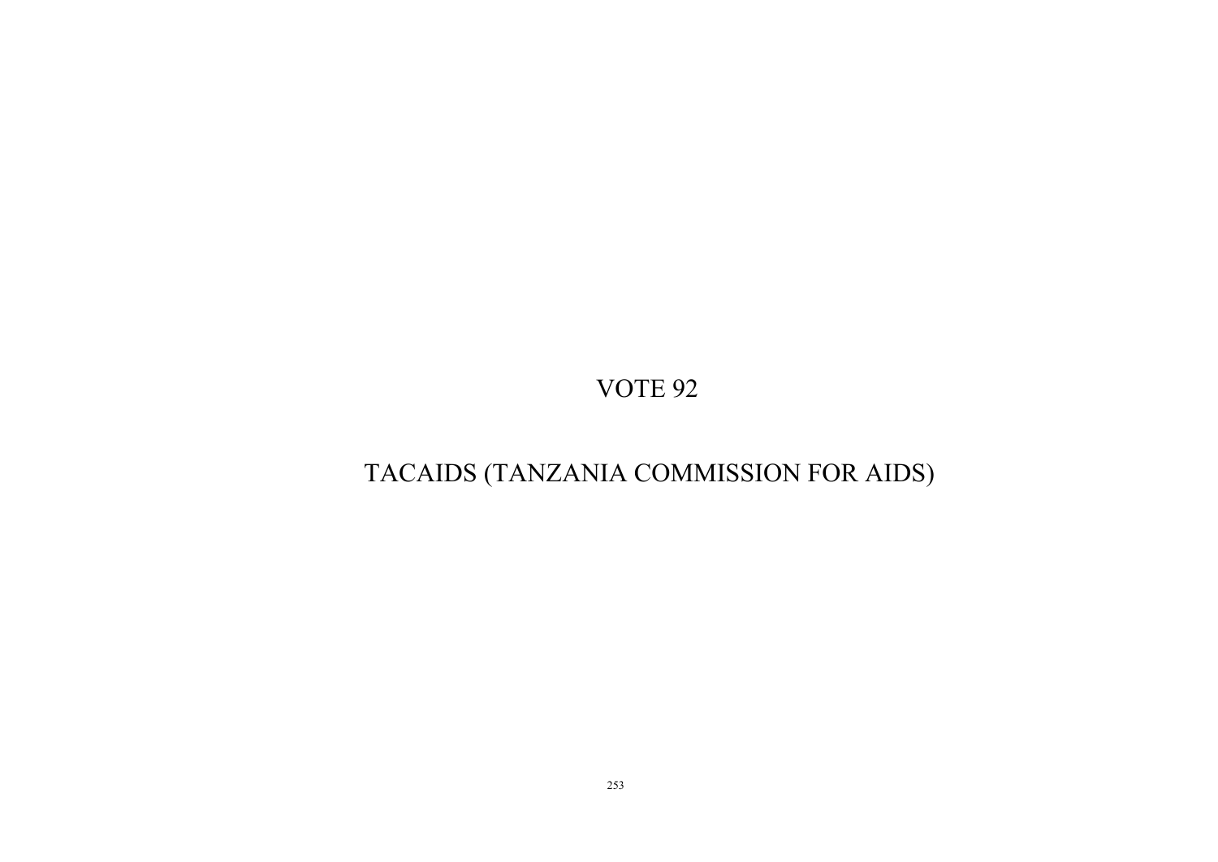# VOTE 92

# TACAIDS (TANZANIA COMMISSION FOR AIDS)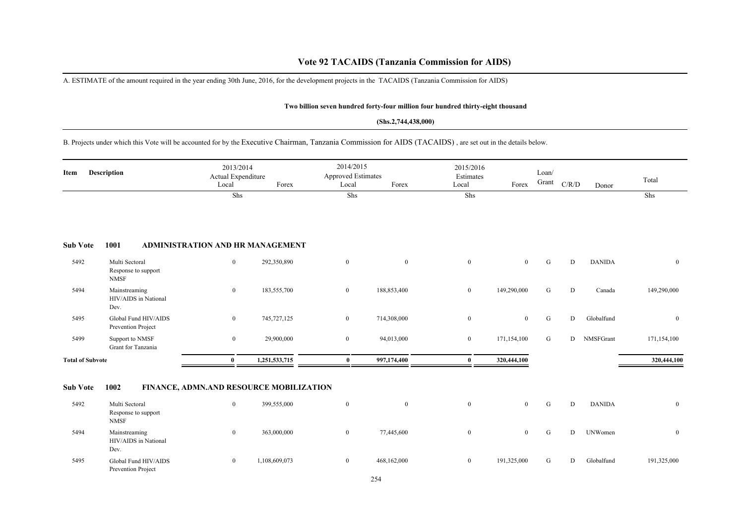# Vote 92 TACAIDS (Tanzania Commission for AIDS)

A. ESTIMATE of the amount required in the year ending 30th June, 2016, for the development projects in the TACAIDS (Tanzania Commission for AIDS)

**Two billion seven hundred forty-four million four hundred thirty-eight thousand**

**(Shs.2,744,438,000)**

B. Projects under which this Vote will be accounted for by the Executive Chairman, Tanzania Commission for AIDS (TACAIDS) , are set out in the details below.

| Item | Description | 2013/2014 Actual Expenditure Local | Forex | 2014/2015 Approved Estimates Local | Forex | 2015/2016 Estimates Local | Forex | Loan/ Grant | C/R/D | Donor | Total |
|---|---|---|---|---|---|---|---|---|---|---|---|
| | | Shs | | Shs | | Shs | | | | | Shs |
| **Sub Vote** | **1001** | **ADMINISTRATION AND HR MANAGEMENT** | | | | | | | | | |
| 5492 | Multi Sectoral Response to support NMSF | 0 | 292,350,890 | 0 | 0 | 0 | 0 | G | D | DANIDA | 0 |
| 5494 | Mainstreaming HIV/AIDS in National Dev. | 0 | 183,555,700 | 0 | 188,853,400 | 0 | 149,290,000 | G | D | Canada | 149,290,000 |
| 5495 | Global Fund HIV/AIDS Prevention Project | 0 | 745,727,125 | 0 | 714,308,000 | 0 | 0 | G | D | Globalfund | 0 |
| 5499 | Support to NMSF Grant for Tanzania | 0 | 29,900,000 | 0 | 94,013,000 | 0 | 171,154,100 | G | D | NMSFGrant | 171,154,100 |
| **Total of Subvote** | | **0** | **1,251,533,715** | **0** | **997,174,400** | **0** | **320,444,100** | | | | **320,444,100** |
| **Sub Vote** | **1002** | **FINANCE, ADMN.AND RESOURCE MOBILIZATION** | | | | | | | | | |
| 5492 | Multi Sectoral Response to support NMSF | 0 | 399,555,000 | 0 | 0 | 0 | 0 | G | D | DANIDA | 0 |
| 5494 | Mainstreaming HIV/AIDS in National Dev. | 0 | 363,000,000 | 0 | 77,445,600 | 0 | 0 | G | D | UNWomen | 0 |
| 5495 | Global Fund HIV/AIDS Prevention Project | 0 | 1,108,609,073 | 0 | 468,162,000 | 0 | 191,325,000 | G | D | Globalfund | 191,325,000 |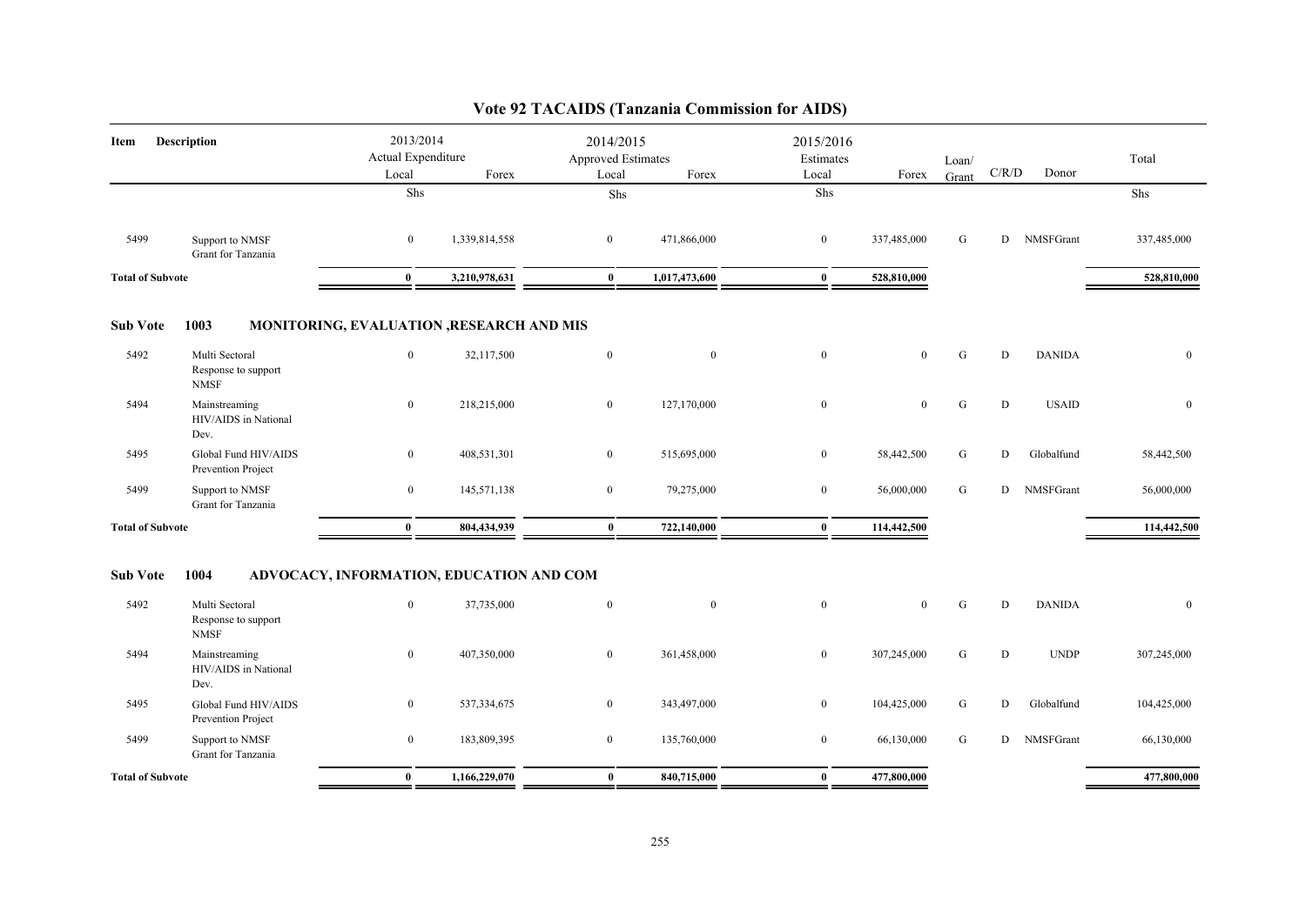# Vote 92 TACAIDS (Tanzania Commission for AIDS)

| Item | Description | 2013/2014 Actual Expenditure Local | Forex | 2014/2015 Approved Estimates Local | Forex | 2015/2016 Estimates Local | Forex | Loan/ Grant | C/R/D | Donor | Total |
|---|---|---|---|---|---|---|---|---|---|---|---|
| | | Shs | | Shs | | Shs | | | | | Shs |
| 5499 | Support to NMSF Grant for Tanzania | 0 | 1,339,814,558 | 0 | 471,866,000 | 0 | 337,485,000 | G | D | NMSFGrant | 337,485,000 |
| **Total of Subvote** | | **0** | **3,210,978,631** | **0** | **1,017,473,600** | **0** | **528,810,000** | | | | **528,810,000** |
| **Sub Vote** | **1003** | **MONITORING, EVALUATION ,RESEARCH AND MIS** | | | | | | | | | |
| 5492 | Multi Sectoral Response to support NMSF | 0 | 32,117,500 | 0 | 0 | 0 | 0 | G | D | DANIDA | 0 |
| 5494 | Mainstreaming HIV/AIDS in National Dev. | 0 | 218,215,000 | 0 | 127,170,000 | 0 | 0 | G | D | USAID | 0 |
| 5495 | Global Fund HIV/AIDS Prevention Project | 0 | 408,531,301 | 0 | 515,695,000 | 0 | 58,442,500 | G | D | Globalfund | 58,442,500 |
| 5499 | Support to NMSF Grant for Tanzania | 0 | 145,571,138 | 0 | 79,275,000 | 0 | 56,000,000 | G | D | NMSFGrant | 56,000,000 |
| **Total of Subvote** | | **0** | **804,434,939** | **0** | **722,140,000** | **0** | **114,442,500** | | | | **114,442,500** |
| **Sub Vote** | **1004** | **ADVOCACY, INFORMATION, EDUCATION AND COM** | | | | | | | | | |
| 5492 | Multi Sectoral Response to support NMSF | 0 | 37,735,000 | 0 | 0 | 0 | 0 | G | D | DANIDA | 0 |
| 5494 | Mainstreaming HIV/AIDS in National Dev. | 0 | 407,350,000 | 0 | 361,458,000 | 0 | 307,245,000 | G | D | UNDP | 307,245,000 |
| 5495 | Global Fund HIV/AIDS Prevention Project | 0 | 537,334,675 | 0 | 343,497,000 | 0 | 104,425,000 | G | D | Globalfund | 104,425,000 |
| 5499 | Support to NMSF Grant for Tanzania | 0 | 183,809,395 | 0 | 135,760,000 | 0 | 66,130,000 | G | D | NMSFGrant | 66,130,000 |
| **Total of Subvote** | | **0** | **1,166,229,070** | **0** | **840,715,000** | **0** | **477,800,000** | | | | **477,800,000** |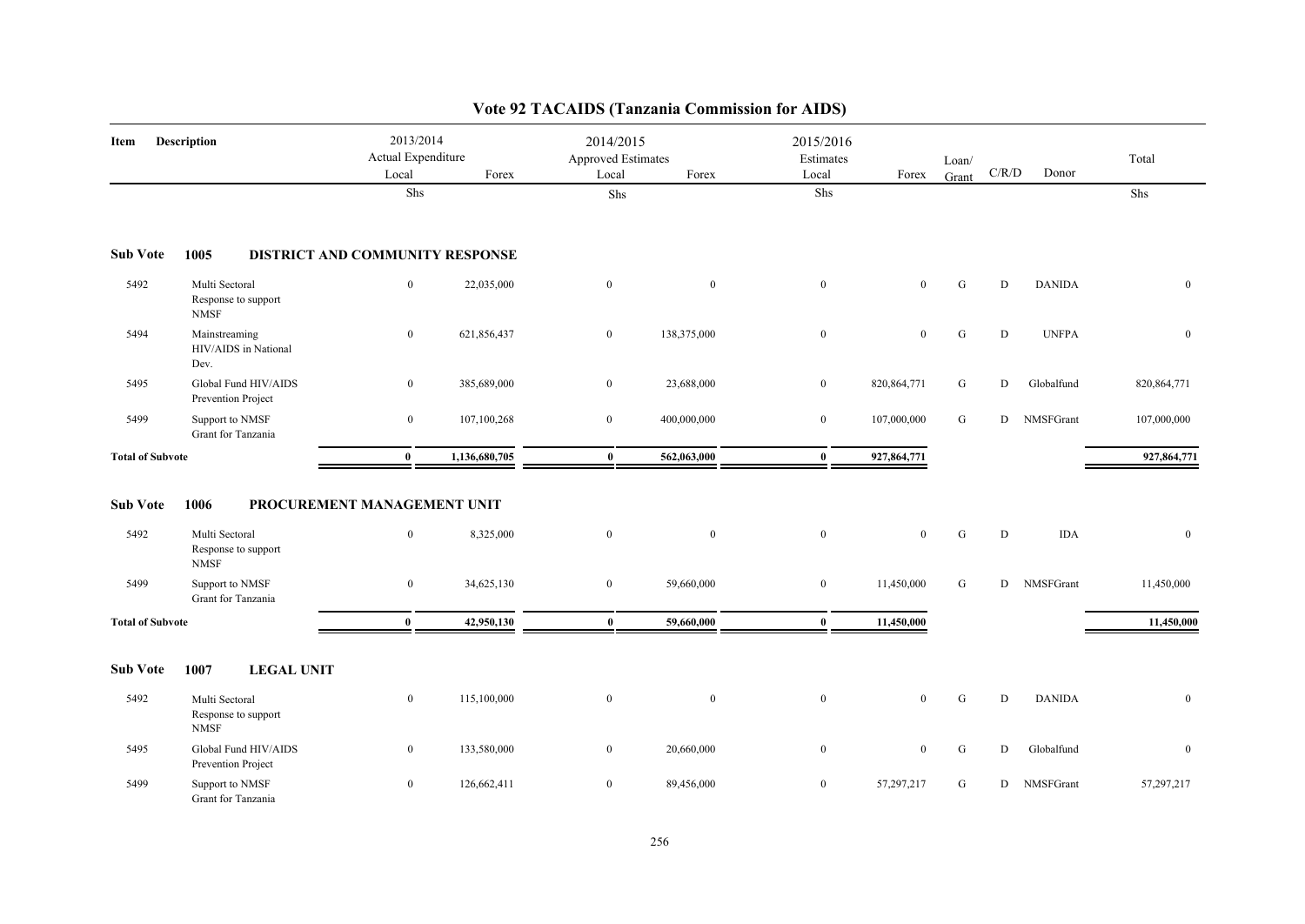# Vote 92 TACAIDS (Tanzania Commission for AIDS)

| Item | Description | 2013/2014 Actual Expenditure Local | Forex | 2014/2015 Approved Estimates Local | Forex | 2015/2016 Estimates Local | Forex | Loan/ Grant | C/R/D | Donor | Total |
|---|---|---|---|---|---|---|---|---|---|---|---|
| | | Shs | | Shs | | Shs | | | | | Shs |
| **Sub Vote** | **1005 DISTRICT AND COMMUNITY RESPONSE** | | | | | | | | | | |
| 5492 | Multi Sectoral Response to support NMSF | 0 | 22,035,000 | 0 | 0 | 0 | 0 | G | D | DANIDA | 0 |
| 5494 | Mainstreaming HIV/AIDS in National Dev. | 0 | 621,856,437 | 0 | 138,375,000 | 0 | 0 | G | D | UNFPA | 0 |
| 5495 | Global Fund HIV/AIDS Prevention Project | 0 | 385,689,000 | 0 | 23,688,000 | 0 | 820,864,771 | G | D | Globalfund | 820,864,771 |
| 5499 | Support to NMSF Grant for Tanzania | 0 | 107,100,268 | 0 | 400,000,000 | 0 | 107,000,000 | G | D | NMSFGrant | 107,000,000 |
| **Total of Subvote** | | **0** | **1,136,680,705** | **0** | **562,063,000** | **0** | **927,864,771** | | | | **927,864,771** |
| **Sub Vote** | **1006 PROCUREMENT MANAGEMENT UNIT** | | | | | | | | | | |
| 5492 | Multi Sectoral Response to support NMSF | 0 | 8,325,000 | 0 | 0 | 0 | 0 | G | D | IDA | 0 |
| 5499 | Support to NMSF Grant for Tanzania | 0 | 34,625,130 | 0 | 59,660,000 | 0 | 11,450,000 | G | D | NMSFGrant | 11,450,000 |
| **Total of Subvote** | | **0** | **42,950,130** | **0** | **59,660,000** | **0** | **11,450,000** | | | | **11,450,000** |
| **Sub Vote** | **1007 LEGAL UNIT** | | | | | | | | | | |
| 5492 | Multi Sectoral Response to support NMSF | 0 | 115,100,000 | 0 | 0 | 0 | 0 | G | D | DANIDA | 0 |
| 5495 | Global Fund HIV/AIDS Prevention Project | 0 | 133,580,000 | 0 | 20,660,000 | 0 | 0 | G | D | Globalfund | 0 |
| 5499 | Support to NMSF Grant for Tanzania | 0 | 126,662,411 | 0 | 89,456,000 | 0 | 57,297,217 | G | D | NMSFGrant | 57,297,217 |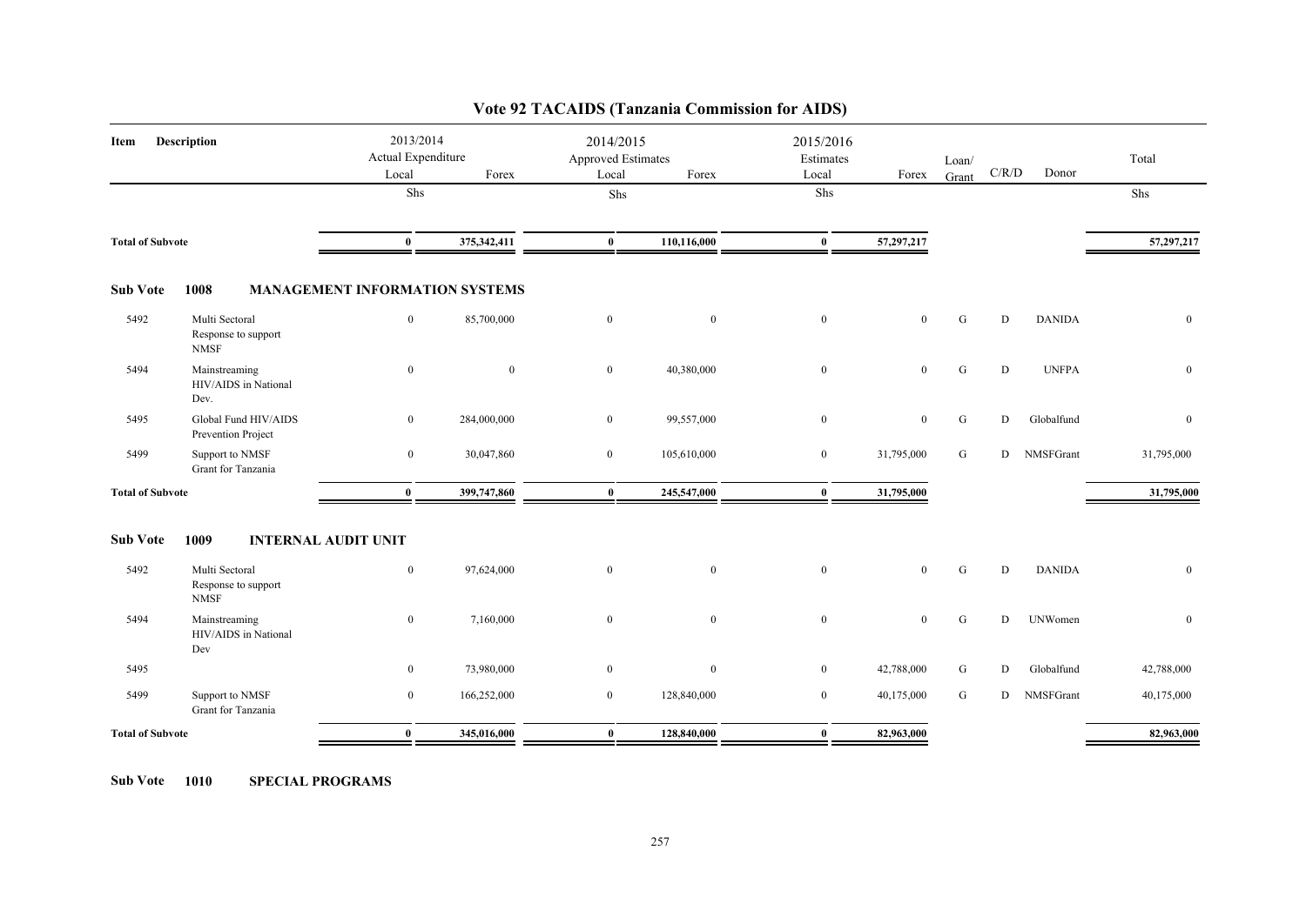# Vote 92 TACAIDS (Tanzania Commission for AIDS)

| Item | Description | 2013/2014 Actual Expenditure Local | Forex | 2014/2015 Approved Estimates Local | Forex | 2015/2016 Estimates Local | Forex | Loan/ Grant | C/R/D | Donor | Total |
|---|---|---|---|---|---|---|---|---|---|---|---|
| | | Shs | | Shs | | Shs | | | | | Shs |
| **Total of Subvote** | | **0** | **375,342,411** | **0** | **110,116,000** | **0** | **57,297,217** | | | | **57,297,217** |
| **Sub Vote** | **1008 MANAGEMENT INFORMATION SYSTEMS** | | | | | | | | | | |
| 5492 | Multi Sectoral Response to support NMSF | 0 | 85,700,000 | 0 | 0 | 0 | 0 | G | D | DANIDA | 0 |
| 5494 | Mainstreaming HIV/AIDS in National Dev. | 0 | 0 | 0 | 40,380,000 | 0 | 0 | G | D | UNFPA | 0 |
| 5495 | Global Fund HIV/AIDS Prevention Project | 0 | 284,000,000 | 0 | 99,557,000 | 0 | 0 | G | D | Globalfund | 0 |
| 5499 | Support to NMSF Grant for Tanzania | 0 | 30,047,860 | 0 | 105,610,000 | 0 | 31,795,000 | G | D | NMSFGrant | 31,795,000 |
| **Total of Subvote** | | **0** | **399,747,860** | **0** | **245,547,000** | **0** | **31,795,000** | | | | **31,795,000** |
| **Sub Vote** | **1009 INTERNAL AUDIT UNIT** | | | | | | | | | | |
| 5492 | Multi Sectoral Response to support NMSF | 0 | 97,624,000 | 0 | 0 | 0 | 0 | G | D | DANIDA | 0 |
| 5494 | Mainstreaming HIV/AIDS in National Dev | 0 | 7,160,000 | 0 | 0 | 0 | 0 | G | D | UNWomen | 0 |
| 5495 | | 0 | 73,980,000 | 0 | 0 | 0 | 42,788,000 | G | D | Globalfund | 42,788,000 |
| 5499 | Support to NMSF Grant for Tanzania | 0 | 166,252,000 | 0 | 128,840,000 | 0 | 40,175,000 | G | D | NMSFGrant | 40,175,000 |
| **Total of Subvote** | | **0** | **345,016,000** | **0** | **128,840,000** | **0** | **82,963,000** | | | | **82,963,000** |

**Sub Vote 1010 SPECIAL PROGRAMS**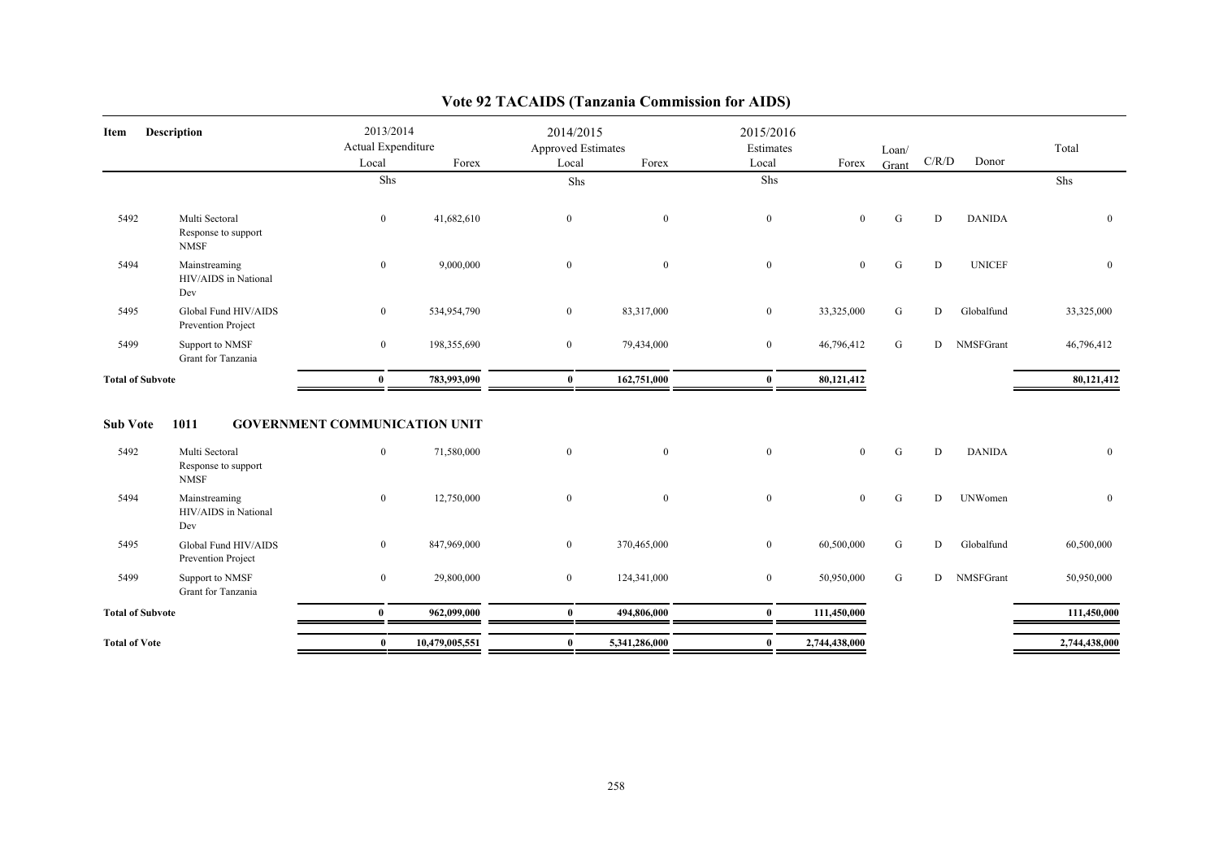# Vote 92 TACAIDS (Tanzania Commission for AIDS)

| Item | Description | 2013/2014 Actual Expenditure Local | Forex | 2014/2015 Approved Estimates Local | Forex | 2015/2016 Estimates Local | Forex | Loan/ Grant | C/R/D | Donor | Total |
|---|---|---|---|---|---|---|---|---|---|---|---|
| | | Shs | | Shs | | Shs | | | | | Shs |
| 5492 | Multi Sectoral Response to support NMSF | 0 | 41,682,610 | 0 | 0 | 0 | 0 | G | D | DANIDA | 0 |
| 5494 | Mainstreaming HIV/AIDS in National Dev | 0 | 9,000,000 | 0 | 0 | 0 | 0 | G | D | UNICEF | 0 |
| 5495 | Global Fund HIV/AIDS Prevention Project | 0 | 534,954,790 | 0 | 83,317,000 | 0 | 33,325,000 | G | D | Globalfund | 33,325,000 |
| 5499 | Support to NMSF Grant for Tanzania | 0 | 198,355,690 | 0 | 79,434,000 | 0 | 46,796,412 | G | D | NMSFGrant | 46,796,412 |
| **Total of Subvote** | | **0** | **783,993,090** | **0** | **162,751,000** | **0** | **80,121,412** | | | | **80,121,412** |

## Sub Vote 1011 GOVERNMENT COMMUNICATION UNIT

| Item | Description | 2013/2014 Actual Expenditure Local | Forex | 2014/2015 Approved Estimates Local | Forex | 2015/2016 Estimates Local | Forex | Loan/ Grant | C/R/D | Donor | Total |
|---|---|---|---|---|---|---|---|---|---|---|---|
| 5492 | Multi Sectoral Response to support NMSF | 0 | 71,580,000 | 0 | 0 | 0 | 0 | G | D | DANIDA | 0 |
| 5494 | Mainstreaming HIV/AIDS in National Dev | 0 | 12,750,000 | 0 | 0 | 0 | 0 | G | D | UNWomen | 0 |
| 5495 | Global Fund HIV/AIDS Prevention Project | 0 | 847,969,000 | 0 | 370,465,000 | 0 | 60,500,000 | G | D | Globalfund | 60,500,000 |
| 5499 | Support to NMSF Grant for Tanzania | 0 | 29,800,000 | 0 | 124,341,000 | 0 | 50,950,000 | G | D | NMSFGrant | 50,950,000 |
| **Total of Subvote** | | **0** | **962,099,000** | **0** | **494,806,000** | **0** | **111,450,000** | | | | **111,450,000** |
| **Total of Vote** | | **0** | **10,479,005,551** | **0** | **5,341,286,000** | **0** | **2,744,438,000** | | | | **2,744,438,000** |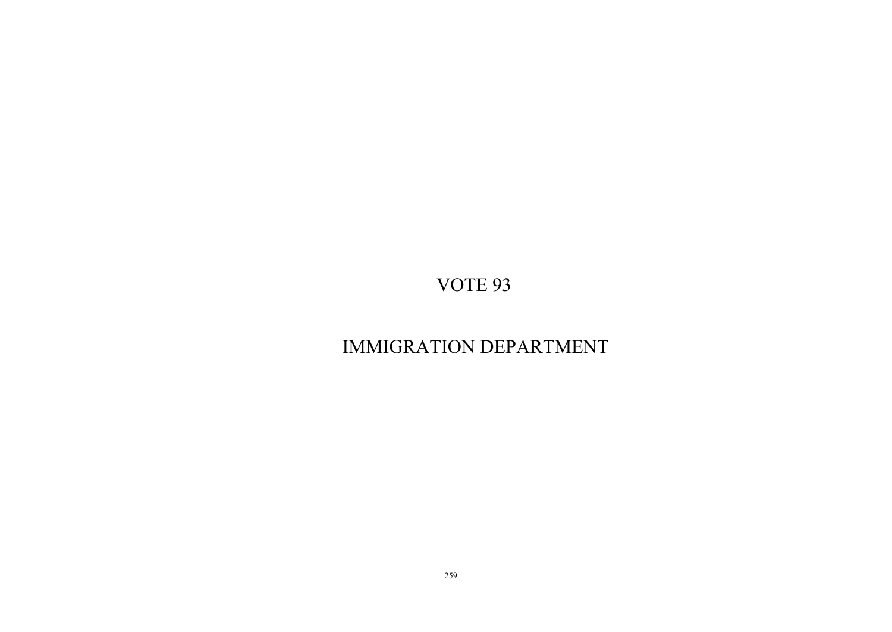# VOTE 93

# IMMIGRATION DEPARTMENT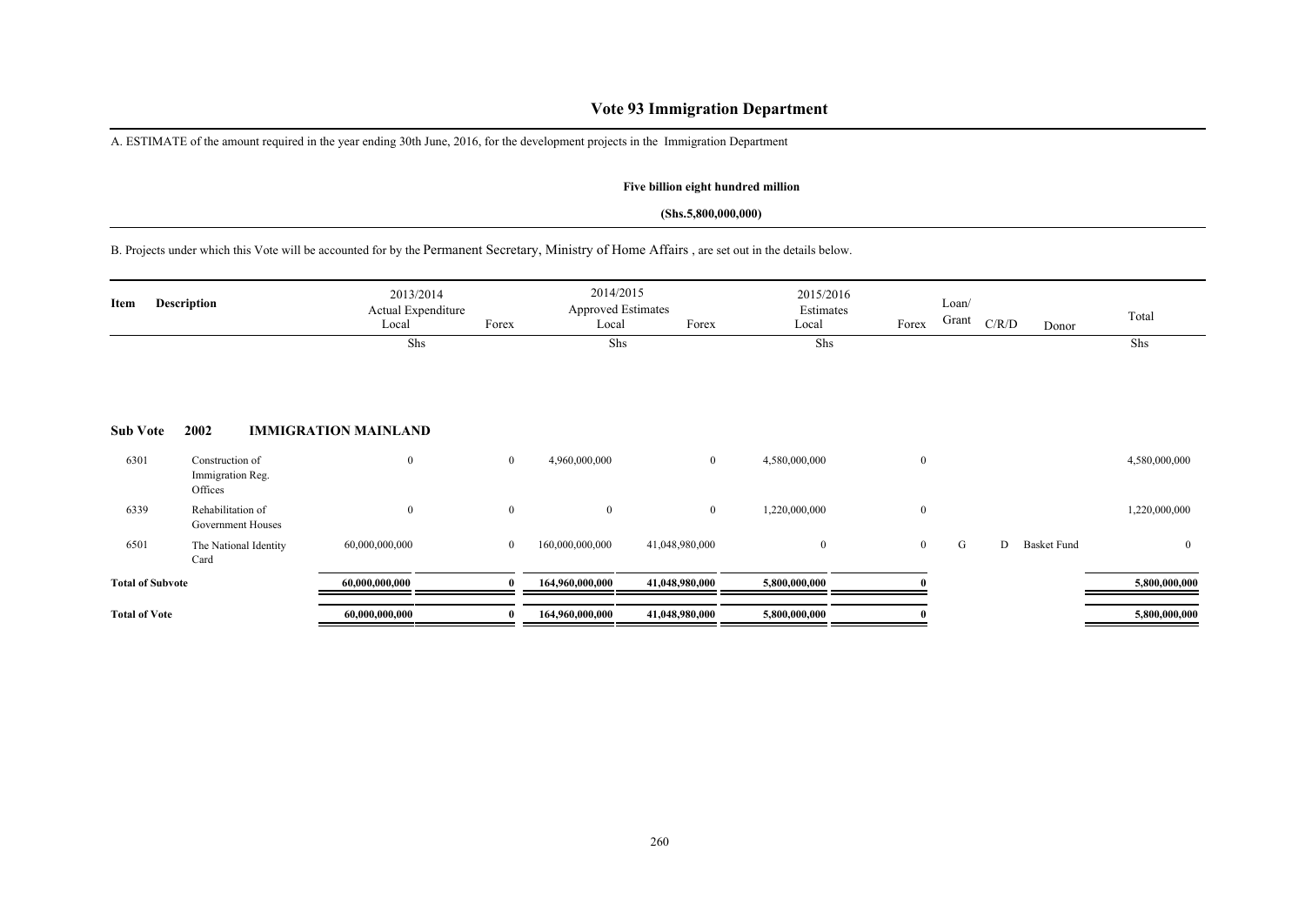# Vote 93 Immigration Department

A. ESTIMATE of the amount required in the year ending 30th June, 2016, for the development projects in the Immigration Department

**Five billion eight hundred million**

**(Shs.5,800,000,000)**

B. Projects under which this Vote will be accounted for by the Permanent Secretary, Ministry of Home Affairs , are set out in the details below.

| Item | Description | 2013/2014 Actual Expenditure Local | Forex | 2014/2015 Approved Estimates Local | Forex | 2015/2016 Estimates Local | Forex | Loan/ Grant | C/R/D | Donor | Total |
|---|---|---|---|---|---|---|---|---|---|---|---|
| | | Shs | | Shs | | Shs | | | | | Shs |
| **Sub Vote** | **2002 IMMIGRATION MAINLAND** | | | | | | | | | | |
| 6301 | Construction of Immigration Reg. Offices | 0 | 0 | 4,960,000,000 | 0 | 4,580,000,000 | 0 | | | | 4,580,000,000 |
| 6339 | Rehabilitation of Government Houses | 0 | 0 | 0 | 0 | 1,220,000,000 | 0 | | | | 1,220,000,000 |
| 6501 | The National Identity Card | 60,000,000,000 | 0 | 160,000,000,000 | 41,048,980,000 | 0 | 0 | G | D | Basket Fund | 0 |
| **Total of Subvote** | | **60,000,000,000** | **0** | **164,960,000,000** | **41,048,980,000** | **5,800,000,000** | **0** | | | | **5,800,000,000** |
| **Total of Vote** | | **60,000,000,000** | **0** | **164,960,000,000** | **41,048,980,000** | **5,800,000,000** | **0** | | | | **5,800,000,000** |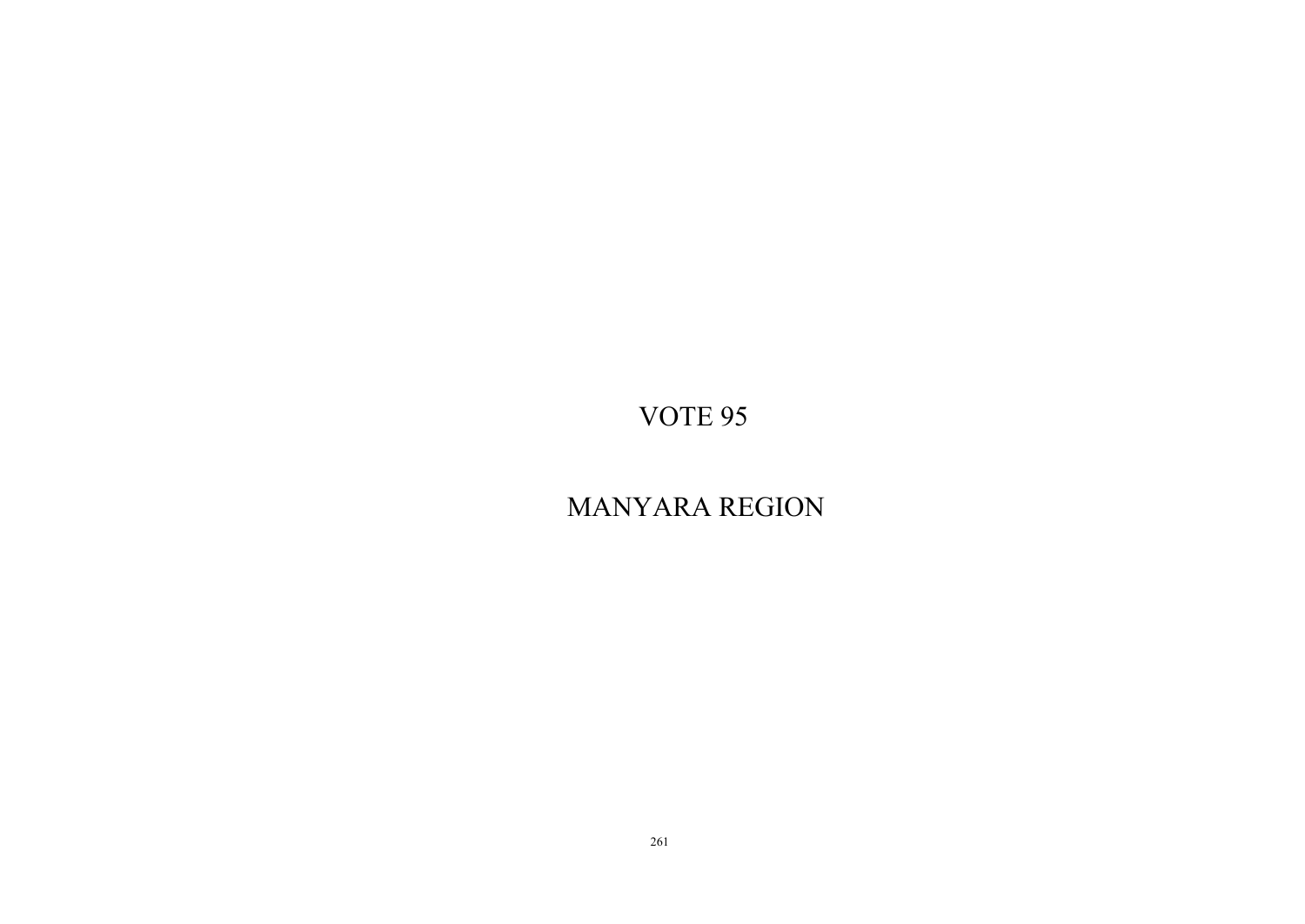# VOTE 95

# MANYARA REGION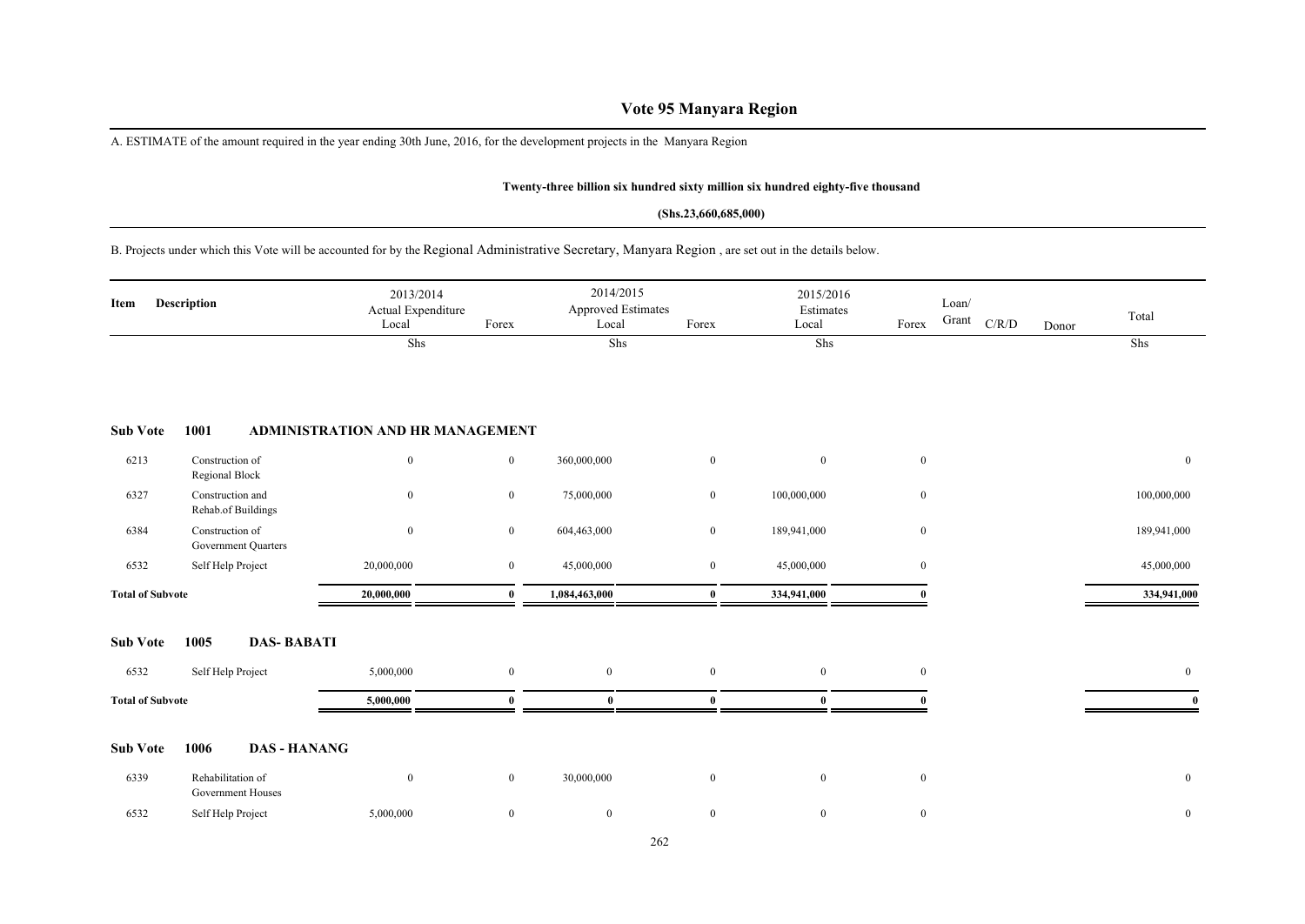# Vote 95 Manyara Region

A. ESTIMATE of the amount required in the year ending 30th June, 2016, for the development projects in the Manyara Region

**Twenty-three billion six hundred sixty million six hundred eighty-five thousand**

**(Shs.23,660,685,000)**

B. Projects under which this Vote will be accounted for by the Regional Administrative Secretary, Manyara Region , are set out in the details below.

| Item | Description | 2013/2014 Actual Expenditure Local | Forex | 2014/2015 Approved Estimates Local | Forex | 2015/2016 Estimates Local | Forex | Loan/ Grant | C/R/D | Donor | Total |
|---|---|---|---|---|---|---|---|---|---|---|---|
| | | Shs | | Shs | | Shs | | | | | Shs |
| **Sub Vote** | **1001 ADMINISTRATION AND HR MANAGEMENT** | | | | | | | | | | |
| 6213 | Construction of Regional Block | 0 | 0 | 360,000,000 | 0 | 0 | 0 | | | | 0 |
| 6327 | Construction and Rehab.of Buildings | 0 | 0 | 75,000,000 | 0 | 100,000,000 | 0 | | | | 100,000,000 |
| 6384 | Construction of Government Quarters | 0 | 0 | 604,463,000 | 0 | 189,941,000 | 0 | | | | 189,941,000 |
| 6532 | Self Help Project | 20,000,000 | 0 | 45,000,000 | 0 | 45,000,000 | 0 | | | | 45,000,000 |
| **Total of Subvote** | | **20,000,000** | **0** | **1,084,463,000** | **0** | **334,941,000** | **0** | | | | **334,941,000** |
| **Sub Vote** | **1005 DAS- BABATI** | | | | | | | | | | |
| 6532 | Self Help Project | 5,000,000 | 0 | 0 | 0 | 0 | 0 | | | | 0 |
| **Total of Subvote** | | **5,000,000** | **0** | **0** | **0** | **0** | **0** | | | | **0** |
| **Sub Vote** | **1006 DAS - HANANG** | | | | | | | | | | |
| 6339 | Rehabilitation of Government Houses | 0 | 0 | 30,000,000 | 0 | 0 | 0 | | | | 0 |
| 6532 | Self Help Project | 5,000,000 | 0 | 0 | 0 | 0 | 0 | | | | 0 |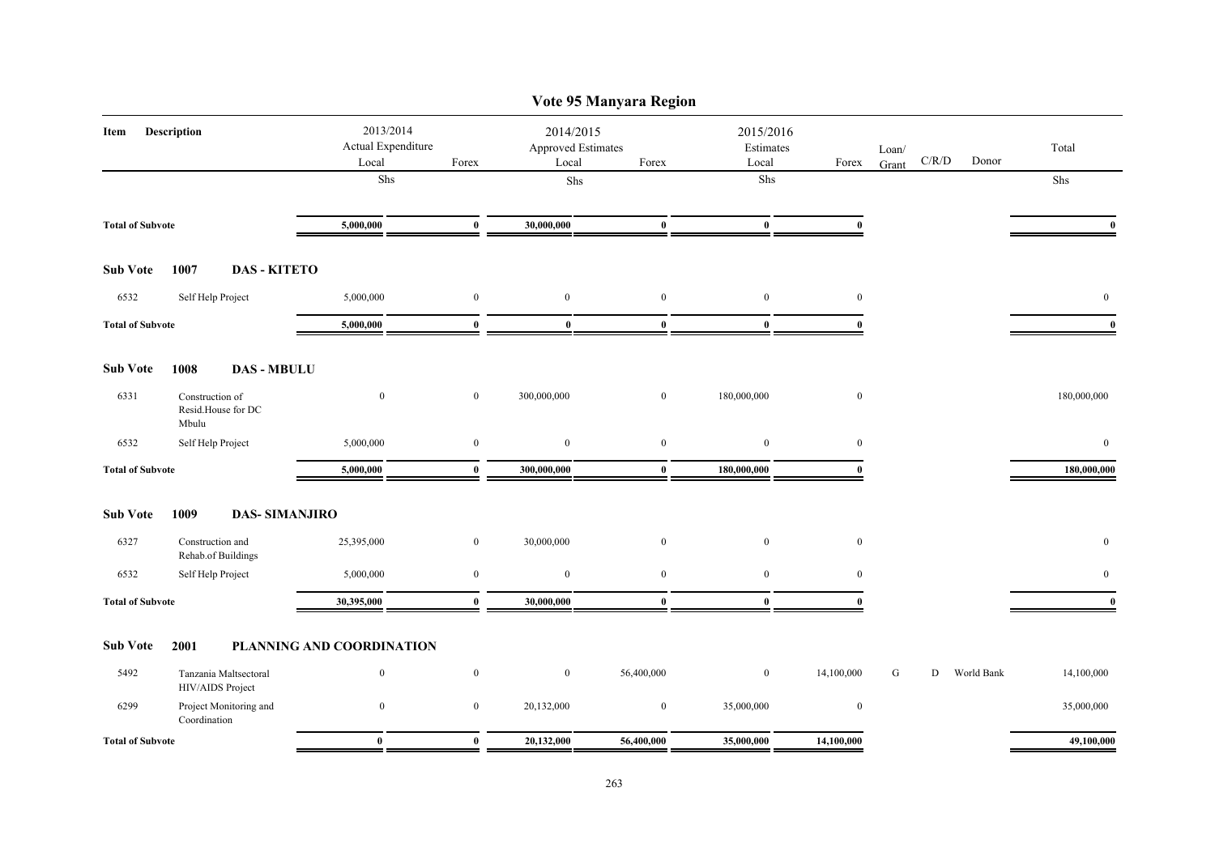# Vote 95 Manyara Region

| Item | Description | 2013/2014 Actual Expenditure Local | Forex | 2014/2015 Approved Estimates Local | Forex | 2015/2016 Estimates Local | Forex | Loan/ Grant | C/R/D | Donor | Total |
|---|---|---|---|---|---|---|---|---|---|---|---|
| | | Shs | | Shs | | Shs | | | | | Shs |
| **Total of Subvote** | | **5,000,000** | **0** | **30,000,000** | **0** | **0** | **0** | | | | **0** |
| **Sub Vote** | **1007 DAS - KITETO** | | | | | | | | | | |
| 6532 | Self Help Project | 5,000,000 | 0 | 0 | 0 | 0 | 0 | | | | 0 |
| **Total of Subvote** | | **5,000,000** | **0** | **0** | **0** | **0** | **0** | | | | **0** |
| **Sub Vote** | **1008 DAS - MBULU** | | | | | | | | | | |
| 6331 | Construction of Resid.House for DC Mbulu | 0 | 0 | 300,000,000 | 0 | 180,000,000 | 0 | | | | 180,000,000 |
| 6532 | Self Help Project | 5,000,000 | 0 | 0 | 0 | 0 | 0 | | | | 0 |
| **Total of Subvote** | | **5,000,000** | **0** | **300,000,000** | **0** | **180,000,000** | **0** | | | | **180,000,000** |
| **Sub Vote** | **1009 DAS- SIMANJIRO** | | | | | | | | | | |
| 6327 | Construction and Rehab.of Buildings | 25,395,000 | 0 | 30,000,000 | 0 | 0 | 0 | | | | 0 |
| 6532 | Self Help Project | 5,000,000 | 0 | 0 | 0 | 0 | 0 | | | | 0 |
| **Total of Subvote** | | **30,395,000** | **0** | **30,000,000** | **0** | **0** | **0** | | | | **0** |
| **Sub Vote** | **2001 PLANNING AND COORDINATION** | | | | | | | | | | |
| 5492 | Tanzania Maltsectoral HIV/AIDS Project | 0 | 0 | 0 | 56,400,000 | 0 | 14,100,000 | G | D | World Bank | 14,100,000 |
| 6299 | Project Monitoring and Coordination | 0 | 0 | 20,132,000 | 0 | 35,000,000 | 0 | | | | 35,000,000 |
| **Total of Subvote** | | **0** | **0** | **20,132,000** | **56,400,000** | **35,000,000** | **14,100,000** | | | | **49,100,000** |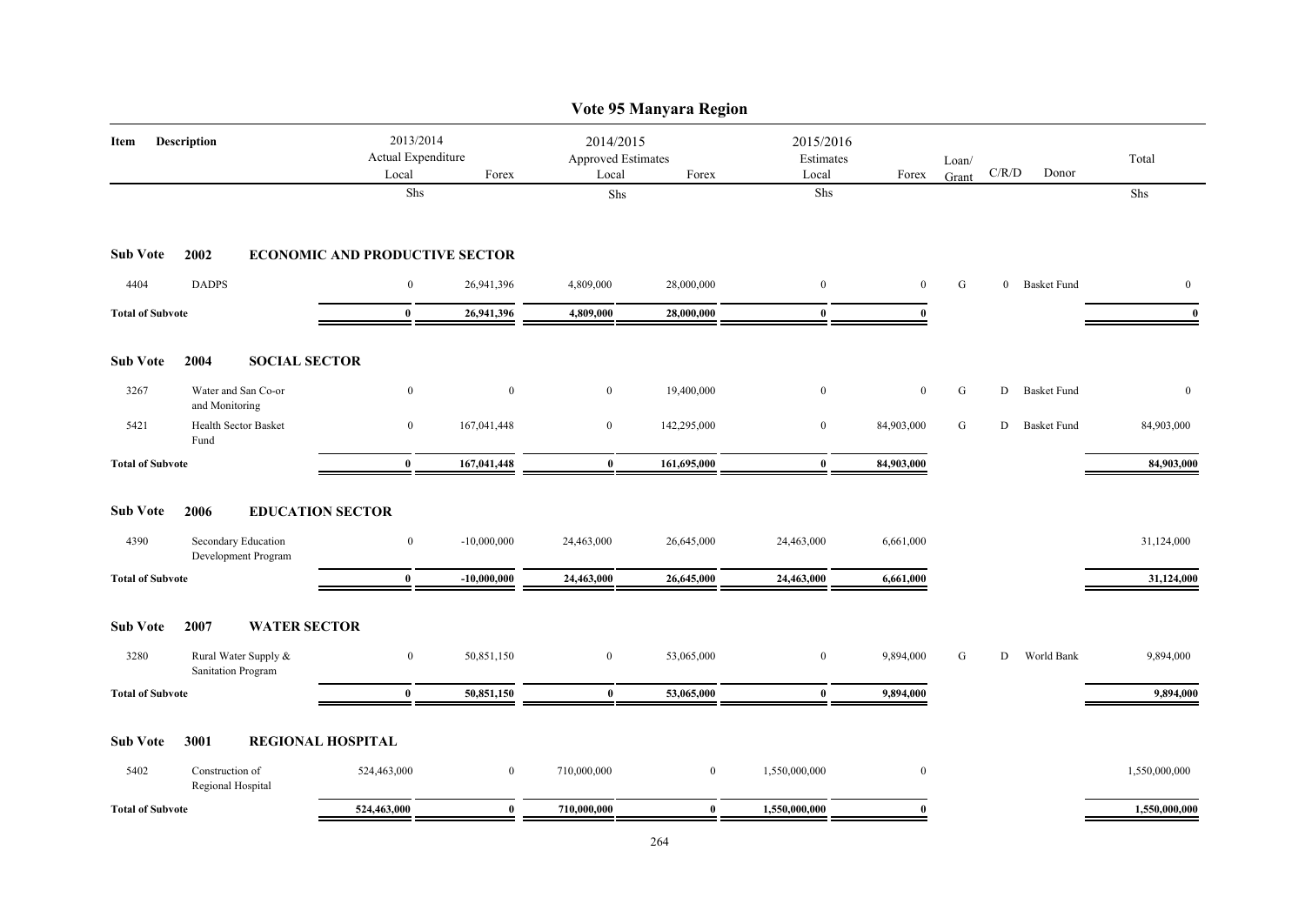# Vote 95 Manyara Region

| Item | Description | 2013/2014 Actual Expenditure Local | Forex | 2014/2015 Approved Estimates Local | Forex | 2015/2016 Estimates Local | Forex | Loan/ Grant | C/R/D | Donor | Total |
|---|---|---|---|---|---|---|---|---|---|---|---|
| | | Shs | | Shs | | Shs | | | | | Shs |
| **Sub Vote** | **2002** | **ECONOMIC AND PRODUCTIVE SECTOR** | | | | | | | | | |
| 4404 | DADPS | 0 | 26,941,396 | 4,809,000 | 28,000,000 | 0 | 0 | G | 0 | Basket Fund | 0 |
| **Total of Subvote** | | **0** | **26,941,396** | **4,809,000** | **28,000,000** | **0** | **0** | | | | **0** |
| **Sub Vote** | **2004** | **SOCIAL SECTOR** | | | | | | | | | |
| 3267 | Water and San Co-or and Monitoring | 0 | 0 | 0 | 19,400,000 | 0 | 0 | G | D | Basket Fund | 0 |
| 5421 | Health Sector Basket Fund | 0 | 167,041,448 | 0 | 142,295,000 | 0 | 84,903,000 | G | D | Basket Fund | 84,903,000 |
| **Total of Subvote** | | **0** | **167,041,448** | **0** | **161,695,000** | **0** | **84,903,000** | | | | **84,903,000** |
| **Sub Vote** | **2006** | **EDUCATION SECTOR** | | | | | | | | | |
| 4390 | Secondary Education Development Program | 0 | -10,000,000 | 24,463,000 | 26,645,000 | 24,463,000 | 6,661,000 | | | | 31,124,000 |
| **Total of Subvote** | | **0** | **-10,000,000** | **24,463,000** | **26,645,000** | **24,463,000** | **6,661,000** | | | | **31,124,000** |
| **Sub Vote** | **2007** | **WATER SECTOR** | | | | | | | | | |
| 3280 | Rural Water Supply & Sanitation Program | 0 | 50,851,150 | 0 | 53,065,000 | 0 | 9,894,000 | G | D | World Bank | 9,894,000 |
| **Total of Subvote** | | **0** | **50,851,150** | **0** | **53,065,000** | **0** | **9,894,000** | | | | **9,894,000** |
| **Sub Vote** | **3001** | **REGIONAL HOSPITAL** | | | | | | | | | |
| 5402 | Construction of Regional Hospital | 524,463,000 | 0 | 710,000,000 | 0 | 1,550,000,000 | 0 | | | | 1,550,000,000 |
| **Total of Subvote** | | **524,463,000** | **0** | **710,000,000** | **0** | **1,550,000,000** | **0** | | | | **1,550,000,000** |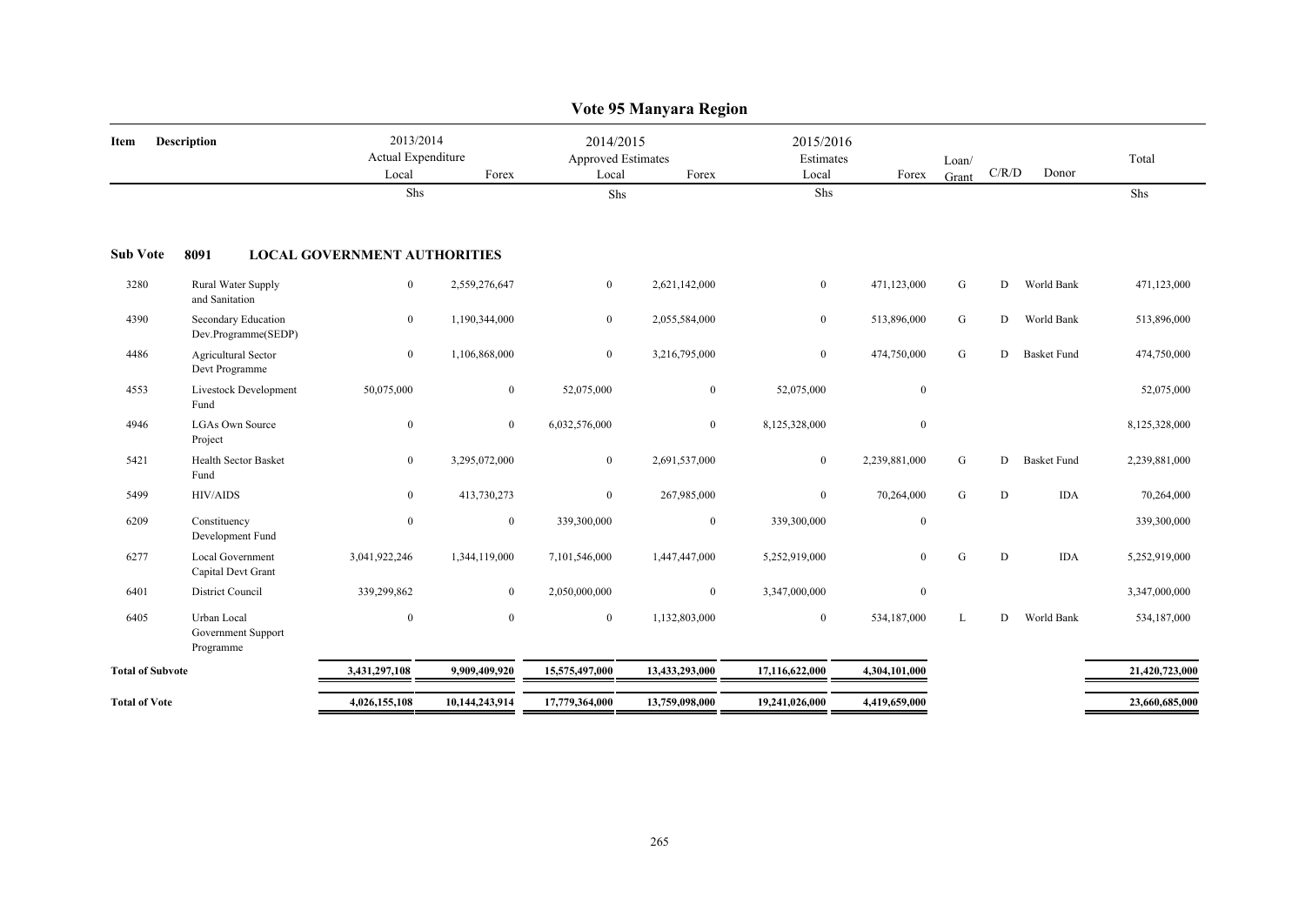# Vote 95 Manyara Region

| Item | Description | 2013/2014 Actual Expenditure | | 2014/2015 Approved Estimates | | 2015/2016 Estimates | | Loan/ Grant | C/R/D | Donor | Total |
|---|---|---|---|---|---|---|---|---|---|---|---|
| | | Local | Forex | Local | Forex | Local | Forex | | | | |
| | | Shs | | Shs | | Shs | | | | | Shs |
| **Sub Vote** | **8091 LOCAL GOVERNMENT AUTHORITIES** | | | | | | | | | | |
| 3280 | Rural Water Supply and Sanitation | 0 | 2,559,276,647 | 0 | 2,621,142,000 | 0 | 471,123,000 | G | D | World Bank | 471,123,000 |
| 4390 | Secondary Education Dev.Programme(SEDP) | 0 | 1,190,344,000 | 0 | 2,055,584,000 | 0 | 513,896,000 | G | D | World Bank | 513,896,000 |
| 4486 | Agricultural Sector Devt Programme | 0 | 1,106,868,000 | 0 | 3,216,795,000 | 0 | 474,750,000 | G | D | Basket Fund | 474,750,000 |
| 4553 | Livestock Development Fund | 50,075,000 | 0 | 52,075,000 | 0 | 52,075,000 | 0 | | | | 52,075,000 |
| 4946 | LGAs Own Source Project | 0 | 0 | 6,032,576,000 | 0 | 8,125,328,000 | 0 | | | | 8,125,328,000 |
| 5421 | Health Sector Basket Fund | 0 | 3,295,072,000 | 0 | 2,691,537,000 | 0 | 2,239,881,000 | G | D | Basket Fund | 2,239,881,000 |
| 5499 | HIV/AIDS | 0 | 413,730,273 | 0 | 267,985,000 | 0 | 70,264,000 | G | D | IDA | 70,264,000 |
| 6209 | Constituency Development Fund | 0 | 0 | 339,300,000 | 0 | 339,300,000 | 0 | | | | 339,300,000 |
| 6277 | Local Government Capital Devt Grant | 3,041,922,246 | 1,344,119,000 | 7,101,546,000 | 1,447,447,000 | 5,252,919,000 | 0 | G | D | IDA | 5,252,919,000 |
| 6401 | District Council | 339,299,862 | 0 | 2,050,000,000 | 0 | 3,347,000,000 | 0 | | | | 3,347,000,000 |
| 6405 | Urban Local Government Support Programme | 0 | 0 | 0 | 1,132,803,000 | 0 | 534,187,000 | L | D | World Bank | 534,187,000 |
| **Total of Subvote** | | **3,431,297,108** | **9,909,409,920** | **15,575,497,000** | **13,433,293,000** | **17,116,622,000** | **4,304,101,000** | | | | **21,420,723,000** |
| **Total of Vote** | | **4,026,155,108** | **10,144,243,914** | **17,779,364,000** | **13,759,098,000** | **19,241,026,000** | **4,419,659,000** | | | | **23,660,685,000** |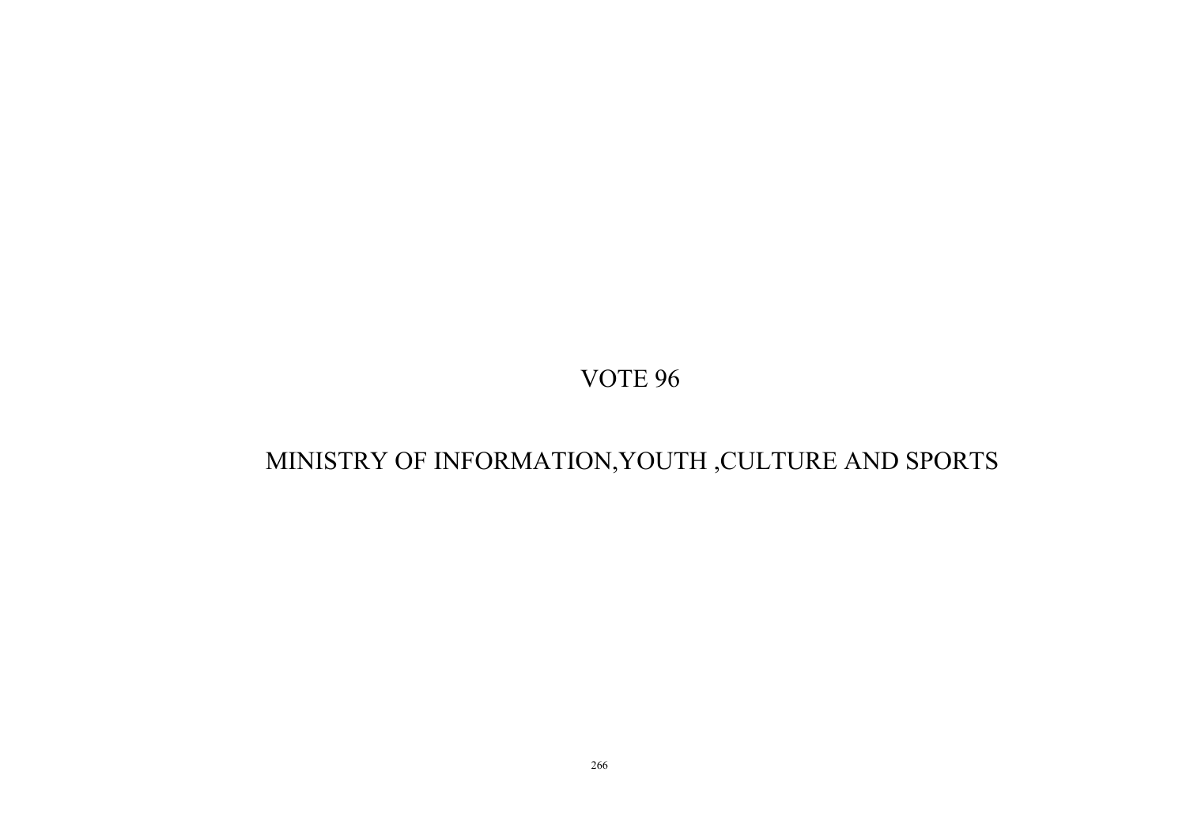# VOTE 96

# MINISTRY OF INFORMATION,YOUTH ,CULTURE AND SPORTS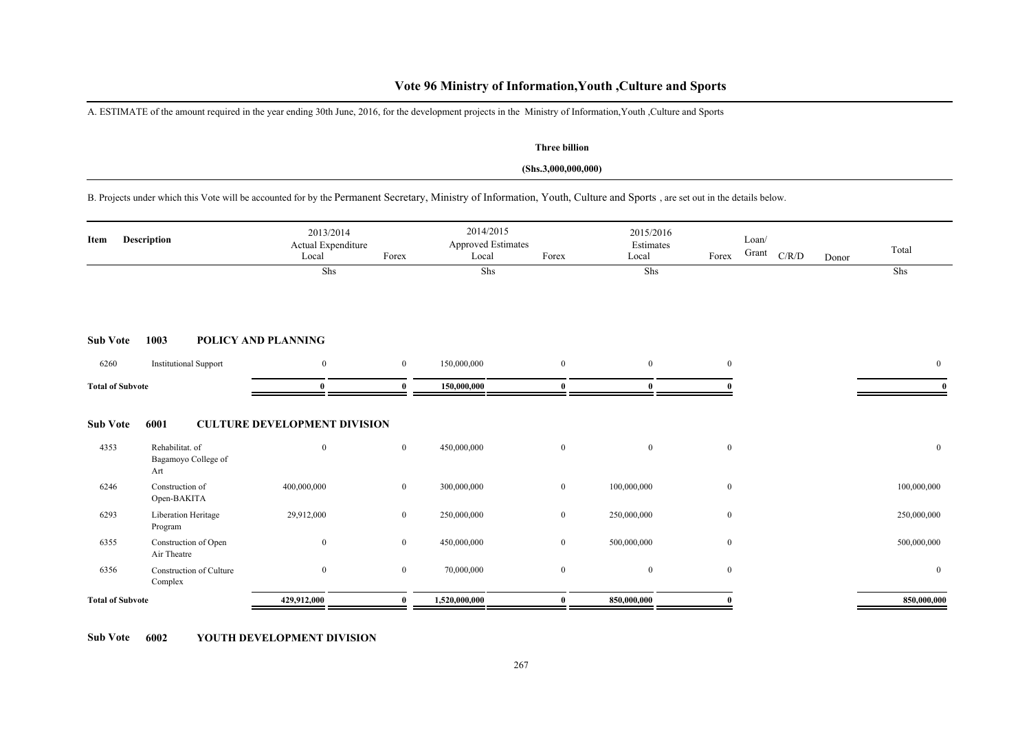## Vote 96 Ministry of Information,Youth ,Culture and Sports

A. ESTIMATE of the amount required in the year ending 30th June, 2016, for the development projects in the Ministry of Information,Youth ,Culture and Sports

**Three billion**

**(Shs.3,000,000,000)**

B. Projects under which this Vote will be accounted for by the Permanent Secretary, Ministry of Information, Youth, Culture and Sports , are set out in the details below.

| Item | Description | 2013/2014 Actual Expenditure Local | Forex | 2014/2015 Approved Estimates Local | Forex | 2015/2016 Estimates Local | Forex | Loan/ Grant | C/R/D | Donor | Total |
|---|---|---|---|---|---|---|---|---|---|---|---|
| | | Shs | | Shs | | Shs | | | | | Shs |
| **Sub Vote** | **1003 POLICY AND PLANNING** | | | | | | | | | | |
| 6260 | Institutional Support | 0 | 0 | 150,000,000 | 0 | 0 | 0 | | | | 0 |
| **Total of Subvote** | | **0** | **0** | **150,000,000** | **0** | **0** | **0** | | | | **0** |
| **Sub Vote** | **6001 CULTURE DEVELOPMENT DIVISION** | | | | | | | | | | |
| 4353 | Rehabilitat. of Bagamoyo College of Art | 0 | 0 | 450,000,000 | 0 | 0 | 0 | | | | 0 |
| 6246 | Construction of Open-BAKITA | 400,000,000 | 0 | 300,000,000 | 0 | 100,000,000 | 0 | | | | 100,000,000 |
| 6293 | Liberation Heritage Program | 29,912,000 | 0 | 250,000,000 | 0 | 250,000,000 | 0 | | | | 250,000,000 |
| 6355 | Construction of Open Air Theatre | 0 | 0 | 450,000,000 | 0 | 500,000,000 | 0 | | | | 500,000,000 |
| 6356 | Construction of Culture Complex | 0 | 0 | 70,000,000 | 0 | 0 | 0 | | | | 0 |
| **Total of Subvote** | | **429,912,000** | **0** | **1,520,000,000** | **0** | **850,000,000** | **0** | | | | **850,000,000** |

**Sub Vote 6002 YOUTH DEVELOPMENT DIVISION**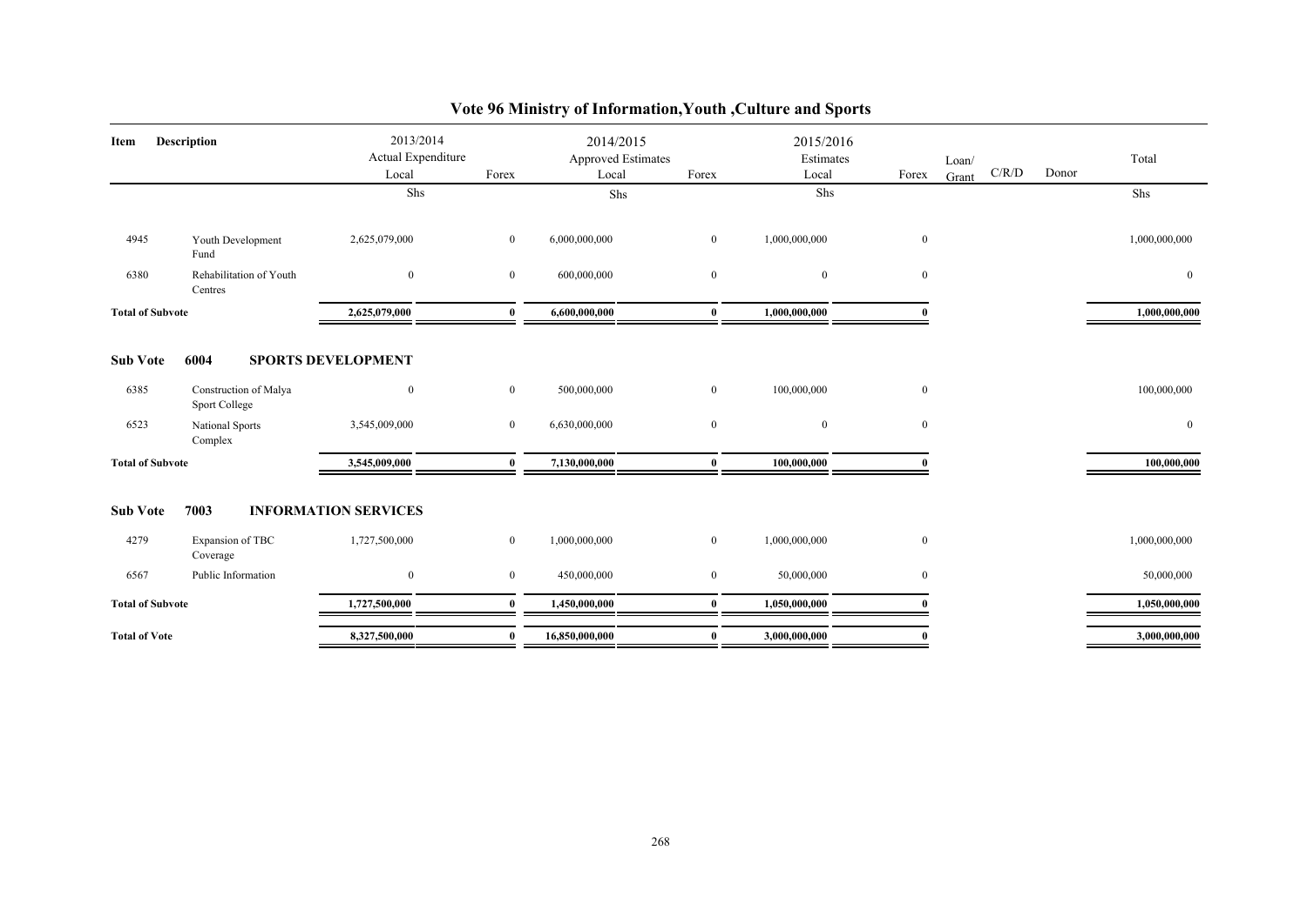# Vote 96 Ministry of Information,Youth ,Culture and Sports

| Item | Description | 2013/2014 Actual Expenditure Local | Forex | 2014/2015 Approved Estimates Local | Forex | 2015/2016 Estimates Local | Forex | Loan/ Grant | C/R/D | Donor | Total |
|---|---|---|---|---|---|---|---|---|---|---|---|
| | | Shs | | Shs | | Shs | | | | | Shs |
| 4945 | Youth Development Fund | 2,625,079,000 | 0 | 6,000,000,000 | 0 | 1,000,000,000 | 0 | | | | 1,000,000,000 |
| 6380 | Rehabilitation of Youth Centres | 0 | 0 | 600,000,000 | 0 | 0 | 0 | | | | 0 |
| **Total of Subvote** | | **2,625,079,000** | **0** | **6,600,000,000** | **0** | **1,000,000,000** | **0** | | | | **1,000,000,000** |
| **Sub Vote** | **6004 SPORTS DEVELOPMENT** | | | | | | | | | | |
| 6385 | Construction of Malya Sport College | 0 | 0 | 500,000,000 | 0 | 100,000,000 | 0 | | | | 100,000,000 |
| 6523 | National Sports Complex | 3,545,009,000 | 0 | 6,630,000,000 | 0 | 0 | 0 | | | | 0 |
| **Total of Subvote** | | **3,545,009,000** | **0** | **7,130,000,000** | **0** | **100,000,000** | **0** | | | | **100,000,000** |
| **Sub Vote** | **7003 INFORMATION SERVICES** | | | | | | | | | | |
| 4279 | Expansion of TBC Coverage | 1,727,500,000 | 0 | 1,000,000,000 | 0 | 1,000,000,000 | 0 | | | | 1,000,000,000 |
| 6567 | Public Information | 0 | 0 | 450,000,000 | 0 | 50,000,000 | 0 | | | | 50,000,000 |
| **Total of Subvote** | | **1,727,500,000** | **0** | **1,450,000,000** | **0** | **1,050,000,000** | **0** | | | | **1,050,000,000** |
| **Total of Vote** | | **8,327,500,000** | **0** | **16,850,000,000** | **0** | **3,000,000,000** | **0** | | | | **3,000,000,000** |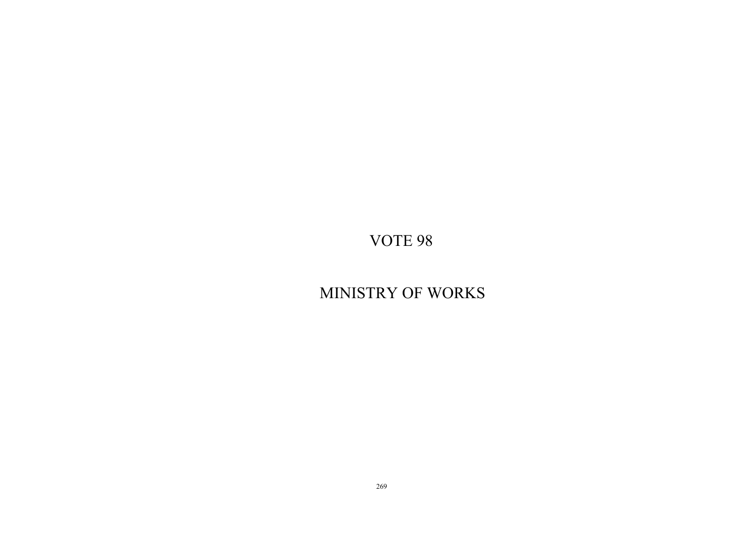# VOTE 98

# MINISTRY OF WORKS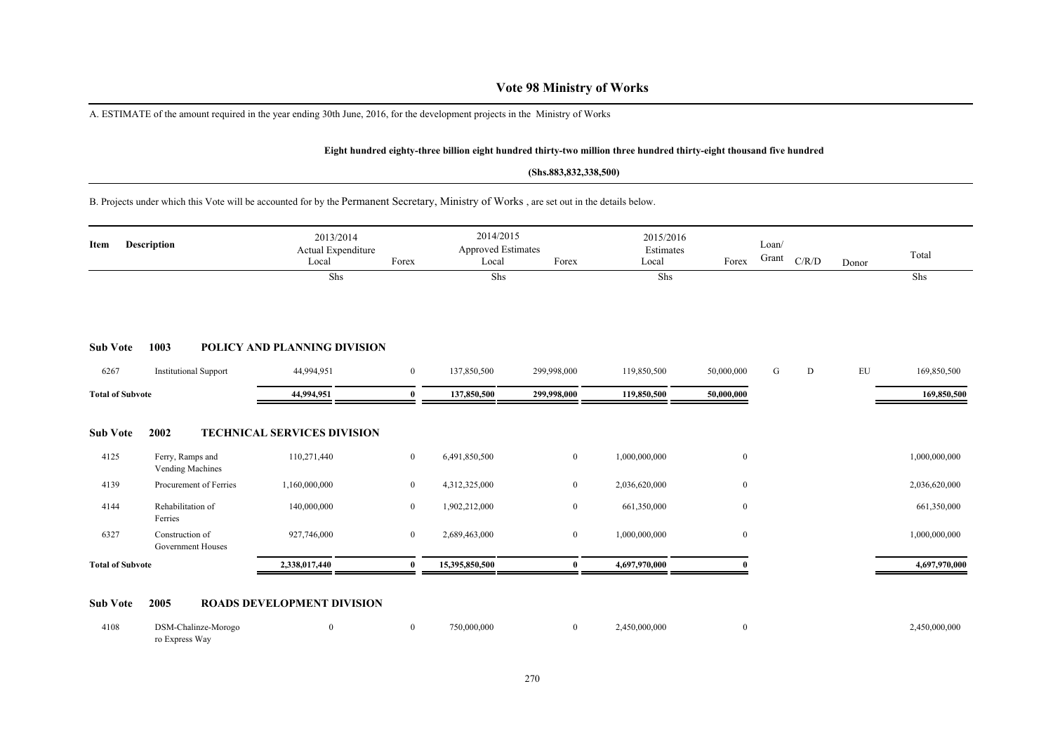# Vote 98 Ministry of Works

A. ESTIMATE of the amount required in the year ending 30th June, 2016, for the development projects in the Ministry of Works

**Eight hundred eighty-three billion eight hundred thirty-two million three hundred thirty-eight thousand five hundred**

**(Shs.883,832,338,500)**

B. Projects under which this Vote will be accounted for by the Permanent Secretary, Ministry of Works , are set out in the details below.

| Item | Description | 2013/2014 Actual Expenditure Local | Forex | 2014/2015 Approved Estimates Local | Forex | 2015/2016 Estimates Local | Forex | Loan/ Grant | C/R/D | Donor | Total |
|---|---|---|---|---|---|---|---|---|---|---|---|
| | | Shs | | Shs | | Shs | | | | | Shs |
| **Sub Vote** | **1003** | **POLICY AND PLANNING DIVISION** | | | | | | | | | |
| 6267 | Institutional Support | 44,994,951 | 0 | 137,850,500 | 299,998,000 | 119,850,500 | 50,000,000 | G | D | EU | 169,850,500 |
| **Total of Subvote** | | **44,994,951** | **0** | **137,850,500** | **299,998,000** | **119,850,500** | **50,000,000** | | | | **169,850,500** |
| **Sub Vote** | **2002** | **TECHNICAL SERVICES DIVISION** | | | | | | | | | |
| 4125 | Ferry, Ramps and Vending Machines | 110,271,440 | 0 | 6,491,850,500 | 0 | 1,000,000,000 | 0 | | | | 1,000,000,000 |
| 4139 | Procurement of Ferries | 1,160,000,000 | 0 | 4,312,325,000 | 0 | 2,036,620,000 | 0 | | | | 2,036,620,000 |
| 4144 | Rehabilitation of Ferries | 140,000,000 | 0 | 1,902,212,000 | 0 | 661,350,000 | 0 | | | | 661,350,000 |
| 6327 | Construction of Government Houses | 927,746,000 | 0 | 2,689,463,000 | 0 | 1,000,000,000 | 0 | | | | 1,000,000,000 |
| **Total of Subvote** | | **2,338,017,440** | **0** | **15,395,850,500** | **0** | **4,697,970,000** | **0** | | | | **4,697,970,000** |
| **Sub Vote** | **2005** | **ROADS DEVELOPMENT DIVISION** | | | | | | | | | |
| 4108 | DSM-Chalinze-Morogoro Express Way | 0 | 0 | 750,000,000 | 0 | 2,450,000,000 | 0 | | | | 2,450,000,000 |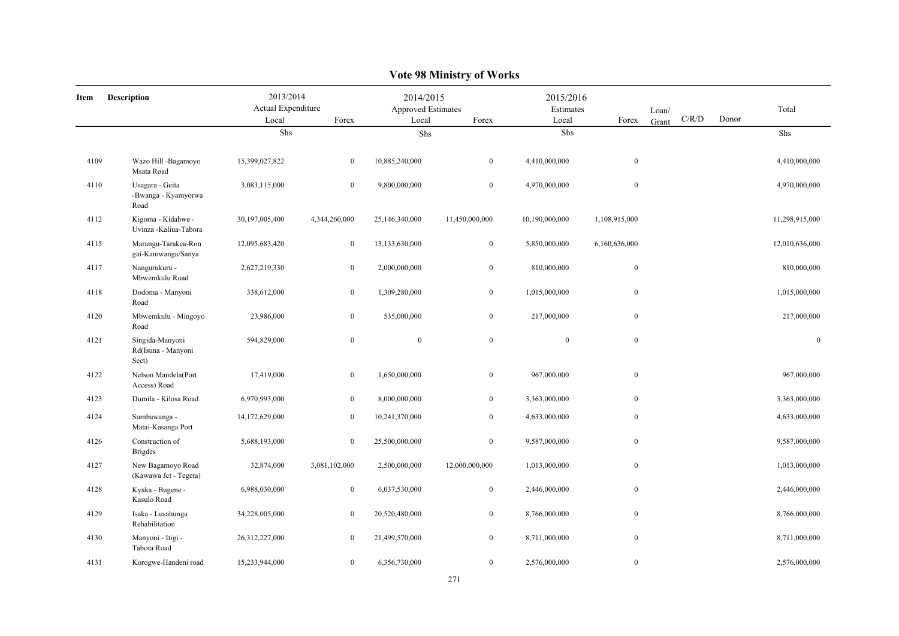# Vote 98 Ministry of Works

| Item | Description | 2013/2014 Actual Expenditure | | 2014/2015 Approved Estimates | | 2015/2016 Estimates | | Loan/ Grant | C/R/D | Donor | Total |
|---|---|---|---|---|---|---|---|---|---|---|---|
| | | Local | Forex | Local | Forex | Local | Forex | | | | |
| | | Shs | | Shs | | Shs | | | | | Shs |
| 4109 | Wazo Hill -Bagamoyo Msata Road | 15,399,027,822 | 0 | 10,885,240,000 | 0 | 4,410,000,000 | 0 | | | | 4,410,000,000 |
| 4110 | Usagara - Geita -Bwanga - Kyamyorwa Road | 3,083,115,000 | 0 | 9,800,000,000 | 0 | 4,970,000,000 | 0 | | | | 4,970,000,000 |
| 4112 | Kigoma - Kidahwe - Uvinza -Kaliua-Tabora | 30,197,005,400 | 4,344,260,000 | 25,146,340,000 | 11,450,000,000 | 10,190,000,000 | 1,108,915,000 | | | | 11,298,915,000 |
| 4115 | Marangu-Tarakea-Ron gai-Kamwanga/Sanya | 12,095,683,420 | 0 | 13,133,630,000 | 0 | 5,850,000,000 | 6,160,636,000 | | | | 12,010,636,000 |
| 4117 | Nangurukuru - Mbwemkulu Road | 2,627,219,330 | 0 | 2,000,000,000 | 0 | 810,000,000 | 0 | | | | 810,000,000 |
| 4118 | Dodoma - Manyoni Road | 338,612,000 | 0 | 1,309,280,000 | 0 | 1,015,000,000 | 0 | | | | 1,015,000,000 |
| 4120 | Mbwemkulu - Mingoyo Road | 23,986,000 | 0 | 535,000,000 | 0 | 217,000,000 | 0 | | | | 217,000,000 |
| 4121 | Singida-Manyoni Rd(Isuna - Manyoni Sect) | 594,829,000 | 0 | 0 | 0 | 0 | 0 | | | | 0 |
| 4122 | Nelson Mandela(Port Access) Road | 17,419,000 | 0 | 1,650,000,000 | 0 | 967,000,000 | 0 | | | | 967,000,000 |
| 4123 | Dumila - Kilosa Road | 6,970,993,000 | 0 | 8,000,000,000 | 0 | 3,363,000,000 | 0 | | | | 3,363,000,000 |
| 4124 | Sumbawanga - Matai-Kasanga Port | 14,172,629,000 | 0 | 10,241,370,000 | 0 | 4,633,000,000 | 0 | | | | 4,633,000,000 |
| 4126 | Construction of Brigdes | 5,688,193,000 | 0 | 25,500,000,000 | 0 | 9,587,000,000 | 0 | | | | 9,587,000,000 |
| 4127 | New Bagamoyo Road (Kawawa Jct - Tegeta) | 32,874,000 | 3,081,102,000 | 2,500,000,000 | 12,000,000,000 | 1,013,000,000 | 0 | | | | 1,013,000,000 |
| 4128 | Kyaka - Bugene - Kasulo Road | 6,988,030,000 | 0 | 6,037,530,000 | 0 | 2,446,000,000 | 0 | | | | 2,446,000,000 |
| 4129 | Isaka - Lusahunga Rehabilitation | 34,228,005,000 | 0 | 20,520,480,000 | 0 | 8,766,000,000 | 0 | | | | 8,766,000,000 |
| 4130 | Manyoni - Itigi - Tabora Road | 26,312,227,000 | 0 | 21,499,570,000 | 0 | 8,711,000,000 | 0 | | | | 8,711,000,000 |
| 4131 | Korogwe-Handeni road | 15,233,944,000 | 0 | 6,356,730,000 | 0 | 2,576,000,000 | 0 | | | | 2,576,000,000 |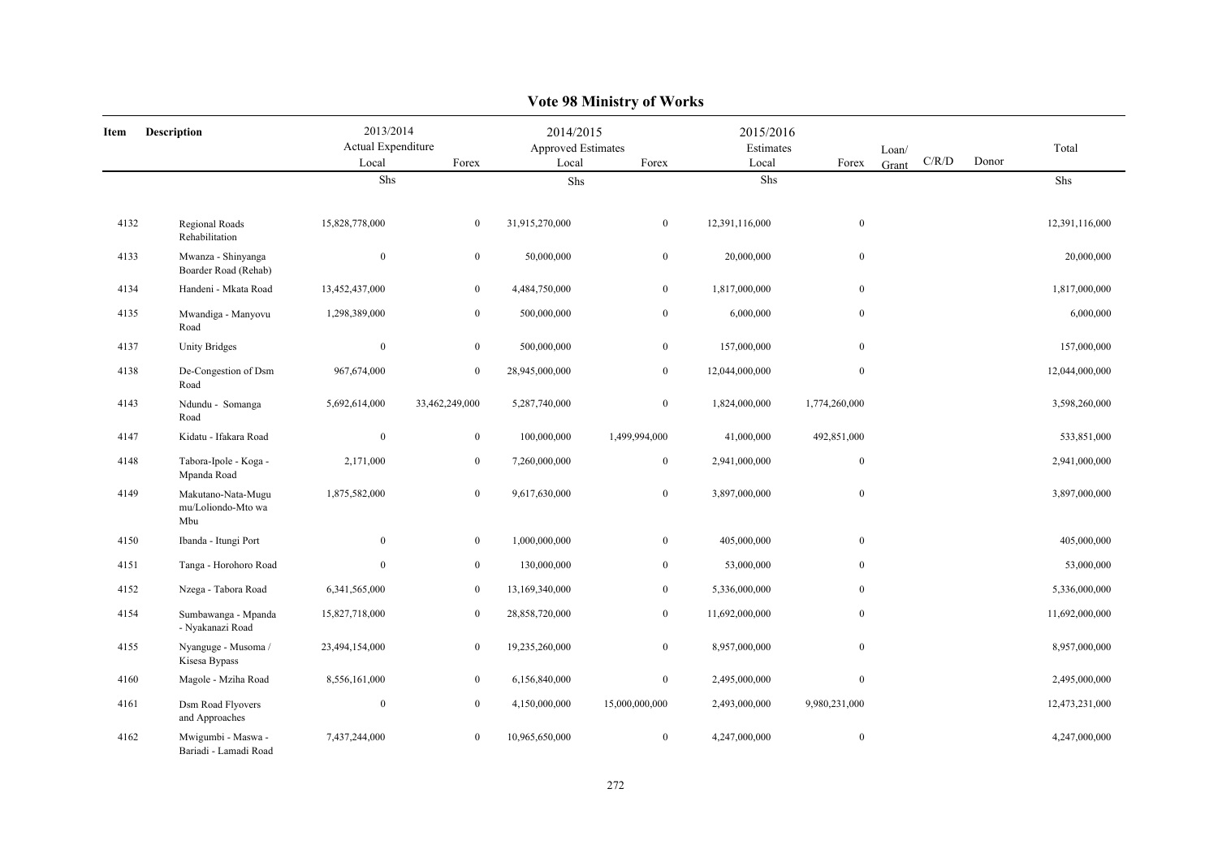# Vote 98 Ministry of Works

| Item | Description | 2013/2014 Actual Expenditure | | 2014/2015 Approved Estimates | | 2015/2016 Estimates | | Loan/ Grant | C/R/D | Donor | Total |
|---|---|---|---|---|---|---|---|---|---|---|---|
| | | Local | Forex | Local | Forex | Local | Forex | | | | |
| | | Shs | | Shs | | Shs | | | | | Shs |
| 4132 | Regional Roads Rehabilitation | 15,828,778,000 | 0 | 31,915,270,000 | 0 | 12,391,116,000 | 0 | | | | 12,391,116,000 |
| 4133 | Mwanza - Shinyanga Boarder Road (Rehab) | 0 | 0 | 50,000,000 | 0 | 20,000,000 | 0 | | | | 20,000,000 |
| 4134 | Handeni - Mkata Road | 13,452,437,000 | 0 | 4,484,750,000 | 0 | 1,817,000,000 | 0 | | | | 1,817,000,000 |
| 4135 | Mwandiga - Manyovu Road | 1,298,389,000 | 0 | 500,000,000 | 0 | 6,000,000 | 0 | | | | 6,000,000 |
| 4137 | Unity Bridges | 0 | 0 | 500,000,000 | 0 | 157,000,000 | 0 | | | | 157,000,000 |
| 4138 | De-Congestion of Dsm Road | 967,674,000 | 0 | 28,945,000,000 | 0 | 12,044,000,000 | 0 | | | | 12,044,000,000 |
| 4143 | Ndundu - Somanga Road | 5,692,614,000 | 33,462,249,000 | 5,287,740,000 | 0 | 1,824,000,000 | 1,774,260,000 | | | | 3,598,260,000 |
| 4147 | Kidatu - Ifakara Road | 0 | 0 | 100,000,000 | 1,499,994,000 | 41,000,000 | 492,851,000 | | | | 533,851,000 |
| 4148 | Tabora-Ipole - Koga - Mpanda Road | 2,171,000 | 0 | 7,260,000,000 | 0 | 2,941,000,000 | 0 | | | | 2,941,000,000 |
| 4149 | Makutano-Nata-Mugumu/Loliondo-Mto wa Mbu | 1,875,582,000 | 0 | 9,617,630,000 | 0 | 3,897,000,000 | 0 | | | | 3,897,000,000 |
| 4150 | Ibanda - Itungi Port | 0 | 0 | 1,000,000,000 | 0 | 405,000,000 | 0 | | | | 405,000,000 |
| 4151 | Tanga - Horohoro Road | 0 | 0 | 130,000,000 | 0 | 53,000,000 | 0 | | | | 53,000,000 |
| 4152 | Nzega - Tabora Road | 6,341,565,000 | 0 | 13,169,340,000 | 0 | 5,336,000,000 | 0 | | | | 5,336,000,000 |
| 4154 | Sumbawanga - Mpanda - Nyakanazi Road | 15,827,718,000 | 0 | 28,858,720,000 | 0 | 11,692,000,000 | 0 | | | | 11,692,000,000 |
| 4155 | Nyanguge - Musoma / Kisesa Bypass | 23,494,154,000 | 0 | 19,235,260,000 | 0 | 8,957,000,000 | 0 | | | | 8,957,000,000 |
| 4160 | Magole - Mziha Road | 8,556,161,000 | 0 | 6,156,840,000 | 0 | 2,495,000,000 | 0 | | | | 2,495,000,000 |
| 4161 | Dsm Road Flyovers and Approaches | 0 | 0 | 4,150,000,000 | 15,000,000,000 | 2,493,000,000 | 9,980,231,000 | | | | 12,473,231,000 |
| 4162 | Mwigumbi - Maswa - Bariadi - Lamadi Road | 7,437,244,000 | 0 | 10,965,650,000 | 0 | 4,247,000,000 | 0 | | | | 4,247,000,000 |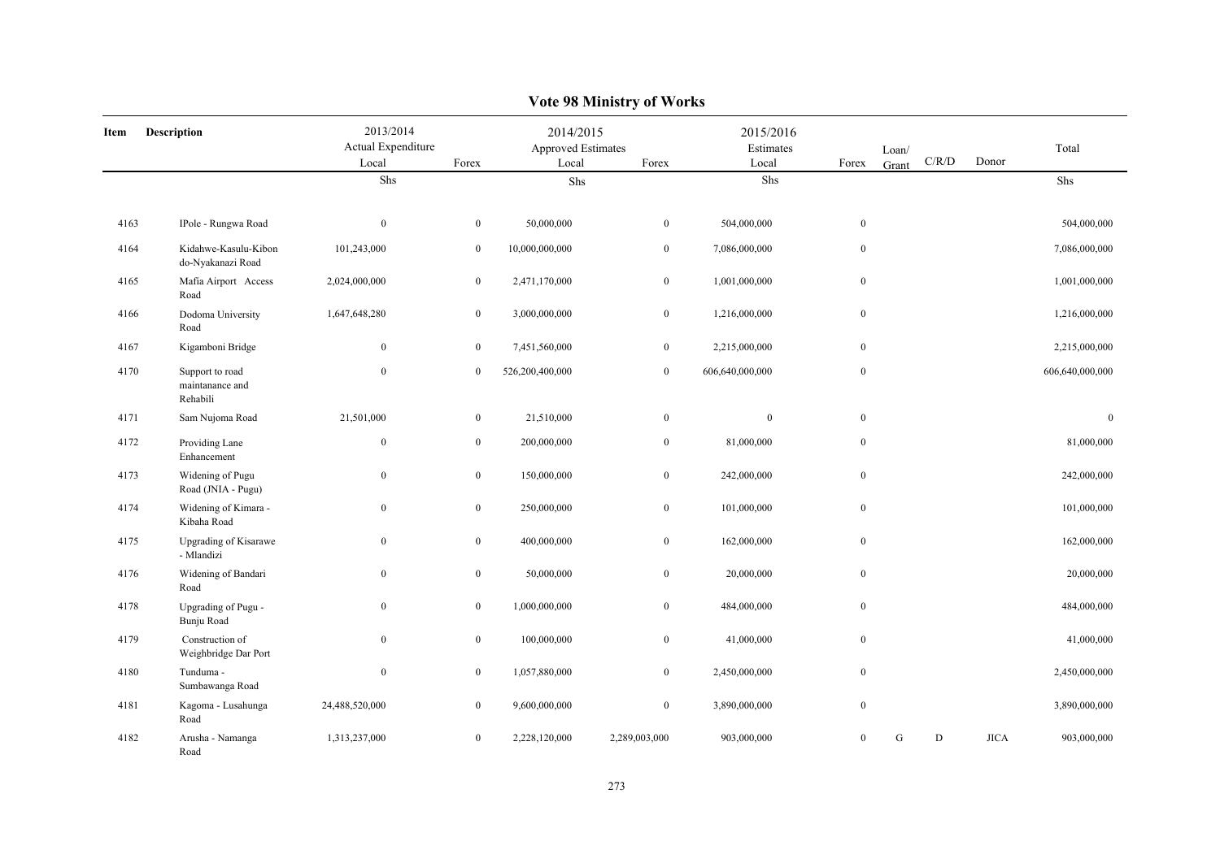# Vote 98 Ministry of Works

| Item | Description | 2013/2014 Actual Expenditure Local | Forex | 2014/2015 Approved Estimates Local | Forex | 2015/2016 Estimates Local | Forex | Loan/ Grant | C/R/D | Donor | Total |
|---|---|---|---|---|---|---|---|---|---|---|---|
| | | Shs | | Shs | | Shs | | | | | Shs |
| 4163 | IPole - Rungwa Road | 0 | 0 | 50,000,000 | 0 | 504,000,000 | 0 | | | | 504,000,000 |
| 4164 | Kidahwe-Kasulu-Kibondo-Nyakanazi Road | 101,243,000 | 0 | 10,000,000,000 | 0 | 7,086,000,000 | 0 | | | | 7,086,000,000 |
| 4165 | Mafia Airport Access Road | 2,024,000,000 | 0 | 2,471,170,000 | 0 | 1,001,000,000 | 0 | | | | 1,001,000,000 |
| 4166 | Dodoma University Road | 1,647,648,280 | 0 | 3,000,000,000 | 0 | 1,216,000,000 | 0 | | | | 1,216,000,000 |
| 4167 | Kigamboni Bridge | 0 | 0 | 7,451,560,000 | 0 | 2,215,000,000 | 0 | | | | 2,215,000,000 |
| 4170 | Support to road maintanance and Rehabili | 0 | 0 | 526,200,400,000 | 0 | 606,640,000,000 | 0 | | | | 606,640,000,000 |
| 4171 | Sam Nujoma Road | 21,501,000 | 0 | 21,510,000 | 0 | 0 | 0 | | | | 0 |
| 4172 | Providing Lane Enhancement | 0 | 0 | 200,000,000 | 0 | 81,000,000 | 0 | | | | 81,000,000 |
| 4173 | Widening of Pugu Road (JNIA - Pugu) | 0 | 0 | 150,000,000 | 0 | 242,000,000 | 0 | | | | 242,000,000 |
| 4174 | Widening of Kimara - Kibaha Road | 0 | 0 | 250,000,000 | 0 | 101,000,000 | 0 | | | | 101,000,000 |
| 4175 | Upgrading of Kisarawe - Mlandizi | 0 | 0 | 400,000,000 | 0 | 162,000,000 | 0 | | | | 162,000,000 |
| 4176 | Widening of Bandari Road | 0 | 0 | 50,000,000 | 0 | 20,000,000 | 0 | | | | 20,000,000 |
| 4178 | Upgrading of Pugu - Bunju Road | 0 | 0 | 1,000,000,000 | 0 | 484,000,000 | 0 | | | | 484,000,000 |
| 4179 | Construction of Weighbridge Dar Port | 0 | 0 | 100,000,000 | 0 | 41,000,000 | 0 | | | | 41,000,000 |
| 4180 | Tunduma - Sumbawanga Road | 0 | 0 | 1,057,880,000 | 0 | 2,450,000,000 | 0 | | | | 2,450,000,000 |
| 4181 | Kagoma - Lusahunga Road | 24,488,520,000 | 0 | 9,600,000,000 | 0 | 3,890,000,000 | 0 | | | | 3,890,000,000 |
| 4182 | Arusha - Namanga Road | 1,313,237,000 | 0 | 2,228,120,000 | 2,289,003,000 | 903,000,000 | 0 | G | D | JICA | 903,000,000 |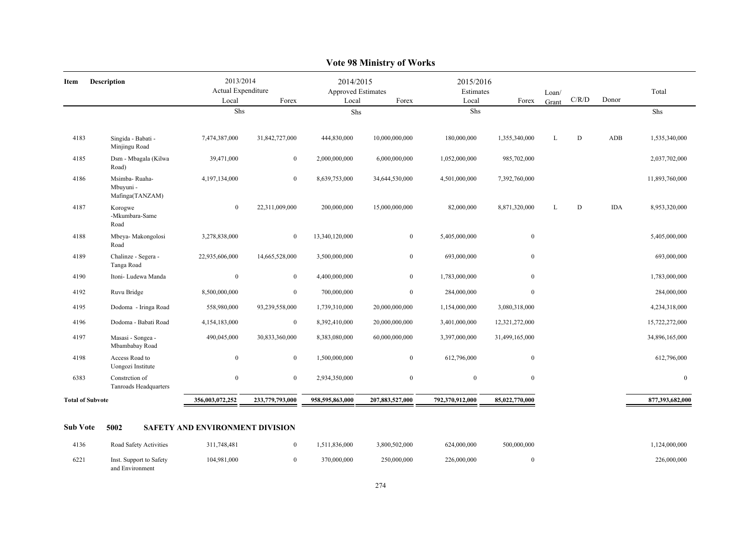# Vote 98 Ministry of Works

| Item | Description | 2013/2014 Actual Expenditure Local | Forex | 2014/2015 Approved Estimates Local | Forex | 2015/2016 Estimates Local | Forex | Loan/ Grant | C/R/D | Donor | Total |
|---|---|---|---|---|---|---|---|---|---|---|---|
| | | Shs | | Shs | | Shs | | | | | Shs |
| 4183 | Singida - Babati - Minjingu Road | 7,474,387,000 | 31,842,727,000 | 444,830,000 | 10,000,000,000 | 180,000,000 | 1,355,340,000 | L | D | ADB | 1,535,340,000 |
| 4185 | Dsm - Mbagala (Kilwa Road) | 39,471,000 | 0 | 2,000,000,000 | 6,000,000,000 | 1,052,000,000 | 985,702,000 | | | | 2,037,702,000 |
| 4186 | Msimba- Ruaha- Mbuyuni - Mafinga(TANZAM) | 4,197,134,000 | 0 | 8,639,753,000 | 34,644,530,000 | 4,501,000,000 | 7,392,760,000 | | | | 11,893,760,000 |
| 4187 | Korogwe -Mkumbara-Same Road | 0 | 22,311,009,000 | 200,000,000 | 15,000,000,000 | 82,000,000 | 8,871,320,000 | L | D | IDA | 8,953,320,000 |
| 4188 | Mbeya- Makongolosi Road | 3,278,838,000 | 0 | 13,340,120,000 | 0 | 5,405,000,000 | 0 | | | | 5,405,000,000 |
| 4189 | Chalinze - Segera - Tanga Road | 22,935,606,000 | 14,665,528,000 | 3,500,000,000 | 0 | 693,000,000 | 0 | | | | 693,000,000 |
| 4190 | Itoni- Ludewa Manda | 0 | 0 | 4,400,000,000 | 0 | 1,783,000,000 | 0 | | | | 1,783,000,000 |
| 4192 | Ruvu Bridge | 8,500,000,000 | 0 | 700,000,000 | 0 | 284,000,000 | 0 | | | | 284,000,000 |
| 4195 | Dodoma - Iringa Road | 558,980,000 | 93,239,558,000 | 1,739,310,000 | 20,000,000,000 | 1,154,000,000 | 3,080,318,000 | | | | 4,234,318,000 |
| 4196 | Dodoma - Babati Road | 4,154,183,000 | 0 | 8,392,410,000 | 20,000,000,000 | 3,401,000,000 | 12,321,272,000 | | | | 15,722,272,000 |
| 4197 | Masasi - Songea - Mbambabay Road | 490,045,000 | 30,833,360,000 | 8,383,080,000 | 60,000,000,000 | 3,397,000,000 | 31,499,165,000 | | | | 34,896,165,000 |
| 4198 | Access Road to Uongozi Institute | 0 | 0 | 1,500,000,000 | 0 | 612,796,000 | 0 | | | | 612,796,000 |
| 6383 | Constrction of Tanroads Headquarters | 0 | 0 | 2,934,350,000 | 0 | 0 | 0 | | | | 0 |
| **Total of Subvote** | | **356,003,072,252** | **233,779,793,000** | **958,595,863,000** | **207,883,527,000** | **792,370,912,000** | **85,022,770,000** | | | | **877,393,682,000** |

## Sub Vote 5002 SAFETY AND ENVIRONMENT DIVISION

| Item | Description | 2013/2014 Actual Expenditure Local | Forex | 2014/2015 Approved Estimates Local | Forex | 2015/2016 Estimates Local | Forex | Loan/ Grant | C/R/D | Donor | Total |
|---|---|---|---|---|---|---|---|---|---|---|---|
| 4136 | Road Safety Activities | 311,748,481 | 0 | 1,511,836,000 | 3,800,502,000 | 624,000,000 | 500,000,000 | | | | 1,124,000,000 |
| 6221 | Inst. Support to Safety and Environment | 104,981,000 | 0 | 370,000,000 | 250,000,000 | 226,000,000 | 0 | | | | 226,000,000 |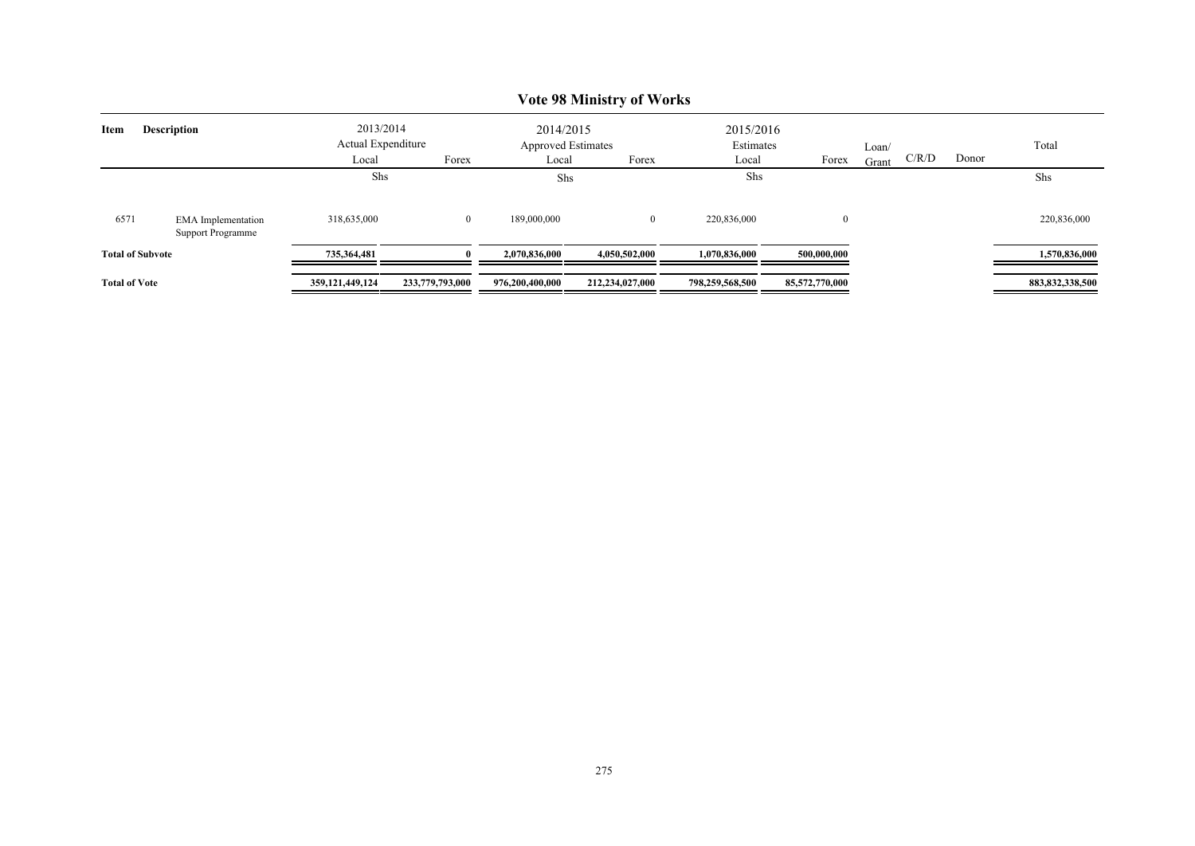# Vote 98 Ministry of Works

| Item | Description | 2013/2014 Actual Expenditure Local | | 2014/2015 Approved Estimates Local | | 2015/2016 Estimates Local | | Loan/ Grant | C/R/D | Donor | Total |
|---|---|---|---|---|---|---|---|---|---|---|---|
| | | Local | Forex | Local | Forex | Local | Forex | | | | |
| | | Shs | | Shs | | Shs | | | | | Shs |
| 6571 | EMA Implementation Support Programme | 318,635,000 | 0 | 189,000,000 | 0 | 220,836,000 | 0 | | | | 220,836,000 |
| **Total of Subvote** | | **735,364,481** | **0** | **2,070,836,000** | **4,050,502,000** | **1,070,836,000** | **500,000,000** | | | | **1,570,836,000** |
| **Total of Vote** | | **359,121,449,124** | **233,779,793,000** | **976,200,400,000** | **212,234,027,000** | **798,259,568,500** | **85,572,770,000** | | | | **883,832,338,500** |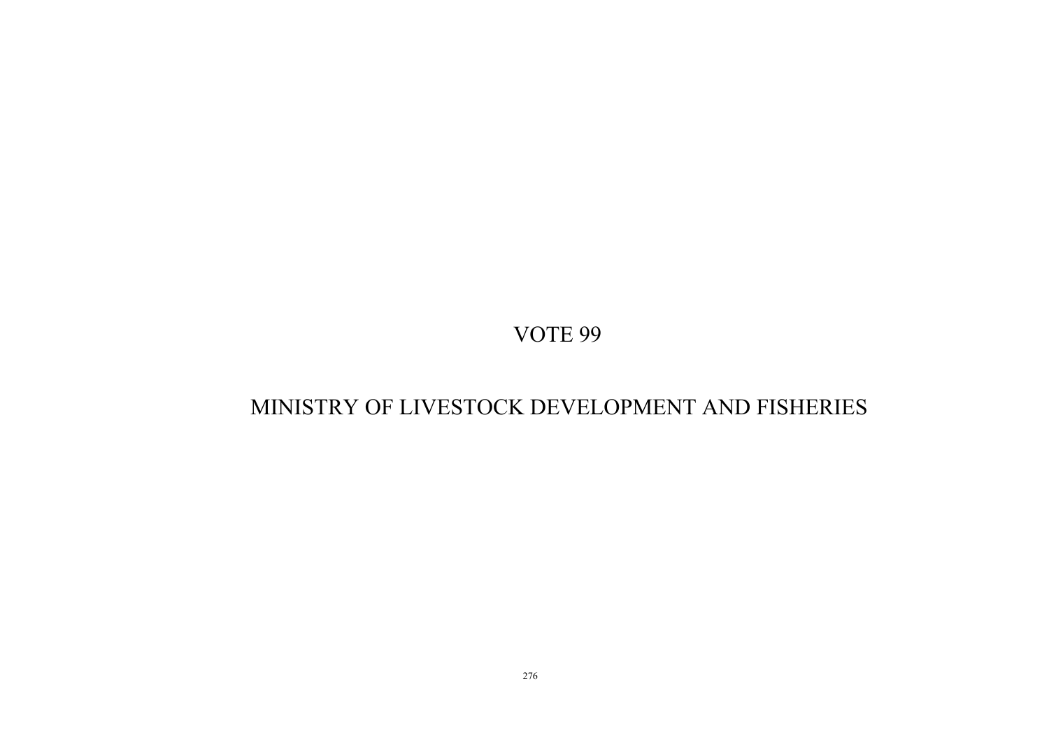# VOTE 99

# MINISTRY OF LIVESTOCK DEVELOPMENT AND FISHERIES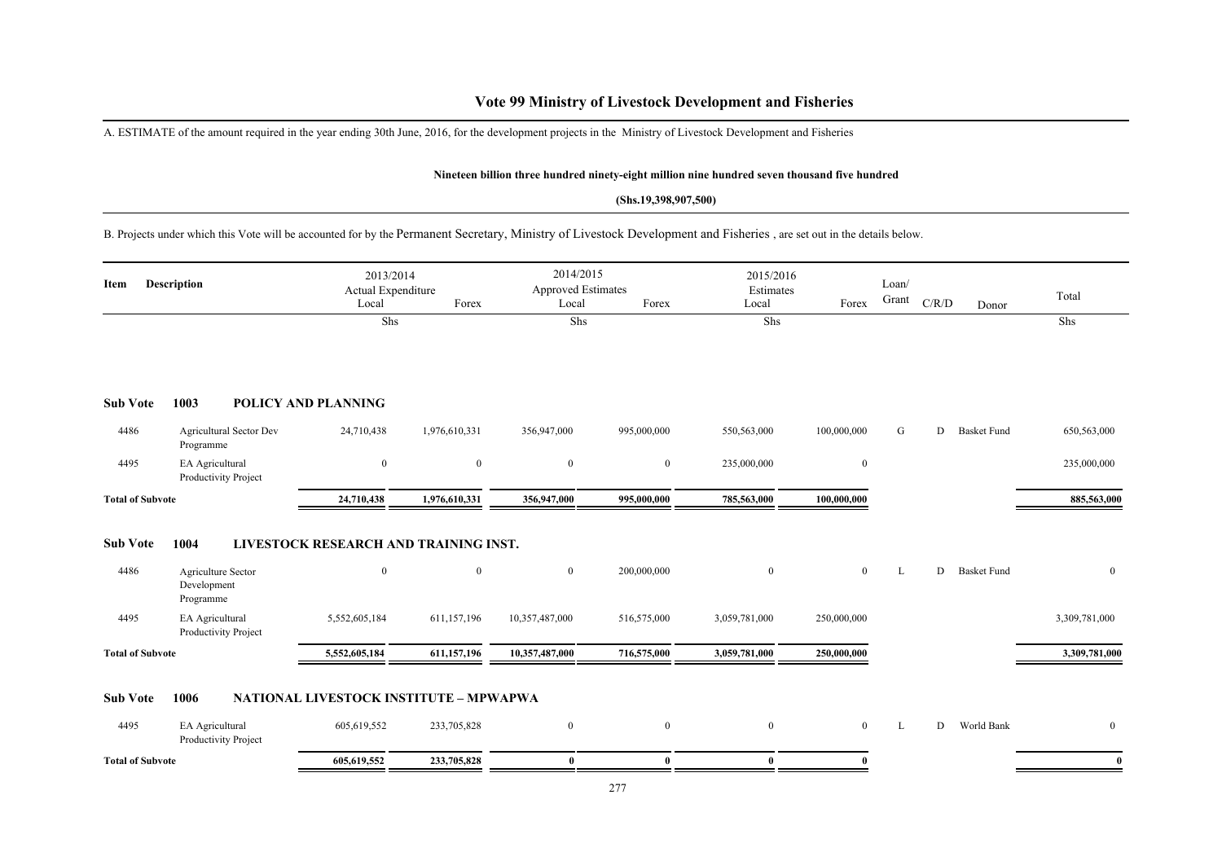# Vote 99 Ministry of Livestock Development and Fisheries

A. ESTIMATE of the amount required in the year ending 30th June, 2016, for the development projects in the Ministry of Livestock Development and Fisheries

**Nineteen billion three hundred ninety-eight million nine hundred seven thousand five hundred**

**(Shs.19,398,907,500)**

B. Projects under which this Vote will be accounted for by the Permanent Secretary, Ministry of Livestock Development and Fisheries , are set out in the details below.

| Item | Description | 2013/2014 Actual Expenditure Local | Forex | 2014/2015 Approved Estimates Local | Forex | 2015/2016 Estimates Local | Forex | Loan/ Grant | C/R/D | Donor | Total |
|---|---|---|---|---|---|---|---|---|---|---|---|
| | | Shs | | Shs | | Shs | | | | | Shs |
| **Sub Vote 1003** | **POLICY AND PLANNING** | | | | | | | | | | |
| 4486 | Agricultural Sector Dev Programme | 24,710,438 | 1,976,610,331 | 356,947,000 | 995,000,000 | 550,563,000 | 100,000,000 | G | D | Basket Fund | 650,563,000 |
| 4495 | EA Agricultural Productivity Project | 0 | 0 | 0 | 0 | 235,000,000 | 0 | | | | 235,000,000 |
| **Total of Subvote** | | **24,710,438** | **1,976,610,331** | **356,947,000** | **995,000,000** | **785,563,000** | **100,000,000** | | | | **885,563,000** |
| **Sub Vote 1004** | **LIVESTOCK RESEARCH AND TRAINING INST.** | | | | | | | | | | |
| 4486 | Agriculture Sector Development Programme | 0 | 0 | 0 | 200,000,000 | 0 | 0 | L | D | Basket Fund | 0 |
| 4495 | EA Agricultural Productivity Project | 5,552,605,184 | 611,157,196 | 10,357,487,000 | 516,575,000 | 3,059,781,000 | 250,000,000 | | | | 3,309,781,000 |
| **Total of Subvote** | | **5,552,605,184** | **611,157,196** | **10,357,487,000** | **716,575,000** | **3,059,781,000** | **250,000,000** | | | | **3,309,781,000** |
| **Sub Vote 1006** | **NATIONAL LIVESTOCK INSTITUTE – MPWAPWA** | | | | | | | | | | |
| 4495 | EA Agricultural Productivity Project | 605,619,552 | 233,705,828 | 0 | 0 | 0 | 0 | L | D | World Bank | 0 |
| **Total of Subvote** | | **605,619,552** | **233,705,828** | **0** | **0** | **0** | **0** | | | | **0** |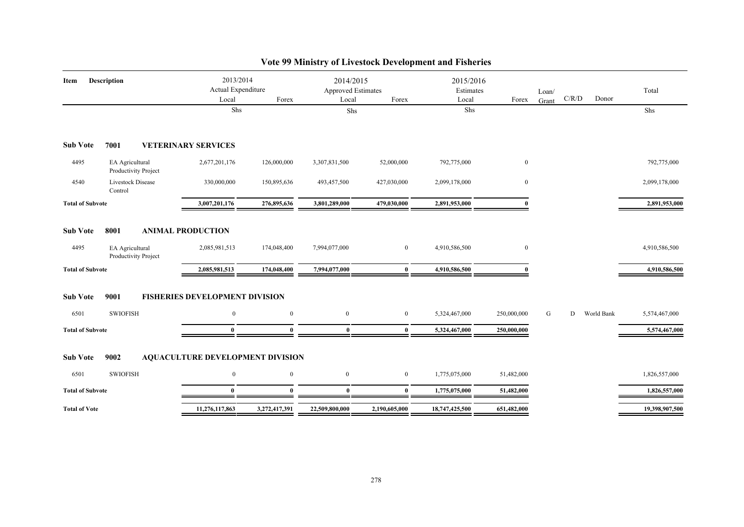# Vote 99 Ministry of Livestock Development and Fisheries

| Item | Description | 2013/2014 Actual Expenditure Local | Forex | 2014/2015 Approved Estimates Local | Forex | 2015/2016 Estimates Local | Forex | Loan/ Grant | C/R/D | Donor | Total |
|---|---|---|---|---|---|---|---|---|---|---|---|
| | | Shs | | Shs | | Shs | | | | | Shs |
| **Sub Vote** | **7001** | **VETERINARY SERVICES** | | | | | | | | | |
| 4495 | EA Agricultural Productivity Project | 2,677,201,176 | 126,000,000 | 3,307,831,500 | 52,000,000 | 792,775,000 | 0 | | | | 792,775,000 |
| 4540 | Livestock Disease Control | 330,000,000 | 150,895,636 | 493,457,500 | 427,030,000 | 2,099,178,000 | 0 | | | | 2,099,178,000 |
| **Total of Subvote** | | **3,007,201,176** | **276,895,636** | **3,801,289,000** | **479,030,000** | **2,891,953,000** | **0** | | | | **2,891,953,000** |
| **Sub Vote** | **8001** | **ANIMAL PRODUCTION** | | | | | | | | | |
| 4495 | EA Agricultural Productivity Project | 2,085,981,513 | 174,048,400 | 7,994,077,000 | 0 | 4,910,586,500 | 0 | | | | 4,910,586,500 |
| **Total of Subvote** | | **2,085,981,513** | **174,048,400** | **7,994,077,000** | **0** | **4,910,586,500** | **0** | | | | **4,910,586,500** |
| **Sub Vote** | **9001** | **FISHERIES DEVELOPMENT DIVISION** | | | | | | | | | |
| 6501 | SWIOFISH | 0 | 0 | 0 | 0 | 5,324,467,000 | 250,000,000 | G | D | World Bank | 5,574,467,000 |
| **Total of Subvote** | | **0** | **0** | **0** | **0** | **5,324,467,000** | **250,000,000** | | | | **5,574,467,000** |
| **Sub Vote** | **9002** | **AQUACULTURE DEVELOPMENT DIVISION** | | | | | | | | | |
| 6501 | SWIOFISH | 0 | 0 | 0 | 0 | 1,775,075,000 | 51,482,000 | | | | 1,826,557,000 |
| **Total of Subvote** | | **0** | **0** | **0** | **0** | **1,775,075,000** | **51,482,000** | | | | **1,826,557,000** |
| **Total of Vote** | | **11,276,117,863** | **3,272,417,391** | **22,509,800,000** | **2,190,605,000** | **18,747,425,500** | **651,482,000** | | | | **19,398,907,500** |